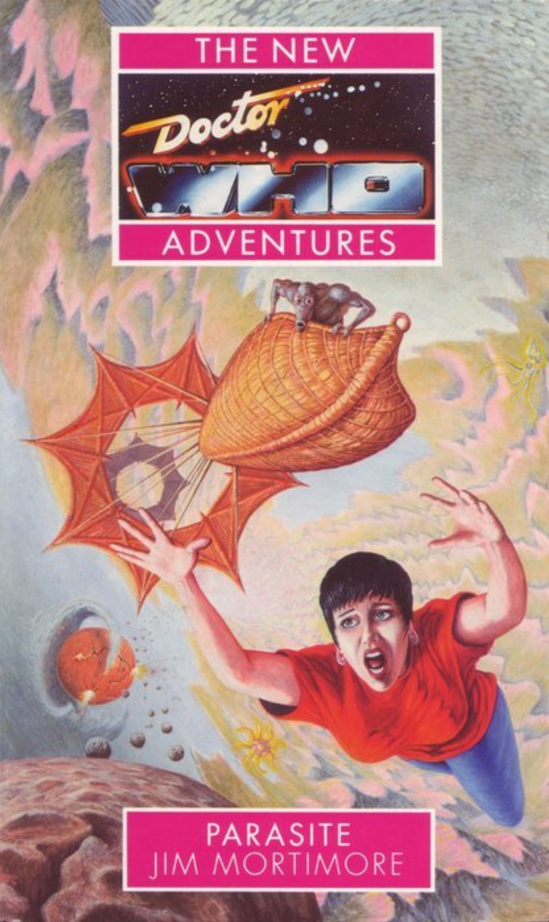THE NEW

Doctor

WHO

ADVENTURES

PARASITE

JIM MORTIMORE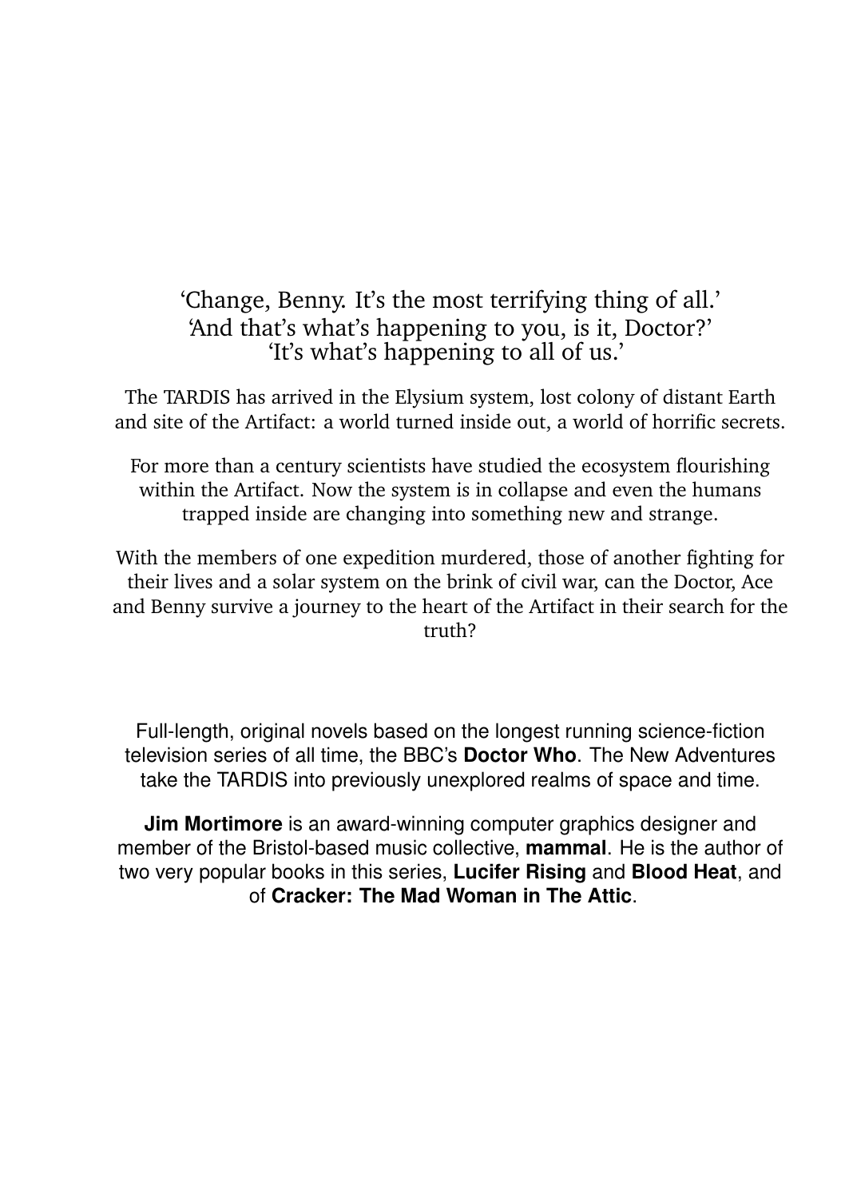'Change, Benny. It's the most terrifying thing of all.'
'And that's what's happening to you, is it, Doctor?'
'It's what's happening to all of us.'

The TARDIS has arrived in the Elysium system, lost colony of distant Earth and site of the Artifact: a world turned inside out, a world of horrific secrets.

For more than a century scientists have studied the ecosystem flourishing within the Artifact. Now the system is in collapse and even the humans trapped inside are changing into something new and strange.

With the members of one expedition murdered, those of another fighting for their lives and a solar system on the brink of civil war, can the Doctor, Ace and Benny survive a journey to the heart of the Artifact in their search for the truth?

Full-length, original novels based on the longest running science-fiction television series of all time, the BBC's **Doctor Who**. The New Adventures take the TARDIS into previously unexplored realms of space and time.

**Jim Mortimore** is an award-winning computer graphics designer and member of the Bristol-based music collective, **mammal**. He is the author of two very popular books in this series, **Lucifer Rising** and **Blood Heat**, and of **Cracker: The Mad Woman in The Attic**.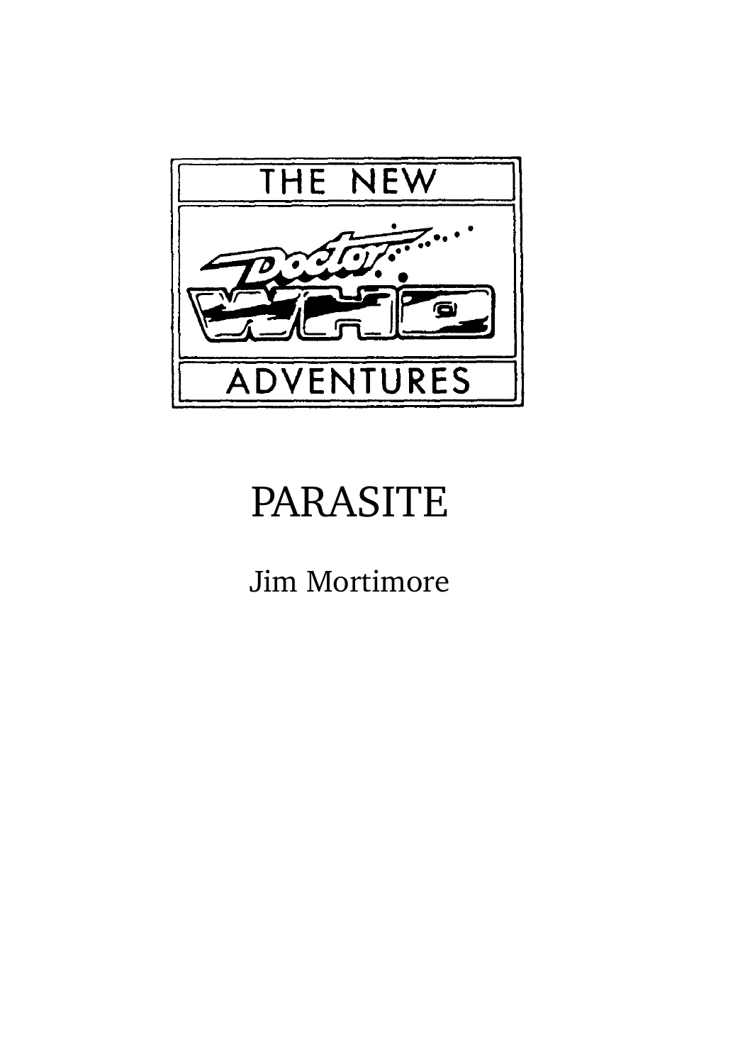THE NEW

Doctor Who

ADVENTURES

# PARASITE

Jim Mortimore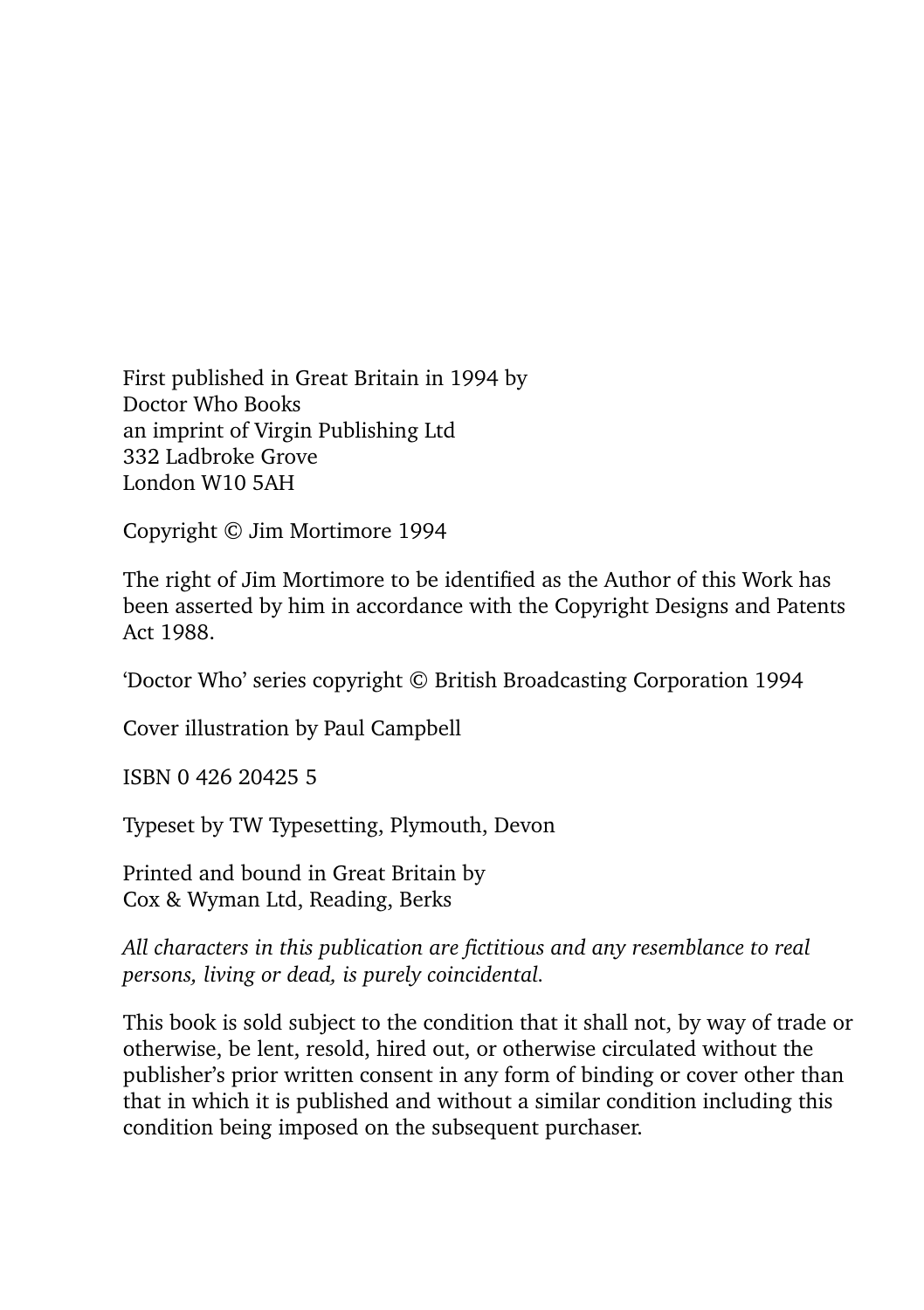First published in Great Britain in 1994 by
Doctor Who Books
an imprint of Virgin Publishing Ltd
332 Ladbroke Grove
London W10 5AH

Copyright © Jim Mortimore 1994

The right of Jim Mortimore to be identified as the Author of this Work has been asserted by him in accordance with the Copyright Designs and Patents Act 1988.

'Doctor Who' series copyright © British Broadcasting Corporation 1994

Cover illustration by Paul Campbell

ISBN 0 426 20425 5

Typeset by TW Typesetting, Plymouth, Devon

Printed and bound in Great Britain by
Cox & Wyman Ltd, Reading, Berks

*All characters in this publication are fictitious and any resemblance to real persons, living or dead, is purely coincidental.*

This book is sold subject to the condition that it shall not, by way of trade or otherwise, be lent, resold, hired out, or otherwise circulated without the publisher's prior written consent in any form of binding or cover other than that in which it is published and without a similar condition including this condition being imposed on the subsequent purchaser.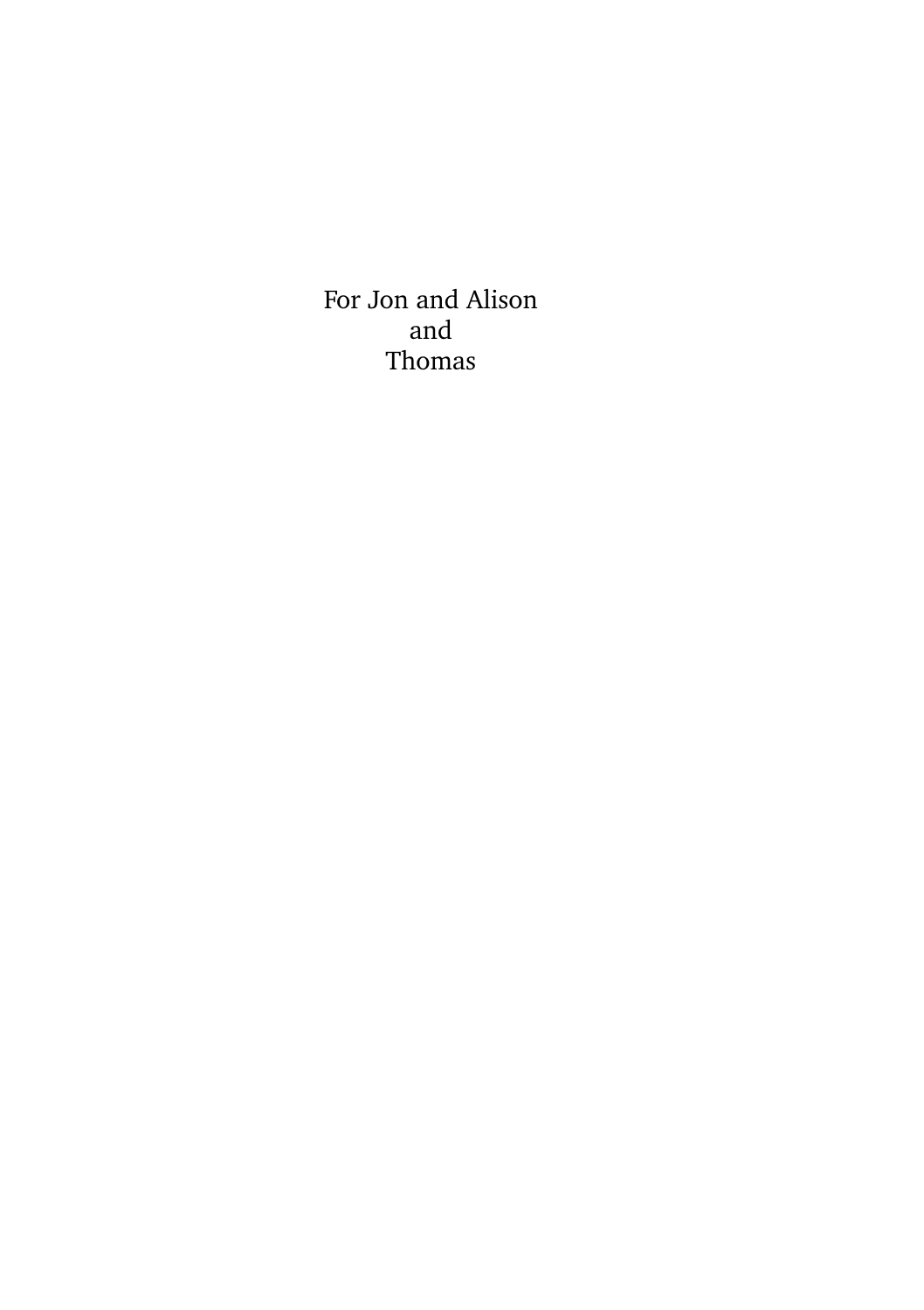For Jon and Alison
and
Thomas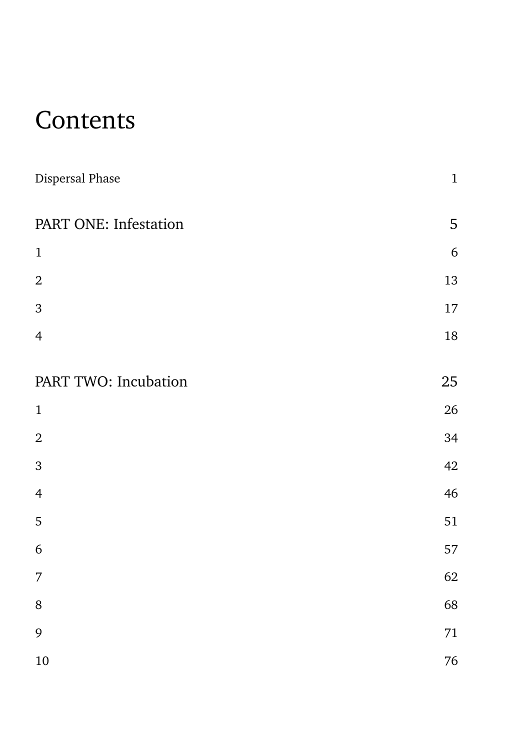# Contents

Dispersal Phase 1

PART ONE: Infestation 5

1 6

2 13

3 17

4 18

PART TWO: Incubation 25

1 26

2 34

3 42

4 46

5 51

6 57

7 62

8 68

9 71

10 76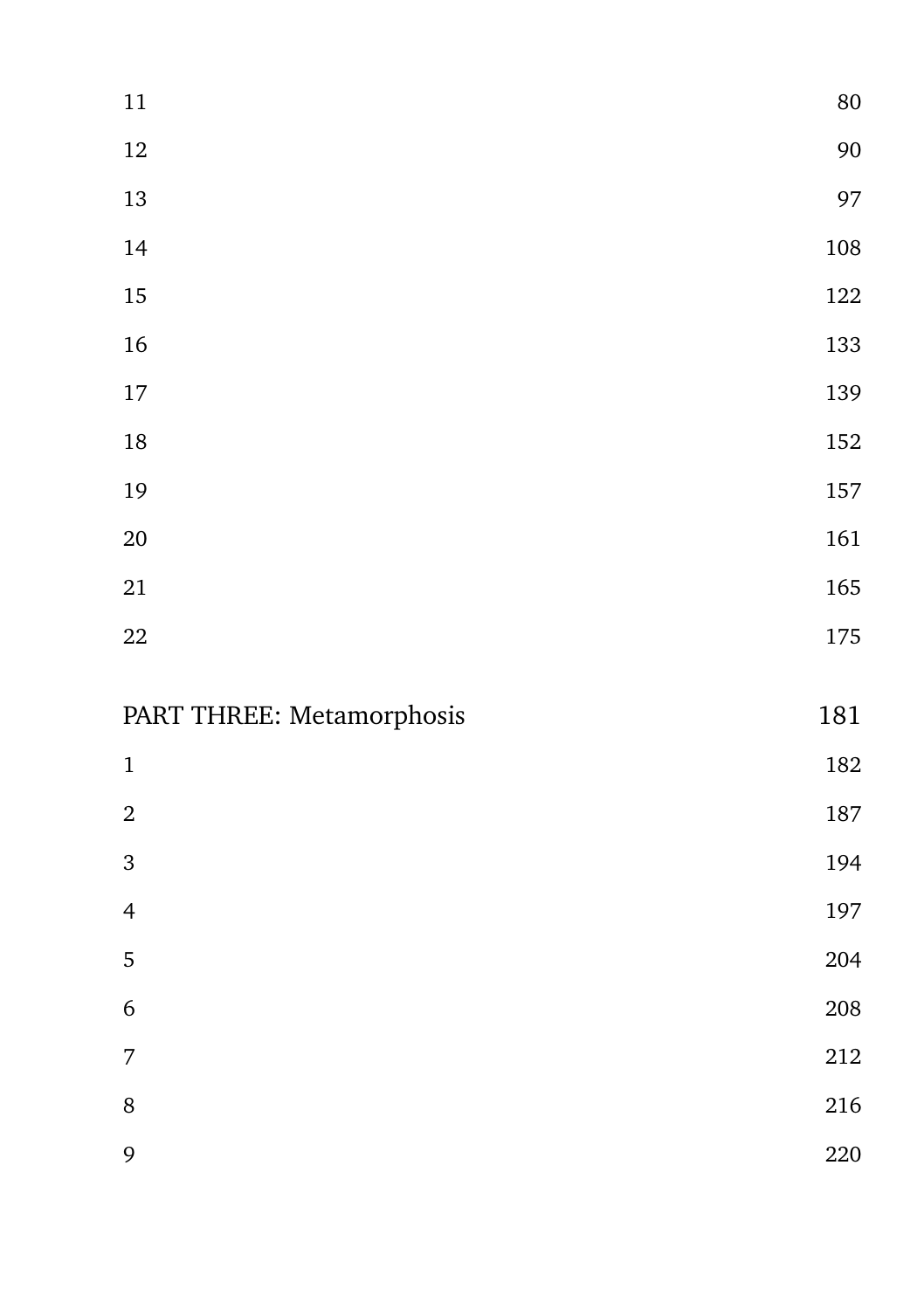| | |
|---|---|
| 11 | 80 |
| 12 | 90 |
| 13 | 97 |
| 14 | 108 |
| 15 | 122 |
| 16 | 133 |
| 17 | 139 |
| 18 | 152 |
| 19 | 157 |
| 20 | 161 |
| 21 | 165 |
| 22 | 175 |

## PART THREE: Metamorphosis 181

| | |
|---|---|
| 1 | 182 |
| 2 | 187 |
| 3 | 194 |
| 4 | 197 |
| 5 | 204 |
| 6 | 208 |
| 7 | 212 |
| 8 | 216 |
| 9 | 220 |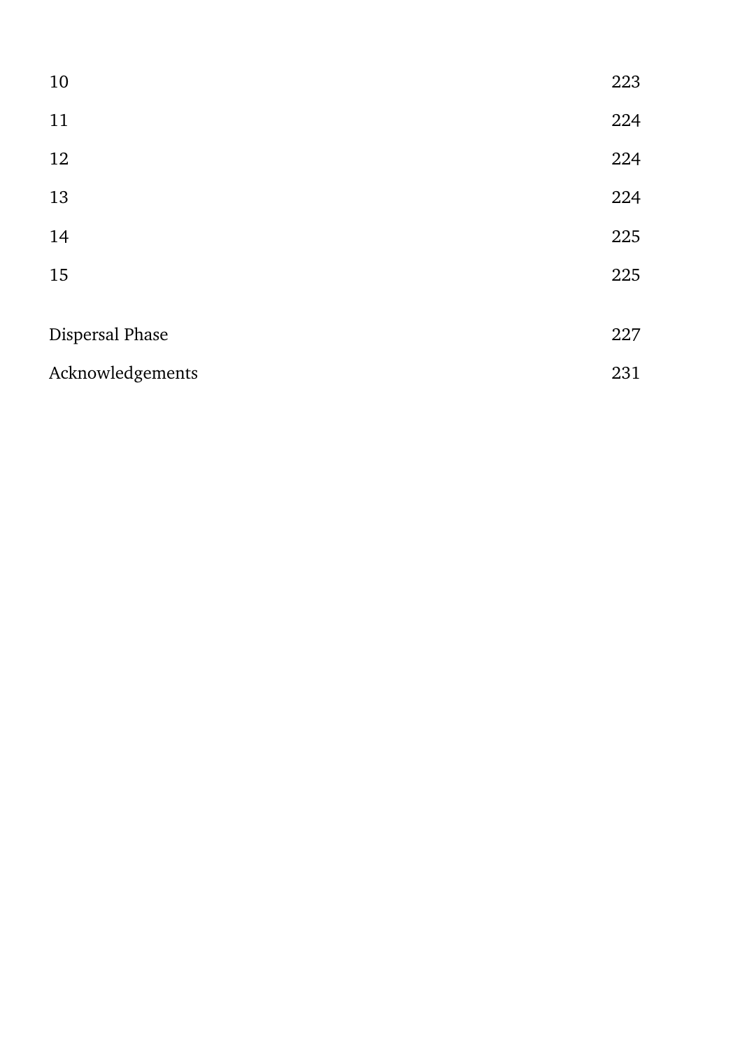10 223

11 224

12 224

13 224

14 225

15 225

Dispersal Phase 227

Acknowledgements 231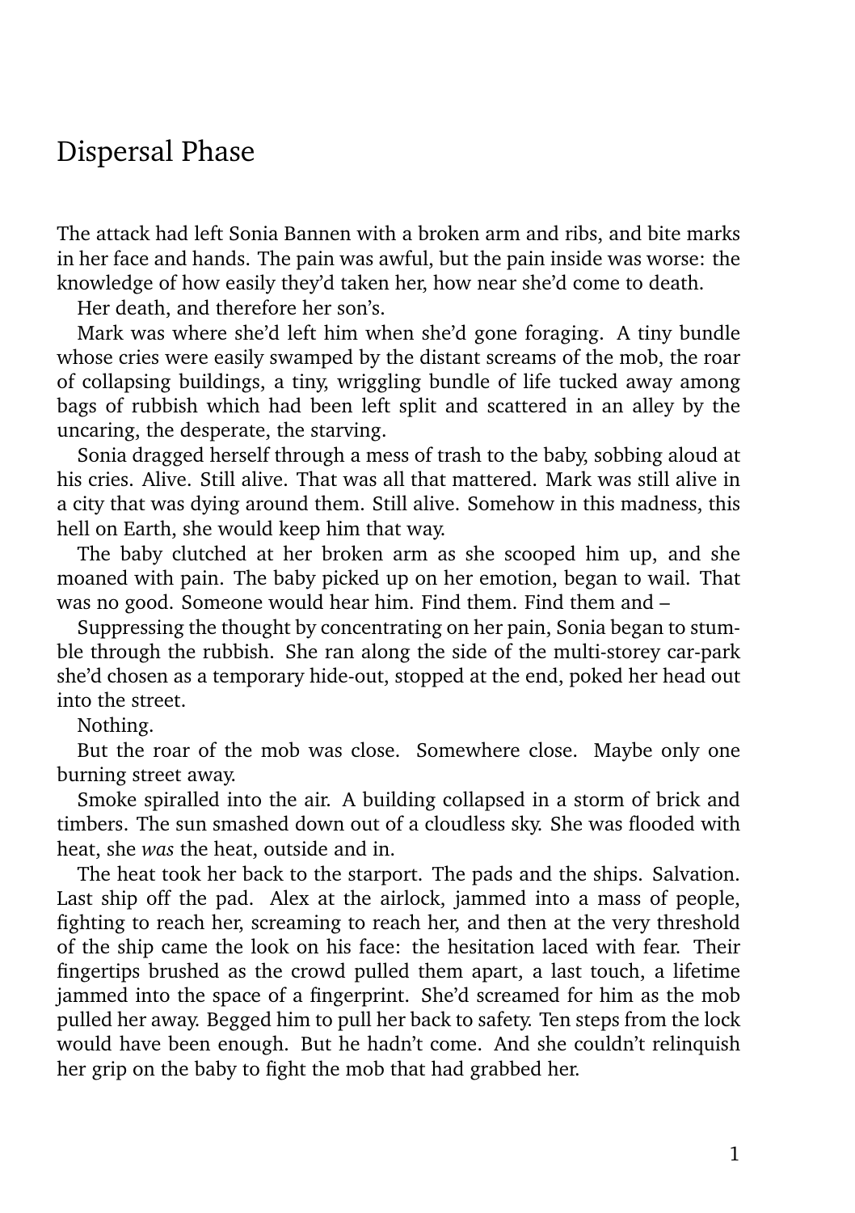# Dispersal Phase

The attack had left Sonia Bannen with a broken arm and ribs, and bite marks in her face and hands. The pain was awful, but the pain inside was worse: the knowledge of how easily they'd taken her, how near she'd come to death.

Her death, and therefore her son's.

Mark was where she'd left him when she'd gone foraging. A tiny bundle whose cries were easily swamped by the distant screams of the mob, the roar of collapsing buildings, a tiny, wriggling bundle of life tucked away among bags of rubbish which had been left split and scattered in an alley by the uncaring, the desperate, the starving.

Sonia dragged herself through a mess of trash to the baby, sobbing aloud at his cries. Alive. Still alive. That was all that mattered. Mark was still alive in a city that was dying around them. Still alive. Somehow in this madness, this hell on Earth, she would keep him that way.

The baby clutched at her broken arm as she scooped him up, and she moaned with pain. The baby picked up on her emotion, began to wail. That was no good. Someone would hear him. Find them. Find them and –

Suppressing the thought by concentrating on her pain, Sonia began to stumble through the rubbish. She ran along the side of the multi-storey car-park she'd chosen as a temporary hide-out, stopped at the end, poked her head out into the street.

Nothing.

But the roar of the mob was close. Somewhere close. Maybe only one burning street away.

Smoke spiralled into the air. A building collapsed in a storm of brick and timbers. The sun smashed down out of a cloudless sky. She was flooded with heat, she *was* the heat, outside and in.

The heat took her back to the starport. The pads and the ships. Salvation. Last ship off the pad. Alex at the airlock, jammed into a mass of people, fighting to reach her, screaming to reach her, and then at the very threshold of the ship came the look on his face: the hesitation laced with fear. Their fingertips brushed as the crowd pulled them apart, a last touch, a lifetime jammed into the space of a fingerprint. She'd screamed for him as the mob pulled her away. Begged him to pull her back to safety. Ten steps from the lock would have been enough. But he hadn't come. And she couldn't relinquish her grip on the baby to fight the mob that had grabbed her.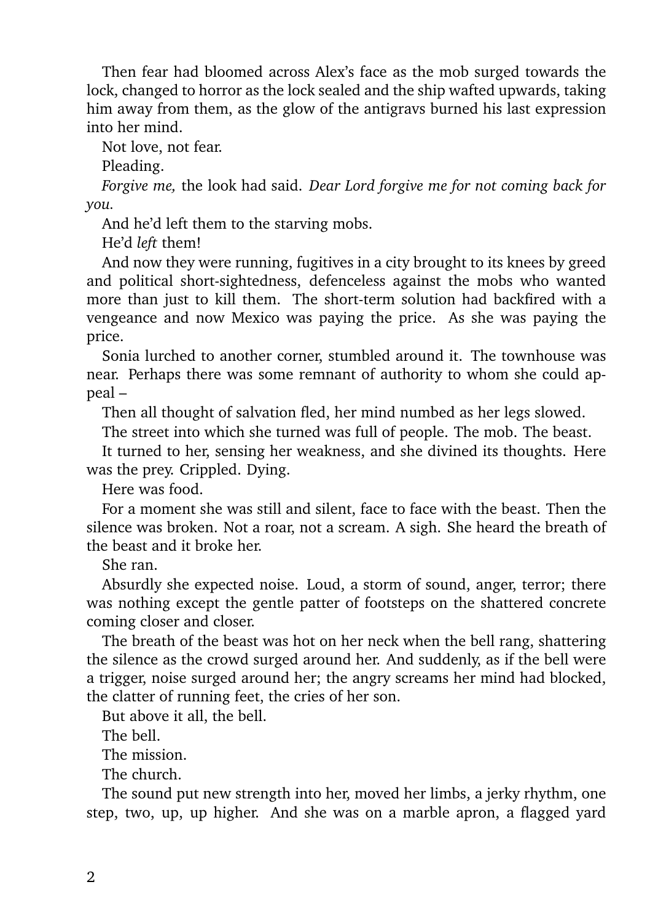Then fear had bloomed across Alex's face as the mob surged towards the lock, changed to horror as the lock sealed and the ship wafted upwards, taking him away from them, as the glow of the antigravs burned his last expression into her mind.

Not love, not fear.

Pleading.

*Forgive me,* the look had said. *Dear Lord forgive me for not coming back for you.*

And he'd left them to the starving mobs.

He'd *left* them!

And now they were running, fugitives in a city brought to its knees by greed and political short-sightedness, defenceless against the mobs who wanted more than just to kill them. The short-term solution had backfired with a vengeance and now Mexico was paying the price. As she was paying the price.

Sonia lurched to another corner, stumbled around it. The townhouse was near. Perhaps there was some remnant of authority to whom she could appeal –

Then all thought of salvation fled, her mind numbed as her legs slowed.

The street into which she turned was full of people. The mob. The beast.

It turned to her, sensing her weakness, and she divined its thoughts. Here was the prey. Crippled. Dying.

Here was food.

For a moment she was still and silent, face to face with the beast. Then the silence was broken. Not a roar, not a scream. A sigh. She heard the breath of the beast and it broke her.

She ran.

Absurdly she expected noise. Loud, a storm of sound, anger, terror; there was nothing except the gentle patter of footsteps on the shattered concrete coming closer and closer.

The breath of the beast was hot on her neck when the bell rang, shattering the silence as the crowd surged around her. And suddenly, as if the bell were a trigger, noise surged around her; the angry screams her mind had blocked, the clatter of running feet, the cries of her son.

But above it all, the bell.

The bell.

The mission.

The church.

The sound put new strength into her, moved her limbs, a jerky rhythm, one step, two, up, up higher. And she was on a marble apron, a flagged yard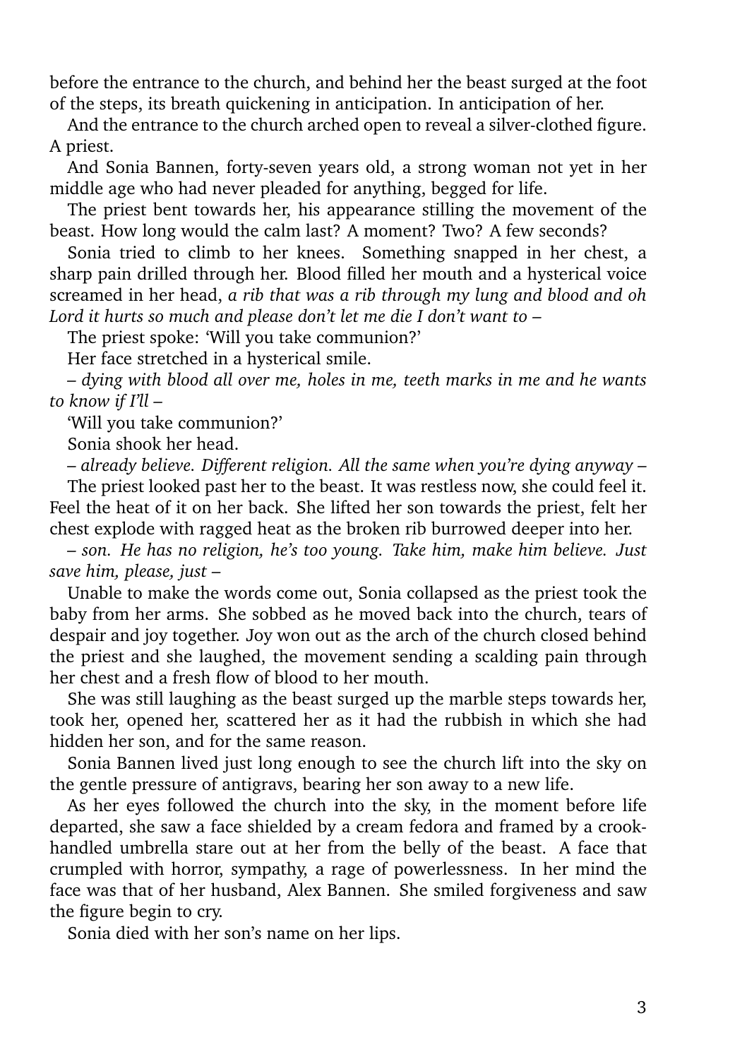before the entrance to the church, and behind her the beast surged at the foot of the steps, its breath quickening in anticipation. In anticipation of her.

And the entrance to the church arched open to reveal a silver-clothed figure. A priest.

And Sonia Bannen, forty-seven years old, a strong woman not yet in her middle age who had never pleaded for anything, begged for life.

The priest bent towards her, his appearance stilling the movement of the beast. How long would the calm last? A moment? Two? A few seconds?

Sonia tried to climb to her knees. Something snapped in her chest, a sharp pain drilled through her. Blood filled her mouth and a hysterical voice screamed in her head, *a rib that was a rib through my lung and blood and oh Lord it hurts so much and please don't let me die I don't want to –*

The priest spoke: 'Will you take communion?'

Her face stretched in a hysterical smile.

*– dying with blood all over me, holes in me, teeth marks in me and he wants to know if I'll –*

'Will you take communion?'

Sonia shook her head.

*– already believe. Different religion. All the same when you're dying anyway –*

The priest looked past her to the beast. It was restless now, she could feel it. Feel the heat of it on her back. She lifted her son towards the priest, felt her chest explode with ragged heat as the broken rib burrowed deeper into her.

*– son. He has no religion, he's too young. Take him, make him believe. Just save him, please, just –*

Unable to make the words come out, Sonia collapsed as the priest took the baby from her arms. She sobbed as he moved back into the church, tears of despair and joy together. Joy won out as the arch of the church closed behind the priest and she laughed, the movement sending a scalding pain through her chest and a fresh flow of blood to her mouth.

She was still laughing as the beast surged up the marble steps towards her, took her, opened her, scattered her as it had the rubbish in which she had hidden her son, and for the same reason.

Sonia Bannen lived just long enough to see the church lift into the sky on the gentle pressure of antigravs, bearing her son away to a new life.

As her eyes followed the church into the sky, in the moment before life departed, she saw a face shielded by a cream fedora and framed by a crook-handled umbrella stare out at her from the belly of the beast. A face that crumpled with horror, sympathy, a rage of powerlessness. In her mind the face was that of her husband, Alex Bannen. She smiled forgiveness and saw the figure begin to cry.

Sonia died with her son's name on her lips.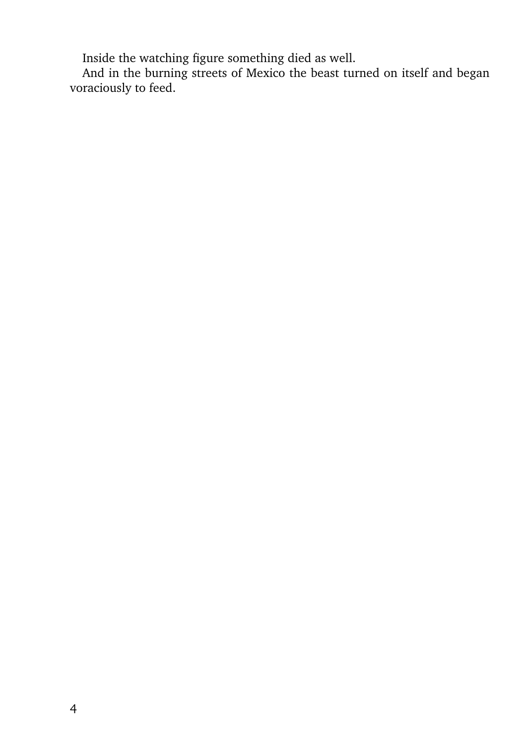Inside the watching figure something died as well.

And in the burning streets of Mexico the beast turned on itself and began voraciously to feed.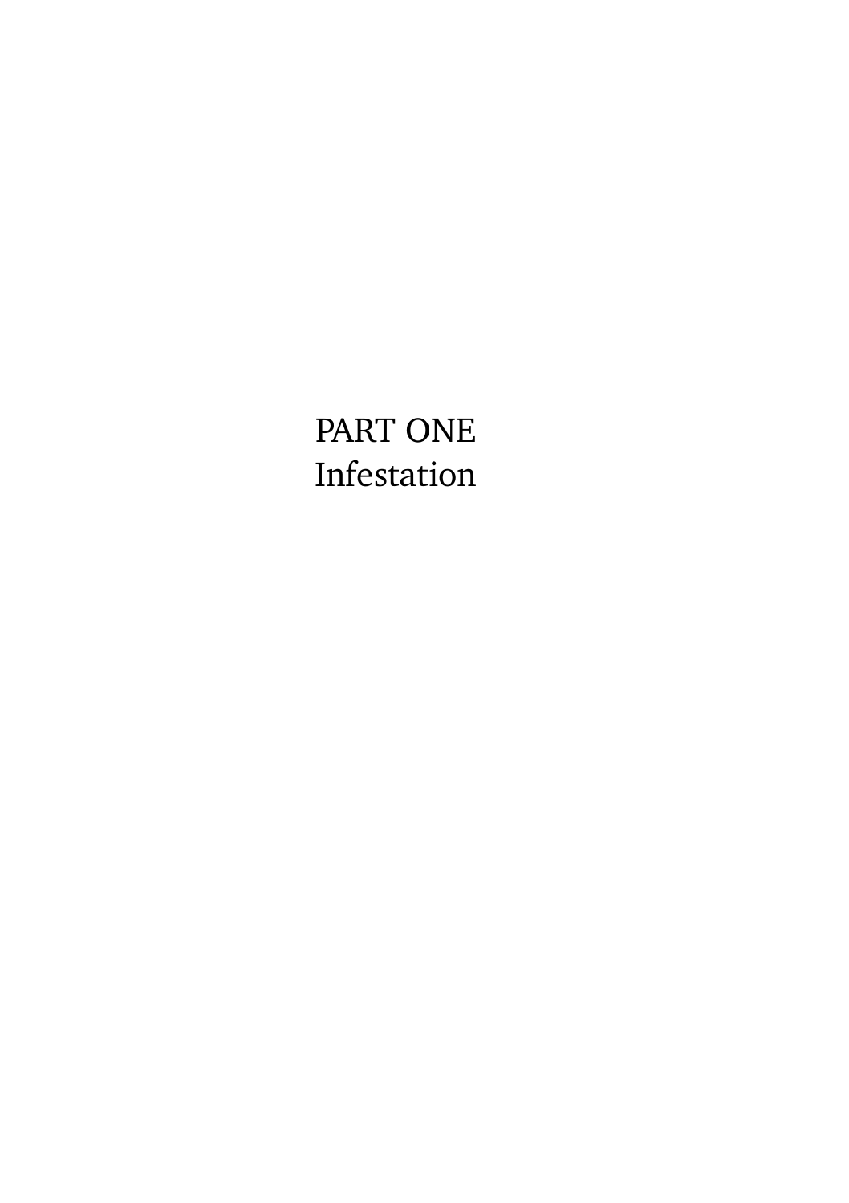# PART ONE
# Infestation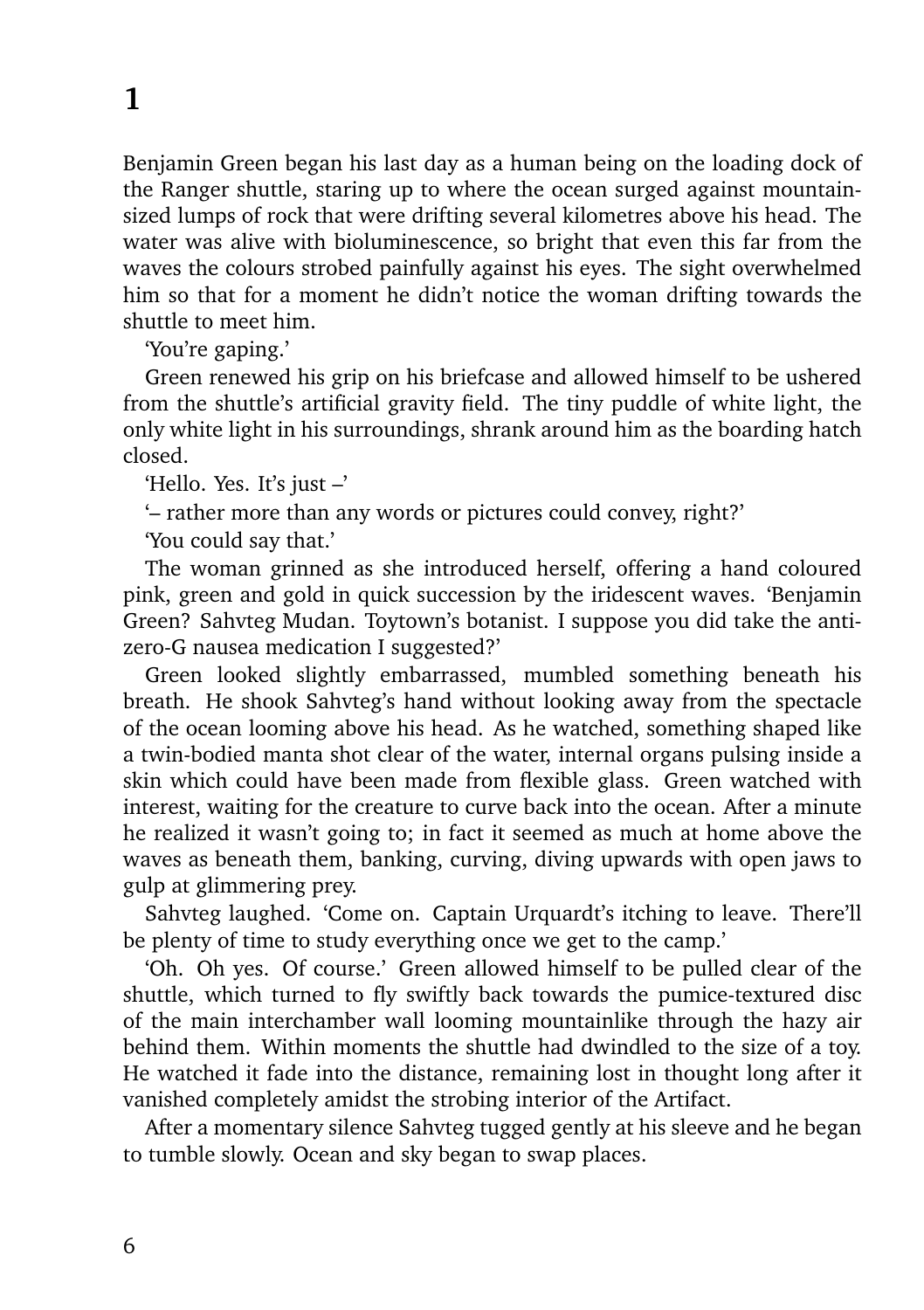# 1

Benjamin Green began his last day as a human being on the loading dock of the Ranger shuttle, staring up to where the ocean surged against mountain-sized lumps of rock that were drifting several kilometres above his head. The water was alive with bioluminescence, so bright that even this far from the waves the colours strobed painfully against his eyes. The sight overwhelmed him so that for a moment he didn't notice the woman drifting towards the shuttle to meet him.

'You're gaping.'

Green renewed his grip on his briefcase and allowed himself to be ushered from the shuttle's artificial gravity field. The tiny puddle of white light, the only white light in his surroundings, shrank around him as the boarding hatch closed.

'Hello. Yes. It's just –'

'– rather more than any words or pictures could convey, right?'

'You could say that.'

The woman grinned as she introduced herself, offering a hand coloured pink, green and gold in quick succession by the iridescent waves. 'Benjamin Green? Sahvteg Mudan. Toytown's botanist. I suppose you did take the anti-zero-G nausea medication I suggested?'

Green looked slightly embarrassed, mumbled something beneath his breath. He shook Sahvteg's hand without looking away from the spectacle of the ocean looming above his head. As he watched, something shaped like a twin-bodied manta shot clear of the water, internal organs pulsing inside a skin which could have been made from flexible glass. Green watched with interest, waiting for the creature to curve back into the ocean. After a minute he realized it wasn't going to; in fact it seemed as much at home above the waves as beneath them, banking, curving, diving upwards with open jaws to gulp at glimmering prey.

Sahvteg laughed. 'Come on. Captain Urquardt's itching to leave. There'll be plenty of time to study everything once we get to the camp.'

'Oh. Oh yes. Of course.' Green allowed himself to be pulled clear of the shuttle, which turned to fly swiftly back towards the pumice-textured disc of the main interchamber wall looming mountainlike through the hazy air behind them. Within moments the shuttle had dwindled to the size of a toy. He watched it fade into the distance, remaining lost in thought long after it vanished completely amidst the strobing interior of the Artifact.

After a momentary silence Sahvteg tugged gently at his sleeve and he began to tumble slowly. Ocean and sky began to swap places.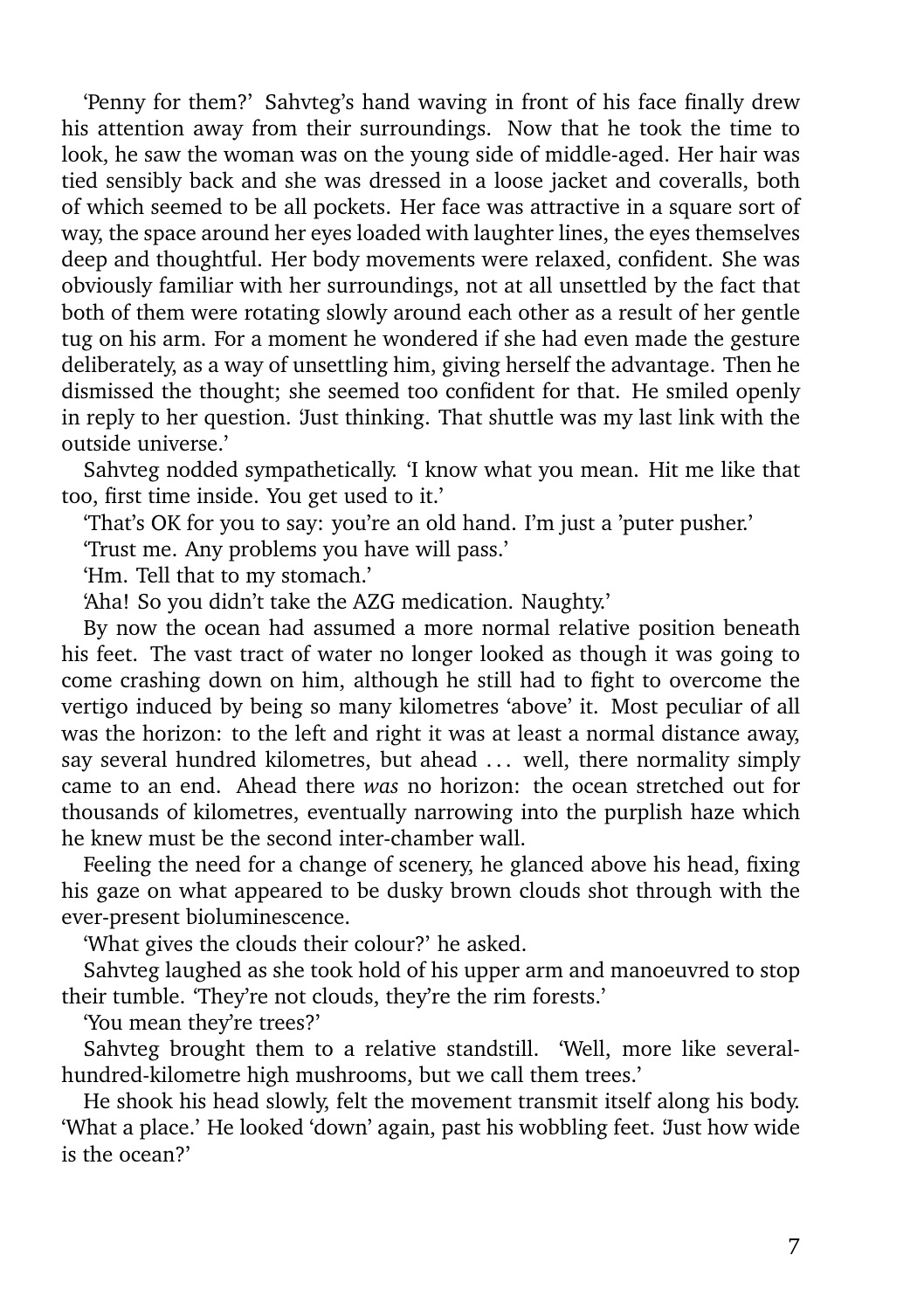'Penny for them?' Sahvteg's hand waving in front of his face finally drew his attention away from their surroundings. Now that he took the time to look, he saw the woman was on the young side of middle-aged. Her hair was tied sensibly back and she was dressed in a loose jacket and coveralls, both of which seemed to be all pockets. Her face was attractive in a square sort of way, the space around her eyes loaded with laughter lines, the eyes themselves deep and thoughtful. Her body movements were relaxed, confident. She was obviously familiar with her surroundings, not at all unsettled by the fact that both of them were rotating slowly around each other as a result of her gentle tug on his arm. For a moment he wondered if she had even made the gesture deliberately, as a way of unsettling him, giving herself the advantage. Then he dismissed the thought; she seemed too confident for that. He smiled openly in reply to her question. 'Just thinking. That shuttle was my last link with the outside universe.'

Sahvteg nodded sympathetically. 'I know what you mean. Hit me like that too, first time inside. You get used to it.'

'That's OK for you to say: you're an old hand. I'm just a 'puter pusher.'

'Trust me. Any problems you have will pass.'

'Hm. Tell that to my stomach.'

'Aha! So you didn't take the AZG medication. Naughty.'

By now the ocean had assumed a more normal relative position beneath his feet. The vast tract of water no longer looked as though it was going to come crashing down on him, although he still had to fight to overcome the vertigo induced by being so many kilometres 'above' it. Most peculiar of all was the horizon: to the left and right it was at least a normal distance away, say several hundred kilometres, but ahead . . . well, there normality simply came to an end. Ahead there *was* no horizon: the ocean stretched out for thousands of kilometres, eventually narrowing into the purplish haze which he knew must be the second inter-chamber wall.

Feeling the need for a change of scenery, he glanced above his head, fixing his gaze on what appeared to be dusky brown clouds shot through with the ever-present bioluminescence.

'What gives the clouds their colour?' he asked.

Sahvteg laughed as she took hold of his upper arm and manoeuvred to stop their tumble. 'They're not clouds, they're the rim forests.'

'You mean they're trees?'

Sahvteg brought them to a relative standstill. 'Well, more like several-hundred-kilometre high mushrooms, but we call them trees.'

He shook his head slowly, felt the movement transmit itself along his body. 'What a place.' He looked 'down' again, past his wobbling feet. 'Just how wide is the ocean?'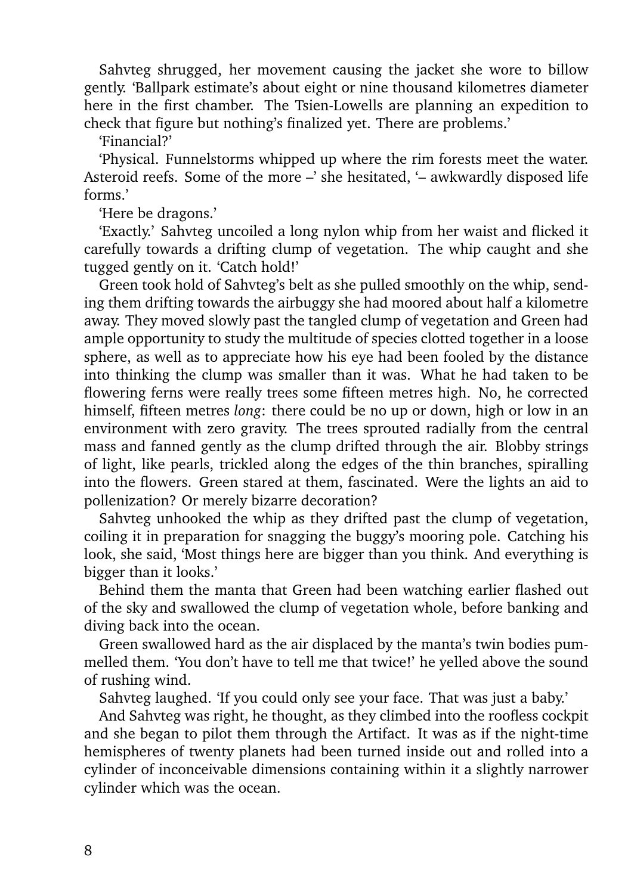Sahvteg shrugged, her movement causing the jacket she wore to billow gently. 'Ballpark estimate's about eight or nine thousand kilometres diameter here in the first chamber. The Tsien-Lowells are planning an expedition to check that figure but nothing's finalized yet. There are problems.'

'Financial?'

'Physical. Funnelstorms whipped up where the rim forests meet the water. Asteroid reefs. Some of the more –' she hesitated, '– awkwardly disposed life forms.'

'Here be dragons.'

'Exactly.' Sahvteg uncoiled a long nylon whip from her waist and flicked it carefully towards a drifting clump of vegetation. The whip caught and she tugged gently on it. 'Catch hold!'

Green took hold of Sahvteg's belt as she pulled smoothly on the whip, sending them drifting towards the airbuggy she had moored about half a kilometre away. They moved slowly past the tangled clump of vegetation and Green had ample opportunity to study the multitude of species clotted together in a loose sphere, as well as to appreciate how his eye had been fooled by the distance into thinking the clump was smaller than it was. What he had taken to be flowering ferns were really trees some fifteen metres high. No, he corrected himself, fifteen metres *long*: there could be no up or down, high or low in an environment with zero gravity. The trees sprouted radially from the central mass and fanned gently as the clump drifted through the air. Blobby strings of light, like pearls, trickled along the edges of the thin branches, spiralling into the flowers. Green stared at them, fascinated. Were the lights an aid to pollenization? Or merely bizarre decoration?

Sahvteg unhooked the whip as they drifted past the clump of vegetation, coiling it in preparation for snagging the buggy's mooring pole. Catching his look, she said, 'Most things here are bigger than you think. And everything is bigger than it looks.'

Behind them the manta that Green had been watching earlier flashed out of the sky and swallowed the clump of vegetation whole, before banking and diving back into the ocean.

Green swallowed hard as the air displaced by the manta's twin bodies pummelled them. 'You don't have to tell me that twice!' he yelled above the sound of rushing wind.

Sahvteg laughed. 'If you could only see your face. That was just a baby.'

And Sahvteg was right, he thought, as they climbed into the roofless cockpit and she began to pilot them through the Artifact. It was as if the night-time hemispheres of twenty planets had been turned inside out and rolled into a cylinder of inconceivable dimensions containing within it a slightly narrower cylinder which was the ocean.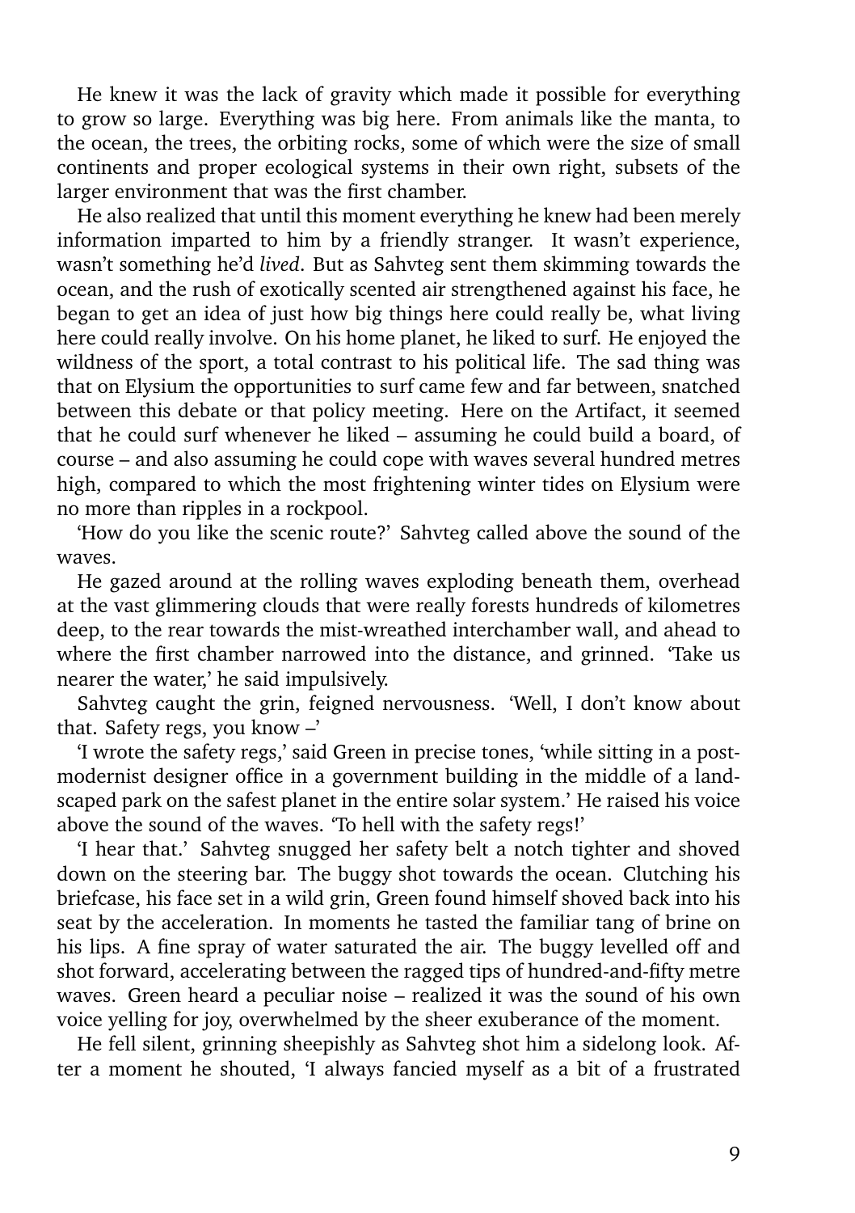He knew it was the lack of gravity which made it possible for everything to grow so large. Everything was big here. From animals like the manta, to the ocean, the trees, the orbiting rocks, some of which were the size of small continents and proper ecological systems in their own right, subsets of the larger environment that was the first chamber.

He also realized that until this moment everything he knew had been merely information imparted to him by a friendly stranger. It wasn't experience, wasn't something he'd *lived*. But as Sahvteg sent them skimming towards the ocean, and the rush of exotically scented air strengthened against his face, he began to get an idea of just how big things here could really be, what living here could really involve. On his home planet, he liked to surf. He enjoyed the wildness of the sport, a total contrast to his political life. The sad thing was that on Elysium the opportunities to surf came few and far between, snatched between this debate or that policy meeting. Here on the Artifact, it seemed that he could surf whenever he liked – assuming he could build a board, of course – and also assuming he could cope with waves several hundred metres high, compared to which the most frightening winter tides on Elysium were no more than ripples in a rockpool.

'How do you like the scenic route?' Sahvteg called above the sound of the waves.

He gazed around at the rolling waves exploding beneath them, overhead at the vast glimmering clouds that were really forests hundreds of kilometres deep, to the rear towards the mist-wreathed interchamber wall, and ahead to where the first chamber narrowed into the distance, and grinned. 'Take us nearer the water,' he said impulsively.

Sahvteg caught the grin, feigned nervousness. 'Well, I don't know about that. Safety regs, you know –'

'I wrote the safety regs,' said Green in precise tones, 'while sitting in a post-modernist designer office in a government building in the middle of a land-scaped park on the safest planet in the entire solar system.' He raised his voice above the sound of the waves. 'To hell with the safety regs!'

'I hear that.' Sahvteg snugged her safety belt a notch tighter and shoved down on the steering bar. The buggy shot towards the ocean. Clutching his briefcase, his face set in a wild grin, Green found himself shoved back into his seat by the acceleration. In moments he tasted the familiar tang of brine on his lips. A fine spray of water saturated the air. The buggy levelled off and shot forward, accelerating between the ragged tips of hundred-and-fifty metre waves. Green heard a peculiar noise – realized it was the sound of his own voice yelling for joy, overwhelmed by the sheer exuberance of the moment.

He fell silent, grinning sheepishly as Sahvteg shot him a sidelong look. After a moment he shouted, 'I always fancied myself as a bit of a frustrated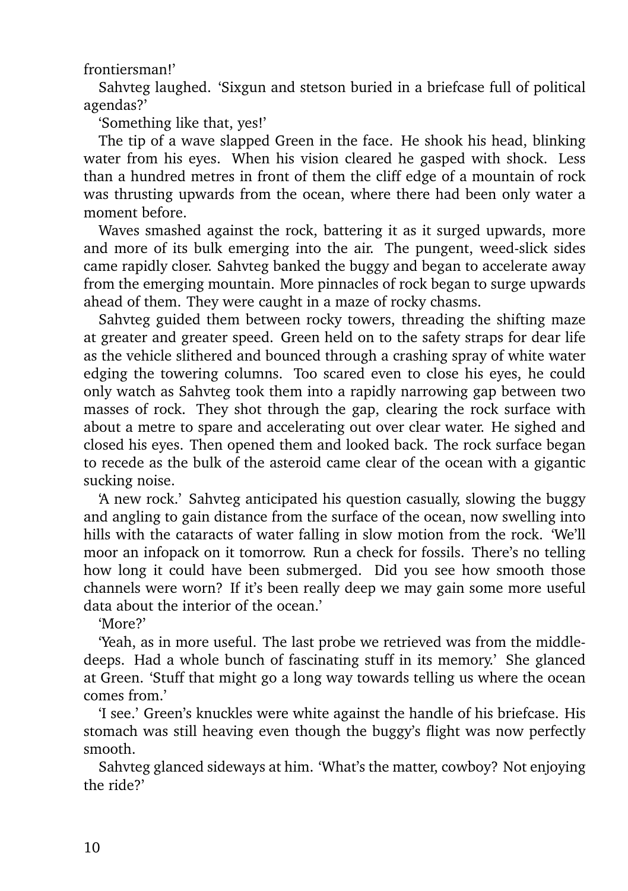frontiersman!'

Sahvteg laughed. 'Sixgun and stetson buried in a briefcase full of political agendas?'

'Something like that, yes!'

The tip of a wave slapped Green in the face. He shook his head, blinking water from his eyes. When his vision cleared he gasped with shock. Less than a hundred metres in front of them the cliff edge of a mountain of rock was thrusting upwards from the ocean, where there had been only water a moment before.

Waves smashed against the rock, battering it as it surged upwards, more and more of its bulk emerging into the air. The pungent, weed-slick sides came rapidly closer. Sahvteg banked the buggy and began to accelerate away from the emerging mountain. More pinnacles of rock began to surge upwards ahead of them. They were caught in a maze of rocky chasms.

Sahvteg guided them between rocky towers, threading the shifting maze at greater and greater speed. Green held on to the safety straps for dear life as the vehicle slithered and bounced through a crashing spray of white water edging the towering columns. Too scared even to close his eyes, he could only watch as Sahvteg took them into a rapidly narrowing gap between two masses of rock. They shot through the gap, clearing the rock surface with about a metre to spare and accelerating out over clear water. He sighed and closed his eyes. Then opened them and looked back. The rock surface began to recede as the bulk of the asteroid came clear of the ocean with a gigantic sucking noise.

'A new rock.' Sahvteg anticipated his question casually, slowing the buggy and angling to gain distance from the surface of the ocean, now swelling into hills with the cataracts of water falling in slow motion from the rock. 'We'll moor an infopack on it tomorrow. Run a check for fossils. There's no telling how long it could have been submerged. Did you see how smooth those channels were worn? If it's been really deep we may gain some more useful data about the interior of the ocean.'

'More?'

'Yeah, as in more useful. The last probe we retrieved was from the middle-deeps. Had a whole bunch of fascinating stuff in its memory.' She glanced at Green. 'Stuff that might go a long way towards telling us where the ocean comes from.'

'I see.' Green's knuckles were white against the handle of his briefcase. His stomach was still heaving even though the buggy's flight was now perfectly smooth.

Sahvteg glanced sideways at him. 'What's the matter, cowboy? Not enjoying the ride?'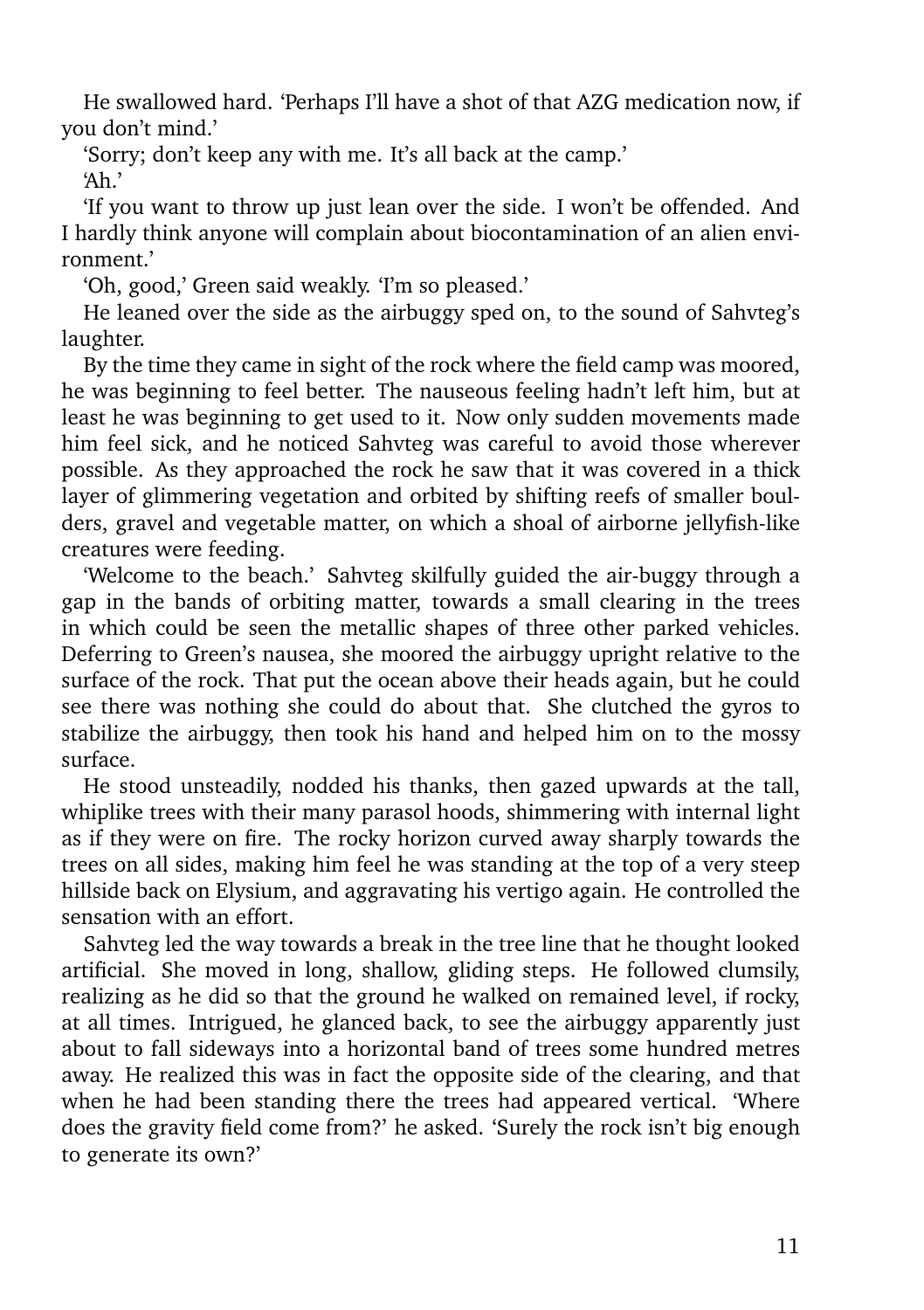He swallowed hard. 'Perhaps I'll have a shot of that AZG medication now, if you don't mind.'

'Sorry; don't keep any with me. It's all back at the camp.'

'Ah.'

'If you want to throw up just lean over the side. I won't be offended. And I hardly think anyone will complain about biocontamination of an alien environment.'

'Oh, good,' Green said weakly. 'I'm so pleased.'

He leaned over the side as the airbuggy sped on, to the sound of Sahvteg's laughter.

By the time they came in sight of the rock where the field camp was moored, he was beginning to feel better. The nauseous feeling hadn't left him, but at least he was beginning to get used to it. Now only sudden movements made him feel sick, and he noticed Sahvteg was careful to avoid those wherever possible. As they approached the rock he saw that it was covered in a thick layer of glimmering vegetation and orbited by shifting reefs of smaller boulders, gravel and vegetable matter, on which a shoal of airborne jellyfish-like creatures were feeding.

'Welcome to the beach.' Sahvteg skilfully guided the air-buggy through a gap in the bands of orbiting matter, towards a small clearing in the trees in which could be seen the metallic shapes of three other parked vehicles. Deferring to Green's nausea, she moored the airbuggy upright relative to the surface of the rock. That put the ocean above their heads again, but he could see there was nothing she could do about that. She clutched the gyros to stabilize the airbuggy, then took his hand and helped him on to the mossy surface.

He stood unsteadily, nodded his thanks, then gazed upwards at the tall, whiplike trees with their many parasol hoods, shimmering with internal light as if they were on fire. The rocky horizon curved away sharply towards the trees on all sides, making him feel he was standing at the top of a very steep hillside back on Elysium, and aggravating his vertigo again. He controlled the sensation with an effort.

Sahvteg led the way towards a break in the tree line that he thought looked artificial. She moved in long, shallow, gliding steps. He followed clumsily, realizing as he did so that the ground he walked on remained level, if rocky, at all times. Intrigued, he glanced back, to see the airbuggy apparently just about to fall sideways into a horizontal band of trees some hundred metres away. He realized this was in fact the opposite side of the clearing, and that when he had been standing there the trees had appeared vertical. 'Where does the gravity field come from?' he asked. 'Surely the rock isn't big enough to generate its own?'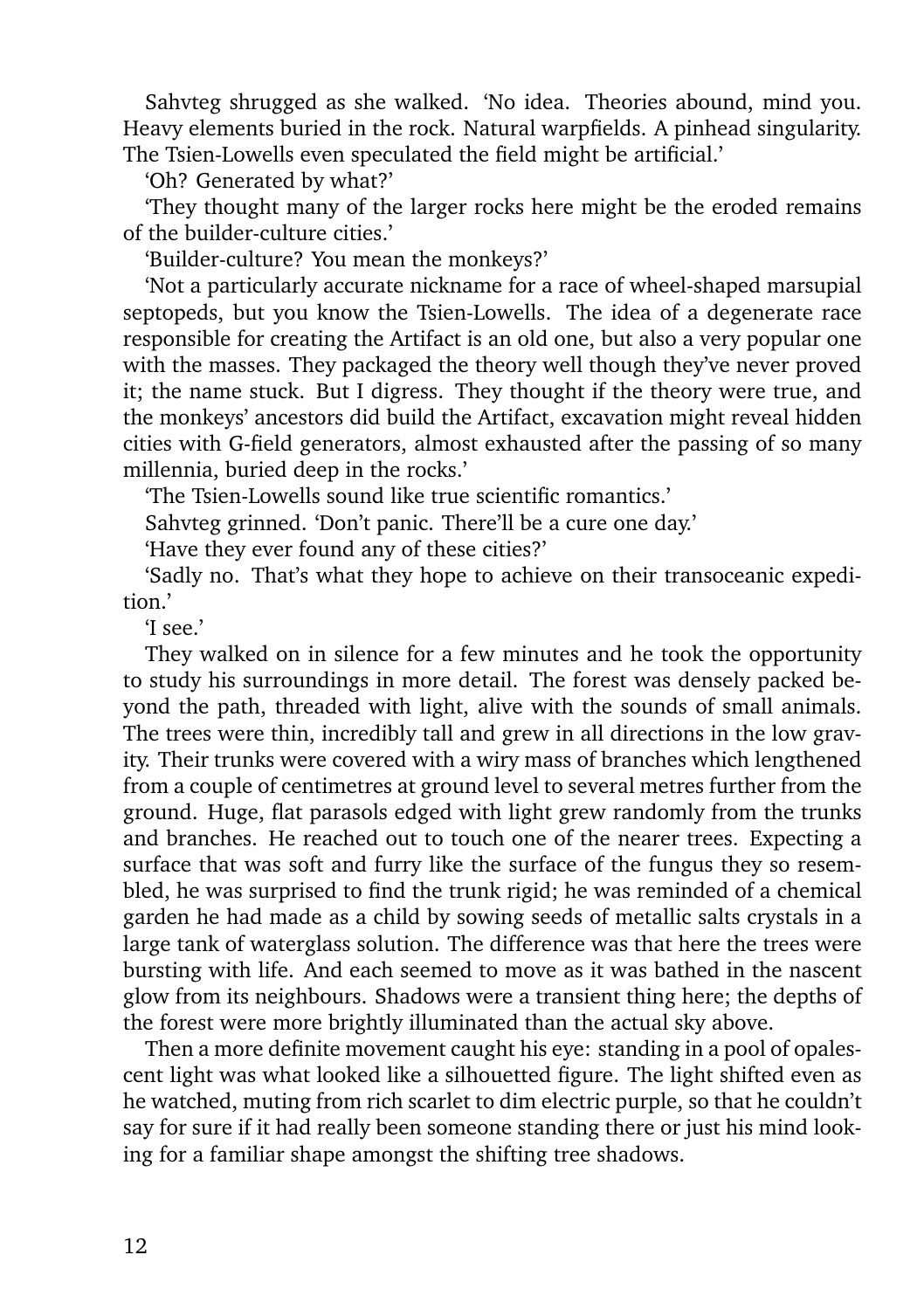Sahvteg shrugged as she walked. 'No idea. Theories abound, mind you. Heavy elements buried in the rock. Natural warpfields. A pinhead singularity. The Tsien-Lowells even speculated the field might be artificial.'

'Oh? Generated by what?'

'They thought many of the larger rocks here might be the eroded remains of the builder-culture cities.'

'Builder-culture? You mean the monkeys?'

'Not a particularly accurate nickname for a race of wheel-shaped marsupial septopeds, but you know the Tsien-Lowells. The idea of a degenerate race responsible for creating the Artifact is an old one, but also a very popular one with the masses. They packaged the theory well though they've never proved it; the name stuck. But I digress. They thought if the theory were true, and the monkeys' ancestors did build the Artifact, excavation might reveal hidden cities with G-field generators, almost exhausted after the passing of so many millennia, buried deep in the rocks.'

'The Tsien-Lowells sound like true scientific romantics.'

Sahvteg grinned. 'Don't panic. There'll be a cure one day.'

'Have they ever found any of these cities?'

'Sadly no. That's what they hope to achieve on their transoceanic expedition.'

'I see.'

They walked on in silence for a few minutes and he took the opportunity to study his surroundings in more detail. The forest was densely packed beyond the path, threaded with light, alive with the sounds of small animals. The trees were thin, incredibly tall and grew in all directions in the low gravity. Their trunks were covered with a wiry mass of branches which lengthened from a couple of centimetres at ground level to several metres further from the ground. Huge, flat parasols edged with light grew randomly from the trunks and branches. He reached out to touch one of the nearer trees. Expecting a surface that was soft and furry like the surface of the fungus they so resembled, he was surprised to find the trunk rigid; he was reminded of a chemical garden he had made as a child by sowing seeds of metallic salts crystals in a large tank of waterglass solution. The difference was that here the trees were bursting with life. And each seemed to move as it was bathed in the nascent glow from its neighbours. Shadows were a transient thing here; the depths of the forest were more brightly illuminated than the actual sky above.

Then a more definite movement caught his eye: standing in a pool of opalescent light was what looked like a silhouetted figure. The light shifted even as he watched, muting from rich scarlet to dim electric purple, so that he couldn't say for sure if it had really been someone standing there or just his mind looking for a familiar shape amongst the shifting tree shadows.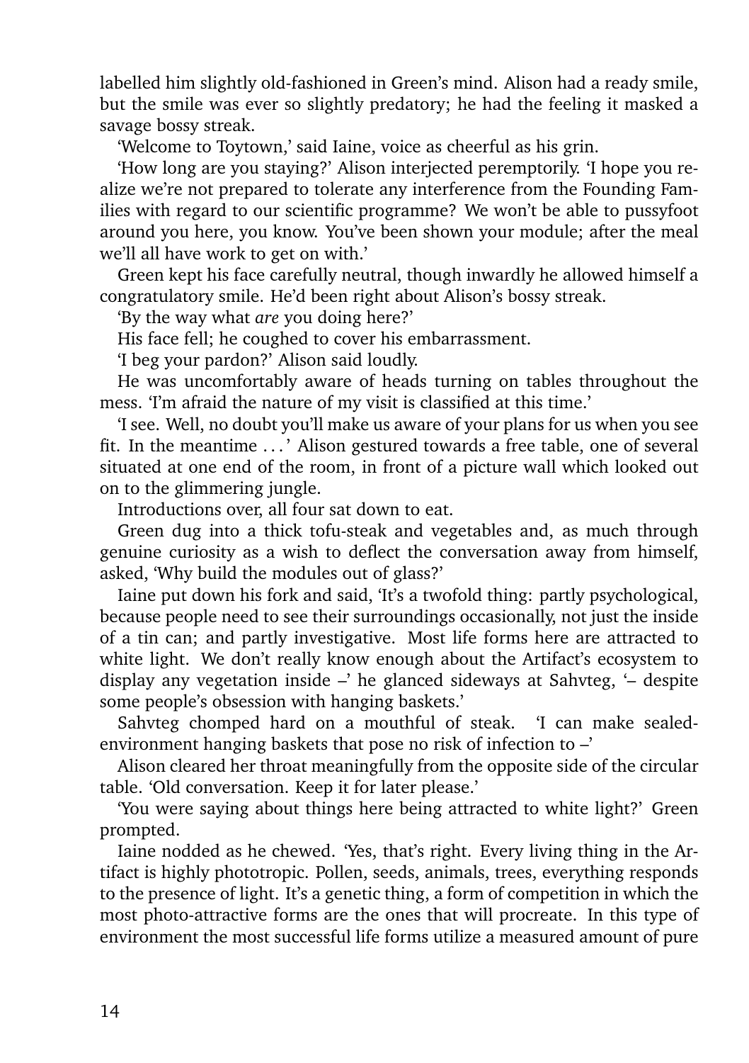labelled him slightly old-fashioned in Green's mind. Alison had a ready smile, but the smile was ever so slightly predatory; he had the feeling it masked a savage bossy streak.

'Welcome to Toytown,' said Iaine, voice as cheerful as his grin.

'How long are you staying?' Alison interjected peremptorily. 'I hope you realize we're not prepared to tolerate any interference from the Founding Families with regard to our scientific programme? We won't be able to pussyfoot around you here, you know. You've been shown your module; after the meal we'll all have work to get on with.'

Green kept his face carefully neutral, though inwardly he allowed himself a congratulatory smile. He'd been right about Alison's bossy streak.

'By the way what *are* you doing here?'

His face fell; he coughed to cover his embarrassment.

'I beg your pardon?' Alison said loudly.

He was uncomfortably aware of heads turning on tables throughout the mess. 'I'm afraid the nature of my visit is classified at this time.'

'I see. Well, no doubt you'll make us aware of your plans for us when you see fit. In the meantime . . . ' Alison gestured towards a free table, one of several situated at one end of the room, in front of a picture wall which looked out on to the glimmering jungle.

Introductions over, all four sat down to eat.

Green dug into a thick tofu-steak and vegetables and, as much through genuine curiosity as a wish to deflect the conversation away from himself, asked, 'Why build the modules out of glass?'

Iaine put down his fork and said, 'It's a twofold thing: partly psychological, because people need to see their surroundings occasionally, not just the inside of a tin can; and partly investigative. Most life forms here are attracted to white light. We don't really know enough about the Artifact's ecosystem to display any vegetation inside –' he glanced sideways at Sahvteg, '– despite some people's obsession with hanging baskets.'

Sahvteg chomped hard on a mouthful of steak. 'I can make sealed-environment hanging baskets that pose no risk of infection to –'

Alison cleared her throat meaningfully from the opposite side of the circular table. 'Old conversation. Keep it for later please.'

'You were saying about things here being attracted to white light?' Green prompted.

Iaine nodded as he chewed. 'Yes, that's right. Every living thing in the Artifact is highly phototropic. Pollen, seeds, animals, trees, everything responds to the presence of light. It's a genetic thing, a form of competition in which the most photo-attractive forms are the ones that will procreate. In this type of environment the most successful life forms utilize a measured amount of pure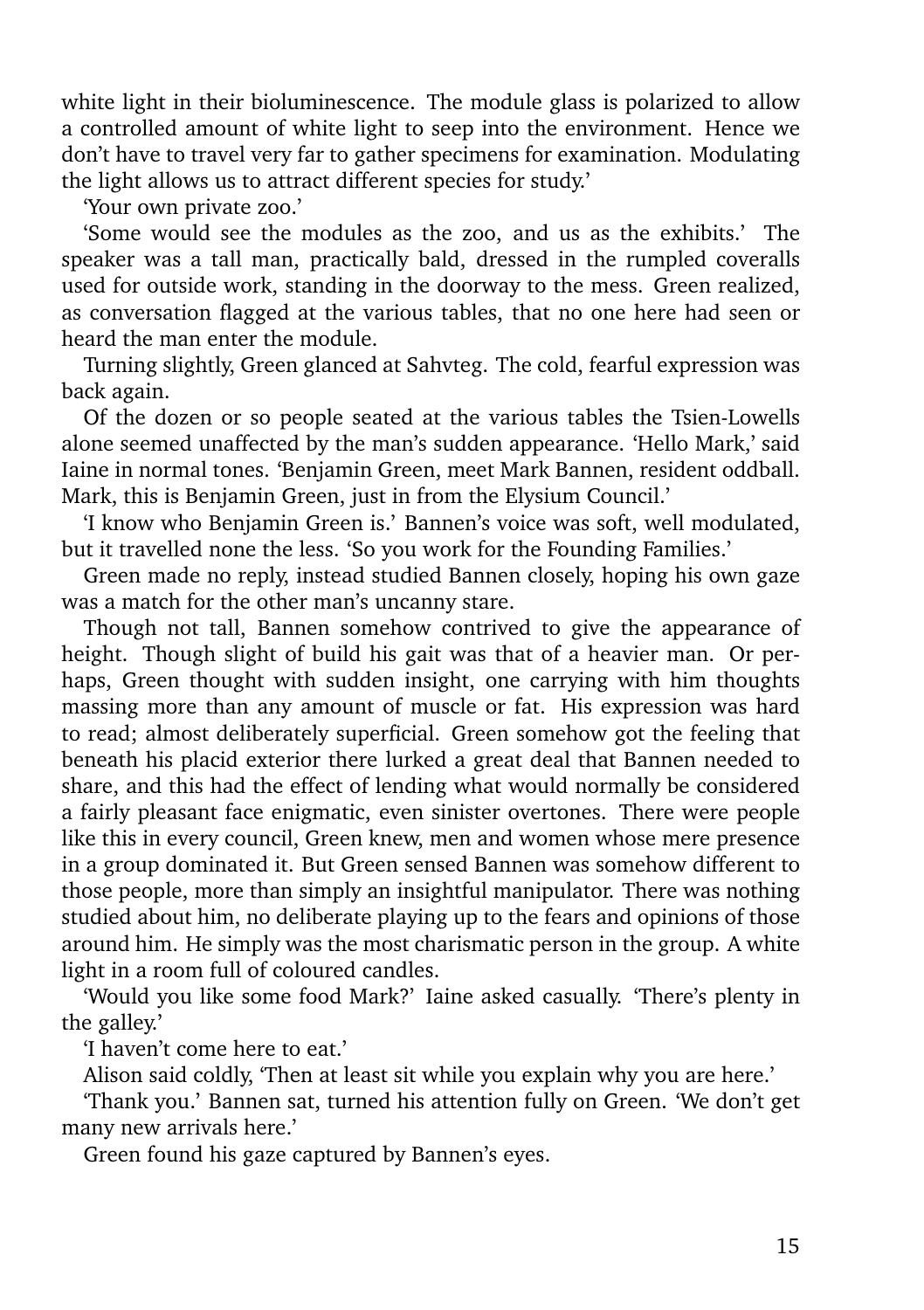white light in their bioluminescence. The module glass is polarized to allow a controlled amount of white light to seep into the environment. Hence we don't have to travel very far to gather specimens for examination. Modulating the light allows us to attract different species for study.'

'Your own private zoo.'

'Some would see the modules as the zoo, and us as the exhibits.' The speaker was a tall man, practically bald, dressed in the rumpled coveralls used for outside work, standing in the doorway to the mess. Green realized, as conversation flagged at the various tables, that no one here had seen or heard the man enter the module.

Turning slightly, Green glanced at Sahvteg. The cold, fearful expression was back again.

Of the dozen or so people seated at the various tables the Tsien-Lowells alone seemed unaffected by the man's sudden appearance. 'Hello Mark,' said Iaine in normal tones. 'Benjamin Green, meet Mark Bannen, resident oddball. Mark, this is Benjamin Green, just in from the Elysium Council.'

'I know who Benjamin Green is.' Bannen's voice was soft, well modulated, but it travelled none the less. 'So you work for the Founding Families.'

Green made no reply, instead studied Bannen closely, hoping his own gaze was a match for the other man's uncanny stare.

Though not tall, Bannen somehow contrived to give the appearance of height. Though slight of build his gait was that of a heavier man. Or perhaps, Green thought with sudden insight, one carrying with him thoughts massing more than any amount of muscle or fat. His expression was hard to read; almost deliberately superficial. Green somehow got the feeling that beneath his placid exterior there lurked a great deal that Bannen needed to share, and this had the effect of lending what would normally be considered a fairly pleasant face enigmatic, even sinister overtones. There were people like this in every council, Green knew, men and women whose mere presence in a group dominated it. But Green sensed Bannen was somehow different to those people, more than simply an insightful manipulator. There was nothing studied about him, no deliberate playing up to the fears and opinions of those around him. He simply was the most charismatic person in the group. A white light in a room full of coloured candles.

'Would you like some food Mark?' Iaine asked casually. 'There's plenty in the galley.'

'I haven't come here to eat.'

Alison said coldly, 'Then at least sit while you explain why you are here.'

'Thank you.' Bannen sat, turned his attention fully on Green. 'We don't get many new arrivals here.'

Green found his gaze captured by Bannen's eyes.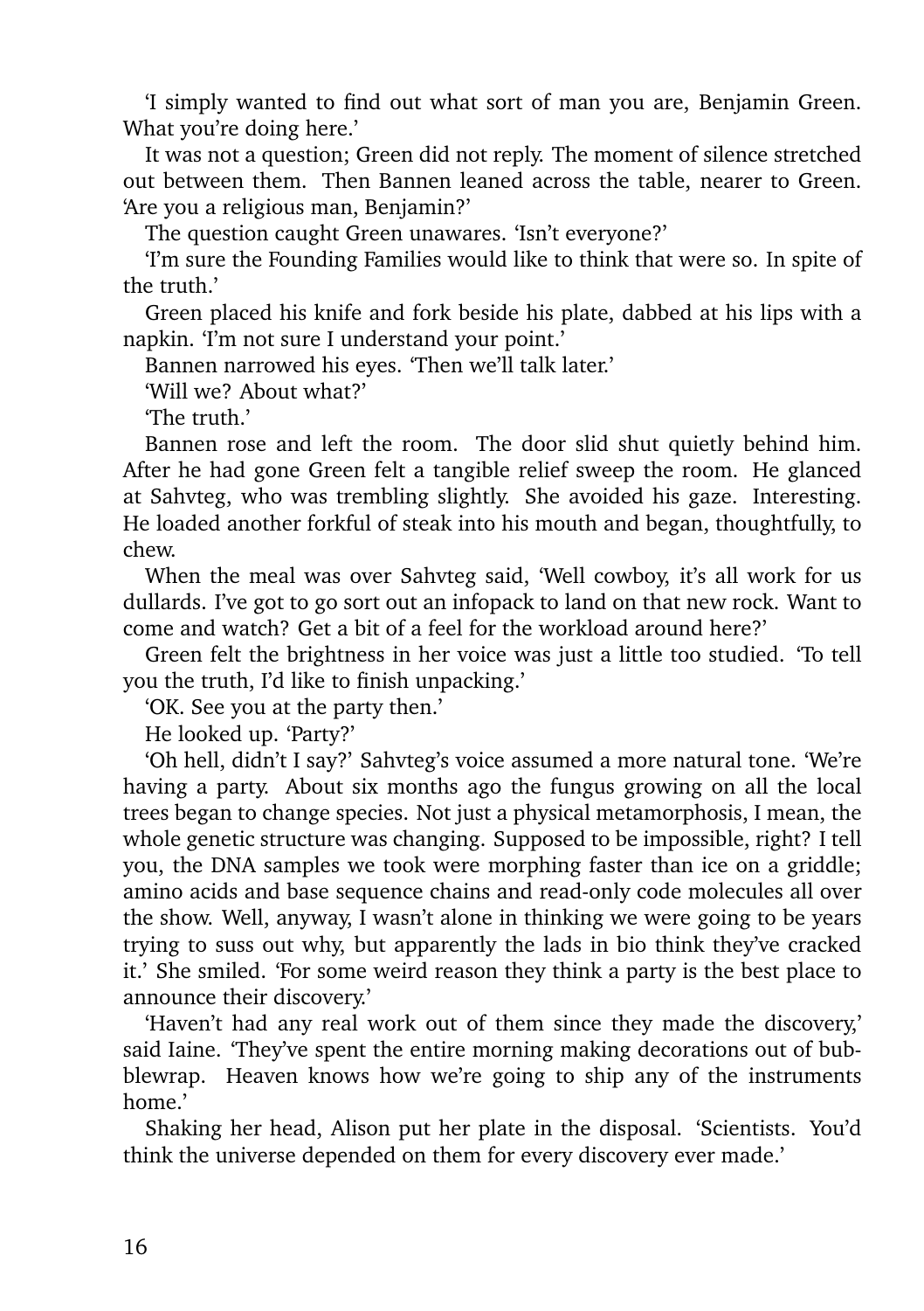'I simply wanted to find out what sort of man you are, Benjamin Green. What you're doing here.'

It was not a question; Green did not reply. The moment of silence stretched out between them. Then Bannen leaned across the table, nearer to Green. 'Are you a religious man, Benjamin?'

The question caught Green unawares. 'Isn't everyone?'

'I'm sure the Founding Families would like to think that were so. In spite of the truth.'

Green placed his knife and fork beside his plate, dabbed at his lips with a napkin. 'I'm not sure I understand your point.'

Bannen narrowed his eyes. 'Then we'll talk later.'

'Will we? About what?'

'The truth.'

Bannen rose and left the room. The door slid shut quietly behind him. After he had gone Green felt a tangible relief sweep the room. He glanced at Sahvteg, who was trembling slightly. She avoided his gaze. Interesting. He loaded another forkful of steak into his mouth and began, thoughtfully, to chew.

When the meal was over Sahvteg said, 'Well cowboy, it's all work for us dullards. I've got to go sort out an infopack to land on that new rock. Want to come and watch? Get a bit of a feel for the workload around here?'

Green felt the brightness in her voice was just a little too studied. 'To tell you the truth, I'd like to finish unpacking.'

'OK. See you at the party then.'

He looked up. 'Party?'

'Oh hell, didn't I say?' Sahvteg's voice assumed a more natural tone. 'We're having a party. About six months ago the fungus growing on all the local trees began to change species. Not just a physical metamorphosis, I mean, the whole genetic structure was changing. Supposed to be impossible, right? I tell you, the DNA samples we took were morphing faster than ice on a griddle; amino acids and base sequence chains and read-only code molecules all over the show. Well, anyway, I wasn't alone in thinking we were going to be years trying to suss out why, but apparently the lads in bio think they've cracked it.' She smiled. 'For some weird reason they think a party is the best place to announce their discovery.'

'Haven't had any real work out of them since they made the discovery,' said Iaine. 'They've spent the entire morning making decorations out of bubblewrap. Heaven knows how we're going to ship any of the instruments home.'

Shaking her head, Alison put her plate in the disposal. 'Scientists. You'd think the universe depended on them for every discovery ever made.'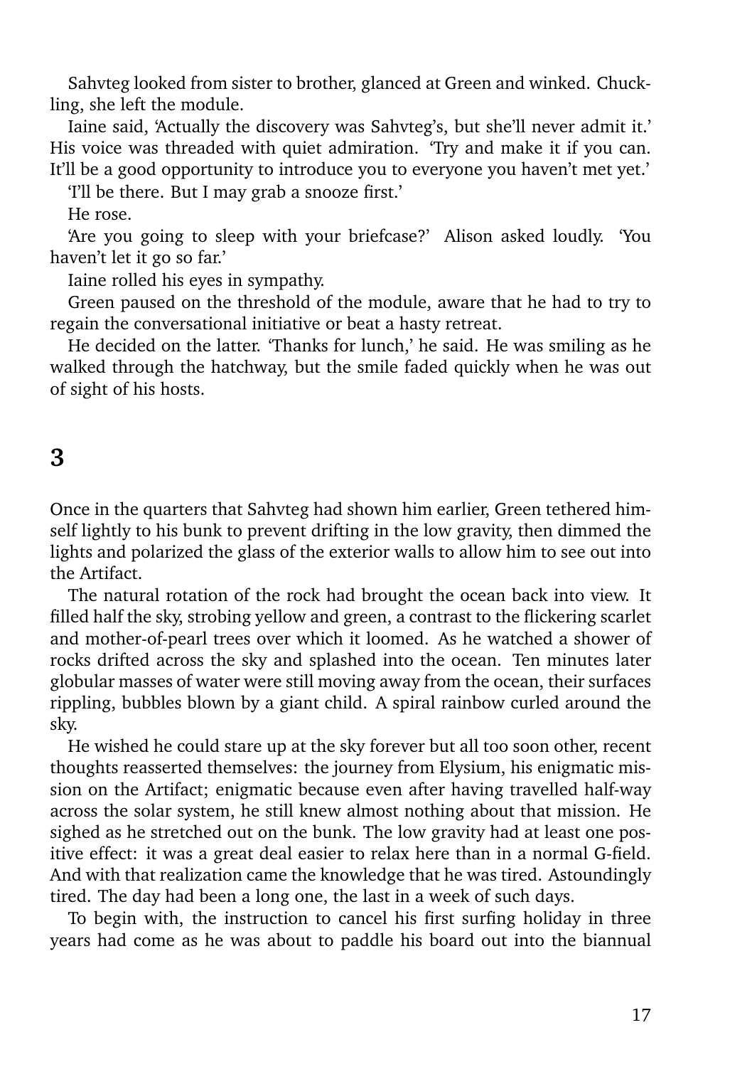Sahvteg looked from sister to brother, glanced at Green and winked. Chuckling, she left the module.

Iaine said, 'Actually the discovery was Sahvteg's, but she'll never admit it.' His voice was threaded with quiet admiration. 'Try and make it if you can. It'll be a good opportunity to introduce you to everyone you haven't met yet.'

'I'll be there. But I may grab a snooze first.'

He rose.

'Are you going to sleep with your briefcase?' Alison asked loudly. 'You haven't let it go so far.'

Iaine rolled his eyes in sympathy.

Green paused on the threshold of the module, aware that he had to try to regain the conversational initiative or beat a hasty retreat.

He decided on the latter. 'Thanks for lunch,' he said. He was smiling as he walked through the hatchway, but the smile faded quickly when he was out of sight of his hosts.

## 3

Once in the quarters that Sahvteg had shown him earlier, Green tethered himself lightly to his bunk to prevent drifting in the low gravity, then dimmed the lights and polarized the glass of the exterior walls to allow him to see out into the Artifact.

The natural rotation of the rock had brought the ocean back into view. It filled half the sky, strobing yellow and green, a contrast to the flickering scarlet and mother-of-pearl trees over which it loomed. As he watched a shower of rocks drifted across the sky and splashed into the ocean. Ten minutes later globular masses of water were still moving away from the ocean, their surfaces rippling, bubbles blown by a giant child. A spiral rainbow curled around the sky.

He wished he could stare up at the sky forever but all too soon other, recent thoughts reasserted themselves: the journey from Elysium, his enigmatic mission on the Artifact; enigmatic because even after having travelled half-way across the solar system, he still knew almost nothing about that mission. He sighed as he stretched out on the bunk. The low gravity had at least one positive effect: it was a great deal easier to relax here than in a normal G-field. And with that realization came the knowledge that he was tired. Astoundingly tired. The day had been a long one, the last in a week of such days.

To begin with, the instruction to cancel his first surfing holiday in three years had come as he was about to paddle his board out into the biannual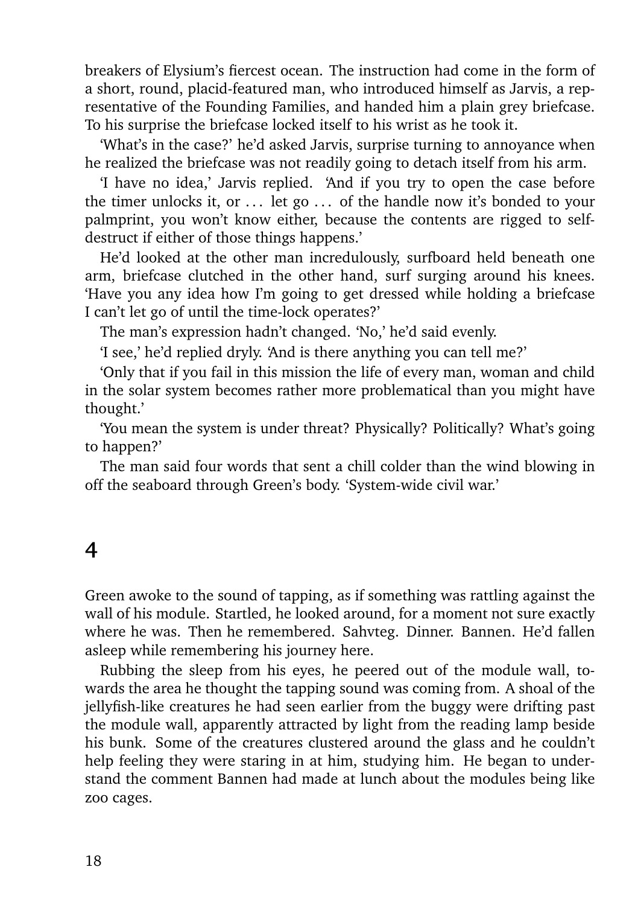breakers of Elysium's fiercest ocean. The instruction had come in the form of a short, round, placid-featured man, who introduced himself as Jarvis, a representative of the Founding Families, and handed him a plain grey briefcase. To his surprise the briefcase locked itself to his wrist as he took it.

'What's in the case?' he'd asked Jarvis, surprise turning to annoyance when he realized the briefcase was not readily going to detach itself from his arm.

'I have no idea,' Jarvis replied. 'And if you try to open the case before the timer unlocks it, or . . . let go . . . of the handle now it's bonded to your palmprint, you won't know either, because the contents are rigged to self-destruct if either of those things happens.'

He'd looked at the other man incredulously, surfboard held beneath one arm, briefcase clutched in the other hand, surf surging around his knees. 'Have you any idea how I'm going to get dressed while holding a briefcase I can't let go of until the time-lock operates?'

The man's expression hadn't changed. 'No,' he'd said evenly.

'I see,' he'd replied dryly. 'And is there anything you can tell me?'

'Only that if you fail in this mission the life of every man, woman and child in the solar system becomes rather more problematical than you might have thought.'

'You mean the system is under threat? Physically? Politically? What's going to happen?'

The man said four words that sent a chill colder than the wind blowing in off the seaboard through Green's body. 'System-wide civil war.'

## 4

Green awoke to the sound of tapping, as if something was rattling against the wall of his module. Startled, he looked around, for a moment not sure exactly where he was. Then he remembered. Sahvteg. Dinner. Bannen. He'd fallen asleep while remembering his journey here.

Rubbing the sleep from his eyes, he peered out of the module wall, towards the area he thought the tapping sound was coming from. A shoal of the jellyfish-like creatures he had seen earlier from the buggy were drifting past the module wall, apparently attracted by light from the reading lamp beside his bunk. Some of the creatures clustered around the glass and he couldn't help feeling they were staring in at him, studying him. He began to understand the comment Bannen had made at lunch about the modules being like zoo cages.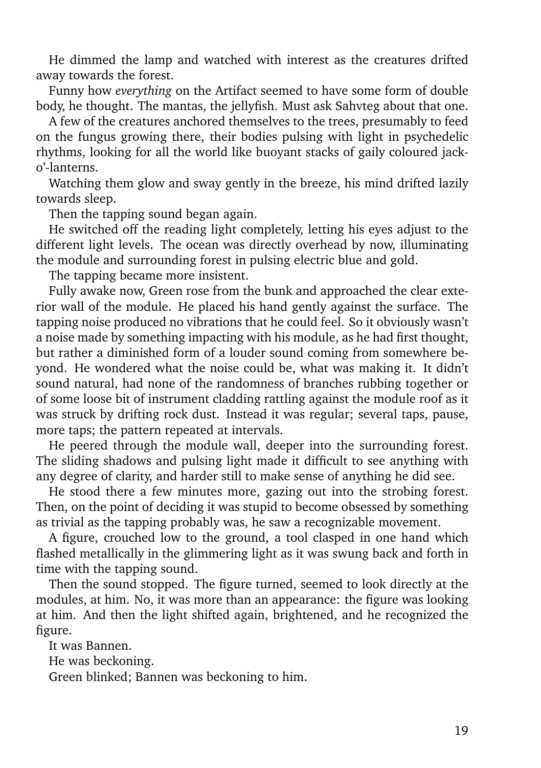He dimmed the lamp and watched with interest as the creatures drifted away towards the forest.

Funny how *everything* on the Artifact seemed to have some form of double body, he thought. The mantas, the jellyfish. Must ask Sahvteg about that one.

A few of the creatures anchored themselves to the trees, presumably to feed on the fungus growing there, their bodies pulsing with light in psychedelic rhythms, looking for all the world like buoyant stacks of gaily coloured jack-o'-lanterns.

Watching them glow and sway gently in the breeze, his mind drifted lazily towards sleep.

Then the tapping sound began again.

He switched off the reading light completely, letting his eyes adjust to the different light levels. The ocean was directly overhead by now, illuminating the module and surrounding forest in pulsing electric blue and gold.

The tapping became more insistent.

Fully awake now, Green rose from the bunk and approached the clear exterior wall of the module. He placed his hand gently against the surface. The tapping noise produced no vibrations that he could feel. So it obviously wasn't a noise made by something impacting with his module, as he had first thought, but rather a diminished form of a louder sound coming from somewhere beyond. He wondered what the noise could be, what was making it. It didn't sound natural, had none of the randomness of branches rubbing together or of some loose bit of instrument cladding rattling against the module roof as it was struck by drifting rock dust. Instead it was regular; several taps, pause, more taps; the pattern repeated at intervals.

He peered through the module wall, deeper into the surrounding forest. The sliding shadows and pulsing light made it difficult to see anything with any degree of clarity, and harder still to make sense of anything he did see.

He stood there a few minutes more, gazing out into the strobing forest. Then, on the point of deciding it was stupid to become obsessed by something as trivial as the tapping probably was, he saw a recognizable movement.

A figure, crouched low to the ground, a tool clasped in one hand which flashed metallically in the glimmering light as it was swung back and forth in time with the tapping sound.

Then the sound stopped. The figure turned, seemed to look directly at the modules, at him. No, it was more than an appearance: the figure was looking at him. And then the light shifted again, brightened, and he recognized the figure.

It was Bannen.

He was beckoning.

Green blinked; Bannen was beckoning to him.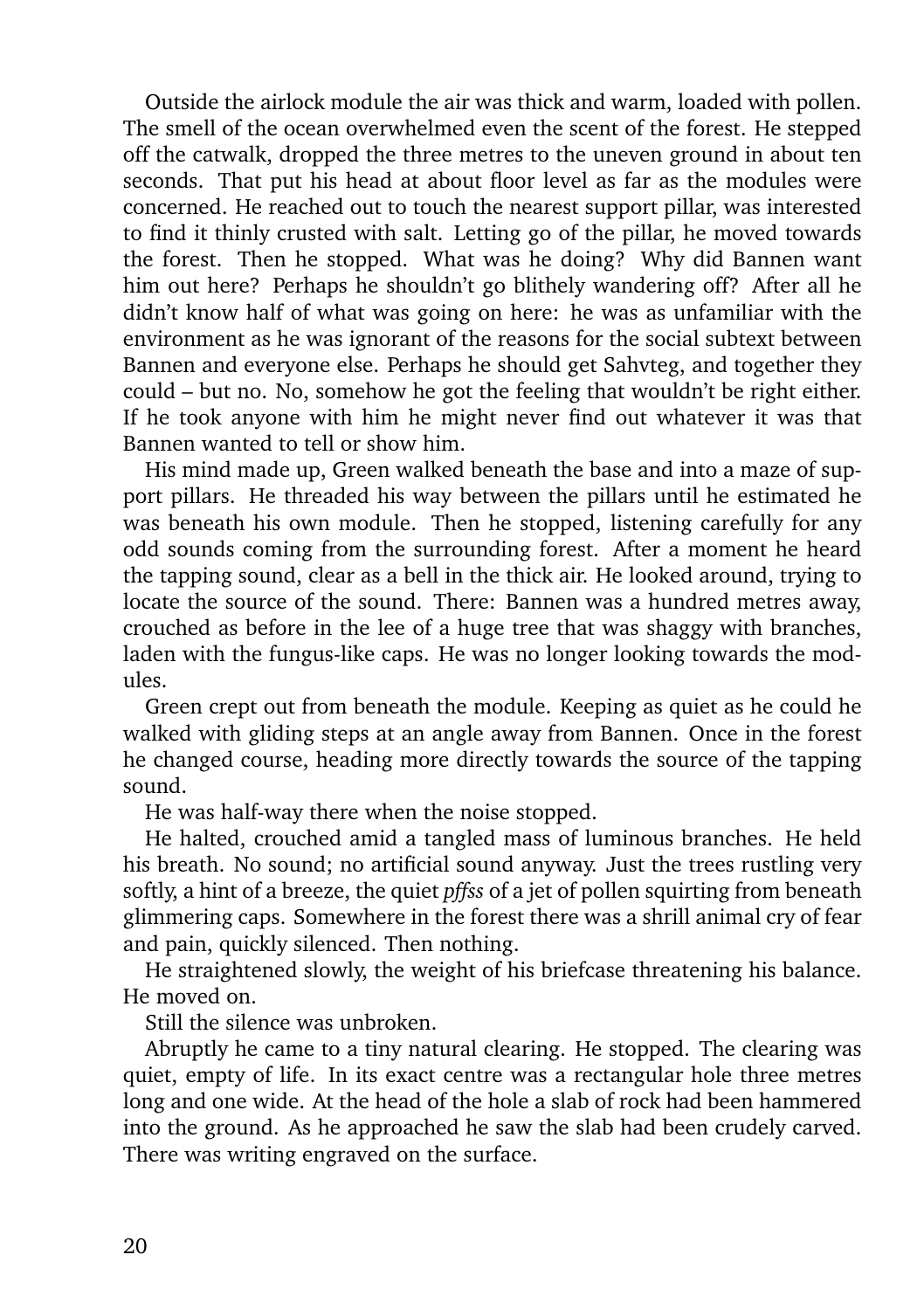Outside the airlock module the air was thick and warm, loaded with pollen. The smell of the ocean overwhelmed even the scent of the forest. He stepped off the catwalk, dropped the three metres to the uneven ground in about ten seconds. That put his head at about floor level as far as the modules were concerned. He reached out to touch the nearest support pillar, was interested to find it thinly crusted with salt. Letting go of the pillar, he moved towards the forest. Then he stopped. What was he doing? Why did Bannen want him out here? Perhaps he shouldn't go blithely wandering off? After all he didn't know half of what was going on here: he was as unfamiliar with the environment as he was ignorant of the reasons for the social subtext between Bannen and everyone else. Perhaps he should get Sahvteg, and together they could – but no. No, somehow he got the feeling that wouldn't be right either. If he took anyone with him he might never find out whatever it was that Bannen wanted to tell or show him.

His mind made up, Green walked beneath the base and into a maze of support pillars. He threaded his way between the pillars until he estimated he was beneath his own module. Then he stopped, listening carefully for any odd sounds coming from the surrounding forest. After a moment he heard the tapping sound, clear as a bell in the thick air. He looked around, trying to locate the source of the sound. There: Bannen was a hundred metres away, crouched as before in the lee of a huge tree that was shaggy with branches, laden with the fungus-like caps. He was no longer looking towards the modules.

Green crept out from beneath the module. Keeping as quiet as he could he walked with gliding steps at an angle away from Bannen. Once in the forest he changed course, heading more directly towards the source of the tapping sound.

He was half-way there when the noise stopped.

He halted, crouched amid a tangled mass of luminous branches. He held his breath. No sound; no artificial sound anyway. Just the trees rustling very softly, a hint of a breeze, the quiet *pffss* of a jet of pollen squirting from beneath glimmering caps. Somewhere in the forest there was a shrill animal cry of fear and pain, quickly silenced. Then nothing.

He straightened slowly, the weight of his briefcase threatening his balance. He moved on.

Still the silence was unbroken.

Abruptly he came to a tiny natural clearing. He stopped. The clearing was quiet, empty of life. In its exact centre was a rectangular hole three metres long and one wide. At the head of the hole a slab of rock had been hammered into the ground. As he approached he saw the slab had been crudely carved. There was writing engraved on the surface.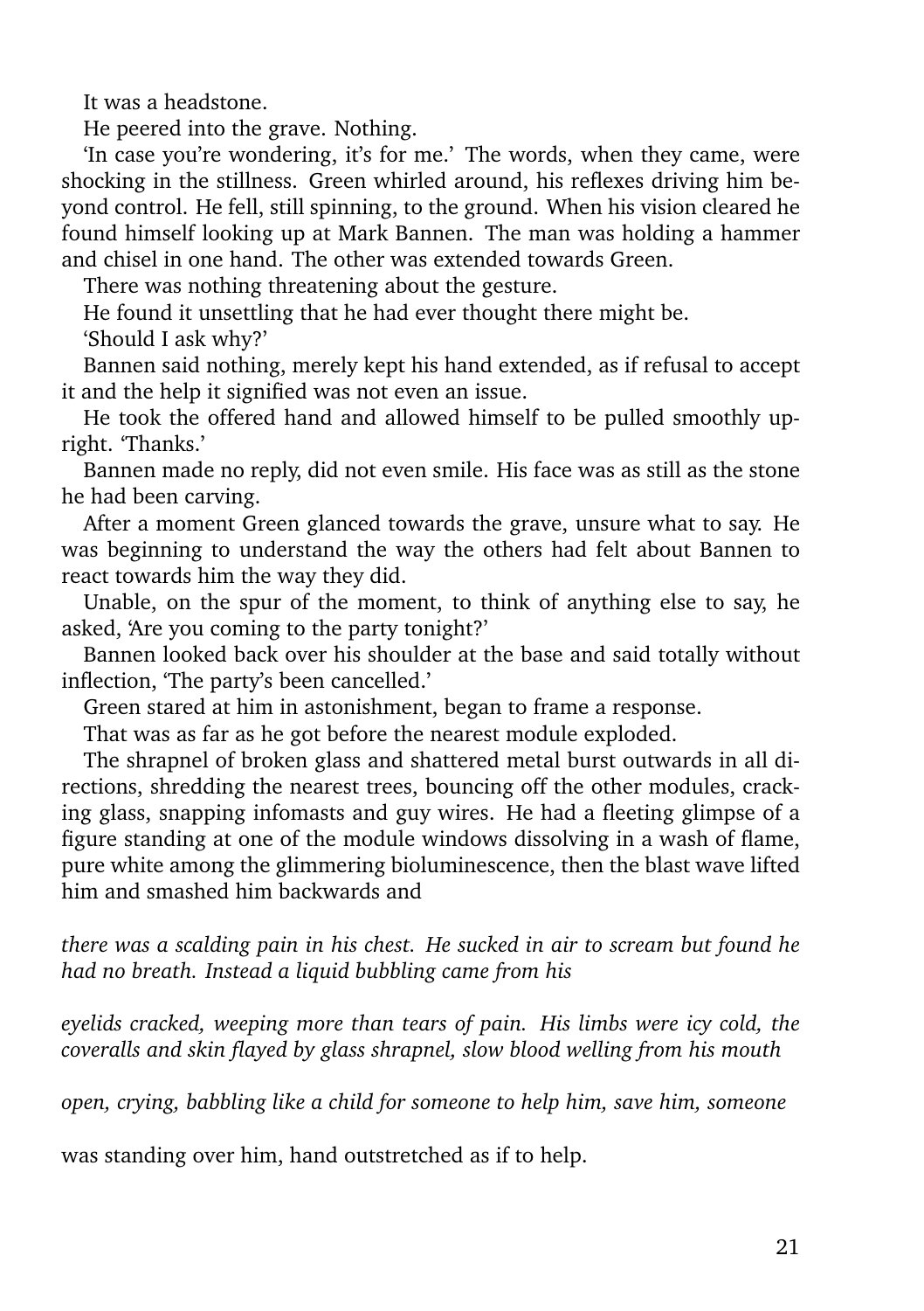It was a headstone.

He peered into the grave. Nothing.

'In case you're wondering, it's for me.' The words, when they came, were shocking in the stillness. Green whirled around, his reflexes driving him beyond control. He fell, still spinning, to the ground. When his vision cleared he found himself looking up at Mark Bannen. The man was holding a hammer and chisel in one hand. The other was extended towards Green.

There was nothing threatening about the gesture.

He found it unsettling that he had ever thought there might be.

'Should I ask why?'

Bannen said nothing, merely kept his hand extended, as if refusal to accept it and the help it signified was not even an issue.

He took the offered hand and allowed himself to be pulled smoothly upright. 'Thanks.'

Bannen made no reply, did not even smile. His face was as still as the stone he had been carving.

After a moment Green glanced towards the grave, unsure what to say. He was beginning to understand the way the others had felt about Bannen to react towards him the way they did.

Unable, on the spur of the moment, to think of anything else to say, he asked, 'Are you coming to the party tonight?'

Bannen looked back over his shoulder at the base and said totally without inflection, 'The party's been cancelled.'

Green stared at him in astonishment, began to frame a response.

That was as far as he got before the nearest module exploded.

The shrapnel of broken glass and shattered metal burst outwards in all directions, shredding the nearest trees, bouncing off the other modules, cracking glass, snapping infomasts and guy wires. He had a fleeting glimpse of a figure standing at one of the module windows dissolving in a wash of flame, pure white among the glimmering bioluminescence, then the blast wave lifted him and smashed him backwards and

*there was a scalding pain in his chest. He sucked in air to scream but found he had no breath. Instead a liquid bubbling came from his*

*eyelids cracked, weeping more than tears of pain. His limbs were icy cold, the coveralls and skin flayed by glass shrapnel, slow blood welling from his mouth*

*open, crying, babbling like a child for someone to help him, save him, someone*

was standing over him, hand outstretched as if to help.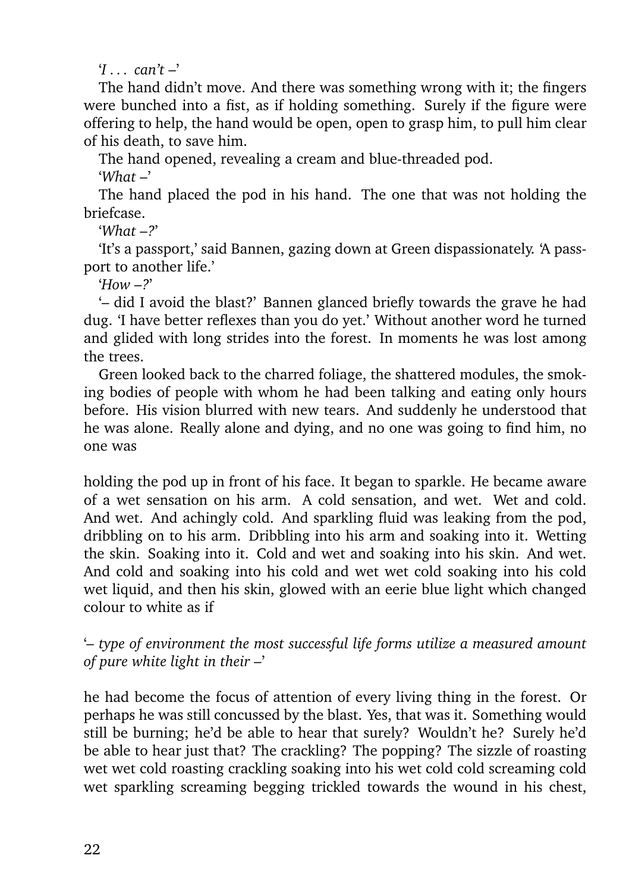'*I . . . can't –*'

The hand didn't move. And there was something wrong with it; the fingers were bunched into a fist, as if holding something. Surely if the figure were offering to help, the hand would be open, open to grasp him, to pull him clear of his death, to save him.

The hand opened, revealing a cream and blue-threaded pod.

'*What –*'

The hand placed the pod in his hand. The one that was not holding the briefcase.

'*What –?*'

'It's a passport,' said Bannen, gazing down at Green dispassionately. 'A passport to another life.'

'*How –?*'

'– did I avoid the blast?' Bannen glanced briefly towards the grave he had dug. 'I have better reflexes than you do yet.' Without another word he turned and glided with long strides into the forest. In moments he was lost among the trees.

Green looked back to the charred foliage, the shattered modules, the smoking bodies of people with whom he had been talking and eating only hours before. His vision blurred with new tears. And suddenly he understood that he was alone. Really alone and dying, and no one was going to find him, no one was

holding the pod up in front of his face. It began to sparkle. He became aware of a wet sensation on his arm. A cold sensation, and wet. Wet and cold. And wet. And achingly cold. And sparkling fluid was leaking from the pod, dribbling on to his arm. Dribbling into his arm and soaking into it. Wetting the skin. Soaking into it. Cold and wet and soaking into his skin. And wet. And cold and soaking into his cold and wet wet cold soaking into his cold wet liquid, and then his skin, glowed with an eerie blue light which changed colour to white as if

'*– type of environment the most successful life forms utilize a measured amount of pure white light in their –*'

he had become the focus of attention of every living thing in the forest. Or perhaps he was still concussed by the blast. Yes, that was it. Something would still be burning; he'd be able to hear that surely? Wouldn't he? Surely he'd be able to hear just that? The crackling? The popping? The sizzle of roasting wet wet cold roasting crackling soaking into his wet cold cold screaming cold wet sparkling screaming begging trickled towards the wound in his chest,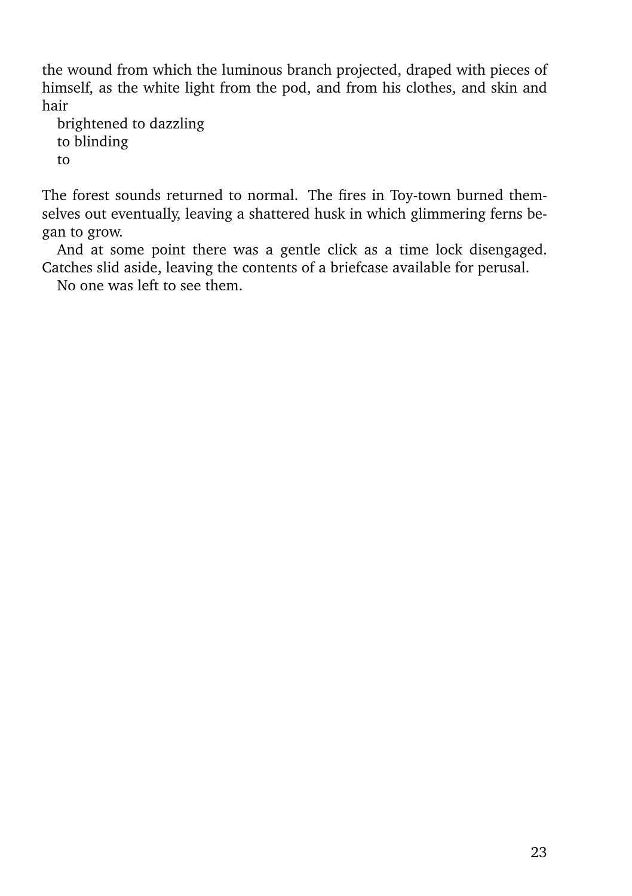the wound from which the luminous branch projected, draped with pieces of himself, as the white light from the pod, and from his clothes, and skin and hair

brightened to dazzling  
to blinding  
to

The forest sounds returned to normal. The fires in Toy-town burned themselves out eventually, leaving a shattered husk in which glimmering ferns began to grow.

And at some point there was a gentle click as a time lock disengaged. Catches slid aside, leaving the contents of a briefcase available for perusal.

No one was left to see them.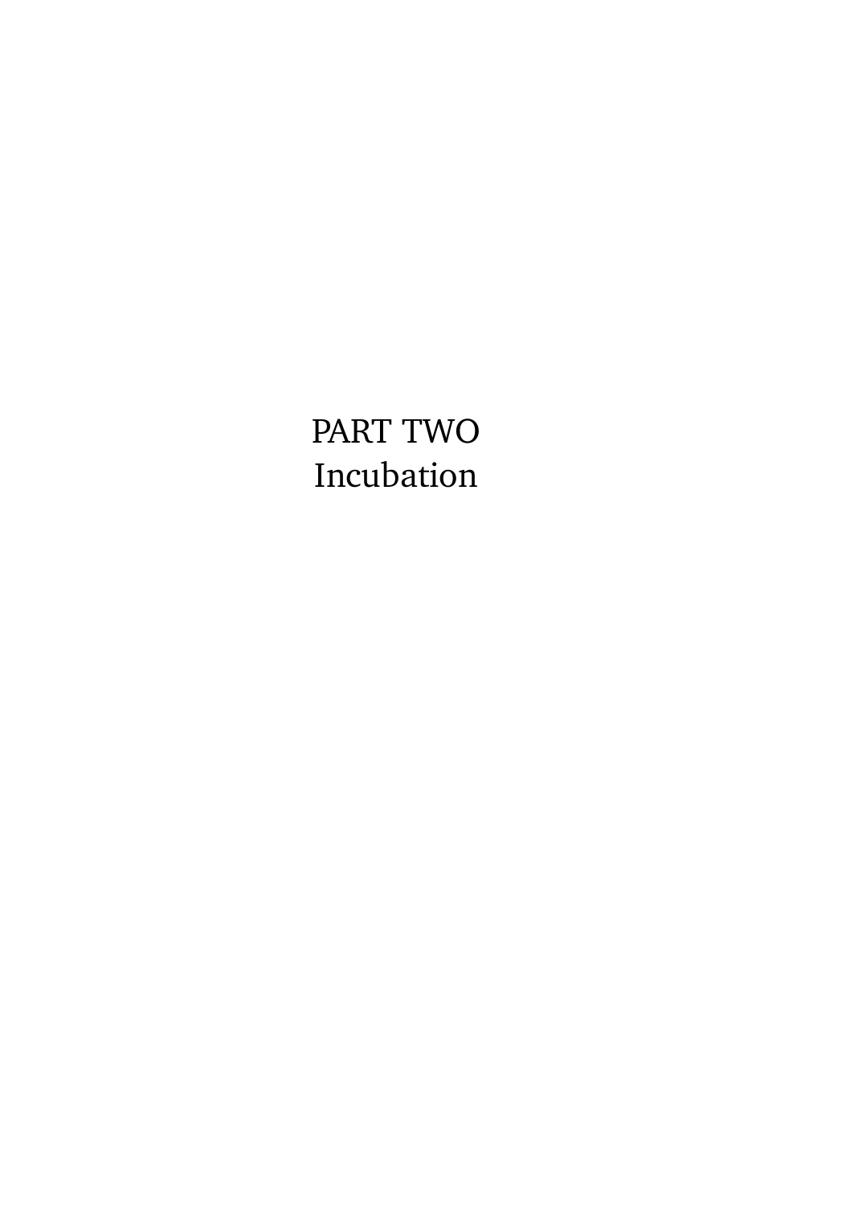# PART TWO
# Incubation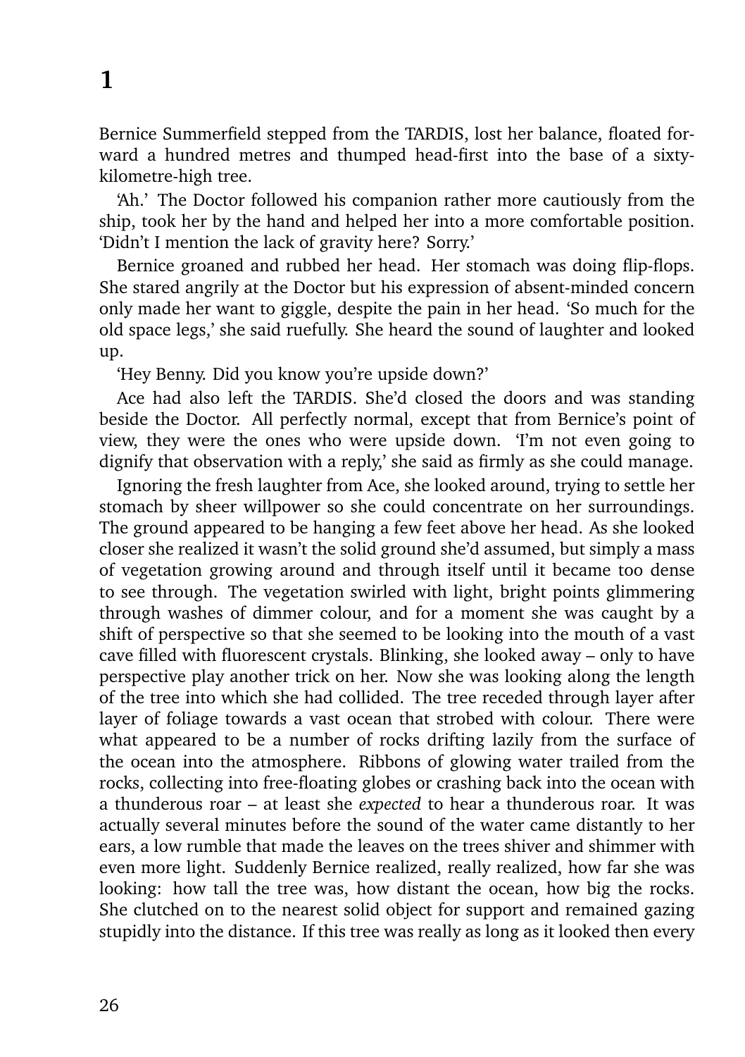# 1

Bernice Summerfield stepped from the TARDIS, lost her balance, floated forward a hundred metres and thumped head-first into the base of a sixty-kilometre-high tree.

'Ah.' The Doctor followed his companion rather more cautiously from the ship, took her by the hand and helped her into a more comfortable position. 'Didn't I mention the lack of gravity here? Sorry.'

Bernice groaned and rubbed her head. Her stomach was doing flip-flops. She stared angrily at the Doctor but his expression of absent-minded concern only made her want to giggle, despite the pain in her head. 'So much for the old space legs,' she said ruefully. She heard the sound of laughter and looked up.

'Hey Benny. Did you know you're upside down?'

Ace had also left the TARDIS. She'd closed the doors and was standing beside the Doctor. All perfectly normal, except that from Bernice's point of view, they were the ones who were upside down. 'I'm not even going to dignify that observation with a reply,' she said as firmly as she could manage.

Ignoring the fresh laughter from Ace, she looked around, trying to settle her stomach by sheer willpower so she could concentrate on her surroundings. The ground appeared to be hanging a few feet above her head. As she looked closer she realized it wasn't the solid ground she'd assumed, but simply a mass of vegetation growing around and through itself until it became too dense to see through. The vegetation swirled with light, bright points glimmering through washes of dimmer colour, and for a moment she was caught by a shift of perspective so that she seemed to be looking into the mouth of a vast cave filled with fluorescent crystals. Blinking, she looked away – only to have perspective play another trick on her. Now she was looking along the length of the tree into which she had collided. The tree receded through layer after layer of foliage towards a vast ocean that strobed with colour. There were what appeared to be a number of rocks drifting lazily from the surface of the ocean into the atmosphere. Ribbons of glowing water trailed from the rocks, collecting into free-floating globes or crashing back into the ocean with a thunderous roar – at least she *expected* to hear a thunderous roar. It was actually several minutes before the sound of the water came distantly to her ears, a low rumble that made the leaves on the trees shiver and shimmer with even more light. Suddenly Bernice realized, really realized, how far she was looking: how tall the tree was, how distant the ocean, how big the rocks. She clutched on to the nearest solid object for support and remained gazing stupidly into the distance. If this tree was really as long as it looked then every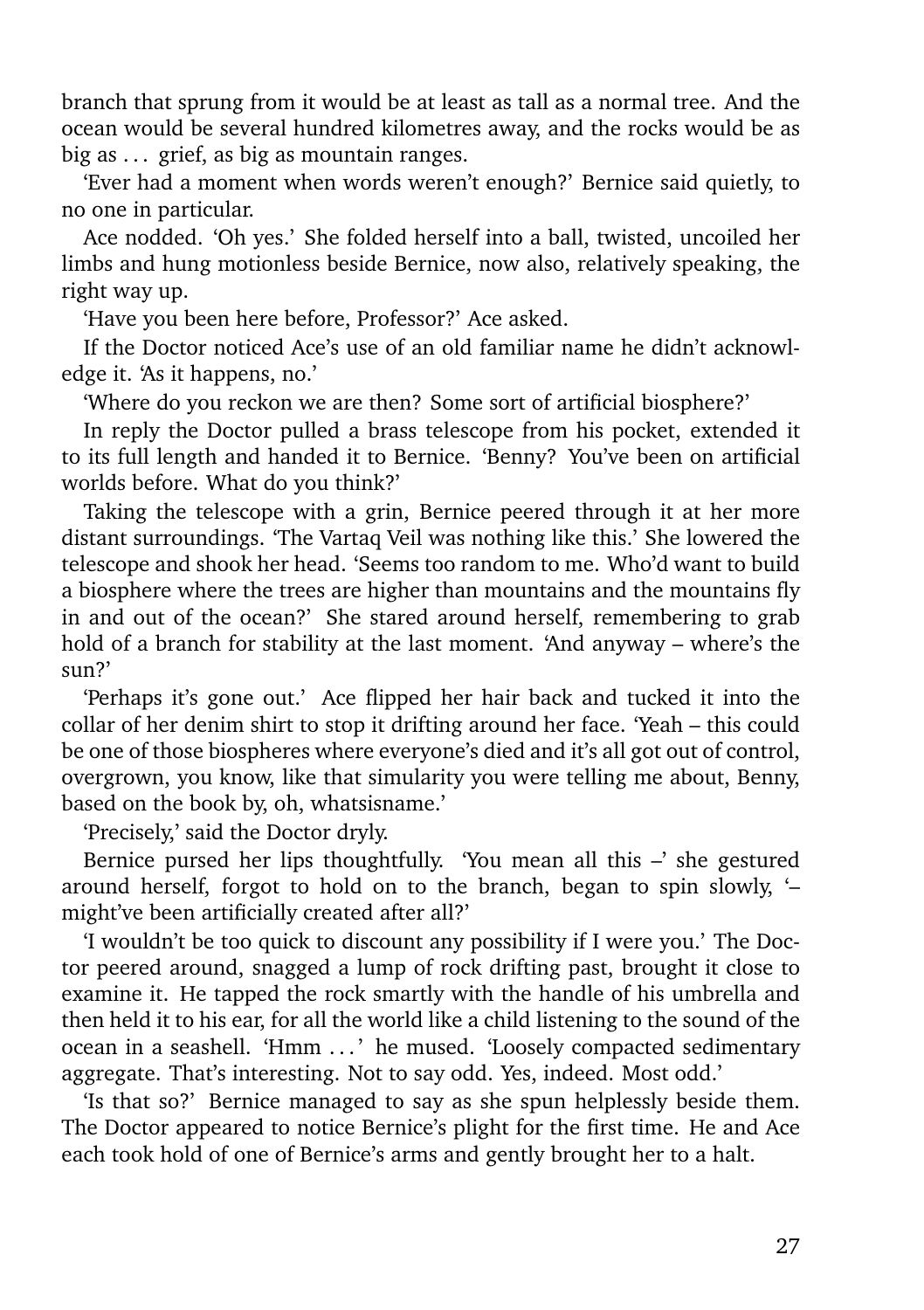branch that sprung from it would be at least as tall as a normal tree. And the ocean would be several hundred kilometres away, and the rocks would be as big as . . . grief, as big as mountain ranges.

'Ever had a moment when words weren't enough?' Bernice said quietly, to no one in particular.

Ace nodded. 'Oh yes.' She folded herself into a ball, twisted, uncoiled her limbs and hung motionless beside Bernice, now also, relatively speaking, the right way up.

'Have you been here before, Professor?' Ace asked.

If the Doctor noticed Ace's use of an old familiar name he didn't acknowledge it. 'As it happens, no.'

'Where do you reckon we are then? Some sort of artificial biosphere?'

In reply the Doctor pulled a brass telescope from his pocket, extended it to its full length and handed it to Bernice. 'Benny? You've been on artificial worlds before. What do you think?'

Taking the telescope with a grin, Bernice peered through it at her more distant surroundings. 'The Vartaq Veil was nothing like this.' She lowered the telescope and shook her head. 'Seems too random to me. Who'd want to build a biosphere where the trees are higher than mountains and the mountains fly in and out of the ocean?' She stared around herself, remembering to grab hold of a branch for stability at the last moment. 'And anyway – where's the sun?'

'Perhaps it's gone out.' Ace flipped her hair back and tucked it into the collar of her denim shirt to stop it drifting around her face. 'Yeah – this could be one of those biospheres where everyone's died and it's all got out of control, overgrown, you know, like that simularity you were telling me about, Benny, based on the book by, oh, whatsisname.'

'Precisely,' said the Doctor dryly.

Bernice pursed her lips thoughtfully. 'You mean all this –' she gestured around herself, forgot to hold on to the branch, began to spin slowly, '– might've been artificially created after all?'

'I wouldn't be too quick to discount any possibility if I were you.' The Doctor peered around, snagged a lump of rock drifting past, brought it close to examine it. He tapped the rock smartly with the handle of his umbrella and then held it to his ear, for all the world like a child listening to the sound of the ocean in a seashell. 'Hmm . . . ' he mused. 'Loosely compacted sedimentary aggregate. That's interesting. Not to say odd. Yes, indeed. Most odd.'

'Is that so?' Bernice managed to say as she spun helplessly beside them. The Doctor appeared to notice Bernice's plight for the first time. He and Ace each took hold of one of Bernice's arms and gently brought her to a halt.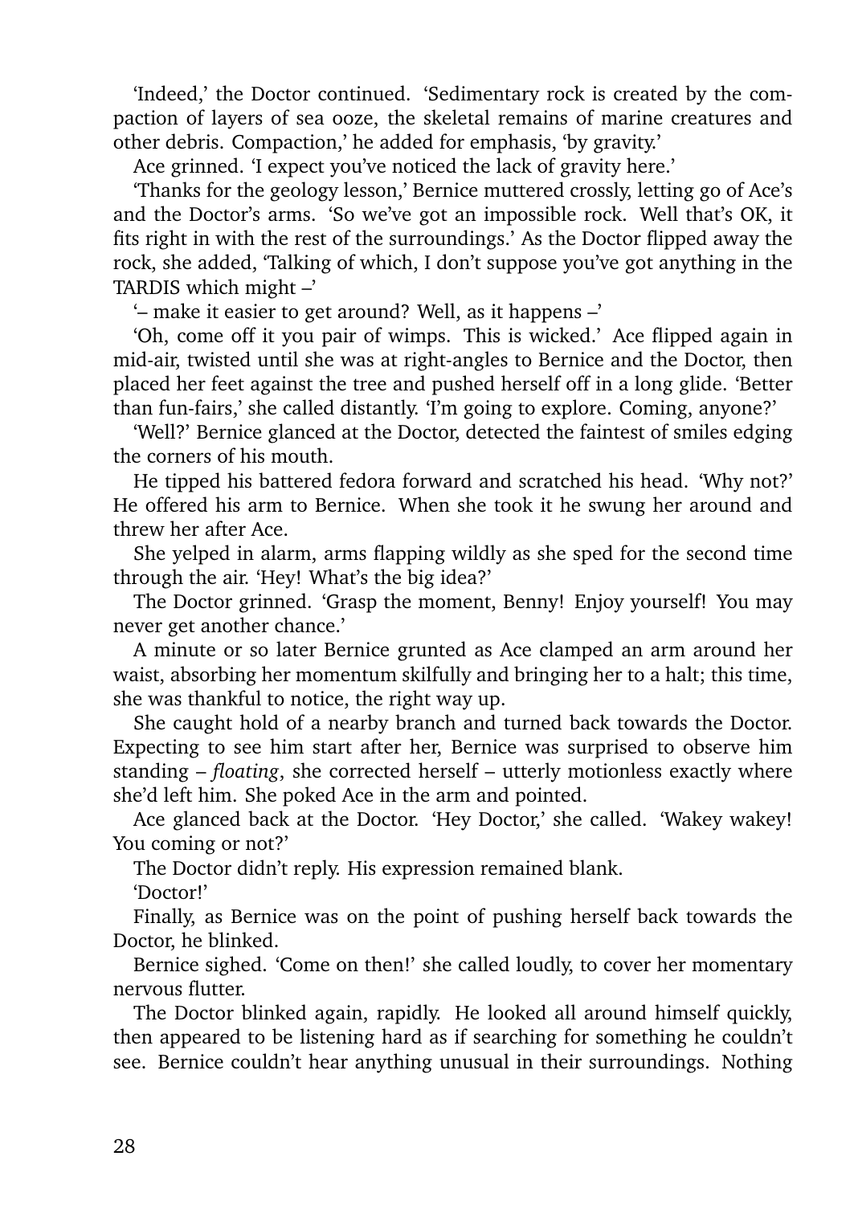'Indeed,' the Doctor continued. 'Sedimentary rock is created by the compaction of layers of sea ooze, the skeletal remains of marine creatures and other debris. Compaction,' he added for emphasis, 'by gravity.'

Ace grinned. 'I expect you've noticed the lack of gravity here.'

'Thanks for the geology lesson,' Bernice muttered crossly, letting go of Ace's and the Doctor's arms. 'So we've got an impossible rock. Well that's OK, it fits right in with the rest of the surroundings.' As the Doctor flipped away the rock, she added, 'Talking of which, I don't suppose you've got anything in the TARDIS which might –'

'– make it easier to get around? Well, as it happens –'

'Oh, come off it you pair of wimps. This is wicked.' Ace flipped again in mid-air, twisted until she was at right-angles to Bernice and the Doctor, then placed her feet against the tree and pushed herself off in a long glide. 'Better than fun-fairs,' she called distantly. 'I'm going to explore. Coming, anyone?'

'Well?' Bernice glanced at the Doctor, detected the faintest of smiles edging the corners of his mouth.

He tipped his battered fedora forward and scratched his head. 'Why not?' He offered his arm to Bernice. When she took it he swung her around and threw her after Ace.

She yelped in alarm, arms flapping wildly as she sped for the second time through the air. 'Hey! What's the big idea?'

The Doctor grinned. 'Grasp the moment, Benny! Enjoy yourself! You may never get another chance.'

A minute or so later Bernice grunted as Ace clamped an arm around her waist, absorbing her momentum skilfully and bringing her to a halt; this time, she was thankful to notice, the right way up.

She caught hold of a nearby branch and turned back towards the Doctor. Expecting to see him start after her, Bernice was surprised to observe him standing – *floating*, she corrected herself – utterly motionless exactly where she'd left him. She poked Ace in the arm and pointed.

Ace glanced back at the Doctor. 'Hey Doctor,' she called. 'Wakey wakey! You coming or not?'

The Doctor didn't reply. His expression remained blank.

'Doctor!'

Finally, as Bernice was on the point of pushing herself back towards the Doctor, he blinked.

Bernice sighed. 'Come on then!' she called loudly, to cover her momentary nervous flutter.

The Doctor blinked again, rapidly. He looked all around himself quickly, then appeared to be listening hard as if searching for something he couldn't see. Bernice couldn't hear anything unusual in their surroundings. Nothing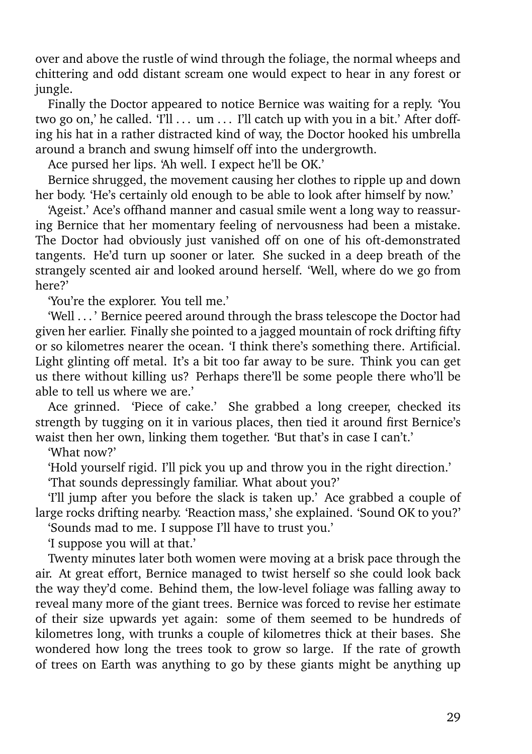over and above the rustle of wind through the foliage, the normal wheeps and chittering and odd distant scream one would expect to hear in any forest or jungle.

Finally the Doctor appeared to notice Bernice was waiting for a reply. 'You two go on,' he called. 'I'll . . . um . . . I'll catch up with you in a bit.' After doffing his hat in a rather distracted kind of way, the Doctor hooked his umbrella around a branch and swung himself off into the undergrowth.

Ace pursed her lips. 'Ah well. I expect he'll be OK.'

Bernice shrugged, the movement causing her clothes to ripple up and down her body. 'He's certainly old enough to be able to look after himself by now.'

'Ageist.' Ace's offhand manner and casual smile went a long way to reassuring Bernice that her momentary feeling of nervousness had been a mistake. The Doctor had obviously just vanished off on one of his oft-demonstrated tangents. He'd turn up sooner or later. She sucked in a deep breath of the strangely scented air and looked around herself. 'Well, where do we go from here?'

'You're the explorer. You tell me.'

'Well . . . ' Bernice peered around through the brass telescope the Doctor had given her earlier. Finally she pointed to a jagged mountain of rock drifting fifty or so kilometres nearer the ocean. 'I think there's something there. Artificial. Light glinting off metal. It's a bit too far away to be sure. Think you can get us there without killing us? Perhaps there'll be some people there who'll be able to tell us where we are.'

Ace grinned. 'Piece of cake.' She grabbed a long creeper, checked its strength by tugging on it in various places, then tied it around first Bernice's waist then her own, linking them together. 'But that's in case I can't.'

'What now?'

'Hold yourself rigid. I'll pick you up and throw you in the right direction.'

'That sounds depressingly familiar. What about you?'

'I'll jump after you before the slack is taken up.' Ace grabbed a couple of large rocks drifting nearby. 'Reaction mass,' she explained. 'Sound OK to you?'

'Sounds mad to me. I suppose I'll have to trust you.'

'I suppose you will at that.'

Twenty minutes later both women were moving at a brisk pace through the air. At great effort, Bernice managed to twist herself so she could look back the way they'd come. Behind them, the low-level foliage was falling away to reveal many more of the giant trees. Bernice was forced to revise her estimate of their size upwards yet again: some of them seemed to be hundreds of kilometres long, with trunks a couple of kilometres thick at their bases. She wondered how long the trees took to grow so large. If the rate of growth of trees on Earth was anything to go by these giants might be anything up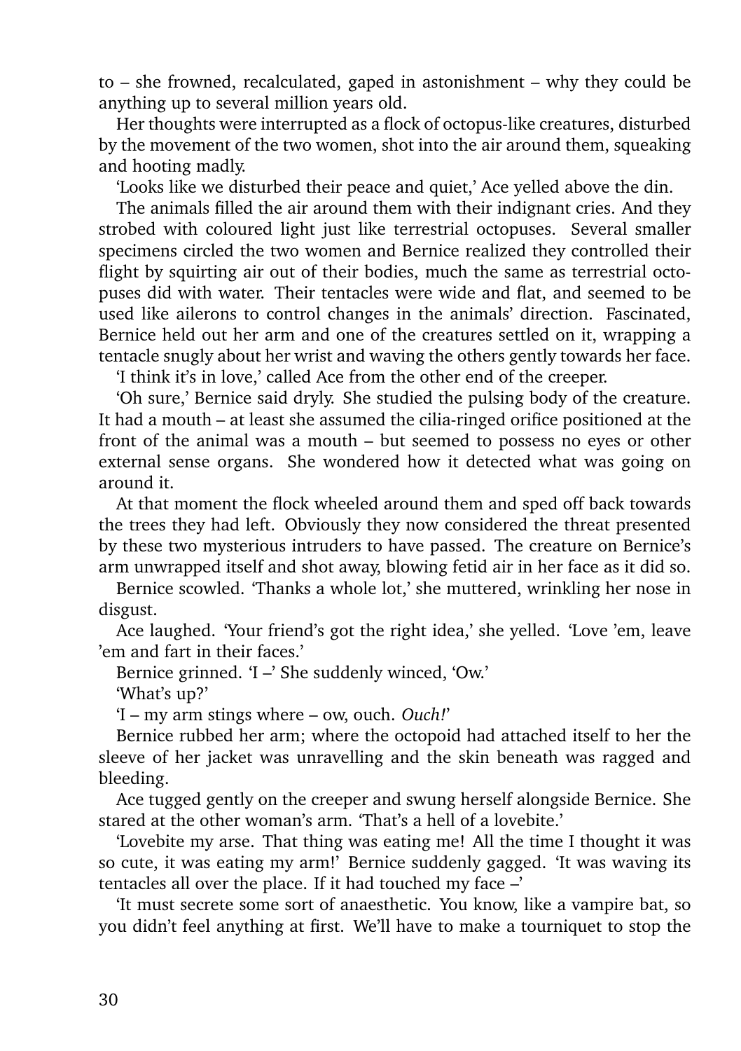to – she frowned, recalculated, gaped in astonishment – why they could be anything up to several million years old.

Her thoughts were interrupted as a flock of octopus-like creatures, disturbed by the movement of the two women, shot into the air around them, squeaking and hooting madly.

'Looks like we disturbed their peace and quiet,' Ace yelled above the din.

The animals filled the air around them with their indignant cries. And they strobed with coloured light just like terrestrial octopuses. Several smaller specimens circled the two women and Bernice realized they controlled their flight by squirting air out of their bodies, much the same as terrestrial octopuses did with water. Their tentacles were wide and flat, and seemed to be used like ailerons to control changes in the animals' direction. Fascinated, Bernice held out her arm and one of the creatures settled on it, wrapping a tentacle snugly about her wrist and waving the others gently towards her face.

'I think it's in love,' called Ace from the other end of the creeper.

'Oh sure,' Bernice said dryly. She studied the pulsing body of the creature. It had a mouth – at least she assumed the cilia-ringed orifice positioned at the front of the animal was a mouth – but seemed to possess no eyes or other external sense organs. She wondered how it detected what was going on around it.

At that moment the flock wheeled around them and sped off back towards the trees they had left. Obviously they now considered the threat presented by these two mysterious intruders to have passed. The creature on Bernice's arm unwrapped itself and shot away, blowing fetid air in her face as it did so.

Bernice scowled. 'Thanks a whole lot,' she muttered, wrinkling her nose in disgust.

Ace laughed. 'Your friend's got the right idea,' she yelled. 'Love 'em, leave 'em and fart in their faces.'

Bernice grinned. 'I –' She suddenly winced, 'Ow.'

'What's up?'

'I – my arm stings where – ow, ouch. *Ouch!*'

Bernice rubbed her arm; where the octopoid had attached itself to her the sleeve of her jacket was unravelling and the skin beneath was ragged and bleeding.

Ace tugged gently on the creeper and swung herself alongside Bernice. She stared at the other woman's arm. 'That's a hell of a lovebite.'

'Lovebite my arse. That thing was eating me! All the time I thought it was so cute, it was eating my arm!' Bernice suddenly gagged. 'It was waving its tentacles all over the place. If it had touched my face –'

'It must secrete some sort of anaesthetic. You know, like a vampire bat, so you didn't feel anything at first. We'll have to make a tourniquet to stop the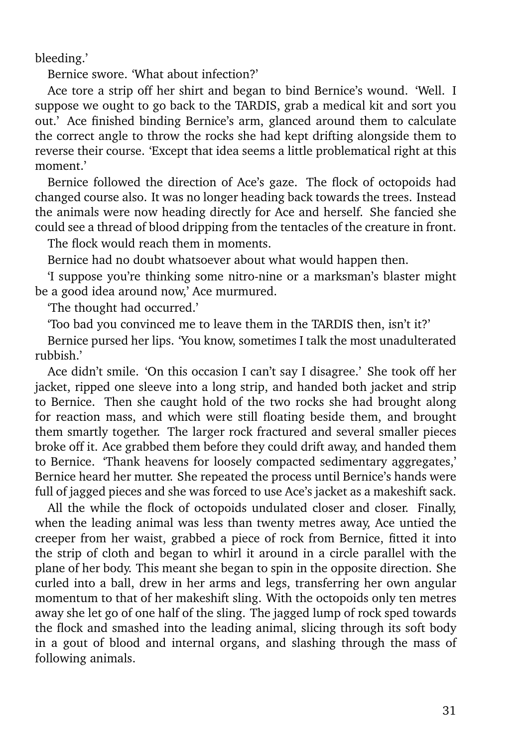bleeding.'

Bernice swore. 'What about infection?'

Ace tore a strip off her shirt and began to bind Bernice's wound. 'Well. I suppose we ought to go back to the TARDIS, grab a medical kit and sort you out.' Ace finished binding Bernice's arm, glanced around them to calculate the correct angle to throw the rocks she had kept drifting alongside them to reverse their course. 'Except that idea seems a little problematical right at this moment.'

Bernice followed the direction of Ace's gaze. The flock of octopoids had changed course also. It was no longer heading back towards the trees. Instead the animals were now heading directly for Ace and herself. She fancied she could see a thread of blood dripping from the tentacles of the creature in front.

The flock would reach them in moments.

Bernice had no doubt whatsoever about what would happen then.

'I suppose you're thinking some nitro-nine or a marksman's blaster might be a good idea around now,' Ace murmured.

'The thought had occurred.'

'Too bad you convinced me to leave them in the TARDIS then, isn't it?'

Bernice pursed her lips. 'You know, sometimes I talk the most unadulterated rubbish.'

Ace didn't smile. 'On this occasion I can't say I disagree.' She took off her jacket, ripped one sleeve into a long strip, and handed both jacket and strip to Bernice. Then she caught hold of the two rocks she had brought along for reaction mass, and which were still floating beside them, and brought them smartly together. The larger rock fractured and several smaller pieces broke off it. Ace grabbed them before they could drift away, and handed them to Bernice. 'Thank heavens for loosely compacted sedimentary aggregates,' Bernice heard her mutter. She repeated the process until Bernice's hands were full of jagged pieces and she was forced to use Ace's jacket as a makeshift sack.

All the while the flock of octopoids undulated closer and closer. Finally, when the leading animal was less than twenty metres away, Ace untied the creeper from her waist, grabbed a piece of rock from Bernice, fitted it into the strip of cloth and began to whirl it around in a circle parallel with the plane of her body. This meant she began to spin in the opposite direction. She curled into a ball, drew in her arms and legs, transferring her own angular momentum to that of her makeshift sling. With the octopoids only ten metres away she let go of one half of the sling. The jagged lump of rock sped towards the flock and smashed into the leading animal, slicing through its soft body in a gout of blood and internal organs, and slashing through the mass of following animals.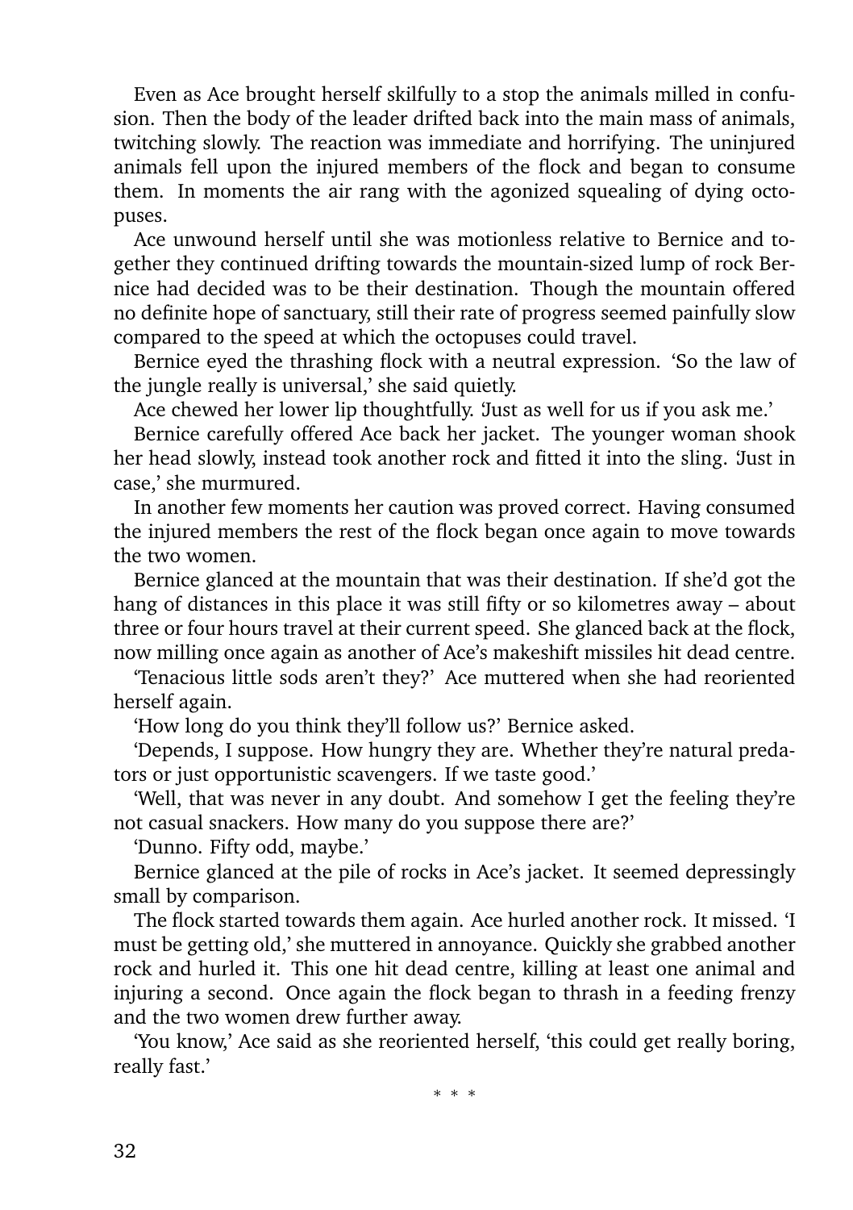Even as Ace brought herself skilfully to a stop the animals milled in confusion. Then the body of the leader drifted back into the main mass of animals, twitching slowly. The reaction was immediate and horrifying. The uninjured animals fell upon the injured members of the flock and began to consume them. In moments the air rang with the agonized squealing of dying octopuses.

Ace unwound herself until she was motionless relative to Bernice and together they continued drifting towards the mountain-sized lump of rock Bernice had decided was to be their destination. Though the mountain offered no definite hope of sanctuary, still their rate of progress seemed painfully slow compared to the speed at which the octopuses could travel.

Bernice eyed the thrashing flock with a neutral expression. 'So the law of the jungle really is universal,' she said quietly.

Ace chewed her lower lip thoughtfully. 'Just as well for us if you ask me.'

Bernice carefully offered Ace back her jacket. The younger woman shook her head slowly, instead took another rock and fitted it into the sling. 'Just in case,' she murmured.

In another few moments her caution was proved correct. Having consumed the injured members the rest of the flock began once again to move towards the two women.

Bernice glanced at the mountain that was their destination. If she'd got the hang of distances in this place it was still fifty or so kilometres away – about three or four hours travel at their current speed. She glanced back at the flock, now milling once again as another of Ace's makeshift missiles hit dead centre.

'Tenacious little sods aren't they?' Ace muttered when she had reoriented herself again.

'How long do you think they'll follow us?' Bernice asked.

'Depends, I suppose. How hungry they are. Whether they're natural predators or just opportunistic scavengers. If we taste good.'

'Well, that was never in any doubt. And somehow I get the feeling they're not casual snackers. How many do you suppose there are?'

'Dunno. Fifty odd, maybe.'

Bernice glanced at the pile of rocks in Ace's jacket. It seemed depressingly small by comparison.

The flock started towards them again. Ace hurled another rock. It missed. 'I must be getting old,' she muttered in annoyance. Quickly she grabbed another rock and hurled it. This one hit dead centre, killing at least one animal and injuring a second. Once again the flock began to thrash in a feeding frenzy and the two women drew further away.

'You know,' Ace said as she reoriented herself, 'this could get really boring, really fast.'

\* \* \*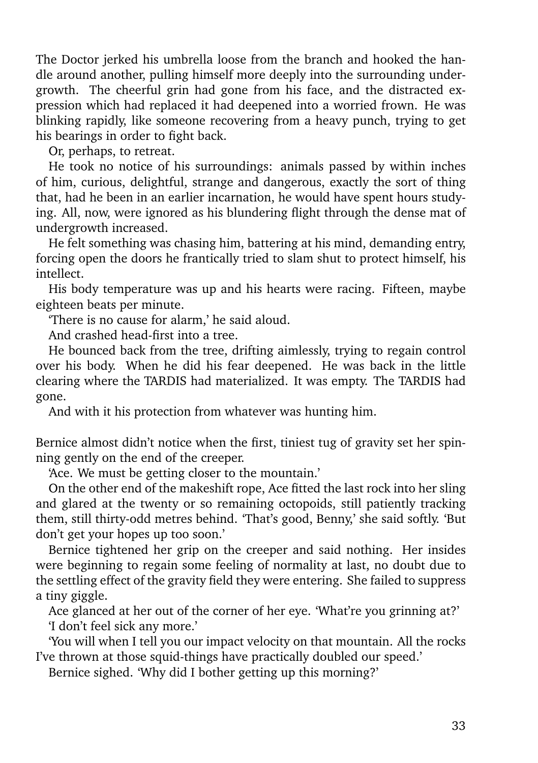The Doctor jerked his umbrella loose from the branch and hooked the handle around another, pulling himself more deeply into the surrounding undergrowth. The cheerful grin had gone from his face, and the distracted expression which had replaced it had deepened into a worried frown. He was blinking rapidly, like someone recovering from a heavy punch, trying to get his bearings in order to fight back.

Or, perhaps, to retreat.

He took no notice of his surroundings: animals passed by within inches of him, curious, delightful, strange and dangerous, exactly the sort of thing that, had he been in an earlier incarnation, he would have spent hours studying. All, now, were ignored as his blundering flight through the dense mat of undergrowth increased.

He felt something was chasing him, battering at his mind, demanding entry, forcing open the doors he frantically tried to slam shut to protect himself, his intellect.

His body temperature was up and his hearts were racing. Fifteen, maybe eighteen beats per minute.

'There is no cause for alarm,' he said aloud.

And crashed head-first into a tree.

He bounced back from the tree, drifting aimlessly, trying to regain control over his body. When he did his fear deepened. He was back in the little clearing where the TARDIS had materialized. It was empty. The TARDIS had gone.

And with it his protection from whatever was hunting him.

Bernice almost didn't notice when the first, tiniest tug of gravity set her spinning gently on the end of the creeper.

'Ace. We must be getting closer to the mountain.'

On the other end of the makeshift rope, Ace fitted the last rock into her sling and glared at the twenty or so remaining octopoids, still patiently tracking them, still thirty-odd metres behind. 'That's good, Benny,' she said softly. 'But don't get your hopes up too soon.'

Bernice tightened her grip on the creeper and said nothing. Her insides were beginning to regain some feeling of normality at last, no doubt due to the settling effect of the gravity field they were entering. She failed to suppress a tiny giggle.

Ace glanced at her out of the corner of her eye. 'What're you grinning at?'

'I don't feel sick any more.'

'You will when I tell you our impact velocity on that mountain. All the rocks I've thrown at those squid-things have practically doubled our speed.'

Bernice sighed. 'Why did I bother getting up this morning?'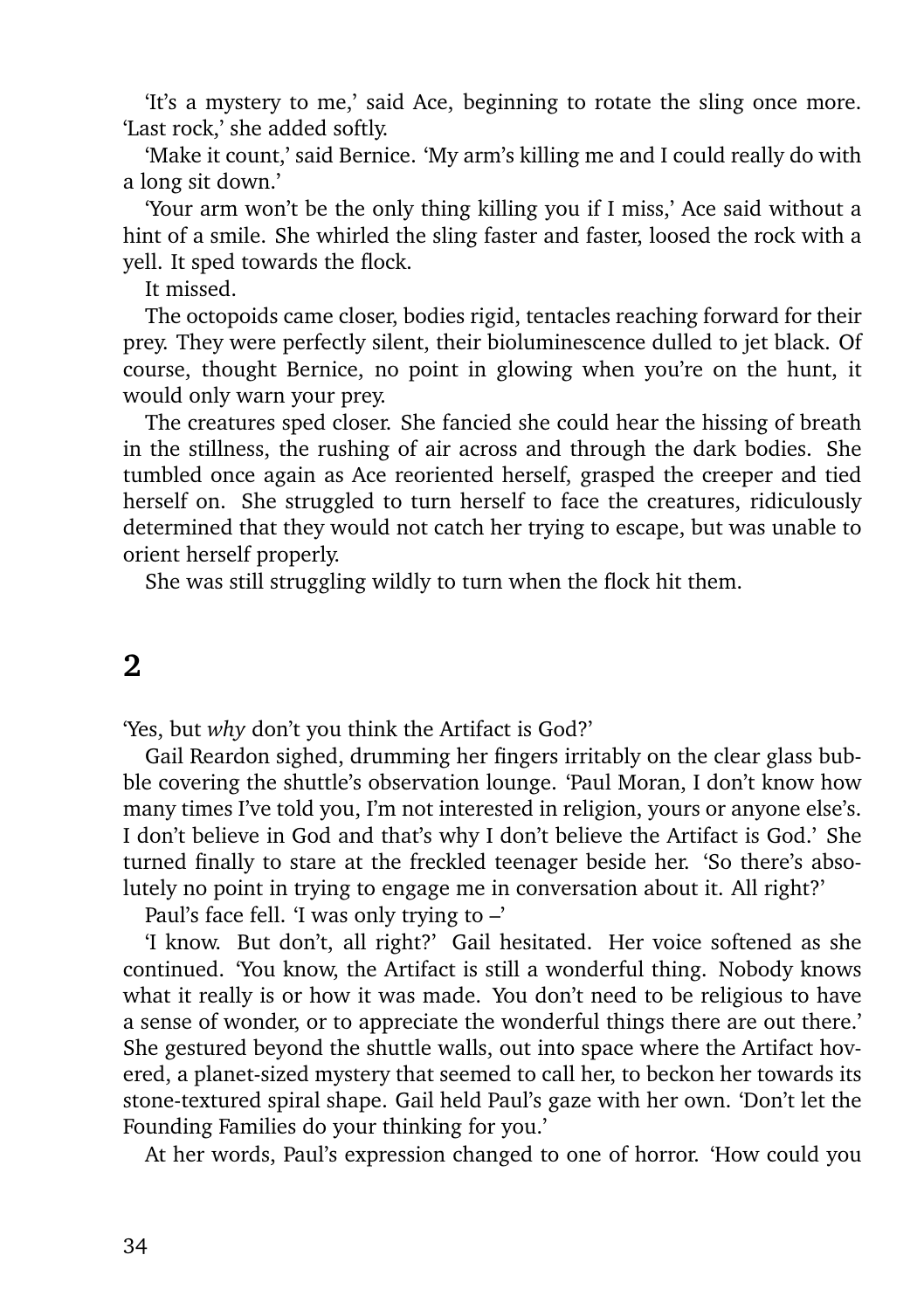'It's a mystery to me,' said Ace, beginning to rotate the sling once more. 'Last rock,' she added softly.

'Make it count,' said Bernice. 'My arm's killing me and I could really do with a long sit down.'

'Your arm won't be the only thing killing you if I miss,' Ace said without a hint of a smile. She whirled the sling faster and faster, loosed the rock with a yell. It sped towards the flock.

It missed.

The octopoids came closer, bodies rigid, tentacles reaching forward for their prey. They were perfectly silent, their bioluminescence dulled to jet black. Of course, thought Bernice, no point in glowing when you're on the hunt, it would only warn your prey.

The creatures sped closer. She fancied she could hear the hissing of breath in the stillness, the rushing of air across and through the dark bodies. She tumbled once again as Ace reoriented herself, grasped the creeper and tied herself on. She struggled to turn herself to face the creatures, ridiculously determined that they would not catch her trying to escape, but was unable to orient herself properly.

She was still struggling wildly to turn when the flock hit them.

## 2

'Yes, but *why* don't you think the Artifact is God?'

Gail Reardon sighed, drumming her fingers irritably on the clear glass bubble covering the shuttle's observation lounge. 'Paul Moran, I don't know how many times I've told you, I'm not interested in religion, yours or anyone else's. I don't believe in God and that's why I don't believe the Artifact is God.' She turned finally to stare at the freckled teenager beside her. 'So there's absolutely no point in trying to engage me in conversation about it. All right?'

Paul's face fell. 'I was only trying to –'

'I know. But don't, all right?' Gail hesitated. Her voice softened as she continued. 'You know, the Artifact is still a wonderful thing. Nobody knows what it really is or how it was made. You don't need to be religious to have a sense of wonder, or to appreciate the wonderful things there are out there.' She gestured beyond the shuttle walls, out into space where the Artifact hovered, a planet-sized mystery that seemed to call her, to beckon her towards its stone-textured spiral shape. Gail held Paul's gaze with her own. 'Don't let the Founding Families do your thinking for you.'

At her words, Paul's expression changed to one of horror. 'How could you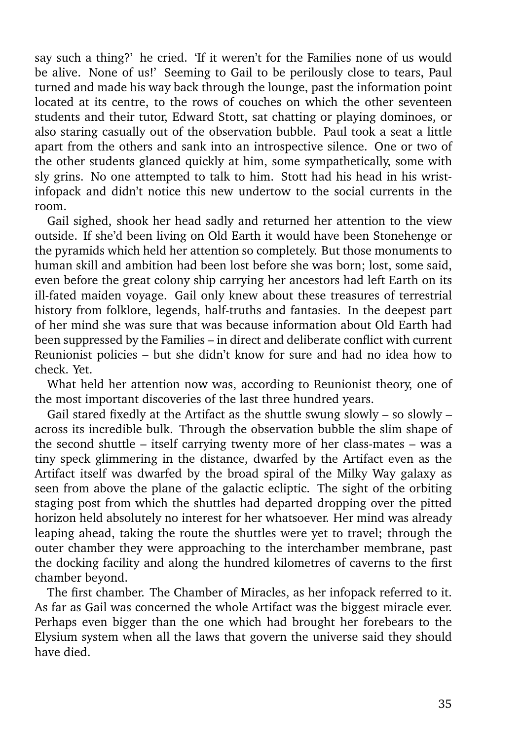say such a thing?' he cried. 'If it weren't for the Families none of us would be alive. None of us!' Seeming to Gail to be perilously close to tears, Paul turned and made his way back through the lounge, past the information point located at its centre, to the rows of couches on which the other seventeen students and their tutor, Edward Stott, sat chatting or playing dominoes, or also staring casually out of the observation bubble. Paul took a seat a little apart from the others and sank into an introspective silence. One or two of the other students glanced quickly at him, some sympathetically, some with sly grins. No one attempted to talk to him. Stott had his head in his wrist-infopack and didn't notice this new undertow to the social currents in the room.

Gail sighed, shook her head sadly and returned her attention to the view outside. If she'd been living on Old Earth it would have been Stonehenge or the pyramids which held her attention so completely. But those monuments to human skill and ambition had been lost before she was born; lost, some said, even before the great colony ship carrying her ancestors had left Earth on its ill-fated maiden voyage. Gail only knew about these treasures of terrestrial history from folklore, legends, half-truths and fantasies. In the deepest part of her mind she was sure that was because information about Old Earth had been suppressed by the Families – in direct and deliberate conflict with current Reunionist policies – but she didn't know for sure and had no idea how to check. Yet.

What held her attention now was, according to Reunionist theory, one of the most important discoveries of the last three hundred years.

Gail stared fixedly at the Artifact as the shuttle swung slowly – so slowly – across its incredible bulk. Through the observation bubble the slim shape of the second shuttle – itself carrying twenty more of her class-mates – was a tiny speck glimmering in the distance, dwarfed by the Artifact even as the Artifact itself was dwarfed by the broad spiral of the Milky Way galaxy as seen from above the plane of the galactic ecliptic. The sight of the orbiting staging post from which the shuttles had departed dropping over the pitted horizon held absolutely no interest for her whatsoever. Her mind was already leaping ahead, taking the route the shuttles were yet to travel; through the outer chamber they were approaching to the interchamber membrane, past the docking facility and along the hundred kilometres of caverns to the first chamber beyond.

The first chamber. The Chamber of Miracles, as her infopack referred to it. As far as Gail was concerned the whole Artifact was the biggest miracle ever. Perhaps even bigger than the one which had brought her forebears to the Elysium system when all the laws that govern the universe said they should have died.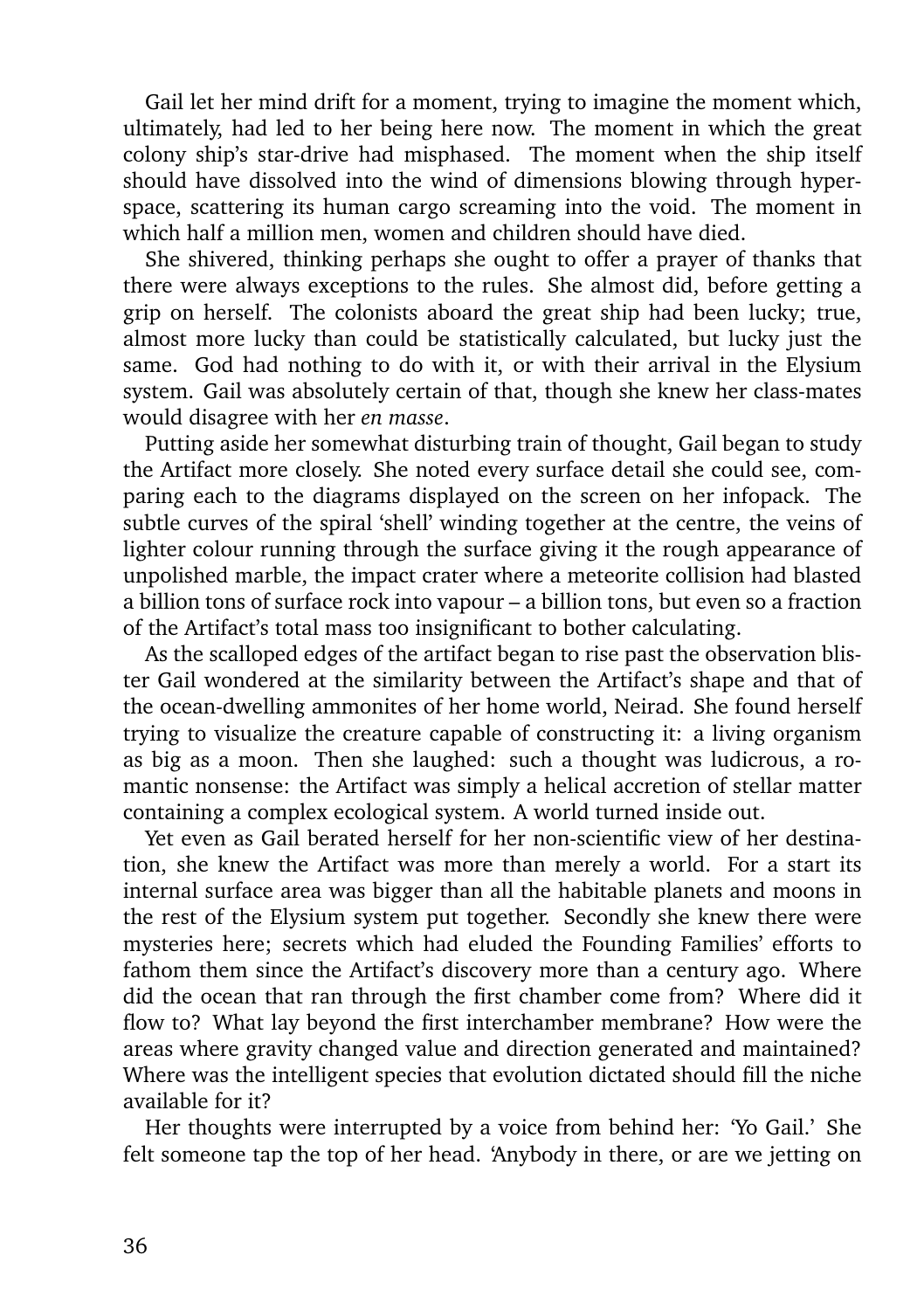Gail let her mind drift for a moment, trying to imagine the moment which, ultimately, had led to her being here now. The moment in which the great colony ship's star-drive had misphased. The moment when the ship itself should have dissolved into the wind of dimensions blowing through hyper-space, scattering its human cargo screaming into the void. The moment in which half a million men, women and children should have died.

She shivered, thinking perhaps she ought to offer a prayer of thanks that there were always exceptions to the rules. She almost did, before getting a grip on herself. The colonists aboard the great ship had been lucky; true, almost more lucky than could be statistically calculated, but lucky just the same. God had nothing to do with it, or with their arrival in the Elysium system. Gail was absolutely certain of that, though she knew her class-mates would disagree with her *en masse*.

Putting aside her somewhat disturbing train of thought, Gail began to study the Artifact more closely. She noted every surface detail she could see, comparing each to the diagrams displayed on the screen on her infopack. The subtle curves of the spiral 'shell' winding together at the centre, the veins of lighter colour running through the surface giving it the rough appearance of unpolished marble, the impact crater where a meteorite collision had blasted a billion tons of surface rock into vapour – a billion tons, but even so a fraction of the Artifact's total mass too insignificant to bother calculating.

As the scalloped edges of the artifact began to rise past the observation blister Gail wondered at the similarity between the Artifact's shape and that of the ocean-dwelling ammonites of her home world, Neirad. She found herself trying to visualize the creature capable of constructing it: a living organism as big as a moon. Then she laughed: such a thought was ludicrous, a romantic nonsense: the Artifact was simply a helical accretion of stellar matter containing a complex ecological system. A world turned inside out.

Yet even as Gail berated herself for her non-scientific view of her destination, she knew the Artifact was more than merely a world. For a start its internal surface area was bigger than all the habitable planets and moons in the rest of the Elysium system put together. Secondly she knew there were mysteries here; secrets which had eluded the Founding Families' efforts to fathom them since the Artifact's discovery more than a century ago. Where did the ocean that ran through the first chamber come from? Where did it flow to? What lay beyond the first interchamber membrane? How were the areas where gravity changed value and direction generated and maintained? Where was the intelligent species that evolution dictated should fill the niche available for it?

Her thoughts were interrupted by a voice from behind her: 'Yo Gail.' She felt someone tap the top of her head. 'Anybody in there, or are we jetting on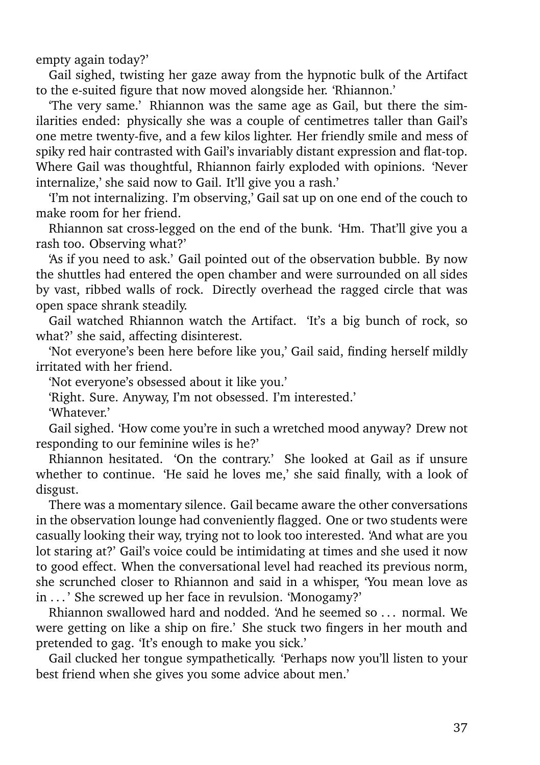empty again today?'

Gail sighed, twisting her gaze away from the hypnotic bulk of the Artifact to the e-suited figure that now moved alongside her. 'Rhiannon.'

'The very same.' Rhiannon was the same age as Gail, but there the similarities ended: physically she was a couple of centimetres taller than Gail's one metre twenty-five, and a few kilos lighter. Her friendly smile and mess of spiky red hair contrasted with Gail's invariably distant expression and flat-top. Where Gail was thoughtful, Rhiannon fairly exploded with opinions. 'Never internalize,' she said now to Gail. It'll give you a rash.'

'I'm not internalizing. I'm observing,' Gail sat up on one end of the couch to make room for her friend.

Rhiannon sat cross-legged on the end of the bunk. 'Hm. That'll give you a rash too. Observing what?'

'As if you need to ask.' Gail pointed out of the observation bubble. By now the shuttles had entered the open chamber and were surrounded on all sides by vast, ribbed walls of rock. Directly overhead the ragged circle that was open space shrank steadily.

Gail watched Rhiannon watch the Artifact. 'It's a big bunch of rock, so what?' she said, affecting disinterest.

'Not everyone's been here before like you,' Gail said, finding herself mildly irritated with her friend.

'Not everyone's obsessed about it like you.'

'Right. Sure. Anyway, I'm not obsessed. I'm interested.'

'Whatever.'

Gail sighed. 'How come you're in such a wretched mood anyway? Drew not responding to our feminine wiles is he?'

Rhiannon hesitated. 'On the contrary.' She looked at Gail as if unsure whether to continue. 'He said he loves me,' she said finally, with a look of disgust.

There was a momentary silence. Gail became aware the other conversations in the observation lounge had conveniently flagged. One or two students were casually looking their way, trying not to look too interested. 'And what are you lot staring at?' Gail's voice could be intimidating at times and she used it now to good effect. When the conversational level had reached its previous norm, she scrunched closer to Rhiannon and said in a whisper, 'You mean love as in . . . ' She screwed up her face in revulsion. 'Monogamy?'

Rhiannon swallowed hard and nodded. 'And he seemed so . . . normal. We were getting on like a ship on fire.' She stuck two fingers in her mouth and pretended to gag. 'It's enough to make you sick.'

Gail clucked her tongue sympathetically. 'Perhaps now you'll listen to your best friend when she gives you some advice about men.'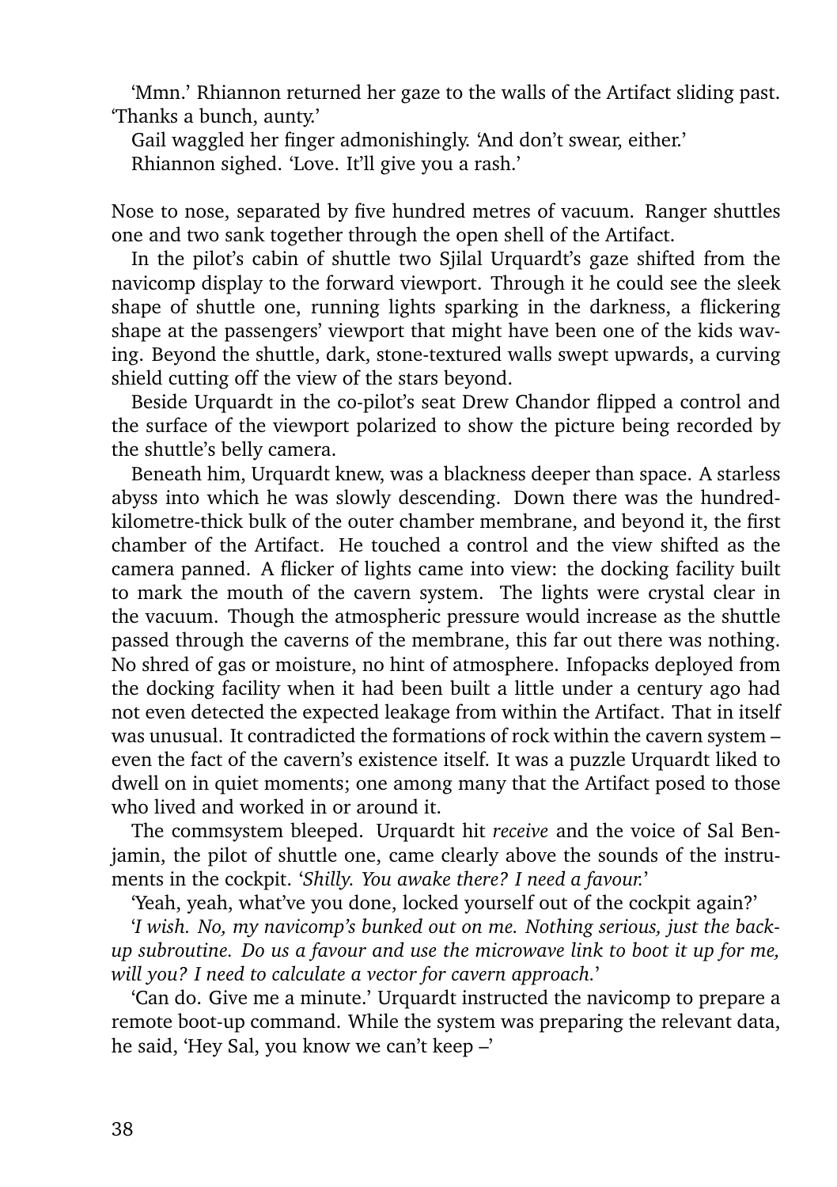'Mmn.' Rhiannon returned her gaze to the walls of the Artifact sliding past. 'Thanks a bunch, aunty.'

Gail waggled her finger admonishingly. 'And don't swear, either.'

Rhiannon sighed. 'Love. It'll give you a rash.'

Nose to nose, separated by five hundred metres of vacuum. Ranger shuttles one and two sank together through the open shell of the Artifact.

In the pilot's cabin of shuttle two Sjilal Urquardt's gaze shifted from the navicomp display to the forward viewport. Through it he could see the sleek shape of shuttle one, running lights sparking in the darkness, a flickering shape at the passengers' viewport that might have been one of the kids waving. Beyond the shuttle, dark, stone-textured walls swept upwards, a curving shield cutting off the view of the stars beyond.

Beside Urquardt in the co-pilot's seat Drew Chandor flipped a control and the surface of the viewport polarized to show the picture being recorded by the shuttle's belly camera.

Beneath him, Urquardt knew, was a blackness deeper than space. A starless abyss into which he was slowly descending. Down there was the hundred-kilometre-thick bulk of the outer chamber membrane, and beyond it, the first chamber of the Artifact. He touched a control and the view shifted as the camera panned. A flicker of lights came into view: the docking facility built to mark the mouth of the cavern system. The lights were crystal clear in the vacuum. Though the atmospheric pressure would increase as the shuttle passed through the caverns of the membrane, this far out there was nothing. No shred of gas or moisture, no hint of atmosphere. Infopacks deployed from the docking facility when it had been built a little under a century ago had not even detected the expected leakage from within the Artifact. That in itself was unusual. It contradicted the formations of rock within the cavern system – even the fact of the cavern's existence itself. It was a puzzle Urquardt liked to dwell on in quiet moments; one among many that the Artifact posed to those who lived and worked in or around it.

The commsystem bleeped. Urquardt hit *receive* and the voice of Sal Benjamin, the pilot of shuttle one, came clearly above the sounds of the instruments in the cockpit. '*Shilly. You awake there? I need a favour.*'

'Yeah, yeah, what've you done, locked yourself out of the cockpit again?'

'*I wish. No, my navicomp's bunked out on me. Nothing serious, just the back-up subroutine. Do us a favour and use the microwave link to boot it up for me, will you? I need to calculate a vector for cavern approach.*'

'Can do. Give me a minute.' Urquardt instructed the navicomp to prepare a remote boot-up command. While the system was preparing the relevant data, he said, 'Hey Sal, you know we can't keep –'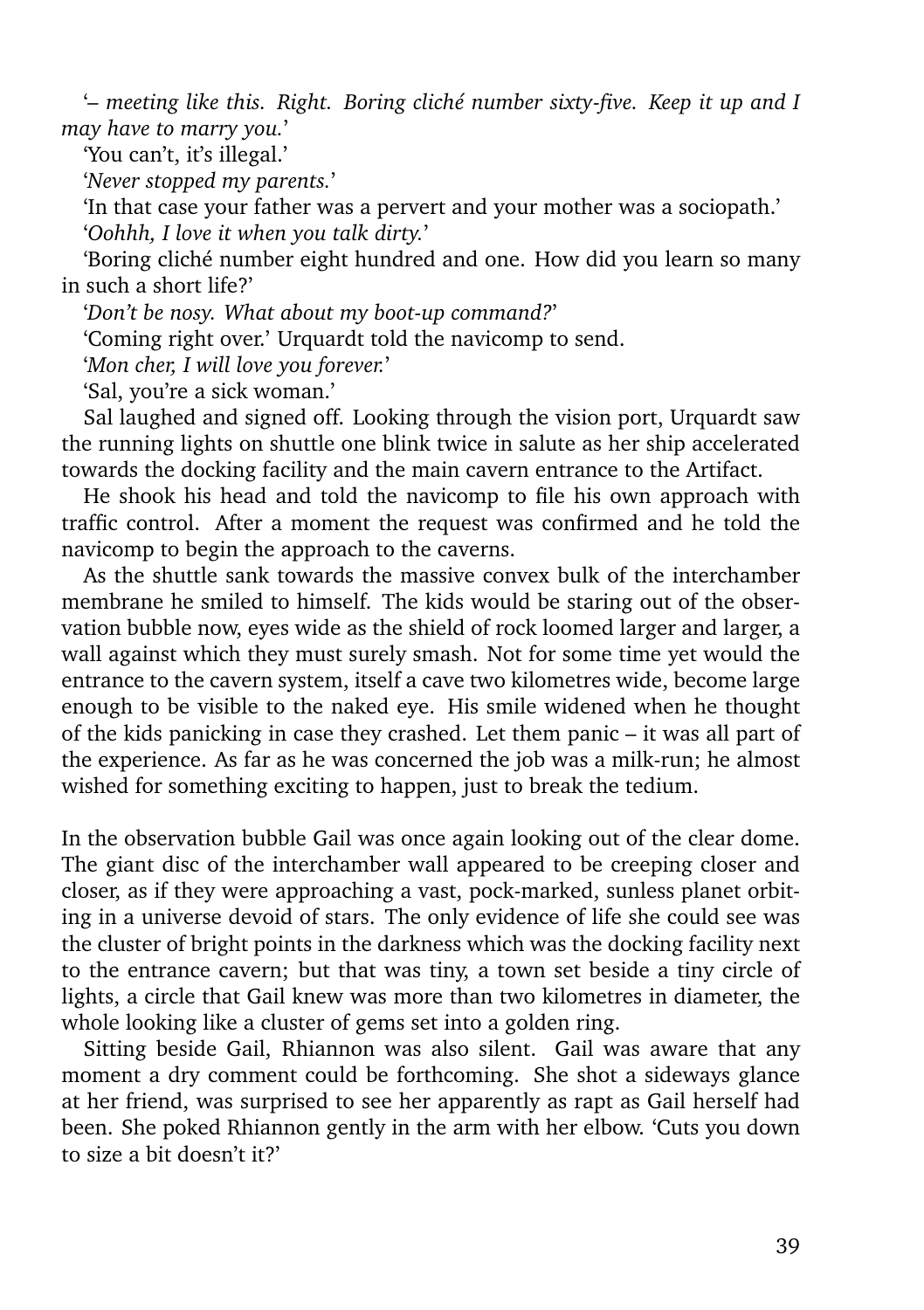'*– meeting like this. Right. Boring cliché number sixty-five. Keep it up and I may have to marry you.*'

'You can't, it's illegal.'

'*Never stopped my parents.*'

'In that case your father was a pervert and your mother was a sociopath.'

'*Oohhh, I love it when you talk dirty.*'

'Boring cliché number eight hundred and one. How did you learn so many in such a short life?'

'*Don't be nosy. What about my boot-up command?*'

'Coming right over.' Urquardt told the navicomp to send.

'*Mon cher, I will love you forever.*'

'Sal, you're a sick woman.'

Sal laughed and signed off. Looking through the vision port, Urquardt saw the running lights on shuttle one blink twice in salute as her ship accelerated towards the docking facility and the main cavern entrance to the Artifact.

He shook his head and told the navicomp to file his own approach with traffic control. After a moment the request was confirmed and he told the navicomp to begin the approach to the caverns.

As the shuttle sank towards the massive convex bulk of the interchamber membrane he smiled to himself. The kids would be staring out of the observation bubble now, eyes wide as the shield of rock loomed larger and larger, a wall against which they must surely smash. Not for some time yet would the entrance to the cavern system, itself a cave two kilometres wide, become large enough to be visible to the naked eye. His smile widened when he thought of the kids panicking in case they crashed. Let them panic – it was all part of the experience. As far as he was concerned the job was a milk-run; he almost wished for something exciting to happen, just to break the tedium.

In the observation bubble Gail was once again looking out of the clear dome. The giant disc of the interchamber wall appeared to be creeping closer and closer, as if they were approaching a vast, pock-marked, sunless planet orbiting in a universe devoid of stars. The only evidence of life she could see was the cluster of bright points in the darkness which was the docking facility next to the entrance cavern; but that was tiny, a town set beside a tiny circle of lights, a circle that Gail knew was more than two kilometres in diameter, the whole looking like a cluster of gems set into a golden ring.

Sitting beside Gail, Rhiannon was also silent. Gail was aware that any moment a dry comment could be forthcoming. She shot a sideways glance at her friend, was surprised to see her apparently as rapt as Gail herself had been. She poked Rhiannon gently in the arm with her elbow. 'Cuts you down to size a bit doesn't it?'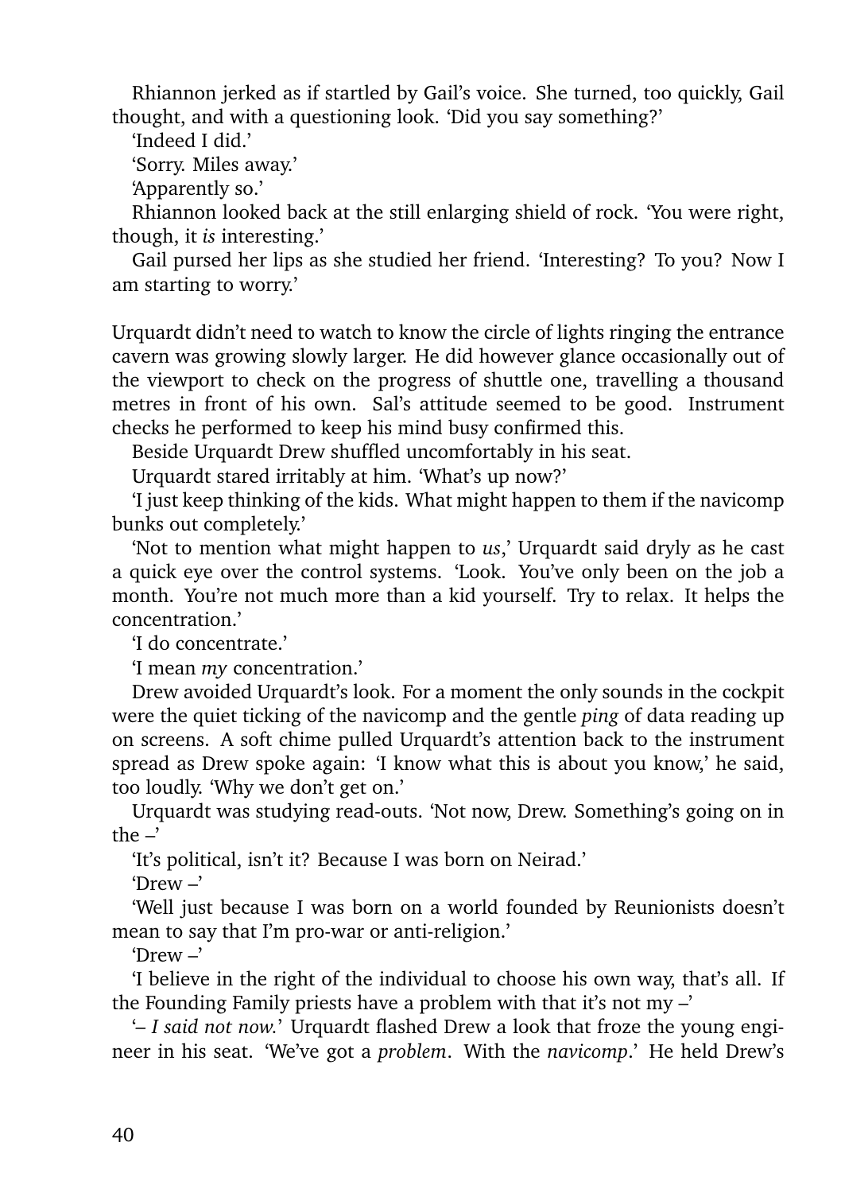Rhiannon jerked as if startled by Gail's voice. She turned, too quickly, Gail thought, and with a questioning look. 'Did you say something?'

'Indeed I did.'

'Sorry. Miles away.'

'Apparently so.'

Rhiannon looked back at the still enlarging shield of rock. 'You were right, though, it *is* interesting.'

Gail pursed her lips as she studied her friend. 'Interesting? To you? Now I am starting to worry.'

Urquardt didn't need to watch to know the circle of lights ringing the entrance cavern was growing slowly larger. He did however glance occasionally out of the viewport to check on the progress of shuttle one, travelling a thousand metres in front of his own. Sal's attitude seemed to be good. Instrument checks he performed to keep his mind busy confirmed this.

Beside Urquardt Drew shuffled uncomfortably in his seat.

Urquardt stared irritably at him. 'What's up now?'

'I just keep thinking of the kids. What might happen to them if the navicomp bunks out completely.'

'Not to mention what might happen to *us*,' Urquardt said dryly as he cast a quick eye over the control systems. 'Look. You've only been on the job a month. You're not much more than a kid yourself. Try to relax. It helps the concentration.'

'I do concentrate.'

'I mean *my* concentration.'

Drew avoided Urquardt's look. For a moment the only sounds in the cockpit were the quiet ticking of the navicomp and the gentle *ping* of data reading up on screens. A soft chime pulled Urquardt's attention back to the instrument spread as Drew spoke again: 'I know what this is about you know,' he said, too loudly. 'Why we don't get on.'

Urquardt was studying read-outs. 'Not now, Drew. Something's going on in the –'

'It's political, isn't it? Because I was born on Neirad.'

'Drew –'

'Well just because I was born on a world founded by Reunionists doesn't mean to say that I'm pro-war or anti-religion.'

'Drew –'

'I believe in the right of the individual to choose his own way, that's all. If the Founding Family priests have a problem with that it's not my –'

'– *I said not now.*' Urquardt flashed Drew a look that froze the young engineer in his seat. 'We've got a *problem*. With the *navicomp*.' He held Drew's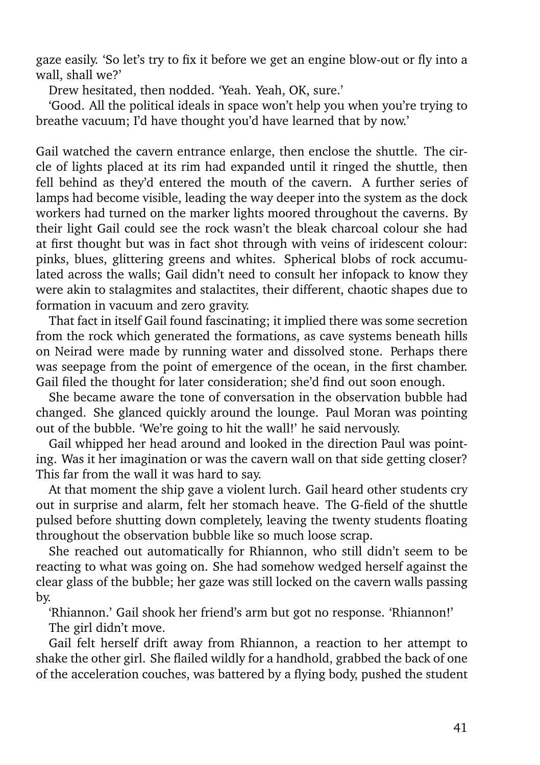gaze easily. 'So let's try to fix it before we get an engine blow-out or fly into a wall, shall we?'

Drew hesitated, then nodded. 'Yeah. Yeah, OK, sure.'

'Good. All the political ideals in space won't help you when you're trying to breathe vacuum; I'd have thought you'd have learned that by now.'

Gail watched the cavern entrance enlarge, then enclose the shuttle. The circle of lights placed at its rim had expanded until it ringed the shuttle, then fell behind as they'd entered the mouth of the cavern. A further series of lamps had become visible, leading the way deeper into the system as the dock workers had turned on the marker lights moored throughout the caverns. By their light Gail could see the rock wasn't the bleak charcoal colour she had at first thought but was in fact shot through with veins of iridescent colour: pinks, blues, glittering greens and whites. Spherical blobs of rock accumulated across the walls; Gail didn't need to consult her infopack to know they were akin to stalagmites and stalactites, their different, chaotic shapes due to formation in vacuum and zero gravity.

That fact in itself Gail found fascinating; it implied there was some secretion from the rock which generated the formations, as cave systems beneath hills on Neirad were made by running water and dissolved stone. Perhaps there was seepage from the point of emergence of the ocean, in the first chamber. Gail filed the thought for later consideration; she'd find out soon enough.

She became aware the tone of conversation in the observation bubble had changed. She glanced quickly around the lounge. Paul Moran was pointing out of the bubble. 'We're going to hit the wall!' he said nervously.

Gail whipped her head around and looked in the direction Paul was pointing. Was it her imagination or was the cavern wall on that side getting closer? This far from the wall it was hard to say.

At that moment the ship gave a violent lurch. Gail heard other students cry out in surprise and alarm, felt her stomach heave. The G-field of the shuttle pulsed before shutting down completely, leaving the twenty students floating throughout the observation bubble like so much loose scrap.

She reached out automatically for Rhiannon, who still didn't seem to be reacting to what was going on. She had somehow wedged herself against the clear glass of the bubble; her gaze was still locked on the cavern walls passing by.

'Rhiannon.' Gail shook her friend's arm but got no response. 'Rhiannon!'

The girl didn't move.

Gail felt herself drift away from Rhiannon, a reaction to her attempt to shake the other girl. She flailed wildly for a handhold, grabbed the back of one of the acceleration couches, was battered by a flying body, pushed the student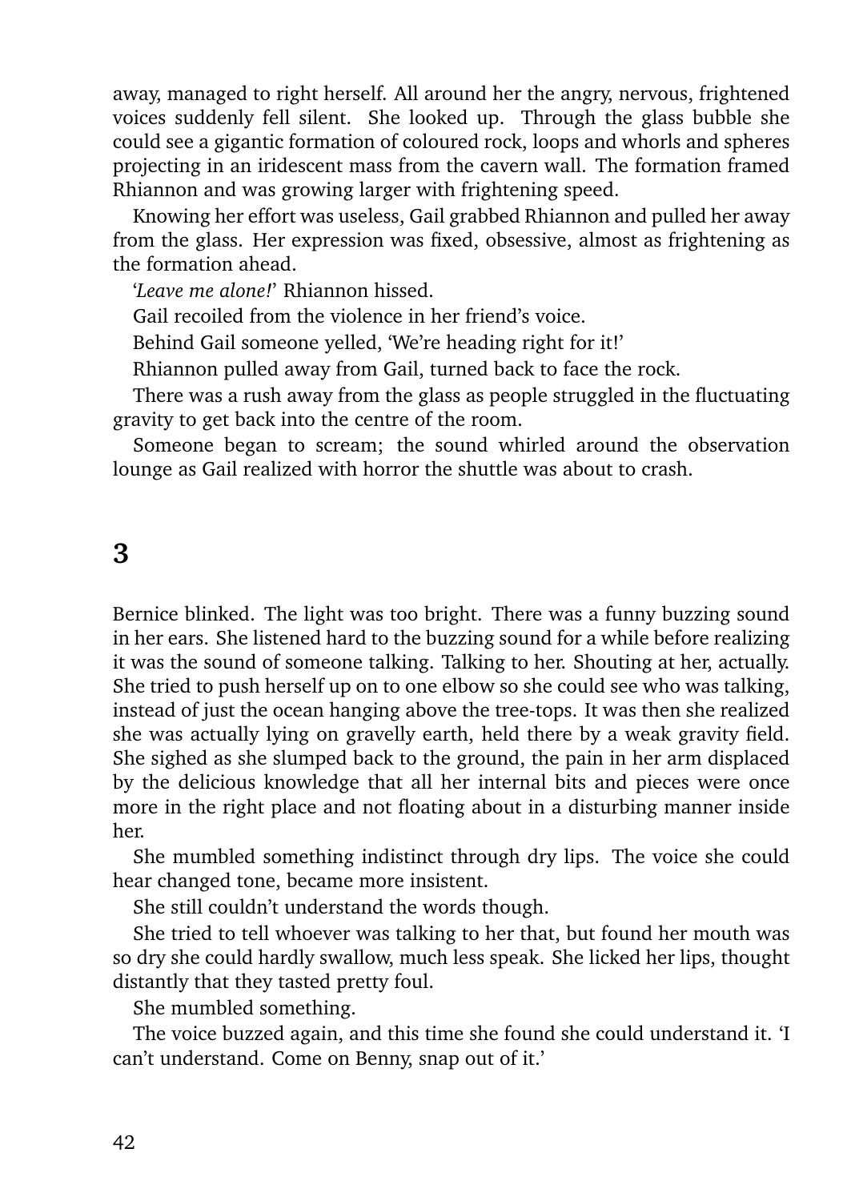away, managed to right herself. All around her the angry, nervous, frightened voices suddenly fell silent. She looked up. Through the glass bubble she could see a gigantic formation of coloured rock, loops and whorls and spheres projecting in an iridescent mass from the cavern wall. The formation framed Rhiannon and was growing larger with frightening speed.

Knowing her effort was useless, Gail grabbed Rhiannon and pulled her away from the glass. Her expression was fixed, obsessive, almost as frightening as the formation ahead.

'*Leave me alone!*' Rhiannon hissed.

Gail recoiled from the violence in her friend's voice.

Behind Gail someone yelled, 'We're heading right for it!'

Rhiannon pulled away from Gail, turned back to face the rock.

There was a rush away from the glass as people struggled in the fluctuating gravity to get back into the centre of the room.

Someone began to scream; the sound whirled around the observation lounge as Gail realized with horror the shuttle was about to crash.

## 3

Bernice blinked. The light was too bright. There was a funny buzzing sound in her ears. She listened hard to the buzzing sound for a while before realizing it was the sound of someone talking. Talking to her. Shouting at her, actually. She tried to push herself up on to one elbow so she could see who was talking, instead of just the ocean hanging above the tree-tops. It was then she realized she was actually lying on gravelly earth, held there by a weak gravity field. She sighed as she slumped back to the ground, the pain in her arm displaced by the delicious knowledge that all her internal bits and pieces were once more in the right place and not floating about in a disturbing manner inside her.

She mumbled something indistinct through dry lips. The voice she could hear changed tone, became more insistent.

She still couldn't understand the words though.

She tried to tell whoever was talking to her that, but found her mouth was so dry she could hardly swallow, much less speak. She licked her lips, thought distantly that they tasted pretty foul.

She mumbled something.

The voice buzzed again, and this time she found she could understand it. 'I can't understand. Come on Benny, snap out of it.'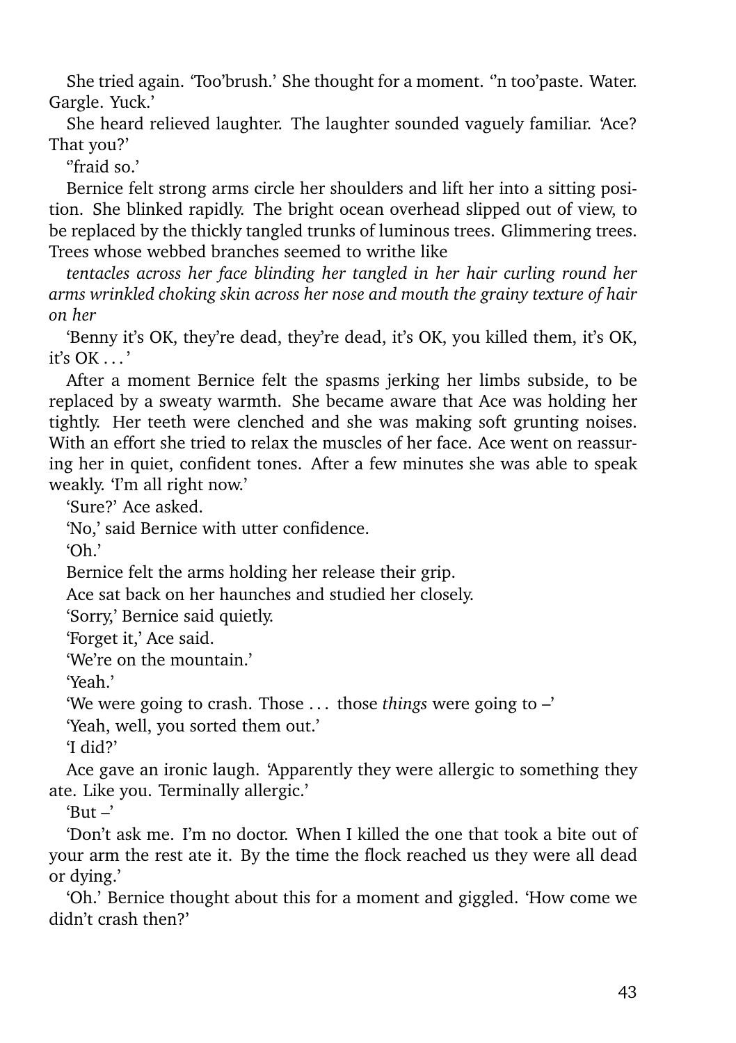She tried again. 'Too'brush.' She thought for a moment. ''n too'paste. Water. Gargle. Yuck.'

She heard relieved laughter. The laughter sounded vaguely familiar. 'Ace? That you?'

''fraid so.'

Bernice felt strong arms circle her shoulders and lift her into a sitting position. She blinked rapidly. The bright ocean overhead slipped out of view, to be replaced by the thickly tangled trunks of luminous trees. Glimmering trees. Trees whose webbed branches seemed to writhe like

*tentacles across her face blinding her tangled in her hair curling round her arms wrinkled choking skin across her nose and mouth the grainy texture of hair on her*

'Benny it's OK, they're dead, they're dead, it's OK, you killed them, it's OK, it's OK . . . '

After a moment Bernice felt the spasms jerking her limbs subside, to be replaced by a sweaty warmth. She became aware that Ace was holding her tightly. Her teeth were clenched and she was making soft grunting noises. With an effort she tried to relax the muscles of her face. Ace went on reassuring her in quiet, confident tones. After a few minutes she was able to speak weakly. 'I'm all right now.'

'Sure?' Ace asked.

'No,' said Bernice with utter confidence.

'Oh.'

Bernice felt the arms holding her release their grip.

Ace sat back on her haunches and studied her closely.

'Sorry,' Bernice said quietly.

'Forget it,' Ace said.

'We're on the mountain.'

'Yeah.'

'We were going to crash. Those . . . those *things* were going to –'

'Yeah, well, you sorted them out.'

'I did?'

Ace gave an ironic laugh. 'Apparently they were allergic to something they ate. Like you. Terminally allergic.'

'But –'

'Don't ask me. I'm no doctor. When I killed the one that took a bite out of your arm the rest ate it. By the time the flock reached us they were all dead or dying.'

'Oh.' Bernice thought about this for a moment and giggled. 'How come we didn't crash then?'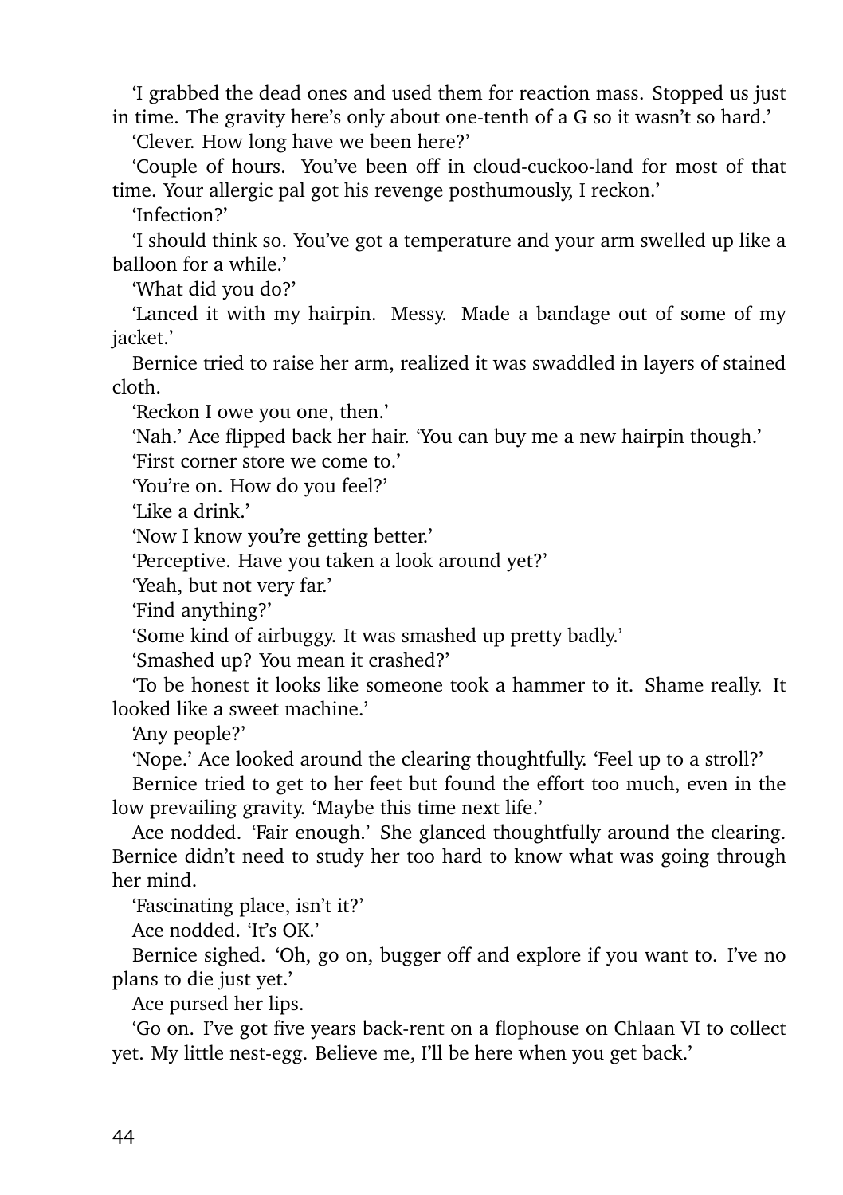'I grabbed the dead ones and used them for reaction mass. Stopped us just in time. The gravity here's only about one-tenth of a G so it wasn't so hard.'

'Clever. How long have we been here?'

'Couple of hours. You've been off in cloud-cuckoo-land for most of that time. Your allergic pal got his revenge posthumously, I reckon.'

'Infection?'

'I should think so. You've got a temperature and your arm swelled up like a balloon for a while.'

'What did you do?'

'Lanced it with my hairpin. Messy. Made a bandage out of some of my jacket.'

Bernice tried to raise her arm, realized it was swaddled in layers of stained cloth.

'Reckon I owe you one, then.'

'Nah.' Ace flipped back her hair. 'You can buy me a new hairpin though.'

'First corner store we come to.'

'You're on. How do you feel?'

'Like a drink.'

'Now I know you're getting better.'

'Perceptive. Have you taken a look around yet?'

'Yeah, but not very far.'

'Find anything?'

'Some kind of airbuggy. It was smashed up pretty badly.'

'Smashed up? You mean it crashed?'

'To be honest it looks like someone took a hammer to it. Shame really. It looked like a sweet machine.'

'Any people?'

'Nope.' Ace looked around the clearing thoughtfully. 'Feel up to a stroll?'

Bernice tried to get to her feet but found the effort too much, even in the low prevailing gravity. 'Maybe this time next life.'

Ace nodded. 'Fair enough.' She glanced thoughtfully around the clearing. Bernice didn't need to study her too hard to know what was going through her mind.

'Fascinating place, isn't it?'

Ace nodded. 'It's OK.'

Bernice sighed. 'Oh, go on, bugger off and explore if you want to. I've no plans to die just yet.'

Ace pursed her lips.

'Go on. I've got five years back-rent on a flophouse on Chlaan VI to collect yet. My little nest-egg. Believe me, I'll be here when you get back.'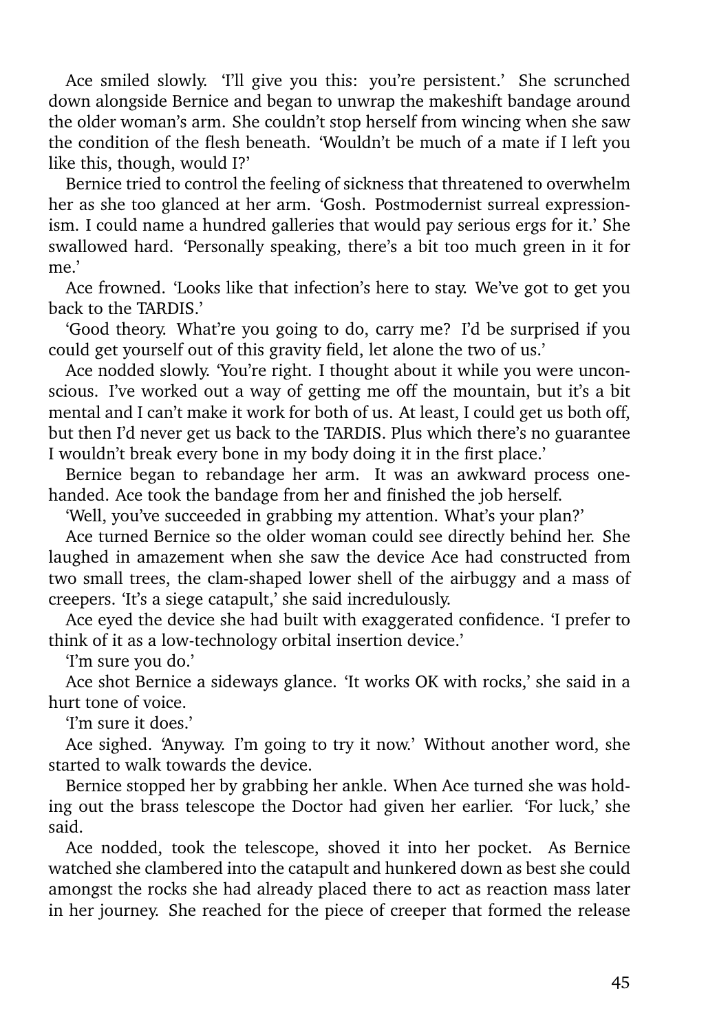Ace smiled slowly. 'I'll give you this: you're persistent.' She scrunched down alongside Bernice and began to unwrap the makeshift bandage around the older woman's arm. She couldn't stop herself from wincing when she saw the condition of the flesh beneath. 'Wouldn't be much of a mate if I left you like this, though, would I?'

Bernice tried to control the feeling of sickness that threatened to overwhelm her as she too glanced at her arm. 'Gosh. Postmodernist surreal expressionism. I could name a hundred galleries that would pay serious ergs for it.' She swallowed hard. 'Personally speaking, there's a bit too much green in it for me.'

Ace frowned. 'Looks like that infection's here to stay. We've got to get you back to the TARDIS.'

'Good theory. What're you going to do, carry me? I'd be surprised if you could get yourself out of this gravity field, let alone the two of us.'

Ace nodded slowly. 'You're right. I thought about it while you were unconscious. I've worked out a way of getting me off the mountain, but it's a bit mental and I can't make it work for both of us. At least, I could get us both off, but then I'd never get us back to the TARDIS. Plus which there's no guarantee I wouldn't break every bone in my body doing it in the first place.'

Bernice began to rebandage her arm. It was an awkward process one-handed. Ace took the bandage from her and finished the job herself.

'Well, you've succeeded in grabbing my attention. What's your plan?'

Ace turned Bernice so the older woman could see directly behind her. She laughed in amazement when she saw the device Ace had constructed from two small trees, the clam-shaped lower shell of the airbuggy and a mass of creepers. 'It's a siege catapult,' she said incredulously.

Ace eyed the device she had built with exaggerated confidence. 'I prefer to think of it as a low-technology orbital insertion device.'

'I'm sure you do.'

Ace shot Bernice a sideways glance. 'It works OK with rocks,' she said in a hurt tone of voice.

'I'm sure it does.'

Ace sighed. 'Anyway. I'm going to try it now.' Without another word, she started to walk towards the device.

Bernice stopped her by grabbing her ankle. When Ace turned she was holding out the brass telescope the Doctor had given her earlier. 'For luck,' she said.

Ace nodded, took the telescope, shoved it into her pocket. As Bernice watched she clambered into the catapult and hunkered down as best she could amongst the rocks she had already placed there to act as reaction mass later in her journey. She reached for the piece of creeper that formed the release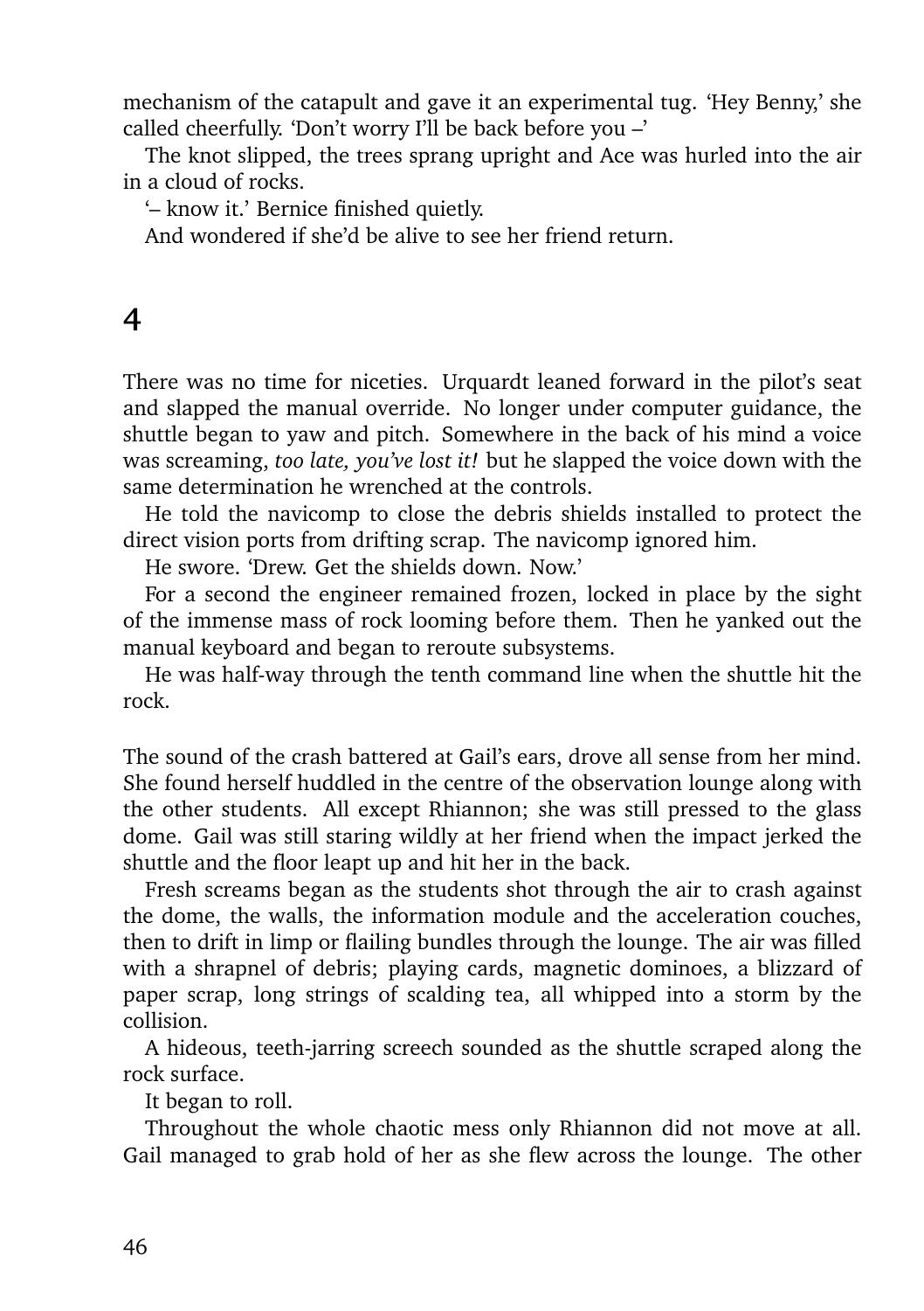mechanism of the catapult and gave it an experimental tug. 'Hey Benny,' she called cheerfully. 'Don't worry I'll be back before you –'

The knot slipped, the trees sprang upright and Ace was hurled into the air in a cloud of rocks.

'– know it.' Bernice finished quietly.

And wondered if she'd be alive to see her friend return.

# 4

There was no time for niceties. Urquardt leaned forward in the pilot's seat and slapped the manual override. No longer under computer guidance, the shuttle began to yaw and pitch. Somewhere in the back of his mind a voice was screaming, *too late, you've lost it!* but he slapped the voice down with the same determination he wrenched at the controls.

He told the navicomp to close the debris shields installed to protect the direct vision ports from drifting scrap. The navicomp ignored him.

He swore. 'Drew. Get the shields down. Now.'

For a second the engineer remained frozen, locked in place by the sight of the immense mass of rock looming before them. Then he yanked out the manual keyboard and began to reroute subsystems.

He was half-way through the tenth command line when the shuttle hit the rock.

The sound of the crash battered at Gail's ears, drove all sense from her mind. She found herself huddled in the centre of the observation lounge along with the other students. All except Rhiannon; she was still pressed to the glass dome. Gail was still staring wildly at her friend when the impact jerked the shuttle and the floor leapt up and hit her in the back.

Fresh screams began as the students shot through the air to crash against the dome, the walls, the information module and the acceleration couches, then to drift in limp or flailing bundles through the lounge. The air was filled with a shrapnel of debris; playing cards, magnetic dominoes, a blizzard of paper scrap, long strings of scalding tea, all whipped into a storm by the collision.

A hideous, teeth-jarring screech sounded as the shuttle scraped along the rock surface.

It began to roll.

Throughout the whole chaotic mess only Rhiannon did not move at all. Gail managed to grab hold of her as she flew across the lounge. The other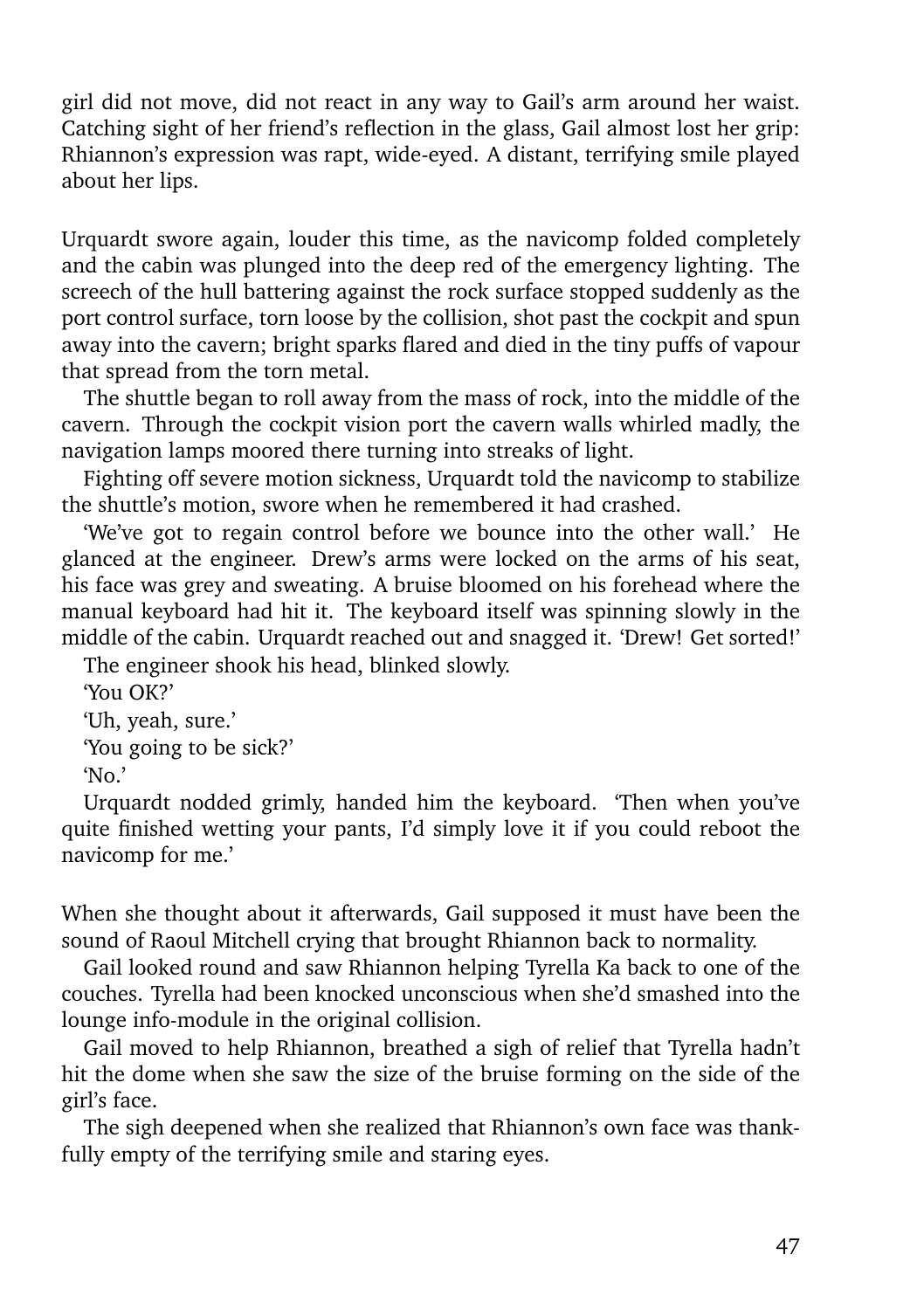girl did not move, did not react in any way to Gail's arm around her waist. Catching sight of her friend's reflection in the glass, Gail almost lost her grip: Rhiannon's expression was rapt, wide-eyed. A distant, terrifying smile played about her lips.

Urquardt swore again, louder this time, as the navicomp folded completely and the cabin was plunged into the deep red of the emergency lighting. The screech of the hull battering against the rock surface stopped suddenly as the port control surface, torn loose by the collision, shot past the cockpit and spun away into the cavern; bright sparks flared and died in the tiny puffs of vapour that spread from the torn metal.

The shuttle began to roll away from the mass of rock, into the middle of the cavern. Through the cockpit vision port the cavern walls whirled madly, the navigation lamps moored there turning into streaks of light.

Fighting off severe motion sickness, Urquardt told the navicomp to stabilize the shuttle's motion, swore when he remembered it had crashed.

'We've got to regain control before we bounce into the other wall.' He glanced at the engineer. Drew's arms were locked on the arms of his seat, his face was grey and sweating. A bruise bloomed on his forehead where the manual keyboard had hit it. The keyboard itself was spinning slowly in the middle of the cabin. Urquardt reached out and snagged it. 'Drew! Get sorted!'

The engineer shook his head, blinked slowly.

'You OK?'

'Uh, yeah, sure.'

'You going to be sick?'

'No.'

Urquardt nodded grimly, handed him the keyboard. 'Then when you've quite finished wetting your pants, I'd simply love it if you could reboot the navicomp for me.'

When she thought about it afterwards, Gail supposed it must have been the sound of Raoul Mitchell crying that brought Rhiannon back to normality.

Gail looked round and saw Rhiannon helping Tyrella Ka back to one of the couches. Tyrella had been knocked unconscious when she'd smashed into the lounge info-module in the original collision.

Gail moved to help Rhiannon, breathed a sigh of relief that Tyrella hadn't hit the dome when she saw the size of the bruise forming on the side of the girl's face.

The sigh deepened when she realized that Rhiannon's own face was thankfully empty of the terrifying smile and staring eyes.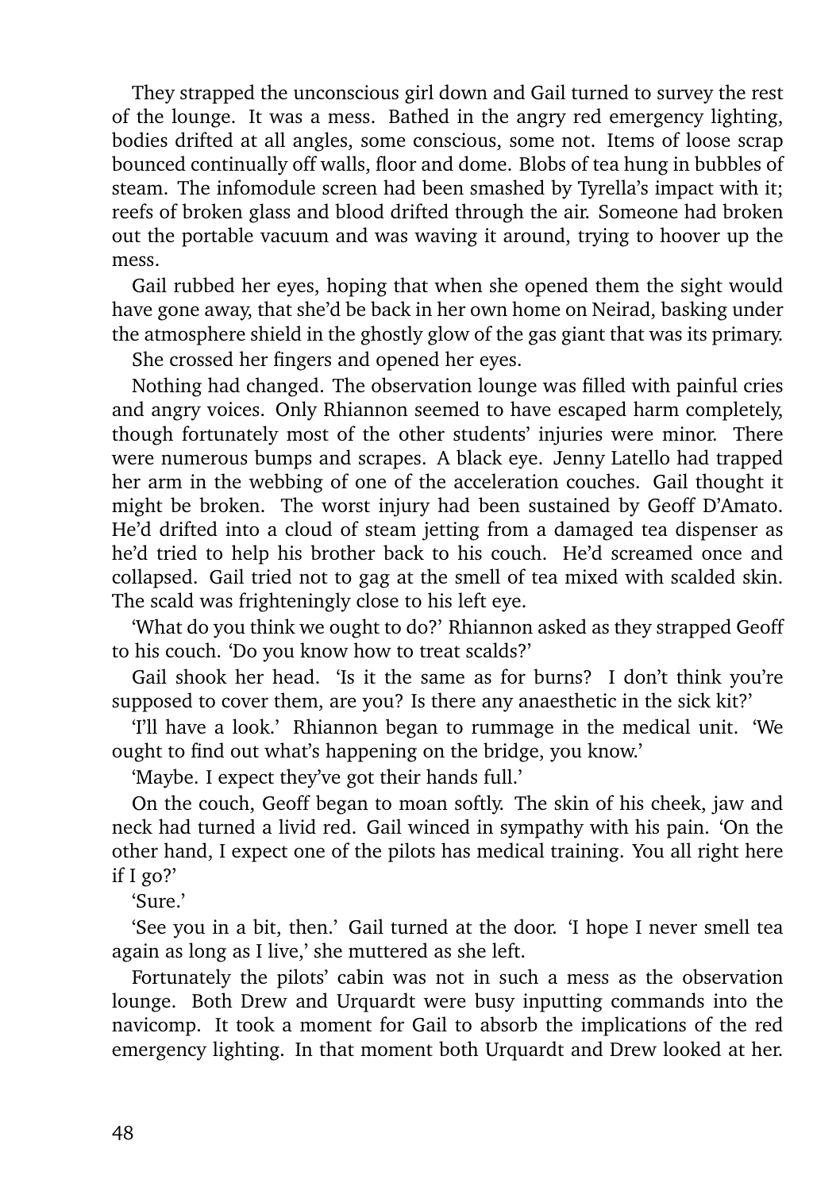They strapped the unconscious girl down and Gail turned to survey the rest of the lounge. It was a mess. Bathed in the angry red emergency lighting, bodies drifted at all angles, some conscious, some not. Items of loose scrap bounced continually off walls, floor and dome. Blobs of tea hung in bubbles of steam. The infomodule screen had been smashed by Tyrella's impact with it; reefs of broken glass and blood drifted through the air. Someone had broken out the portable vacuum and was waving it around, trying to hoover up the mess.

Gail rubbed her eyes, hoping that when she opened them the sight would have gone away, that she'd be back in her own home on Neirad, basking under the atmosphere shield in the ghostly glow of the gas giant that was its primary.

She crossed her fingers and opened her eyes.

Nothing had changed. The observation lounge was filled with painful cries and angry voices. Only Rhiannon seemed to have escaped harm completely, though fortunately most of the other students' injuries were minor. There were numerous bumps and scrapes. A black eye. Jenny Latello had trapped her arm in the webbing of one of the acceleration couches. Gail thought it might be broken. The worst injury had been sustained by Geoff D'Amato. He'd drifted into a cloud of steam jetting from a damaged tea dispenser as he'd tried to help his brother back to his couch. He'd screamed once and collapsed. Gail tried not to gag at the smell of tea mixed with scalded skin. The scald was frighteningly close to his left eye.

'What do you think we ought to do?' Rhiannon asked as they strapped Geoff to his couch. 'Do you know how to treat scalds?'

Gail shook her head. 'Is it the same as for burns? I don't think you're supposed to cover them, are you? Is there any anaesthetic in the sick kit?'

'I'll have a look.' Rhiannon began to rummage in the medical unit. 'We ought to find out what's happening on the bridge, you know.'

'Maybe. I expect they've got their hands full.'

On the couch, Geoff began to moan softly. The skin of his cheek, jaw and neck had turned a livid red. Gail winced in sympathy with his pain. 'On the other hand, I expect one of the pilots has medical training. You all right here if I go?'

'Sure.'

'See you in a bit, then.' Gail turned at the door. 'I hope I never smell tea again as long as I live,' she muttered as she left.

Fortunately the pilots' cabin was not in such a mess as the observation lounge. Both Drew and Urquardt were busy inputting commands into the navicomp. It took a moment for Gail to absorb the implications of the red emergency lighting. In that moment both Urquardt and Drew looked at her.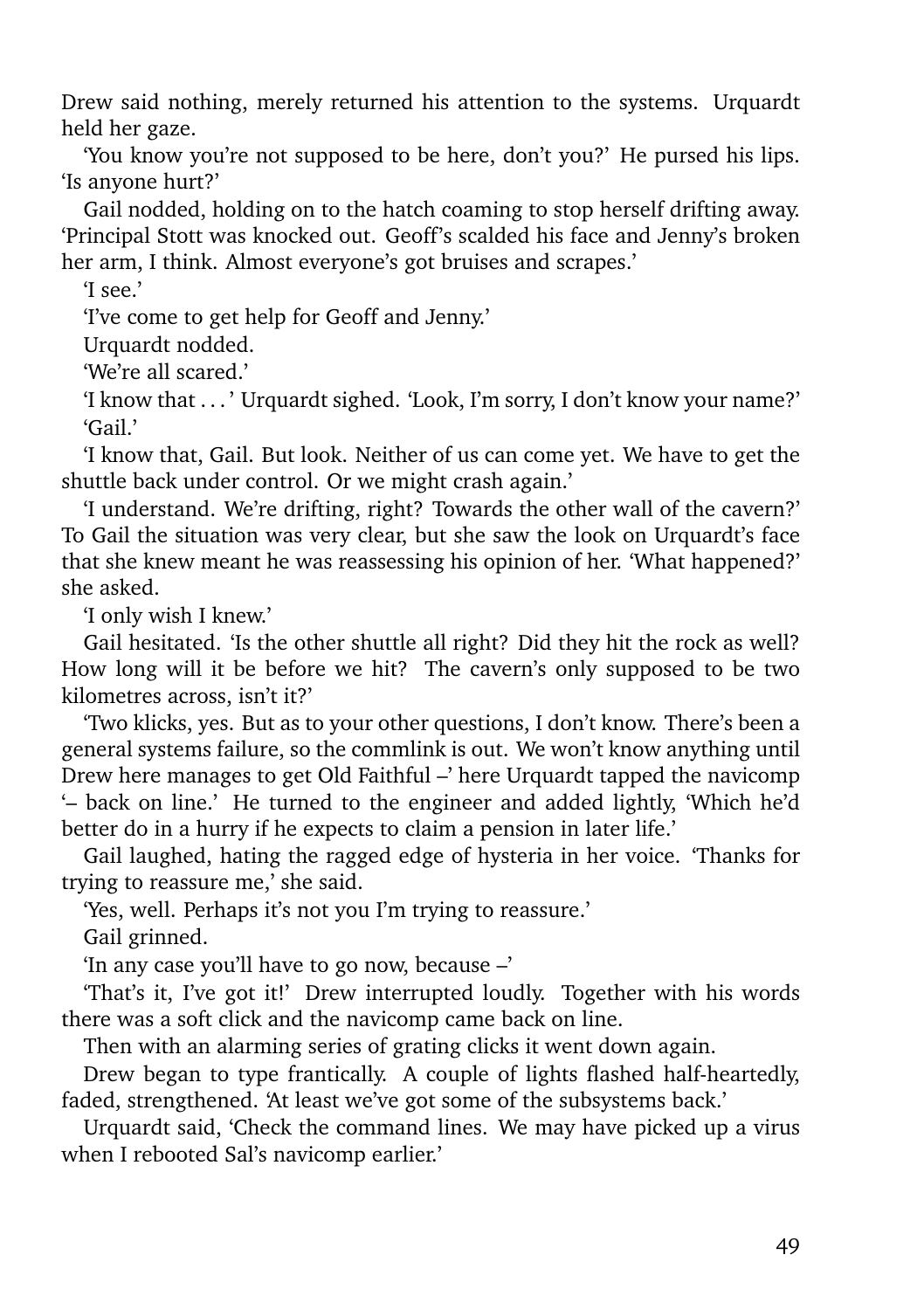Drew said nothing, merely returned his attention to the systems. Urquardt held her gaze.

'You know you're not supposed to be here, don't you?' He pursed his lips. 'Is anyone hurt?'

Gail nodded, holding on to the hatch coaming to stop herself drifting away. 'Principal Stott was knocked out. Geoff's scalded his face and Jenny's broken her arm, I think. Almost everyone's got bruises and scrapes.'

'I see.'

'I've come to get help for Geoff and Jenny.'

Urquardt nodded.

'We're all scared.'

'I know that . . . ' Urquardt sighed. 'Look, I'm sorry, I don't know your name?'

'Gail.'

'I know that, Gail. But look. Neither of us can come yet. We have to get the shuttle back under control. Or we might crash again.'

'I understand. We're drifting, right? Towards the other wall of the cavern?' To Gail the situation was very clear, but she saw the look on Urquardt's face that she knew meant he was reassessing his opinion of her. 'What happened?' she asked.

'I only wish I knew.'

Gail hesitated. 'Is the other shuttle all right? Did they hit the rock as well? How long will it be before we hit? The cavern's only supposed to be two kilometres across, isn't it?'

'Two klicks, yes. But as to your other questions, I don't know. There's been a general systems failure, so the commlink is out. We won't know anything until Drew here manages to get Old Faithful –' here Urquardt tapped the navicomp '– back on line.' He turned to the engineer and added lightly, 'Which he'd better do in a hurry if he expects to claim a pension in later life.'

Gail laughed, hating the ragged edge of hysteria in her voice. 'Thanks for trying to reassure me,' she said.

'Yes, well. Perhaps it's not you I'm trying to reassure.'

Gail grinned.

'In any case you'll have to go now, because –'

'That's it, I've got it!' Drew interrupted loudly. Together with his words there was a soft click and the navicomp came back on line.

Then with an alarming series of grating clicks it went down again.

Drew began to type frantically. A couple of lights flashed half-heartedly, faded, strengthened. 'At least we've got some of the subsystems back.'

Urquardt said, 'Check the command lines. We may have picked up a virus when I rebooted Sal's navicomp earlier.'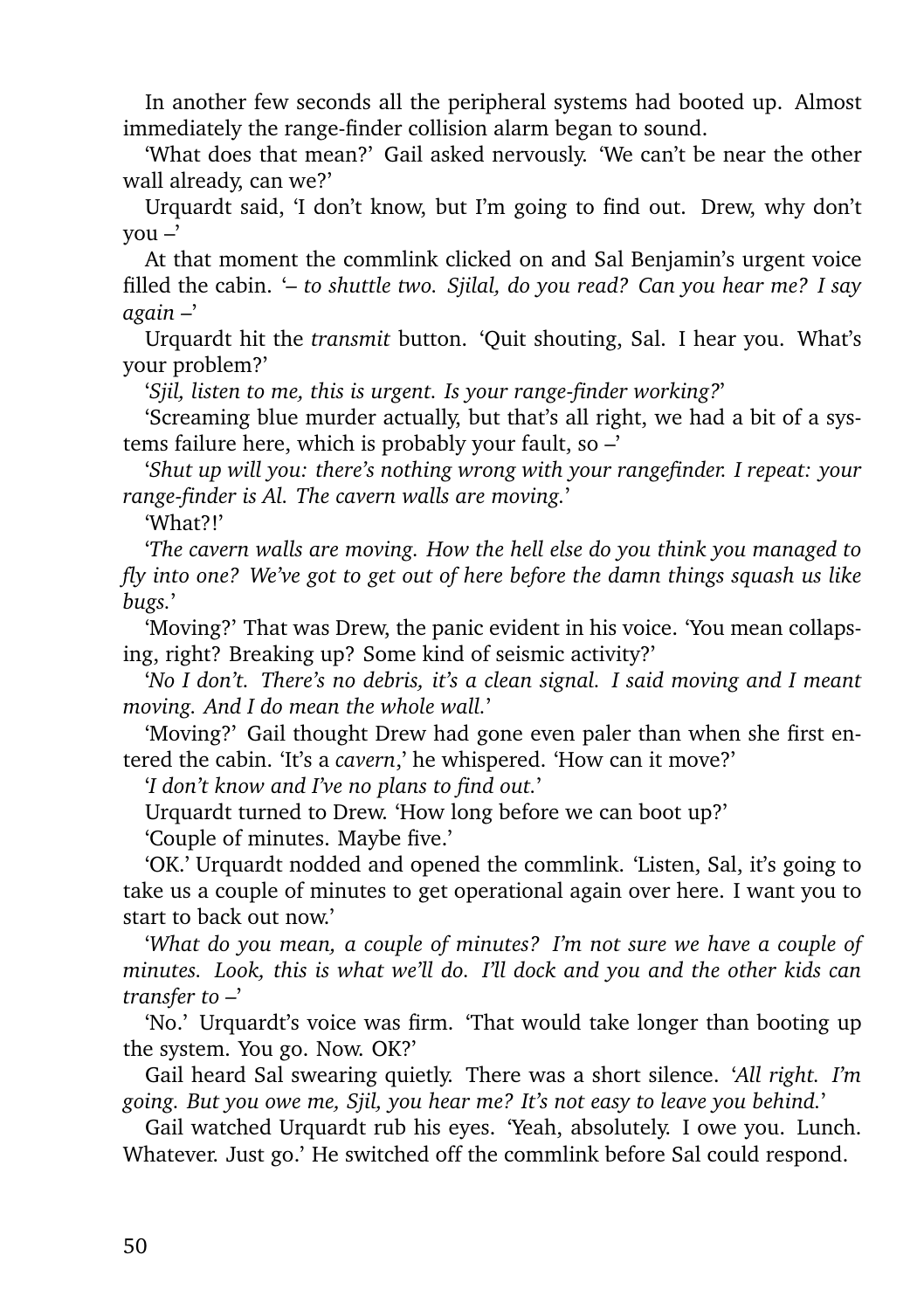In another few seconds all the peripheral systems had booted up. Almost immediately the range-finder collision alarm began to sound.

'What does that mean?' Gail asked nervously. 'We can't be near the other wall already, can we?'

Urquardt said, 'I don't know, but I'm going to find out. Drew, why don't you –'

At that moment the commlink clicked on and Sal Benjamin's urgent voice filled the cabin. '*– to shuttle two. Sjilal, do you read? Can you hear me? I say again –*'

Urquardt hit the *transmit* button. 'Quit shouting, Sal. I hear you. What's your problem?'

'*Sjil, listen to me, this is urgent. Is your range-finder working?*'

'Screaming blue murder actually, but that's all right, we had a bit of a systems failure here, which is probably your fault, so –'

'*Shut up will you: there's nothing wrong with your rangefinder. I repeat: your range-finder is Al. The cavern walls are moving.*'

'What?!'

'*The cavern walls are moving. How the hell else do you think you managed to fly into one? We've got to get out of here before the damn things squash us like bugs.*'

'Moving?' That was Drew, the panic evident in his voice. 'You mean collapsing, right? Breaking up? Some kind of seismic activity?'

'*No I don't. There's no debris, it's a clean signal. I said moving and I meant moving. And I do mean the whole wall.*'

'Moving?' Gail thought Drew had gone even paler than when she first entered the cabin. 'It's a *cavern*,' he whispered. 'How can it move?'

'*I don't know and I've no plans to find out.*'

Urquardt turned to Drew. 'How long before we can boot up?'

'Couple of minutes. Maybe five.'

'OK.' Urquardt nodded and opened the commlink. 'Listen, Sal, it's going to take us a couple of minutes to get operational again over here. I want you to start to back out now.'

'*What do you mean, a couple of minutes? I'm not sure we have a couple of minutes. Look, this is what we'll do. I'll dock and you and the other kids can transfer to –*'

'No.' Urquardt's voice was firm. 'That would take longer than booting up the system. You go. Now. OK?'

Gail heard Sal swearing quietly. There was a short silence. '*All right. I'm going. But you owe me, Sjil, you hear me? It's not easy to leave you behind.*'

Gail watched Urquardt rub his eyes. 'Yeah, absolutely. I owe you. Lunch. Whatever. Just go.' He switched off the commlink before Sal could respond.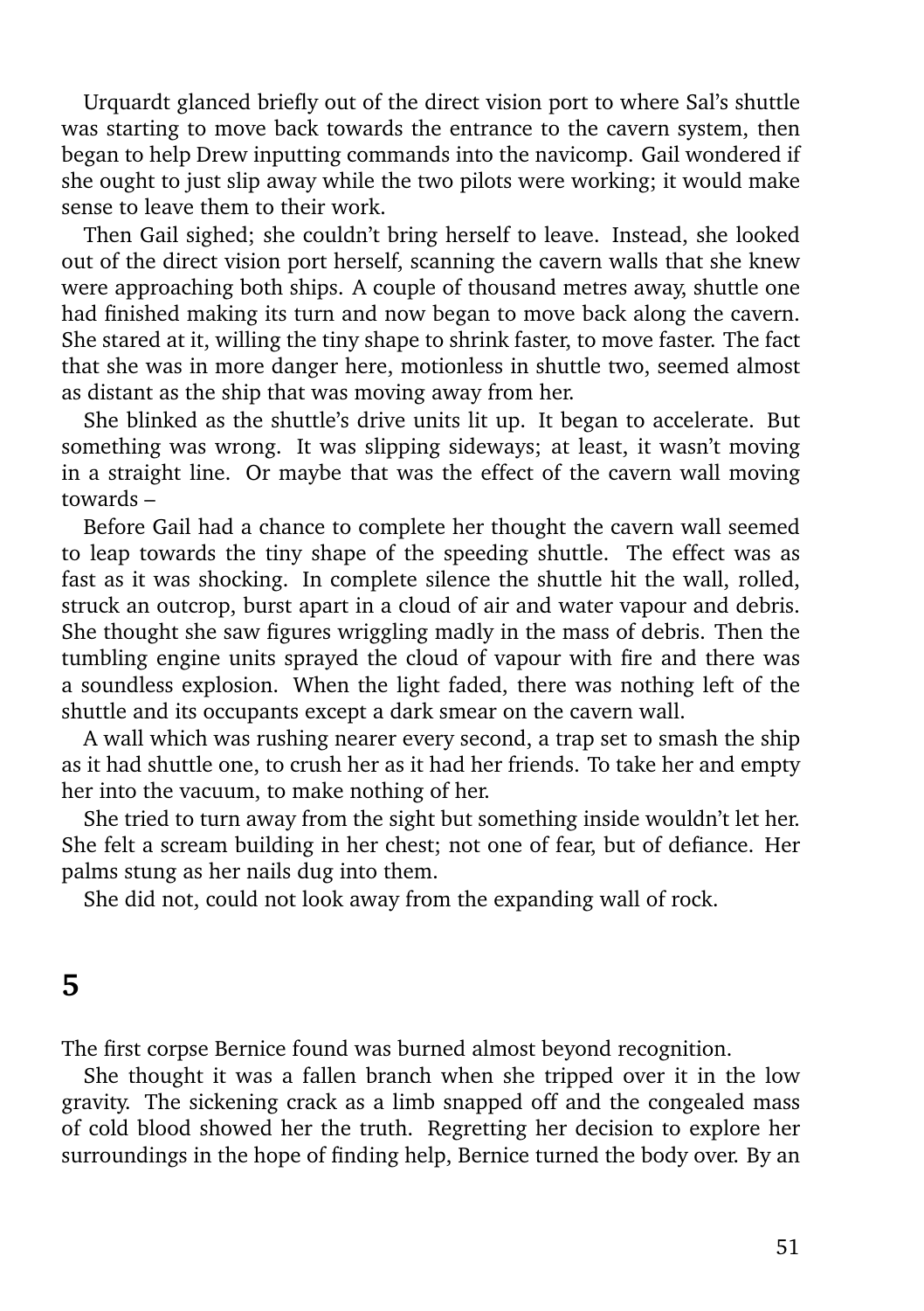Urquardt glanced briefly out of the direct vision port to where Sal's shuttle was starting to move back towards the entrance to the cavern system, then began to help Drew inputting commands into the navicomp. Gail wondered if she ought to just slip away while the two pilots were working; it would make sense to leave them to their work.

Then Gail sighed; she couldn't bring herself to leave. Instead, she looked out of the direct vision port herself, scanning the cavern walls that she knew were approaching both ships. A couple of thousand metres away, shuttle one had finished making its turn and now began to move back along the cavern. She stared at it, willing the tiny shape to shrink faster, to move faster. The fact that she was in more danger here, motionless in shuttle two, seemed almost as distant as the ship that was moving away from her.

She blinked as the shuttle's drive units lit up. It began to accelerate. But something was wrong. It was slipping sideways; at least, it wasn't moving in a straight line. Or maybe that was the effect of the cavern wall moving towards –

Before Gail had a chance to complete her thought the cavern wall seemed to leap towards the tiny shape of the speeding shuttle. The effect was as fast as it was shocking. In complete silence the shuttle hit the wall, rolled, struck an outcrop, burst apart in a cloud of air and water vapour and debris. She thought she saw figures wriggling madly in the mass of debris. Then the tumbling engine units sprayed the cloud of vapour with fire and there was a soundless explosion. When the light faded, there was nothing left of the shuttle and its occupants except a dark smear on the cavern wall.

A wall which was rushing nearer every second, a trap set to smash the ship as it had shuttle one, to crush her as it had her friends. To take her and empty her into the vacuum, to make nothing of her.

She tried to turn away from the sight but something inside wouldn't let her. She felt a scream building in her chest; not one of fear, but of defiance. Her palms stung as her nails dug into them.

She did not, could not look away from the expanding wall of rock.

# 5

The first corpse Bernice found was burned almost beyond recognition.

She thought it was a fallen branch when she tripped over it in the low gravity. The sickening crack as a limb snapped off and the congealed mass of cold blood showed her the truth. Regretting her decision to explore her surroundings in the hope of finding help, Bernice turned the body over. By an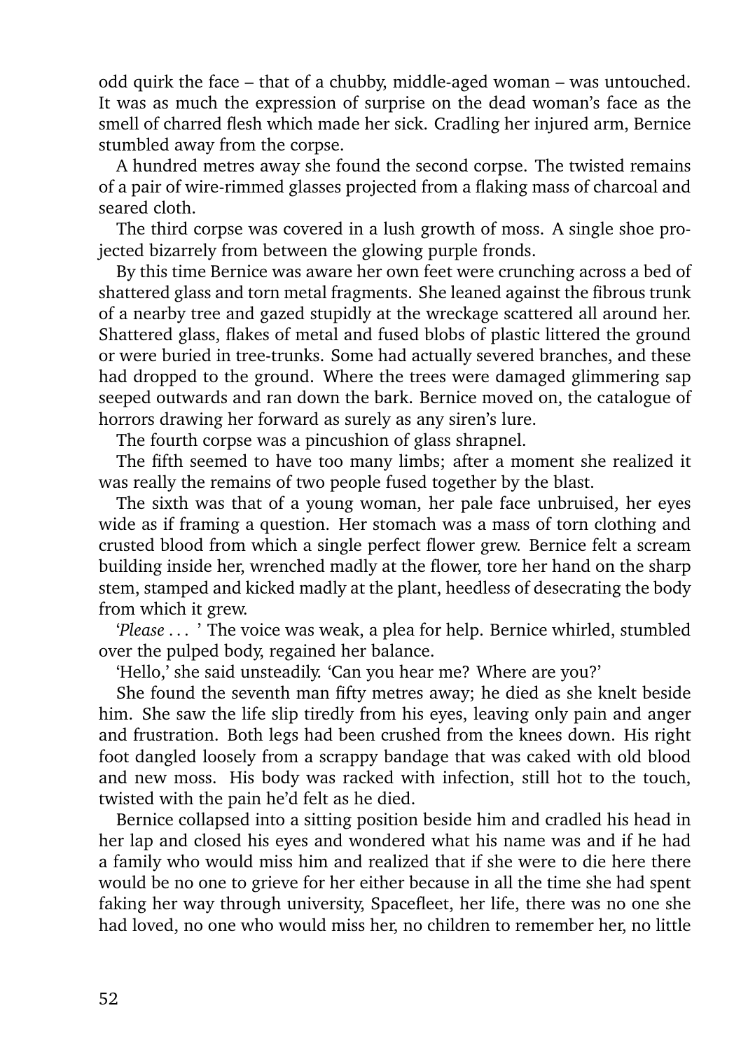odd quirk the face – that of a chubby, middle-aged woman – was untouched. It was as much the expression of surprise on the dead woman's face as the smell of charred flesh which made her sick. Cradling her injured arm, Bernice stumbled away from the corpse.

A hundred metres away she found the second corpse. The twisted remains of a pair of wire-rimmed glasses projected from a flaking mass of charcoal and seared cloth.

The third corpse was covered in a lush growth of moss. A single shoe projected bizarrely from between the glowing purple fronds.

By this time Bernice was aware her own feet were crunching across a bed of shattered glass and torn metal fragments. She leaned against the fibrous trunk of a nearby tree and gazed stupidly at the wreckage scattered all around her. Shattered glass, flakes of metal and fused blobs of plastic littered the ground or were buried in tree-trunks. Some had actually severed branches, and these had dropped to the ground. Where the trees were damaged glimmering sap seeped outwards and ran down the bark. Bernice moved on, the catalogue of horrors drawing her forward as surely as any siren's lure.

The fourth corpse was a pincushion of glass shrapnel.

The fifth seemed to have too many limbs; after a moment she realized it was really the remains of two people fused together by the blast.

The sixth was that of a young woman, her pale face unbruised, her eyes wide as if framing a question. Her stomach was a mass of torn clothing and crusted blood from which a single perfect flower grew. Bernice felt a scream building inside her, wrenched madly at the flower, tore her hand on the sharp stem, stamped and kicked madly at the plant, heedless of desecrating the body from which it grew.

'*Please . . .* ' The voice was weak, a plea for help. Bernice whirled, stumbled over the pulped body, regained her balance.

'Hello,' she said unsteadily. 'Can you hear me? Where are you?'

She found the seventh man fifty metres away; he died as she knelt beside him. She saw the life slip tiredly from his eyes, leaving only pain and anger and frustration. Both legs had been crushed from the knees down. His right foot dangled loosely from a scrappy bandage that was caked with old blood and new moss. His body was racked with infection, still hot to the touch, twisted with the pain he'd felt as he died.

Bernice collapsed into a sitting position beside him and cradled his head in her lap and closed his eyes and wondered what his name was and if he had a family who would miss him and realized that if she were to die here there would be no one to grieve for her either because in all the time she had spent faking her way through university, Spacefleet, her life, there was no one she had loved, no one who would miss her, no children to remember her, no little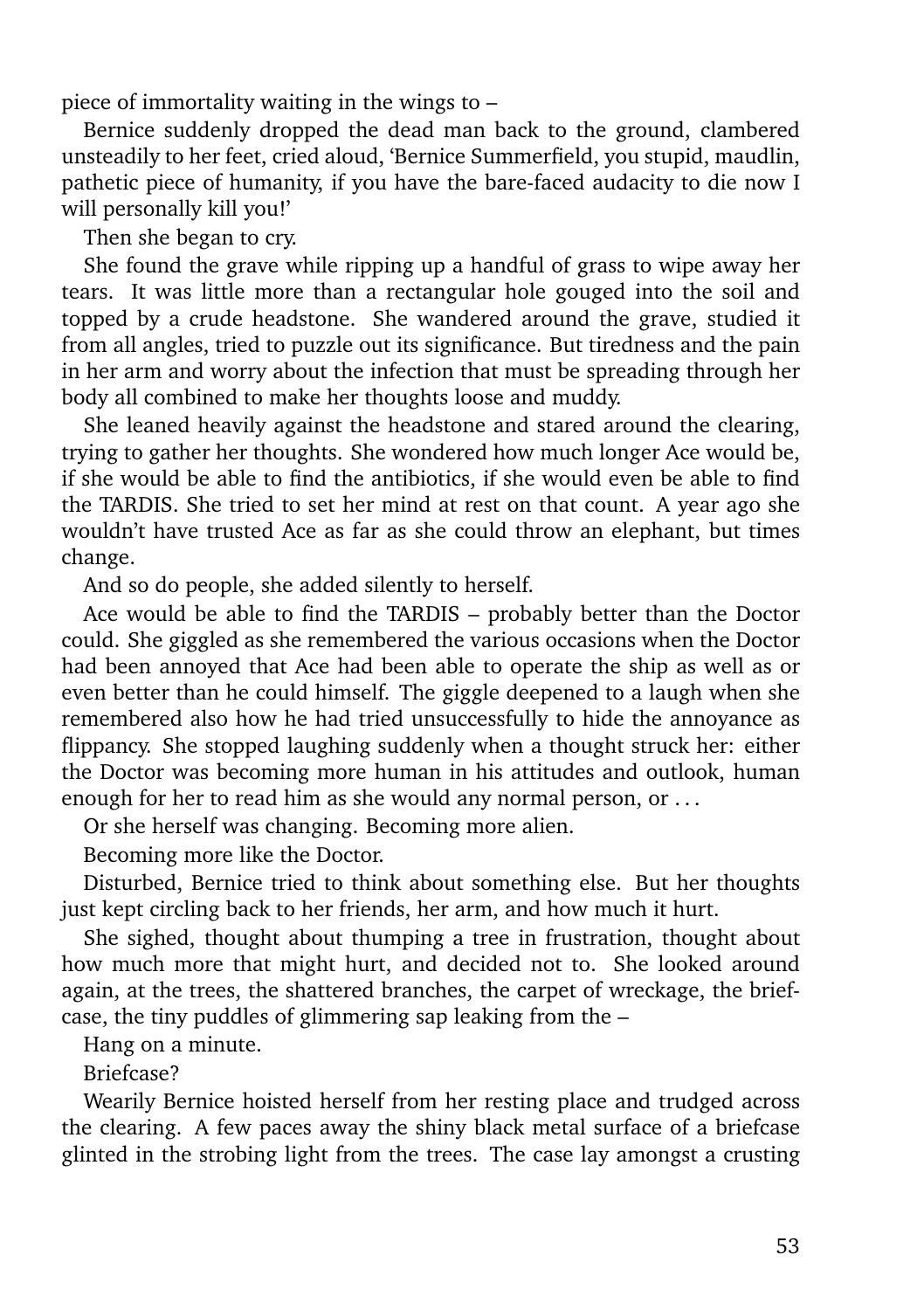piece of immortality waiting in the wings to –

Bernice suddenly dropped the dead man back to the ground, clambered unsteadily to her feet, cried aloud, 'Bernice Summerfield, you stupid, maudlin, pathetic piece of humanity, if you have the bare-faced audacity to die now I will personally kill you!'

Then she began to cry.

She found the grave while ripping up a handful of grass to wipe away her tears. It was little more than a rectangular hole gouged into the soil and topped by a crude headstone. She wandered around the grave, studied it from all angles, tried to puzzle out its significance. But tiredness and the pain in her arm and worry about the infection that must be spreading through her body all combined to make her thoughts loose and muddy.

She leaned heavily against the headstone and stared around the clearing, trying to gather her thoughts. She wondered how much longer Ace would be, if she would be able to find the antibiotics, if she would even be able to find the TARDIS. She tried to set her mind at rest on that count. A year ago she wouldn't have trusted Ace as far as she could throw an elephant, but times change.

And so do people, she added silently to herself.

Ace would be able to find the TARDIS – probably better than the Doctor could. She giggled as she remembered the various occasions when the Doctor had been annoyed that Ace had been able to operate the ship as well as or even better than he could himself. The giggle deepened to a laugh when she remembered also how he had tried unsuccessfully to hide the annoyance as flippancy. She stopped laughing suddenly when a thought struck her: either the Doctor was becoming more human in his attitudes and outlook, human enough for her to read him as she would any normal person, or . . .

Or she herself was changing. Becoming more alien.

Becoming more like the Doctor.

Disturbed, Bernice tried to think about something else. But her thoughts just kept circling back to her friends, her arm, and how much it hurt.

She sighed, thought about thumping a tree in frustration, thought about how much more that might hurt, and decided not to. She looked around again, at the trees, the shattered branches, the carpet of wreckage, the briefcase, the tiny puddles of glimmering sap leaking from the –

Hang on a minute.

Briefcase?

Wearily Bernice hoisted herself from her resting place and trudged across the clearing. A few paces away the shiny black metal surface of a briefcase glinted in the strobing light from the trees. The case lay amongst a crusting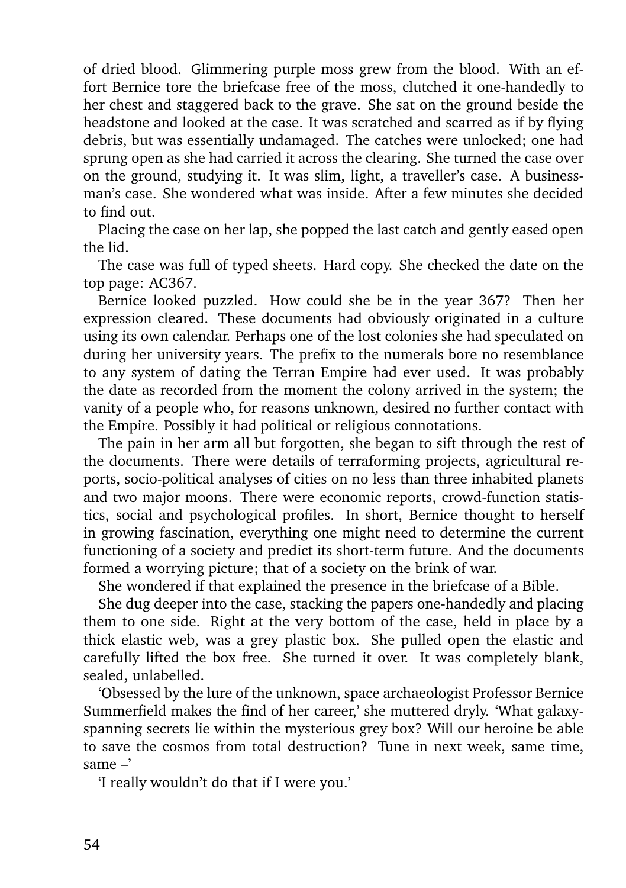of dried blood. Glimmering purple moss grew from the blood. With an effort Bernice tore the briefcase free of the moss, clutched it one-handedly to her chest and staggered back to the grave. She sat on the ground beside the headstone and looked at the case. It was scratched and scarred as if by flying debris, but was essentially undamaged. The catches were unlocked; one had sprung open as she had carried it across the clearing. She turned the case over on the ground, studying it. It was slim, light, a traveller's case. A businessman's case. She wondered what was inside. After a few minutes she decided to find out.

Placing the case on her lap, she popped the last catch and gently eased open the lid.

The case was full of typed sheets. Hard copy. She checked the date on the top page: AC367.

Bernice looked puzzled. How could she be in the year 367? Then her expression cleared. These documents had obviously originated in a culture using its own calendar. Perhaps one of the lost colonies she had speculated on during her university years. The prefix to the numerals bore no resemblance to any system of dating the Terran Empire had ever used. It was probably the date as recorded from the moment the colony arrived in the system; the vanity of a people who, for reasons unknown, desired no further contact with the Empire. Possibly it had political or religious connotations.

The pain in her arm all but forgotten, she began to sift through the rest of the documents. There were details of terraforming projects, agricultural reports, socio-political analyses of cities on no less than three inhabited planets and two major moons. There were economic reports, crowd-function statistics, social and psychological profiles. In short, Bernice thought to herself in growing fascination, everything one might need to determine the current functioning of a society and predict its short-term future. And the documents formed a worrying picture; that of a society on the brink of war.

She wondered if that explained the presence in the briefcase of a Bible.

She dug deeper into the case, stacking the papers one-handedly and placing them to one side. Right at the very bottom of the case, held in place by a thick elastic web, was a grey plastic box. She pulled open the elastic and carefully lifted the box free. She turned it over. It was completely blank, sealed, unlabelled.

'Obsessed by the lure of the unknown, space archaeologist Professor Bernice Summerfield makes the find of her career,' she muttered dryly. 'What galaxy-spanning secrets lie within the mysterious grey box? Will our heroine be able to save the cosmos from total destruction? Tune in next week, same time, same –'

'I really wouldn't do that if I were you.'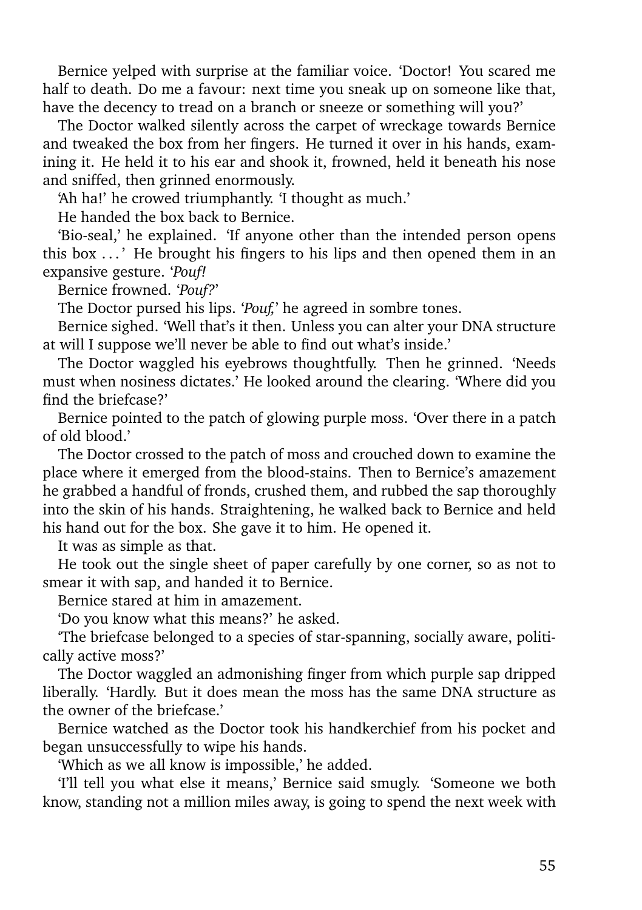Bernice yelped with surprise at the familiar voice. 'Doctor! You scared me half to death. Do me a favour: next time you sneak up on someone like that, have the decency to tread on a branch or sneeze or something will you?'

The Doctor walked silently across the carpet of wreckage towards Bernice and tweaked the box from her fingers. He turned it over in his hands, examining it. He held it to his ear and shook it, frowned, held it beneath his nose and sniffed, then grinned enormously.

'Ah ha!' he crowed triumphantly. 'I thought as much.'

He handed the box back to Bernice.

'Bio-seal,' he explained. 'If anyone other than the intended person opens this box . . . ' He brought his fingers to his lips and then opened them in an expansive gesture. '*Pouf!*

Bernice frowned. '*Pouf?*'

The Doctor pursed his lips. '*Pouf,*' he agreed in sombre tones.

Bernice sighed. 'Well that's it then. Unless you can alter your DNA structure at will I suppose we'll never be able to find out what's inside.'

The Doctor waggled his eyebrows thoughtfully. Then he grinned. 'Needs must when nosiness dictates.' He looked around the clearing. 'Where did you find the briefcase?'

Bernice pointed to the patch of glowing purple moss. 'Over there in a patch of old blood.'

The Doctor crossed to the patch of moss and crouched down to examine the place where it emerged from the blood-stains. Then to Bernice's amazement he grabbed a handful of fronds, crushed them, and rubbed the sap thoroughly into the skin of his hands. Straightening, he walked back to Bernice and held his hand out for the box. She gave it to him. He opened it.

It was as simple as that.

He took out the single sheet of paper carefully by one corner, so as not to smear it with sap, and handed it to Bernice.

Bernice stared at him in amazement.

'Do you know what this means?' he asked.

'The briefcase belonged to a species of star-spanning, socially aware, politically active moss?'

The Doctor waggled an admonishing finger from which purple sap dripped liberally. 'Hardly. But it does mean the moss has the same DNA structure as the owner of the briefcase.'

Bernice watched as the Doctor took his handkerchief from his pocket and began unsuccessfully to wipe his hands.

'Which as we all know is impossible,' he added.

'I'll tell you what else it means,' Bernice said smugly. 'Someone we both know, standing not a million miles away, is going to spend the next week with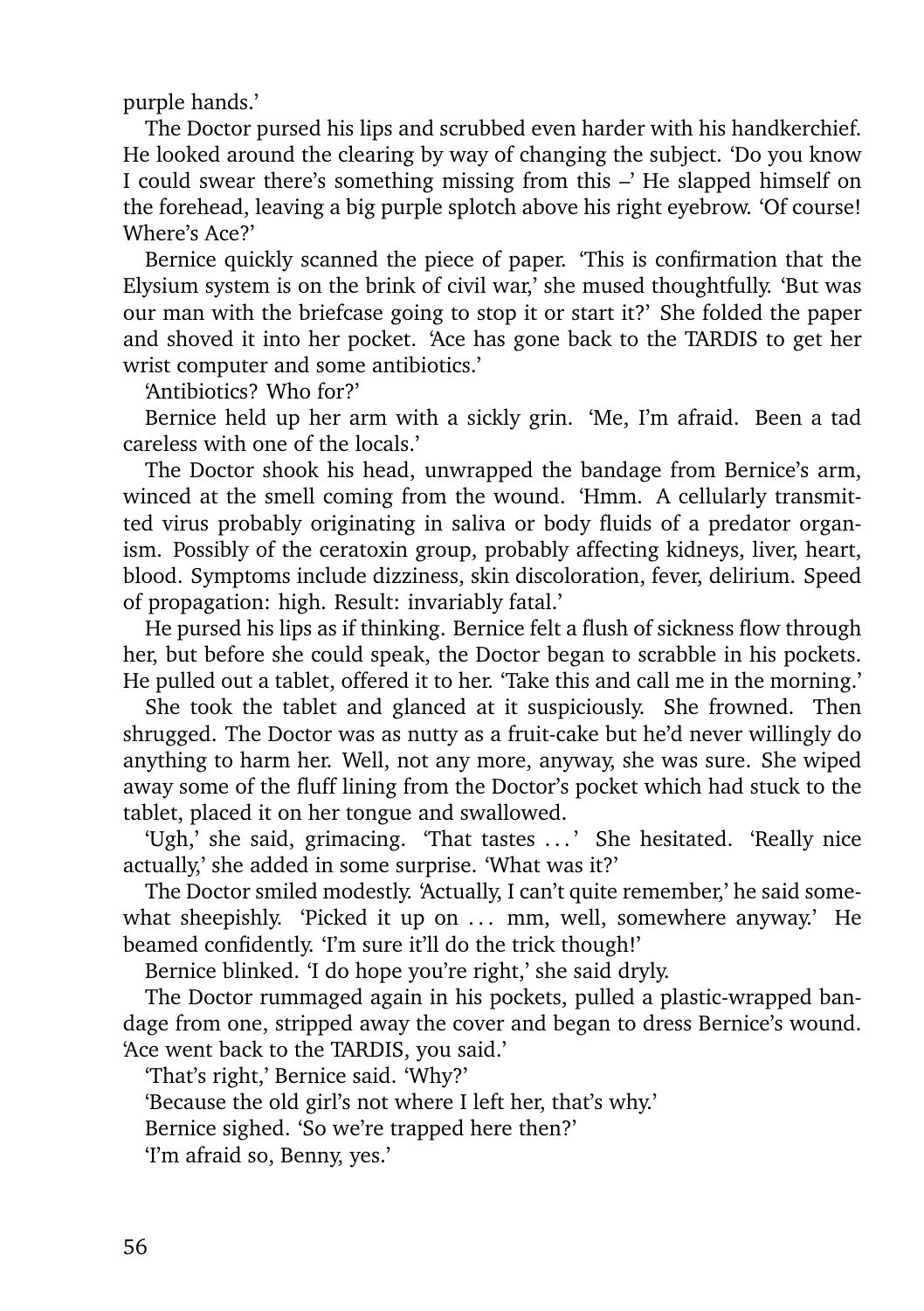purple hands.'

The Doctor pursed his lips and scrubbed even harder with his handkerchief. He looked around the clearing by way of changing the subject. 'Do you know I could swear there's something missing from this –' He slapped himself on the forehead, leaving a big purple splotch above his right eyebrow. 'Of course! Where's Ace?'

Bernice quickly scanned the piece of paper. 'This is confirmation that the Elysium system is on the brink of civil war,' she mused thoughtfully. 'But was our man with the briefcase going to stop it or start it?' She folded the paper and shoved it into her pocket. 'Ace has gone back to the TARDIS to get her wrist computer and some antibiotics.'

'Antibiotics? Who for?'

Bernice held up her arm with a sickly grin. 'Me, I'm afraid. Been a tad careless with one of the locals.'

The Doctor shook his head, unwrapped the bandage from Bernice's arm, winced at the smell coming from the wound. 'Hmm. A cellularly transmitted virus probably originating in saliva or body fluids of a predator organism. Possibly of the ceratoxin group, probably affecting kidneys, liver, heart, blood. Symptoms include dizziness, skin discoloration, fever, delirium. Speed of propagation: high. Result: invariably fatal.'

He pursed his lips as if thinking. Bernice felt a flush of sickness flow through her, but before she could speak, the Doctor began to scrabble in his pockets. He pulled out a tablet, offered it to her. 'Take this and call me in the morning.'

She took the tablet and glanced at it suspiciously. She frowned. Then shrugged. The Doctor was as nutty as a fruit-cake but he'd never willingly do anything to harm her. Well, not any more, anyway, she was sure. She wiped away some of the fluff lining from the Doctor's pocket which had stuck to the tablet, placed it on her tongue and swallowed.

'Ugh,' she said, grimacing. 'That tastes ... ' She hesitated. 'Really nice actually,' she added in some surprise. 'What was it?'

The Doctor smiled modestly. 'Actually, I can't quite remember,' he said somewhat sheepishly. 'Picked it up on ... mm, well, somewhere anyway.' He beamed confidently. 'I'm sure it'll do the trick though!'

Bernice blinked. 'I do hope you're right,' she said dryly.

The Doctor rummaged again in his pockets, pulled a plastic-wrapped bandage from one, stripped away the cover and began to dress Bernice's wound. 'Ace went back to the TARDIS, you said.'

'That's right,' Bernice said. 'Why?'

'Because the old girl's not where I left her, that's why.'

Bernice sighed. 'So we're trapped here then?'

'I'm afraid so, Benny, yes.'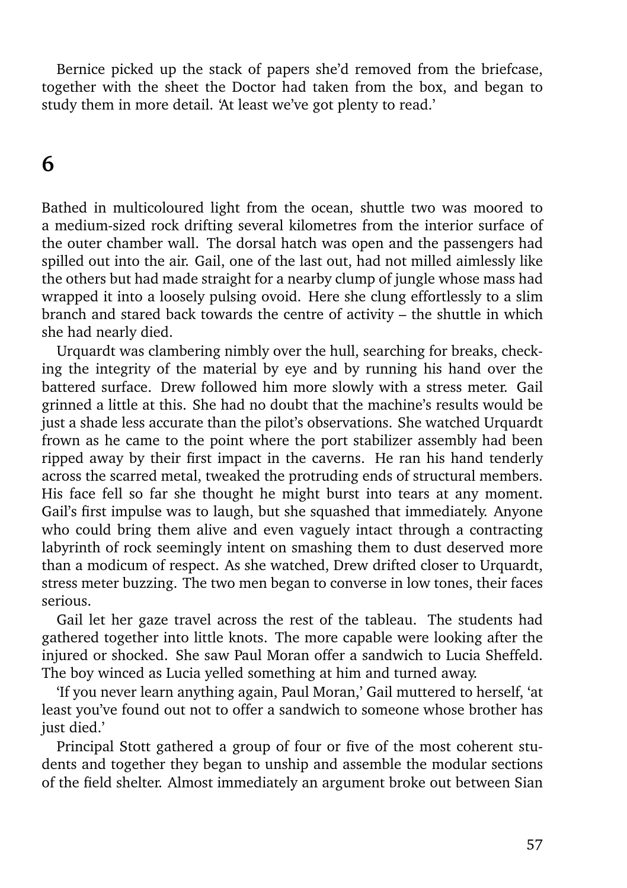Bernice picked up the stack of papers she'd removed from the briefcase, together with the sheet the Doctor had taken from the box, and began to study them in more detail. 'At least we've got plenty to read.'

# 6

Bathed in multicoloured light from the ocean, shuttle two was moored to a medium-sized rock drifting several kilometres from the interior surface of the outer chamber wall. The dorsal hatch was open and the passengers had spilled out into the air. Gail, one of the last out, had not milled aimlessly like the others but had made straight for a nearby clump of jungle whose mass had wrapped it into a loosely pulsing ovoid. Here she clung effortlessly to a slim branch and stared back towards the centre of activity – the shuttle in which she had nearly died.

Urquardt was clambering nimbly over the hull, searching for breaks, checking the integrity of the material by eye and by running his hand over the battered surface. Drew followed him more slowly with a stress meter. Gail grinned a little at this. She had no doubt that the machine's results would be just a shade less accurate than the pilot's observations. She watched Urquardt frown as he came to the point where the port stabilizer assembly had been ripped away by their first impact in the caverns. He ran his hand tenderly across the scarred metal, tweaked the protruding ends of structural members. His face fell so far she thought he might burst into tears at any moment. Gail's first impulse was to laugh, but she squashed that immediately. Anyone who could bring them alive and even vaguely intact through a contracting labyrinth of rock seemingly intent on smashing them to dust deserved more than a modicum of respect. As she watched, Drew drifted closer to Urquardt, stress meter buzzing. The two men began to converse in low tones, their faces serious.

Gail let her gaze travel across the rest of the tableau. The students had gathered together into little knots. The more capable were looking after the injured or shocked. She saw Paul Moran offer a sandwich to Lucia Sheffeld. The boy winced as Lucia yelled something at him and turned away.

'If you never learn anything again, Paul Moran,' Gail muttered to herself, 'at least you've found out not to offer a sandwich to someone whose brother has just died.'

Principal Stott gathered a group of four or five of the most coherent students and together they began to unship and assemble the modular sections of the field shelter. Almost immediately an argument broke out between Sian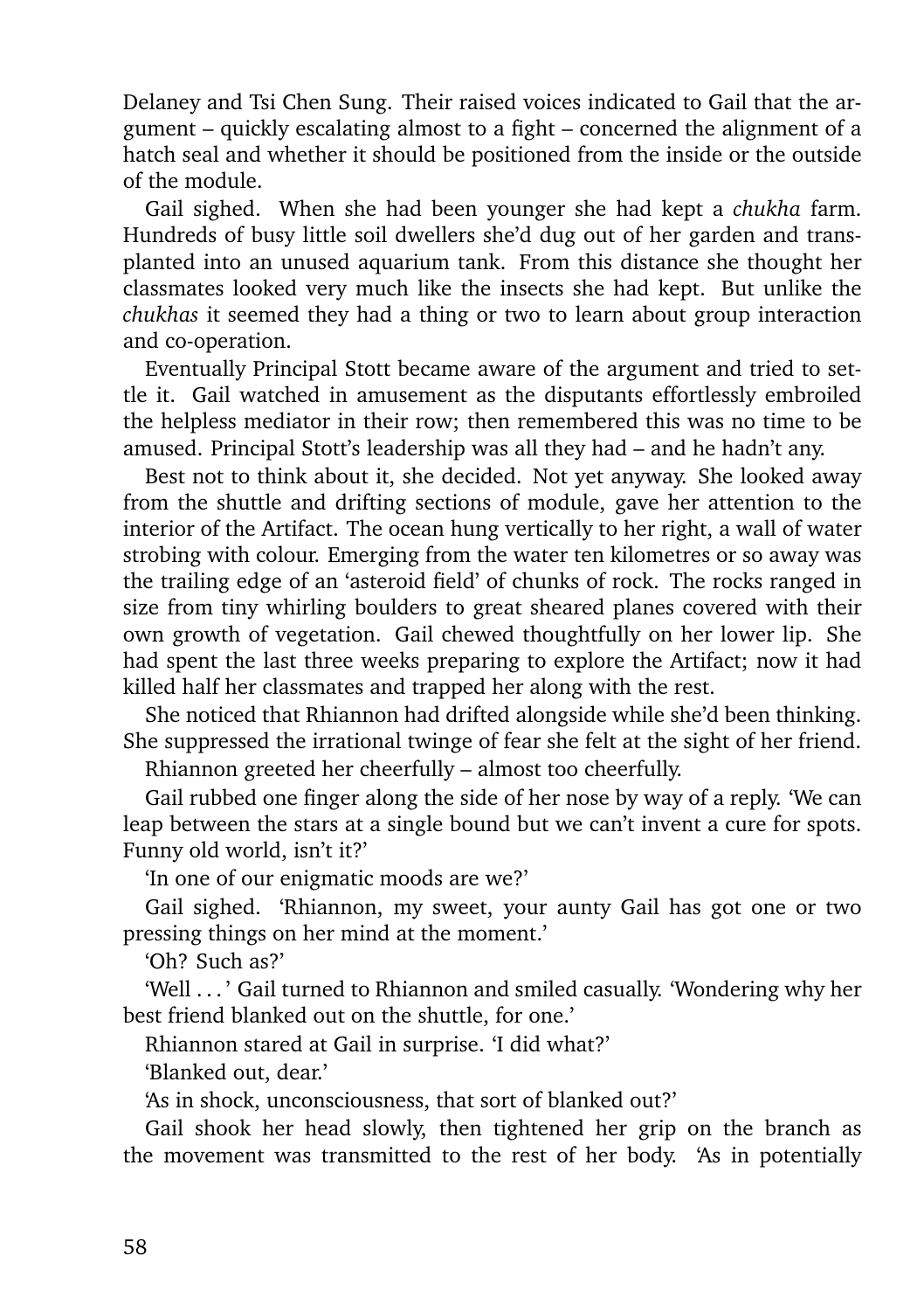Delaney and Tsi Chen Sung. Their raised voices indicated to Gail that the argument – quickly escalating almost to a fight – concerned the alignment of a hatch seal and whether it should be positioned from the inside or the outside of the module.

Gail sighed. When she had been younger she had kept a *chukha* farm. Hundreds of busy little soil dwellers she'd dug out of her garden and transplanted into an unused aquarium tank. From this distance she thought her classmates looked very much like the insects she had kept. But unlike the *chukhas* it seemed they had a thing or two to learn about group interaction and co-operation.

Eventually Principal Stott became aware of the argument and tried to settle it. Gail watched in amusement as the disputants effortlessly embroiled the helpless mediator in their row; then remembered this was no time to be amused. Principal Stott's leadership was all they had – and he hadn't any.

Best not to think about it, she decided. Not yet anyway. She looked away from the shuttle and drifting sections of module, gave her attention to the interior of the Artifact. The ocean hung vertically to her right, a wall of water strobing with colour. Emerging from the water ten kilometres or so away was the trailing edge of an 'asteroid field' of chunks of rock. The rocks ranged in size from tiny whirling boulders to great sheared planes covered with their own growth of vegetation. Gail chewed thoughtfully on her lower lip. She had spent the last three weeks preparing to explore the Artifact; now it had killed half her classmates and trapped her along with the rest.

She noticed that Rhiannon had drifted alongside while she'd been thinking. She suppressed the irrational twinge of fear she felt at the sight of her friend.

Rhiannon greeted her cheerfully – almost too cheerfully.

Gail rubbed one finger along the side of her nose by way of a reply. 'We can leap between the stars at a single bound but we can't invent a cure for spots. Funny old world, isn't it?'

'In one of our enigmatic moods are we?'

Gail sighed. 'Rhiannon, my sweet, your aunty Gail has got one or two pressing things on her mind at the moment.'

'Oh? Such as?'

'Well . . . ' Gail turned to Rhiannon and smiled casually. 'Wondering why her best friend blanked out on the shuttle, for one.'

Rhiannon stared at Gail in surprise. 'I did what?'

'Blanked out, dear.'

'As in shock, unconsciousness, that sort of blanked out?'

Gail shook her head slowly, then tightened her grip on the branch as the movement was transmitted to the rest of her body. 'As in potentially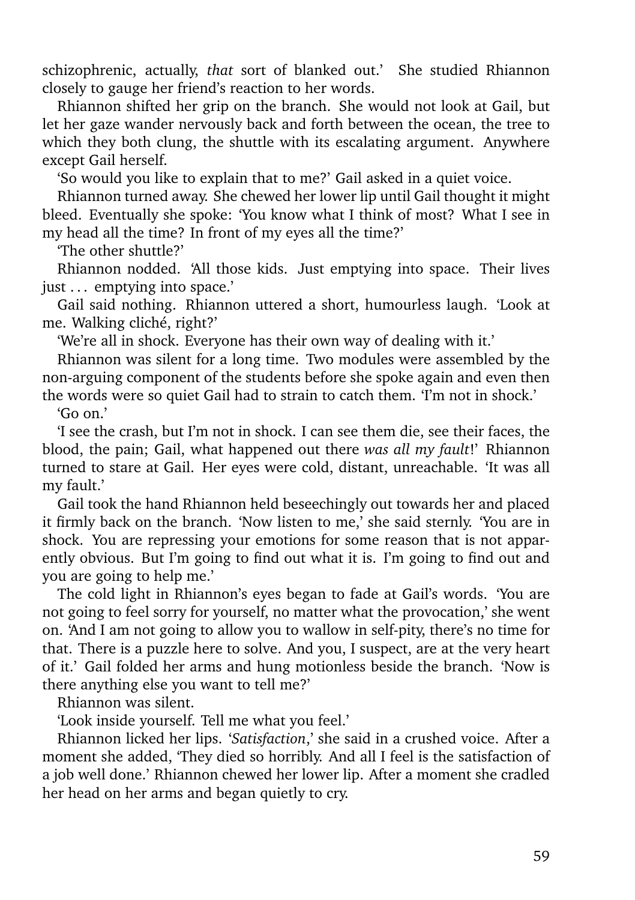schizophrenic, actually, *that* sort of blanked out.' She studied Rhiannon closely to gauge her friend's reaction to her words.

Rhiannon shifted her grip on the branch. She would not look at Gail, but let her gaze wander nervously back and forth between the ocean, the tree to which they both clung, the shuttle with its escalating argument. Anywhere except Gail herself.

'So would you like to explain that to me?' Gail asked in a quiet voice.

Rhiannon turned away. She chewed her lower lip until Gail thought it might bleed. Eventually she spoke: 'You know what I think of most? What I see in my head all the time? In front of my eyes all the time?'

'The other shuttle?'

Rhiannon nodded. 'All those kids. Just emptying into space. Their lives just . . . emptying into space.'

Gail said nothing. Rhiannon uttered a short, humourless laugh. 'Look at me. Walking cliché, right?'

'We're all in shock. Everyone has their own way of dealing with it.'

Rhiannon was silent for a long time. Two modules were assembled by the non-arguing component of the students before she spoke again and even then the words were so quiet Gail had to strain to catch them. 'I'm not in shock.'

'Go on.'

'I see the crash, but I'm not in shock. I can see them die, see their faces, the blood, the pain; Gail, what happened out there *was all my fault*!' Rhiannon turned to stare at Gail. Her eyes were cold, distant, unreachable. 'It was all my fault.'

Gail took the hand Rhiannon held beseechingly out towards her and placed it firmly back on the branch. 'Now listen to me,' she said sternly. 'You are in shock. You are repressing your emotions for some reason that is not apparently obvious. But I'm going to find out what it is. I'm going to find out and you are going to help me.'

The cold light in Rhiannon's eyes began to fade at Gail's words. 'You are not going to feel sorry for yourself, no matter what the provocation,' she went on. 'And I am not going to allow you to wallow in self-pity, there's no time for that. There is a puzzle here to solve. And you, I suspect, are at the very heart of it.' Gail folded her arms and hung motionless beside the branch. 'Now is there anything else you want to tell me?'

Rhiannon was silent.

'Look inside yourself. Tell me what you feel.'

Rhiannon licked her lips. '*Satisfaction*,' she said in a crushed voice. After a moment she added, 'They died so horribly. And all I feel is the satisfaction of a job well done.' Rhiannon chewed her lower lip. After a moment she cradled her head on her arms and began quietly to cry.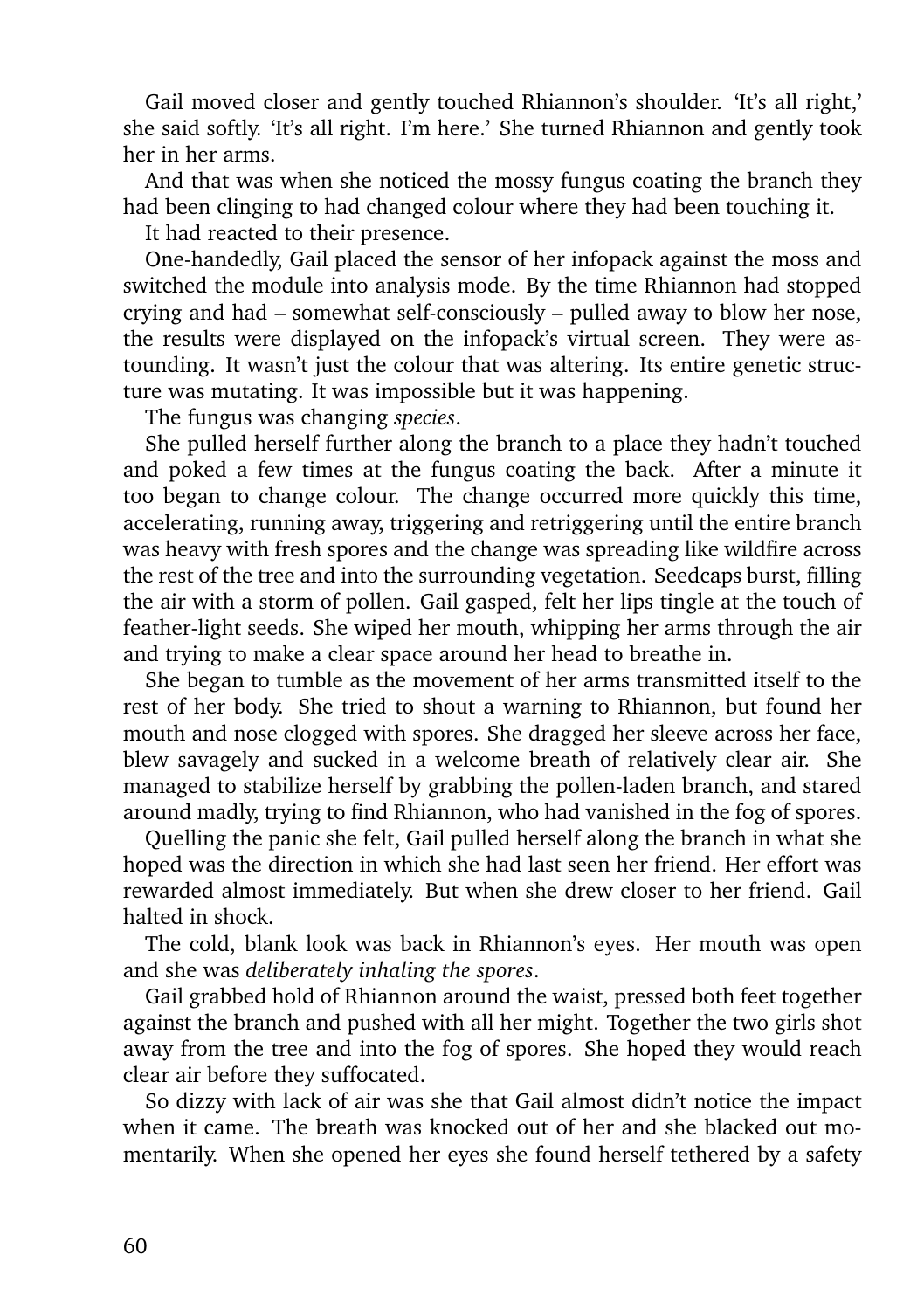Gail moved closer and gently touched Rhiannon's shoulder. 'It's all right,' she said softly. 'It's all right. I'm here.' She turned Rhiannon and gently took her in her arms.

And that was when she noticed the mossy fungus coating the branch they had been clinging to had changed colour where they had been touching it.

It had reacted to their presence.

One-handedly, Gail placed the sensor of her infopack against the moss and switched the module into analysis mode. By the time Rhiannon had stopped crying and had – somewhat self-consciously – pulled away to blow her nose, the results were displayed on the infopack's virtual screen. They were astounding. It wasn't just the colour that was altering. Its entire genetic structure was mutating. It was impossible but it was happening.

The fungus was changing *species*.

She pulled herself further along the branch to a place they hadn't touched and poked a few times at the fungus coating the back. After a minute it too began to change colour. The change occurred more quickly this time, accelerating, running away, triggering and retriggering until the entire branch was heavy with fresh spores and the change was spreading like wildfire across the rest of the tree and into the surrounding vegetation. Seedcaps burst, filling the air with a storm of pollen. Gail gasped, felt her lips tingle at the touch of feather-light seeds. She wiped her mouth, whipping her arms through the air and trying to make a clear space around her head to breathe in.

She began to tumble as the movement of her arms transmitted itself to the rest of her body. She tried to shout a warning to Rhiannon, but found her mouth and nose clogged with spores. She dragged her sleeve across her face, blew savagely and sucked in a welcome breath of relatively clear air. She managed to stabilize herself by grabbing the pollen-laden branch, and stared around madly, trying to find Rhiannon, who had vanished in the fog of spores.

Quelling the panic she felt, Gail pulled herself along the branch in what she hoped was the direction in which she had last seen her friend. Her effort was rewarded almost immediately. But when she drew closer to her friend. Gail halted in shock.

The cold, blank look was back in Rhiannon's eyes. Her mouth was open and she was *deliberately inhaling the spores*.

Gail grabbed hold of Rhiannon around the waist, pressed both feet together against the branch and pushed with all her might. Together the two girls shot away from the tree and into the fog of spores. She hoped they would reach clear air before they suffocated.

So dizzy with lack of air was she that Gail almost didn't notice the impact when it came. The breath was knocked out of her and she blacked out momentarily. When she opened her eyes she found herself tethered by a safety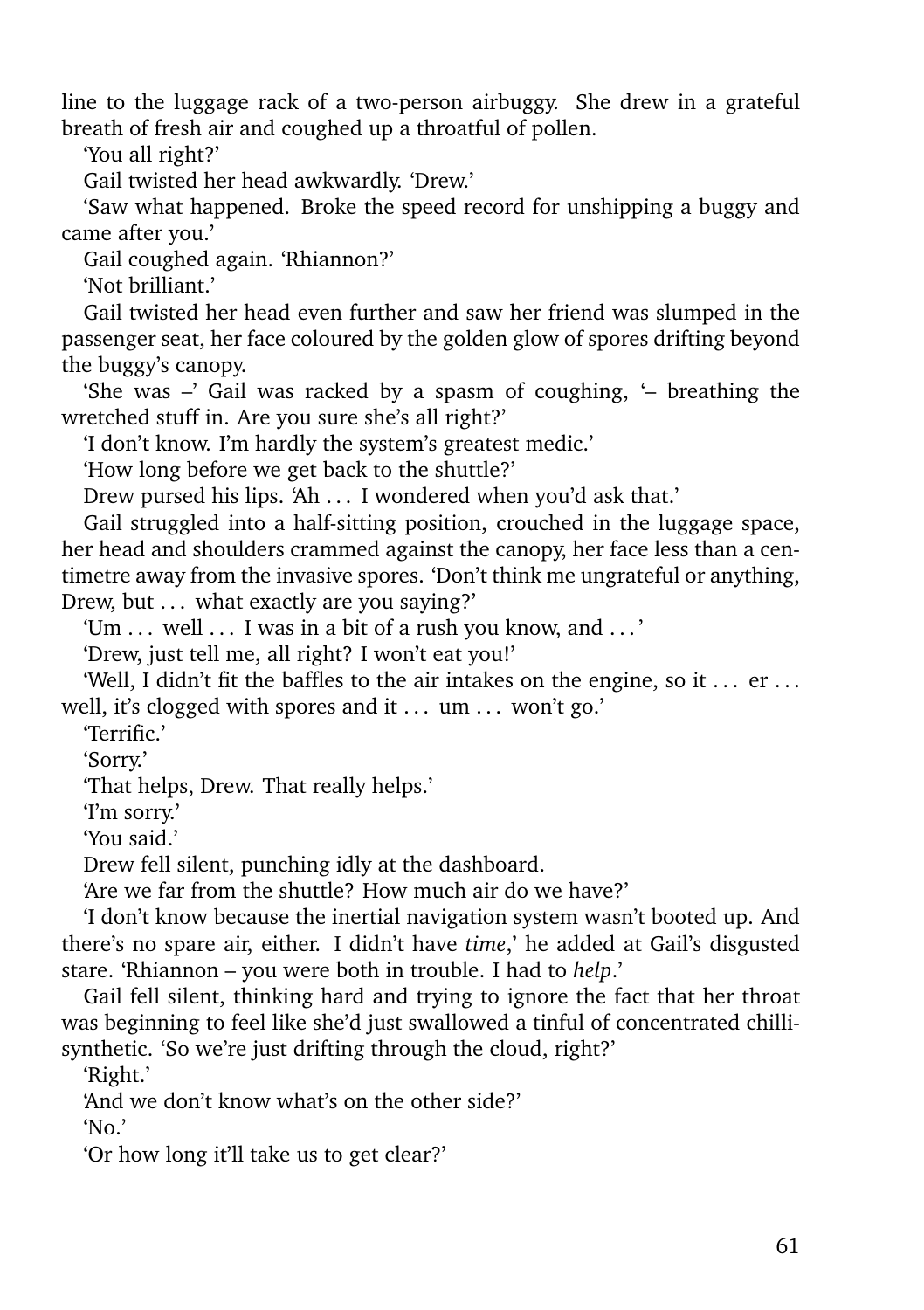line to the luggage rack of a two-person airbuggy. She drew in a grateful breath of fresh air and coughed up a throatful of pollen.

'You all right?'

Gail twisted her head awkwardly. 'Drew.'

'Saw what happened. Broke the speed record for unshipping a buggy and came after you.'

Gail coughed again. 'Rhiannon?'

'Not brilliant.'

Gail twisted her head even further and saw her friend was slumped in the passenger seat, her face coloured by the golden glow of spores drifting beyond the buggy's canopy.

'She was –' Gail was racked by a spasm of coughing, '– breathing the wretched stuff in. Are you sure she's all right?'

'I don't know. I'm hardly the system's greatest medic.'

'How long before we get back to the shuttle?'

Drew pursed his lips. 'Ah . . . I wondered when you'd ask that.'

Gail struggled into a half-sitting position, crouched in the luggage space, her head and shoulders crammed against the canopy, her face less than a centimetre away from the invasive spores. 'Don't think me ungrateful or anything, Drew, but . . . what exactly are you saying?'

'Um . . . well . . . I was in a bit of a rush you know, and . . . '

'Drew, just tell me, all right? I won't eat you!'

'Well, I didn't fit the baffles to the air intakes on the engine, so it . . . er . . . well, it's clogged with spores and it . . . um . . . won't go.'

'Terrific.'

'Sorry.'

'That helps, Drew. That really helps.'

'I'm sorry.'

'You said.'

Drew fell silent, punching idly at the dashboard.

'Are we far from the shuttle? How much air do we have?'

'I don't know because the inertial navigation system wasn't booted up. And there's no spare air, either. I didn't have *time*,' he added at Gail's disgusted stare. 'Rhiannon – you were both in trouble. I had to *help*.'

Gail fell silent, thinking hard and trying to ignore the fact that her throat was beginning to feel like she'd just swallowed a tinful of concentrated chilli-synthetic. 'So we're just drifting through the cloud, right?'

'Right.'

'And we don't know what's on the other side?'

'No.'

'Or how long it'll take us to get clear?'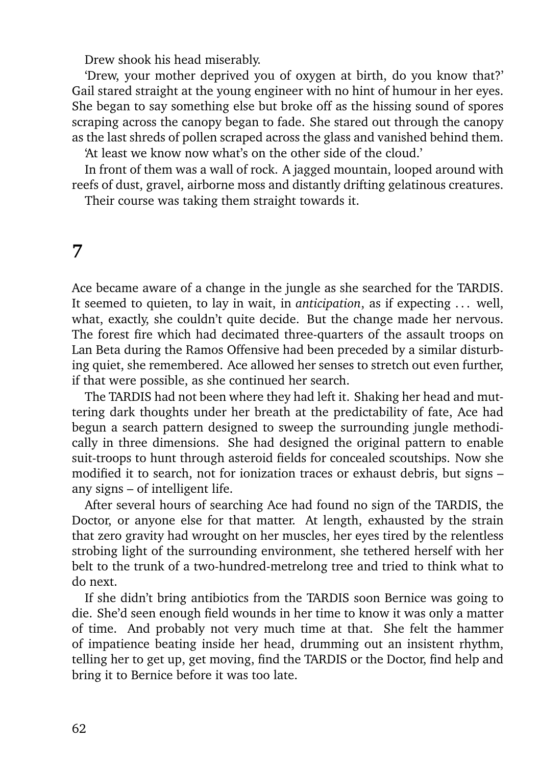Drew shook his head miserably.

'Drew, your mother deprived you of oxygen at birth, do you know that?' Gail stared straight at the young engineer with no hint of humour in her eyes. She began to say something else but broke off as the hissing sound of spores scraping across the canopy began to fade. She stared out through the canopy as the last shreds of pollen scraped across the glass and vanished behind them.

'At least we know now what's on the other side of the cloud.'

In front of them was a wall of rock. A jagged mountain, looped around with reefs of dust, gravel, airborne moss and distantly drifting gelatinous creatures.

Their course was taking them straight towards it.

## 7

Ace became aware of a change in the jungle as she searched for the TARDIS. It seemed to quieten, to lay in wait, in *anticipation*, as if expecting . . . well, what, exactly, she couldn't quite decide. But the change made her nervous. The forest fire which had decimated three-quarters of the assault troops on Lan Beta during the Ramos Offensive had been preceded by a similar disturbing quiet, she remembered. Ace allowed her senses to stretch out even further, if that were possible, as she continued her search.

The TARDIS had not been where they had left it. Shaking her head and muttering dark thoughts under her breath at the predictability of fate, Ace had begun a search pattern designed to sweep the surrounding jungle methodically in three dimensions. She had designed the original pattern to enable suit-troops to hunt through asteroid fields for concealed scoutships. Now she modified it to search, not for ionization traces or exhaust debris, but signs – any signs – of intelligent life.

After several hours of searching Ace had found no sign of the TARDIS, the Doctor, or anyone else for that matter. At length, exhausted by the strain that zero gravity had wrought on her muscles, her eyes tired by the relentless strobing light of the surrounding environment, she tethered herself with her belt to the trunk of a two-hundred-metrelong tree and tried to think what to do next.

If she didn't bring antibiotics from the TARDIS soon Bernice was going to die. She'd seen enough field wounds in her time to know it was only a matter of time. And probably not very much time at that. She felt the hammer of impatience beating inside her head, drumming out an insistent rhythm, telling her to get up, get moving, find the TARDIS or the Doctor, find help and bring it to Bernice before it was too late.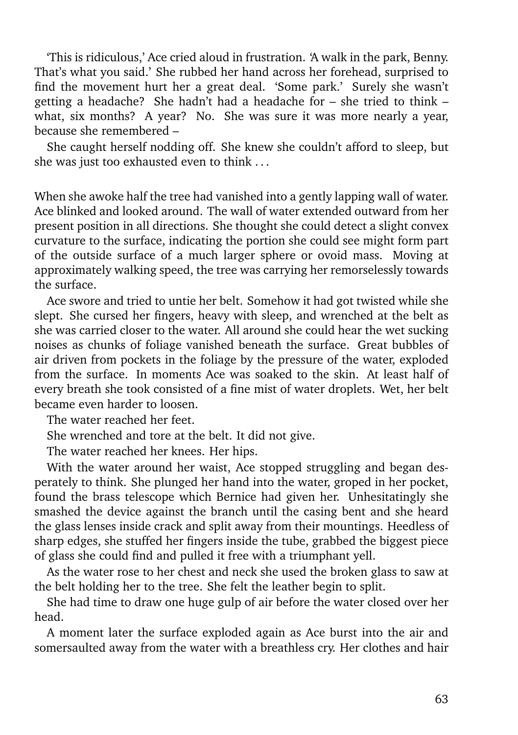'This is ridiculous,' Ace cried aloud in frustration. 'A walk in the park, Benny. That's what you said.' She rubbed her hand across her forehead, surprised to find the movement hurt her a great deal. 'Some park.' Surely she wasn't getting a headache? She hadn't had a headache for – she tried to think – what, six months? A year? No. She was sure it was more nearly a year, because she remembered –

She caught herself nodding off. She knew she couldn't afford to sleep, but she was just too exhausted even to think . . .

When she awoke half the tree had vanished into a gently lapping wall of water. Ace blinked and looked around. The wall of water extended outward from her present position in all directions. She thought she could detect a slight convex curvature to the surface, indicating the portion she could see might form part of the outside surface of a much larger sphere or ovoid mass. Moving at approximately walking speed, the tree was carrying her remorselessly towards the surface.

Ace swore and tried to untie her belt. Somehow it had got twisted while she slept. She cursed her fingers, heavy with sleep, and wrenched at the belt as she was carried closer to the water. All around she could hear the wet sucking noises as chunks of foliage vanished beneath the surface. Great bubbles of air driven from pockets in the foliage by the pressure of the water, exploded from the surface. In moments Ace was soaked to the skin. At least half of every breath she took consisted of a fine mist of water droplets. Wet, her belt became even harder to loosen.

The water reached her feet.

She wrenched and tore at the belt. It did not give.

The water reached her knees. Her hips.

With the water around her waist, Ace stopped struggling and began desperately to think. She plunged her hand into the water, groped in her pocket, found the brass telescope which Bernice had given her. Unhesitatingly she smashed the device against the branch until the casing bent and she heard the glass lenses inside crack and split away from their mountings. Heedless of sharp edges, she stuffed her fingers inside the tube, grabbed the biggest piece of glass she could find and pulled it free with a triumphant yell.

As the water rose to her chest and neck she used the broken glass to saw at the belt holding her to the tree. She felt the leather begin to split.

She had time to draw one huge gulp of air before the water closed over her head.

A moment later the surface exploded again as Ace burst into the air and somersaulted away from the water with a breathless cry. Her clothes and hair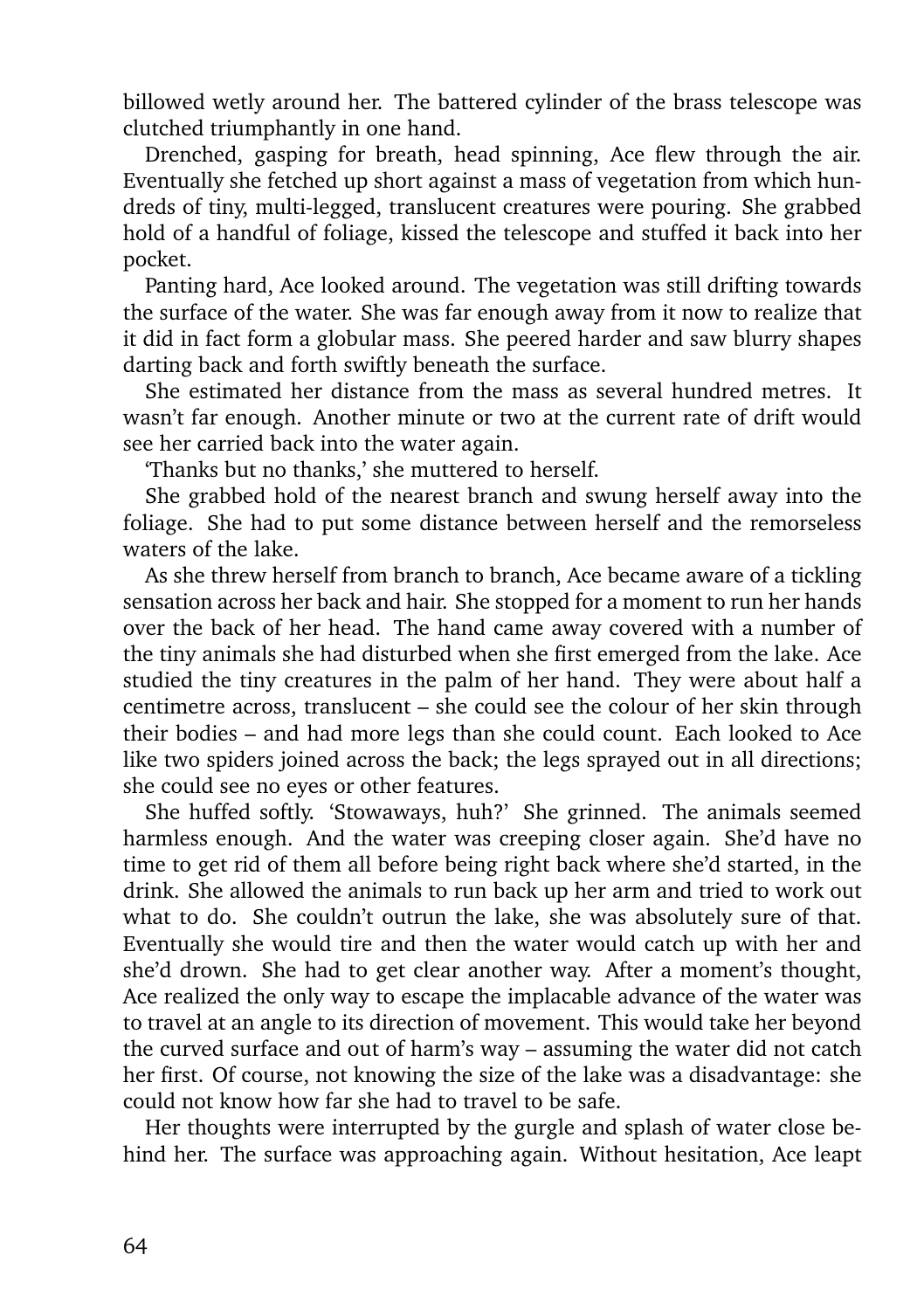billowed wetly around her. The battered cylinder of the brass telescope was clutched triumphantly in one hand.

Drenched, gasping for breath, head spinning, Ace flew through the air. Eventually she fetched up short against a mass of vegetation from which hundreds of tiny, multi-legged, translucent creatures were pouring. She grabbed hold of a handful of foliage, kissed the telescope and stuffed it back into her pocket.

Panting hard, Ace looked around. The vegetation was still drifting towards the surface of the water. She was far enough away from it now to realize that it did in fact form a globular mass. She peered harder and saw blurry shapes darting back and forth swiftly beneath the surface.

She estimated her distance from the mass as several hundred metres. It wasn't far enough. Another minute or two at the current rate of drift would see her carried back into the water again.

'Thanks but no thanks,' she muttered to herself.

She grabbed hold of the nearest branch and swung herself away into the foliage. She had to put some distance between herself and the remorseless waters of the lake.

As she threw herself from branch to branch, Ace became aware of a tickling sensation across her back and hair. She stopped for a moment to run her hands over the back of her head. The hand came away covered with a number of the tiny animals she had disturbed when she first emerged from the lake. Ace studied the tiny creatures in the palm of her hand. They were about half a centimetre across, translucent – she could see the colour of her skin through their bodies – and had more legs than she could count. Each looked to Ace like two spiders joined across the back; the legs sprayed out in all directions; she could see no eyes or other features.

She huffed softly. 'Stowaways, huh?' She grinned. The animals seemed harmless enough. And the water was creeping closer again. She'd have no time to get rid of them all before being right back where she'd started, in the drink. She allowed the animals to run back up her arm and tried to work out what to do. She couldn't outrun the lake, she was absolutely sure of that. Eventually she would tire and then the water would catch up with her and she'd drown. She had to get clear another way. After a moment's thought, Ace realized the only way to escape the implacable advance of the water was to travel at an angle to its direction of movement. This would take her beyond the curved surface and out of harm's way – assuming the water did not catch her first. Of course, not knowing the size of the lake was a disadvantage: she could not know how far she had to travel to be safe.

Her thoughts were interrupted by the gurgle and splash of water close behind her. The surface was approaching again. Without hesitation, Ace leapt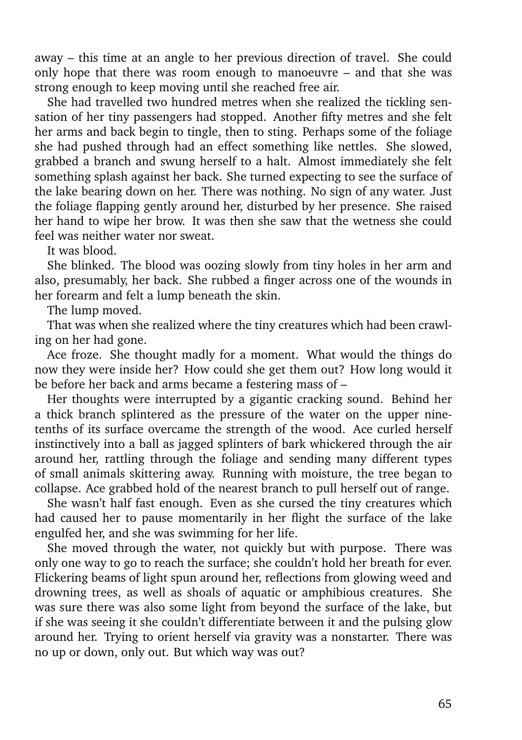away – this time at an angle to her previous direction of travel. She could only hope that there was room enough to manoeuvre – and that she was strong enough to keep moving until she reached free air.

She had travelled two hundred metres when she realized the tickling sensation of her tiny passengers had stopped. Another fifty metres and she felt her arms and back begin to tingle, then to sting. Perhaps some of the foliage she had pushed through had an effect something like nettles. She slowed, grabbed a branch and swung herself to a halt. Almost immediately she felt something splash against her back. She turned expecting to see the surface of the lake bearing down on her. There was nothing. No sign of any water. Just the foliage flapping gently around her, disturbed by her presence. She raised her hand to wipe her brow. It was then she saw that the wetness she could feel was neither water nor sweat.

It was blood.

She blinked. The blood was oozing slowly from tiny holes in her arm and also, presumably, her back. She rubbed a finger across one of the wounds in her forearm and felt a lump beneath the skin.

The lump moved.

That was when she realized where the tiny creatures which had been crawling on her had gone.

Ace froze. She thought madly for a moment. What would the things do now they were inside her? How could she get them out? How long would it be before her back and arms became a festering mass of –

Her thoughts were interrupted by a gigantic cracking sound. Behind her a thick branch splintered as the pressure of the water on the upper nine-tenths of its surface overcame the strength of the wood. Ace curled herself instinctively into a ball as jagged splinters of bark whickered through the air around her, rattling through the foliage and sending many different types of small animals skittering away. Running with moisture, the tree began to collapse. Ace grabbed hold of the nearest branch to pull herself out of range.

She wasn't half fast enough. Even as she cursed the tiny creatures which had caused her to pause momentarily in her flight the surface of the lake engulfed her, and she was swimming for her life.

She moved through the water, not quickly but with purpose. There was only one way to go to reach the surface; she couldn't hold her breath for ever. Flickering beams of light spun around her, reflections from glowing weed and drowning trees, as well as shoals of aquatic or amphibious creatures. She was sure there was also some light from beyond the surface of the lake, but if she was seeing it she couldn't differentiate between it and the pulsing glow around her. Trying to orient herself via gravity was a nonstarter. There was no up or down, only out. But which way was out?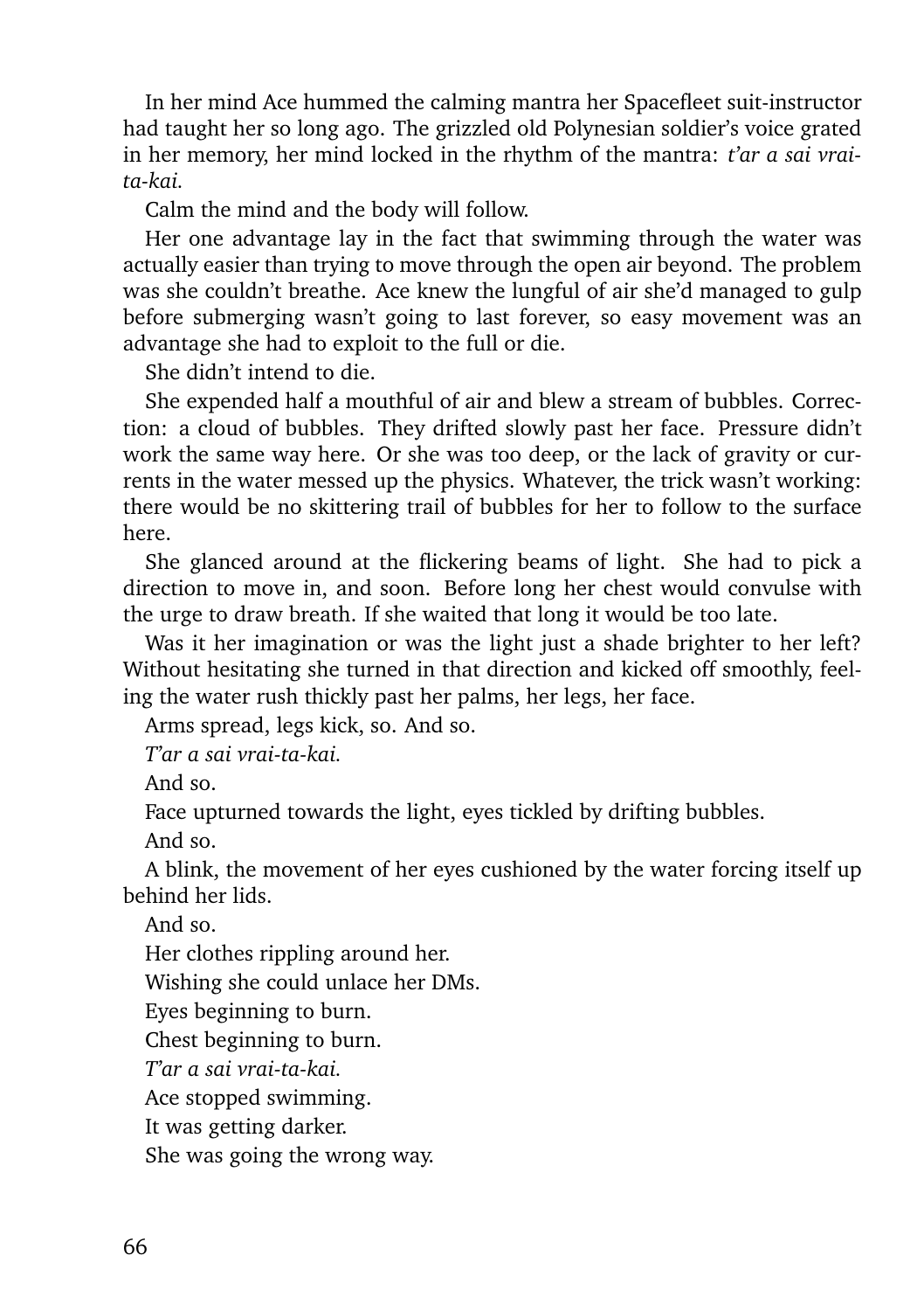In her mind Ace hummed the calming mantra her Spacefleet suit-instructor had taught her so long ago. The grizzled old Polynesian soldier's voice grated in her memory, her mind locked in the rhythm of the mantra: *t'ar a sai vrai-ta-kai.*

Calm the mind and the body will follow.

Her one advantage lay in the fact that swimming through the water was actually easier than trying to move through the open air beyond. The problem was she couldn't breathe. Ace knew the lungful of air she'd managed to gulp before submerging wasn't going to last forever, so easy movement was an advantage she had to exploit to the full or die.

She didn't intend to die.

She expended half a mouthful of air and blew a stream of bubbles. Correction: a cloud of bubbles. They drifted slowly past her face. Pressure didn't work the same way here. Or she was too deep, or the lack of gravity or currents in the water messed up the physics. Whatever, the trick wasn't working: there would be no skittering trail of bubbles for her to follow to the surface here.

She glanced around at the flickering beams of light. She had to pick a direction to move in, and soon. Before long her chest would convulse with the urge to draw breath. If she waited that long it would be too late.

Was it her imagination or was the light just a shade brighter to her left? Without hesitating she turned in that direction and kicked off smoothly, feeling the water rush thickly past her palms, her legs, her face.

Arms spread, legs kick, so. And so.

*T'ar a sai vrai-ta-kai.*

And so.

Face upturned towards the light, eyes tickled by drifting bubbles.

And so.

A blink, the movement of her eyes cushioned by the water forcing itself up behind her lids.

And so.

Her clothes rippling around her.

Wishing she could unlace her DMs.

Eyes beginning to burn.

Chest beginning to burn.

*T'ar a sai vrai-ta-kai.*

Ace stopped swimming.

It was getting darker.

She was going the wrong way.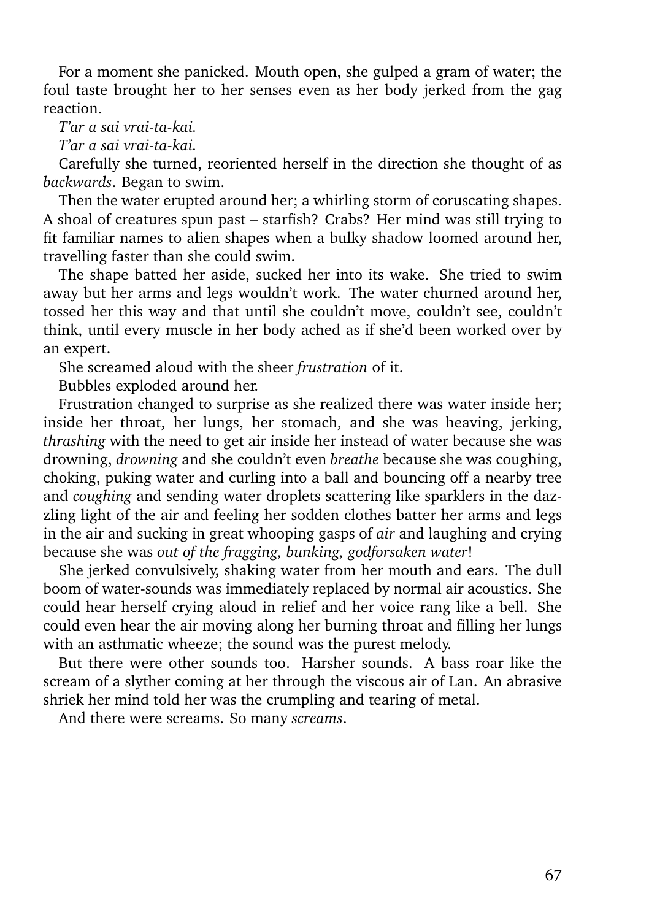For a moment she panicked. Mouth open, she gulped a gram of water; the foul taste brought her to her senses even as her body jerked from the gag reaction.

*T'ar a sai vrai-ta-kai.*

*T'ar a sai vrai-ta-kai.*

Carefully she turned, reoriented herself in the direction she thought of as *backwards*. Began to swim.

Then the water erupted around her; a whirling storm of coruscating shapes. A shoal of creatures spun past – starfish? Crabs? Her mind was still trying to fit familiar names to alien shapes when a bulky shadow loomed around her, travelling faster than she could swim.

The shape batted her aside, sucked her into its wake. She tried to swim away but her arms and legs wouldn't work. The water churned around her, tossed her this way and that until she couldn't move, couldn't see, couldn't think, until every muscle in her body ached as if she'd been worked over by an expert.

She screamed aloud with the sheer *frustration* of it.

Bubbles exploded around her.

Frustration changed to surprise as she realized there was water inside her; inside her throat, her lungs, her stomach, and she was heaving, jerking, *thrashing* with the need to get air inside her instead of water because she was drowning, *drowning* and she couldn't even *breathe* because she was coughing, choking, puking water and curling into a ball and bouncing off a nearby tree and *coughing* and sending water droplets scattering like sparklers in the dazzling light of the air and feeling her sodden clothes batter her arms and legs in the air and sucking in great whooping gasps of *air* and laughing and crying because she was *out of the fragging, bunking, godforsaken water*!

She jerked convulsively, shaking water from her mouth and ears. The dull boom of water-sounds was immediately replaced by normal air acoustics. She could hear herself crying aloud in relief and her voice rang like a bell. She could even hear the air moving along her burning throat and filling her lungs with an asthmatic wheeze; the sound was the purest melody.

But there were other sounds too. Harsher sounds. A bass roar like the scream of a slyther coming at her through the viscous air of Lan. An abrasive shriek her mind told her was the crumpling and tearing of metal.

And there were screams. So many *screams*.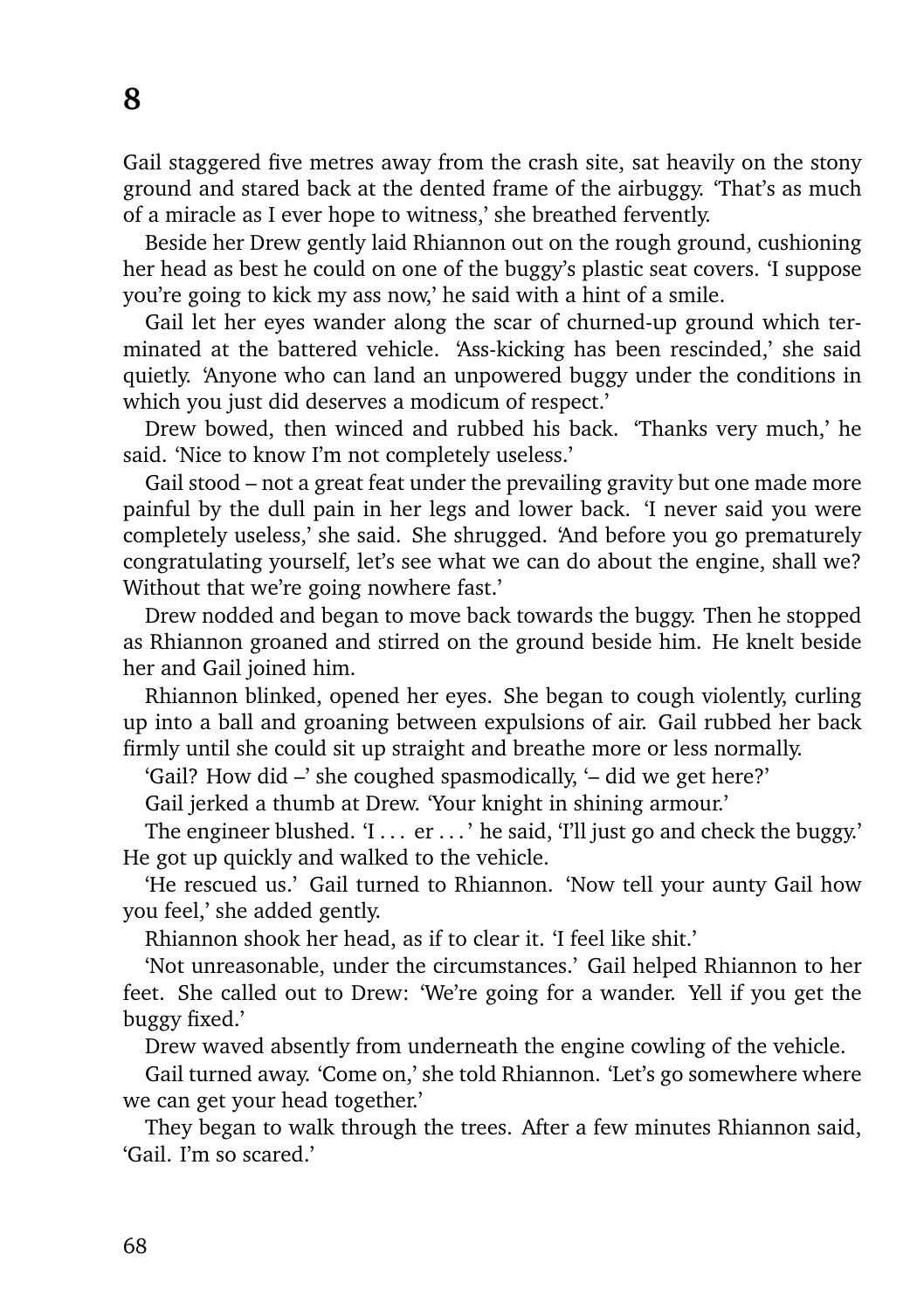# 8

Gail staggered five metres away from the crash site, sat heavily on the stony ground and stared back at the dented frame of the airbuggy. 'That's as much of a miracle as I ever hope to witness,' she breathed fervently.

Beside her Drew gently laid Rhiannon out on the rough ground, cushioning her head as best he could on one of the buggy's plastic seat covers. 'I suppose you're going to kick my ass now,' he said with a hint of a smile.

Gail let her eyes wander along the scar of churned-up ground which terminated at the battered vehicle. 'Ass-kicking has been rescinded,' she said quietly. 'Anyone who can land an unpowered buggy under the conditions in which you just did deserves a modicum of respect.'

Drew bowed, then winced and rubbed his back. 'Thanks very much,' he said. 'Nice to know I'm not completely useless.'

Gail stood – not a great feat under the prevailing gravity but one made more painful by the dull pain in her legs and lower back. 'I never said you were completely useless,' she said. She shrugged. 'And before you go prematurely congratulating yourself, let's see what we can do about the engine, shall we? Without that we're going nowhere fast.'

Drew nodded and began to move back towards the buggy. Then he stopped as Rhiannon groaned and stirred on the ground beside him. He knelt beside her and Gail joined him.

Rhiannon blinked, opened her eyes. She began to cough violently, curling up into a ball and groaning between expulsions of air. Gail rubbed her back firmly until she could sit up straight and breathe more or less normally.

'Gail? How did –' she coughed spasmodically, '– did we get here?'

Gail jerked a thumb at Drew. 'Your knight in shining armour.'

The engineer blushed. 'I . . . er . . . ' he said, 'I'll just go and check the buggy.' He got up quickly and walked to the vehicle.

'He rescued us.' Gail turned to Rhiannon. 'Now tell your aunty Gail how you feel,' she added gently.

Rhiannon shook her head, as if to clear it. 'I feel like shit.'

'Not unreasonable, under the circumstances.' Gail helped Rhiannon to her feet. She called out to Drew: 'We're going for a wander. Yell if you get the buggy fixed.'

Drew waved absently from underneath the engine cowling of the vehicle.

Gail turned away. 'Come on,' she told Rhiannon. 'Let's go somewhere where we can get your head together.'

They began to walk through the trees. After a few minutes Rhiannon said, 'Gail. I'm so scared.'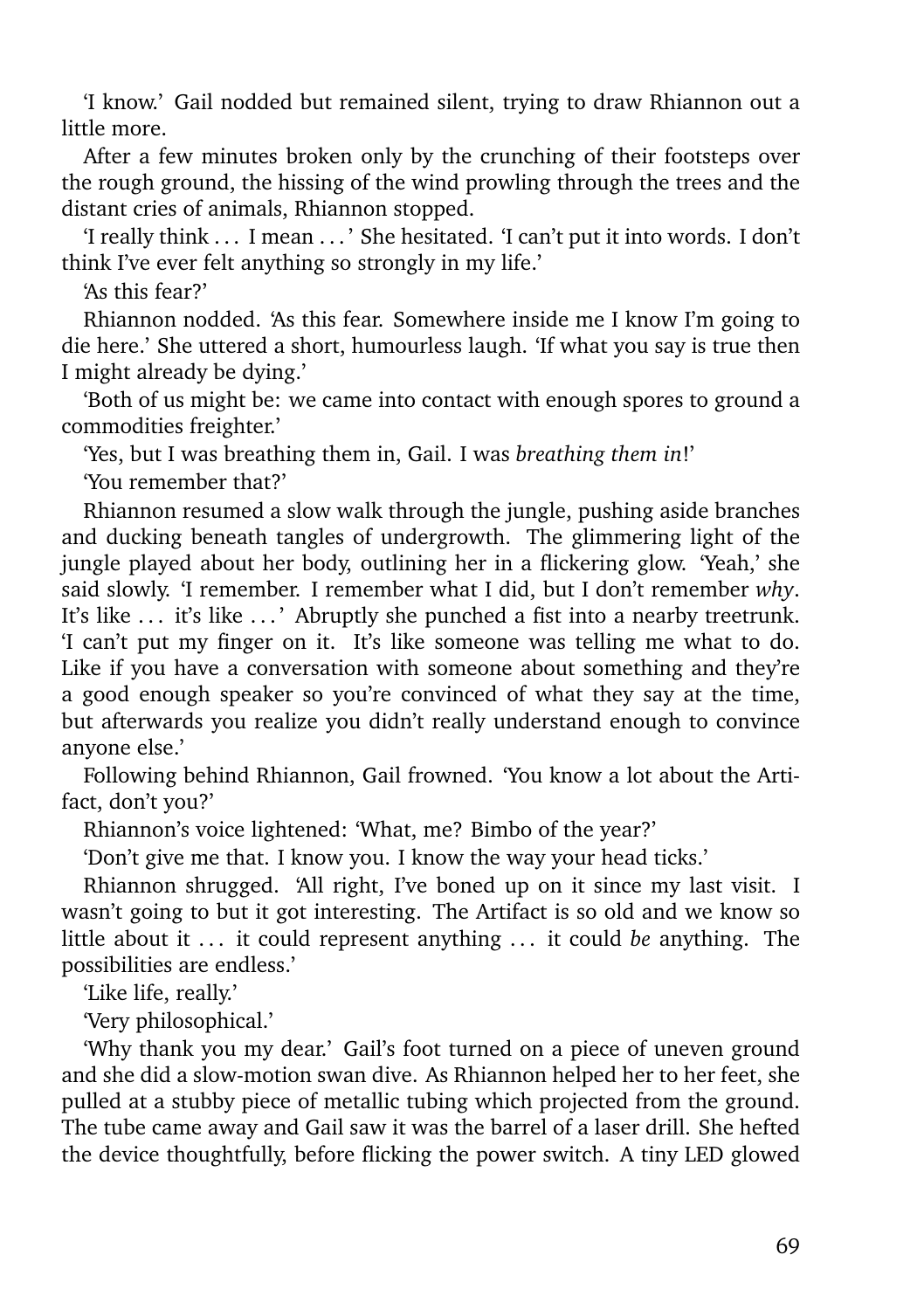'I know.' Gail nodded but remained silent, trying to draw Rhiannon out a little more.

After a few minutes broken only by the crunching of their footsteps over the rough ground, the hissing of the wind prowling through the trees and the distant cries of animals, Rhiannon stopped.

'I really think . . . I mean . . . ' She hesitated. 'I can't put it into words. I don't think I've ever felt anything so strongly in my life.'

'As this fear?'

Rhiannon nodded. 'As this fear. Somewhere inside me I know I'm going to die here.' She uttered a short, humourless laugh. 'If what you say is true then I might already be dying.'

'Both of us might be: we came into contact with enough spores to ground a commodities freighter.'

'Yes, but I was breathing them in, Gail. I was *breathing them in*!'

'You remember that?'

Rhiannon resumed a slow walk through the jungle, pushing aside branches and ducking beneath tangles of undergrowth. The glimmering light of the jungle played about her body, outlining her in a flickering glow. 'Yeah,' she said slowly. 'I remember. I remember what I did, but I don't remember *why*. It's like . . . it's like . . . ' Abruptly she punched a fist into a nearby treetrunk. 'I can't put my finger on it. It's like someone was telling me what to do. Like if you have a conversation with someone about something and they're a good enough speaker so you're convinced of what they say at the time, but afterwards you realize you didn't really understand enough to convince anyone else.'

Following behind Rhiannon, Gail frowned. 'You know a lot about the Artifact, don't you?'

Rhiannon's voice lightened: 'What, me? Bimbo of the year?'

'Don't give me that. I know you. I know the way your head ticks.'

Rhiannon shrugged. 'All right, I've boned up on it since my last visit. I wasn't going to but it got interesting. The Artifact is so old and we know so little about it . . . it could represent anything . . . it could *be* anything. The possibilities are endless.'

'Like life, really.'

'Very philosophical.'

'Why thank you my dear.' Gail's foot turned on a piece of uneven ground and she did a slow-motion swan dive. As Rhiannon helped her to her feet, she pulled at a stubby piece of metallic tubing which projected from the ground. The tube came away and Gail saw it was the barrel of a laser drill. She hefted the device thoughtfully, before flicking the power switch. A tiny LED glowed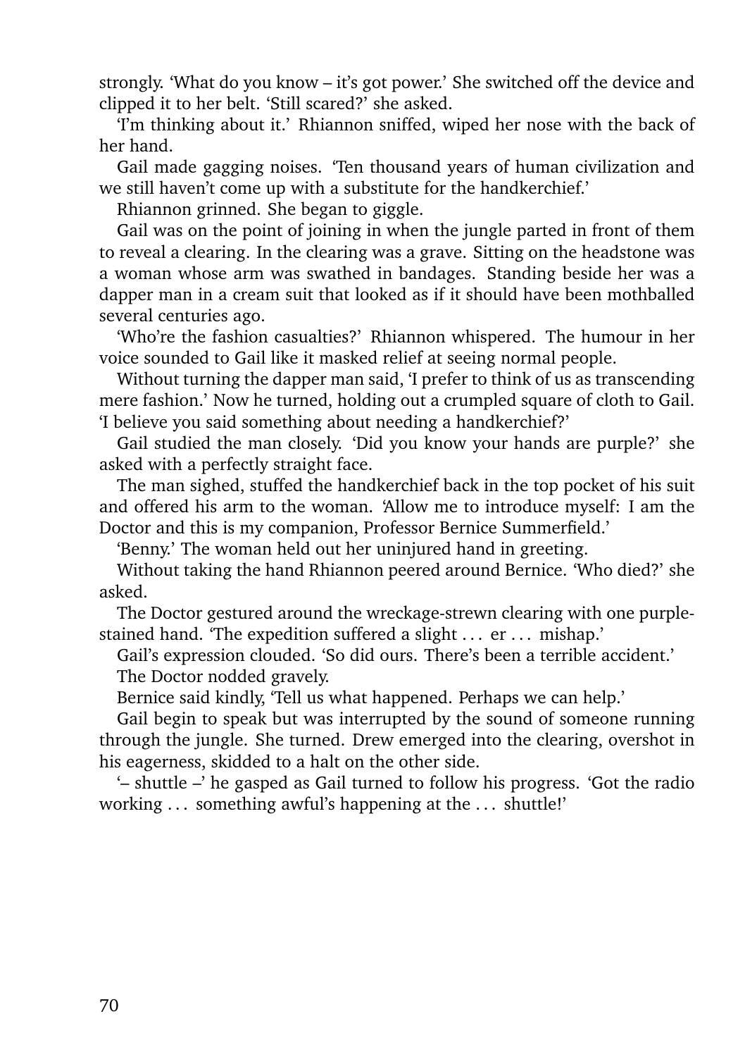strongly. 'What do you know – it's got power.' She switched off the device and clipped it to her belt. 'Still scared?' she asked.

'I'm thinking about it.' Rhiannon sniffed, wiped her nose with the back of her hand.

Gail made gagging noises. 'Ten thousand years of human civilization and we still haven't come up with a substitute for the handkerchief.'

Rhiannon grinned. She began to giggle.

Gail was on the point of joining in when the jungle parted in front of them to reveal a clearing. In the clearing was a grave. Sitting on the headstone was a woman whose arm was swathed in bandages. Standing beside her was a dapper man in a cream suit that looked as if it should have been mothballed several centuries ago.

'Who're the fashion casualties?' Rhiannon whispered. The humour in her voice sounded to Gail like it masked relief at seeing normal people.

Without turning the dapper man said, 'I prefer to think of us as transcending mere fashion.' Now he turned, holding out a crumpled square of cloth to Gail. 'I believe you said something about needing a handkerchief?'

Gail studied the man closely. 'Did you know your hands are purple?' she asked with a perfectly straight face.

The man sighed, stuffed the handkerchief back in the top pocket of his suit and offered his arm to the woman. 'Allow me to introduce myself: I am the Doctor and this is my companion, Professor Bernice Summerfield.'

'Benny.' The woman held out her uninjured hand in greeting.

Without taking the hand Rhiannon peered around Bernice. 'Who died?' she asked.

The Doctor gestured around the wreckage-strewn clearing with one purple-stained hand. 'The expedition suffered a slight . . . er . . . mishap.'

Gail's expression clouded. 'So did ours. There's been a terrible accident.'

The Doctor nodded gravely.

Bernice said kindly, 'Tell us what happened. Perhaps we can help.'

Gail begin to speak but was interrupted by the sound of someone running through the jungle. She turned. Drew emerged into the clearing, overshot in his eagerness, skidded to a halt on the other side.

'– shuttle –' he gasped as Gail turned to follow his progress. 'Got the radio working . . . something awful's happening at the . . . shuttle!'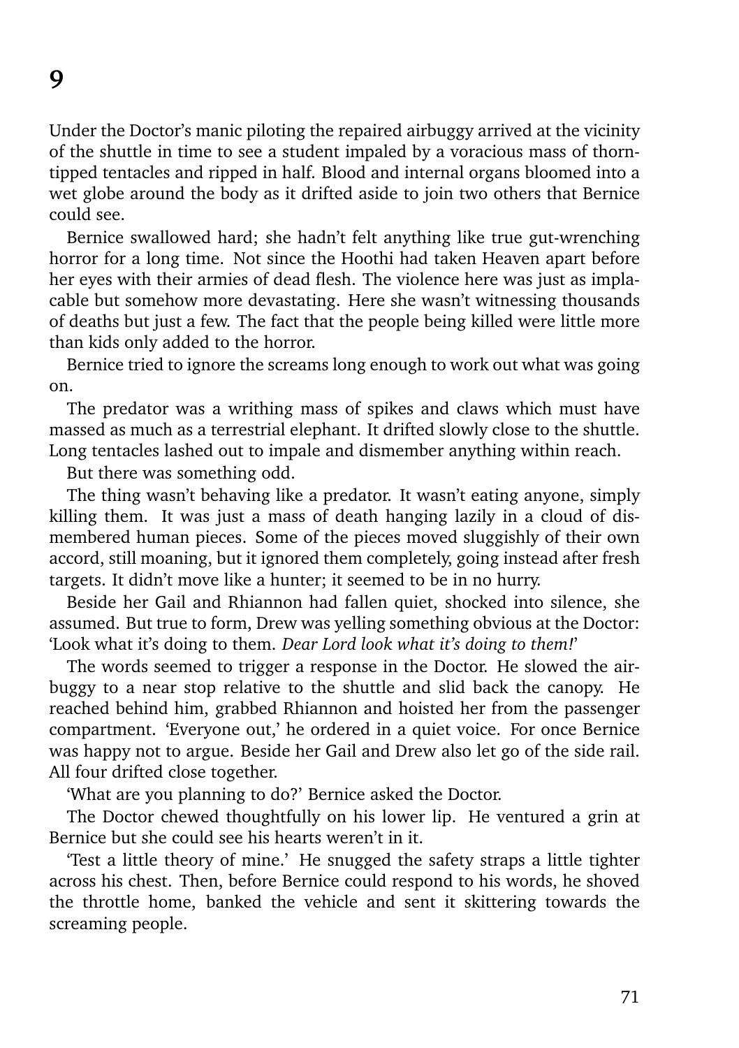# 9

Under the Doctor's manic piloting the repaired airbuggy arrived at the vicinity of the shuttle in time to see a student impaled by a voracious mass of thorn-tipped tentacles and ripped in half. Blood and internal organs bloomed into a wet globe around the body as it drifted aside to join two others that Bernice could see.

Bernice swallowed hard; she hadn't felt anything like true gut-wrenching horror for a long time. Not since the Hoothi had taken Heaven apart before her eyes with their armies of dead flesh. The violence here was just as implacable but somehow more devastating. Here she wasn't witnessing thousands of deaths but just a few. The fact that the people being killed were little more than kids only added to the horror.

Bernice tried to ignore the screams long enough to work out what was going on.

The predator was a writhing mass of spikes and claws which must have massed as much as a terrestrial elephant. It drifted slowly close to the shuttle. Long tentacles lashed out to impale and dismember anything within reach.

But there was something odd.

The thing wasn't behaving like a predator. It wasn't eating anyone, simply killing them. It was just a mass of death hanging lazily in a cloud of dismembered human pieces. Some of the pieces moved sluggishly of their own accord, still moaning, but it ignored them completely, going instead after fresh targets. It didn't move like a hunter; it seemed to be in no hurry.

Beside her Gail and Rhiannon had fallen quiet, shocked into silence, she assumed. But true to form, Drew was yelling something obvious at the Doctor: 'Look what it's doing to them. *Dear Lord look what it's doing to them!*'

The words seemed to trigger a response in the Doctor. He slowed the airbuggy to a near stop relative to the shuttle and slid back the canopy. He reached behind him, grabbed Rhiannon and hoisted her from the passenger compartment. 'Everyone out,' he ordered in a quiet voice. For once Bernice was happy not to argue. Beside her Gail and Drew also let go of the side rail. All four drifted close together.

'What are you planning to do?' Bernice asked the Doctor.

The Doctor chewed thoughtfully on his lower lip. He ventured a grin at Bernice but she could see his hearts weren't in it.

'Test a little theory of mine.' He snugged the safety straps a little tighter across his chest. Then, before Bernice could respond to his words, he shoved the throttle home, banked the vehicle and sent it skittering towards the screaming people.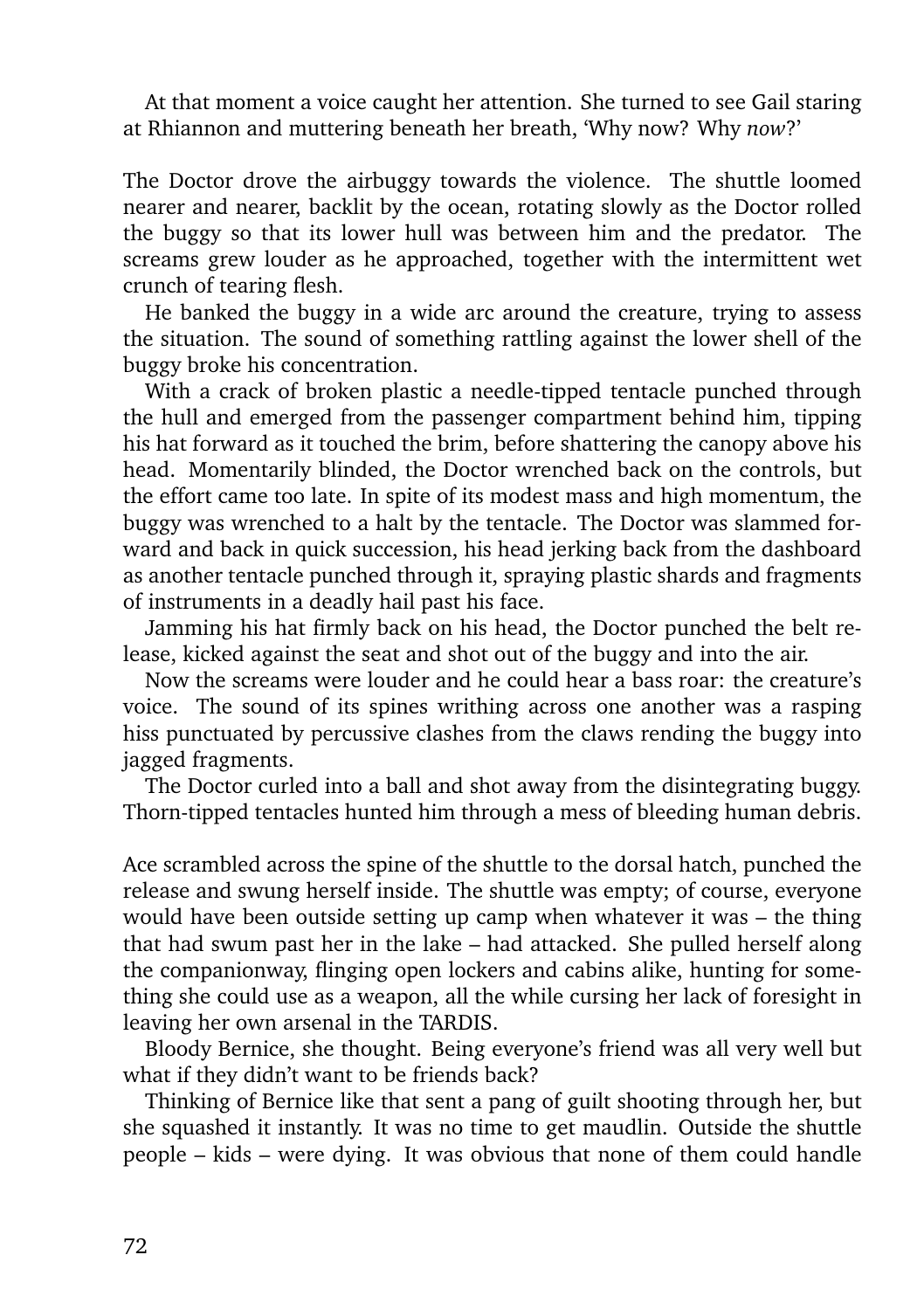At that moment a voice caught her attention. She turned to see Gail staring at Rhiannon and muttering beneath her breath, 'Why now? Why *now*?'

The Doctor drove the airbuggy towards the violence. The shuttle loomed nearer and nearer, backlit by the ocean, rotating slowly as the Doctor rolled the buggy so that its lower hull was between him and the predator. The screams grew louder as he approached, together with the intermittent wet crunch of tearing flesh.

He banked the buggy in a wide arc around the creature, trying to assess the situation. The sound of something rattling against the lower shell of the buggy broke his concentration.

With a crack of broken plastic a needle-tipped tentacle punched through the hull and emerged from the passenger compartment behind him, tipping his hat forward as it touched the brim, before shattering the canopy above his head. Momentarily blinded, the Doctor wrenched back on the controls, but the effort came too late. In spite of its modest mass and high momentum, the buggy was wrenched to a halt by the tentacle. The Doctor was slammed forward and back in quick succession, his head jerking back from the dashboard as another tentacle punched through it, spraying plastic shards and fragments of instruments in a deadly hail past his face.

Jamming his hat firmly back on his head, the Doctor punched the belt release, kicked against the seat and shot out of the buggy and into the air.

Now the screams were louder and he could hear a bass roar: the creature's voice. The sound of its spines writhing across one another was a rasping hiss punctuated by percussive clashes from the claws rending the buggy into jagged fragments.

The Doctor curled into a ball and shot away from the disintegrating buggy. Thorn-tipped tentacles hunted him through a mess of bleeding human debris.

Ace scrambled across the spine of the shuttle to the dorsal hatch, punched the release and swung herself inside. The shuttle was empty; of course, everyone would have been outside setting up camp when whatever it was – the thing that had swum past her in the lake – had attacked. She pulled herself along the companionway, flinging open lockers and cabins alike, hunting for something she could use as a weapon, all the while cursing her lack of foresight in leaving her own arsenal in the TARDIS.

Bloody Bernice, she thought. Being everyone's friend was all very well but what if they didn't want to be friends back?

Thinking of Bernice like that sent a pang of guilt shooting through her, but she squashed it instantly. It was no time to get maudlin. Outside the shuttle people – kids – were dying. It was obvious that none of them could handle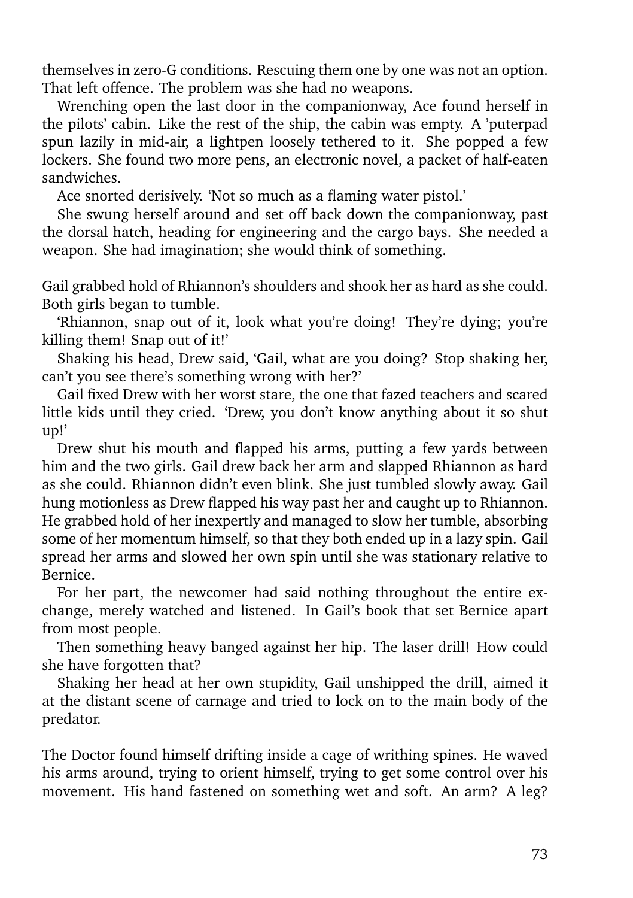themselves in zero-G conditions. Rescuing them one by one was not an option. That left offence. The problem was she had no weapons.

Wrenching open the last door in the companionway, Ace found herself in the pilots' cabin. Like the rest of the ship, the cabin was empty. A 'puterpad spun lazily in mid-air, a lightpen loosely tethered to it. She popped a few lockers. She found two more pens, an electronic novel, a packet of half-eaten sandwiches.

Ace snorted derisively. 'Not so much as a flaming water pistol.'

She swung herself around and set off back down the companionway, past the dorsal hatch, heading for engineering and the cargo bays. She needed a weapon. She had imagination; she would think of something.

Gail grabbed hold of Rhiannon's shoulders and shook her as hard as she could. Both girls began to tumble.

'Rhiannon, snap out of it, look what you're doing! They're dying; you're killing them! Snap out of it!'

Shaking his head, Drew said, 'Gail, what are you doing? Stop shaking her, can't you see there's something wrong with her?'

Gail fixed Drew with her worst stare, the one that fazed teachers and scared little kids until they cried. 'Drew, you don't know anything about it so shut up!'

Drew shut his mouth and flapped his arms, putting a few yards between him and the two girls. Gail drew back her arm and slapped Rhiannon as hard as she could. Rhiannon didn't even blink. She just tumbled slowly away. Gail hung motionless as Drew flapped his way past her and caught up to Rhiannon. He grabbed hold of her inexpertly and managed to slow her tumble, absorbing some of her momentum himself, so that they both ended up in a lazy spin. Gail spread her arms and slowed her own spin until she was stationary relative to Bernice.

For her part, the newcomer had said nothing throughout the entire exchange, merely watched and listened. In Gail's book that set Bernice apart from most people.

Then something heavy banged against her hip. The laser drill! How could she have forgotten that?

Shaking her head at her own stupidity, Gail unshipped the drill, aimed it at the distant scene of carnage and tried to lock on to the main body of the predator.

The Doctor found himself drifting inside a cage of writhing spines. He waved his arms around, trying to orient himself, trying to get some control over his movement. His hand fastened on something wet and soft. An arm? A leg?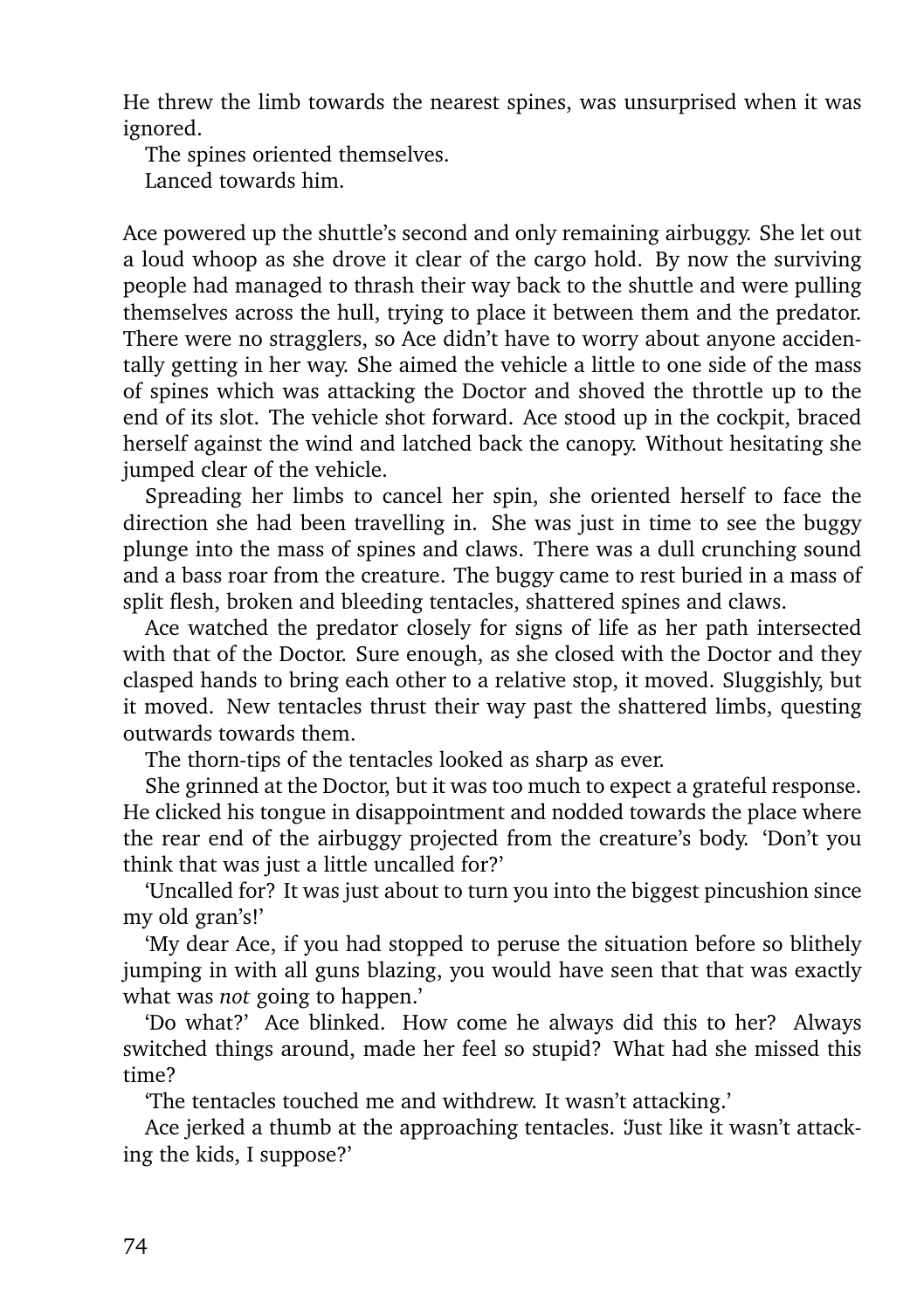He threw the limb towards the nearest spines, was unsurprised when it was ignored.

The spines oriented themselves.

Lanced towards him.

Ace powered up the shuttle's second and only remaining airbuggy. She let out a loud whoop as she drove it clear of the cargo hold. By now the surviving people had managed to thrash their way back to the shuttle and were pulling themselves across the hull, trying to place it between them and the predator. There were no stragglers, so Ace didn't have to worry about anyone accidentally getting in her way. She aimed the vehicle a little to one side of the mass of spines which was attacking the Doctor and shoved the throttle up to the end of its slot. The vehicle shot forward. Ace stood up in the cockpit, braced herself against the wind and latched back the canopy. Without hesitating she jumped clear of the vehicle.

Spreading her limbs to cancel her spin, she oriented herself to face the direction she had been travelling in. She was just in time to see the buggy plunge into the mass of spines and claws. There was a dull crunching sound and a bass roar from the creature. The buggy came to rest buried in a mass of split flesh, broken and bleeding tentacles, shattered spines and claws.

Ace watched the predator closely for signs of life as her path intersected with that of the Doctor. Sure enough, as she closed with the Doctor and they clasped hands to bring each other to a relative stop, it moved. Sluggishly, but it moved. New tentacles thrust their way past the shattered limbs, questing outwards towards them.

The thorn-tips of the tentacles looked as sharp as ever.

She grinned at the Doctor, but it was too much to expect a grateful response. He clicked his tongue in disappointment and nodded towards the place where the rear end of the airbuggy projected from the creature's body. 'Don't you think that was just a little uncalled for?'

'Uncalled for? It was just about to turn you into the biggest pincushion since my old gran's!'

'My dear Ace, if you had stopped to peruse the situation before so blithely jumping in with all guns blazing, you would have seen that that was exactly what was *not* going to happen.'

'Do what?' Ace blinked. How come he always did this to her? Always switched things around, made her feel so stupid? What had she missed this time?

'The tentacles touched me and withdrew. It wasn't attacking.'

Ace jerked a thumb at the approaching tentacles. 'Just like it wasn't attacking the kids, I suppose?'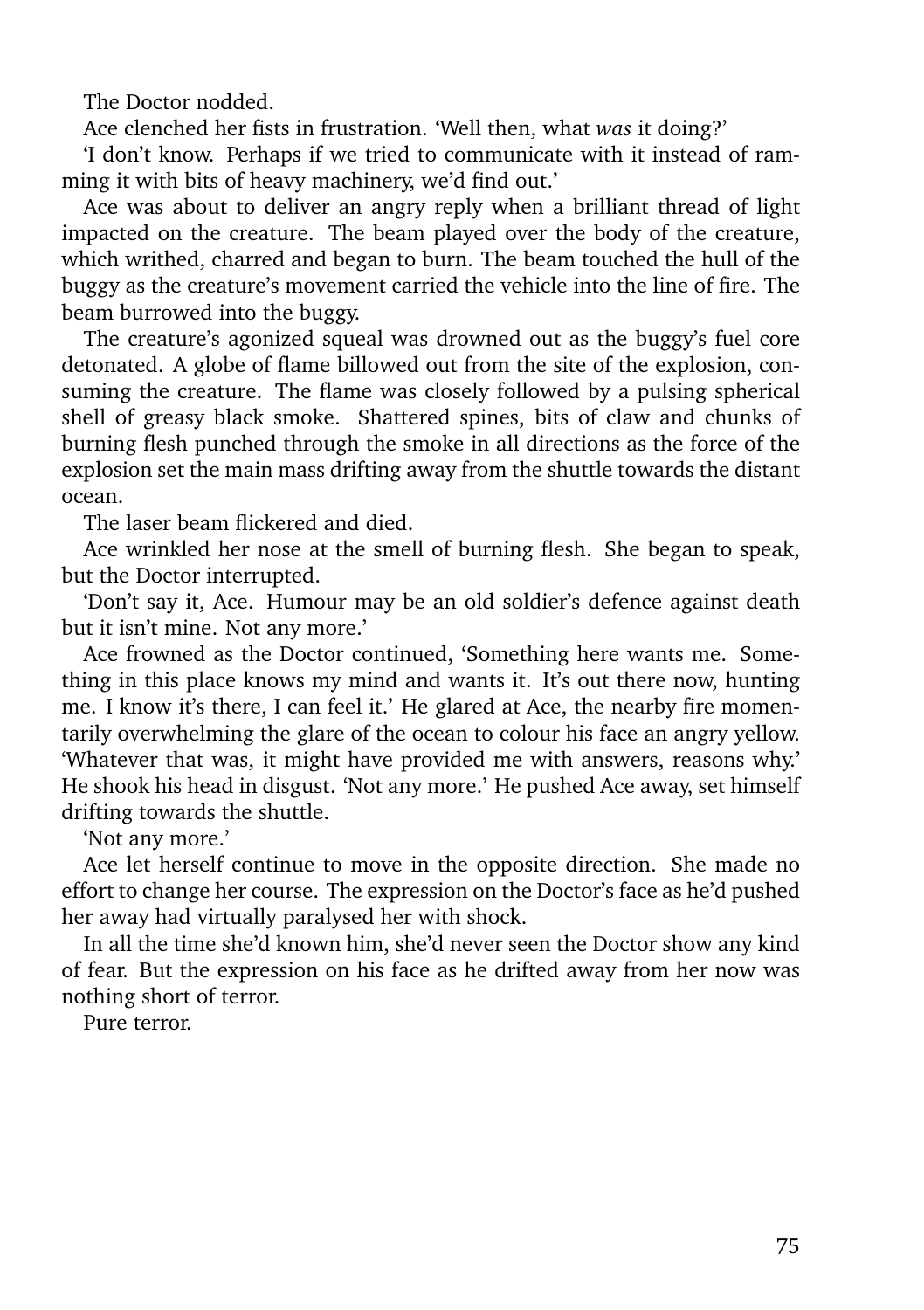The Doctor nodded.

Ace clenched her fists in frustration. 'Well then, what *was* it doing?'

'I don't know. Perhaps if we tried to communicate with it instead of ramming it with bits of heavy machinery, we'd find out.'

Ace was about to deliver an angry reply when a brilliant thread of light impacted on the creature. The beam played over the body of the creature, which writhed, charred and began to burn. The beam touched the hull of the buggy as the creature's movement carried the vehicle into the line of fire. The beam burrowed into the buggy.

The creature's agonized squeal was drowned out as the buggy's fuel core detonated. A globe of flame billowed out from the site of the explosion, consuming the creature. The flame was closely followed by a pulsing spherical shell of greasy black smoke. Shattered spines, bits of claw and chunks of burning flesh punched through the smoke in all directions as the force of the explosion set the main mass drifting away from the shuttle towards the distant ocean.

The laser beam flickered and died.

Ace wrinkled her nose at the smell of burning flesh. She began to speak, but the Doctor interrupted.

'Don't say it, Ace. Humour may be an old soldier's defence against death but it isn't mine. Not any more.'

Ace frowned as the Doctor continued, 'Something here wants me. Something in this place knows my mind and wants it. It's out there now, hunting me. I know it's there, I can feel it.' He glared at Ace, the nearby fire momentarily overwhelming the glare of the ocean to colour his face an angry yellow. 'Whatever that was, it might have provided me with answers, reasons why.' He shook his head in disgust. 'Not any more.' He pushed Ace away, set himself drifting towards the shuttle.

'Not any more.'

Ace let herself continue to move in the opposite direction. She made no effort to change her course. The expression on the Doctor's face as he'd pushed her away had virtually paralysed her with shock.

In all the time she'd known him, she'd never seen the Doctor show any kind of fear. But the expression on his face as he drifted away from her now was nothing short of terror.

Pure terror.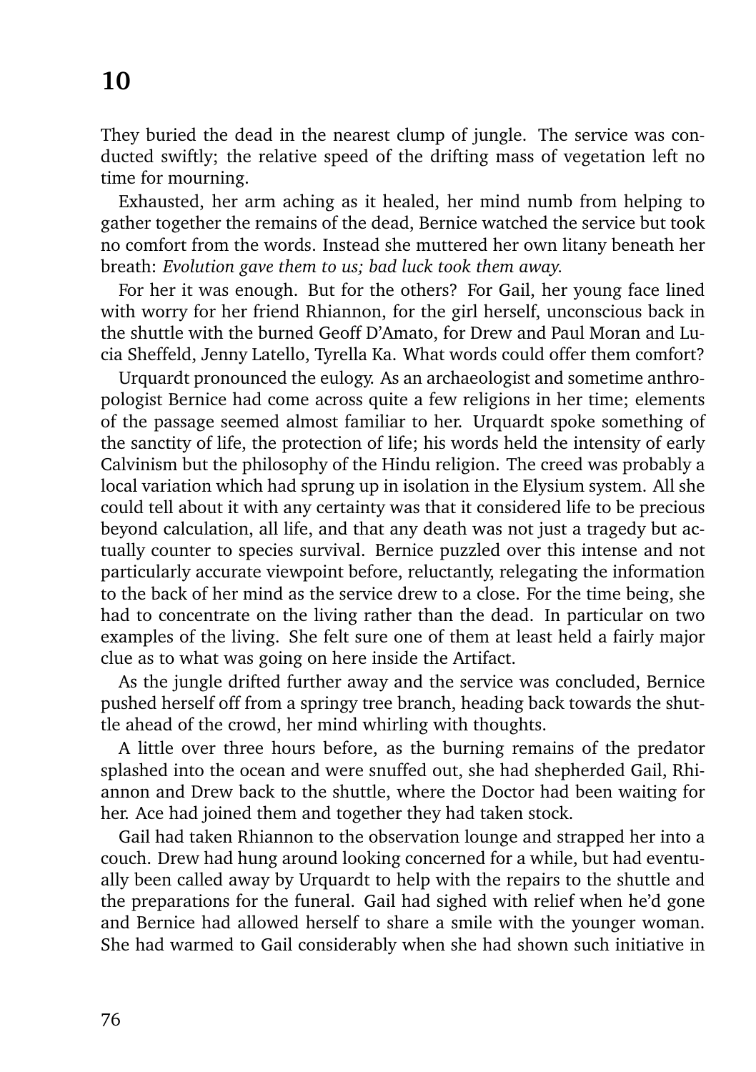# 10

They buried the dead in the nearest clump of jungle. The service was conducted swiftly; the relative speed of the drifting mass of vegetation left no time for mourning.

Exhausted, her arm aching as it healed, her mind numb from helping to gather together the remains of the dead, Bernice watched the service but took no comfort from the words. Instead she muttered her own litany beneath her breath: *Evolution gave them to us; bad luck took them away.*

For her it was enough. But for the others? For Gail, her young face lined with worry for her friend Rhiannon, for the girl herself, unconscious back in the shuttle with the burned Geoff D'Amato, for Drew and Paul Moran and Lucia Sheffeld, Jenny Latello, Tyrella Ka. What words could offer them comfort?

Urquardt pronounced the eulogy. As an archaeologist and sometime anthropologist Bernice had come across quite a few religions in her time; elements of the passage seemed almost familiar to her. Urquardt spoke something of the sanctity of life, the protection of life; his words held the intensity of early Calvinism but the philosophy of the Hindu religion. The creed was probably a local variation which had sprung up in isolation in the Elysium system. All she could tell about it with any certainty was that it considered life to be precious beyond calculation, all life, and that any death was not just a tragedy but actually counter to species survival. Bernice puzzled over this intense and not particularly accurate viewpoint before, reluctantly, relegating the information to the back of her mind as the service drew to a close. For the time being, she had to concentrate on the living rather than the dead. In particular on two examples of the living. She felt sure one of them at least held a fairly major clue as to what was going on here inside the Artifact.

As the jungle drifted further away and the service was concluded, Bernice pushed herself off from a springy tree branch, heading back towards the shuttle ahead of the crowd, her mind whirling with thoughts.

A little over three hours before, as the burning remains of the predator splashed into the ocean and were snuffed out, she had shepherded Gail, Rhiannon and Drew back to the shuttle, where the Doctor had been waiting for her. Ace had joined them and together they had taken stock.

Gail had taken Rhiannon to the observation lounge and strapped her into a couch. Drew had hung around looking concerned for a while, but had eventually been called away by Urquardt to help with the repairs to the shuttle and the preparations for the funeral. Gail had sighed with relief when he'd gone and Bernice had allowed herself to share a smile with the younger woman. She had warmed to Gail considerably when she had shown such initiative in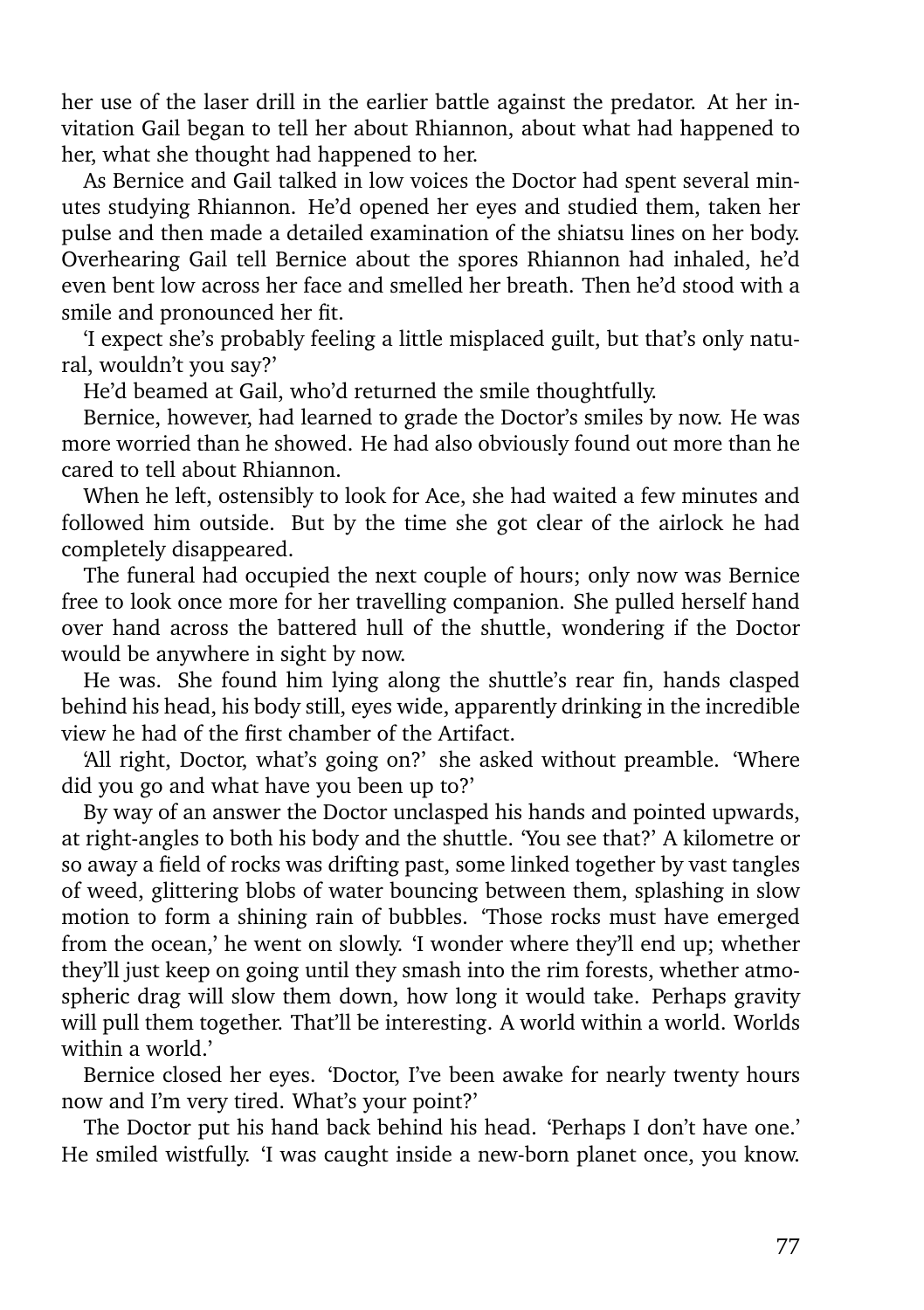her use of the laser drill in the earlier battle against the predator. At her invitation Gail began to tell her about Rhiannon, about what had happened to her, what she thought had happened to her.

As Bernice and Gail talked in low voices the Doctor had spent several minutes studying Rhiannon. He'd opened her eyes and studied them, taken her pulse and then made a detailed examination of the shiatsu lines on her body. Overhearing Gail tell Bernice about the spores Rhiannon had inhaled, he'd even bent low across her face and smelled her breath. Then he'd stood with a smile and pronounced her fit.

'I expect she's probably feeling a little misplaced guilt, but that's only natural, wouldn't you say?'

He'd beamed at Gail, who'd returned the smile thoughtfully.

Bernice, however, had learned to grade the Doctor's smiles by now. He was more worried than he showed. He had also obviously found out more than he cared to tell about Rhiannon.

When he left, ostensibly to look for Ace, she had waited a few minutes and followed him outside. But by the time she got clear of the airlock he had completely disappeared.

The funeral had occupied the next couple of hours; only now was Bernice free to look once more for her travelling companion. She pulled herself hand over hand across the battered hull of the shuttle, wondering if the Doctor would be anywhere in sight by now.

He was. She found him lying along the shuttle's rear fin, hands clasped behind his head, his body still, eyes wide, apparently drinking in the incredible view he had of the first chamber of the Artifact.

'All right, Doctor, what's going on?' she asked without preamble. 'Where did you go and what have you been up to?'

By way of an answer the Doctor unclasped his hands and pointed upwards, at right-angles to both his body and the shuttle. 'You see that?' A kilometre or so away a field of rocks was drifting past, some linked together by vast tangles of weed, glittering blobs of water bouncing between them, splashing in slow motion to form a shining rain of bubbles. 'Those rocks must have emerged from the ocean,' he went on slowly. 'I wonder where they'll end up; whether they'll just keep on going until they smash into the rim forests, whether atmospheric drag will slow them down, how long it would take. Perhaps gravity will pull them together. That'll be interesting. A world within a world. Worlds within a world.'

Bernice closed her eyes. 'Doctor, I've been awake for nearly twenty hours now and I'm very tired. What's your point?'

The Doctor put his hand back behind his head. 'Perhaps I don't have one.' He smiled wistfully. 'I was caught inside a new-born planet once, you know.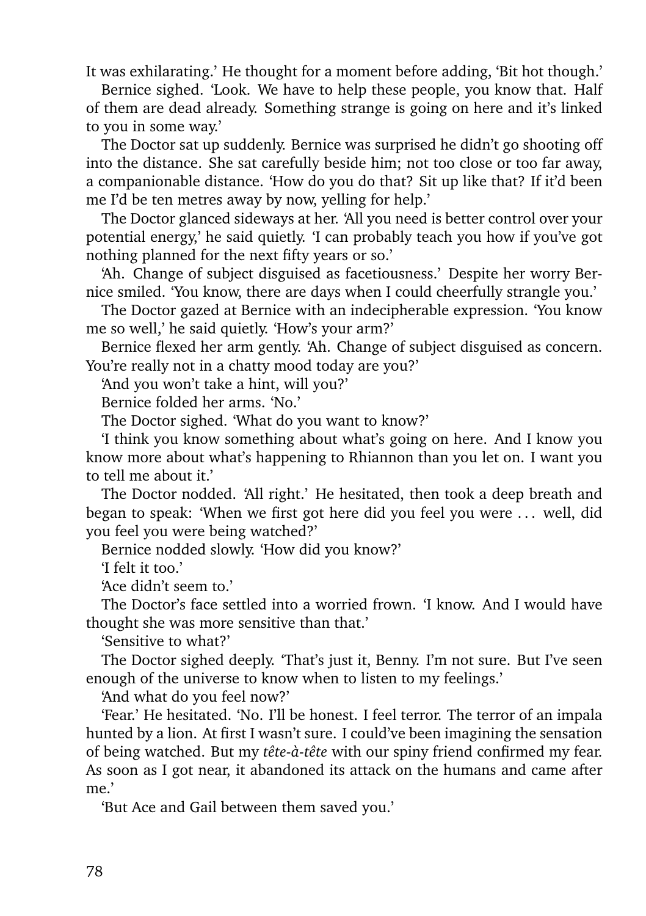It was exhilarating.' He thought for a moment before adding, 'Bit hot though.'

Bernice sighed. 'Look. We have to help these people, you know that. Half of them are dead already. Something strange is going on here and it's linked to you in some way.'

The Doctor sat up suddenly. Bernice was surprised he didn't go shooting off into the distance. She sat carefully beside him; not too close or too far away, a companionable distance. 'How do you do that? Sit up like that? If it'd been me I'd be ten metres away by now, yelling for help.'

The Doctor glanced sideways at her. 'All you need is better control over your potential energy,' he said quietly. 'I can probably teach you how if you've got nothing planned for the next fifty years or so.'

'Ah. Change of subject disguised as facetiousness.' Despite her worry Bernice smiled. 'You know, there are days when I could cheerfully strangle you.'

The Doctor gazed at Bernice with an indecipherable expression. 'You know me so well,' he said quietly. 'How's your arm?'

Bernice flexed her arm gently. 'Ah. Change of subject disguised as concern. You're really not in a chatty mood today are you?'

'And you won't take a hint, will you?'

Bernice folded her arms. 'No.'

The Doctor sighed. 'What do you want to know?'

'I think you know something about what's going on here. And I know you know more about what's happening to Rhiannon than you let on. I want you to tell me about it.'

The Doctor nodded. 'All right.' He hesitated, then took a deep breath and began to speak: 'When we first got here did you feel you were . . . well, did you feel you were being watched?'

Bernice nodded slowly. 'How did you know?'

'I felt it too.'

'Ace didn't seem to.'

The Doctor's face settled into a worried frown. 'I know. And I would have thought she was more sensitive than that.'

'Sensitive to what?'

The Doctor sighed deeply. 'That's just it, Benny. I'm not sure. But I've seen enough of the universe to know when to listen to my feelings.'

'And what do you feel now?'

'Fear.' He hesitated. 'No. I'll be honest. I feel terror. The terror of an impala hunted by a lion. At first I wasn't sure. I could've been imagining the sensation of being watched. But my *tête-à-tête* with our spiny friend confirmed my fear. As soon as I got near, it abandoned its attack on the humans and came after me.'

'But Ace and Gail between them saved you.'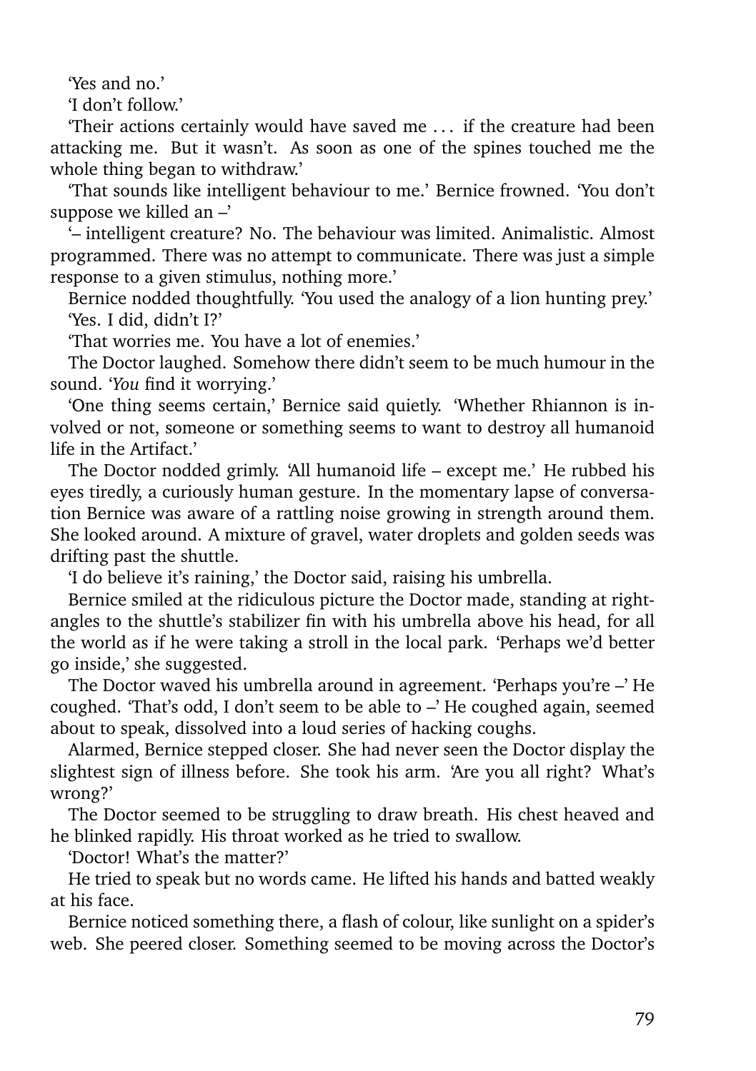'Yes and no.'

'I don't follow.'

'Their actions certainly would have saved me . . . if the creature had been attacking me. But it wasn't. As soon as one of the spines touched me the whole thing began to withdraw.'

'That sounds like intelligent behaviour to me.' Bernice frowned. 'You don't suppose we killed an –'

'– intelligent creature? No. The behaviour was limited. Animalistic. Almost programmed. There was no attempt to communicate. There was just a simple response to a given stimulus, nothing more.'

Bernice nodded thoughtfully. 'You used the analogy of a lion hunting prey.'

'Yes. I did, didn't I?'

'That worries me. You have a lot of enemies.'

The Doctor laughed. Somehow there didn't seem to be much humour in the sound. '*You* find it worrying.'

'One thing seems certain,' Bernice said quietly. 'Whether Rhiannon is involved or not, someone or something seems to want to destroy all humanoid life in the Artifact.'

The Doctor nodded grimly. 'All humanoid life – except me.' He rubbed his eyes tiredly, a curiously human gesture. In the momentary lapse of conversation Bernice was aware of a rattling noise growing in strength around them. She looked around. A mixture of gravel, water droplets and golden seeds was drifting past the shuttle.

'I do believe it's raining,' the Doctor said, raising his umbrella.

Bernice smiled at the ridiculous picture the Doctor made, standing at right-angles to the shuttle's stabilizer fin with his umbrella above his head, for all the world as if he were taking a stroll in the local park. 'Perhaps we'd better go inside,' she suggested.

The Doctor waved his umbrella around in agreement. 'Perhaps you're –' He coughed. 'That's odd, I don't seem to be able to –' He coughed again, seemed about to speak, dissolved into a loud series of hacking coughs.

Alarmed, Bernice stepped closer. She had never seen the Doctor display the slightest sign of illness before. She took his arm. 'Are you all right? What's wrong?'

The Doctor seemed to be struggling to draw breath. His chest heaved and he blinked rapidly. His throat worked as he tried to swallow.

'Doctor! What's the matter?'

He tried to speak but no words came. He lifted his hands and batted weakly at his face.

Bernice noticed something there, a flash of colour, like sunlight on a spider's web. She peered closer. Something seemed to be moving across the Doctor's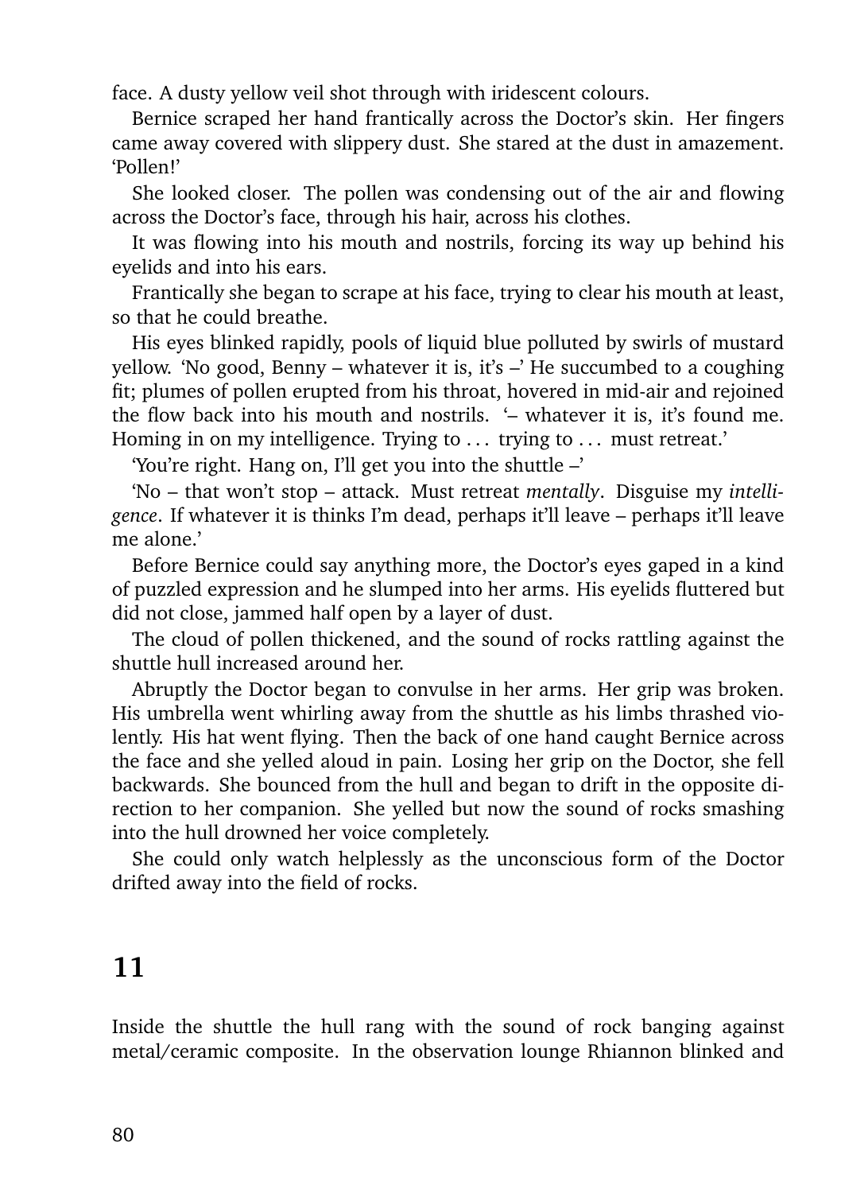face. A dusty yellow veil shot through with iridescent colours.

Bernice scraped her hand frantically across the Doctor's skin. Her fingers came away covered with slippery dust. She stared at the dust in amazement. 'Pollen!'

She looked closer. The pollen was condensing out of the air and flowing across the Doctor's face, through his hair, across his clothes.

It was flowing into his mouth and nostrils, forcing its way up behind his eyelids and into his ears.

Frantically she began to scrape at his face, trying to clear his mouth at least, so that he could breathe.

His eyes blinked rapidly, pools of liquid blue polluted by swirls of mustard yellow. 'No good, Benny – whatever it is, it's –' He succumbed to a coughing fit; plumes of pollen erupted from his throat, hovered in mid-air and rejoined the flow back into his mouth and nostrils. '– whatever it is, it's found me. Homing in on my intelligence. Trying to . . . trying to . . . must retreat.'

'You're right. Hang on, I'll get you into the shuttle –'

'No – that won't stop – attack. Must retreat *mentally*. Disguise my *intelligence*. If whatever it is thinks I'm dead, perhaps it'll leave – perhaps it'll leave me alone.'

Before Bernice could say anything more, the Doctor's eyes gaped in a kind of puzzled expression and he slumped into her arms. His eyelids fluttered but did not close, jammed half open by a layer of dust.

The cloud of pollen thickened, and the sound of rocks rattling against the shuttle hull increased around her.

Abruptly the Doctor began to convulse in her arms. Her grip was broken. His umbrella went whirling away from the shuttle as his limbs thrashed violently. His hat went flying. Then the back of one hand caught Bernice across the face and she yelled aloud in pain. Losing her grip on the Doctor, she fell backwards. She bounced from the hull and began to drift in the opposite direction to her companion. She yelled but now the sound of rocks smashing into the hull drowned her voice completely.

She could only watch helplessly as the unconscious form of the Doctor drifted away into the field of rocks.

## 11

Inside the shuttle the hull rang with the sound of rock banging against metal/ceramic composite. In the observation lounge Rhiannon blinked and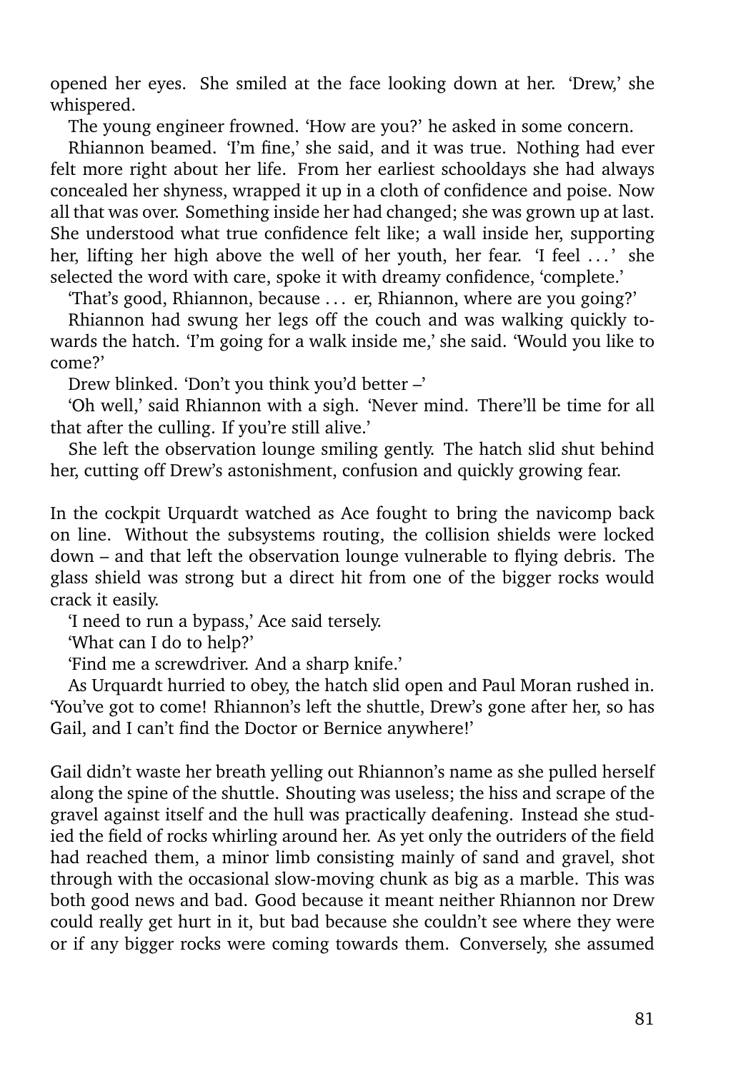opened her eyes. She smiled at the face looking down at her. 'Drew,' she whispered.

The young engineer frowned. 'How are you?' he asked in some concern.

Rhiannon beamed. 'I'm fine,' she said, and it was true. Nothing had ever felt more right about her life. From her earliest schooldays she had always concealed her shyness, wrapped it up in a cloth of confidence and poise. Now all that was over. Something inside her had changed; she was grown up at last. She understood what true confidence felt like; a wall inside her, supporting her, lifting her high above the well of her youth, her fear. 'I feel . . . ' she selected the word with care, spoke it with dreamy confidence, 'complete.'

'That's good, Rhiannon, because . . . er, Rhiannon, where are you going?'

Rhiannon had swung her legs off the couch and was walking quickly towards the hatch. 'I'm going for a walk inside me,' she said. 'Would you like to come?'

Drew blinked. 'Don't you think you'd better –'

'Oh well,' said Rhiannon with a sigh. 'Never mind. There'll be time for all that after the culling. If you're still alive.'

She left the observation lounge smiling gently. The hatch slid shut behind her, cutting off Drew's astonishment, confusion and quickly growing fear.

In the cockpit Urquardt watched as Ace fought to bring the navicomp back on line. Without the subsystems routing, the collision shields were locked down – and that left the observation lounge vulnerable to flying debris. The glass shield was strong but a direct hit from one of the bigger rocks would crack it easily.

'I need to run a bypass,' Ace said tersely.

'What can I do to help?'

'Find me a screwdriver. And a sharp knife.'

As Urquardt hurried to obey, the hatch slid open and Paul Moran rushed in. 'You've got to come! Rhiannon's left the shuttle, Drew's gone after her, so has Gail, and I can't find the Doctor or Bernice anywhere!'

Gail didn't waste her breath yelling out Rhiannon's name as she pulled herself along the spine of the shuttle. Shouting was useless; the hiss and scrape of the gravel against itself and the hull was practically deafening. Instead she studied the field of rocks whirling around her. As yet only the outriders of the field had reached them, a minor limb consisting mainly of sand and gravel, shot through with the occasional slow-moving chunk as big as a marble. This was both good news and bad. Good because it meant neither Rhiannon nor Drew could really get hurt in it, but bad because she couldn't see where they were or if any bigger rocks were coming towards them. Conversely, she assumed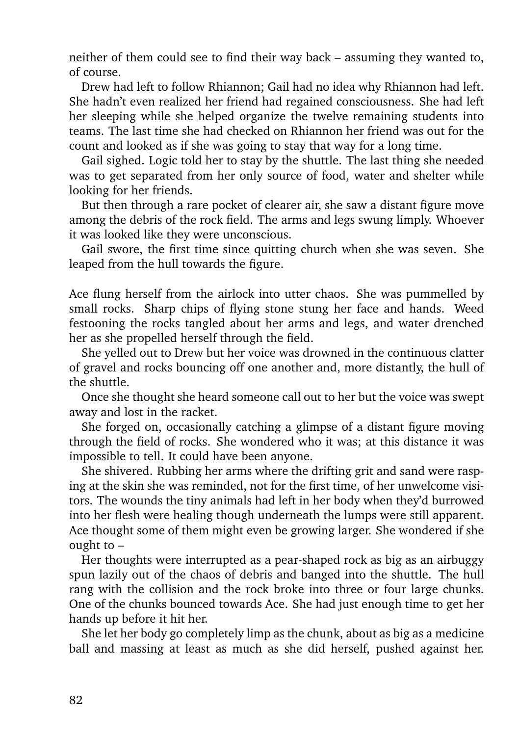neither of them could see to find their way back – assuming they wanted to, of course.

Drew had left to follow Rhiannon; Gail had no idea why Rhiannon had left. She hadn't even realized her friend had regained consciousness. She had left her sleeping while she helped organize the twelve remaining students into teams. The last time she had checked on Rhiannon her friend was out for the count and looked as if she was going to stay that way for a long time.

Gail sighed. Logic told her to stay by the shuttle. The last thing she needed was to get separated from her only source of food, water and shelter while looking for her friends.

But then through a rare pocket of clearer air, she saw a distant figure move among the debris of the rock field. The arms and legs swung limply. Whoever it was looked like they were unconscious.

Gail swore, the first time since quitting church when she was seven. She leaped from the hull towards the figure.

Ace flung herself from the airlock into utter chaos. She was pummelled by small rocks. Sharp chips of flying stone stung her face and hands. Weed festooning the rocks tangled about her arms and legs, and water drenched her as she propelled herself through the field.

She yelled out to Drew but her voice was drowned in the continuous clatter of gravel and rocks bouncing off one another and, more distantly, the hull of the shuttle.

Once she thought she heard someone call out to her but the voice was swept away and lost in the racket.

She forged on, occasionally catching a glimpse of a distant figure moving through the field of rocks. She wondered who it was; at this distance it was impossible to tell. It could have been anyone.

She shivered. Rubbing her arms where the drifting grit and sand were rasping at the skin she was reminded, not for the first time, of her unwelcome visitors. The wounds the tiny animals had left in her body when they'd burrowed into her flesh were healing though underneath the lumps were still apparent. Ace thought some of them might even be growing larger. She wondered if she ought to –

Her thoughts were interrupted as a pear-shaped rock as big as an airbuggy spun lazily out of the chaos of debris and banged into the shuttle. The hull rang with the collision and the rock broke into three or four large chunks. One of the chunks bounced towards Ace. She had just enough time to get her hands up before it hit her.

She let her body go completely limp as the chunk, about as big as a medicine ball and massing at least as much as she did herself, pushed against her.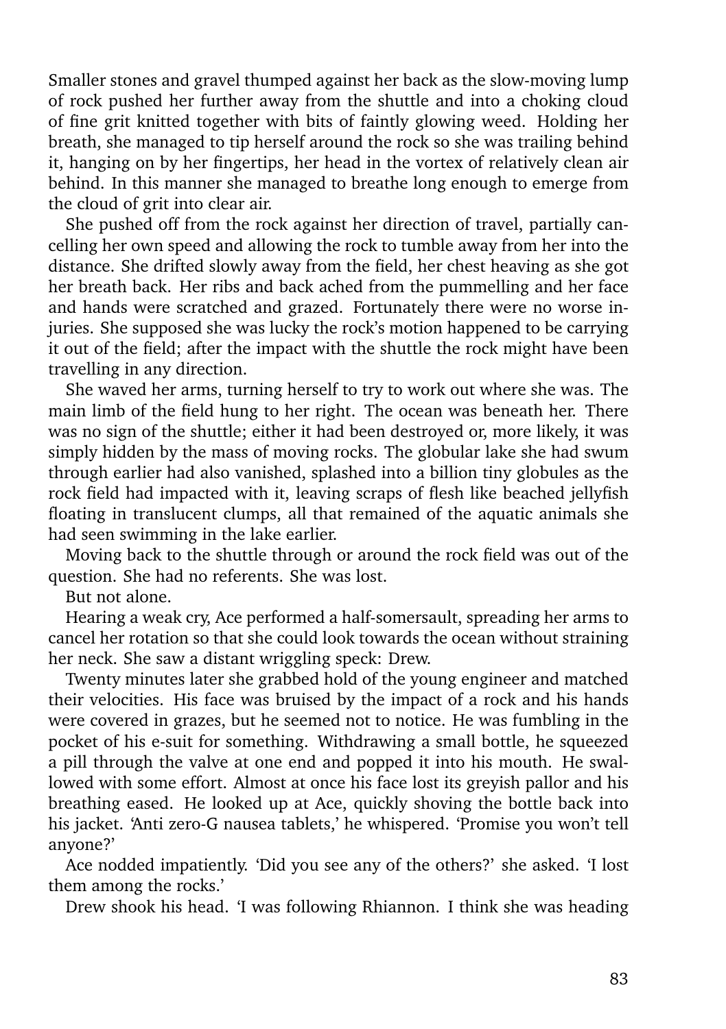Smaller stones and gravel thumped against her back as the slow-moving lump of rock pushed her further away from the shuttle and into a choking cloud of fine grit knitted together with bits of faintly glowing weed. Holding her breath, she managed to tip herself around the rock so she was trailing behind it, hanging on by her fingertips, her head in the vortex of relatively clean air behind. In this manner she managed to breathe long enough to emerge from the cloud of grit into clear air.

She pushed off from the rock against her direction of travel, partially cancelling her own speed and allowing the rock to tumble away from her into the distance. She drifted slowly away from the field, her chest heaving as she got her breath back. Her ribs and back ached from the pummelling and her face and hands were scratched and grazed. Fortunately there were no worse injuries. She supposed she was lucky the rock's motion happened to be carrying it out of the field; after the impact with the shuttle the rock might have been travelling in any direction.

She waved her arms, turning herself to try to work out where she was. The main limb of the field hung to her right. The ocean was beneath her. There was no sign of the shuttle; either it had been destroyed or, more likely, it was simply hidden by the mass of moving rocks. The globular lake she had swum through earlier had also vanished, splashed into a billion tiny globules as the rock field had impacted with it, leaving scraps of flesh like beached jellyfish floating in translucent clumps, all that remained of the aquatic animals she had seen swimming in the lake earlier.

Moving back to the shuttle through or around the rock field was out of the question. She had no referents. She was lost.

But not alone.

Hearing a weak cry, Ace performed a half-somersault, spreading her arms to cancel her rotation so that she could look towards the ocean without straining her neck. She saw a distant wriggling speck: Drew.

Twenty minutes later she grabbed hold of the young engineer and matched their velocities. His face was bruised by the impact of a rock and his hands were covered in grazes, but he seemed not to notice. He was fumbling in the pocket of his e-suit for something. Withdrawing a small bottle, he squeezed a pill through the valve at one end and popped it into his mouth. He swallowed with some effort. Almost at once his face lost its greyish pallor and his breathing eased. He looked up at Ace, quickly shoving the bottle back into his jacket. 'Anti zero-G nausea tablets,' he whispered. 'Promise you won't tell anyone?'

Ace nodded impatiently. 'Did you see any of the others?' she asked. 'I lost them among the rocks.'

Drew shook his head. 'I was following Rhiannon. I think she was heading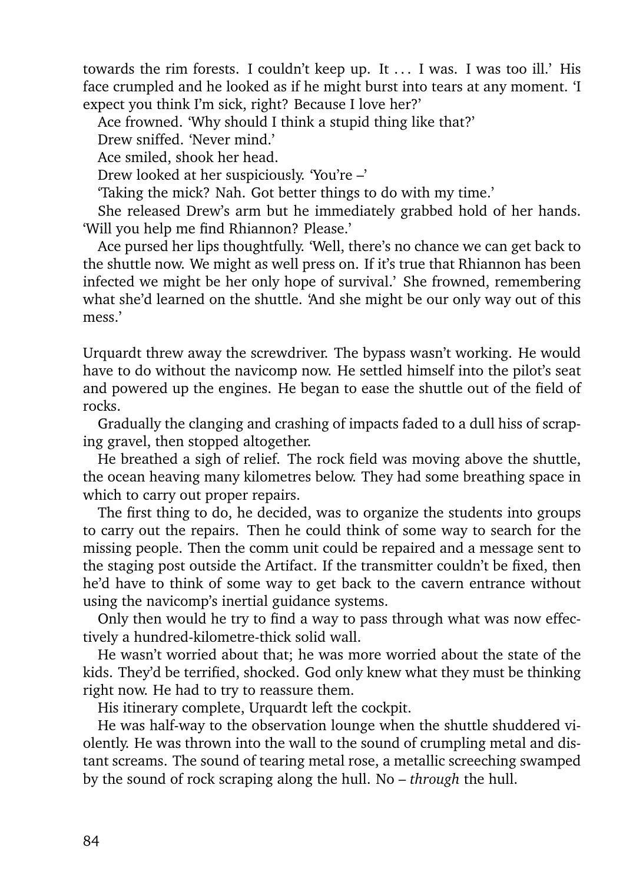towards the rim forests. I couldn't keep up. It . . . I was. I was too ill.' His face crumpled and he looked as if he might burst into tears at any moment. 'I expect you think I'm sick, right? Because I love her?'

Ace frowned. 'Why should I think a stupid thing like that?'

Drew sniffed. 'Never mind.'

Ace smiled, shook her head.

Drew looked at her suspiciously. 'You're –'

'Taking the mick? Nah. Got better things to do with my time.'

She released Drew's arm but he immediately grabbed hold of her hands. 'Will you help me find Rhiannon? Please.'

Ace pursed her lips thoughtfully. 'Well, there's no chance we can get back to the shuttle now. We might as well press on. If it's true that Rhiannon has been infected we might be her only hope of survival.' She frowned, remembering what she'd learned on the shuttle. 'And she might be our only way out of this mess.'

Urquardt threw away the screwdriver. The bypass wasn't working. He would have to do without the navicomp now. He settled himself into the pilot's seat and powered up the engines. He began to ease the shuttle out of the field of rocks.

Gradually the clanging and crashing of impacts faded to a dull hiss of scraping gravel, then stopped altogether.

He breathed a sigh of relief. The rock field was moving above the shuttle, the ocean heaving many kilometres below. They had some breathing space in which to carry out proper repairs.

The first thing to do, he decided, was to organize the students into groups to carry out the repairs. Then he could think of some way to search for the missing people. Then the comm unit could be repaired and a message sent to the staging post outside the Artifact. If the transmitter couldn't be fixed, then he'd have to think of some way to get back to the cavern entrance without using the navicomp's inertial guidance systems.

Only then would he try to find a way to pass through what was now effectively a hundred-kilometre-thick solid wall.

He wasn't worried about that; he was more worried about the state of the kids. They'd be terrified, shocked. God only knew what they must be thinking right now. He had to try to reassure them.

His itinerary complete, Urquardt left the cockpit.

He was half-way to the observation lounge when the shuttle shuddered violently. He was thrown into the wall to the sound of crumpling metal and distant screams. The sound of tearing metal rose, a metallic screeching swamped by the sound of rock scraping along the hull. No – *through* the hull.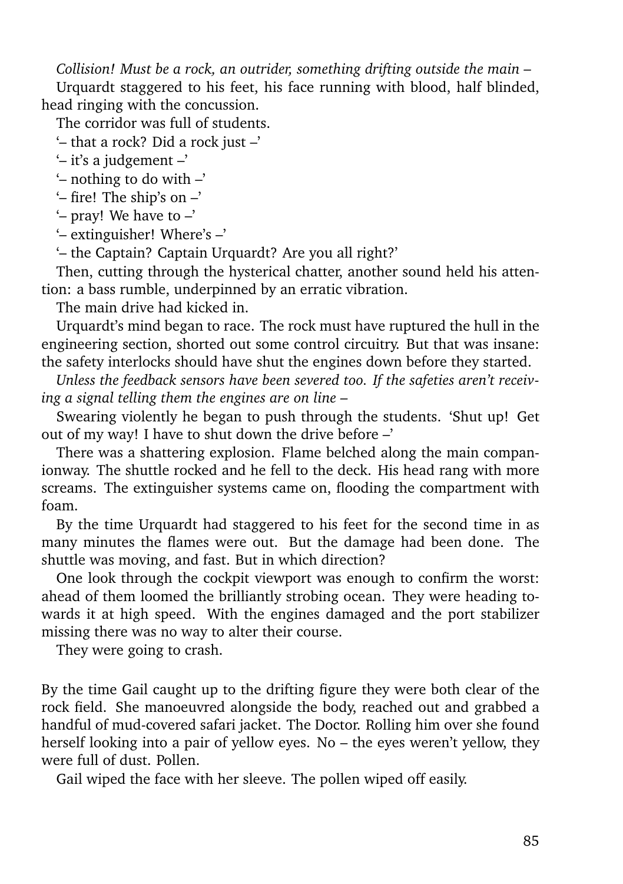*Collision! Must be a rock, an outrider, something drifting outside the main –*

Urquardt staggered to his feet, his face running with blood, half blinded, head ringing with the concussion.

The corridor was full of students.

'– that a rock? Did a rock just –'

'– it's a judgement –'

'– nothing to do with –'

'– fire! The ship's on –'

'– pray! We have to –'

'– extinguisher! Where's –'

'– the Captain? Captain Urquardt? Are you all right?'

Then, cutting through the hysterical chatter, another sound held his attention: a bass rumble, underpinned by an erratic vibration.

The main drive had kicked in.

Urquardt's mind began to race. The rock must have ruptured the hull in the engineering section, shorted out some control circuitry. But that was insane: the safety interlocks should have shut the engines down before they started.

*Unless the feedback sensors have been severed too. If the safeties aren't receiving a signal telling them the engines are on line –*

Swearing violently he began to push through the students. 'Shut up! Get out of my way! I have to shut down the drive before –'

There was a shattering explosion. Flame belched along the main companionway. The shuttle rocked and he fell to the deck. His head rang with more screams. The extinguisher systems came on, flooding the compartment with foam.

By the time Urquardt had staggered to his feet for the second time in as many minutes the flames were out. But the damage had been done. The shuttle was moving, and fast. But in which direction?

One look through the cockpit viewport was enough to confirm the worst: ahead of them loomed the brilliantly strobing ocean. They were heading towards it at high speed. With the engines damaged and the port stabilizer missing there was no way to alter their course.

They were going to crash.

By the time Gail caught up to the drifting figure they were both clear of the rock field. She manoeuvred alongside the body, reached out and grabbed a handful of mud-covered safari jacket. The Doctor. Rolling him over she found herself looking into a pair of yellow eyes. No – the eyes weren't yellow, they were full of dust. Pollen.

Gail wiped the face with her sleeve. The pollen wiped off easily.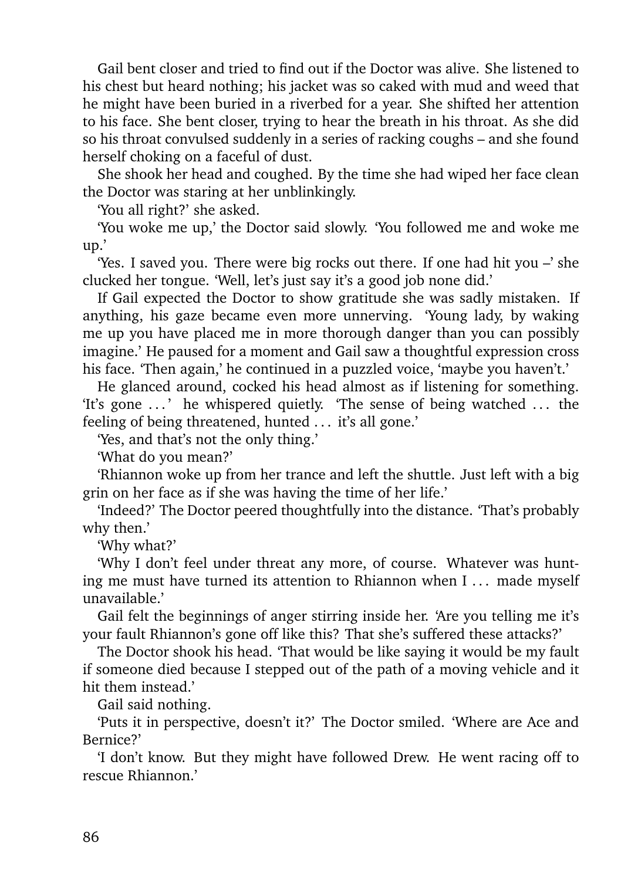Gail bent closer and tried to find out if the Doctor was alive. She listened to his chest but heard nothing; his jacket was so caked with mud and weed that he might have been buried in a riverbed for a year. She shifted her attention to his face. She bent closer, trying to hear the breath in his throat. As she did so his throat convulsed suddenly in a series of racking coughs – and she found herself choking on a faceful of dust.

She shook her head and coughed. By the time she had wiped her face clean the Doctor was staring at her unblinkingly.

'You all right?' she asked.

'You woke me up,' the Doctor said slowly. 'You followed me and woke me up.'

'Yes. I saved you. There were big rocks out there. If one had hit you –' she clucked her tongue. 'Well, let's just say it's a good job none did.'

If Gail expected the Doctor to show gratitude she was sadly mistaken. If anything, his gaze became even more unnerving. 'Young lady, by waking me up you have placed me in more thorough danger than you can possibly imagine.' He paused for a moment and Gail saw a thoughtful expression cross his face. 'Then again,' he continued in a puzzled voice, 'maybe you haven't.'

He glanced around, cocked his head almost as if listening for something. 'It's gone . . . ' he whispered quietly. 'The sense of being watched . . . the feeling of being threatened, hunted . . . it's all gone.'

'Yes, and that's not the only thing.'

'What do you mean?'

'Rhiannon woke up from her trance and left the shuttle. Just left with a big grin on her face as if she was having the time of her life.'

'Indeed?' The Doctor peered thoughtfully into the distance. 'That's probably why then.'

'Why what?'

'Why I don't feel under threat any more, of course. Whatever was hunting me must have turned its attention to Rhiannon when I . . . made myself unavailable.'

Gail felt the beginnings of anger stirring inside her. 'Are you telling me it's your fault Rhiannon's gone off like this? That she's suffered these attacks?'

The Doctor shook his head. 'That would be like saying it would be my fault if someone died because I stepped out of the path of a moving vehicle and it hit them instead.'

Gail said nothing.

'Puts it in perspective, doesn't it?' The Doctor smiled. 'Where are Ace and Bernice?'

'I don't know. But they might have followed Drew. He went racing off to rescue Rhiannon.'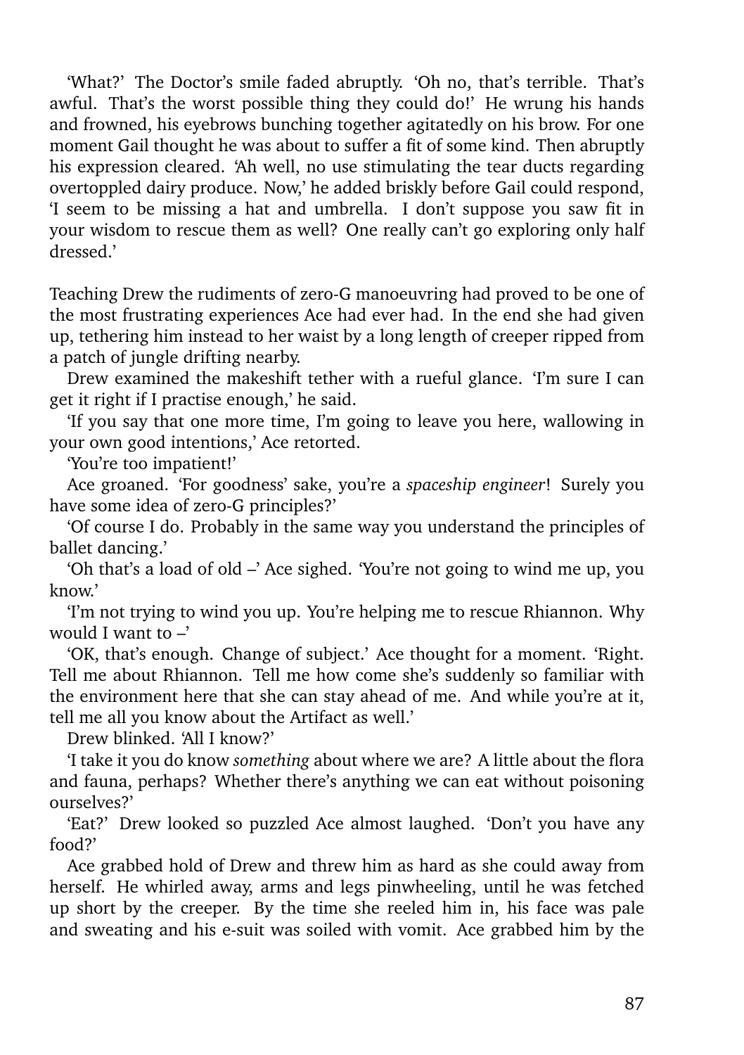'What?' The Doctor's smile faded abruptly. 'Oh no, that's terrible. That's awful. That's the worst possible thing they could do!' He wrung his hands and frowned, his eyebrows bunching together agitatedly on his brow. For one moment Gail thought he was about to suffer a fit of some kind. Then abruptly his expression cleared. 'Ah well, no use stimulating the tear ducts regarding overtoppled dairy produce. Now,' he added briskly before Gail could respond, 'I seem to be missing a hat and umbrella. I don't suppose you saw fit in your wisdom to rescue them as well? One really can't go exploring only half dressed.'

Teaching Drew the rudiments of zero-G manoeuvring had proved to be one of the most frustrating experiences Ace had ever had. In the end she had given up, tethering him instead to her waist by a long length of creeper ripped from a patch of jungle drifting nearby.

Drew examined the makeshift tether with a rueful glance. 'I'm sure I can get it right if I practise enough,' he said.

'If you say that one more time, I'm going to leave you here, wallowing in your own good intentions,' Ace retorted.

'You're too impatient!'

Ace groaned. 'For goodness' sake, you're a *spaceship engineer*! Surely you have some idea of zero-G principles?'

'Of course I do. Probably in the same way you understand the principles of ballet dancing.'

'Oh that's a load of old –' Ace sighed. 'You're not going to wind me up, you know.'

'I'm not trying to wind you up. You're helping me to rescue Rhiannon. Why would I want to –'

'OK, that's enough. Change of subject.' Ace thought for a moment. 'Right. Tell me about Rhiannon. Tell me how come she's suddenly so familiar with the environment here that she can stay ahead of me. And while you're at it, tell me all you know about the Artifact as well.'

Drew blinked. 'All I know?'

'I take it you do know *something* about where we are? A little about the flora and fauna, perhaps? Whether there's anything we can eat without poisoning ourselves?'

'Eat?' Drew looked so puzzled Ace almost laughed. 'Don't you have any food?'

Ace grabbed hold of Drew and threw him as hard as she could away from herself. He whirled away, arms and legs pinwheeling, until he was fetched up short by the creeper. By the time she reeled him in, his face was pale and sweating and his e-suit was soiled with vomit. Ace grabbed him by the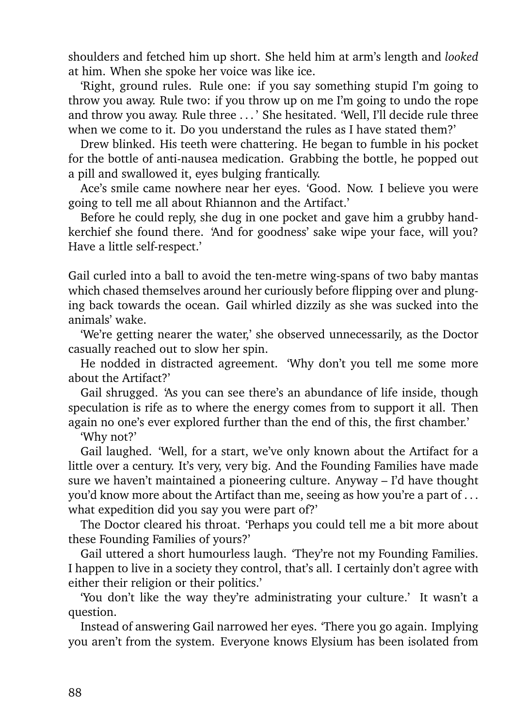shoulders and fetched him up short. She held him at arm's length and *looked* at him. When she spoke her voice was like ice.

'Right, ground rules. Rule one: if you say something stupid I'm going to throw you away. Rule two: if you throw up on me I'm going to undo the rope and throw you away. Rule three . . . ' She hesitated. 'Well, I'll decide rule three when we come to it. Do you understand the rules as I have stated them?'

Drew blinked. His teeth were chattering. He began to fumble in his pocket for the bottle of anti-nausea medication. Grabbing the bottle, he popped out a pill and swallowed it, eyes bulging frantically.

Ace's smile came nowhere near her eyes. 'Good. Now. I believe you were going to tell me all about Rhiannon and the Artifact.'

Before he could reply, she dug in one pocket and gave him a grubby handkerchief she found there. 'And for goodness' sake wipe your face, will you? Have a little self-respect.'

Gail curled into a ball to avoid the ten-metre wing-spans of two baby mantas which chased themselves around her curiously before flipping over and plunging back towards the ocean. Gail whirled dizzily as she was sucked into the animals' wake.

'We're getting nearer the water,' she observed unnecessarily, as the Doctor casually reached out to slow her spin.

He nodded in distracted agreement. 'Why don't you tell me some more about the Artifact?'

Gail shrugged. 'As you can see there's an abundance of life inside, though speculation is rife as to where the energy comes from to support it all. Then again no one's ever explored further than the end of this, the first chamber.'

'Why not?'

Gail laughed. 'Well, for a start, we've only known about the Artifact for a little over a century. It's very, very big. And the Founding Families have made sure we haven't maintained a pioneering culture. Anyway – I'd have thought you'd know more about the Artifact than me, seeing as how you're a part of . . . what expedition did you say you were part of?'

The Doctor cleared his throat. 'Perhaps you could tell me a bit more about these Founding Families of yours?'

Gail uttered a short humourless laugh. 'They're not my Founding Families. I happen to live in a society they control, that's all. I certainly don't agree with either their religion or their politics.'

'You don't like the way they're administrating your culture.' It wasn't a question.

Instead of answering Gail narrowed her eyes. 'There you go again. Implying you aren't from the system. Everyone knows Elysium has been isolated from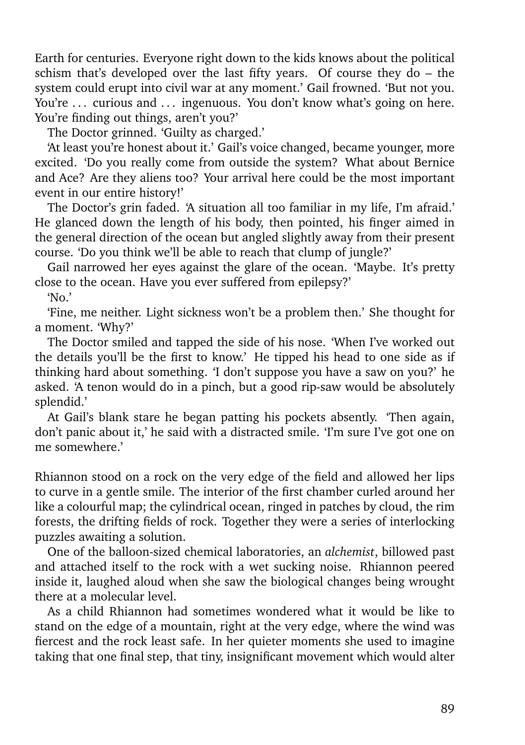Earth for centuries. Everyone right down to the kids knows about the political schism that's developed over the last fifty years. Of course they do – the system could erupt into civil war at any moment.' Gail frowned. 'But not you. You're . . . curious and . . . ingenuous. You don't know what's going on here. You're finding out things, aren't you?'

The Doctor grinned. 'Guilty as charged.'

'At least you're honest about it.' Gail's voice changed, became younger, more excited. 'Do you really come from outside the system? What about Bernice and Ace? Are they aliens too? Your arrival here could be the most important event in our entire history!'

The Doctor's grin faded. 'A situation all too familiar in my life, I'm afraid.' He glanced down the length of his body, then pointed, his finger aimed in the general direction of the ocean but angled slightly away from their present course. 'Do you think we'll be able to reach that clump of jungle?'

Gail narrowed her eyes against the glare of the ocean. 'Maybe. It's pretty close to the ocean. Have you ever suffered from epilepsy?'

'No.'

'Fine, me neither. Light sickness won't be a problem then.' She thought for a moment. 'Why?'

The Doctor smiled and tapped the side of his nose. 'When I've worked out the details you'll be the first to know.' He tipped his head to one side as if thinking hard about something. 'I don't suppose you have a saw on you?' he asked. 'A tenon would do in a pinch, but a good rip-saw would be absolutely splendid.'

At Gail's blank stare he began patting his pockets absently. 'Then again, don't panic about it,' he said with a distracted smile. 'I'm sure I've got one on me somewhere.'

Rhiannon stood on a rock on the very edge of the field and allowed her lips to curve in a gentle smile. The interior of the first chamber curled around her like a colourful map; the cylindrical ocean, ringed in patches by cloud, the rim forests, the drifting fields of rock. Together they were a series of interlocking puzzles awaiting a solution.

One of the balloon-sized chemical laboratories, an *alchemist*, billowed past and attached itself to the rock with a wet sucking noise. Rhiannon peered inside it, laughed aloud when she saw the biological changes being wrought there at a molecular level.

As a child Rhiannon had sometimes wondered what it would be like to stand on the edge of a mountain, right at the very edge, where the wind was fiercest and the rock least safe. In her quieter moments she used to imagine taking that one final step, that tiny, insignificant movement which would alter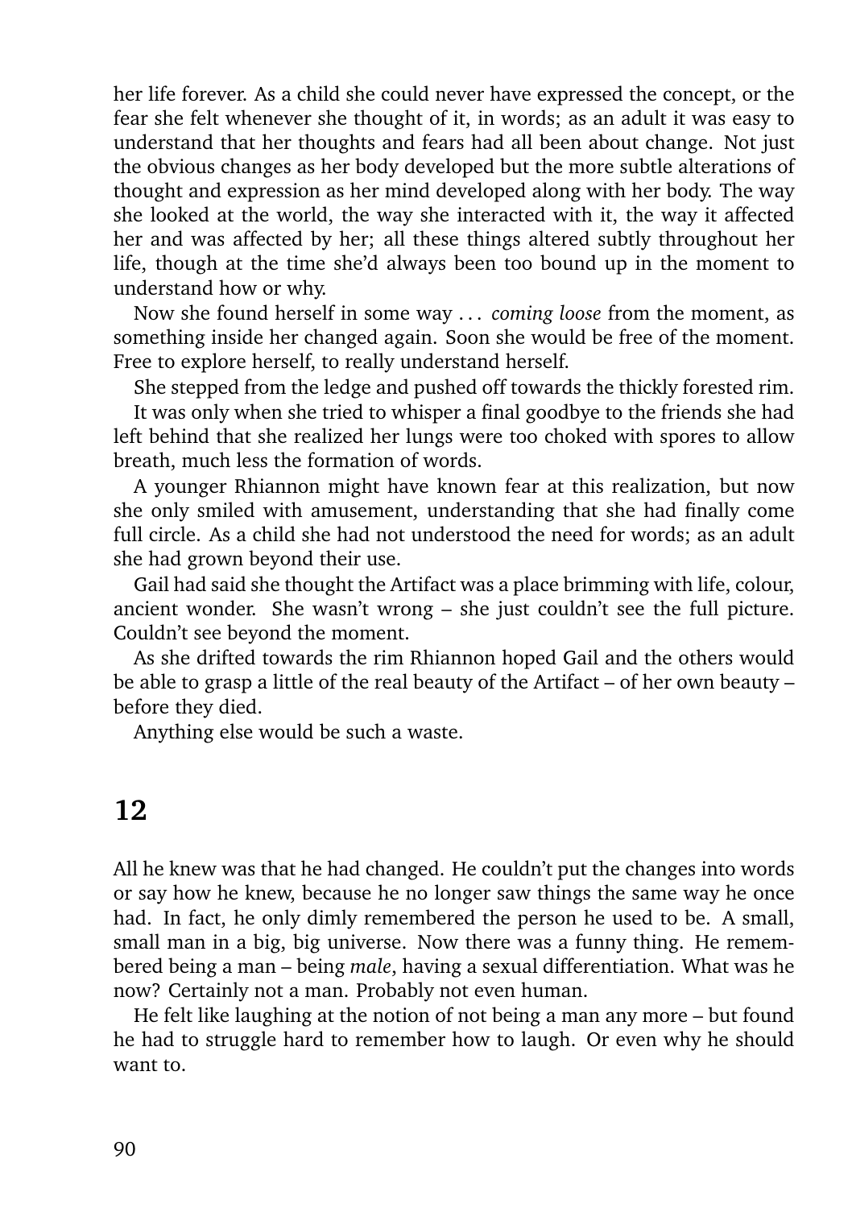her life forever. As a child she could never have expressed the concept, or the fear she felt whenever she thought of it, in words; as an adult it was easy to understand that her thoughts and fears had all been about change. Not just the obvious changes as her body developed but the more subtle alterations of thought and expression as her mind developed along with her body. The way she looked at the world, the way she interacted with it, the way it affected her and was affected by her; all these things altered subtly throughout her life, though at the time she'd always been too bound up in the moment to understand how or why.

Now she found herself in some way . . . *coming loose* from the moment, as something inside her changed again. Soon she would be free of the moment. Free to explore herself, to really understand herself.

She stepped from the ledge and pushed off towards the thickly forested rim.

It was only when she tried to whisper a final goodbye to the friends she had left behind that she realized her lungs were too choked with spores to allow breath, much less the formation of words.

A younger Rhiannon might have known fear at this realization, but now she only smiled with amusement, understanding that she had finally come full circle. As a child she had not understood the need for words; as an adult she had grown beyond their use.

Gail had said she thought the Artifact was a place brimming with life, colour, ancient wonder. She wasn't wrong – she just couldn't see the full picture. Couldn't see beyond the moment.

As she drifted towards the rim Rhiannon hoped Gail and the others would be able to grasp a little of the real beauty of the Artifact – of her own beauty – before they died.

Anything else would be such a waste.

## 12

All he knew was that he had changed. He couldn't put the changes into words or say how he knew, because he no longer saw things the same way he once had. In fact, he only dimly remembered the person he used to be. A small, small man in a big, big universe. Now there was a funny thing. He remembered being a man – being *male*, having a sexual differentiation. What was he now? Certainly not a man. Probably not even human.

He felt like laughing at the notion of not being a man any more – but found he had to struggle hard to remember how to laugh. Or even why he should want to.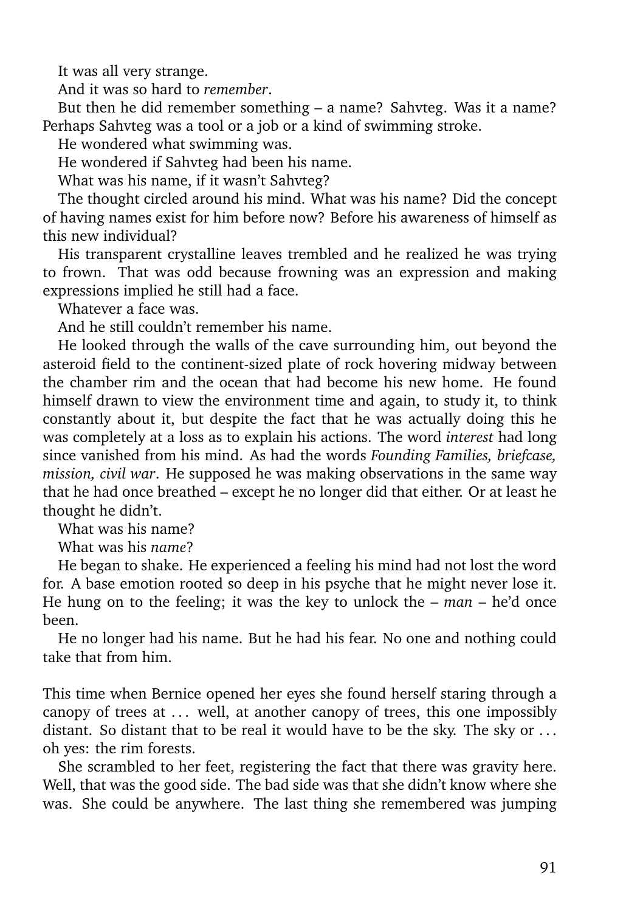It was all very strange.

And it was so hard to *remember*.

But then he did remember something – a name? Sahvteg. Was it a name? Perhaps Sahvteg was a tool or a job or a kind of swimming stroke.

He wondered what swimming was.

He wondered if Sahvteg had been his name.

What was his name, if it wasn't Sahvteg?

The thought circled around his mind. What was his name? Did the concept of having names exist for him before now? Before his awareness of himself as this new individual?

His transparent crystalline leaves trembled and he realized he was trying to frown. That was odd because frowning was an expression and making expressions implied he still had a face.

Whatever a face was.

And he still couldn't remember his name.

He looked through the walls of the cave surrounding him, out beyond the asteroid field to the continent-sized plate of rock hovering midway between the chamber rim and the ocean that had become his new home. He found himself drawn to view the environment time and again, to study it, to think constantly about it, but despite the fact that he was actually doing this he was completely at a loss as to explain his actions. The word *interest* had long since vanished from his mind. As had the words *Founding Families, briefcase, mission, civil war*. He supposed he was making observations in the same way that he had once breathed – except he no longer did that either. Or at least he thought he didn't.

What was his name?

What was his *name*?

He began to shake. He experienced a feeling his mind had not lost the word for. A base emotion rooted so deep in his psyche that he might never lose it. He hung on to the feeling; it was the key to unlock the – *man* – he'd once been.

He no longer had his name. But he had his fear. No one and nothing could take that from him.

This time when Bernice opened her eyes she found herself staring through a canopy of trees at ... well, at another canopy of trees, this one impossibly distant. So distant that to be real it would have to be the sky. The sky or ... oh yes: the rim forests.

She scrambled to her feet, registering the fact that there was gravity here. Well, that was the good side. The bad side was that she didn't know where she was. She could be anywhere. The last thing she remembered was jumping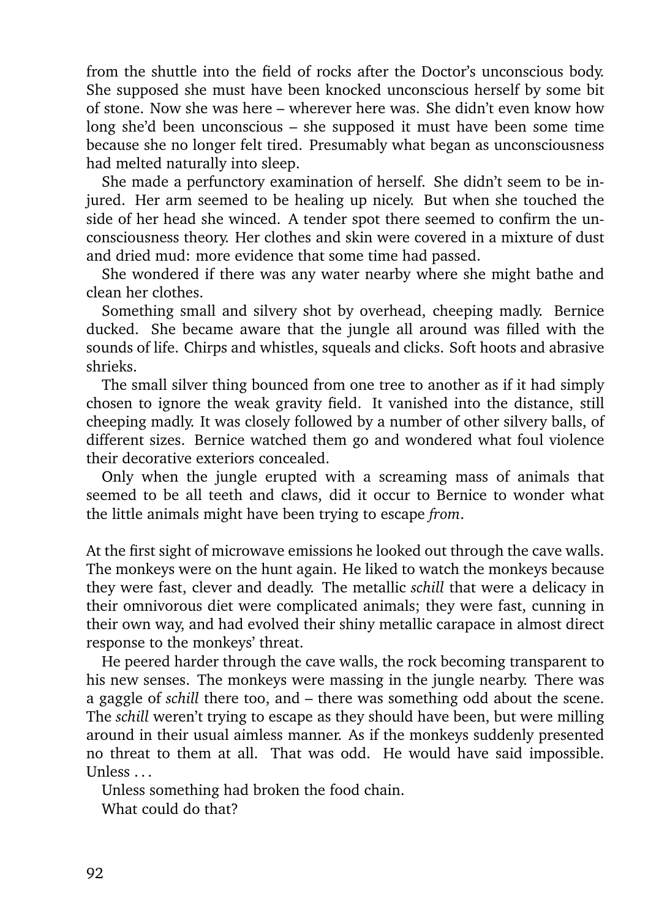from the shuttle into the field of rocks after the Doctor's unconscious body. She supposed she must have been knocked unconscious herself by some bit of stone. Now she was here – wherever here was. She didn't even know how long she'd been unconscious – she supposed it must have been some time because she no longer felt tired. Presumably what began as unconsciousness had melted naturally into sleep.

She made a perfunctory examination of herself. She didn't seem to be injured. Her arm seemed to be healing up nicely. But when she touched the side of her head she winced. A tender spot there seemed to confirm the unconsciousness theory. Her clothes and skin were covered in a mixture of dust and dried mud: more evidence that some time had passed.

She wondered if there was any water nearby where she might bathe and clean her clothes.

Something small and silvery shot by overhead, cheeping madly. Bernice ducked. She became aware that the jungle all around was filled with the sounds of life. Chirps and whistles, squeals and clicks. Soft hoots and abrasive shrieks.

The small silver thing bounced from one tree to another as if it had simply chosen to ignore the weak gravity field. It vanished into the distance, still cheeping madly. It was closely followed by a number of other silvery balls, of different sizes. Bernice watched them go and wondered what foul violence their decorative exteriors concealed.

Only when the jungle erupted with a screaming mass of animals that seemed to be all teeth and claws, did it occur to Bernice to wonder what the little animals might have been trying to escape *from*.

At the first sight of microwave emissions he looked out through the cave walls. The monkeys were on the hunt again. He liked to watch the monkeys because they were fast, clever and deadly. The metallic *schill* that were a delicacy in their omnivorous diet were complicated animals; they were fast, cunning in their own way, and had evolved their shiny metallic carapace in almost direct response to the monkeys' threat.

He peered harder through the cave walls, the rock becoming transparent to his new senses. The monkeys were massing in the jungle nearby. There was a gaggle of *schill* there too, and – there was something odd about the scene. The *schill* weren't trying to escape as they should have been, but were milling around in their usual aimless manner. As if the monkeys suddenly presented no threat to them at all. That was odd. He would have said impossible. Unless . . .

Unless something had broken the food chain.

What could do that?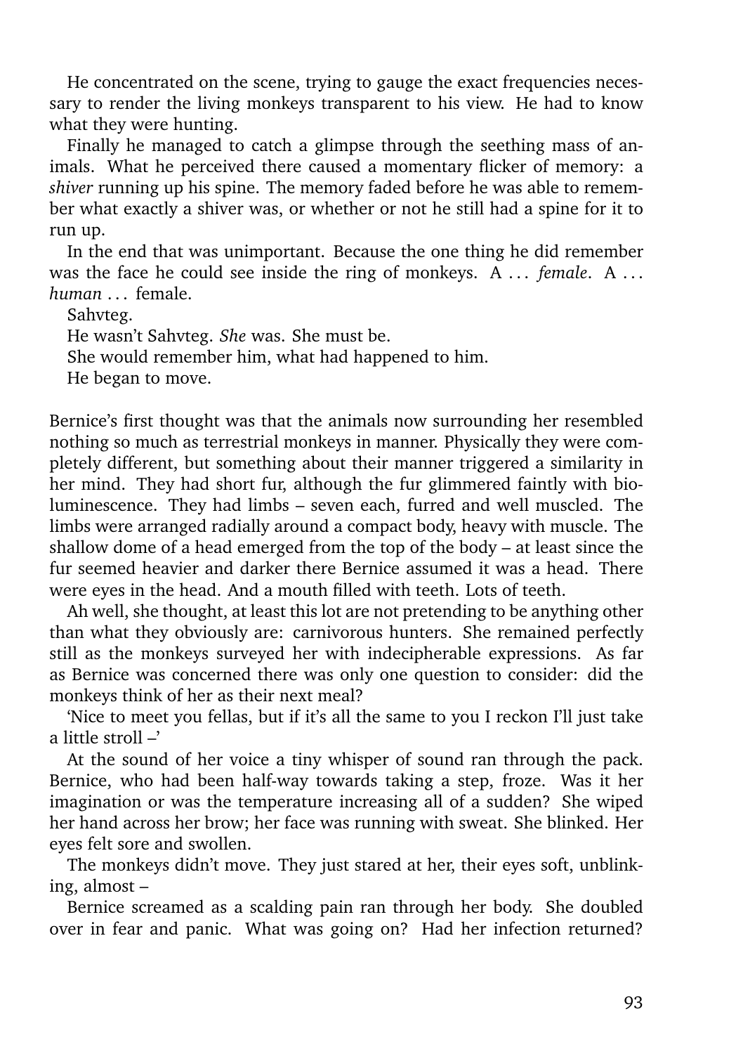He concentrated on the scene, trying to gauge the exact frequencies necessary to render the living monkeys transparent to his view. He had to know what they were hunting.

Finally he managed to catch a glimpse through the seething mass of animals. What he perceived there caused a momentary flicker of memory: a *shiver* running up his spine. The memory faded before he was able to remember what exactly a shiver was, or whether or not he still had a spine for it to run up.

In the end that was unimportant. Because the one thing he did remember was the face he could see inside the ring of monkeys. A . . . *female*. A . . . *human* . . . female.

Sahvteg.

He wasn't Sahvteg. *She* was. She must be.

She would remember him, what had happened to him.

He began to move.

Bernice's first thought was that the animals now surrounding her resembled nothing so much as terrestrial monkeys in manner. Physically they were completely different, but something about their manner triggered a similarity in her mind. They had short fur, although the fur glimmered faintly with bioluminescence. They had limbs – seven each, furred and well muscled. The limbs were arranged radially around a compact body, heavy with muscle. The shallow dome of a head emerged from the top of the body – at least since the fur seemed heavier and darker there Bernice assumed it was a head. There were eyes in the head. And a mouth filled with teeth. Lots of teeth.

Ah well, she thought, at least this lot are not pretending to be anything other than what they obviously are: carnivorous hunters. She remained perfectly still as the monkeys surveyed her with indecipherable expressions. As far as Bernice was concerned there was only one question to consider: did the monkeys think of her as their next meal?

'Nice to meet you fellas, but if it's all the same to you I reckon I'll just take a little stroll –'

At the sound of her voice a tiny whisper of sound ran through the pack. Bernice, who had been half-way towards taking a step, froze. Was it her imagination or was the temperature increasing all of a sudden? She wiped her hand across her brow; her face was running with sweat. She blinked. Her eyes felt sore and swollen.

The monkeys didn't move. They just stared at her, their eyes soft, unblinking, almost –

Bernice screamed as a scalding pain ran through her body. She doubled over in fear and panic. What was going on? Had her infection returned?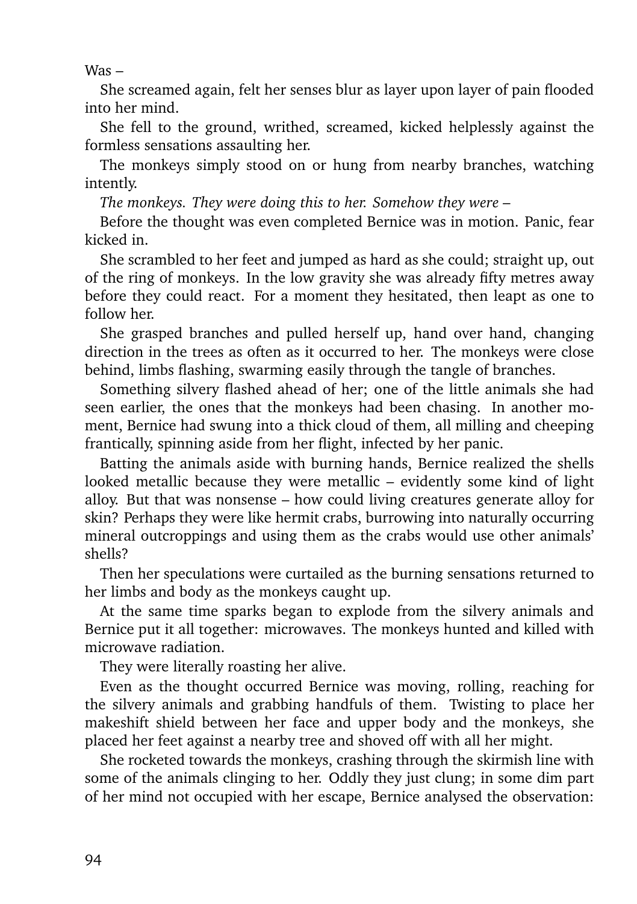Was –

She screamed again, felt her senses blur as layer upon layer of pain flooded into her mind.

She fell to the ground, writhed, screamed, kicked helplessly against the formless sensations assaulting her.

The monkeys simply stood on or hung from nearby branches, watching intently.

*The monkeys. They were doing this to her. Somehow they were –*

Before the thought was even completed Bernice was in motion. Panic, fear kicked in.

She scrambled to her feet and jumped as hard as she could; straight up, out of the ring of monkeys. In the low gravity she was already fifty metres away before they could react. For a moment they hesitated, then leapt as one to follow her.

She grasped branches and pulled herself up, hand over hand, changing direction in the trees as often as it occurred to her. The monkeys were close behind, limbs flashing, swarming easily through the tangle of branches.

Something silvery flashed ahead of her; one of the little animals she had seen earlier, the ones that the monkeys had been chasing. In another moment, Bernice had swung into a thick cloud of them, all milling and cheeping frantically, spinning aside from her flight, infected by her panic.

Batting the animals aside with burning hands, Bernice realized the shells looked metallic because they were metallic – evidently some kind of light alloy. But that was nonsense – how could living creatures generate alloy for skin? Perhaps they were like hermit crabs, burrowing into naturally occurring mineral outcroppings and using them as the crabs would use other animals' shells?

Then her speculations were curtailed as the burning sensations returned to her limbs and body as the monkeys caught up.

At the same time sparks began to explode from the silvery animals and Bernice put it all together: microwaves. The monkeys hunted and killed with microwave radiation.

They were literally roasting her alive.

Even as the thought occurred Bernice was moving, rolling, reaching for the silvery animals and grabbing handfuls of them. Twisting to place her makeshift shield between her face and upper body and the monkeys, she placed her feet against a nearby tree and shoved off with all her might.

She rocketed towards the monkeys, crashing through the skirmish line with some of the animals clinging to her. Oddly they just clung; in some dim part of her mind not occupied with her escape, Bernice analysed the observation: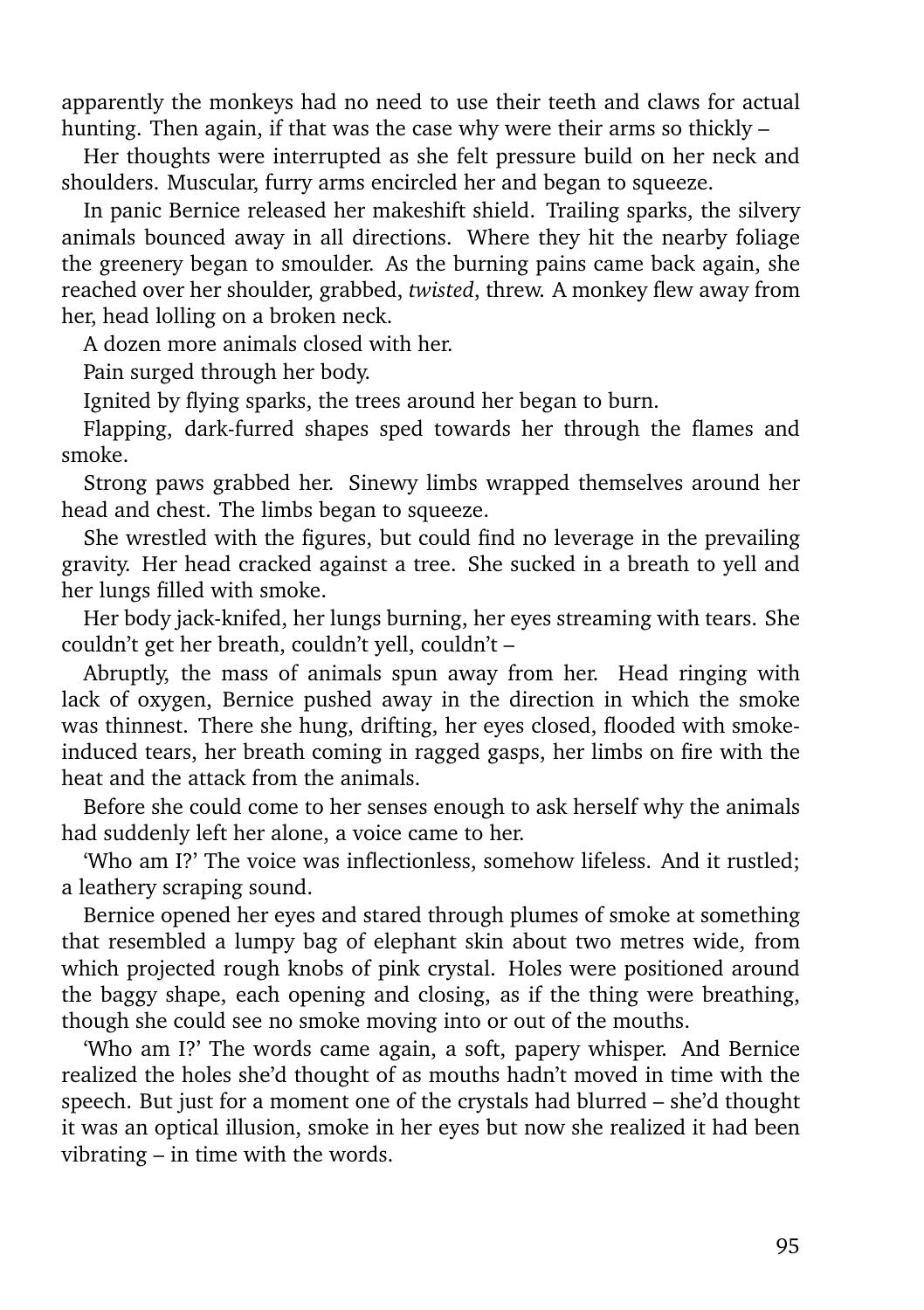apparently the monkeys had no need to use their teeth and claws for actual hunting. Then again, if that was the case why were their arms so thickly –

Her thoughts were interrupted as she felt pressure build on her neck and shoulders. Muscular, furry arms encircled her and began to squeeze.

In panic Bernice released her makeshift shield. Trailing sparks, the silvery animals bounced away in all directions. Where they hit the nearby foliage the greenery began to smoulder. As the burning pains came back again, she reached over her shoulder, grabbed, *twisted*, threw. A monkey flew away from her, head lolling on a broken neck.

A dozen more animals closed with her.

Pain surged through her body.

Ignited by flying sparks, the trees around her began to burn.

Flapping, dark-furred shapes sped towards her through the flames and smoke.

Strong paws grabbed her. Sinewy limbs wrapped themselves around her head and chest. The limbs began to squeeze.

She wrestled with the figures, but could find no leverage in the prevailing gravity. Her head cracked against a tree. She sucked in a breath to yell and her lungs filled with smoke.

Her body jack-knifed, her lungs burning, her eyes streaming with tears. She couldn't get her breath, couldn't yell, couldn't –

Abruptly, the mass of animals spun away from her. Head ringing with lack of oxygen, Bernice pushed away in the direction in which the smoke was thinnest. There she hung, drifting, her eyes closed, flooded with smoke-induced tears, her breath coming in ragged gasps, her limbs on fire with the heat and the attack from the animals.

Before she could come to her senses enough to ask herself why the animals had suddenly left her alone, a voice came to her.

'Who am I?' The voice was inflectionless, somehow lifeless. And it rustled; a leathery scraping sound.

Bernice opened her eyes and stared through plumes of smoke at something that resembled a lumpy bag of elephant skin about two metres wide, from which projected rough knobs of pink crystal. Holes were positioned around the baggy shape, each opening and closing, as if the thing were breathing, though she could see no smoke moving into or out of the mouths.

'Who am I?' The words came again, a soft, papery whisper. And Bernice realized the holes she'd thought of as mouths hadn't moved in time with the speech. But just for a moment one of the crystals had blurred – she'd thought it was an optical illusion, smoke in her eyes but now she realized it had been vibrating – in time with the words.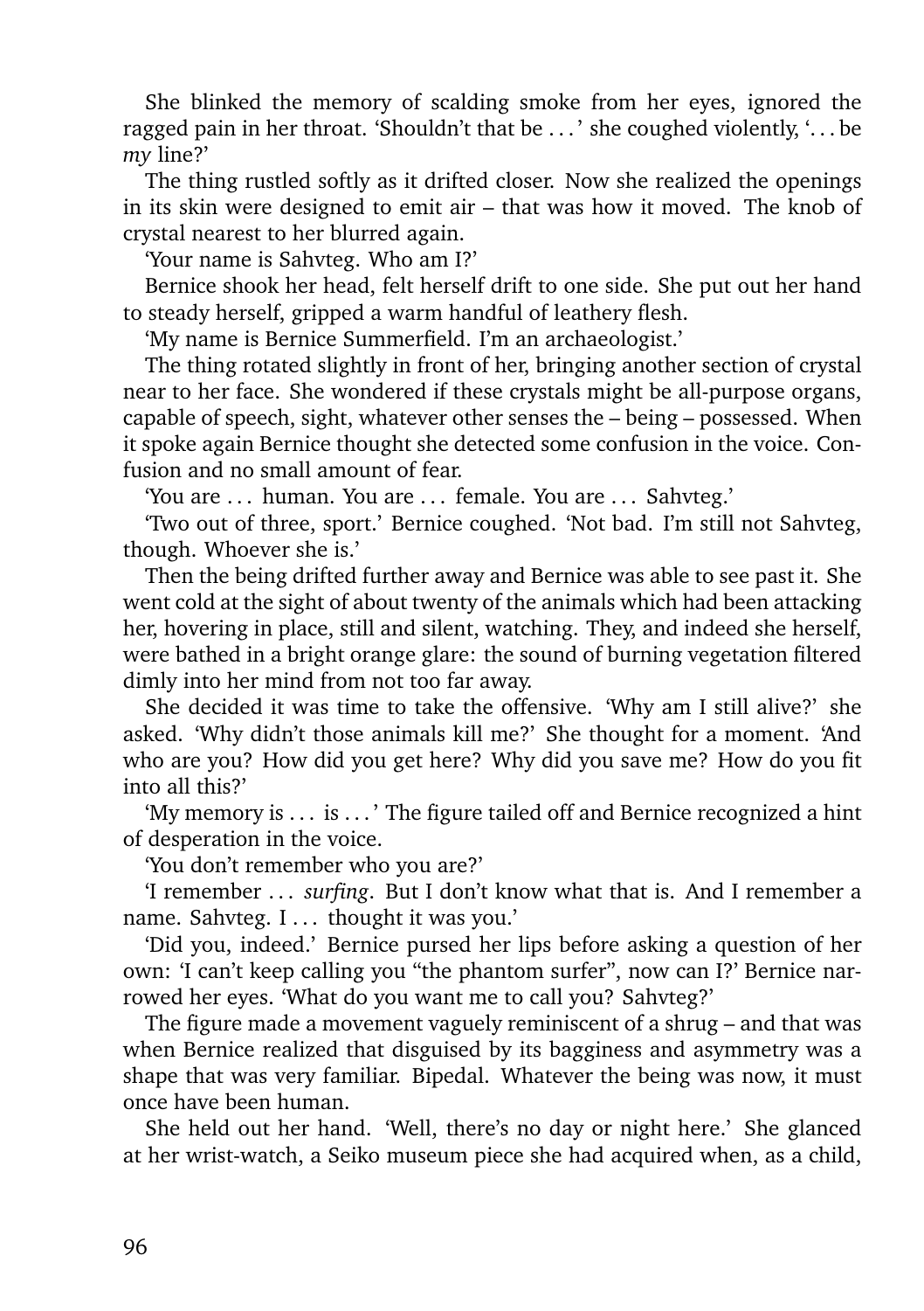She blinked the memory of scalding smoke from her eyes, ignored the ragged pain in her throat. 'Shouldn't that be . . . ' she coughed violently, '. . . be *my* line?'

The thing rustled softly as it drifted closer. Now she realized the openings in its skin were designed to emit air – that was how it moved. The knob of crystal nearest to her blurred again.

'Your name is Sahvteg. Who am I?'

Bernice shook her head, felt herself drift to one side. She put out her hand to steady herself, gripped a warm handful of leathery flesh.

'My name is Bernice Summerfield. I'm an archaeologist.'

The thing rotated slightly in front of her, bringing another section of crystal near to her face. She wondered if these crystals might be all-purpose organs, capable of speech, sight, whatever other senses the – being – possessed. When it spoke again Bernice thought she detected some confusion in the voice. Confusion and no small amount of fear.

'You are . . . human. You are . . . female. You are . . . Sahvteg.'

'Two out of three, sport.' Bernice coughed. 'Not bad. I'm still not Sahvteg, though. Whoever she is.'

Then the being drifted further away and Bernice was able to see past it. She went cold at the sight of about twenty of the animals which had been attacking her, hovering in place, still and silent, watching. They, and indeed she herself, were bathed in a bright orange glare: the sound of burning vegetation filtered dimly into her mind from not too far away.

She decided it was time to take the offensive. 'Why am I still alive?' she asked. 'Why didn't those animals kill me?' She thought for a moment. 'And who are you? How did you get here? Why did you save me? How do you fit into all this?'

'My memory is . . . is . . . ' The figure tailed off and Bernice recognized a hint of desperation in the voice.

'You don't remember who you are?'

'I remember . . . *surfing*. But I don't know what that is. And I remember a name. Sahvteg. I . . . thought it was you.'

'Did you, indeed.' Bernice pursed her lips before asking a question of her own: 'I can't keep calling you "the phantom surfer", now can I?' Bernice narrowed her eyes. 'What do you want me to call you? Sahvteg?'

The figure made a movement vaguely reminiscent of a shrug – and that was when Bernice realized that disguised by its bagginess and asymmetry was a shape that was very familiar. Bipedal. Whatever the being was now, it must once have been human.

She held out her hand. 'Well, there's no day or night here.' She glanced at her wrist-watch, a Seiko museum piece she had acquired when, as a child,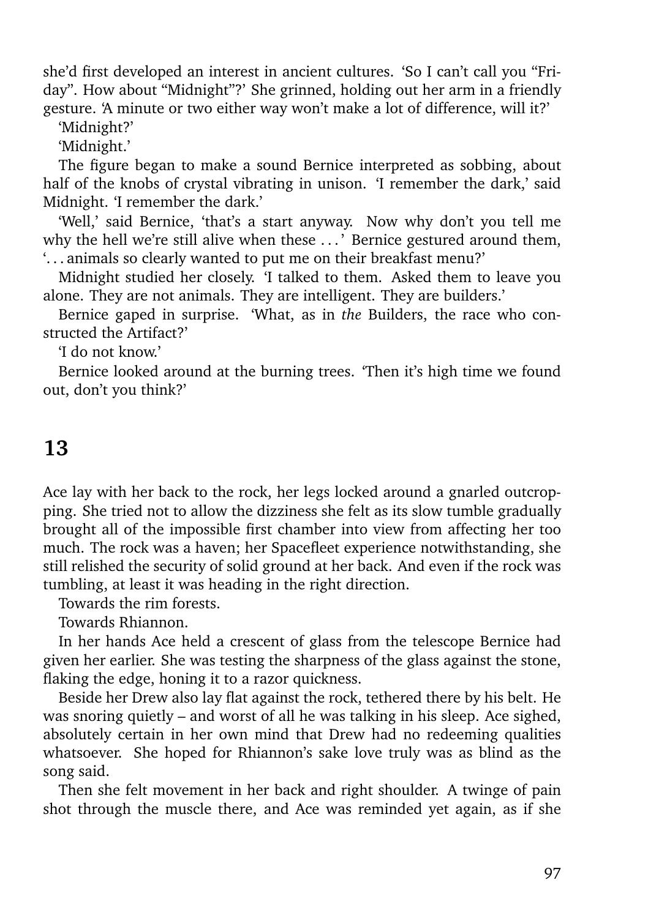she'd first developed an interest in ancient cultures. 'So I can't call you "Friday". How about "Midnight"?' She grinned, holding out her arm in a friendly gesture. 'A minute or two either way won't make a lot of difference, will it?'

'Midnight?'

'Midnight.'

The figure began to make a sound Bernice interpreted as sobbing, about half of the knobs of crystal vibrating in unison. 'I remember the dark,' said Midnight. 'I remember the dark.'

'Well,' said Bernice, 'that's a start anyway. Now why don't you tell me why the hell we're still alive when these . . . ' Bernice gestured around them, '. . . animals so clearly wanted to put me on their breakfast menu?'

Midnight studied her closely. 'I talked to them. Asked them to leave you alone. They are not animals. They are intelligent. They are builders.'

Bernice gaped in surprise. 'What, as in *the* Builders, the race who constructed the Artifact?'

'I do not know.'

Bernice looked around at the burning trees. 'Then it's high time we found out, don't you think?'

## 13

Ace lay with her back to the rock, her legs locked around a gnarled outcropping. She tried not to allow the dizziness she felt as its slow tumble gradually brought all of the impossible first chamber into view from affecting her too much. The rock was a haven; her Spacefleet experience notwithstanding, she still relished the security of solid ground at her back. And even if the rock was tumbling, at least it was heading in the right direction.

Towards the rim forests.

Towards Rhiannon.

In her hands Ace held a crescent of glass from the telescope Bernice had given her earlier. She was testing the sharpness of the glass against the stone, flaking the edge, honing it to a razor quickness.

Beside her Drew also lay flat against the rock, tethered there by his belt. He was snoring quietly – and worst of all he was talking in his sleep. Ace sighed, absolutely certain in her own mind that Drew had no redeeming qualities whatsoever. She hoped for Rhiannon's sake love truly was as blind as the song said.

Then she felt movement in her back and right shoulder. A twinge of pain shot through the muscle there, and Ace was reminded yet again, as if she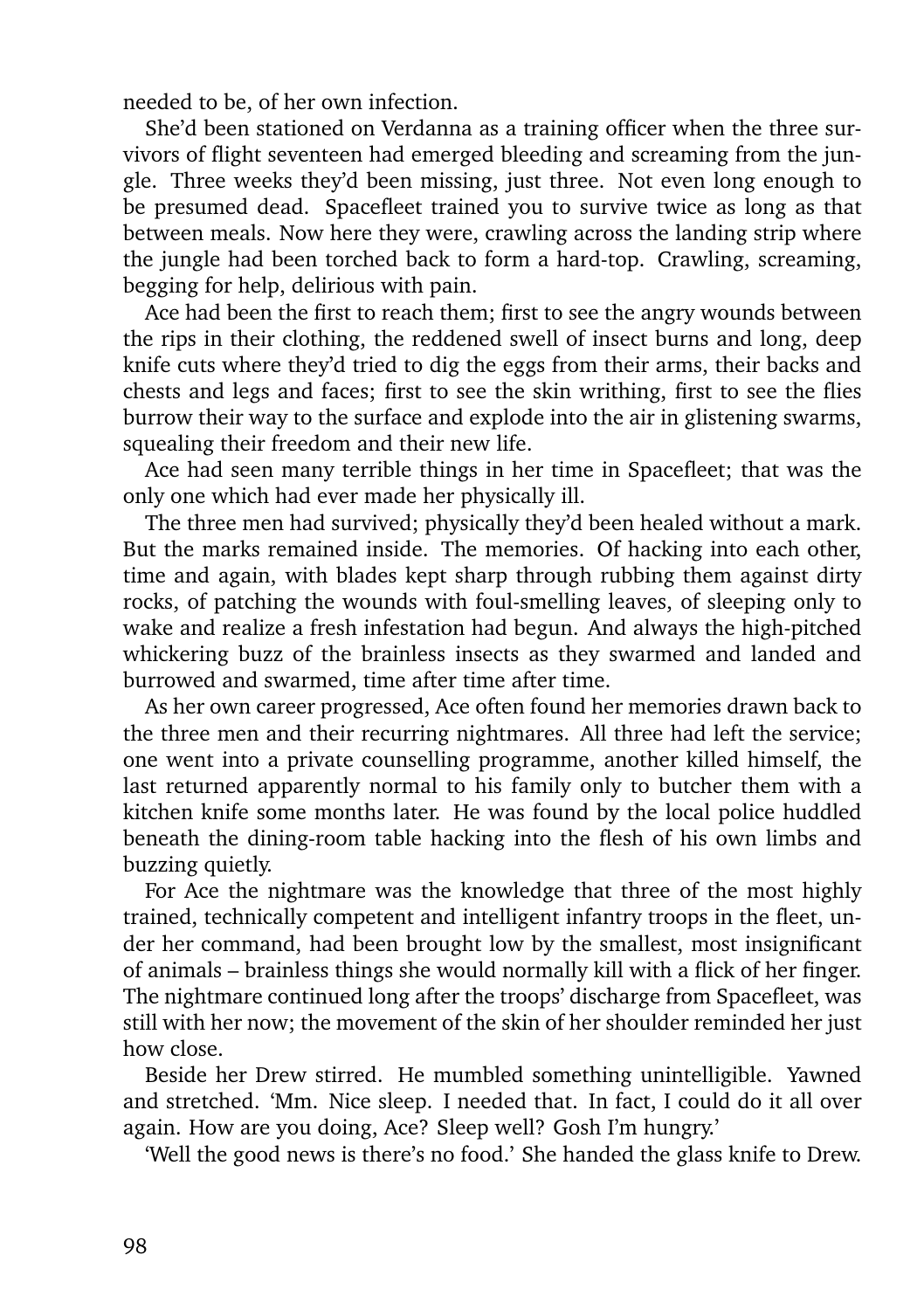needed to be, of her own infection.

She'd been stationed on Verdanna as a training officer when the three survivors of flight seventeen had emerged bleeding and screaming from the jungle. Three weeks they'd been missing, just three. Not even long enough to be presumed dead. Spacefleet trained you to survive twice as long as that between meals. Now here they were, crawling across the landing strip where the jungle had been torched back to form a hard-top. Crawling, screaming, begging for help, delirious with pain.

Ace had been the first to reach them; first to see the angry wounds between the rips in their clothing, the reddened swell of insect burns and long, deep knife cuts where they'd tried to dig the eggs from their arms, their backs and chests and legs and faces; first to see the skin writhing, first to see the flies burrow their way to the surface and explode into the air in glistening swarms, squealing their freedom and their new life.

Ace had seen many terrible things in her time in Spacefleet; that was the only one which had ever made her physically ill.

The three men had survived; physically they'd been healed without a mark. But the marks remained inside. The memories. Of hacking into each other, time and again, with blades kept sharp through rubbing them against dirty rocks, of patching the wounds with foul-smelling leaves, of sleeping only to wake and realize a fresh infestation had begun. And always the high-pitched whickering buzz of the brainless insects as they swarmed and landed and burrowed and swarmed, time after time after time.

As her own career progressed, Ace often found her memories drawn back to the three men and their recurring nightmares. All three had left the service; one went into a private counselling programme, another killed himself, the last returned apparently normal to his family only to butcher them with a kitchen knife some months later. He was found by the local police huddled beneath the dining-room table hacking into the flesh of his own limbs and buzzing quietly.

For Ace the nightmare was the knowledge that three of the most highly trained, technically competent and intelligent infantry troops in the fleet, under her command, had been brought low by the smallest, most insignificant of animals – brainless things she would normally kill with a flick of her finger. The nightmare continued long after the troops' discharge from Spacefleet, was still with her now; the movement of the skin of her shoulder reminded her just how close.

Beside her Drew stirred. He mumbled something unintelligible. Yawned and stretched. 'Mm. Nice sleep. I needed that. In fact, I could do it all over again. How are you doing, Ace? Sleep well? Gosh I'm hungry.'

'Well the good news is there's no food.' She handed the glass knife to Drew.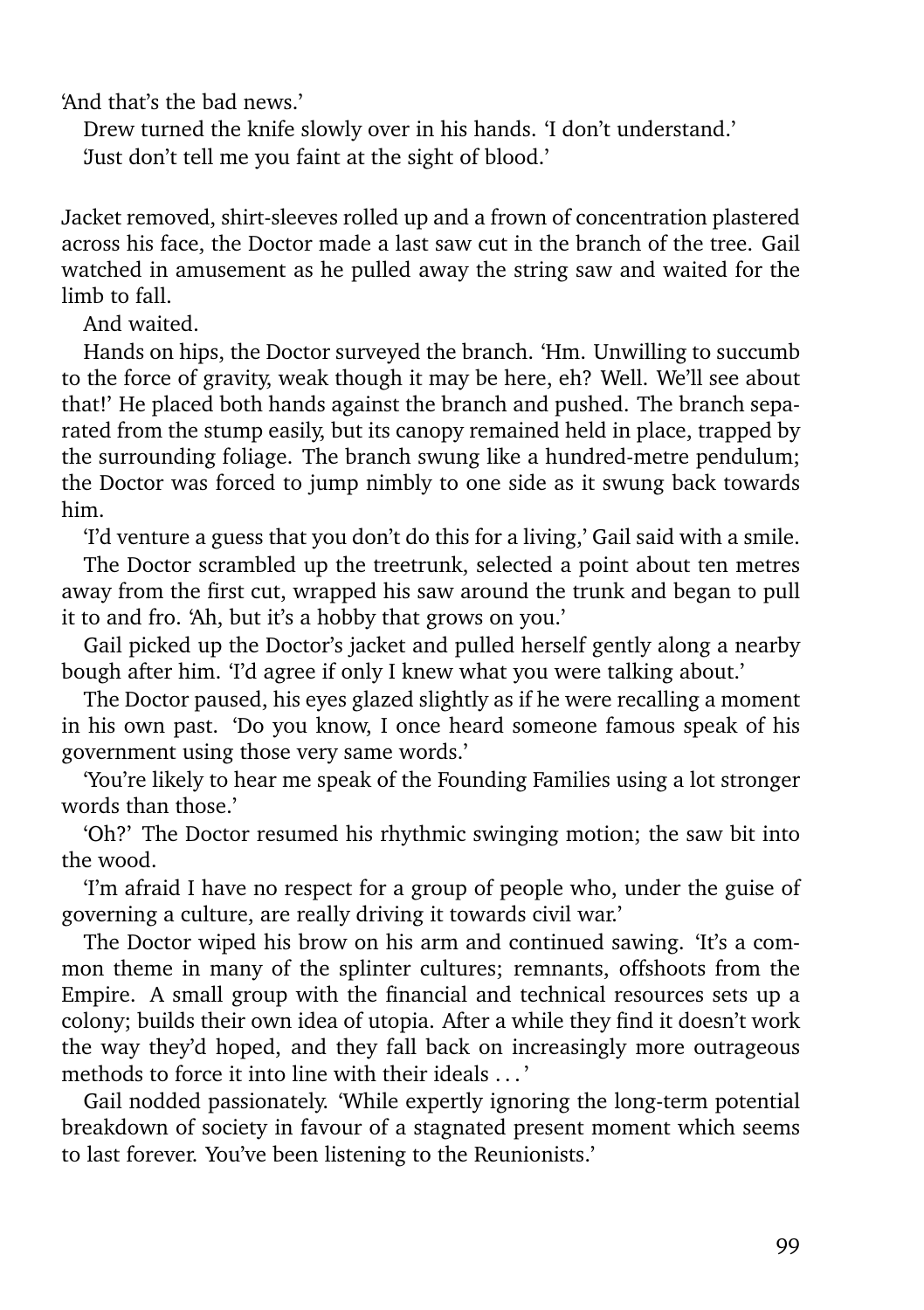'And that's the bad news.'

Drew turned the knife slowly over in his hands. 'I don't understand.'

'Just don't tell me you faint at the sight of blood.'

Jacket removed, shirt-sleeves rolled up and a frown of concentration plastered across his face, the Doctor made a last saw cut in the branch of the tree. Gail watched in amusement as he pulled away the string saw and waited for the limb to fall.

And waited.

Hands on hips, the Doctor surveyed the branch. 'Hm. Unwilling to succumb to the force of gravity, weak though it may be here, eh? Well. We'll see about that!' He placed both hands against the branch and pushed. The branch separated from the stump easily, but its canopy remained held in place, trapped by the surrounding foliage. The branch swung like a hundred-metre pendulum; the Doctor was forced to jump nimbly to one side as it swung back towards him.

'I'd venture a guess that you don't do this for a living,' Gail said with a smile.

The Doctor scrambled up the treetrunk, selected a point about ten metres away from the first cut, wrapped his saw around the trunk and began to pull it to and fro. 'Ah, but it's a hobby that grows on you.'

Gail picked up the Doctor's jacket and pulled herself gently along a nearby bough after him. 'I'd agree if only I knew what you were talking about.'

The Doctor paused, his eyes glazed slightly as if he were recalling a moment in his own past. 'Do you know, I once heard someone famous speak of his government using those very same words.'

'You're likely to hear me speak of the Founding Families using a lot stronger words than those.'

'Oh?' The Doctor resumed his rhythmic swinging motion; the saw bit into the wood.

'I'm afraid I have no respect for a group of people who, under the guise of governing a culture, are really driving it towards civil war.'

The Doctor wiped his brow on his arm and continued sawing. 'It's a common theme in many of the splinter cultures; remnants, offshoots from the Empire. A small group with the financial and technical resources sets up a colony; builds their own idea of utopia. After a while they find it doesn't work the way they'd hoped, and they fall back on increasingly more outrageous methods to force it into line with their ideals . . . '

Gail nodded passionately. 'While expertly ignoring the long-term potential breakdown of society in favour of a stagnated present moment which seems to last forever. You've been listening to the Reunionists.'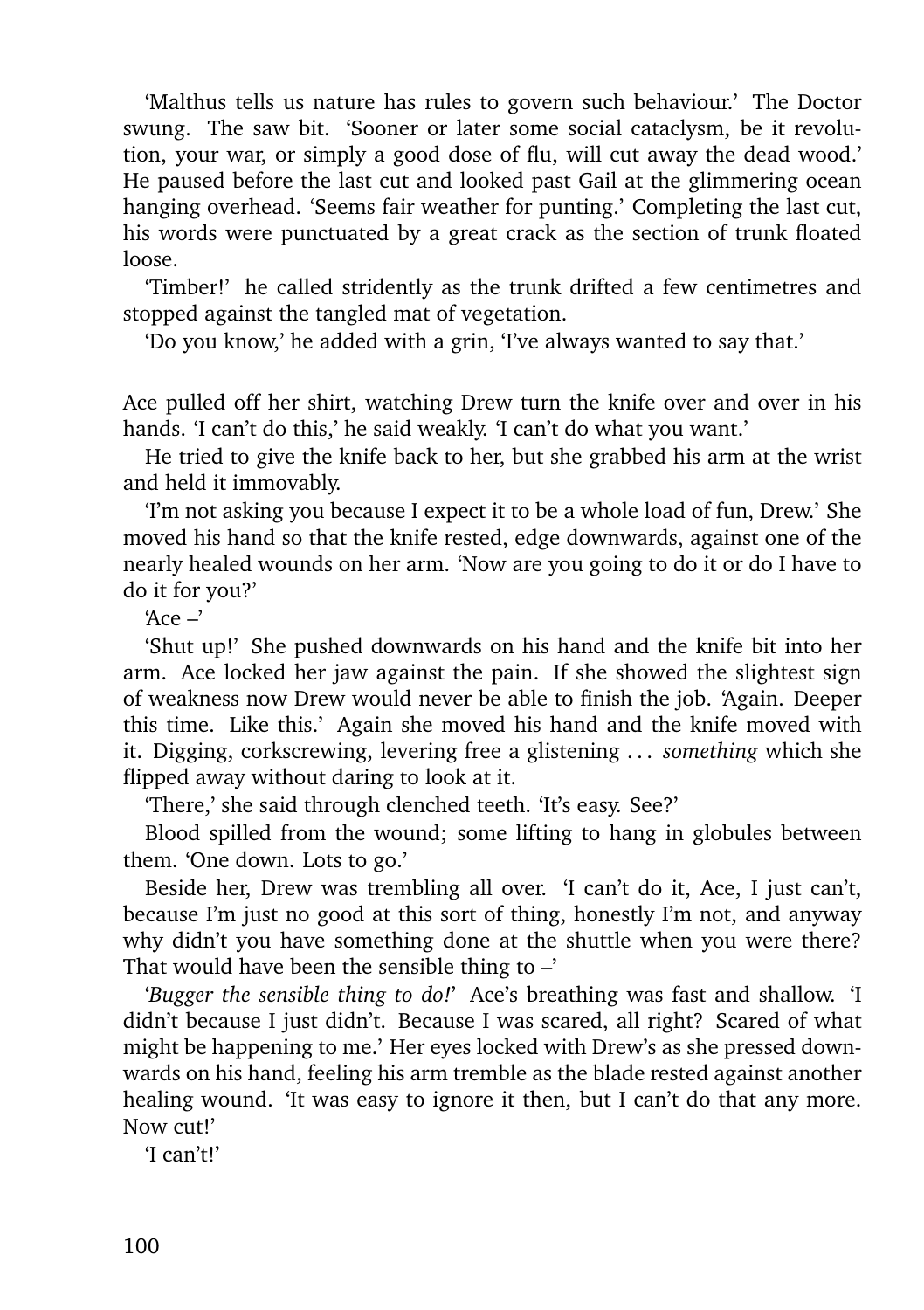'Malthus tells us nature has rules to govern such behaviour.' The Doctor swung. The saw bit. 'Sooner or later some social cataclysm, be it revolution, your war, or simply a good dose of flu, will cut away the dead wood.' He paused before the last cut and looked past Gail at the glimmering ocean hanging overhead. 'Seems fair weather for punting.' Completing the last cut, his words were punctuated by a great crack as the section of trunk floated loose.

'Timber!' he called stridently as the trunk drifted a few centimetres and stopped against the tangled mat of vegetation.

'Do you know,' he added with a grin, 'I've always wanted to say that.'

Ace pulled off her shirt, watching Drew turn the knife over and over in his hands. 'I can't do this,' he said weakly. 'I can't do what you want.'

He tried to give the knife back to her, but she grabbed his arm at the wrist and held it immovably.

'I'm not asking you because I expect it to be a whole load of fun, Drew.' She moved his hand so that the knife rested, edge downwards, against one of the nearly healed wounds on her arm. 'Now are you going to do it or do I have to do it for you?'

'Ace –'

'Shut up!' She pushed downwards on his hand and the knife bit into her arm. Ace locked her jaw against the pain. If she showed the slightest sign of weakness now Drew would never be able to finish the job. 'Again. Deeper this time. Like this.' Again she moved his hand and the knife moved with it. Digging, corkscrewing, levering free a glistening . . . *something* which she flipped away without daring to look at it.

'There,' she said through clenched teeth. 'It's easy. See?'

Blood spilled from the wound; some lifting to hang in globules between them. 'One down. Lots to go.'

Beside her, Drew was trembling all over. 'I can't do it, Ace, I just can't, because I'm just no good at this sort of thing, honestly I'm not, and anyway why didn't you have something done at the shuttle when you were there? That would have been the sensible thing to –'

'*Bugger the sensible thing to do!*' Ace's breathing was fast and shallow. 'I didn't because I just didn't. Because I was scared, all right? Scared of what might be happening to me.' Her eyes locked with Drew's as she pressed downwards on his hand, feeling his arm tremble as the blade rested against another healing wound. 'It was easy to ignore it then, but I can't do that any more. Now cut!'

'I can't!'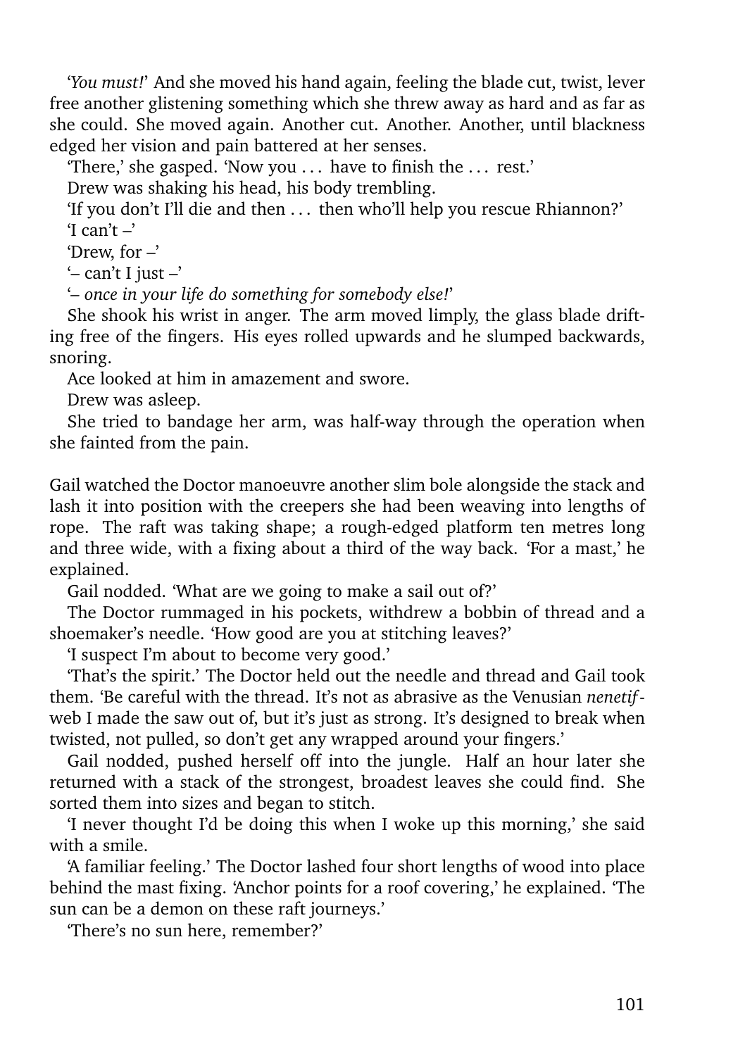'*You must!*' And she moved his hand again, feeling the blade cut, twist, lever free another glistening something which she threw away as hard and as far as she could. She moved again. Another cut. Another. Another, until blackness edged her vision and pain battered at her senses.

'There,' she gasped. 'Now you . . . have to finish the . . . rest.'

Drew was shaking his head, his body trembling.

'If you don't I'll die and then . . . then who'll help you rescue Rhiannon?'

'I can't –'

'Drew, for –'

'– can't I just –'

'*– once in your life do something for somebody else!*'

She shook his wrist in anger. The arm moved limply, the glass blade drifting free of the fingers. His eyes rolled upwards and he slumped backwards, snoring.

Ace looked at him in amazement and swore.

Drew was asleep.

She tried to bandage her arm, was half-way through the operation when she fainted from the pain.

Gail watched the Doctor manoeuvre another slim bole alongside the stack and lash it into position with the creepers she had been weaving into lengths of rope. The raft was taking shape; a rough-edged platform ten metres long and three wide, with a fixing about a third of the way back. 'For a mast,' he explained.

Gail nodded. 'What are we going to make a sail out of?'

The Doctor rummaged in his pockets, withdrew a bobbin of thread and a shoemaker's needle. 'How good are you at stitching leaves?'

'I suspect I'm about to become very good.'

'That's the spirit.' The Doctor held out the needle and thread and Gail took them. 'Be careful with the thread. It's not as abrasive as the Venusian *nenetif*-web I made the saw out of, but it's just as strong. It's designed to break when twisted, not pulled, so don't get any wrapped around your fingers.'

Gail nodded, pushed herself off into the jungle. Half an hour later she returned with a stack of the strongest, broadest leaves she could find. She sorted them into sizes and began to stitch.

'I never thought I'd be doing this when I woke up this morning,' she said with a smile.

'A familiar feeling.' The Doctor lashed four short lengths of wood into place behind the mast fixing. 'Anchor points for a roof covering,' he explained. 'The sun can be a demon on these raft journeys.'

'There's no sun here, remember?'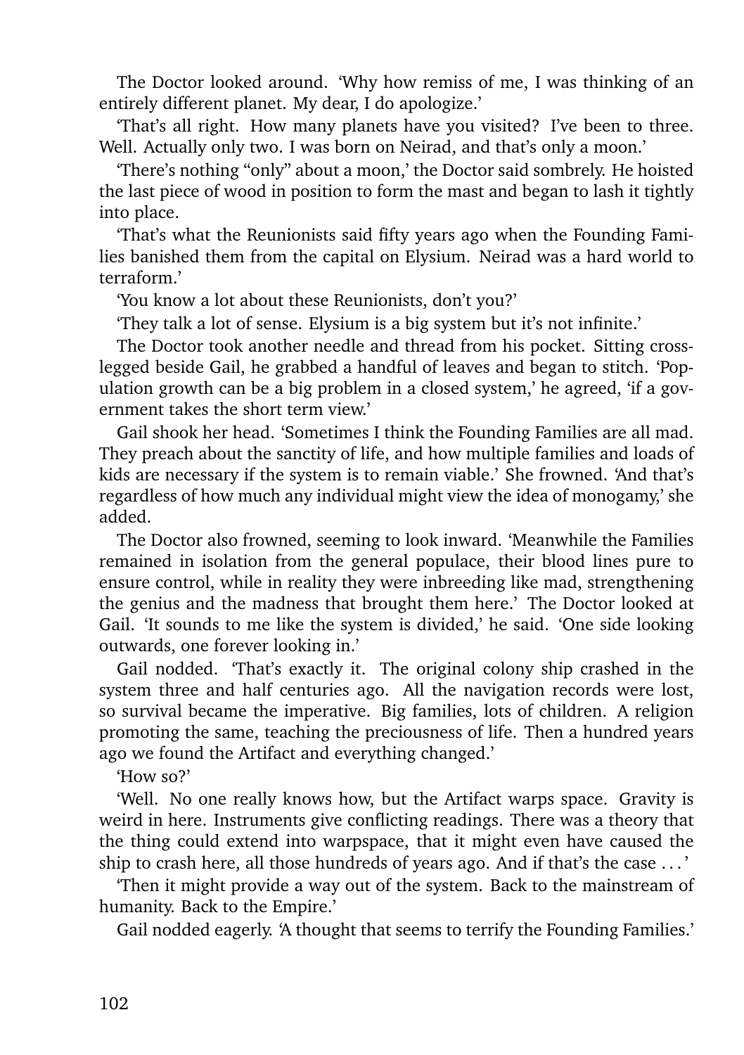The Doctor looked around. 'Why how remiss of me, I was thinking of an entirely different planet. My dear, I do apologize.'

'That's all right. How many planets have you visited? I've been to three. Well. Actually only two. I was born on Neirad, and that's only a moon.'

'There's nothing "only" about a moon,' the Doctor said sombrely. He hoisted the last piece of wood in position to form the mast and began to lash it tightly into place.

'That's what the Reunionists said fifty years ago when the Founding Families banished them from the capital on Elysium. Neirad was a hard world to terraform.'

'You know a lot about these Reunionists, don't you?'

'They talk a lot of sense. Elysium is a big system but it's not infinite.'

The Doctor took another needle and thread from his pocket. Sitting cross-legged beside Gail, he grabbed a handful of leaves and began to stitch. 'Population growth can be a big problem in a closed system,' he agreed, 'if a government takes the short term view.'

Gail shook her head. 'Sometimes I think the Founding Families are all mad. They preach about the sanctity of life, and how multiple families and loads of kids are necessary if the system is to remain viable.' She frowned. 'And that's regardless of how much any individual might view the idea of monogamy,' she added.

The Doctor also frowned, seeming to look inward. 'Meanwhile the Families remained in isolation from the general populace, their blood lines pure to ensure control, while in reality they were inbreeding like mad, strengthening the genius and the madness that brought them here.' The Doctor looked at Gail. 'It sounds to me like the system is divided,' he said. 'One side looking outwards, one forever looking in.'

Gail nodded. 'That's exactly it. The original colony ship crashed in the system three and half centuries ago. All the navigation records were lost, so survival became the imperative. Big families, lots of children. A religion promoting the same, teaching the preciousness of life. Then a hundred years ago we found the Artifact and everything changed.'

'How so?'

'Well. No one really knows how, but the Artifact warps space. Gravity is weird in here. Instruments give conflicting readings. There was a theory that the thing could extend into warpspace, that it might even have caused the ship to crash here, all those hundreds of years ago. And if that's the case . . . '

'Then it might provide a way out of the system. Back to the mainstream of humanity. Back to the Empire.'

Gail nodded eagerly. 'A thought that seems to terrify the Founding Families.'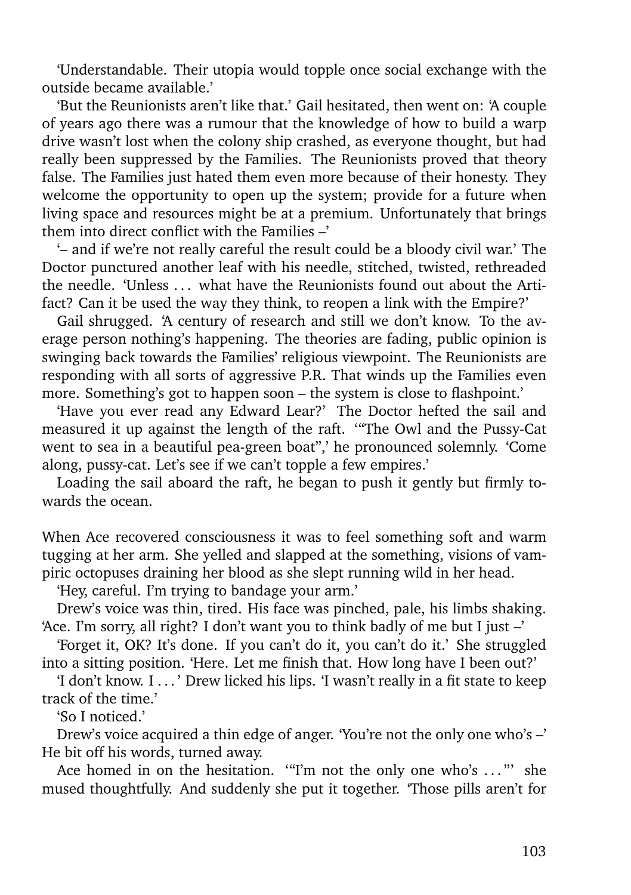'Understandable. Their utopia would topple once social exchange with the outside became available.'

'But the Reunionists aren't like that.' Gail hesitated, then went on: 'A couple of years ago there was a rumour that the knowledge of how to build a warp drive wasn't lost when the colony ship crashed, as everyone thought, but had really been suppressed by the Families. The Reunionists proved that theory false. The Families just hated them even more because of their honesty. They welcome the opportunity to open up the system; provide for a future when living space and resources might be at a premium. Unfortunately that brings them into direct conflict with the Families –'

'– and if we're not really careful the result could be a bloody civil war.' The Doctor punctured another leaf with his needle, stitched, twisted, rethreaded the needle. 'Unless . . . what have the Reunionists found out about the Artifact? Can it be used the way they think, to reopen a link with the Empire?'

Gail shrugged. 'A century of research and still we don't know. To the average person nothing's happening. The theories are fading, public opinion is swinging back towards the Families' religious viewpoint. The Reunionists are responding with all sorts of aggressive P.R. That winds up the Families even more. Something's got to happen soon – the system is close to flashpoint.'

'Have you ever read any Edward Lear?' The Doctor hefted the sail and measured it up against the length of the raft. '"The Owl and the Pussy-Cat went to sea in a beautiful pea-green boat",' he pronounced solemnly. 'Come along, pussy-cat. Let's see if we can't topple a few empires.'

Loading the sail aboard the raft, he began to push it gently but firmly towards the ocean.

When Ace recovered consciousness it was to feel something soft and warm tugging at her arm. She yelled and slapped at the something, visions of vampiric octopuses draining her blood as she slept running wild in her head.

'Hey, careful. I'm trying to bandage your arm.'

Drew's voice was thin, tired. His face was pinched, pale, his limbs shaking. 'Ace. I'm sorry, all right? I don't want you to think badly of me but I just –'

'Forget it, OK? It's done. If you can't do it, you can't do it.' She struggled into a sitting position. 'Here. Let me finish that. How long have I been out?'

'I don't know. I . . . ' Drew licked his lips. 'I wasn't really in a fit state to keep track of the time.'

'So I noticed.'

Drew's voice acquired a thin edge of anger. 'You're not the only one who's –' He bit off his words, turned away.

Ace homed in on the hesitation. '"I'm not the only one who's . . . "' she mused thoughtfully. And suddenly she put it together. 'Those pills aren't for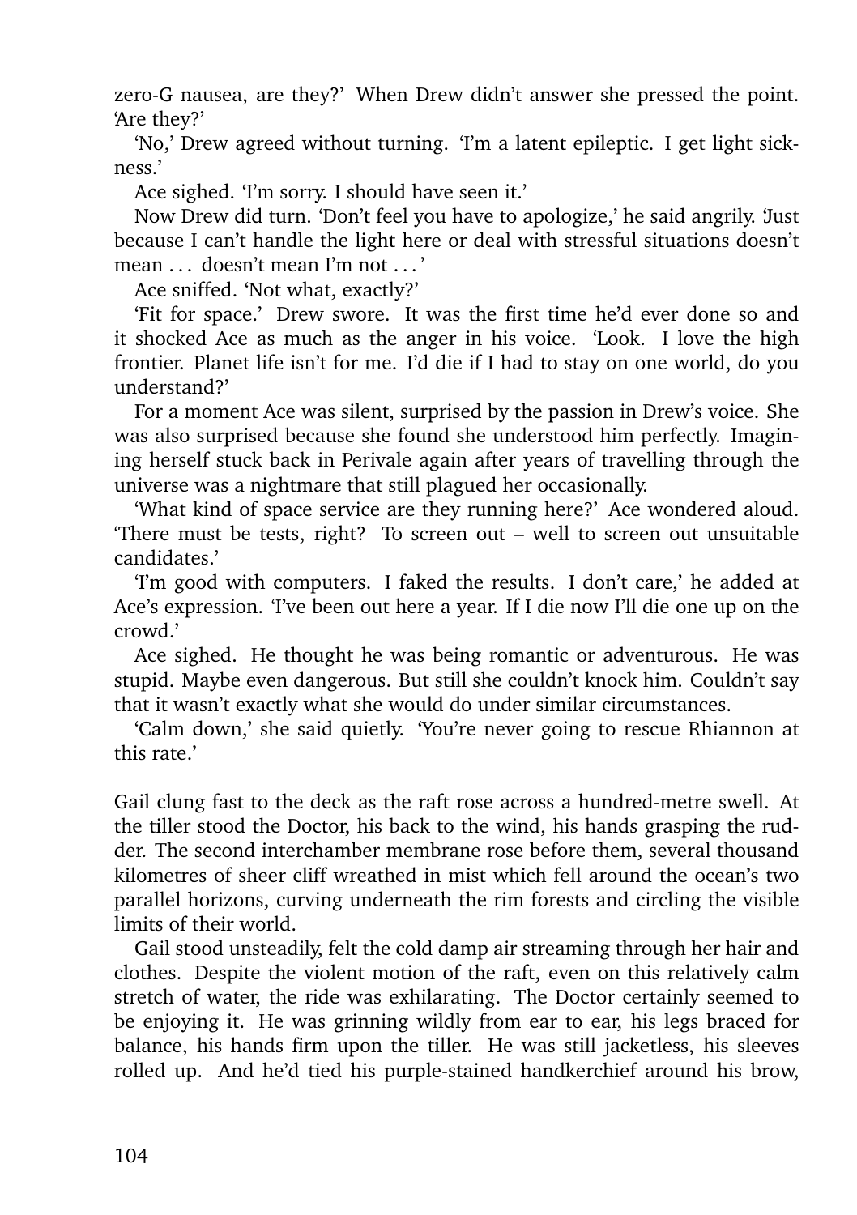zero-G nausea, are they?' When Drew didn't answer she pressed the point. 'Are they?'

'No,' Drew agreed without turning. 'I'm a latent epileptic. I get light sickness.'

Ace sighed. 'I'm sorry. I should have seen it.'

Now Drew did turn. 'Don't feel you have to apologize,' he said angrily. 'Just because I can't handle the light here or deal with stressful situations doesn't mean . . . doesn't mean I'm not . . . '

Ace sniffed. 'Not what, exactly?'

'Fit for space.' Drew swore. It was the first time he'd ever done so and it shocked Ace as much as the anger in his voice. 'Look. I love the high frontier. Planet life isn't for me. I'd die if I had to stay on one world, do you understand?'

For a moment Ace was silent, surprised by the passion in Drew's voice. She was also surprised because she found she understood him perfectly. Imagining herself stuck back in Perivale again after years of travelling through the universe was a nightmare that still plagued her occasionally.

'What kind of space service are they running here?' Ace wondered aloud. 'There must be tests, right? To screen out – well to screen out unsuitable candidates.'

'I'm good with computers. I faked the results. I don't care,' he added at Ace's expression. 'I've been out here a year. If I die now I'll die one up on the crowd.'

Ace sighed. He thought he was being romantic or adventurous. He was stupid. Maybe even dangerous. But still she couldn't knock him. Couldn't say that it wasn't exactly what she would do under similar circumstances.

'Calm down,' she said quietly. 'You're never going to rescue Rhiannon at this rate.'

Gail clung fast to the deck as the raft rose across a hundred-metre swell. At the tiller stood the Doctor, his back to the wind, his hands grasping the rudder. The second interchamber membrane rose before them, several thousand kilometres of sheer cliff wreathed in mist which fell around the ocean's two parallel horizons, curving underneath the rim forests and circling the visible limits of their world.

Gail stood unsteadily, felt the cold damp air streaming through her hair and clothes. Despite the violent motion of the raft, even on this relatively calm stretch of water, the ride was exhilarating. The Doctor certainly seemed to be enjoying it. He was grinning wildly from ear to ear, his legs braced for balance, his hands firm upon the tiller. He was still jacketless, his sleeves rolled up. And he'd tied his purple-stained handkerchief around his brow,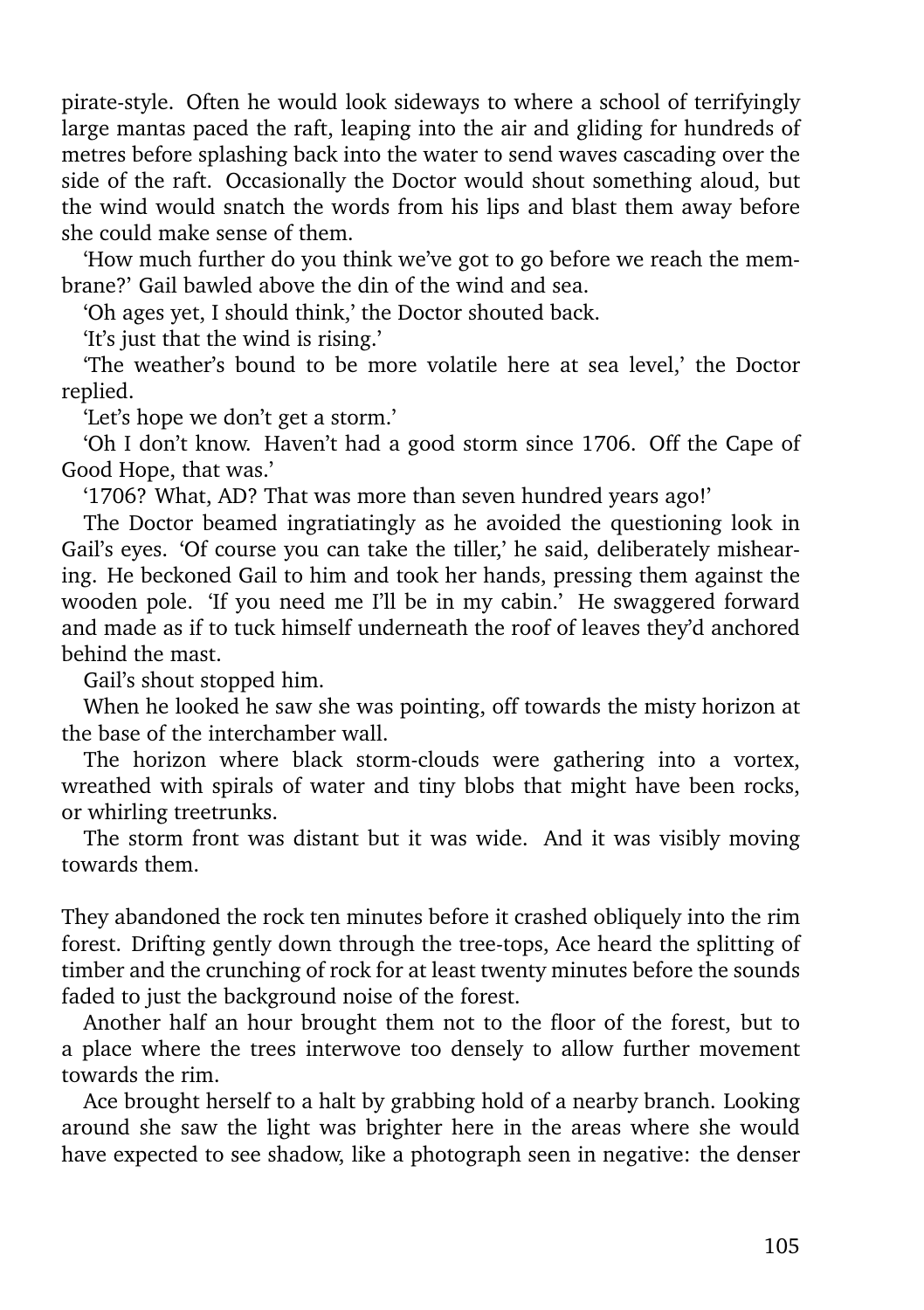pirate-style. Often he would look sideways to where a school of terrifyingly large mantas paced the raft, leaping into the air and gliding for hundreds of metres before splashing back into the water to send waves cascading over the side of the raft. Occasionally the Doctor would shout something aloud, but the wind would snatch the words from his lips and blast them away before she could make sense of them.

'How much further do you think we've got to go before we reach the membrane?' Gail bawled above the din of the wind and sea.

'Oh ages yet, I should think,' the Doctor shouted back.

'It's just that the wind is rising.'

'The weather's bound to be more volatile here at sea level,' the Doctor replied.

'Let's hope we don't get a storm.'

'Oh I don't know. Haven't had a good storm since 1706. Off the Cape of Good Hope, that was.'

'1706? What, AD? That was more than seven hundred years ago!'

The Doctor beamed ingratiatingly as he avoided the questioning look in Gail's eyes. 'Of course you can take the tiller,' he said, deliberately mishearing. He beckoned Gail to him and took her hands, pressing them against the wooden pole. 'If you need me I'll be in my cabin.' He swaggered forward and made as if to tuck himself underneath the roof of leaves they'd anchored behind the mast.

Gail's shout stopped him.

When he looked he saw she was pointing, off towards the misty horizon at the base of the interchamber wall.

The horizon where black storm-clouds were gathering into a vortex, wreathed with spirals of water and tiny blobs that might have been rocks, or whirling treetrunks.

The storm front was distant but it was wide. And it was visibly moving towards them.

They abandoned the rock ten minutes before it crashed obliquely into the rim forest. Drifting gently down through the tree-tops, Ace heard the splitting of timber and the crunching of rock for at least twenty minutes before the sounds faded to just the background noise of the forest.

Another half an hour brought them not to the floor of the forest, but to a place where the trees interwove too densely to allow further movement towards the rim.

Ace brought herself to a halt by grabbing hold of a nearby branch. Looking around she saw the light was brighter here in the areas where she would have expected to see shadow, like a photograph seen in negative: the denser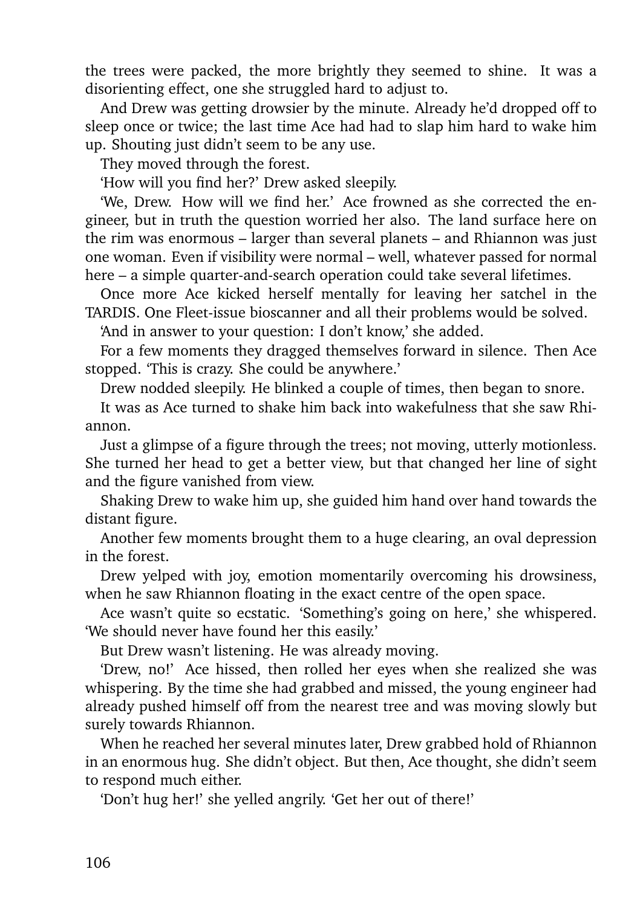the trees were packed, the more brightly they seemed to shine. It was a disorienting effect, one she struggled hard to adjust to.

And Drew was getting drowsier by the minute. Already he'd dropped off to sleep once or twice; the last time Ace had had to slap him hard to wake him up. Shouting just didn't seem to be any use.

They moved through the forest.

'How will you find her?' Drew asked sleepily.

'We, Drew. How will we find her.' Ace frowned as she corrected the engineer, but in truth the question worried her also. The land surface here on the rim was enormous – larger than several planets – and Rhiannon was just one woman. Even if visibility were normal – well, whatever passed for normal here – a simple quarter-and-search operation could take several lifetimes.

Once more Ace kicked herself mentally for leaving her satchel in the TARDIS. One Fleet-issue bioscanner and all their problems would be solved.

'And in answer to your question: I don't know,' she added.

For a few moments they dragged themselves forward in silence. Then Ace stopped. 'This is crazy. She could be anywhere.'

Drew nodded sleepily. He blinked a couple of times, then began to snore.

It was as Ace turned to shake him back into wakefulness that she saw Rhiannon.

Just a glimpse of a figure through the trees; not moving, utterly motionless. She turned her head to get a better view, but that changed her line of sight and the figure vanished from view.

Shaking Drew to wake him up, she guided him hand over hand towards the distant figure.

Another few moments brought them to a huge clearing, an oval depression in the forest.

Drew yelped with joy, emotion momentarily overcoming his drowsiness, when he saw Rhiannon floating in the exact centre of the open space.

Ace wasn't quite so ecstatic. 'Something's going on here,' she whispered. 'We should never have found her this easily.'

But Drew wasn't listening. He was already moving.

'Drew, no!' Ace hissed, then rolled her eyes when she realized she was whispering. By the time she had grabbed and missed, the young engineer had already pushed himself off from the nearest tree and was moving slowly but surely towards Rhiannon.

When he reached her several minutes later, Drew grabbed hold of Rhiannon in an enormous hug. She didn't object. But then, Ace thought, she didn't seem to respond much either.

'Don't hug her!' she yelled angrily. 'Get her out of there!'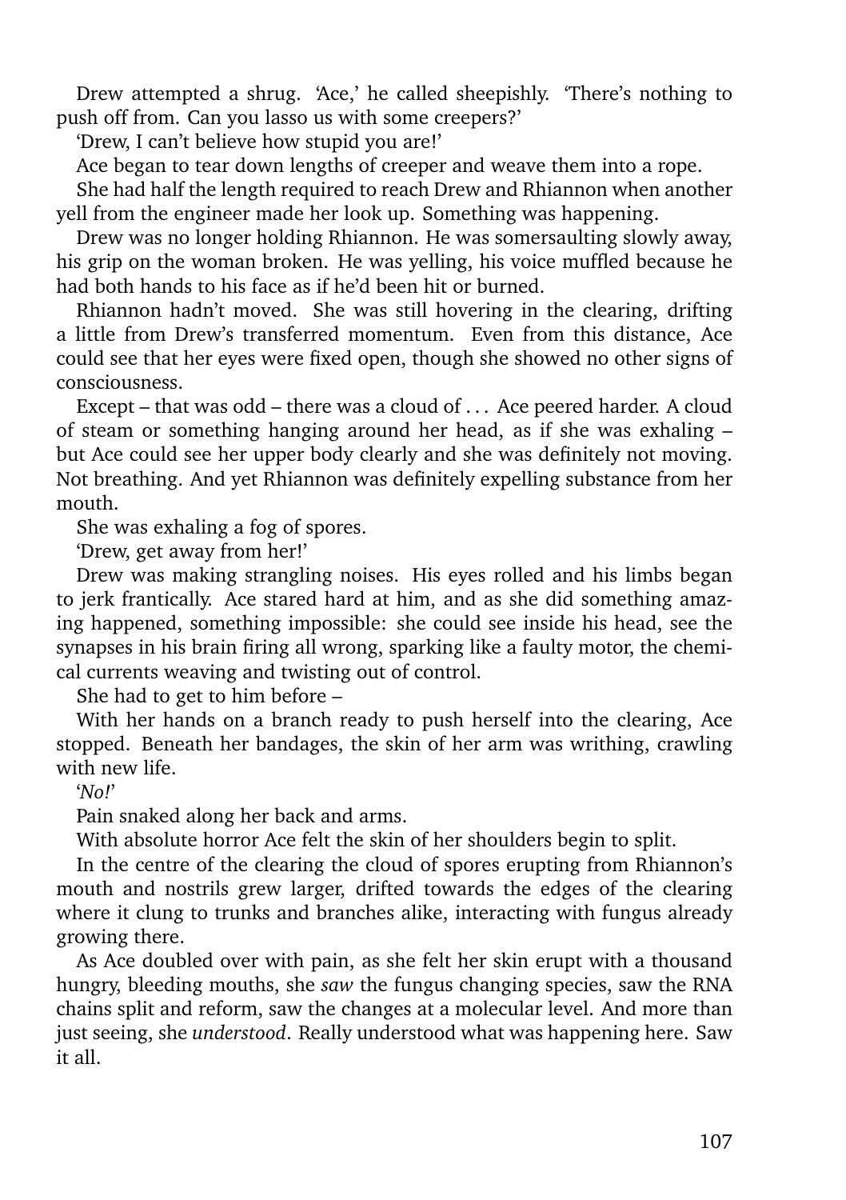Drew attempted a shrug. 'Ace,' he called sheepishly. 'There's nothing to push off from. Can you lasso us with some creepers?'

'Drew, I can't believe how stupid you are!'

Ace began to tear down lengths of creeper and weave them into a rope.

She had half the length required to reach Drew and Rhiannon when another yell from the engineer made her look up. Something was happening.

Drew was no longer holding Rhiannon. He was somersaulting slowly away, his grip on the woman broken. He was yelling, his voice muffled because he had both hands to his face as if he'd been hit or burned.

Rhiannon hadn't moved. She was still hovering in the clearing, drifting a little from Drew's transferred momentum. Even from this distance, Ace could see that her eyes were fixed open, though she showed no other signs of consciousness.

Except – that was odd – there was a cloud of . . . Ace peered harder. A cloud of steam or something hanging around her head, as if she was exhaling – but Ace could see her upper body clearly and she was definitely not moving. Not breathing. And yet Rhiannon was definitely expelling substance from her mouth.

She was exhaling a fog of spores.

'Drew, get away from her!'

Drew was making strangling noises. His eyes rolled and his limbs began to jerk frantically. Ace stared hard at him, and as she did something amazing happened, something impossible: she could see inside his head, see the synapses in his brain firing all wrong, sparking like a faulty motor, the chemical currents weaving and twisting out of control.

She had to get to him before –

With her hands on a branch ready to push herself into the clearing, Ace stopped. Beneath her bandages, the skin of her arm was writhing, crawling with new life.

'*No!*'

Pain snaked along her back and arms.

With absolute horror Ace felt the skin of her shoulders begin to split.

In the centre of the clearing the cloud of spores erupting from Rhiannon's mouth and nostrils grew larger, drifted towards the edges of the clearing where it clung to trunks and branches alike, interacting with fungus already growing there.

As Ace doubled over with pain, as she felt her skin erupt with a thousand hungry, bleeding mouths, she *saw* the fungus changing species, saw the RNA chains split and reform, saw the changes at a molecular level. And more than just seeing, she *understood*. Really understood what was happening here. Saw it all.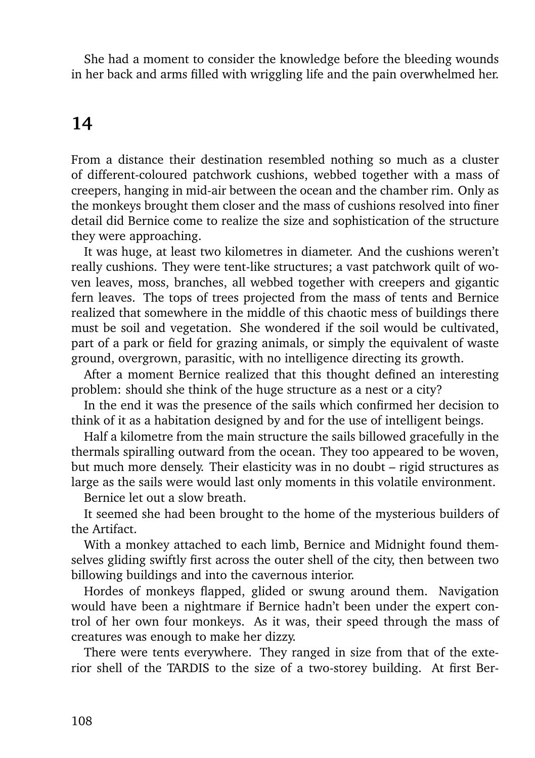She had a moment to consider the knowledge before the bleeding wounds in her back and arms filled with wriggling life and the pain overwhelmed her.

## 14

From a distance their destination resembled nothing so much as a cluster of different-coloured patchwork cushions, webbed together with a mass of creepers, hanging in mid-air between the ocean and the chamber rim. Only as the monkeys brought them closer and the mass of cushions resolved into finer detail did Bernice come to realize the size and sophistication of the structure they were approaching.

It was huge, at least two kilometres in diameter. And the cushions weren't really cushions. They were tent-like structures; a vast patchwork quilt of woven leaves, moss, branches, all webbed together with creepers and gigantic fern leaves. The tops of trees projected from the mass of tents and Bernice realized that somewhere in the middle of this chaotic mess of buildings there must be soil and vegetation. She wondered if the soil would be cultivated, part of a park or field for grazing animals, or simply the equivalent of waste ground, overgrown, parasitic, with no intelligence directing its growth.

After a moment Bernice realized that this thought defined an interesting problem: should she think of the huge structure as a nest or a city?

In the end it was the presence of the sails which confirmed her decision to think of it as a habitation designed by and for the use of intelligent beings.

Half a kilometre from the main structure the sails billowed gracefully in the thermals spiralling outward from the ocean. They too appeared to be woven, but much more densely. Their elasticity was in no doubt – rigid structures as large as the sails were would last only moments in this volatile environment.

Bernice let out a slow breath.

It seemed she had been brought to the home of the mysterious builders of the Artifact.

With a monkey attached to each limb, Bernice and Midnight found themselves gliding swiftly first across the outer shell of the city, then between two billowing buildings and into the cavernous interior.

Hordes of monkeys flapped, glided or swung around them. Navigation would have been a nightmare if Bernice hadn't been under the expert control of her own four monkeys. As it was, their speed through the mass of creatures was enough to make her dizzy.

There were tents everywhere. They ranged in size from that of the exterior shell of the TARDIS to the size of a two-storey building. At first Ber-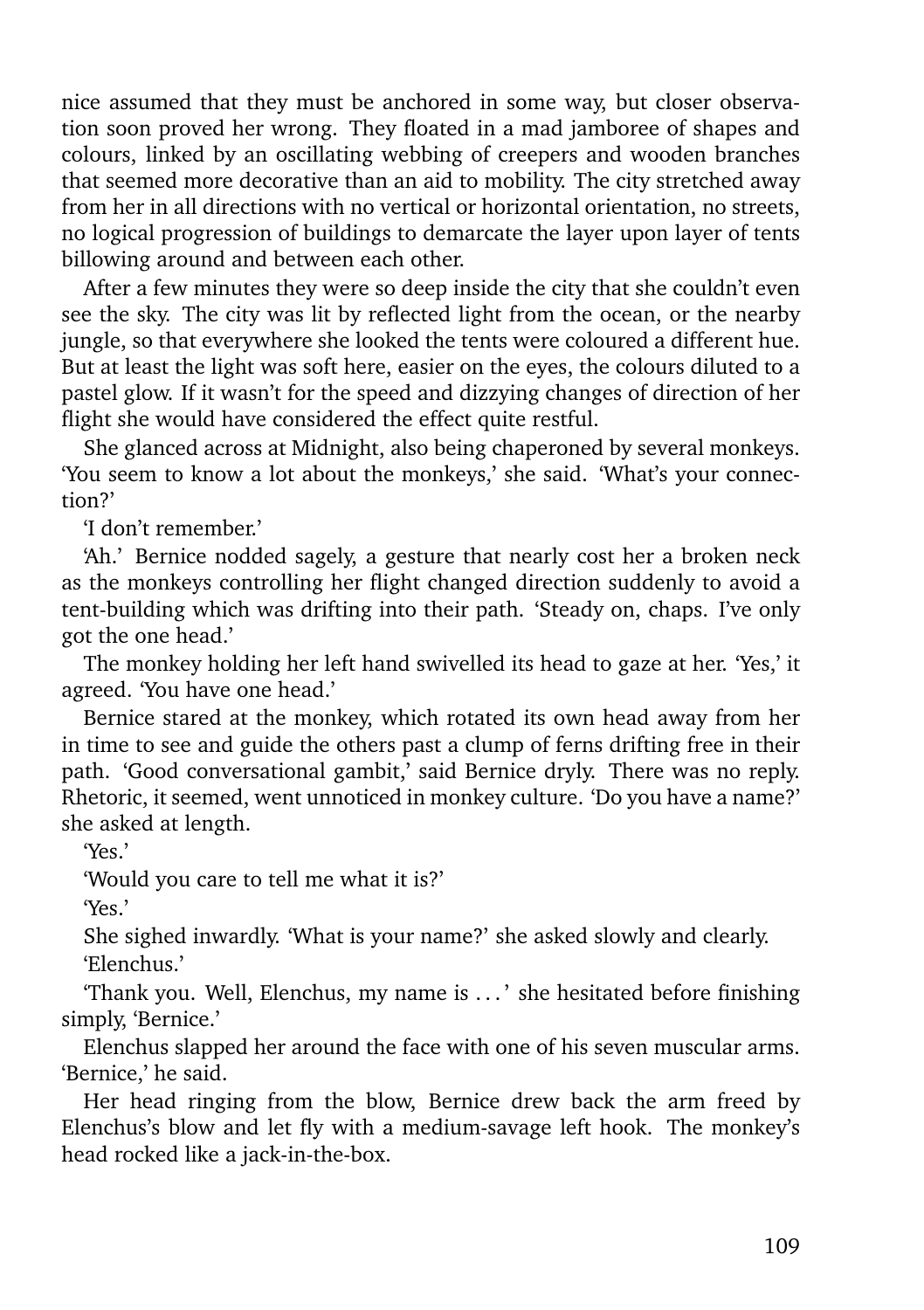nice assumed that they must be anchored in some way, but closer observation soon proved her wrong. They floated in a mad jamboree of shapes and colours, linked by an oscillating webbing of creepers and wooden branches that seemed more decorative than an aid to mobility. The city stretched away from her in all directions with no vertical or horizontal orientation, no streets, no logical progression of buildings to demarcate the layer upon layer of tents billowing around and between each other.

After a few minutes they were so deep inside the city that she couldn't even see the sky. The city was lit by reflected light from the ocean, or the nearby jungle, so that everywhere she looked the tents were coloured a different hue. But at least the light was soft here, easier on the eyes, the colours diluted to a pastel glow. If it wasn't for the speed and dizzying changes of direction of her flight she would have considered the effect quite restful.

She glanced across at Midnight, also being chaperoned by several monkeys. 'You seem to know a lot about the monkeys,' she said. 'What's your connection?'

'I don't remember.'

'Ah.' Bernice nodded sagely, a gesture that nearly cost her a broken neck as the monkeys controlling her flight changed direction suddenly to avoid a tent-building which was drifting into their path. 'Steady on, chaps. I've only got the one head.'

The monkey holding her left hand swivelled its head to gaze at her. 'Yes,' it agreed. 'You have one head.'

Bernice stared at the monkey, which rotated its own head away from her in time to see and guide the others past a clump of ferns drifting free in their path. 'Good conversational gambit,' said Bernice dryly. There was no reply. Rhetoric, it seemed, went unnoticed in monkey culture. 'Do you have a name?' she asked at length.

'Yes.'

'Would you care to tell me what it is?'

'Yes.'

She sighed inwardly. 'What is your name?' she asked slowly and clearly.

'Elenchus.'

'Thank you. Well, Elenchus, my name is . . . ' she hesitated before finishing simply, 'Bernice.'

Elenchus slapped her around the face with one of his seven muscular arms. 'Bernice,' he said.

Her head ringing from the blow, Bernice drew back the arm freed by Elenchus's blow and let fly with a medium-savage left hook. The monkey's head rocked like a jack-in-the-box.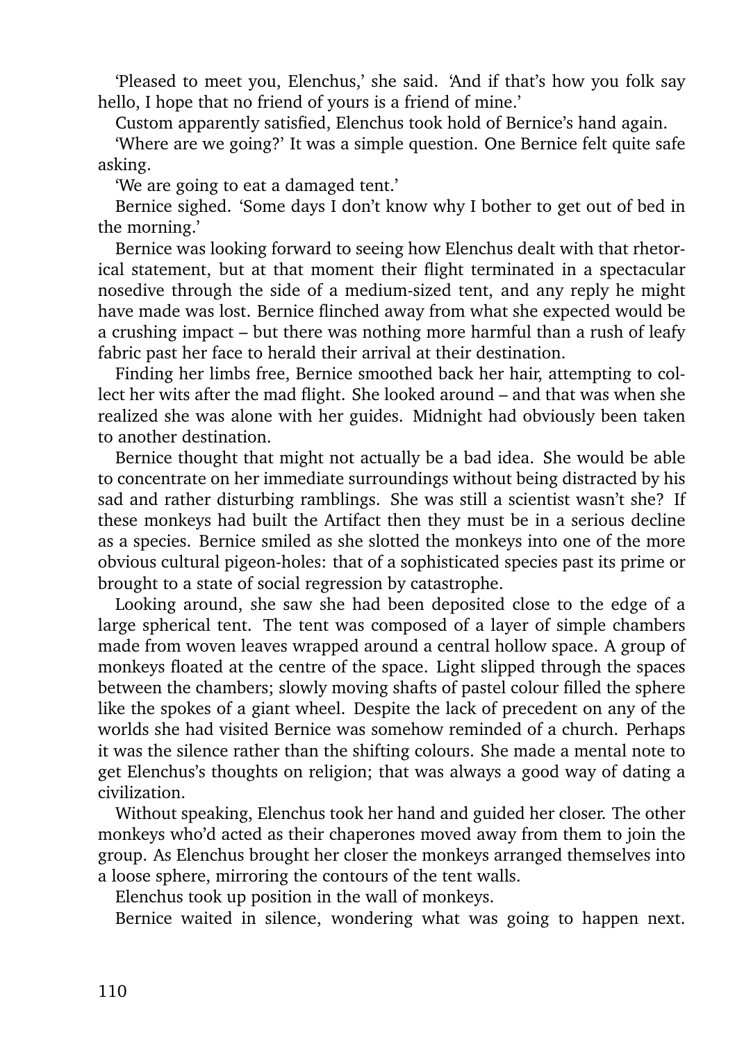'Pleased to meet you, Elenchus,' she said. 'And if that's how you folk say hello, I hope that no friend of yours is a friend of mine.'

Custom apparently satisfied, Elenchus took hold of Bernice's hand again.

'Where are we going?' It was a simple question. One Bernice felt quite safe asking.

'We are going to eat a damaged tent.'

Bernice sighed. 'Some days I don't know why I bother to get out of bed in the morning.'

Bernice was looking forward to seeing how Elenchus dealt with that rhetorical statement, but at that moment their flight terminated in a spectacular nosedive through the side of a medium-sized tent, and any reply he might have made was lost. Bernice flinched away from what she expected would be a crushing impact – but there was nothing more harmful than a rush of leafy fabric past her face to herald their arrival at their destination.

Finding her limbs free, Bernice smoothed back her hair, attempting to collect her wits after the mad flight. She looked around – and that was when she realized she was alone with her guides. Midnight had obviously been taken to another destination.

Bernice thought that might not actually be a bad idea. She would be able to concentrate on her immediate surroundings without being distracted by his sad and rather disturbing ramblings. She was still a scientist wasn't she? If these monkeys had built the Artifact then they must be in a serious decline as a species. Bernice smiled as she slotted the monkeys into one of the more obvious cultural pigeon-holes: that of a sophisticated species past its prime or brought to a state of social regression by catastrophe.

Looking around, she saw she had been deposited close to the edge of a large spherical tent. The tent was composed of a layer of simple chambers made from woven leaves wrapped around a central hollow space. A group of monkeys floated at the centre of the space. Light slipped through the spaces between the chambers; slowly moving shafts of pastel colour filled the sphere like the spokes of a giant wheel. Despite the lack of precedent on any of the worlds she had visited Bernice was somehow reminded of a church. Perhaps it was the silence rather than the shifting colours. She made a mental note to get Elenchus's thoughts on religion; that was always a good way of dating a civilization.

Without speaking, Elenchus took her hand and guided her closer. The other monkeys who'd acted as their chaperones moved away from them to join the group. As Elenchus brought her closer the monkeys arranged themselves into a loose sphere, mirroring the contours of the tent walls.

Elenchus took up position in the wall of monkeys.

Bernice waited in silence, wondering what was going to happen next.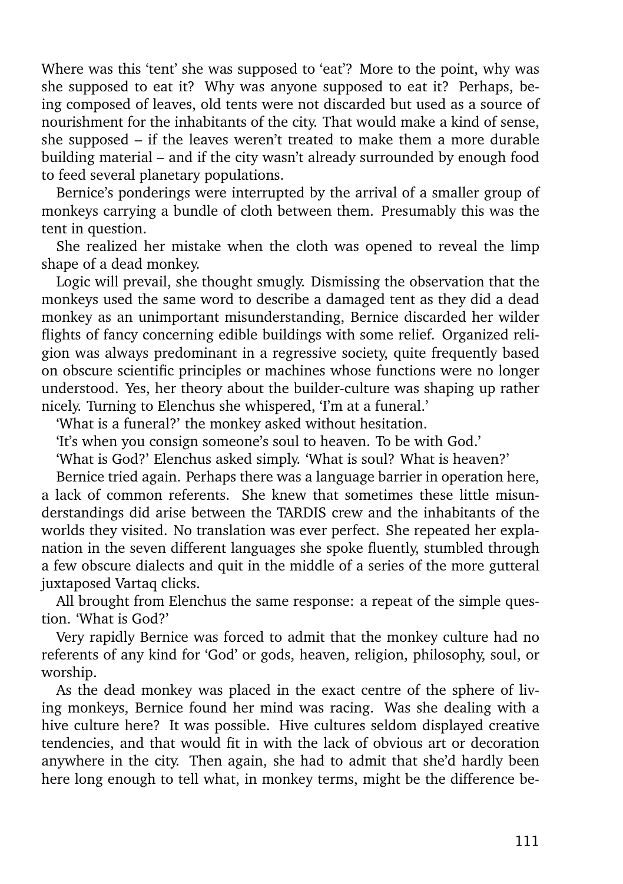Where was this 'tent' she was supposed to 'eat'? More to the point, why was she supposed to eat it? Why was anyone supposed to eat it? Perhaps, being composed of leaves, old tents were not discarded but used as a source of nourishment for the inhabitants of the city. That would make a kind of sense, she supposed – if the leaves weren't treated to make them a more durable building material – and if the city wasn't already surrounded by enough food to feed several planetary populations.

Bernice's ponderings were interrupted by the arrival of a smaller group of monkeys carrying a bundle of cloth between them. Presumably this was the tent in question.

She realized her mistake when the cloth was opened to reveal the limp shape of a dead monkey.

Logic will prevail, she thought smugly. Dismissing the observation that the monkeys used the same word to describe a damaged tent as they did a dead monkey as an unimportant misunderstanding, Bernice discarded her wilder flights of fancy concerning edible buildings with some relief. Organized religion was always predominant in a regressive society, quite frequently based on obscure scientific principles or machines whose functions were no longer understood. Yes, her theory about the builder-culture was shaping up rather nicely. Turning to Elenchus she whispered, 'I'm at a funeral.'

'What is a funeral?' the monkey asked without hesitation.

'It's when you consign someone's soul to heaven. To be with God.'

'What is God?' Elenchus asked simply. 'What is soul? What is heaven?'

Bernice tried again. Perhaps there was a language barrier in operation here, a lack of common referents. She knew that sometimes these little misunderstandings did arise between the TARDIS crew and the inhabitants of the worlds they visited. No translation was ever perfect. She repeated her explanation in the seven different languages she spoke fluently, stumbled through a few obscure dialects and quit in the middle of a series of the more gutteral juxtaposed Vartaq clicks.

All brought from Elenchus the same response: a repeat of the simple question. 'What is God?'

Very rapidly Bernice was forced to admit that the monkey culture had no referents of any kind for 'God' or gods, heaven, religion, philosophy, soul, or worship.

As the dead monkey was placed in the exact centre of the sphere of living monkeys, Bernice found her mind was racing. Was she dealing with a hive culture here? It was possible. Hive cultures seldom displayed creative tendencies, and that would fit in with the lack of obvious art or decoration anywhere in the city. Then again, she had to admit that she'd hardly been here long enough to tell what, in monkey terms, might be the difference be-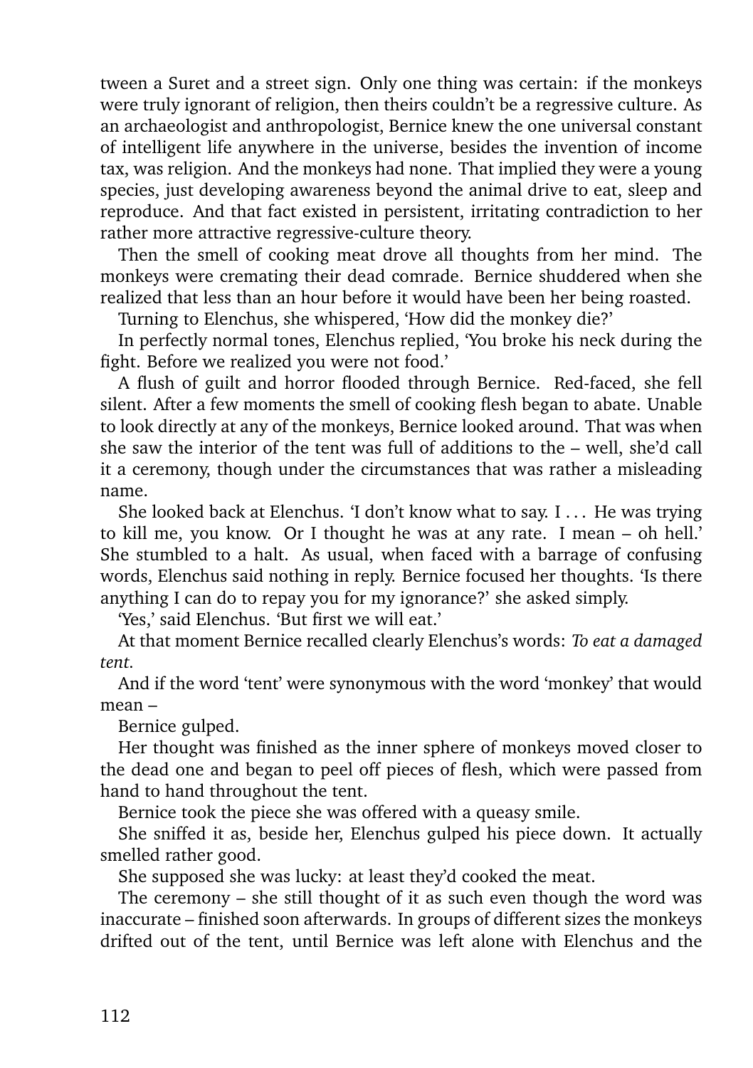tween a Suret and a street sign. Only one thing was certain: if the monkeys were truly ignorant of religion, then theirs couldn't be a regressive culture. As an archaeologist and anthropologist, Bernice knew the one universal constant of intelligent life anywhere in the universe, besides the invention of income tax, was religion. And the monkeys had none. That implied they were a young species, just developing awareness beyond the animal drive to eat, sleep and reproduce. And that fact existed in persistent, irritating contradiction to her rather more attractive regressive-culture theory.

Then the smell of cooking meat drove all thoughts from her mind. The monkeys were cremating their dead comrade. Bernice shuddered when she realized that less than an hour before it would have been her being roasted.

Turning to Elenchus, she whispered, 'How did the monkey die?'

In perfectly normal tones, Elenchus replied, 'You broke his neck during the fight. Before we realized you were not food.'

A flush of guilt and horror flooded through Bernice. Red-faced, she fell silent. After a few moments the smell of cooking flesh began to abate. Unable to look directly at any of the monkeys, Bernice looked around. That was when she saw the interior of the tent was full of additions to the – well, she'd call it a ceremony, though under the circumstances that was rather a misleading name.

She looked back at Elenchus. 'I don't know what to say. I . . . He was trying to kill me, you know. Or I thought he was at any rate. I mean – oh hell.' She stumbled to a halt. As usual, when faced with a barrage of confusing words, Elenchus said nothing in reply. Bernice focused her thoughts. 'Is there anything I can do to repay you for my ignorance?' she asked simply.

'Yes,' said Elenchus. 'But first we will eat.'

At that moment Bernice recalled clearly Elenchus's words: *To eat a damaged tent*.

And if the word 'tent' were synonymous with the word 'monkey' that would mean –

Bernice gulped.

Her thought was finished as the inner sphere of monkeys moved closer to the dead one and began to peel off pieces of flesh, which were passed from hand to hand throughout the tent.

Bernice took the piece she was offered with a queasy smile.

She sniffed it as, beside her, Elenchus gulped his piece down. It actually smelled rather good.

She supposed she was lucky: at least they'd cooked the meat.

The ceremony – she still thought of it as such even though the word was inaccurate – finished soon afterwards. In groups of different sizes the monkeys drifted out of the tent, until Bernice was left alone with Elenchus and the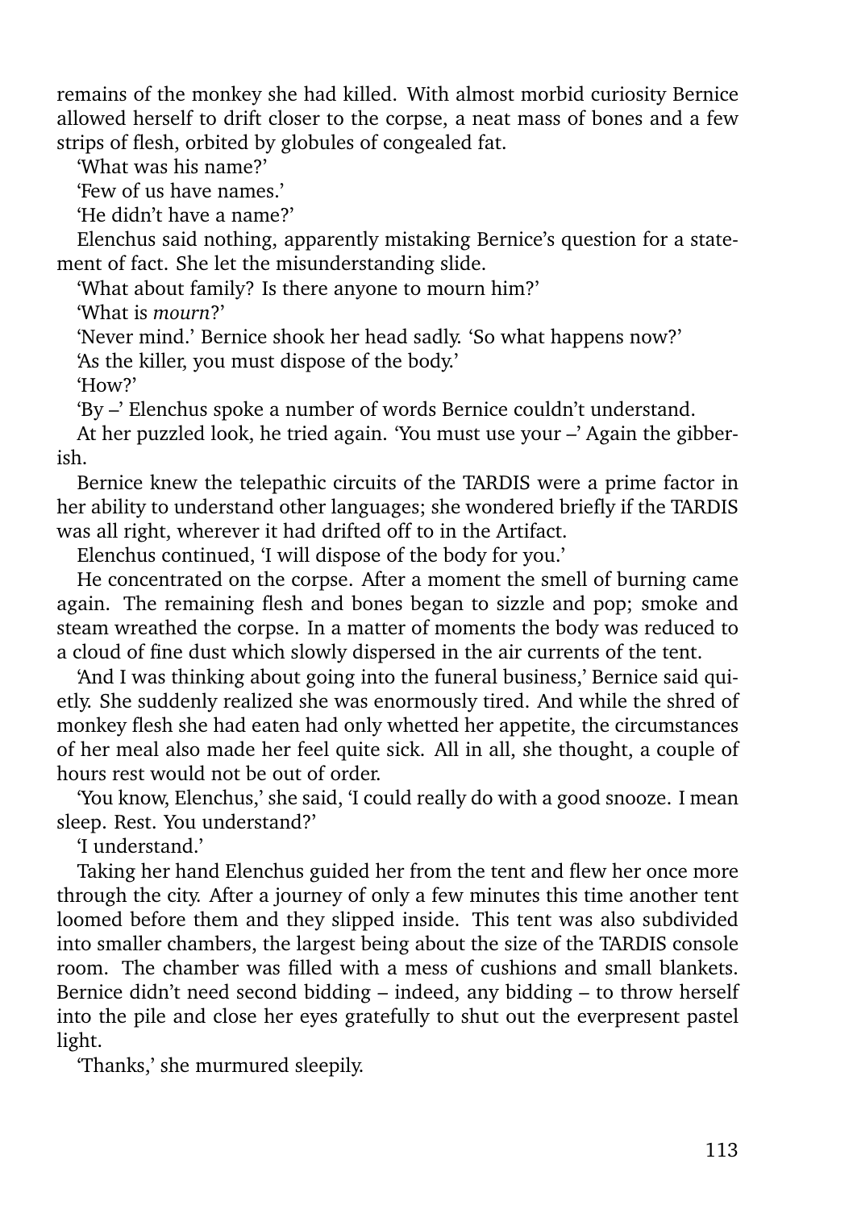remains of the monkey she had killed. With almost morbid curiosity Bernice allowed herself to drift closer to the corpse, a neat mass of bones and a few strips of flesh, orbited by globules of congealed fat.

'What was his name?'

'Few of us have names.'

'He didn't have a name?'

Elenchus said nothing, apparently mistaking Bernice's question for a statement of fact. She let the misunderstanding slide.

'What about family? Is there anyone to mourn him?'

'What is *mourn*?'

'Never mind.' Bernice shook her head sadly. 'So what happens now?'

'As the killer, you must dispose of the body.'

'How?'

'By –' Elenchus spoke a number of words Bernice couldn't understand.

At her puzzled look, he tried again. 'You must use your –' Again the gibberish.

Bernice knew the telepathic circuits of the TARDIS were a prime factor in her ability to understand other languages; she wondered briefly if the TARDIS was all right, wherever it had drifted off to in the Artifact.

Elenchus continued, 'I will dispose of the body for you.'

He concentrated on the corpse. After a moment the smell of burning came again. The remaining flesh and bones began to sizzle and pop; smoke and steam wreathed the corpse. In a matter of moments the body was reduced to a cloud of fine dust which slowly dispersed in the air currents of the tent.

'And I was thinking about going into the funeral business,' Bernice said quietly. She suddenly realized she was enormously tired. And while the shred of monkey flesh she had eaten had only whetted her appetite, the circumstances of her meal also made her feel quite sick. All in all, she thought, a couple of hours rest would not be out of order.

'You know, Elenchus,' she said, 'I could really do with a good snooze. I mean sleep. Rest. You understand?'

'I understand.'

Taking her hand Elenchus guided her from the tent and flew her once more through the city. After a journey of only a few minutes this time another tent loomed before them and they slipped inside. This tent was also subdivided into smaller chambers, the largest being about the size of the TARDIS console room. The chamber was filled with a mess of cushions and small blankets. Bernice didn't need second bidding – indeed, any bidding – to throw herself into the pile and close her eyes gratefully to shut out the everpresent pastel light.

'Thanks,' she murmured sleepily.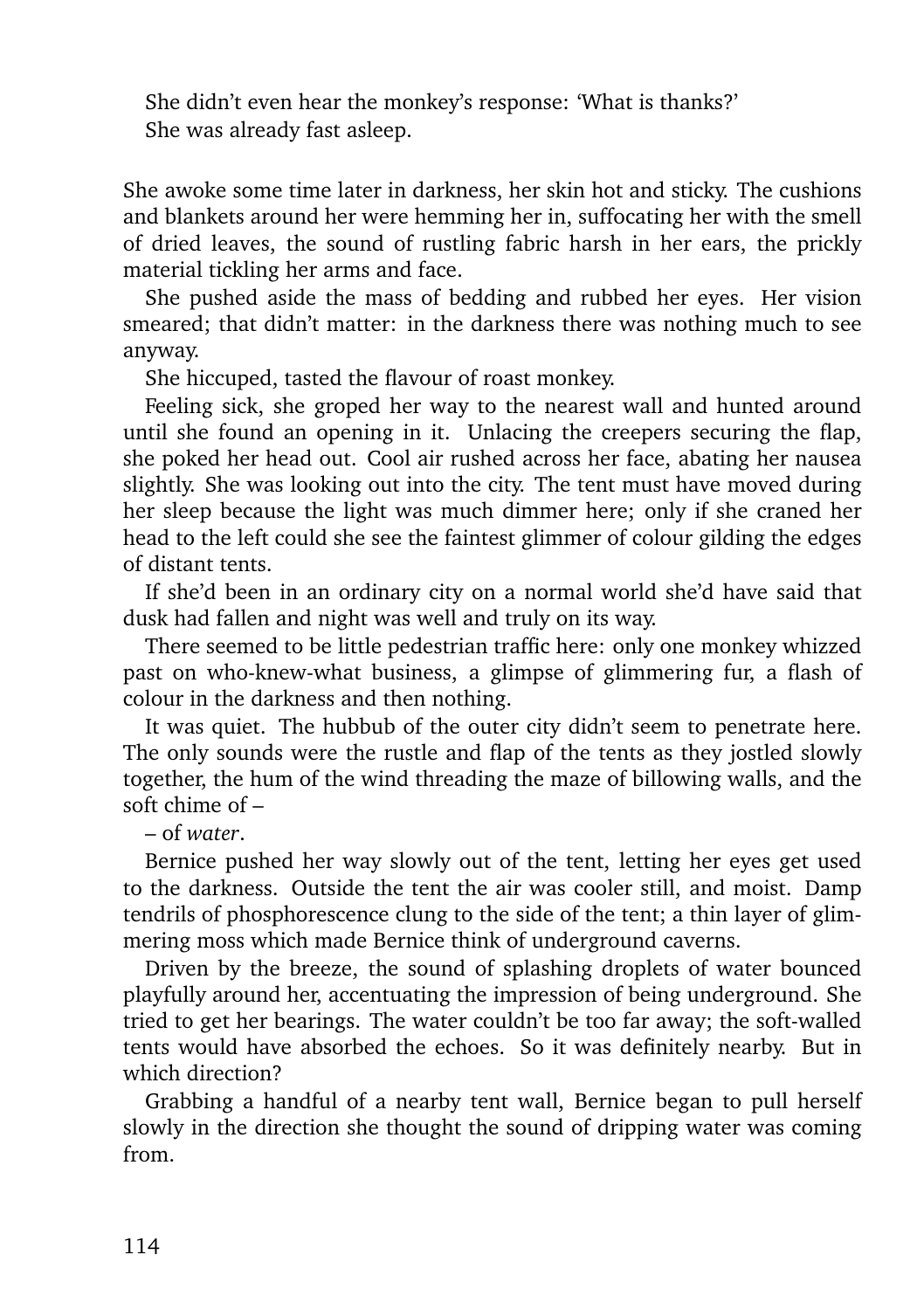She didn't even hear the monkey's response: 'What is thanks?'

She was already fast asleep.

She awoke some time later in darkness, her skin hot and sticky. The cushions and blankets around her were hemming her in, suffocating her with the smell of dried leaves, the sound of rustling fabric harsh in her ears, the prickly material tickling her arms and face.

She pushed aside the mass of bedding and rubbed her eyes. Her vision smeared; that didn't matter: in the darkness there was nothing much to see anyway.

She hiccuped, tasted the flavour of roast monkey.

Feeling sick, she groped her way to the nearest wall and hunted around until she found an opening in it. Unlacing the creepers securing the flap, she poked her head out. Cool air rushed across her face, abating her nausea slightly. She was looking out into the city. The tent must have moved during her sleep because the light was much dimmer here; only if she craned her head to the left could she see the faintest glimmer of colour gilding the edges of distant tents.

If she'd been in an ordinary city on a normal world she'd have said that dusk had fallen and night was well and truly on its way.

There seemed to be little pedestrian traffic here: only one monkey whizzed past on who-knew-what business, a glimpse of glimmering fur, a flash of colour in the darkness and then nothing.

It was quiet. The hubbub of the outer city didn't seem to penetrate here. The only sounds were the rustle and flap of the tents as they jostled slowly together, the hum of the wind threading the maze of billowing walls, and the soft chime of –

– of *water*.

Bernice pushed her way slowly out of the tent, letting her eyes get used to the darkness. Outside the tent the air was cooler still, and moist. Damp tendrils of phosphorescence clung to the side of the tent; a thin layer of glimmering moss which made Bernice think of underground caverns.

Driven by the breeze, the sound of splashing droplets of water bounced playfully around her, accentuating the impression of being underground. She tried to get her bearings. The water couldn't be too far away; the soft-walled tents would have absorbed the echoes. So it was definitely nearby. But in which direction?

Grabbing a handful of a nearby tent wall, Bernice began to pull herself slowly in the direction she thought the sound of dripping water was coming from.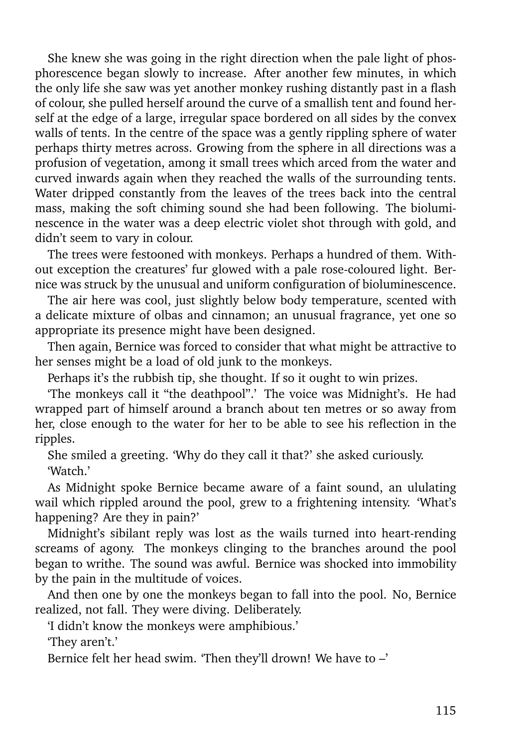She knew she was going in the right direction when the pale light of phosphorescence began slowly to increase. After another few minutes, in which the only life she saw was yet another monkey rushing distantly past in a flash of colour, she pulled herself around the curve of a smallish tent and found herself at the edge of a large, irregular space bordered on all sides by the convex walls of tents. In the centre of the space was a gently rippling sphere of water perhaps thirty metres across. Growing from the sphere in all directions was a profusion of vegetation, among it small trees which arced from the water and curved inwards again when they reached the walls of the surrounding tents. Water dripped constantly from the leaves of the trees back into the central mass, making the soft chiming sound she had been following. The bioluminescence in the water was a deep electric violet shot through with gold, and didn't seem to vary in colour.

The trees were festooned with monkeys. Perhaps a hundred of them. Without exception the creatures' fur glowed with a pale rose-coloured light. Bernice was struck by the unusual and uniform configuration of bioluminescence.

The air here was cool, just slightly below body temperature, scented with a delicate mixture of olbas and cinnamon; an unusual fragrance, yet one so appropriate its presence might have been designed.

Then again, Bernice was forced to consider that what might be attractive to her senses might be a load of old junk to the monkeys.

Perhaps it's the rubbish tip, she thought. If so it ought to win prizes.

'The monkeys call it "the deathpool".' The voice was Midnight's. He had wrapped part of himself around a branch about ten metres or so away from her, close enough to the water for her to be able to see his reflection in the ripples.

She smiled a greeting. 'Why do they call it that?' she asked curiously.

'Watch.'

As Midnight spoke Bernice became aware of a faint sound, an ululating wail which rippled around the pool, grew to a frightening intensity. 'What's happening? Are they in pain?'

Midnight's sibilant reply was lost as the wails turned into heart-rending screams of agony. The monkeys clinging to the branches around the pool began to writhe. The sound was awful. Bernice was shocked into immobility by the pain in the multitude of voices.

And then one by one the monkeys began to fall into the pool. No, Bernice realized, not fall. They were diving. Deliberately.

'I didn't know the monkeys were amphibious.'

'They aren't.'

Bernice felt her head swim. 'Then they'll drown! We have to –'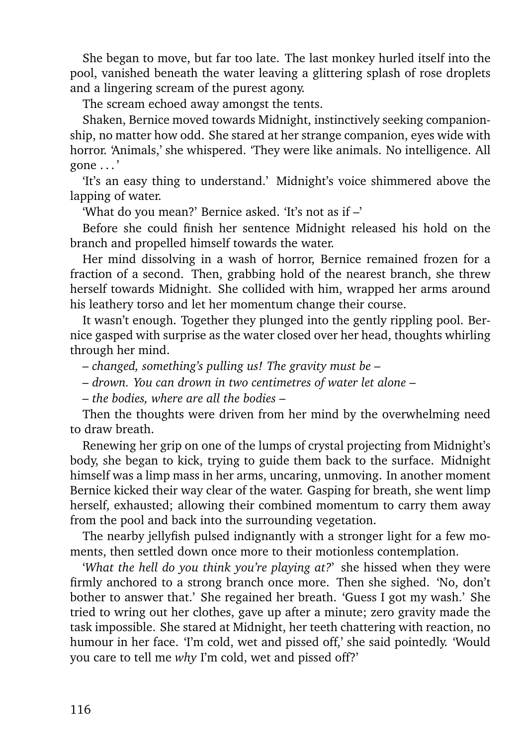She began to move, but far too late. The last monkey hurled itself into the pool, vanished beneath the water leaving a glittering splash of rose droplets and a lingering scream of the purest agony.

The scream echoed away amongst the tents.

Shaken, Bernice moved towards Midnight, instinctively seeking companionship, no matter how odd. She stared at her strange companion, eyes wide with horror. 'Animals,' she whispered. 'They were like animals. No intelligence. All gone . . . '

'It's an easy thing to understand.' Midnight's voice shimmered above the lapping of water.

'What do you mean?' Bernice asked. 'It's not as if –'

Before she could finish her sentence Midnight released his hold on the branch and propelled himself towards the water.

Her mind dissolving in a wash of horror, Bernice remained frozen for a fraction of a second. Then, grabbing hold of the nearest branch, she threw herself towards Midnight. She collided with him, wrapped her arms around his leathery torso and let her momentum change their course.

It wasn't enough. Together they plunged into the gently rippling pool. Bernice gasped with surprise as the water closed over her head, thoughts whirling through her mind.

*– changed, something's pulling us! The gravity must be –*

*– drown. You can drown in two centimetres of water let alone –*

*– the bodies, where are all the bodies –*

Then the thoughts were driven from her mind by the overwhelming need to draw breath.

Renewing her grip on one of the lumps of crystal projecting from Midnight's body, she began to kick, trying to guide them back to the surface. Midnight himself was a limp mass in her arms, uncaring, unmoving. In another moment Bernice kicked their way clear of the water. Gasping for breath, she went limp herself, exhausted; allowing their combined momentum to carry them away from the pool and back into the surrounding vegetation.

The nearby jellyfish pulsed indignantly with a stronger light for a few moments, then settled down once more to their motionless contemplation.

'*What the hell do you think you're playing at?*' she hissed when they were firmly anchored to a strong branch once more. Then she sighed. 'No, don't bother to answer that.' She regained her breath. 'Guess I got my wash.' She tried to wring out her clothes, gave up after a minute; zero gravity made the task impossible. She stared at Midnight, her teeth chattering with reaction, no humour in her face. 'I'm cold, wet and pissed off,' she said pointedly. 'Would you care to tell me *why* I'm cold, wet and pissed off?'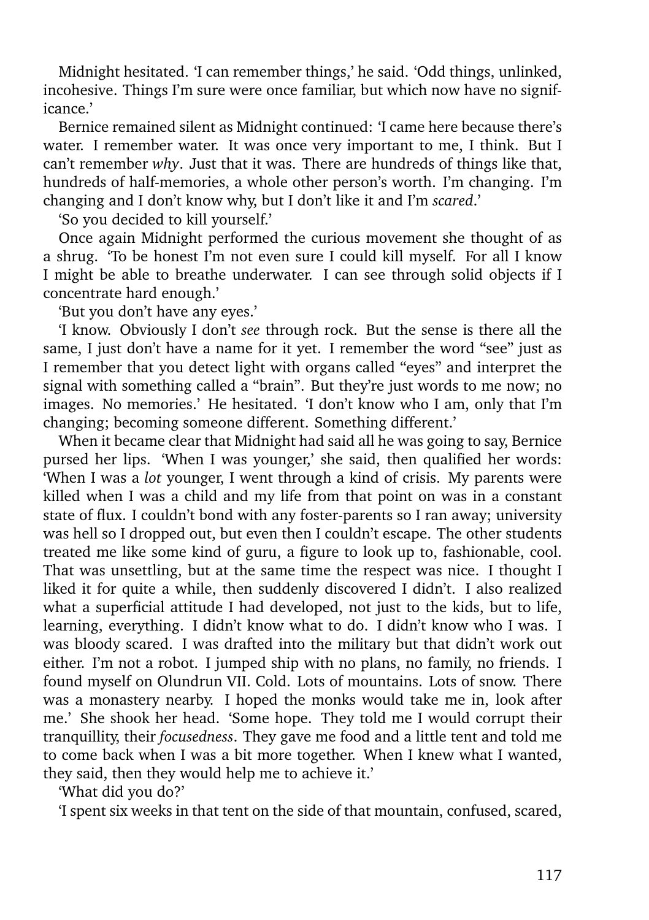Midnight hesitated. 'I can remember things,' he said. 'Odd things, unlinked, incohesive. Things I'm sure were once familiar, but which now have no significance.'

Bernice remained silent as Midnight continued: 'I came here because there's water. I remember water. It was once very important to me, I think. But I can't remember *why*. Just that it was. There are hundreds of things like that, hundreds of half-memories, a whole other person's worth. I'm changing. I'm changing and I don't know why, but I don't like it and I'm *scared*.'

'So you decided to kill yourself.'

Once again Midnight performed the curious movement she thought of as a shrug. 'To be honest I'm not even sure I could kill myself. For all I know I might be able to breathe underwater. I can see through solid objects if I concentrate hard enough.'

'But you don't have any eyes.'

'I know. Obviously I don't *see* through rock. But the sense is there all the same, I just don't have a name for it yet. I remember the word "see" just as I remember that you detect light with organs called "eyes" and interpret the signal with something called a "brain". But they're just words to me now; no images. No memories.' He hesitated. 'I don't know who I am, only that I'm changing; becoming someone different. Something different.'

When it became clear that Midnight had said all he was going to say, Bernice pursed her lips. 'When I was younger,' she said, then qualified her words: 'When I was a *lot* younger, I went through a kind of crisis. My parents were killed when I was a child and my life from that point on was in a constant state of flux. I couldn't bond with any foster-parents so I ran away; university was hell so I dropped out, but even then I couldn't escape. The other students treated me like some kind of guru, a figure to look up to, fashionable, cool. That was unsettling, but at the same time the respect was nice. I thought I liked it for quite a while, then suddenly discovered I didn't. I also realized what a superficial attitude I had developed, not just to the kids, but to life, learning, everything. I didn't know what to do. I didn't know who I was. I was bloody scared. I was drafted into the military but that didn't work out either. I'm not a robot. I jumped ship with no plans, no family, no friends. I found myself on Olundrun VII. Cold. Lots of mountains. Lots of snow. There was a monastery nearby. I hoped the monks would take me in, look after me.' She shook her head. 'Some hope. They told me I would corrupt their tranquillity, their *focusedness*. They gave me food and a little tent and told me to come back when I was a bit more together. When I knew what I wanted, they said, then they would help me to achieve it.'

'What did you do?'

'I spent six weeks in that tent on the side of that mountain, confused, scared,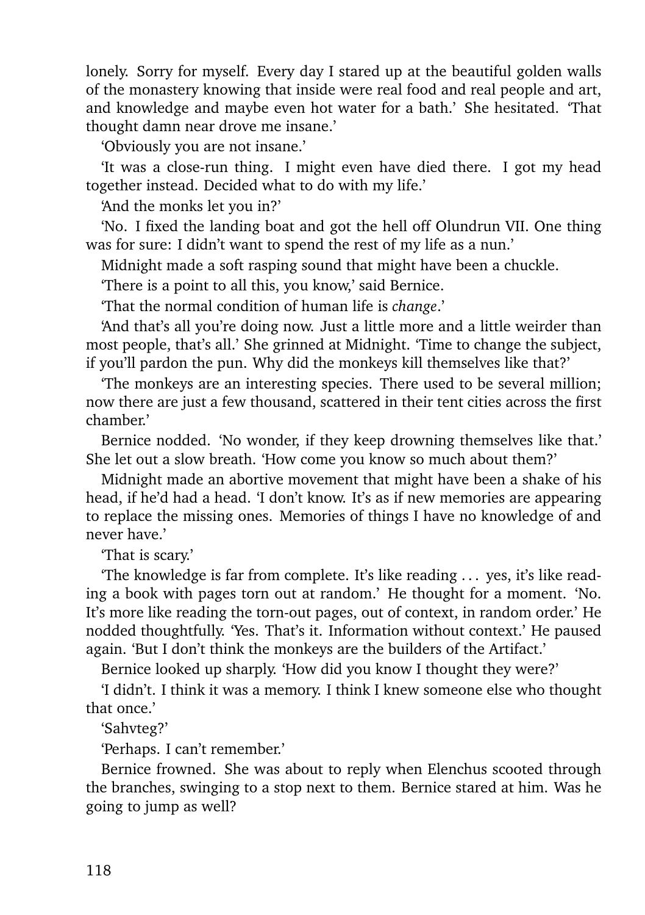lonely. Sorry for myself. Every day I stared up at the beautiful golden walls of the monastery knowing that inside were real food and real people and art, and knowledge and maybe even hot water for a bath.' She hesitated. 'That thought damn near drove me insane.'

'Obviously you are not insane.'

'It was a close-run thing. I might even have died there. I got my head together instead. Decided what to do with my life.'

'And the monks let you in?'

'No. I fixed the landing boat and got the hell off Olundrun VII. One thing was for sure: I didn't want to spend the rest of my life as a nun.'

Midnight made a soft rasping sound that might have been a chuckle.

'There is a point to all this, you know,' said Bernice.

'That the normal condition of human life is *change*.'

'And that's all you're doing now. Just a little more and a little weirder than most people, that's all.' She grinned at Midnight. 'Time to change the subject, if you'll pardon the pun. Why did the monkeys kill themselves like that?'

'The monkeys are an interesting species. There used to be several million; now there are just a few thousand, scattered in their tent cities across the first chamber.'

Bernice nodded. 'No wonder, if they keep drowning themselves like that.' She let out a slow breath. 'How come you know so much about them?'

Midnight made an abortive movement that might have been a shake of his head, if he'd had a head. 'I don't know. It's as if new memories are appearing to replace the missing ones. Memories of things I have no knowledge of and never have.'

'That is scary.'

'The knowledge is far from complete. It's like reading . . . yes, it's like reading a book with pages torn out at random.' He thought for a moment. 'No. It's more like reading the torn-out pages, out of context, in random order.' He nodded thoughtfully. 'Yes. That's it. Information without context.' He paused again. 'But I don't think the monkeys are the builders of the Artifact.'

Bernice looked up sharply. 'How did you know I thought they were?'

'I didn't. I think it was a memory. I think I knew someone else who thought that once.'

'Sahvteg?'

'Perhaps. I can't remember.'

Bernice frowned. She was about to reply when Elenchus scooted through the branches, swinging to a stop next to them. Bernice stared at him. Was he going to jump as well?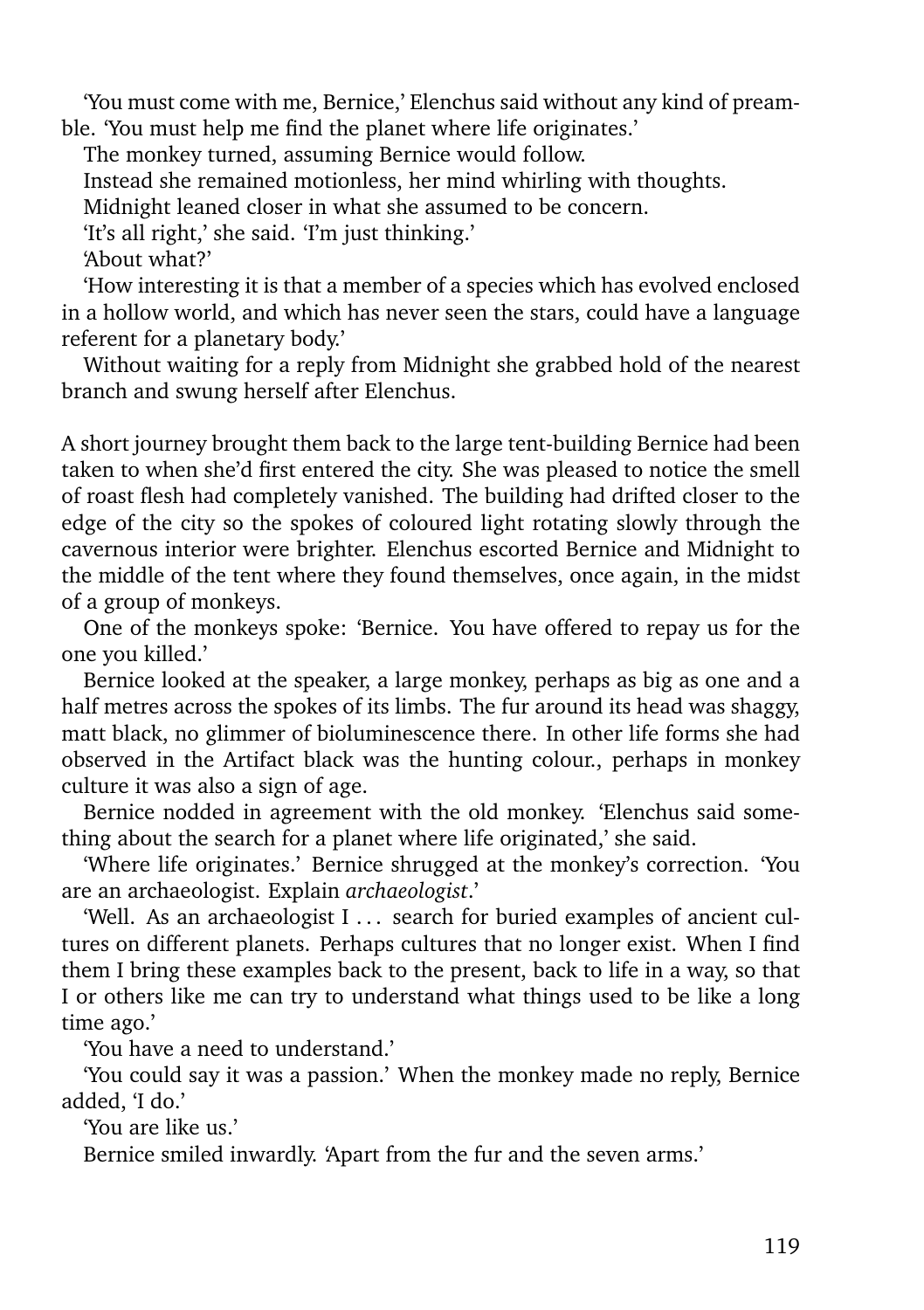'You must come with me, Bernice,' Elenchus said without any kind of preamble. 'You must help me find the planet where life originates.'

The monkey turned, assuming Bernice would follow.

Instead she remained motionless, her mind whirling with thoughts.

Midnight leaned closer in what she assumed to be concern.

'It's all right,' she said. 'I'm just thinking.'

'About what?'

'How interesting it is that a member of a species which has evolved enclosed in a hollow world, and which has never seen the stars, could have a language referent for a planetary body.'

Without waiting for a reply from Midnight she grabbed hold of the nearest branch and swung herself after Elenchus.

A short journey brought them back to the large tent-building Bernice had been taken to when she'd first entered the city. She was pleased to notice the smell of roast flesh had completely vanished. The building had drifted closer to the edge of the city so the spokes of coloured light rotating slowly through the cavernous interior were brighter. Elenchus escorted Bernice and Midnight to the middle of the tent where they found themselves, once again, in the midst of a group of monkeys.

One of the monkeys spoke: 'Bernice. You have offered to repay us for the one you killed.'

Bernice looked at the speaker, a large monkey, perhaps as big as one and a half metres across the spokes of its limbs. The fur around its head was shaggy, matt black, no glimmer of bioluminescence there. In other life forms she had observed in the Artifact black was the hunting colour., perhaps in monkey culture it was also a sign of age.

Bernice nodded in agreement with the old monkey. 'Elenchus said something about the search for a planet where life originated,' she said.

'Where life originates.' Bernice shrugged at the monkey's correction. 'You are an archaeologist. Explain *archaeologist*.'

'Well. As an archaeologist I . . . search for buried examples of ancient cultures on different planets. Perhaps cultures that no longer exist. When I find them I bring these examples back to the present, back to life in a way, so that I or others like me can try to understand what things used to be like a long time ago.'

'You have a need to understand.'

'You could say it was a passion.' When the monkey made no reply, Bernice added, 'I do.'

'You are like us.'

Bernice smiled inwardly. 'Apart from the fur and the seven arms.'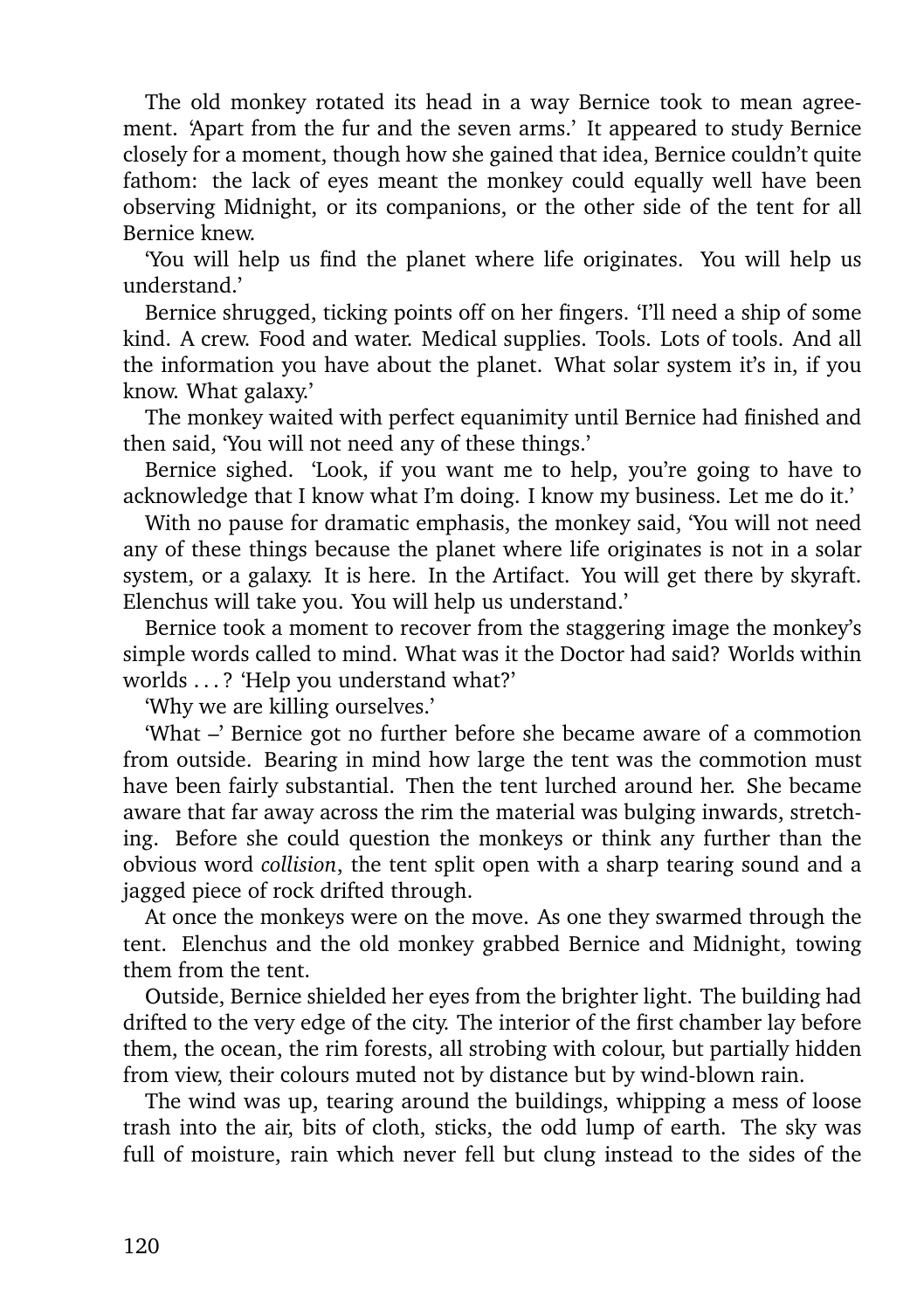The old monkey rotated its head in a way Bernice took to mean agreement. 'Apart from the fur and the seven arms.' It appeared to study Bernice closely for a moment, though how she gained that idea, Bernice couldn't quite fathom: the lack of eyes meant the monkey could equally well have been observing Midnight, or its companions, or the other side of the tent for all Bernice knew.

'You will help us find the planet where life originates. You will help us understand.'

Bernice shrugged, ticking points off on her fingers. 'I'll need a ship of some kind. A crew. Food and water. Medical supplies. Tools. Lots of tools. And all the information you have about the planet. What solar system it's in, if you know. What galaxy.'

The monkey waited with perfect equanimity until Bernice had finished and then said, 'You will not need any of these things.'

Bernice sighed. 'Look, if you want me to help, you're going to have to acknowledge that I know what I'm doing. I know my business. Let me do it.'

With no pause for dramatic emphasis, the monkey said, 'You will not need any of these things because the planet where life originates is not in a solar system, or a galaxy. It is here. In the Artifact. You will get there by skyraft. Elenchus will take you. You will help us understand.'

Bernice took a moment to recover from the staggering image the monkey's simple words called to mind. What was it the Doctor had said? Worlds within worlds . . . ? 'Help you understand what?'

'Why we are killing ourselves.'

'What –' Bernice got no further before she became aware of a commotion from outside. Bearing in mind how large the tent was the commotion must have been fairly substantial. Then the tent lurched around her. She became aware that far away across the rim the material was bulging inwards, stretching. Before she could question the monkeys or think any further than the obvious word *collision*, the tent split open with a sharp tearing sound and a jagged piece of rock drifted through.

At once the monkeys were on the move. As one they swarmed through the tent. Elenchus and the old monkey grabbed Bernice and Midnight, towing them from the tent.

Outside, Bernice shielded her eyes from the brighter light. The building had drifted to the very edge of the city. The interior of the first chamber lay before them, the ocean, the rim forests, all strobing with colour, but partially hidden from view, their colours muted not by distance but by wind-blown rain.

The wind was up, tearing around the buildings, whipping a mess of loose trash into the air, bits of cloth, sticks, the odd lump of earth. The sky was full of moisture, rain which never fell but clung instead to the sides of the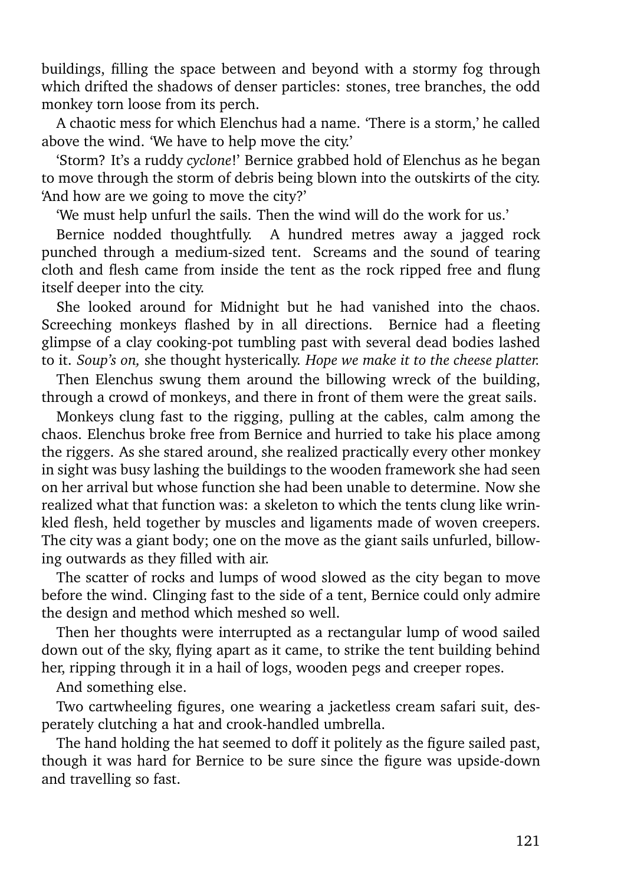buildings, filling the space between and beyond with a stormy fog through which drifted the shadows of denser particles: stones, tree branches, the odd monkey torn loose from its perch.

A chaotic mess for which Elenchus had a name. 'There is a storm,' he called above the wind. 'We have to help move the city.'

'Storm? It's a ruddy *cyclone*!' Bernice grabbed hold of Elenchus as he began to move through the storm of debris being blown into the outskirts of the city. 'And how are we going to move the city?'

'We must help unfurl the sails. Then the wind will do the work for us.'

Bernice nodded thoughtfully. A hundred metres away a jagged rock punched through a medium-sized tent. Screams and the sound of tearing cloth and flesh came from inside the tent as the rock ripped free and flung itself deeper into the city.

She looked around for Midnight but he had vanished into the chaos. Screeching monkeys flashed by in all directions. Bernice had a fleeting glimpse of a clay cooking-pot tumbling past with several dead bodies lashed to it. *Soup's on,* she thought hysterically. *Hope we make it to the cheese platter.*

Then Elenchus swung them around the billowing wreck of the building, through a crowd of monkeys, and there in front of them were the great sails.

Monkeys clung fast to the rigging, pulling at the cables, calm among the chaos. Elenchus broke free from Bernice and hurried to take his place among the riggers. As she stared around, she realized practically every other monkey in sight was busy lashing the buildings to the wooden framework she had seen on her arrival but whose function she had been unable to determine. Now she realized what that function was: a skeleton to which the tents clung like wrinkled flesh, held together by muscles and ligaments made of woven creepers. The city was a giant body; one on the move as the giant sails unfurled, billowing outwards as they filled with air.

The scatter of rocks and lumps of wood slowed as the city began to move before the wind. Clinging fast to the side of a tent, Bernice could only admire the design and method which meshed so well.

Then her thoughts were interrupted as a rectangular lump of wood sailed down out of the sky, flying apart as it came, to strike the tent building behind her, ripping through it in a hail of logs, wooden pegs and creeper ropes.

And something else.

Two cartwheeling figures, one wearing a jacketless cream safari suit, desperately clutching a hat and crook-handled umbrella.

The hand holding the hat seemed to doff it politely as the figure sailed past, though it was hard for Bernice to be sure since the figure was upside-down and travelling so fast.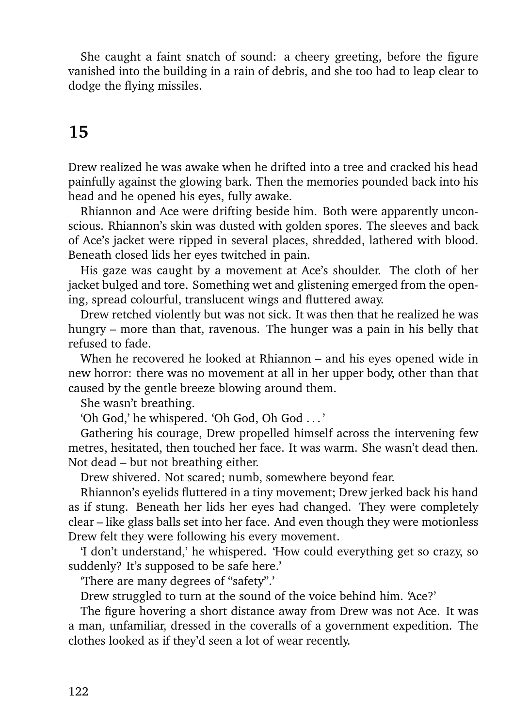She caught a faint snatch of sound: a cheery greeting, before the figure vanished into the building in a rain of debris, and she too had to leap clear to dodge the flying missiles.

## 15

Drew realized he was awake when he drifted into a tree and cracked his head painfully against the glowing bark. Then the memories pounded back into his head and he opened his eyes, fully awake.

Rhiannon and Ace were drifting beside him. Both were apparently unconscious. Rhiannon's skin was dusted with golden spores. The sleeves and back of Ace's jacket were ripped in several places, shredded, lathered with blood. Beneath closed lids her eyes twitched in pain.

His gaze was caught by a movement at Ace's shoulder. The cloth of her jacket bulged and tore. Something wet and glistening emerged from the opening, spread colourful, translucent wings and fluttered away.

Drew retched violently but was not sick. It was then that he realized he was hungry – more than that, ravenous. The hunger was a pain in his belly that refused to fade.

When he recovered he looked at Rhiannon – and his eyes opened wide in new horror: there was no movement at all in her upper body, other than that caused by the gentle breeze blowing around them.

She wasn't breathing.

'Oh God,' he whispered. 'Oh God, Oh God . . . '

Gathering his courage, Drew propelled himself across the intervening few metres, hesitated, then touched her face. It was warm. She wasn't dead then. Not dead – but not breathing either.

Drew shivered. Not scared; numb, somewhere beyond fear.

Rhiannon's eyelids fluttered in a tiny movement; Drew jerked back his hand as if stung. Beneath her lids her eyes had changed. They were completely clear – like glass balls set into her face. And even though they were motionless Drew felt they were following his every movement.

'I don't understand,' he whispered. 'How could everything get so crazy, so suddenly? It's supposed to be safe here.'

'There are many degrees of "safety".'

Drew struggled to turn at the sound of the voice behind him. 'Ace?'

The figure hovering a short distance away from Drew was not Ace. It was a man, unfamiliar, dressed in the coveralls of a government expedition. The clothes looked as if they'd seen a lot of wear recently.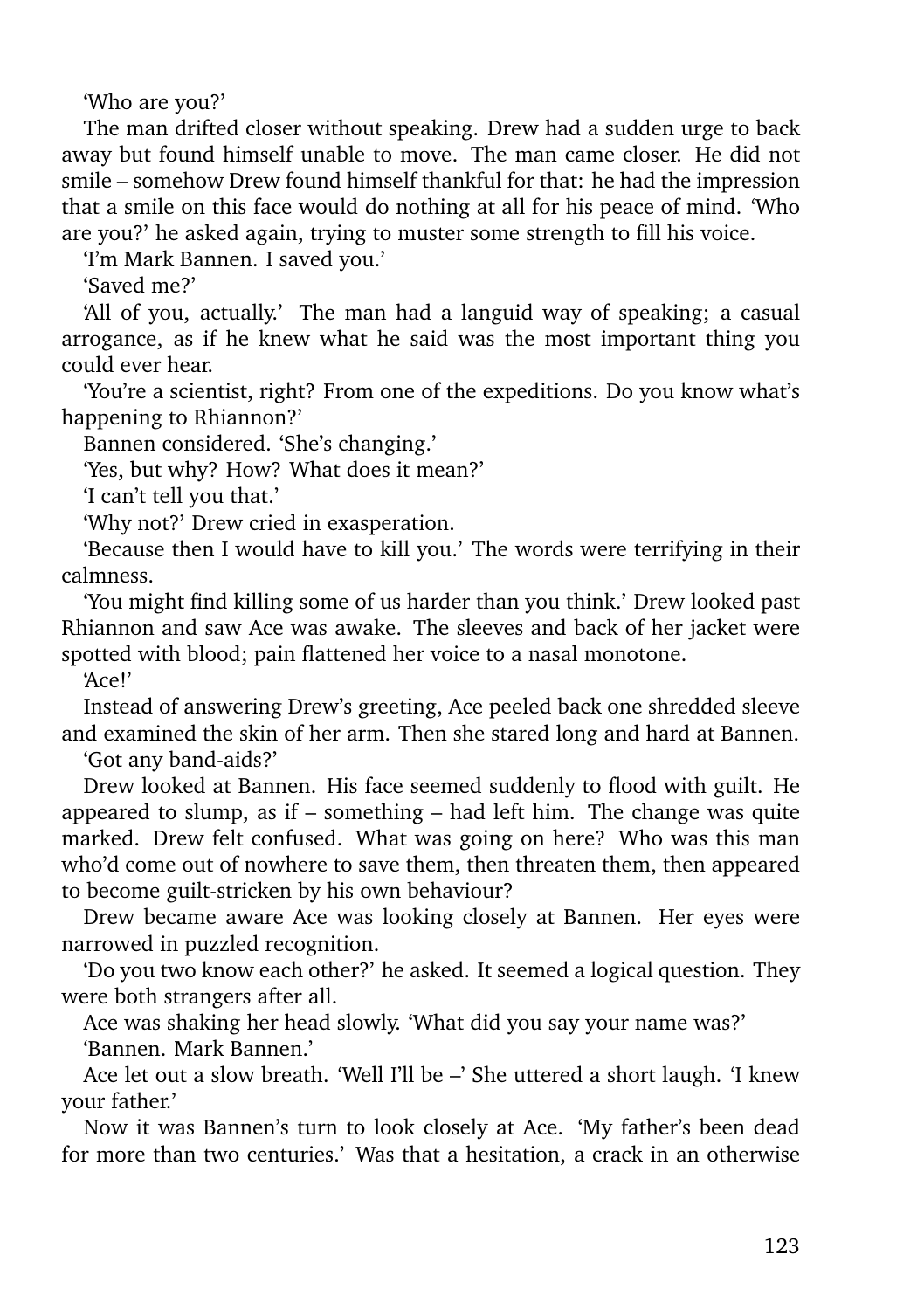'Who are you?'

The man drifted closer without speaking. Drew had a sudden urge to back away but found himself unable to move. The man came closer. He did not smile – somehow Drew found himself thankful for that: he had the impression that a smile on this face would do nothing at all for his peace of mind. 'Who are you?' he asked again, trying to muster some strength to fill his voice.

'I'm Mark Bannen. I saved you.'

'Saved me?'

'All of you, actually.' The man had a languid way of speaking; a casual arrogance, as if he knew what he said was the most important thing you could ever hear.

'You're a scientist, right? From one of the expeditions. Do you know what's happening to Rhiannon?'

Bannen considered. 'She's changing.'

'Yes, but why? How? What does it mean?'

'I can't tell you that.'

'Why not?' Drew cried in exasperation.

'Because then I would have to kill you.' The words were terrifying in their calmness.

'You might find killing some of us harder than you think.' Drew looked past Rhiannon and saw Ace was awake. The sleeves and back of her jacket were spotted with blood; pain flattened her voice to a nasal monotone.

'Ace!'

Instead of answering Drew's greeting, Ace peeled back one shredded sleeve and examined the skin of her arm. Then she stared long and hard at Bannen.

'Got any band-aids?'

Drew looked at Bannen. His face seemed suddenly to flood with guilt. He appeared to slump, as if – something – had left him. The change was quite marked. Drew felt confused. What was going on here? Who was this man who'd come out of nowhere to save them, then threaten them, then appeared to become guilt-stricken by his own behaviour?

Drew became aware Ace was looking closely at Bannen. Her eyes were narrowed in puzzled recognition.

'Do you two know each other?' he asked. It seemed a logical question. They were both strangers after all.

Ace was shaking her head slowly. 'What did you say your name was?'

'Bannen. Mark Bannen.'

Ace let out a slow breath. 'Well I'll be –' She uttered a short laugh. 'I knew your father.'

Now it was Bannen's turn to look closely at Ace. 'My father's been dead for more than two centuries.' Was that a hesitation, a crack in an otherwise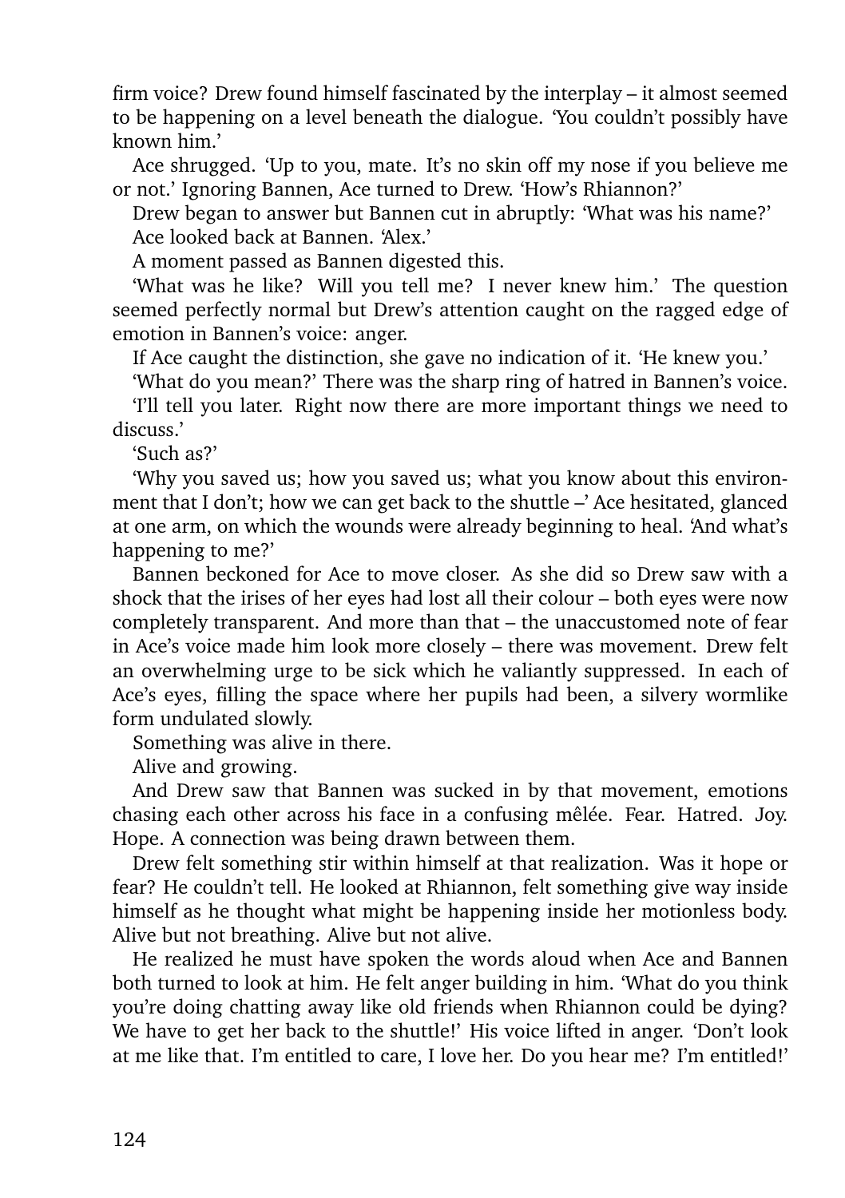firm voice? Drew found himself fascinated by the interplay – it almost seemed to be happening on a level beneath the dialogue. 'You couldn't possibly have known him.'

Ace shrugged. 'Up to you, mate. It's no skin off my nose if you believe me or not.' Ignoring Bannen, Ace turned to Drew. 'How's Rhiannon?'

Drew began to answer but Bannen cut in abruptly: 'What was his name?'

Ace looked back at Bannen. 'Alex.'

A moment passed as Bannen digested this.

'What was he like? Will you tell me? I never knew him.' The question seemed perfectly normal but Drew's attention caught on the ragged edge of emotion in Bannen's voice: anger.

If Ace caught the distinction, she gave no indication of it. 'He knew you.'

'What do you mean?' There was the sharp ring of hatred in Bannen's voice.

'I'll tell you later. Right now there are more important things we need to discuss.'

'Such as?'

'Why you saved us; how you saved us; what you know about this environment that I don't; how we can get back to the shuttle –' Ace hesitated, glanced at one arm, on which the wounds were already beginning to heal. 'And what's happening to me?'

Bannen beckoned for Ace to move closer. As she did so Drew saw with a shock that the irises of her eyes had lost all their colour – both eyes were now completely transparent. And more than that – the unaccustomed note of fear in Ace's voice made him look more closely – there was movement. Drew felt an overwhelming urge to be sick which he valiantly suppressed. In each of Ace's eyes, filling the space where her pupils had been, a silvery wormlike form undulated slowly.

Something was alive in there.

Alive and growing.

And Drew saw that Bannen was sucked in by that movement, emotions chasing each other across his face in a confusing mêlée. Fear. Hatred. Joy. Hope. A connection was being drawn between them.

Drew felt something stir within himself at that realization. Was it hope or fear? He couldn't tell. He looked at Rhiannon, felt something give way inside himself as he thought what might be happening inside her motionless body. Alive but not breathing. Alive but not alive.

He realized he must have spoken the words aloud when Ace and Bannen both turned to look at him. He felt anger building in him. 'What do you think you're doing chatting away like old friends when Rhiannon could be dying? We have to get her back to the shuttle!' His voice lifted in anger. 'Don't look at me like that. I'm entitled to care, I love her. Do you hear me? I'm entitled!'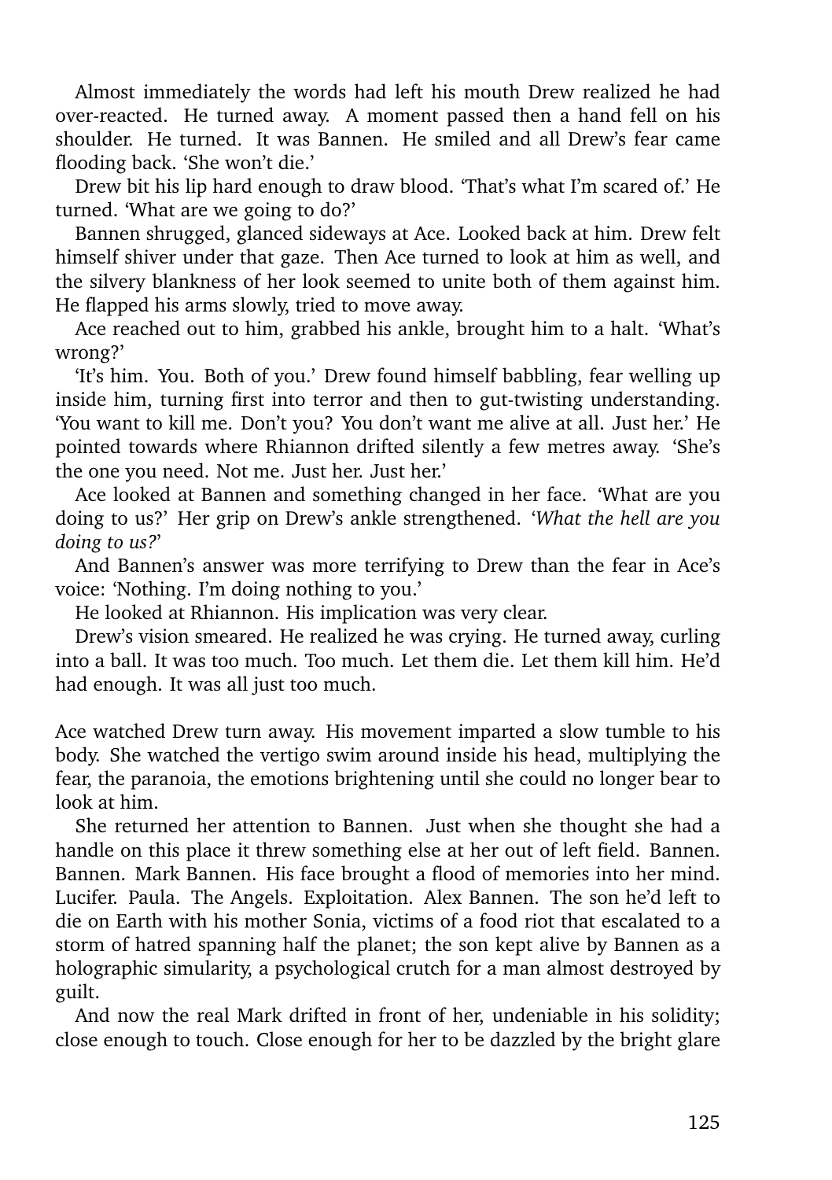Almost immediately the words had left his mouth Drew realized he had over-reacted. He turned away. A moment passed then a hand fell on his shoulder. He turned. It was Bannen. He smiled and all Drew's fear came flooding back. 'She won't die.'

Drew bit his lip hard enough to draw blood. 'That's what I'm scared of.' He turned. 'What are we going to do?'

Bannen shrugged, glanced sideways at Ace. Looked back at him. Drew felt himself shiver under that gaze. Then Ace turned to look at him as well, and the silvery blankness of her look seemed to unite both of them against him. He flapped his arms slowly, tried to move away.

Ace reached out to him, grabbed his ankle, brought him to a halt. 'What's wrong?'

'It's him. You. Both of you.' Drew found himself babbling, fear welling up inside him, turning first into terror and then to gut-twisting understanding. 'You want to kill me. Don't you? You don't want me alive at all. Just her.' He pointed towards where Rhiannon drifted silently a few metres away. 'She's the one you need. Not me. Just her. Just her.'

Ace looked at Bannen and something changed in her face. 'What are you doing to us?' Her grip on Drew's ankle strengthened. '*What the hell are you doing to us?*'

And Bannen's answer was more terrifying to Drew than the fear in Ace's voice: 'Nothing. I'm doing nothing to you.'

He looked at Rhiannon. His implication was very clear.

Drew's vision smeared. He realized he was crying. He turned away, curling into a ball. It was too much. Too much. Let them die. Let them kill him. He'd had enough. It was all just too much.

Ace watched Drew turn away. His movement imparted a slow tumble to his body. She watched the vertigo swim around inside his head, multiplying the fear, the paranoia, the emotions brightening until she could no longer bear to look at him.

She returned her attention to Bannen. Just when she thought she had a handle on this place it threw something else at her out of left field. Bannen. Bannen. Mark Bannen. His face brought a flood of memories into her mind. Lucifer. Paula. The Angels. Exploitation. Alex Bannen. The son he'd left to die on Earth with his mother Sonia, victims of a food riot that escalated to a storm of hatred spanning half the planet; the son kept alive by Bannen as a holographic simularity, a psychological crutch for a man almost destroyed by guilt.

And now the real Mark drifted in front of her, undeniable in his solidity; close enough to touch. Close enough for her to be dazzled by the bright glare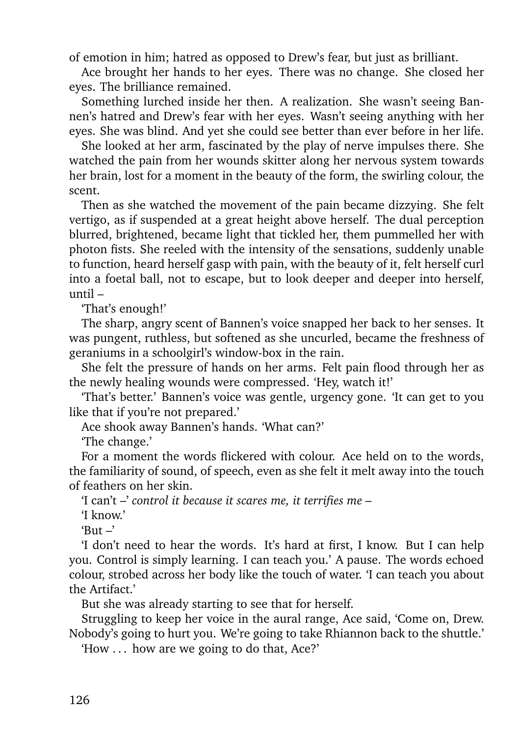of emotion in him; hatred as opposed to Drew's fear, but just as brilliant.

Ace brought her hands to her eyes. There was no change. She closed her eyes. The brilliance remained.

Something lurched inside her then. A realization. She wasn't seeing Bannen's hatred and Drew's fear with her eyes. Wasn't seeing anything with her eyes. She was blind. And yet she could see better than ever before in her life.

She looked at her arm, fascinated by the play of nerve impulses there. She watched the pain from her wounds skitter along her nervous system towards her brain, lost for a moment in the beauty of the form, the swirling colour, the scent.

Then as she watched the movement of the pain became dizzying. She felt vertigo, as if suspended at a great height above herself. The dual perception blurred, brightened, became light that tickled her, them pummelled her with photon fists. She reeled with the intensity of the sensations, suddenly unable to function, heard herself gasp with pain, with the beauty of it, felt herself curl into a foetal ball, not to escape, but to look deeper and deeper into herself, until –

'That's enough!'

The sharp, angry scent of Bannen's voice snapped her back to her senses. It was pungent, ruthless, but softened as she uncurled, became the freshness of geraniums in a schoolgirl's window-box in the rain.

She felt the pressure of hands on her arms. Felt pain flood through her as the newly healing wounds were compressed. 'Hey, watch it!'

'That's better.' Bannen's voice was gentle, urgency gone. 'It can get to you like that if you're not prepared.'

Ace shook away Bannen's hands. 'What can?'

'The change.'

For a moment the words flickered with colour. Ace held on to the words, the familiarity of sound, of speech, even as she felt it melt away into the touch of feathers on her skin.

'I can't –' *control it because it scares me, it terrifies me –*

'I know.'

'But –'

'I don't need to hear the words. It's hard at first, I know. But I can help you. Control is simply learning. I can teach you.' A pause. The words echoed colour, strobed across her body like the touch of water. 'I can teach you about the Artifact.'

But she was already starting to see that for herself.

Struggling to keep her voice in the aural range, Ace said, 'Come on, Drew. Nobody's going to hurt you. We're going to take Rhiannon back to the shuttle.'

'How . . . how are we going to do that, Ace?'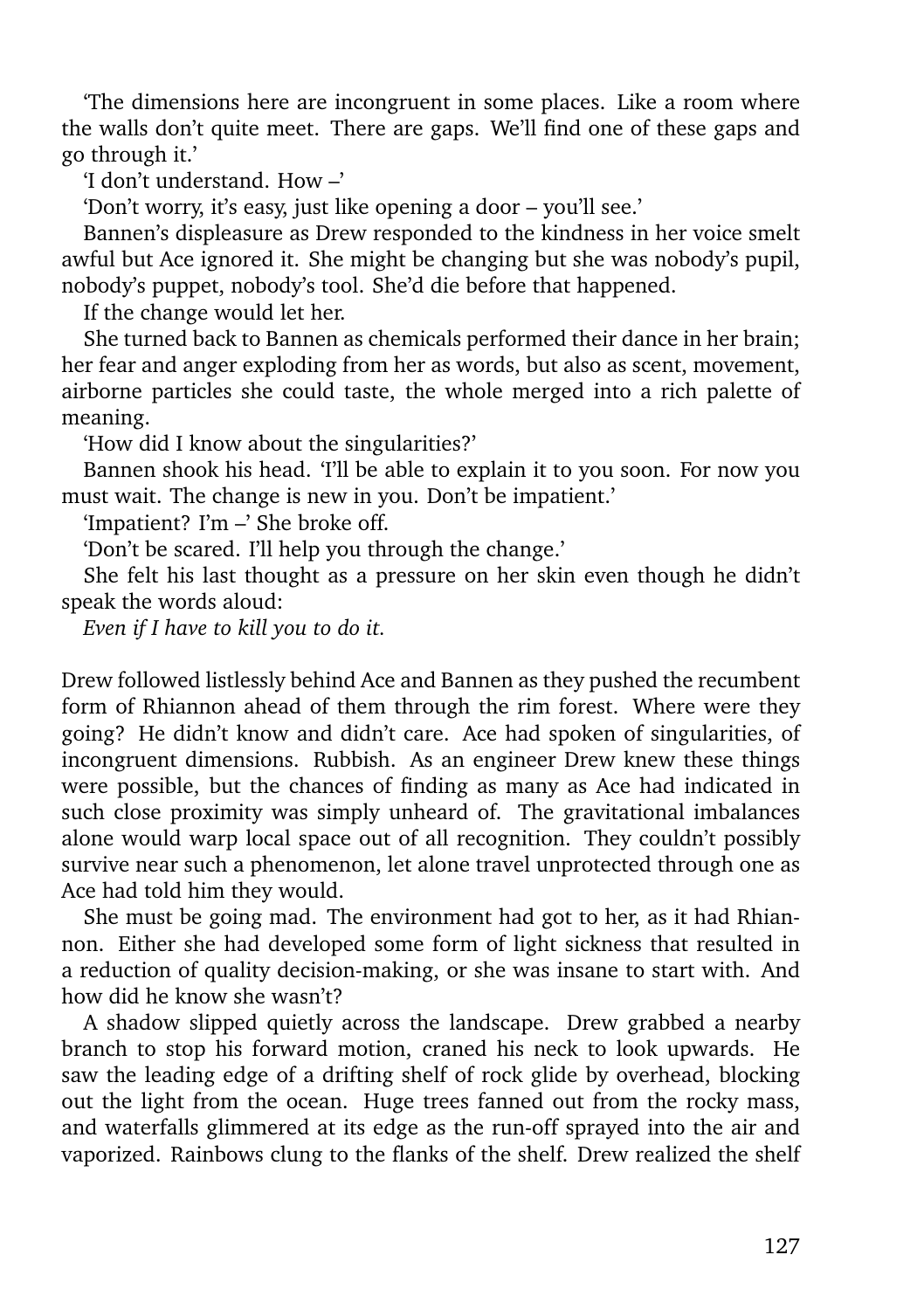'The dimensions here are incongruent in some places. Like a room where the walls don't quite meet. There are gaps. We'll find one of these gaps and go through it.'

'I don't understand. How –'

'Don't worry, it's easy, just like opening a door – you'll see.'

Bannen's displeasure as Drew responded to the kindness in her voice smelt awful but Ace ignored it. She might be changing but she was nobody's pupil, nobody's puppet, nobody's tool. She'd die before that happened.

If the change would let her.

She turned back to Bannen as chemicals performed their dance in her brain; her fear and anger exploding from her as words, but also as scent, movement, airborne particles she could taste, the whole merged into a rich palette of meaning.

'How did I know about the singularities?'

Bannen shook his head. 'I'll be able to explain it to you soon. For now you must wait. The change is new in you. Don't be impatient.'

'Impatient? I'm –' She broke off.

'Don't be scared. I'll help you through the change.'

She felt his last thought as a pressure on her skin even though he didn't speak the words aloud:

*Even if I have to kill you to do it.*

Drew followed listlessly behind Ace and Bannen as they pushed the recumbent form of Rhiannon ahead of them through the rim forest. Where were they going? He didn't know and didn't care. Ace had spoken of singularities, of incongruent dimensions. Rubbish. As an engineer Drew knew these things were possible, but the chances of finding as many as Ace had indicated in such close proximity was simply unheard of. The gravitational imbalances alone would warp local space out of all recognition. They couldn't possibly survive near such a phenomenon, let alone travel unprotected through one as Ace had told him they would.

She must be going mad. The environment had got to her, as it had Rhiannon. Either she had developed some form of light sickness that resulted in a reduction of quality decision-making, or she was insane to start with. And how did he know she wasn't?

A shadow slipped quietly across the landscape. Drew grabbed a nearby branch to stop his forward motion, craned his neck to look upwards. He saw the leading edge of a drifting shelf of rock glide by overhead, blocking out the light from the ocean. Huge trees fanned out from the rocky mass, and waterfalls glimmered at its edge as the run-off sprayed into the air and vaporized. Rainbows clung to the flanks of the shelf. Drew realized the shelf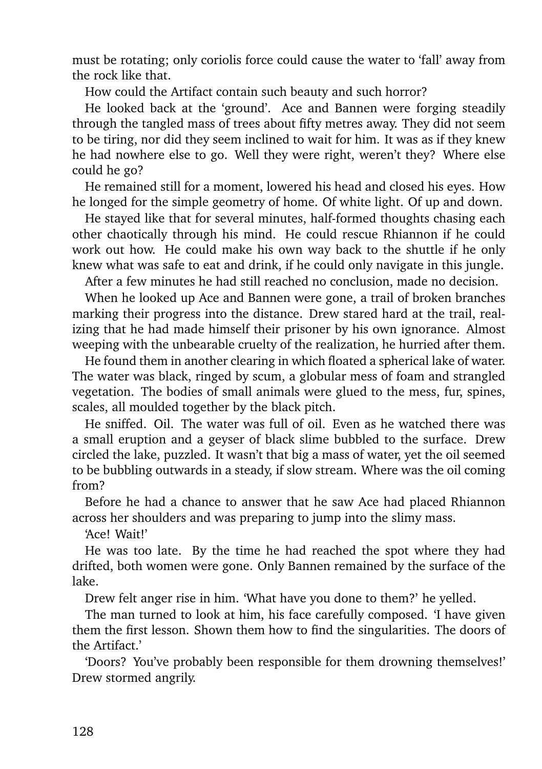must be rotating; only coriolis force could cause the water to 'fall' away from the rock like that.

How could the Artifact contain such beauty and such horror?

He looked back at the 'ground'. Ace and Bannen were forging steadily through the tangled mass of trees about fifty metres away. They did not seem to be tiring, nor did they seem inclined to wait for him. It was as if they knew he had nowhere else to go. Well they were right, weren't they? Where else could he go?

He remained still for a moment, lowered his head and closed his eyes. How he longed for the simple geometry of home. Of white light. Of up and down.

He stayed like that for several minutes, half-formed thoughts chasing each other chaotically through his mind. He could rescue Rhiannon if he could work out how. He could make his own way back to the shuttle if he only knew what was safe to eat and drink, if he could only navigate in this jungle.

After a few minutes he had still reached no conclusion, made no decision.

When he looked up Ace and Bannen were gone, a trail of broken branches marking their progress into the distance. Drew stared hard at the trail, realizing that he had made himself their prisoner by his own ignorance. Almost weeping with the unbearable cruelty of the realization, he hurried after them.

He found them in another clearing in which floated a spherical lake of water. The water was black, ringed by scum, a globular mess of foam and strangled vegetation. The bodies of small animals were glued to the mess, fur, spines, scales, all moulded together by the black pitch.

He sniffed. Oil. The water was full of oil. Even as he watched there was a small eruption and a geyser of black slime bubbled to the surface. Drew circled the lake, puzzled. It wasn't that big a mass of water, yet the oil seemed to be bubbling outwards in a steady, if slow stream. Where was the oil coming from?

Before he had a chance to answer that he saw Ace had placed Rhiannon across her shoulders and was preparing to jump into the slimy mass.

'Ace! Wait!'

He was too late. By the time he had reached the spot where they had drifted, both women were gone. Only Bannen remained by the surface of the lake.

Drew felt anger rise in him. 'What have you done to them?' he yelled.

The man turned to look at him, his face carefully composed. 'I have given them the first lesson. Shown them how to find the singularities. The doors of the Artifact.'

'Doors? You've probably been responsible for them drowning themselves!' Drew stormed angrily.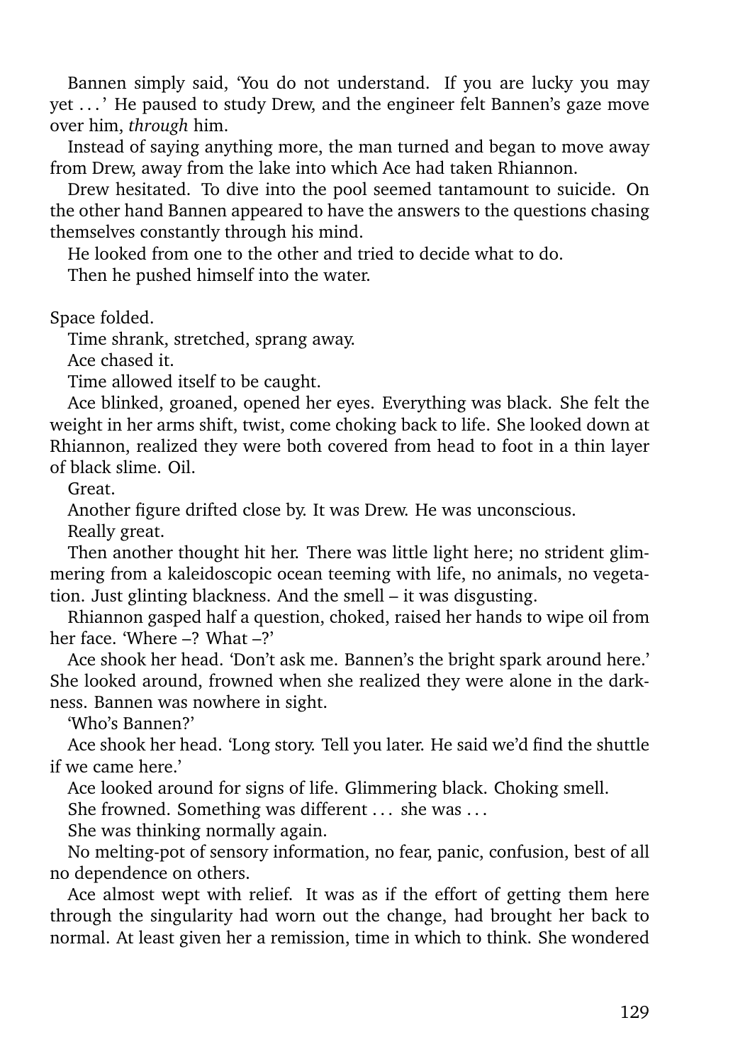Bannen simply said, 'You do not understand. If you are lucky you may yet . . . ' He paused to study Drew, and the engineer felt Bannen's gaze move over him, *through* him.

Instead of saying anything more, the man turned and began to move away from Drew, away from the lake into which Ace had taken Rhiannon.

Drew hesitated. To dive into the pool seemed tantamount to suicide. On the other hand Bannen appeared to have the answers to the questions chasing themselves constantly through his mind.

He looked from one to the other and tried to decide what to do.

Then he pushed himself into the water.

Space folded.

Time shrank, stretched, sprang away.

Ace chased it.

Time allowed itself to be caught.

Ace blinked, groaned, opened her eyes. Everything was black. She felt the weight in her arms shift, twist, come choking back to life. She looked down at Rhiannon, realized they were both covered from head to foot in a thin layer of black slime. Oil.

Great.

Another figure drifted close by. It was Drew. He was unconscious.

Really great.

Then another thought hit her. There was little light here; no strident glimmering from a kaleidoscopic ocean teeming with life, no animals, no vegetation. Just glinting blackness. And the smell – it was disgusting.

Rhiannon gasped half a question, choked, raised her hands to wipe oil from her face. 'Where –? What –?'

Ace shook her head. 'Don't ask me. Bannen's the bright spark around here.' She looked around, frowned when she realized they were alone in the darkness. Bannen was nowhere in sight.

'Who's Bannen?'

Ace shook her head. 'Long story. Tell you later. He said we'd find the shuttle if we came here.'

Ace looked around for signs of life. Glimmering black. Choking smell.

She frowned. Something was different . . . she was . . .

She was thinking normally again.

No melting-pot of sensory information, no fear, panic, confusion, best of all no dependence on others.

Ace almost wept with relief. It was as if the effort of getting them here through the singularity had worn out the change, had brought her back to normal. At least given her a remission, time in which to think. She wondered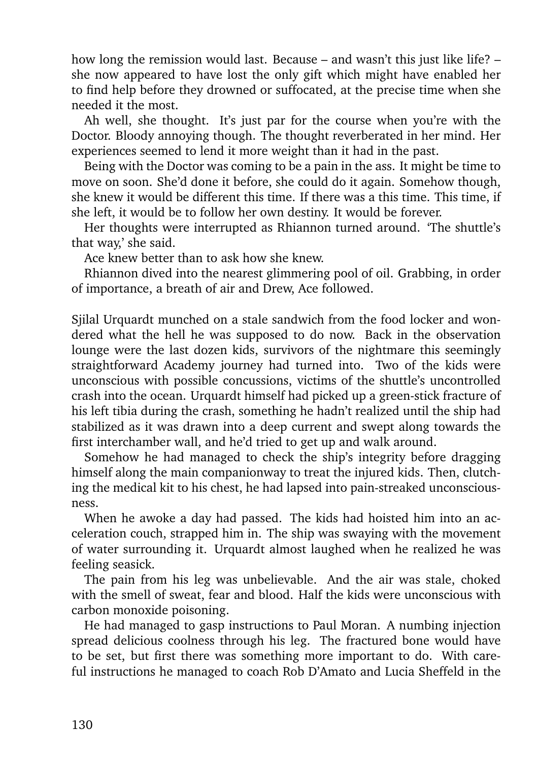how long the remission would last. Because – and wasn't this just like life? – she now appeared to have lost the only gift which might have enabled her to find help before they drowned or suffocated, at the precise time when she needed it the most.

Ah well, she thought. It's just par for the course when you're with the Doctor. Bloody annoying though. The thought reverberated in her mind. Her experiences seemed to lend it more weight than it had in the past.

Being with the Doctor was coming to be a pain in the ass. It might be time to move on soon. She'd done it before, she could do it again. Somehow though, she knew it would be different this time. If there was a this time. This time, if she left, it would be to follow her own destiny. It would be forever.

Her thoughts were interrupted as Rhiannon turned around. 'The shuttle's that way,' she said.

Ace knew better than to ask how she knew.

Rhiannon dived into the nearest glimmering pool of oil. Grabbing, in order of importance, a breath of air and Drew, Ace followed.

Sjilal Urquardt munched on a stale sandwich from the food locker and wondered what the hell he was supposed to do now. Back in the observation lounge were the last dozen kids, survivors of the nightmare this seemingly straightforward Academy journey had turned into. Two of the kids were unconscious with possible concussions, victims of the shuttle's uncontrolled crash into the ocean. Urquardt himself had picked up a green-stick fracture of his left tibia during the crash, something he hadn't realized until the ship had stabilized as it was drawn into a deep current and swept along towards the first interchamber wall, and he'd tried to get up and walk around.

Somehow he had managed to check the ship's integrity before dragging himself along the main companionway to treat the injured kids. Then, clutching the medical kit to his chest, he had lapsed into pain-streaked unconsciousness.

When he awoke a day had passed. The kids had hoisted him into an acceleration couch, strapped him in. The ship was swaying with the movement of water surrounding it. Urquardt almost laughed when he realized he was feeling seasick.

The pain from his leg was unbelievable. And the air was stale, choked with the smell of sweat, fear and blood. Half the kids were unconscious with carbon monoxide poisoning.

He had managed to gasp instructions to Paul Moran. A numbing injection spread delicious coolness through his leg. The fractured bone would have to be set, but first there was something more important to do. With careful instructions he managed to coach Rob D'Amato and Lucia Sheffeld in the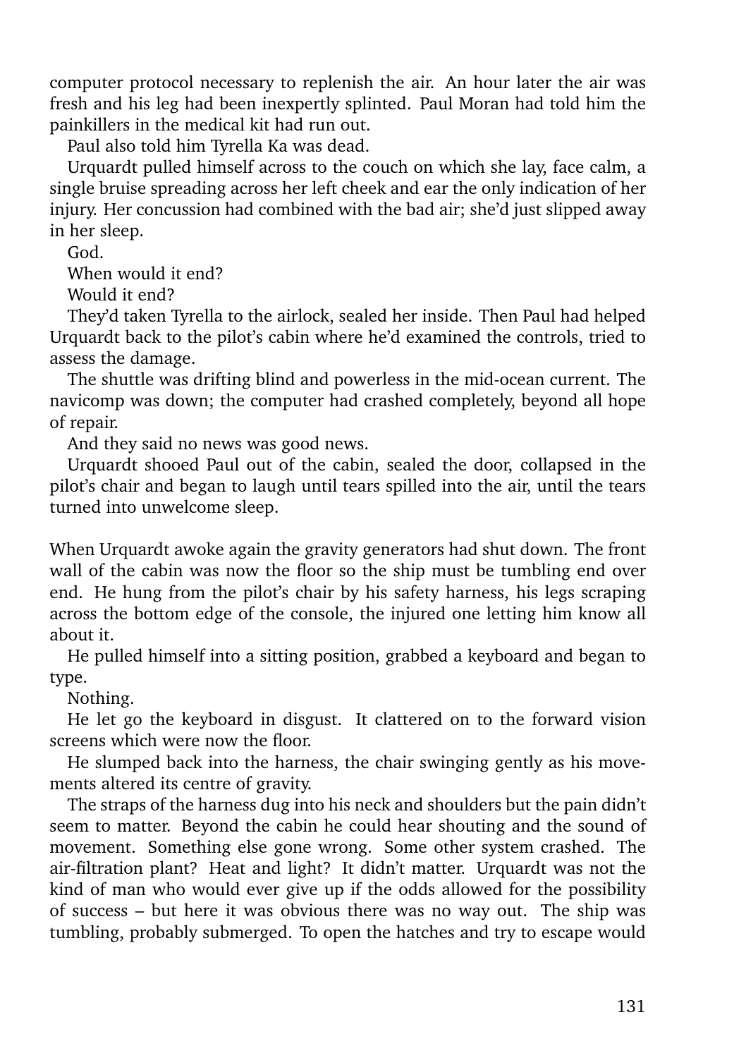computer protocol necessary to replenish the air. An hour later the air was fresh and his leg had been inexpertly splinted. Paul Moran had told him the painkillers in the medical kit had run out.

Paul also told him Tyrella Ka was dead.

Urquardt pulled himself across to the couch on which she lay, face calm, a single bruise spreading across her left cheek and ear the only indication of her injury. Her concussion had combined with the bad air; she'd just slipped away in her sleep.

God.

When would it end?

Would it end?

They'd taken Tyrella to the airlock, sealed her inside. Then Paul had helped Urquardt back to the pilot's cabin where he'd examined the controls, tried to assess the damage.

The shuttle was drifting blind and powerless in the mid-ocean current. The navicomp was down; the computer had crashed completely, beyond all hope of repair.

And they said no news was good news.

Urquardt shooed Paul out of the cabin, sealed the door, collapsed in the pilot's chair and began to laugh until tears spilled into the air, until the tears turned into unwelcome sleep.

When Urquardt awoke again the gravity generators had shut down. The front wall of the cabin was now the floor so the ship must be tumbling end over end. He hung from the pilot's chair by his safety harness, his legs scraping across the bottom edge of the console, the injured one letting him know all about it.

He pulled himself into a sitting position, grabbed a keyboard and began to type.

Nothing.

He let go the keyboard in disgust. It clattered on to the forward vision screens which were now the floor.

He slumped back into the harness, the chair swinging gently as his movements altered its centre of gravity.

The straps of the harness dug into his neck and shoulders but the pain didn't seem to matter. Beyond the cabin he could hear shouting and the sound of movement. Something else gone wrong. Some other system crashed. The air-filtration plant? Heat and light? It didn't matter. Urquardt was not the kind of man who would ever give up if the odds allowed for the possibility of success – but here it was obvious there was no way out. The ship was tumbling, probably submerged. To open the hatches and try to escape would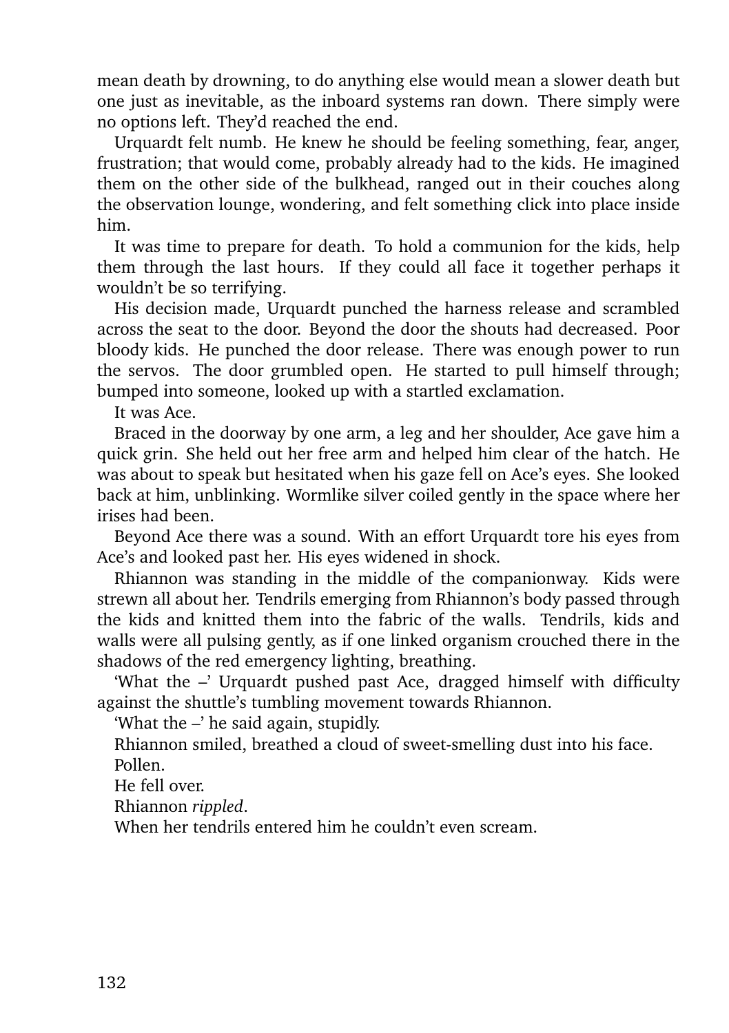mean death by drowning, to do anything else would mean a slower death but one just as inevitable, as the inboard systems ran down. There simply were no options left. They'd reached the end.

Urquardt felt numb. He knew he should be feeling something, fear, anger, frustration; that would come, probably already had to the kids. He imagined them on the other side of the bulkhead, ranged out in their couches along the observation lounge, wondering, and felt something click into place inside him.

It was time to prepare for death. To hold a communion for the kids, help them through the last hours. If they could all face it together perhaps it wouldn't be so terrifying.

His decision made, Urquardt punched the harness release and scrambled across the seat to the door. Beyond the door the shouts had decreased. Poor bloody kids. He punched the door release. There was enough power to run the servos. The door grumbled open. He started to pull himself through; bumped into someone, looked up with a startled exclamation.

It was Ace.

Braced in the doorway by one arm, a leg and her shoulder, Ace gave him a quick grin. She held out her free arm and helped him clear of the hatch. He was about to speak but hesitated when his gaze fell on Ace's eyes. She looked back at him, unblinking. Wormlike silver coiled gently in the space where her irises had been.

Beyond Ace there was a sound. With an effort Urquardt tore his eyes from Ace's and looked past her. His eyes widened in shock.

Rhiannon was standing in the middle of the companionway. Kids were strewn all about her. Tendrils emerging from Rhiannon's body passed through the kids and knitted them into the fabric of the walls. Tendrils, kids and walls were all pulsing gently, as if one linked organism crouched there in the shadows of the red emergency lighting, breathing.

'What the –' Urquardt pushed past Ace, dragged himself with difficulty against the shuttle's tumbling movement towards Rhiannon.

'What the –' he said again, stupidly.

Rhiannon smiled, breathed a cloud of sweet-smelling dust into his face.

Pollen.

He fell over.

Rhiannon *rippled*.

When her tendrils entered him he couldn't even scream.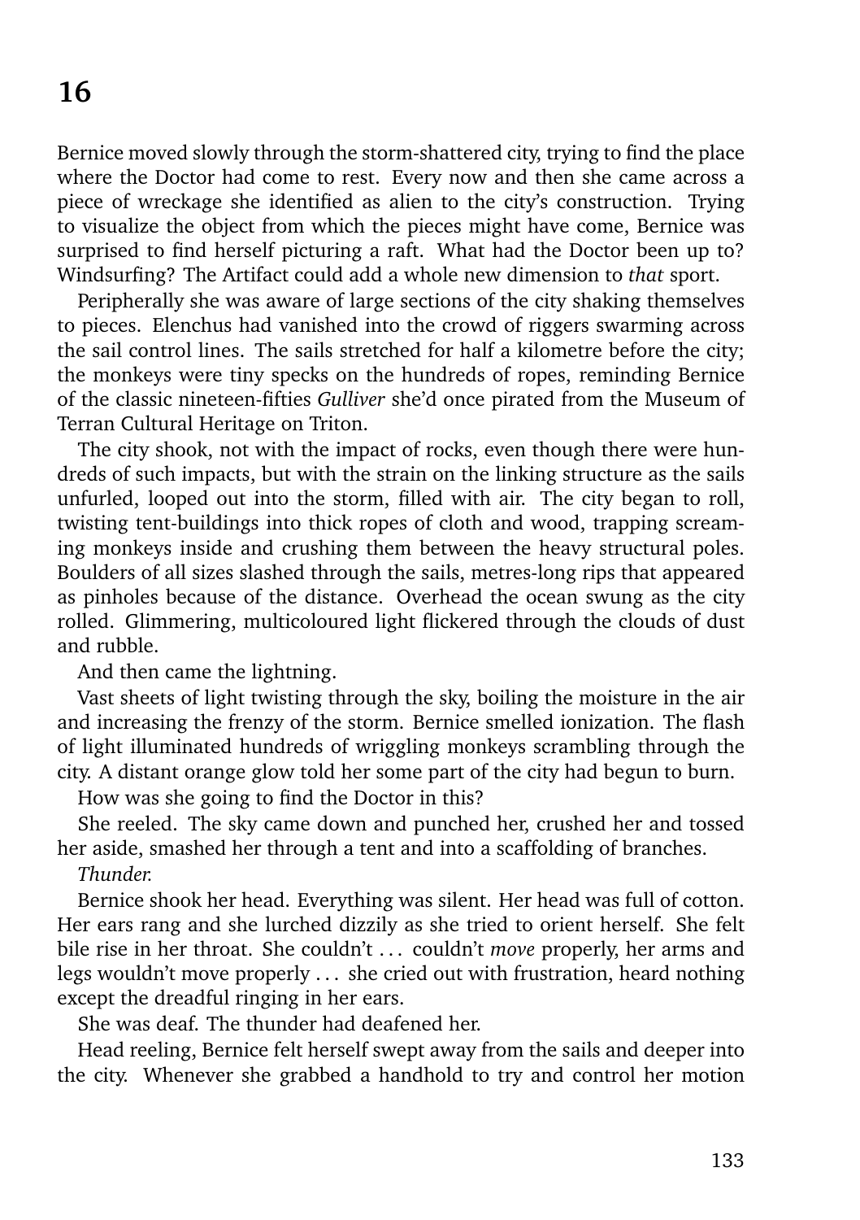# 16

Bernice moved slowly through the storm-shattered city, trying to find the place where the Doctor had come to rest. Every now and then she came across a piece of wreckage she identified as alien to the city's construction. Trying to visualize the object from which the pieces might have come, Bernice was surprised to find herself picturing a raft. What had the Doctor been up to? Windsurfing? The Artifact could add a whole new dimension to *that* sport.

Peripherally she was aware of large sections of the city shaking themselves to pieces. Elenchus had vanished into the crowd of riggers swarming across the sail control lines. The sails stretched for half a kilometre before the city; the monkeys were tiny specks on the hundreds of ropes, reminding Bernice of the classic nineteen-fifties *Gulliver* she'd once pirated from the Museum of Terran Cultural Heritage on Triton.

The city shook, not with the impact of rocks, even though there were hundreds of such impacts, but with the strain on the linking structure as the sails unfurled, looped out into the storm, filled with air. The city began to roll, twisting tent-buildings into thick ropes of cloth and wood, trapping screaming monkeys inside and crushing them between the heavy structural poles. Boulders of all sizes slashed through the sails, metres-long rips that appeared as pinholes because of the distance. Overhead the ocean swung as the city rolled. Glimmering, multicoloured light flickered through the clouds of dust and rubble.

And then came the lightning.

Vast sheets of light twisting through the sky, boiling the moisture in the air and increasing the frenzy of the storm. Bernice smelled ionization. The flash of light illuminated hundreds of wriggling monkeys scrambling through the city. A distant orange glow told her some part of the city had begun to burn.

How was she going to find the Doctor in this?

She reeled. The sky came down and punched her, crushed her and tossed her aside, smashed her through a tent and into a scaffolding of branches.

*Thunder.*

Bernice shook her head. Everything was silent. Her head was full of cotton. Her ears rang and she lurched dizzily as she tried to orient herself. She felt bile rise in her throat. She couldn't . . . couldn't *move* properly, her arms and legs wouldn't move properly . . . she cried out with frustration, heard nothing except the dreadful ringing in her ears.

She was deaf. The thunder had deafened her.

Head reeling, Bernice felt herself swept away from the sails and deeper into the city. Whenever she grabbed a handhold to try and control her motion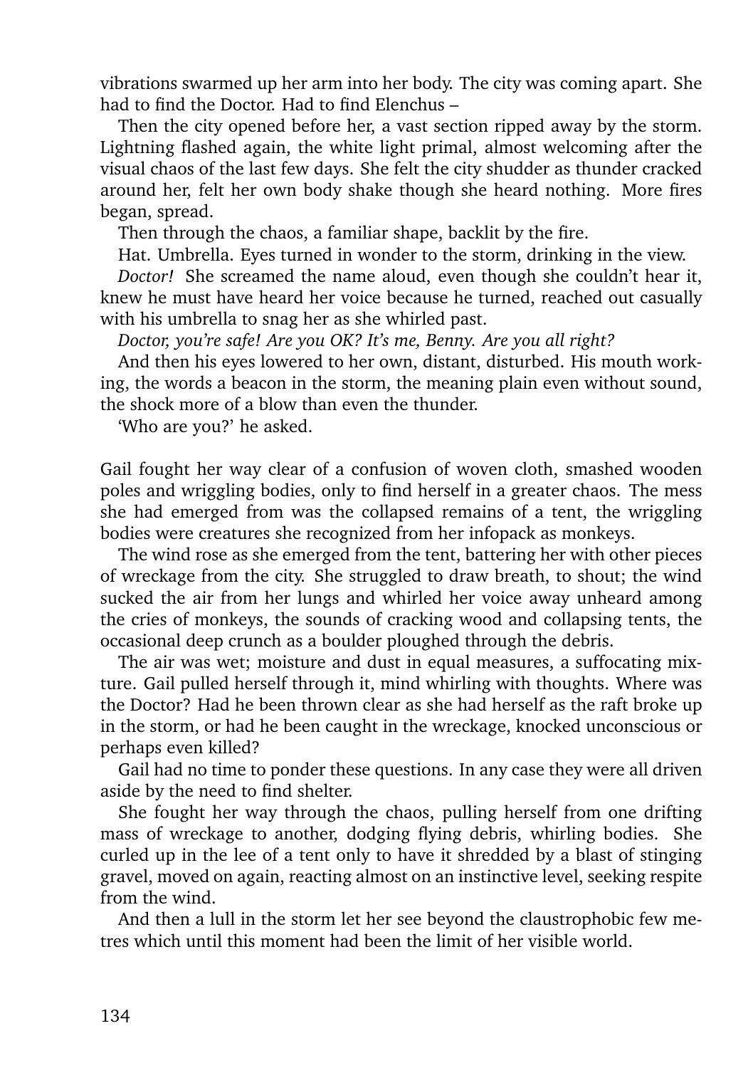vibrations swarmed up her arm into her body. The city was coming apart. She had to find the Doctor. Had to find Elenchus –

Then the city opened before her, a vast section ripped away by the storm. Lightning flashed again, the white light primal, almost welcoming after the visual chaos of the last few days. She felt the city shudder as thunder cracked around her, felt her own body shake though she heard nothing. More fires began, spread.

Then through the chaos, a familiar shape, backlit by the fire.

Hat. Umbrella. Eyes turned in wonder to the storm, drinking in the view.

*Doctor!* She screamed the name aloud, even though she couldn't hear it, knew he must have heard her voice because he turned, reached out casually with his umbrella to snag her as she whirled past.

*Doctor, you're safe! Are you OK? It's me, Benny. Are you all right?*

And then his eyes lowered to her own, distant, disturbed. His mouth working, the words a beacon in the storm, the meaning plain even without sound, the shock more of a blow than even the thunder.

'Who are you?' he asked.

Gail fought her way clear of a confusion of woven cloth, smashed wooden poles and wriggling bodies, only to find herself in a greater chaos. The mess she had emerged from was the collapsed remains of a tent, the wriggling bodies were creatures she recognized from her infopack as monkeys.

The wind rose as she emerged from the tent, battering her with other pieces of wreckage from the city. She struggled to draw breath, to shout; the wind sucked the air from her lungs and whirled her voice away unheard among the cries of monkeys, the sounds of cracking wood and collapsing tents, the occasional deep crunch as a boulder ploughed through the debris.

The air was wet; moisture and dust in equal measures, a suffocating mixture. Gail pulled herself through it, mind whirling with thoughts. Where was the Doctor? Had he been thrown clear as she had herself as the raft broke up in the storm, or had he been caught in the wreckage, knocked unconscious or perhaps even killed?

Gail had no time to ponder these questions. In any case they were all driven aside by the need to find shelter.

She fought her way through the chaos, pulling herself from one drifting mass of wreckage to another, dodging flying debris, whirling bodies. She curled up in the lee of a tent only to have it shredded by a blast of stinging gravel, moved on again, reacting almost on an instinctive level, seeking respite from the wind.

And then a lull in the storm let her see beyond the claustrophobic few metres which until this moment had been the limit of her visible world.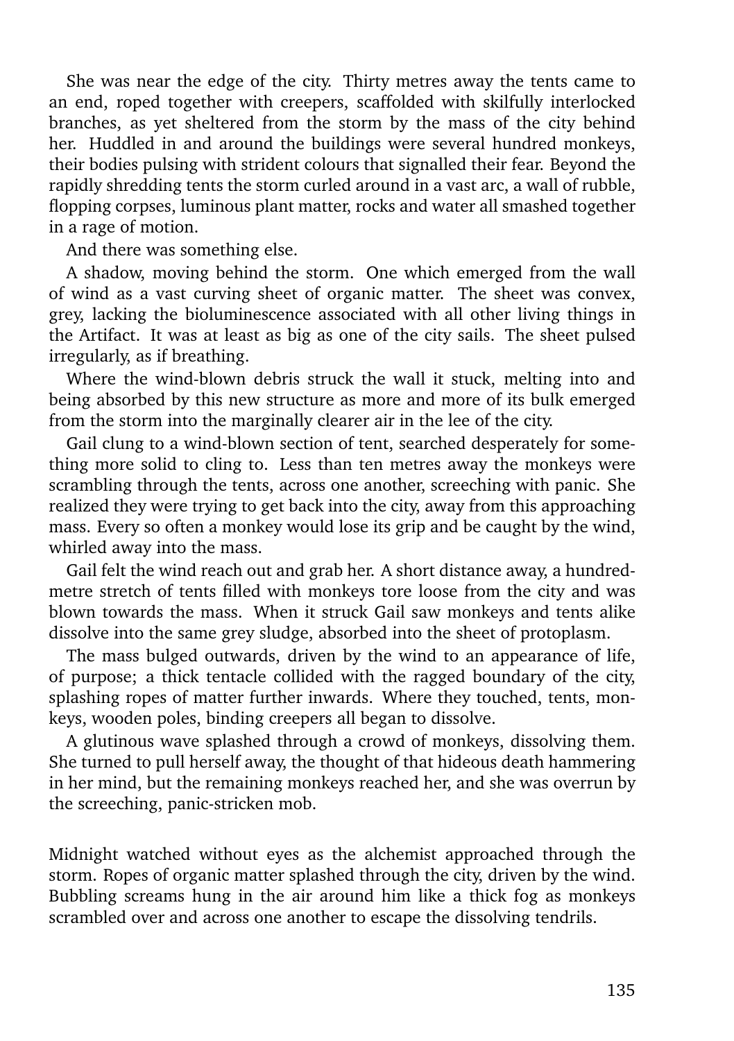She was near the edge of the city. Thirty metres away the tents came to an end, roped together with creepers, scaffolded with skilfully interlocked branches, as yet sheltered from the storm by the mass of the city behind her. Huddled in and around the buildings were several hundred monkeys, their bodies pulsing with strident colours that signalled their fear. Beyond the rapidly shredding tents the storm curled around in a vast arc, a wall of rubble, flopping corpses, luminous plant matter, rocks and water all smashed together in a rage of motion.

And there was something else.

A shadow, moving behind the storm. One which emerged from the wall of wind as a vast curving sheet of organic matter. The sheet was convex, grey, lacking the bioluminescence associated with all other living things in the Artifact. It was at least as big as one of the city sails. The sheet pulsed irregularly, as if breathing.

Where the wind-blown debris struck the wall it stuck, melting into and being absorbed by this new structure as more and more of its bulk emerged from the storm into the marginally clearer air in the lee of the city.

Gail clung to a wind-blown section of tent, searched desperately for something more solid to cling to. Less than ten metres away the monkeys were scrambling through the tents, across one another, screeching with panic. She realized they were trying to get back into the city, away from this approaching mass. Every so often a monkey would lose its grip and be caught by the wind, whirled away into the mass.

Gail felt the wind reach out and grab her. A short distance away, a hundred-metre stretch of tents filled with monkeys tore loose from the city and was blown towards the mass. When it struck Gail saw monkeys and tents alike dissolve into the same grey sludge, absorbed into the sheet of protoplasm.

The mass bulged outwards, driven by the wind to an appearance of life, of purpose; a thick tentacle collided with the ragged boundary of the city, splashing ropes of matter further inwards. Where they touched, tents, monkeys, wooden poles, binding creepers all began to dissolve.

A glutinous wave splashed through a crowd of monkeys, dissolving them. She turned to pull herself away, the thought of that hideous death hammering in her mind, but the remaining monkeys reached her, and she was overrun by the screeching, panic-stricken mob.

Midnight watched without eyes as the alchemist approached through the storm. Ropes of organic matter splashed through the city, driven by the wind. Bubbling screams hung in the air around him like a thick fog as monkeys scrambled over and across one another to escape the dissolving tendrils.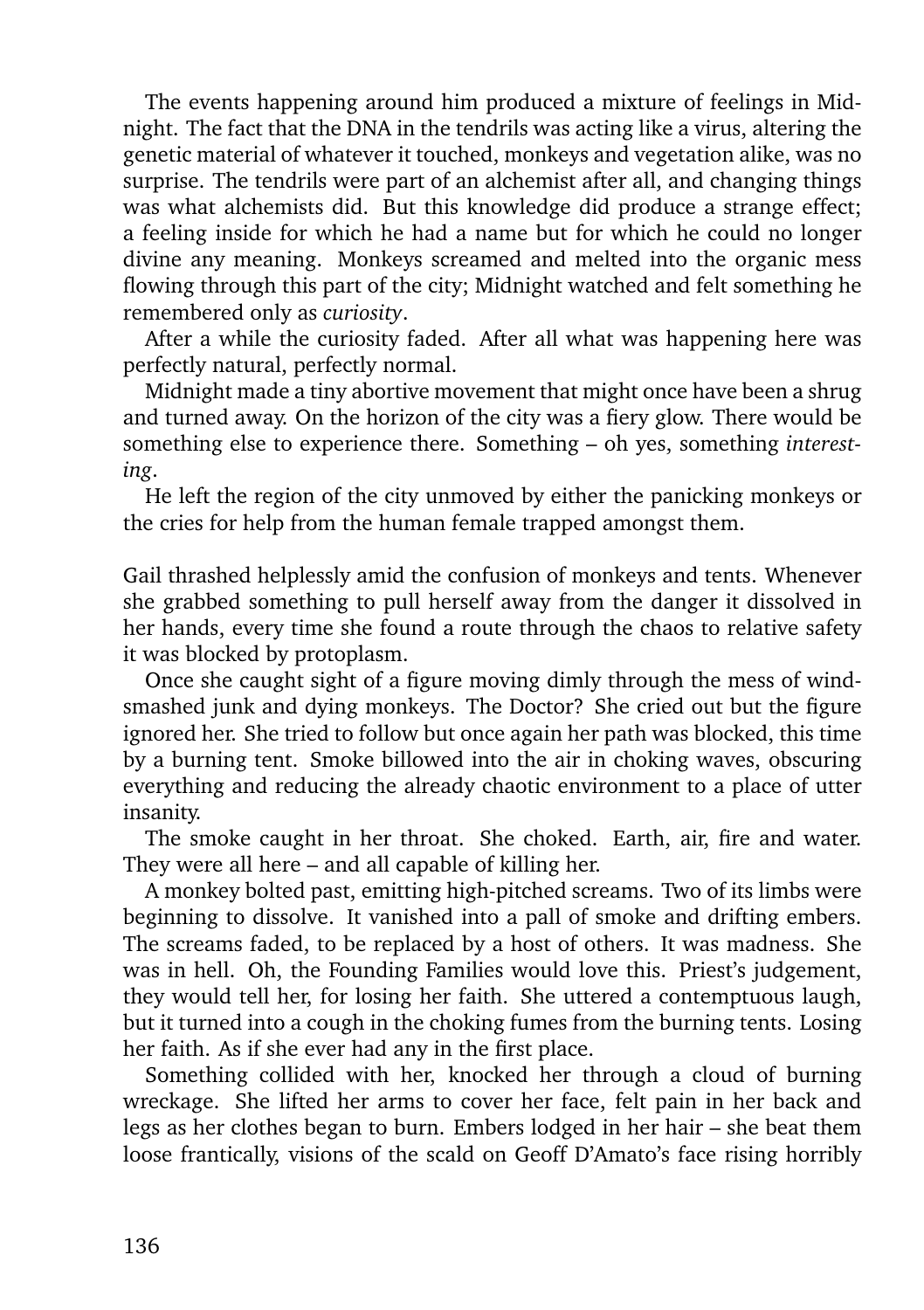The events happening around him produced a mixture of feelings in Midnight. The fact that the DNA in the tendrils was acting like a virus, altering the genetic material of whatever it touched, monkeys and vegetation alike, was no surprise. The tendrils were part of an alchemist after all, and changing things was what alchemists did. But this knowledge did produce a strange effect; a feeling inside for which he had a name but for which he could no longer divine any meaning. Monkeys screamed and melted into the organic mess flowing through this part of the city; Midnight watched and felt something he remembered only as *curiosity*.

After a while the curiosity faded. After all what was happening here was perfectly natural, perfectly normal.

Midnight made a tiny abortive movement that might once have been a shrug and turned away. On the horizon of the city was a fiery glow. There would be something else to experience there. Something – oh yes, something *interesting*.

He left the region of the city unmoved by either the panicking monkeys or the cries for help from the human female trapped amongst them.

Gail thrashed helplessly amid the confusion of monkeys and tents. Whenever she grabbed something to pull herself away from the danger it dissolved in her hands, every time she found a route through the chaos to relative safety it was blocked by protoplasm.

Once she caught sight of a figure moving dimly through the mess of wind-smashed junk and dying monkeys. The Doctor? She cried out but the figure ignored her. She tried to follow but once again her path was blocked, this time by a burning tent. Smoke billowed into the air in choking waves, obscuring everything and reducing the already chaotic environment to a place of utter insanity.

The smoke caught in her throat. She choked. Earth, air, fire and water. They were all here – and all capable of killing her.

A monkey bolted past, emitting high-pitched screams. Two of its limbs were beginning to dissolve. It vanished into a pall of smoke and drifting embers. The screams faded, to be replaced by a host of others. It was madness. She was in hell. Oh, the Founding Families would love this. Priest's judgement, they would tell her, for losing her faith. She uttered a contemptuous laugh, but it turned into a cough in the choking fumes from the burning tents. Losing her faith. As if she ever had any in the first place.

Something collided with her, knocked her through a cloud of burning wreckage. She lifted her arms to cover her face, felt pain in her back and legs as her clothes began to burn. Embers lodged in her hair – she beat them loose frantically, visions of the scald on Geoff D'Amato's face rising horribly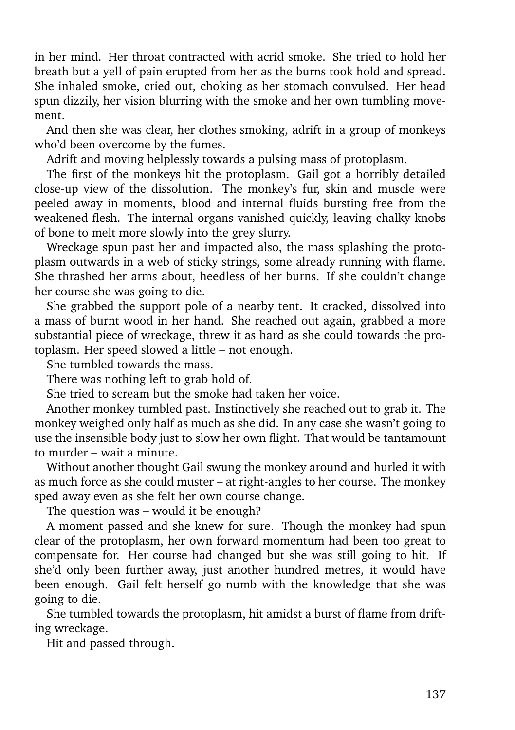in her mind. Her throat contracted with acrid smoke. She tried to hold her breath but a yell of pain erupted from her as the burns took hold and spread. She inhaled smoke, cried out, choking as her stomach convulsed. Her head spun dizzily, her vision blurring with the smoke and her own tumbling movement.

And then she was clear, her clothes smoking, adrift in a group of monkeys who'd been overcome by the fumes.

Adrift and moving helplessly towards a pulsing mass of protoplasm.

The first of the monkeys hit the protoplasm. Gail got a horribly detailed close-up view of the dissolution. The monkey's fur, skin and muscle were peeled away in moments, blood and internal fluids bursting free from the weakened flesh. The internal organs vanished quickly, leaving chalky knobs of bone to melt more slowly into the grey slurry.

Wreckage spun past her and impacted also, the mass splashing the protoplasm outwards in a web of sticky strings, some already running with flame. She thrashed her arms about, heedless of her burns. If she couldn't change her course she was going to die.

She grabbed the support pole of a nearby tent. It cracked, dissolved into a mass of burnt wood in her hand. She reached out again, grabbed a more substantial piece of wreckage, threw it as hard as she could towards the protoplasm. Her speed slowed a little – not enough.

She tumbled towards the mass.

There was nothing left to grab hold of.

She tried to scream but the smoke had taken her voice.

Another monkey tumbled past. Instinctively she reached out to grab it. The monkey weighed only half as much as she did. In any case she wasn't going to use the insensible body just to slow her own flight. That would be tantamount to murder – wait a minute.

Without another thought Gail swung the monkey around and hurled it with as much force as she could muster – at right-angles to her course. The monkey sped away even as she felt her own course change.

The question was – would it be enough?

A moment passed and she knew for sure. Though the monkey had spun clear of the protoplasm, her own forward momentum had been too great to compensate for. Her course had changed but she was still going to hit. If she'd only been further away, just another hundred metres, it would have been enough. Gail felt herself go numb with the knowledge that she was going to die.

She tumbled towards the protoplasm, hit amidst a burst of flame from drifting wreckage.

Hit and passed through.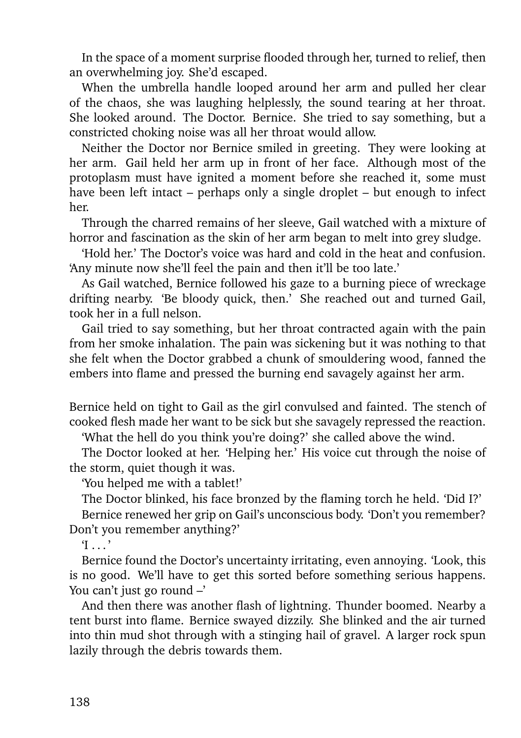In the space of a moment surprise flooded through her, turned to relief, then an overwhelming joy. She'd escaped.

When the umbrella handle looped around her arm and pulled her clear of the chaos, she was laughing helplessly, the sound tearing at her throat. She looked around. The Doctor. Bernice. She tried to say something, but a constricted choking noise was all her throat would allow.

Neither the Doctor nor Bernice smiled in greeting. They were looking at her arm. Gail held her arm up in front of her face. Although most of the protoplasm must have ignited a moment before she reached it, some must have been left intact – perhaps only a single droplet – but enough to infect her.

Through the charred remains of her sleeve, Gail watched with a mixture of horror and fascination as the skin of her arm began to melt into grey sludge.

'Hold her.' The Doctor's voice was hard and cold in the heat and confusion. 'Any minute now she'll feel the pain and then it'll be too late.'

As Gail watched, Bernice followed his gaze to a burning piece of wreckage drifting nearby. 'Be bloody quick, then.' She reached out and turned Gail, took her in a full nelson.

Gail tried to say something, but her throat contracted again with the pain from her smoke inhalation. The pain was sickening but it was nothing to that she felt when the Doctor grabbed a chunk of smouldering wood, fanned the embers into flame and pressed the burning end savagely against her arm.

Bernice held on tight to Gail as the girl convulsed and fainted. The stench of cooked flesh made her want to be sick but she savagely repressed the reaction.

'What the hell do you think you're doing?' she called above the wind.

The Doctor looked at her. 'Helping her.' His voice cut through the noise of the storm, quiet though it was.

'You helped me with a tablet!'

The Doctor blinked, his face bronzed by the flaming torch he held. 'Did I?'

Bernice renewed her grip on Gail's unconscious body. 'Don't you remember? Don't you remember anything?'

'I . . . '

Bernice found the Doctor's uncertainty irritating, even annoying. 'Look, this is no good. We'll have to get this sorted before something serious happens. You can't just go round –'

And then there was another flash of lightning. Thunder boomed. Nearby a tent burst into flame. Bernice swayed dizzily. She blinked and the air turned into thin mud shot through with a stinging hail of gravel. A larger rock spun lazily through the debris towards them.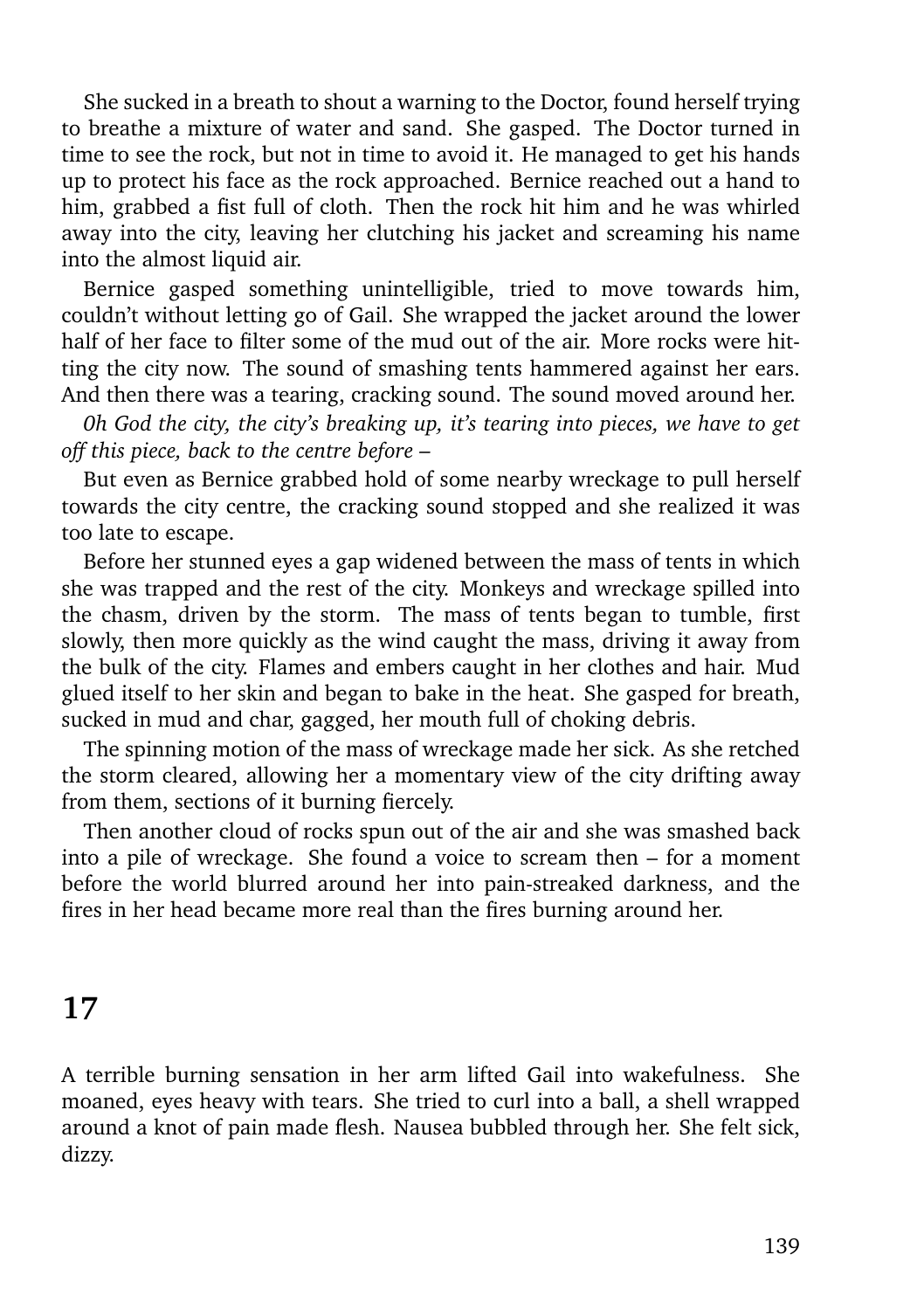She sucked in a breath to shout a warning to the Doctor, found herself trying to breathe a mixture of water and sand. She gasped. The Doctor turned in time to see the rock, but not in time to avoid it. He managed to get his hands up to protect his face as the rock approached. Bernice reached out a hand to him, grabbed a fist full of cloth. Then the rock hit him and he was whirled away into the city, leaving her clutching his jacket and screaming his name into the almost liquid air.

Bernice gasped something unintelligible, tried to move towards him, couldn't without letting go of Gail. She wrapped the jacket around the lower half of her face to filter some of the mud out of the air. More rocks were hitting the city now. The sound of smashing tents hammered against her ears. And then there was a tearing, cracking sound. The sound moved around her.

*Oh God the city, the city's breaking up, it's tearing into pieces, we have to get off this piece, back to the centre before –*

But even as Bernice grabbed hold of some nearby wreckage to pull herself towards the city centre, the cracking sound stopped and she realized it was too late to escape.

Before her stunned eyes a gap widened between the mass of tents in which she was trapped and the rest of the city. Monkeys and wreckage spilled into the chasm, driven by the storm. The mass of tents began to tumble, first slowly, then more quickly as the wind caught the mass, driving it away from the bulk of the city. Flames and embers caught in her clothes and hair. Mud glued itself to her skin and began to bake in the heat. She gasped for breath, sucked in mud and char, gagged, her mouth full of choking debris.

The spinning motion of the mass of wreckage made her sick. As she retched the storm cleared, allowing her a momentary view of the city drifting away from them, sections of it burning fiercely.

Then another cloud of rocks spun out of the air and she was smashed back into a pile of wreckage. She found a voice to scream then – for a moment before the world blurred around her into pain-streaked darkness, and the fires in her head became more real than the fires burning around her.

## 17

A terrible burning sensation in her arm lifted Gail into wakefulness. She moaned, eyes heavy with tears. She tried to curl into a ball, a shell wrapped around a knot of pain made flesh. Nausea bubbled through her. She felt sick, dizzy.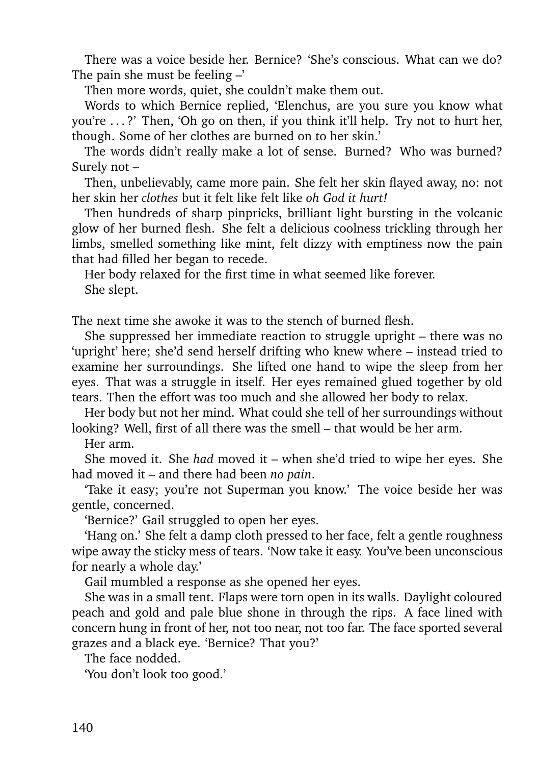There was a voice beside her. Bernice? 'She's conscious. What can we do? The pain she must be feeling –'

Then more words, quiet, she couldn't make them out.

Words to which Bernice replied, 'Elenchus, are you sure you know what you're . . . ?' Then, 'Oh go on then, if you think it'll help. Try not to hurt her, though. Some of her clothes are burned on to her skin.'

The words didn't really make a lot of sense. Burned? Who was burned? Surely not –

Then, unbelievably, came more pain. She felt her skin flayed away, no: not her skin her *clothes* but it felt like felt like *oh God it hurt!*

Then hundreds of sharp pinpricks, brilliant light bursting in the volcanic glow of her burned flesh. She felt a delicious coolness trickling through her limbs, smelled something like mint, felt dizzy with emptiness now the pain that had filled her began to recede.

Her body relaxed for the first time in what seemed like forever.

She slept.

The next time she awoke it was to the stench of burned flesh.

She suppressed her immediate reaction to struggle upright – there was no 'upright' here; she'd send herself drifting who knew where – instead tried to examine her surroundings. She lifted one hand to wipe the sleep from her eyes. That was a struggle in itself. Her eyes remained glued together by old tears. Then the effort was too much and she allowed her body to relax.

Her body but not her mind. What could she tell of her surroundings without looking? Well, first of all there was the smell – that would be her arm.

Her arm.

She moved it. She *had* moved it – when she'd tried to wipe her eyes. She had moved it – and there had been *no pain*.

'Take it easy; you're not Superman you know.' The voice beside her was gentle, concerned.

'Bernice?' Gail struggled to open her eyes.

'Hang on.' She felt a damp cloth pressed to her face, felt a gentle roughness wipe away the sticky mess of tears. 'Now take it easy. You've been unconscious for nearly a whole day.'

Gail mumbled a response as she opened her eyes.

She was in a small tent. Flaps were torn open in its walls. Daylight coloured peach and gold and pale blue shone in through the rips. A face lined with concern hung in front of her, not too near, not too far. The face sported several grazes and a black eye. 'Bernice? That you?'

The face nodded.

'You don't look too good.'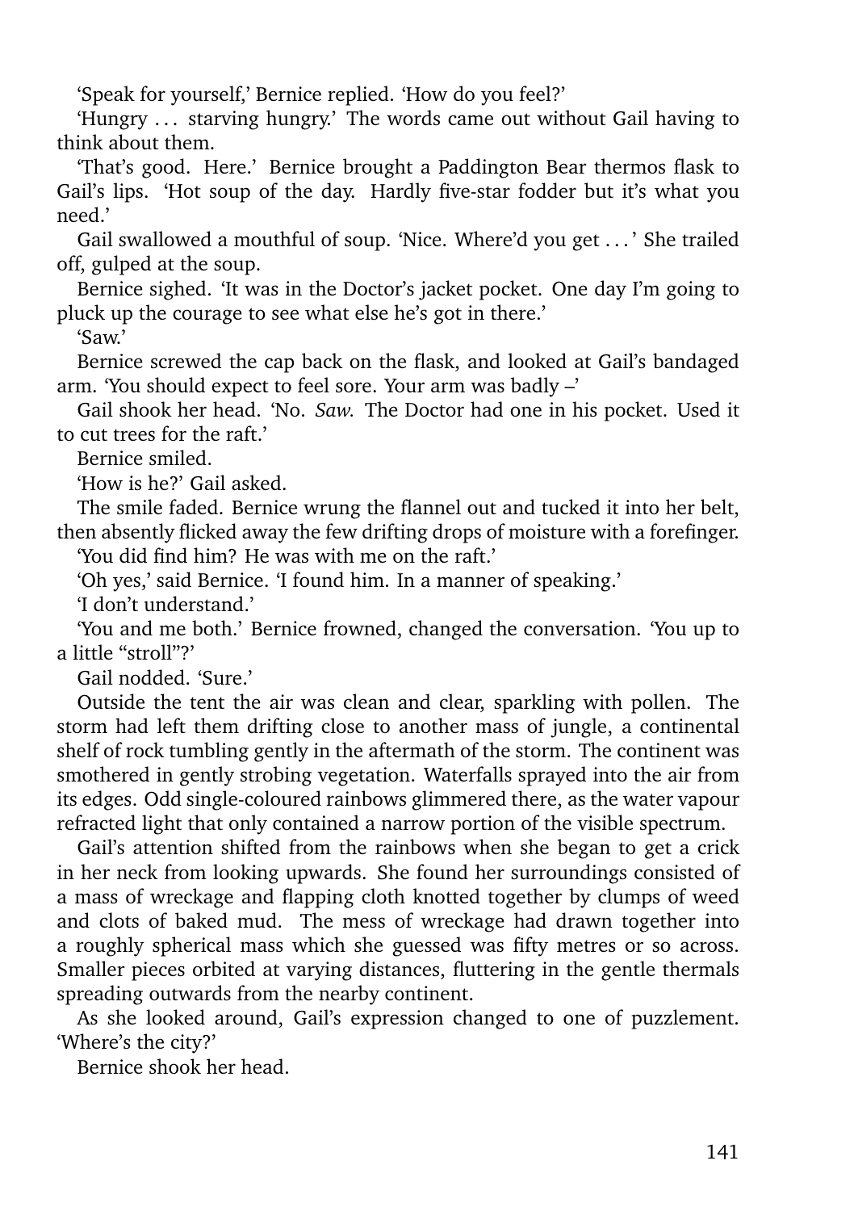'Speak for yourself,' Bernice replied. 'How do you feel?'

'Hungry . . . starving hungry.' The words came out without Gail having to think about them.

'That's good. Here.' Bernice brought a Paddington Bear thermos flask to Gail's lips. 'Hot soup of the day. Hardly five-star fodder but it's what you need.'

Gail swallowed a mouthful of soup. 'Nice. Where'd you get . . . ' She trailed off, gulped at the soup.

Bernice sighed. 'It was in the Doctor's jacket pocket. One day I'm going to pluck up the courage to see what else he's got in there.'

'Saw.'

Bernice screwed the cap back on the flask, and looked at Gail's bandaged arm. 'You should expect to feel sore. Your arm was badly –'

Gail shook her head. 'No. *Saw.* The Doctor had one in his pocket. Used it to cut trees for the raft.'

Bernice smiled.

'How is he?' Gail asked.

The smile faded. Bernice wrung the flannel out and tucked it into her belt, then absently flicked away the few drifting drops of moisture with a forefinger.

'You did find him? He was with me on the raft.'

'Oh yes,' said Bernice. 'I found him. In a manner of speaking.'

'I don't understand.'

'You and me both.' Bernice frowned, changed the conversation. 'You up to a little "stroll"?'

Gail nodded. 'Sure.'

Outside the tent the air was clean and clear, sparkling with pollen. The storm had left them drifting close to another mass of jungle, a continental shelf of rock tumbling gently in the aftermath of the storm. The continent was smothered in gently strobing vegetation. Waterfalls sprayed into the air from its edges. Odd single-coloured rainbows glimmered there, as the water vapour refracted light that only contained a narrow portion of the visible spectrum.

Gail's attention shifted from the rainbows when she began to get a crick in her neck from looking upwards. She found her surroundings consisted of a mass of wreckage and flapping cloth knotted together by clumps of weed and clots of baked mud. The mess of wreckage had drawn together into a roughly spherical mass which she guessed was fifty metres or so across. Smaller pieces orbited at varying distances, fluttering in the gentle thermals spreading outwards from the nearby continent.

As she looked around, Gail's expression changed to one of puzzlement. 'Where's the city?'

Bernice shook her head.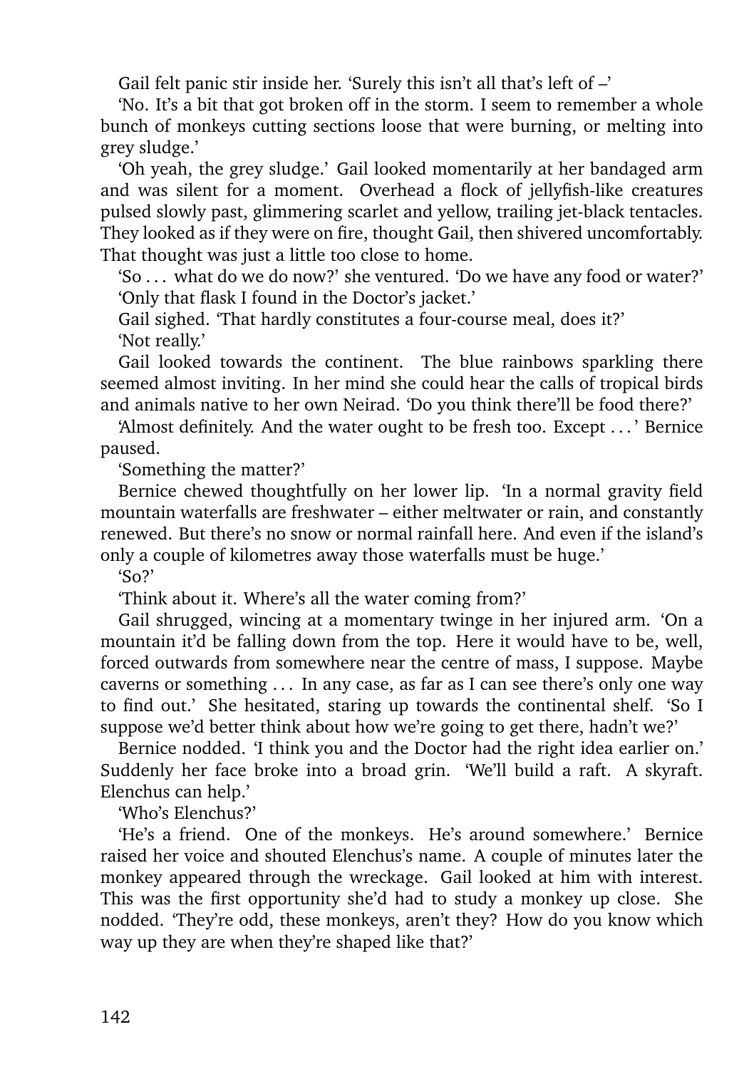Gail felt panic stir inside her. 'Surely this isn't all that's left of –'

'No. It's a bit that got broken off in the storm. I seem to remember a whole bunch of monkeys cutting sections loose that were burning, or melting into grey sludge.'

'Oh yeah, the grey sludge.' Gail looked momentarily at her bandaged arm and was silent for a moment. Overhead a flock of jellyfish-like creatures pulsed slowly past, glimmering scarlet and yellow, trailing jet-black tentacles. They looked as if they were on fire, thought Gail, then shivered uncomfortably. That thought was just a little too close to home.

'So . . . what do we do now?' she ventured. 'Do we have any food or water?'

'Only that flask I found in the Doctor's jacket.'

Gail sighed. 'That hardly constitutes a four-course meal, does it?'

'Not really.'

Gail looked towards the continent. The blue rainbows sparkling there seemed almost inviting. In her mind she could hear the calls of tropical birds and animals native to her own Neirad. 'Do you think there'll be food there?'

'Almost definitely. And the water ought to be fresh too. Except . . . ' Bernice paused.

'Something the matter?'

Bernice chewed thoughtfully on her lower lip. 'In a normal gravity field mountain waterfalls are freshwater – either meltwater or rain, and constantly renewed. But there's no snow or normal rainfall here. And even if the island's only a couple of kilometres away those waterfalls must be huge.'

'So?'

'Think about it. Where's all the water coming from?'

Gail shrugged, wincing at a momentary twinge in her injured arm. 'On a mountain it'd be falling down from the top. Here it would have to be, well, forced outwards from somewhere near the centre of mass, I suppose. Maybe caverns or something . . . In any case, as far as I can see there's only one way to find out.' She hesitated, staring up towards the continental shelf. 'So I suppose we'd better think about how we're going to get there, hadn't we?'

Bernice nodded. 'I think you and the Doctor had the right idea earlier on.' Suddenly her face broke into a broad grin. 'We'll build a raft. A skyraft. Elenchus can help.'

'Who's Elenchus?'

'He's a friend. One of the monkeys. He's around somewhere.' Bernice raised her voice and shouted Elenchus's name. A couple of minutes later the monkey appeared through the wreckage. Gail looked at him with interest. This was the first opportunity she'd had to study a monkey up close. She nodded. 'They're odd, these monkeys, aren't they? How do you know which way up they are when they're shaped like that?'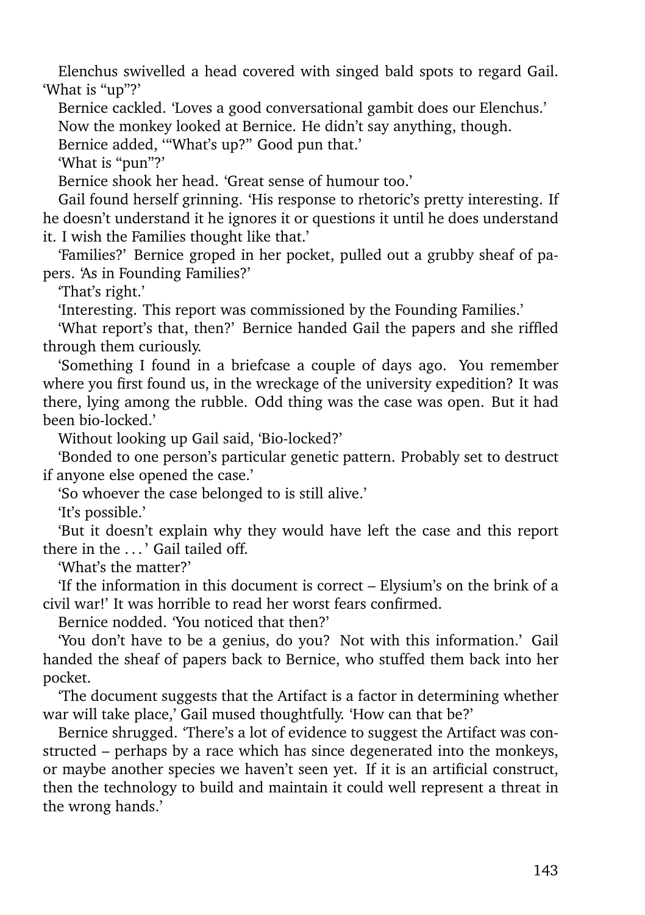Elenchus swivelled a head covered with singed bald spots to regard Gail. 'What is "up"?'

Bernice cackled. 'Loves a good conversational gambit does our Elenchus.'

Now the monkey looked at Bernice. He didn't say anything, though.

Bernice added, '"What's up?" Good pun that.'

'What is "pun"?'

Bernice shook her head. 'Great sense of humour too.'

Gail found herself grinning. 'His response to rhetoric's pretty interesting. If he doesn't understand it he ignores it or questions it until he does understand it. I wish the Families thought like that.'

'Families?' Bernice groped in her pocket, pulled out a grubby sheaf of papers. 'As in Founding Families?'

'That's right.'

'Interesting. This report was commissioned by the Founding Families.'

'What report's that, then?' Bernice handed Gail the papers and she riffled through them curiously.

'Something I found in a briefcase a couple of days ago. You remember where you first found us, in the wreckage of the university expedition? It was there, lying among the rubble. Odd thing was the case was open. But it had been bio-locked.'

Without looking up Gail said, 'Bio-locked?'

'Bonded to one person's particular genetic pattern. Probably set to destruct if anyone else opened the case.'

'So whoever the case belonged to is still alive.'

'It's possible.'

'But it doesn't explain why they would have left the case and this report there in the . . . ' Gail tailed off.

'What's the matter?'

'If the information in this document is correct – Elysium's on the brink of a civil war!' It was horrible to read her worst fears confirmed.

Bernice nodded. 'You noticed that then?'

'You don't have to be a genius, do you? Not with this information.' Gail handed the sheaf of papers back to Bernice, who stuffed them back into her pocket.

'The document suggests that the Artifact is a factor in determining whether war will take place,' Gail mused thoughtfully. 'How can that be?'

Bernice shrugged. 'There's a lot of evidence to suggest the Artifact was constructed – perhaps by a race which has since degenerated into the monkeys, or maybe another species we haven't seen yet. If it is an artificial construct, then the technology to build and maintain it could well represent a threat in the wrong hands.'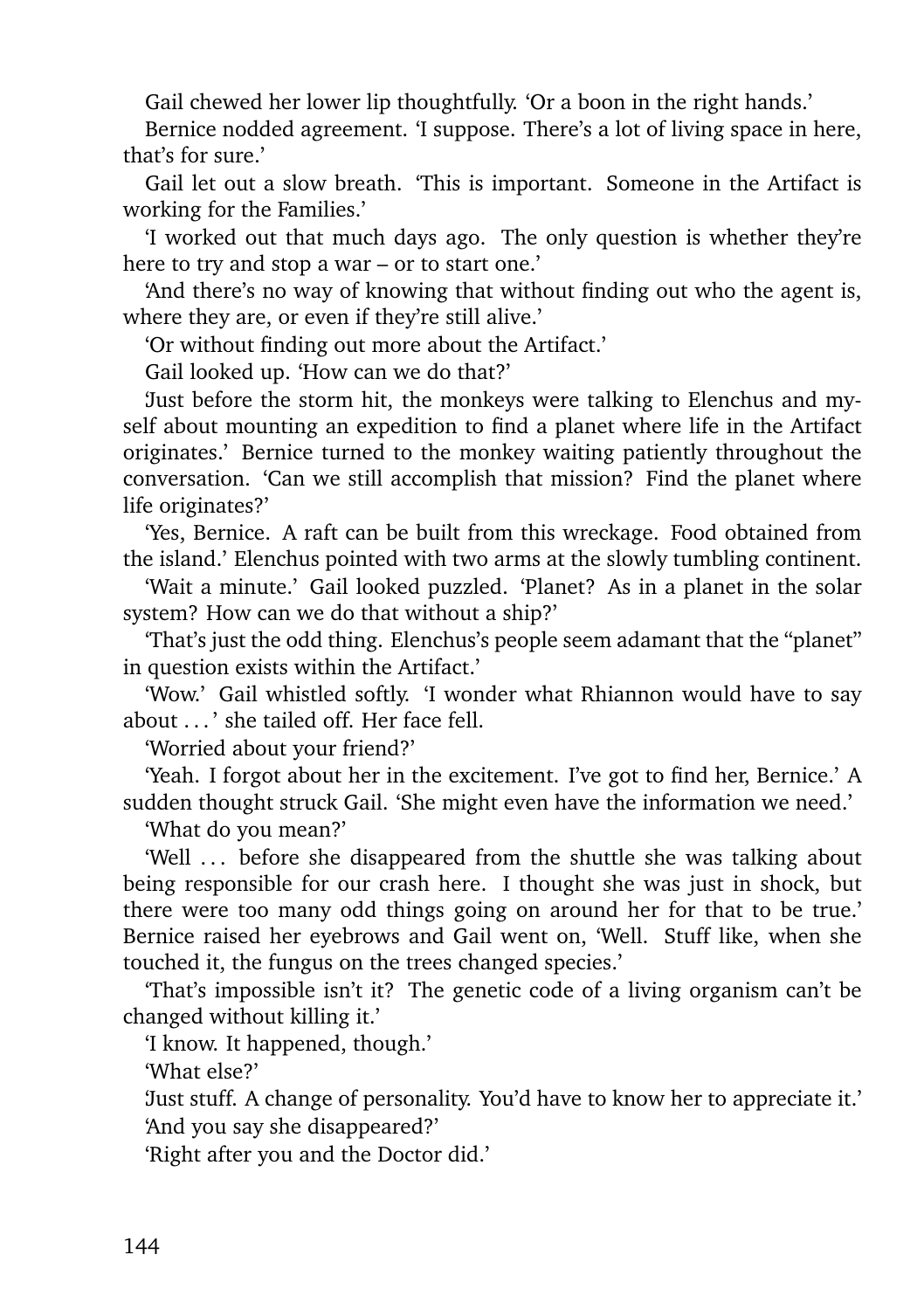Gail chewed her lower lip thoughtfully. 'Or a boon in the right hands.'

Bernice nodded agreement. 'I suppose. There's a lot of living space in here, that's for sure.'

Gail let out a slow breath. 'This is important. Someone in the Artifact is working for the Families.'

'I worked out that much days ago. The only question is whether they're here to try and stop a war – or to start one.'

'And there's no way of knowing that without finding out who the agent is, where they are, or even if they're still alive.'

'Or without finding out more about the Artifact.'

Gail looked up. 'How can we do that?'

'Just before the storm hit, the monkeys were talking to Elenchus and myself about mounting an expedition to find a planet where life in the Artifact originates.' Bernice turned to the monkey waiting patiently throughout the conversation. 'Can we still accomplish that mission? Find the planet where life originates?'

'Yes, Bernice. A raft can be built from this wreckage. Food obtained from the island.' Elenchus pointed with two arms at the slowly tumbling continent.

'Wait a minute.' Gail looked puzzled. 'Planet? As in a planet in the solar system? How can we do that without a ship?'

'That's just the odd thing. Elenchus's people seem adamant that the "planet" in question exists within the Artifact.'

'Wow.' Gail whistled softly. 'I wonder what Rhiannon would have to say about . . . ' she tailed off. Her face fell.

'Worried about your friend?'

'Yeah. I forgot about her in the excitement. I've got to find her, Bernice.' A sudden thought struck Gail. 'She might even have the information we need.'

'What do you mean?'

'Well . . . before she disappeared from the shuttle she was talking about being responsible for our crash here. I thought she was just in shock, but there were too many odd things going on around her for that to be true.' Bernice raised her eyebrows and Gail went on, 'Well. Stuff like, when she touched it, the fungus on the trees changed species.'

'That's impossible isn't it? The genetic code of a living organism can't be changed without killing it.'

'I know. It happened, though.'

'What else?'

'Just stuff. A change of personality. You'd have to know her to appreciate it.'

'And you say she disappeared?'

'Right after you and the Doctor did.'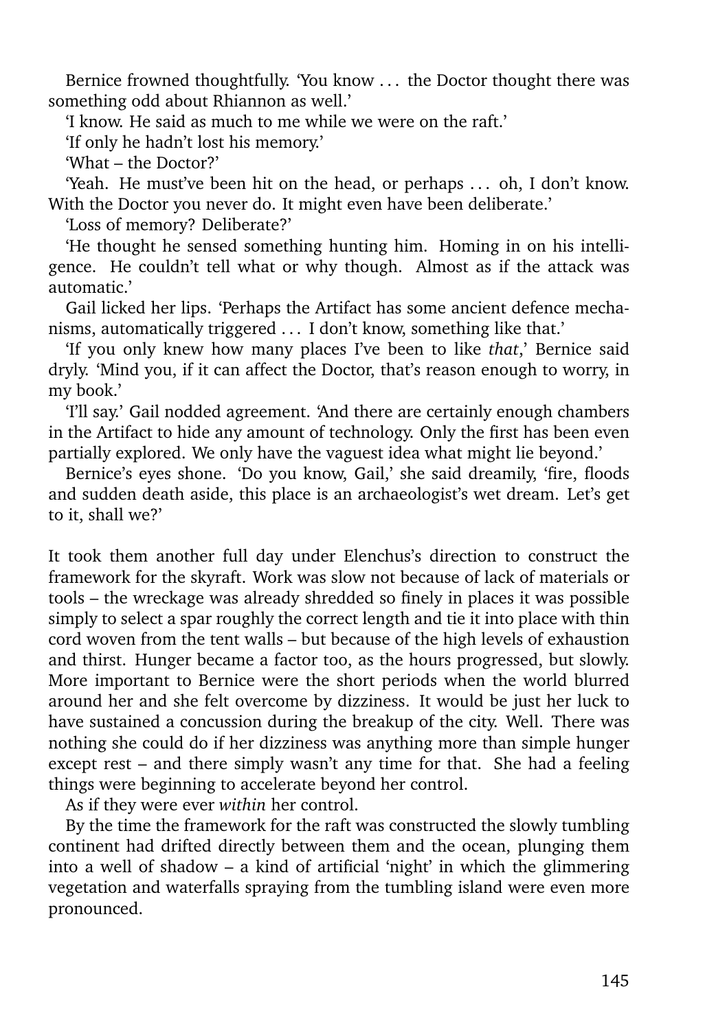Bernice frowned thoughtfully. 'You know . . . the Doctor thought there was something odd about Rhiannon as well.'

'I know. He said as much to me while we were on the raft.'

'If only he hadn't lost his memory.'

'What – the Doctor?'

'Yeah. He must've been hit on the head, or perhaps . . . oh, I don't know. With the Doctor you never do. It might even have been deliberate.'

'Loss of memory? Deliberate?'

'He thought he sensed something hunting him. Homing in on his intelligence. He couldn't tell what or why though. Almost as if the attack was automatic.'

Gail licked her lips. 'Perhaps the Artifact has some ancient defence mechanisms, automatically triggered . . . I don't know, something like that.'

'If you only knew how many places I've been to like *that*,' Bernice said dryly. 'Mind you, if it can affect the Doctor, that's reason enough to worry, in my book.'

'I'll say.' Gail nodded agreement. 'And there are certainly enough chambers in the Artifact to hide any amount of technology. Only the first has been even partially explored. We only have the vaguest idea what might lie beyond.'

Bernice's eyes shone. 'Do you know, Gail,' she said dreamily, 'fire, floods and sudden death aside, this place is an archaeologist's wet dream. Let's get to it, shall we?'

It took them another full day under Elenchus's direction to construct the framework for the skyraft. Work was slow not because of lack of materials or tools – the wreckage was already shredded so finely in places it was possible simply to select a spar roughly the correct length and tie it into place with thin cord woven from the tent walls – but because of the high levels of exhaustion and thirst. Hunger became a factor too, as the hours progressed, but slowly. More important to Bernice were the short periods when the world blurred around her and she felt overcome by dizziness. It would be just her luck to have sustained a concussion during the breakup of the city. Well. There was nothing she could do if her dizziness was anything more than simple hunger except rest – and there simply wasn't any time for that. She had a feeling things were beginning to accelerate beyond her control.

As if they were ever *within* her control.

By the time the framework for the raft was constructed the slowly tumbling continent had drifted directly between them and the ocean, plunging them into a well of shadow – a kind of artificial 'night' in which the glimmering vegetation and waterfalls spraying from the tumbling island were even more pronounced.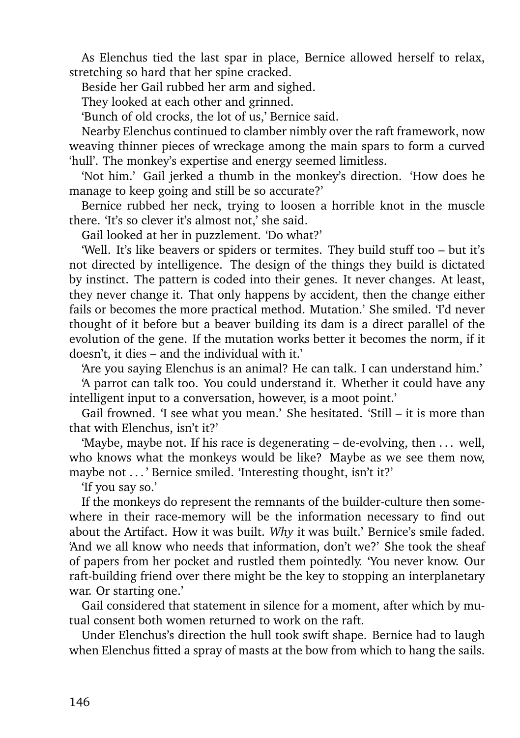As Elenchus tied the last spar in place, Bernice allowed herself to relax, stretching so hard that her spine cracked.

Beside her Gail rubbed her arm and sighed.

They looked at each other and grinned.

'Bunch of old crocks, the lot of us,' Bernice said.

Nearby Elenchus continued to clamber nimbly over the raft framework, now weaving thinner pieces of wreckage among the main spars to form a curved 'hull'. The monkey's expertise and energy seemed limitless.

'Not him.' Gail jerked a thumb in the monkey's direction. 'How does he manage to keep going and still be so accurate?'

Bernice rubbed her neck, trying to loosen a horrible knot in the muscle there. 'It's so clever it's almost not,' she said.

Gail looked at her in puzzlement. 'Do what?'

'Well. It's like beavers or spiders or termites. They build stuff too – but it's not directed by intelligence. The design of the things they build is dictated by instinct. The pattern is coded into their genes. It never changes. At least, they never change it. That only happens by accident, then the change either fails or becomes the more practical method. Mutation.' She smiled. 'I'd never thought of it before but a beaver building its dam is a direct parallel of the evolution of the gene. If the mutation works better it becomes the norm, if it doesn't, it dies – and the individual with it.'

'Are you saying Elenchus is an animal? He can talk. I can understand him.'

'A parrot can talk too. You could understand it. Whether it could have any intelligent input to a conversation, however, is a moot point.'

Gail frowned. 'I see what you mean.' She hesitated. 'Still – it is more than that with Elenchus, isn't it?'

'Maybe, maybe not. If his race is degenerating – de-evolving, then . . . well, who knows what the monkeys would be like? Maybe as we see them now, maybe not . . . ' Bernice smiled. 'Interesting thought, isn't it?'

'If you say so.'

If the monkeys do represent the remnants of the builder-culture then somewhere in their race-memory will be the information necessary to find out about the Artifact. How it was built. *Why* it was built.' Bernice's smile faded. 'And we all know who needs that information, don't we?' She took the sheaf of papers from her pocket and rustled them pointedly. 'You never know. Our raft-building friend over there might be the key to stopping an interplanetary war. Or starting one.'

Gail considered that statement in silence for a moment, after which by mutual consent both women returned to work on the raft.

Under Elenchus's direction the hull took swift shape. Bernice had to laugh when Elenchus fitted a spray of masts at the bow from which to hang the sails.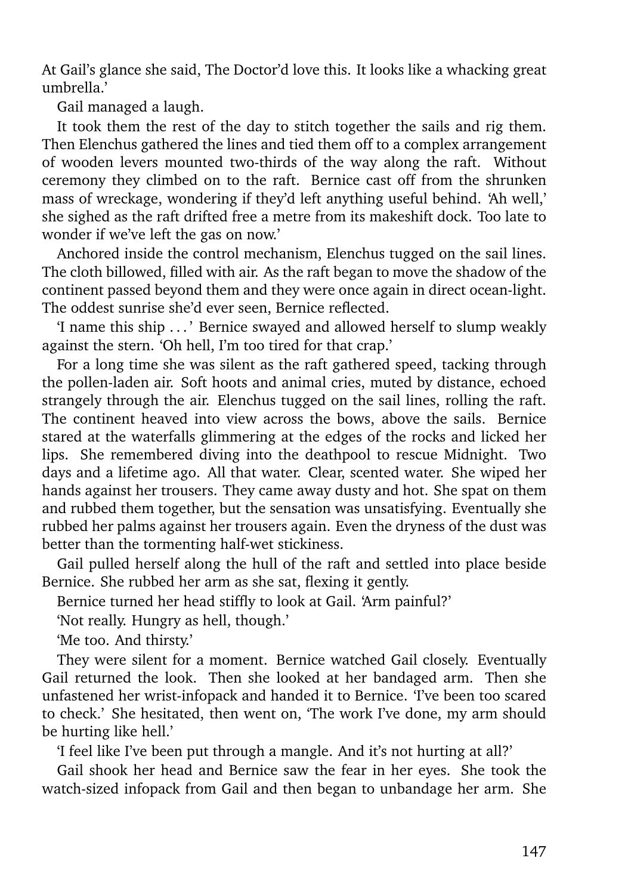At Gail's glance she said, The Doctor'd love this. It looks like a whacking great umbrella.'

Gail managed a laugh.

It took them the rest of the day to stitch together the sails and rig them. Then Elenchus gathered the lines and tied them off to a complex arrangement of wooden levers mounted two-thirds of the way along the raft. Without ceremony they climbed on to the raft. Bernice cast off from the shrunken mass of wreckage, wondering if they'd left anything useful behind. 'Ah well,' she sighed as the raft drifted free a metre from its makeshift dock. Too late to wonder if we've left the gas on now.'

Anchored inside the control mechanism, Elenchus tugged on the sail lines. The cloth billowed, filled with air. As the raft began to move the shadow of the continent passed beyond them and they were once again in direct ocean-light. The oddest sunrise she'd ever seen, Bernice reflected.

'I name this ship . . . ' Bernice swayed and allowed herself to slump weakly against the stern. 'Oh hell, I'm too tired for that crap.'

For a long time she was silent as the raft gathered speed, tacking through the pollen-laden air. Soft hoots and animal cries, muted by distance, echoed strangely through the air. Elenchus tugged on the sail lines, rolling the raft. The continent heaved into view across the bows, above the sails. Bernice stared at the waterfalls glimmering at the edges of the rocks and licked her lips. She remembered diving into the deathpool to rescue Midnight. Two days and a lifetime ago. All that water. Clear, scented water. She wiped her hands against her trousers. They came away dusty and hot. She spat on them and rubbed them together, but the sensation was unsatisfying. Eventually she rubbed her palms against her trousers again. Even the dryness of the dust was better than the tormenting half-wet stickiness.

Gail pulled herself along the hull of the raft and settled into place beside Bernice. She rubbed her arm as she sat, flexing it gently.

Bernice turned her head stiffly to look at Gail. 'Arm painful?'

'Not really. Hungry as hell, though.'

'Me too. And thirsty.'

They were silent for a moment. Bernice watched Gail closely. Eventually Gail returned the look. Then she looked at her bandaged arm. Then she unfastened her wrist-infopack and handed it to Bernice. 'I've been too scared to check.' She hesitated, then went on, 'The work I've done, my arm should be hurting like hell.'

'I feel like I've been put through a mangle. And it's not hurting at all?'

Gail shook her head and Bernice saw the fear in her eyes. She took the watch-sized infopack from Gail and then began to unbandage her arm. She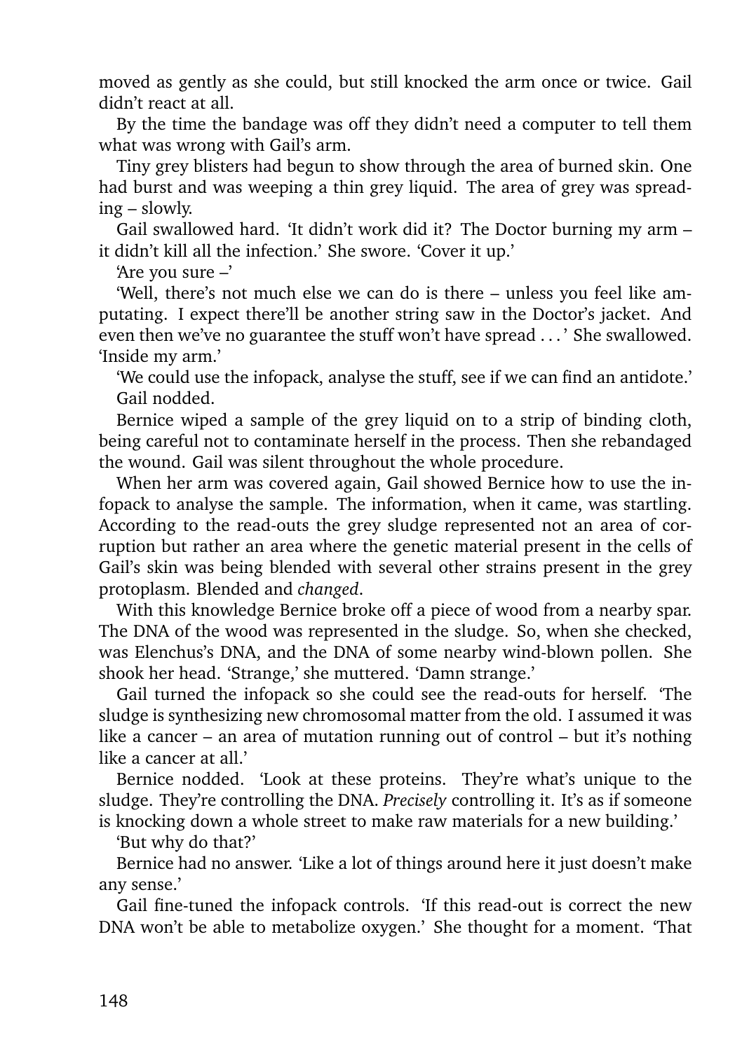moved as gently as she could, but still knocked the arm once or twice. Gail didn't react at all.

By the time the bandage was off they didn't need a computer to tell them what was wrong with Gail's arm.

Tiny grey blisters had begun to show through the area of burned skin. One had burst and was weeping a thin grey liquid. The area of grey was spreading – slowly.

Gail swallowed hard. 'It didn't work did it? The Doctor burning my arm – it didn't kill all the infection.' She swore. 'Cover it up.'

'Are you sure –'

'Well, there's not much else we can do is there – unless you feel like amputating. I expect there'll be another string saw in the Doctor's jacket. And even then we've no guarantee the stuff won't have spread . . . ' She swallowed. 'Inside my arm.'

'We could use the infopack, analyse the stuff, see if we can find an antidote.'

Gail nodded.

Bernice wiped a sample of the grey liquid on to a strip of binding cloth, being careful not to contaminate herself in the process. Then she rebandaged the wound. Gail was silent throughout the whole procedure.

When her arm was covered again, Gail showed Bernice how to use the infopack to analyse the sample. The information, when it came, was startling. According to the read-outs the grey sludge represented not an area of corruption but rather an area where the genetic material present in the cells of Gail's skin was being blended with several other strains present in the grey protoplasm. Blended and *changed*.

With this knowledge Bernice broke off a piece of wood from a nearby spar. The DNA of the wood was represented in the sludge. So, when she checked, was Elenchus's DNA, and the DNA of some nearby wind-blown pollen. She shook her head. 'Strange,' she muttered. 'Damn strange.'

Gail turned the infopack so she could see the read-outs for herself. 'The sludge is synthesizing new chromosomal matter from the old. I assumed it was like a cancer – an area of mutation running out of control – but it's nothing like a cancer at all.'

Bernice nodded. 'Look at these proteins. They're what's unique to the sludge. They're controlling the DNA. *Precisely* controlling it. It's as if someone is knocking down a whole street to make raw materials for a new building.'

'But why do that?'

Bernice had no answer. 'Like a lot of things around here it just doesn't make any sense.'

Gail fine-tuned the infopack controls. 'If this read-out is correct the new DNA won't be able to metabolize oxygen.' She thought for a moment. 'That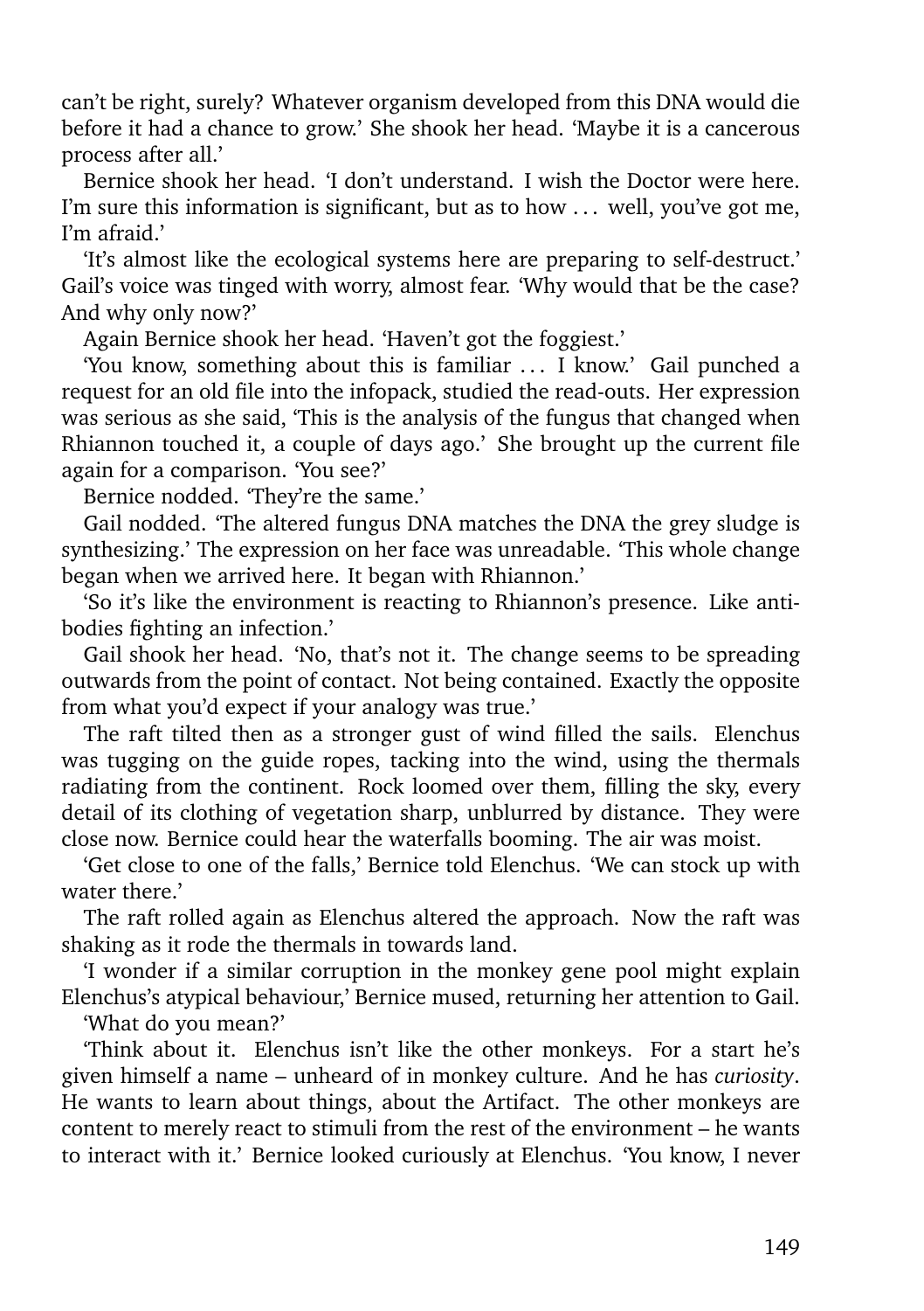can't be right, surely? Whatever organism developed from this DNA would die before it had a chance to grow.' She shook her head. 'Maybe it is a cancerous process after all.'

Bernice shook her head. 'I don't understand. I wish the Doctor were here. I'm sure this information is significant, but as to how . . . well, you've got me, I'm afraid.'

'It's almost like the ecological systems here are preparing to self-destruct.' Gail's voice was tinged with worry, almost fear. 'Why would that be the case? And why only now?'

Again Bernice shook her head. 'Haven't got the foggiest.'

'You know, something about this is familiar . . . I know.' Gail punched a request for an old file into the infopack, studied the read-outs. Her expression was serious as she said, 'This is the analysis of the fungus that changed when Rhiannon touched it, a couple of days ago.' She brought up the current file again for a comparison. 'You see?'

Bernice nodded. 'They're the same.'

Gail nodded. 'The altered fungus DNA matches the DNA the grey sludge is synthesizing.' The expression on her face was unreadable. 'This whole change began when we arrived here. It began with Rhiannon.'

'So it's like the environment is reacting to Rhiannon's presence. Like anti-bodies fighting an infection.'

Gail shook her head. 'No, that's not it. The change seems to be spreading outwards from the point of contact. Not being contained. Exactly the opposite from what you'd expect if your analogy was true.'

The raft tilted then as a stronger gust of wind filled the sails. Elenchus was tugging on the guide ropes, tacking into the wind, using the thermals radiating from the continent. Rock loomed over them, filling the sky, every detail of its clothing of vegetation sharp, unblurred by distance. They were close now. Bernice could hear the waterfalls booming. The air was moist.

'Get close to one of the falls,' Bernice told Elenchus. 'We can stock up with water there.'

The raft rolled again as Elenchus altered the approach. Now the raft was shaking as it rode the thermals in towards land.

'I wonder if a similar corruption in the monkey gene pool might explain Elenchus's atypical behaviour,' Bernice mused, returning her attention to Gail.

'What do you mean?'

'Think about it. Elenchus isn't like the other monkeys. For a start he's given himself a name – unheard of in monkey culture. And he has *curiosity*. He wants to learn about things, about the Artifact. The other monkeys are content to merely react to stimuli from the rest of the environment – he wants to interact with it.' Bernice looked curiously at Elenchus. 'You know, I never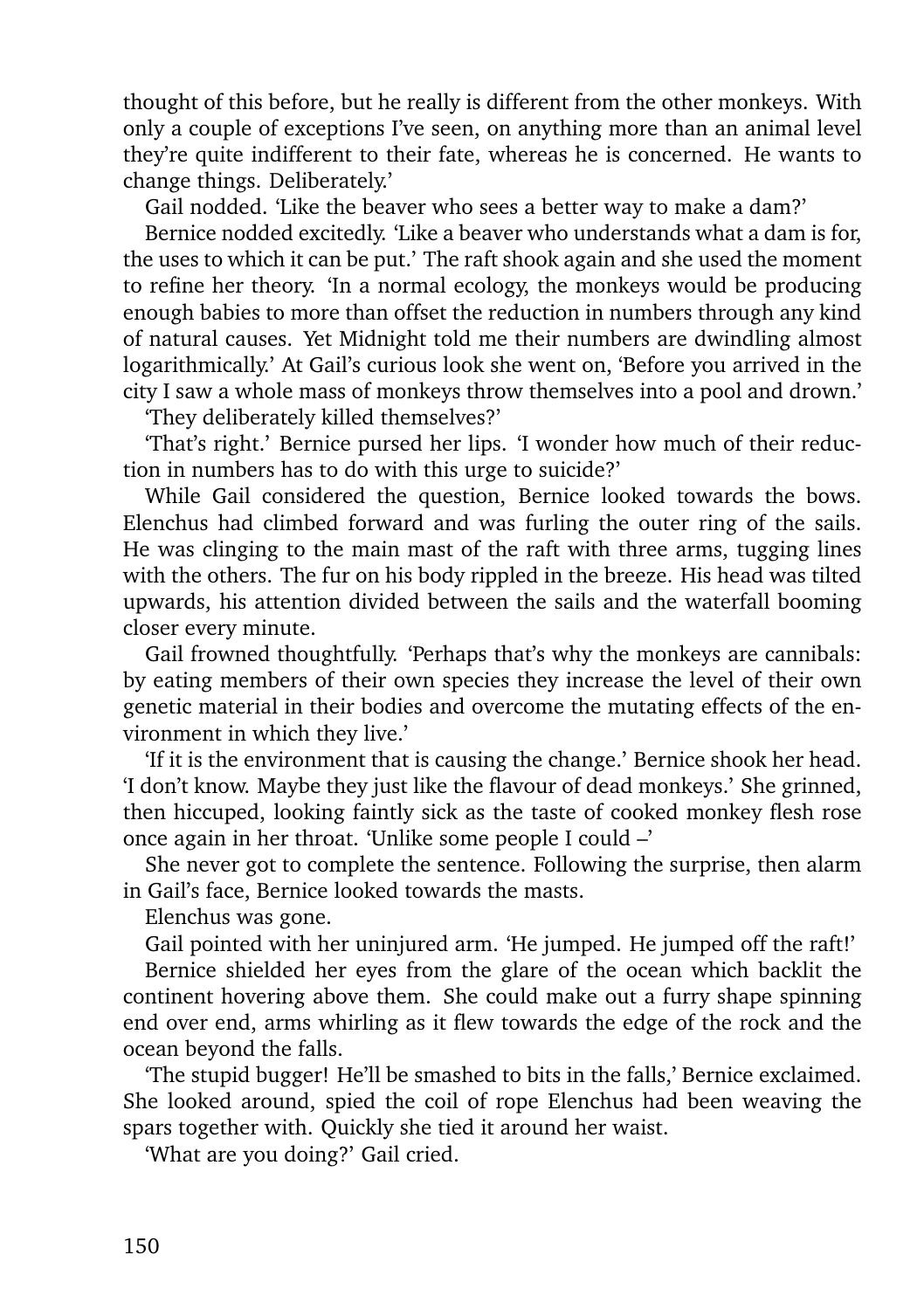thought of this before, but he really is different from the other monkeys. With only a couple of exceptions I've seen, on anything more than an animal level they're quite indifferent to their fate, whereas he is concerned. He wants to change things. Deliberately.'

Gail nodded. 'Like the beaver who sees a better way to make a dam?'

Bernice nodded excitedly. 'Like a beaver who understands what a dam is for, the uses to which it can be put.' The raft shook again and she used the moment to refine her theory. 'In a normal ecology, the monkeys would be producing enough babies to more than offset the reduction in numbers through any kind of natural causes. Yet Midnight told me their numbers are dwindling almost logarithmically.' At Gail's curious look she went on, 'Before you arrived in the city I saw a whole mass of monkeys throw themselves into a pool and drown.'

'They deliberately killed themselves?'

'That's right.' Bernice pursed her lips. 'I wonder how much of their reduction in numbers has to do with this urge to suicide?'

While Gail considered the question, Bernice looked towards the bows. Elenchus had climbed forward and was furling the outer ring of the sails. He was clinging to the main mast of the raft with three arms, tugging lines with the others. The fur on his body rippled in the breeze. His head was tilted upwards, his attention divided between the sails and the waterfall booming closer every minute.

Gail frowned thoughtfully. 'Perhaps that's why the monkeys are cannibals: by eating members of their own species they increase the level of their own genetic material in their bodies and overcome the mutating effects of the environment in which they live.'

'If it is the environment that is causing the change.' Bernice shook her head. 'I don't know. Maybe they just like the flavour of dead monkeys.' She grinned, then hiccuped, looking faintly sick as the taste of cooked monkey flesh rose once again in her throat. 'Unlike some people I could –'

She never got to complete the sentence. Following the surprise, then alarm in Gail's face, Bernice looked towards the masts.

Elenchus was gone.

Gail pointed with her uninjured arm. 'He jumped. He jumped off the raft!'

Bernice shielded her eyes from the glare of the ocean which backlit the continent hovering above them. She could make out a furry shape spinning end over end, arms whirling as it flew towards the edge of the rock and the ocean beyond the falls.

'The stupid bugger! He'll be smashed to bits in the falls,' Bernice exclaimed. She looked around, spied the coil of rope Elenchus had been weaving the spars together with. Quickly she tied it around her waist.

'What are you doing?' Gail cried.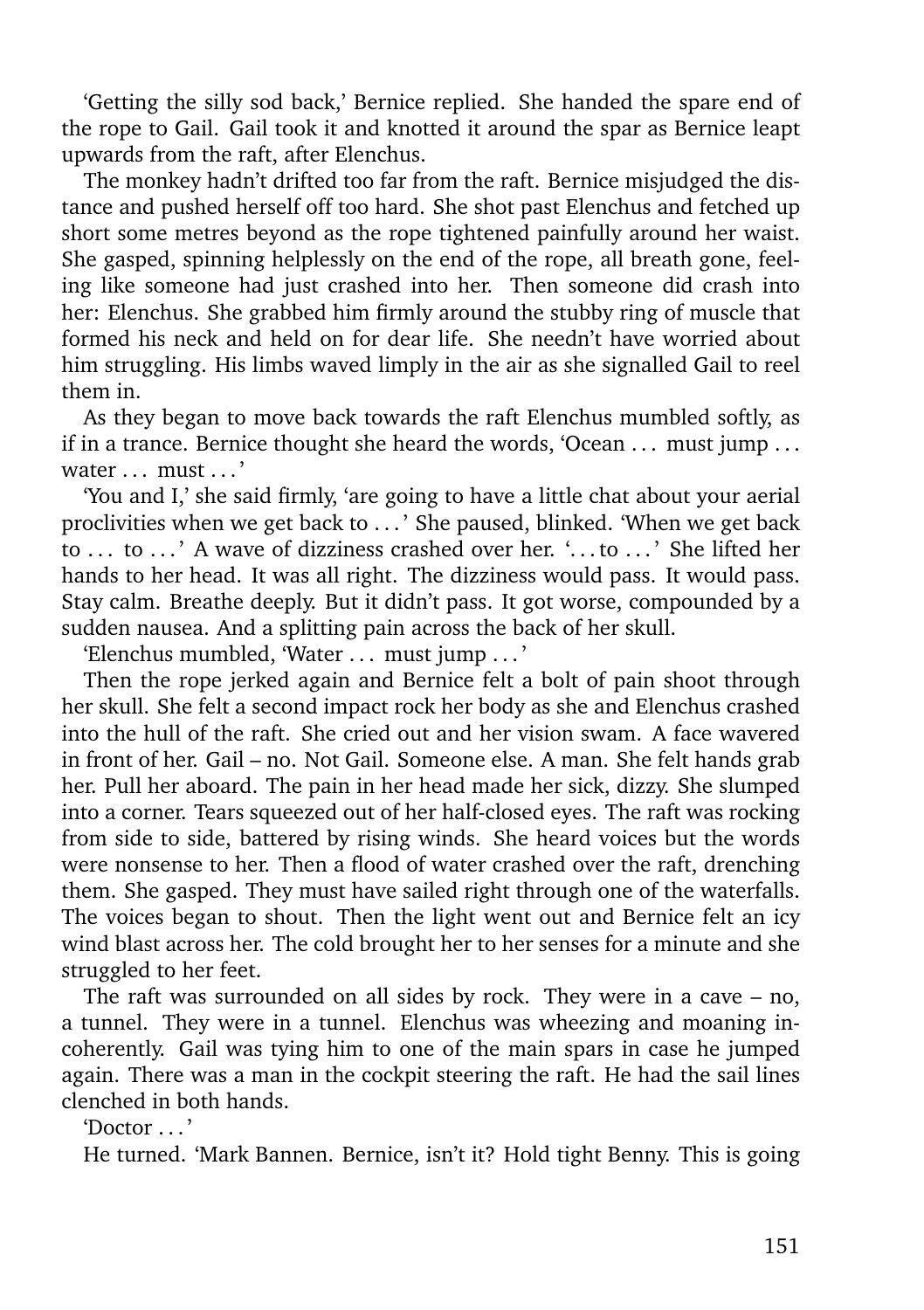'Getting the silly sod back,' Bernice replied. She handed the spare end of the rope to Gail. Gail took it and knotted it around the spar as Bernice leapt upwards from the raft, after Elenchus.

The monkey hadn't drifted too far from the raft. Bernice misjudged the distance and pushed herself off too hard. She shot past Elenchus and fetched up short some metres beyond as the rope tightened painfully around her waist. She gasped, spinning helplessly on the end of the rope, all breath gone, feeling like someone had just crashed into her. Then someone did crash into her: Elenchus. She grabbed him firmly around the stubby ring of muscle that formed his neck and held on for dear life. She needn't have worried about him struggling. His limbs waved limply in the air as she signalled Gail to reel them in.

As they began to move back towards the raft Elenchus mumbled softly, as if in a trance. Bernice thought she heard the words, 'Ocean . . . must jump . . . water . . . must . . . '

'You and I,' she said firmly, 'are going to have a little chat about your aerial proclivities when we get back to . . . ' She paused, blinked. 'When we get back to . . . to . . . ' A wave of dizziness crashed over her. '. . . to . . . ' She lifted her hands to her head. It was all right. The dizziness would pass. It would pass. Stay calm. Breathe deeply. But it didn't pass. It got worse, compounded by a sudden nausea. And a splitting pain across the back of her skull.

'Elenchus mumbled, 'Water . . . must jump . . . '

Then the rope jerked again and Bernice felt a bolt of pain shoot through her skull. She felt a second impact rock her body as she and Elenchus crashed into the hull of the raft. She cried out and her vision swam. A face wavered in front of her. Gail – no. Not Gail. Someone else. A man. She felt hands grab her. Pull her aboard. The pain in her head made her sick, dizzy. She slumped into a corner. Tears squeezed out of her half-closed eyes. The raft was rocking from side to side, battered by rising winds. She heard voices but the words were nonsense to her. Then a flood of water crashed over the raft, drenching them. She gasped. They must have sailed right through one of the waterfalls. The voices began to shout. Then the light went out and Bernice felt an icy wind blast across her. The cold brought her to her senses for a minute and she struggled to her feet.

The raft was surrounded on all sides by rock. They were in a cave – no, a tunnel. They were in a tunnel. Elenchus was wheezing and moaning incoherently. Gail was tying him to one of the main spars in case he jumped again. There was a man in the cockpit steering the raft. He had the sail lines clenched in both hands.

'Doctor . . . '

He turned. 'Mark Bannen. Bernice, isn't it? Hold tight Benny. This is going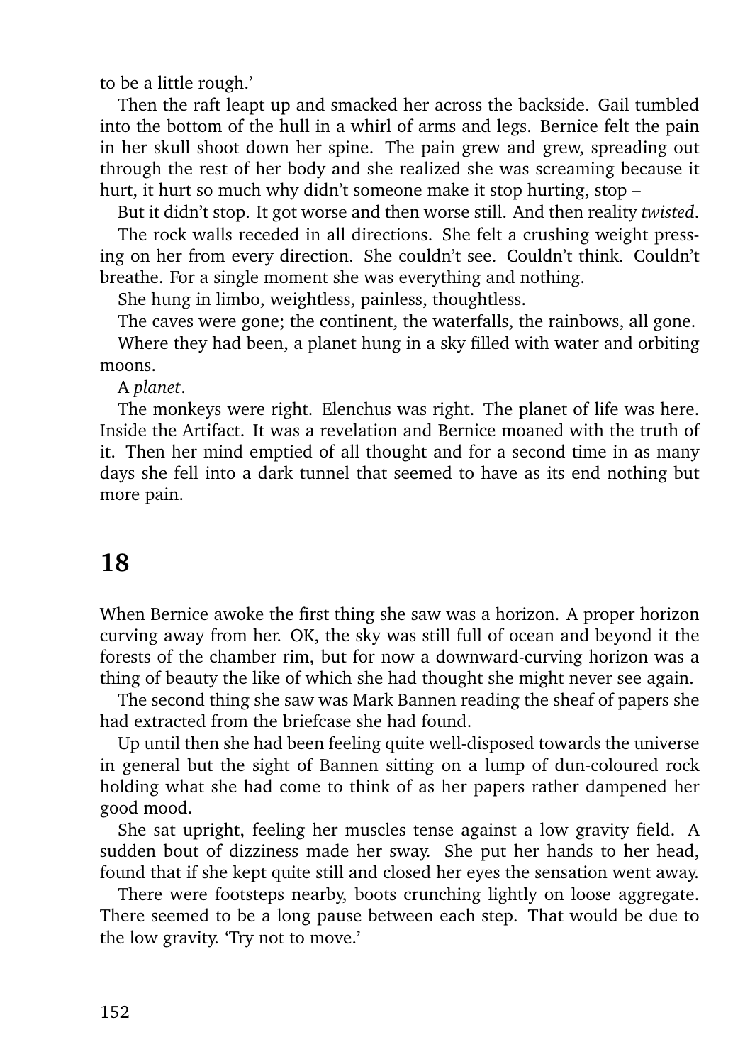to be a little rough.'

Then the raft leapt up and smacked her across the backside. Gail tumbled into the bottom of the hull in a whirl of arms and legs. Bernice felt the pain in her skull shoot down her spine. The pain grew and grew, spreading out through the rest of her body and she realized she was screaming because it hurt, it hurt so much why didn't someone make it stop hurting, stop –

But it didn't stop. It got worse and then worse still. And then reality *twisted*.

The rock walls receded in all directions. She felt a crushing weight pressing on her from every direction. She couldn't see. Couldn't think. Couldn't breathe. For a single moment she was everything and nothing.

She hung in limbo, weightless, painless, thoughtless.

The caves were gone; the continent, the waterfalls, the rainbows, all gone.

Where they had been, a planet hung in a sky filled with water and orbiting moons.

A *planet*.

The monkeys were right. Elenchus was right. The planet of life was here. Inside the Artifact. It was a revelation and Bernice moaned with the truth of it. Then her mind emptied of all thought and for a second time in as many days she fell into a dark tunnel that seemed to have as its end nothing but more pain.

## 18

When Bernice awoke the first thing she saw was a horizon. A proper horizon curving away from her. OK, the sky was still full of ocean and beyond it the forests of the chamber rim, but for now a downward-curving horizon was a thing of beauty the like of which she had thought she might never see again.

The second thing she saw was Mark Bannen reading the sheaf of papers she had extracted from the briefcase she had found.

Up until then she had been feeling quite well-disposed towards the universe in general but the sight of Bannen sitting on a lump of dun-coloured rock holding what she had come to think of as her papers rather dampened her good mood.

She sat upright, feeling her muscles tense against a low gravity field. A sudden bout of dizziness made her sway. She put her hands to her head, found that if she kept quite still and closed her eyes the sensation went away.

There were footsteps nearby, boots crunching lightly on loose aggregate. There seemed to be a long pause between each step. That would be due to the low gravity. 'Try not to move.'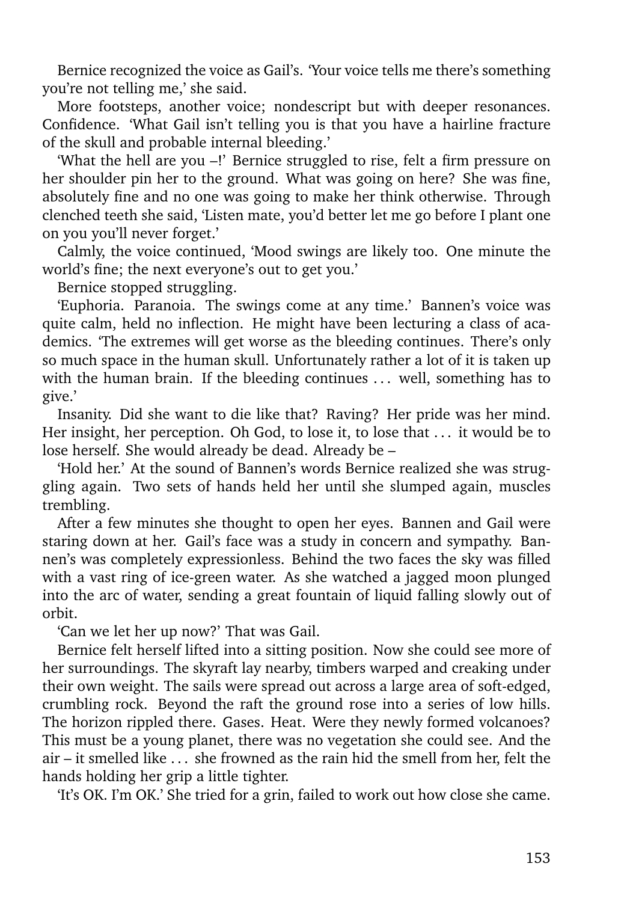Bernice recognized the voice as Gail's. 'Your voice tells me there's something you're not telling me,' she said.

More footsteps, another voice; nondescript but with deeper resonances. Confidence. 'What Gail isn't telling you is that you have a hairline fracture of the skull and probable internal bleeding.'

'What the hell are you –!' Bernice struggled to rise, felt a firm pressure on her shoulder pin her to the ground. What was going on here? She was fine, absolutely fine and no one was going to make her think otherwise. Through clenched teeth she said, 'Listen mate, you'd better let me go before I plant one on you you'll never forget.'

Calmly, the voice continued, 'Mood swings are likely too. One minute the world's fine; the next everyone's out to get you.'

Bernice stopped struggling.

'Euphoria. Paranoia. The swings come at any time.' Bannen's voice was quite calm, held no inflection. He might have been lecturing a class of academics. 'The extremes will get worse as the bleeding continues. There's only so much space in the human skull. Unfortunately rather a lot of it is taken up with the human brain. If the bleeding continues . . . well, something has to give.'

Insanity. Did she want to die like that? Raving? Her pride was her mind. Her insight, her perception. Oh God, to lose it, to lose that . . . it would be to lose herself. She would already be dead. Already be –

'Hold her.' At the sound of Bannen's words Bernice realized she was struggling again. Two sets of hands held her until she slumped again, muscles trembling.

After a few minutes she thought to open her eyes. Bannen and Gail were staring down at her. Gail's face was a study in concern and sympathy. Bannen's was completely expressionless. Behind the two faces the sky was filled with a vast ring of ice-green water. As she watched a jagged moon plunged into the arc of water, sending a great fountain of liquid falling slowly out of orbit.

'Can we let her up now?' That was Gail.

Bernice felt herself lifted into a sitting position. Now she could see more of her surroundings. The skyraft lay nearby, timbers warped and creaking under their own weight. The sails were spread out across a large area of soft-edged, crumbling rock. Beyond the raft the ground rose into a series of low hills. The horizon rippled there. Gases. Heat. Were they newly formed volcanoes? This must be a young planet, there was no vegetation she could see. And the air – it smelled like . . . she frowned as the rain hid the smell from her, felt the hands holding her grip a little tighter.

'It's OK. I'm OK.' She tried for a grin, failed to work out how close she came.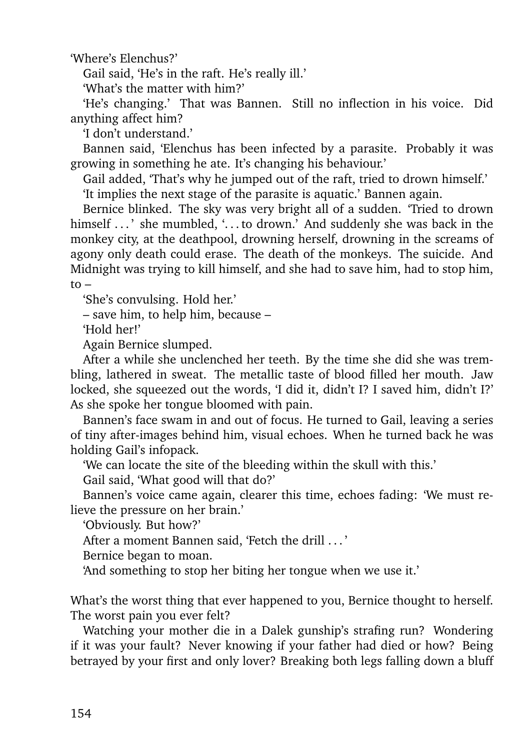'Where's Elenchus?'

Gail said, 'He's in the raft. He's really ill.'

'What's the matter with him?'

'He's changing.' That was Bannen. Still no inflection in his voice. Did anything affect him?

'I don't understand.'

Bannen said, 'Elenchus has been infected by a parasite. Probably it was growing in something he ate. It's changing his behaviour.'

Gail added, 'That's why he jumped out of the raft, tried to drown himself.'

'It implies the next stage of the parasite is aquatic.' Bannen again.

Bernice blinked. The sky was very bright all of a sudden. 'Tried to drown himself . . . ' she mumbled, '. . . to drown.' And suddenly she was back in the monkey city, at the deathpool, drowning herself, drowning in the screams of agony only death could erase. The death of the monkeys. The suicide. And Midnight was trying to kill himself, and she had to save him, had to stop him, to –

'She's convulsing. Hold her.'

– save him, to help him, because –

'Hold her!'

Again Bernice slumped.

After a while she unclenched her teeth. By the time she did she was trembling, lathered in sweat. The metallic taste of blood filled her mouth. Jaw locked, she squeezed out the words, 'I did it, didn't I? I saved him, didn't I?' As she spoke her tongue bloomed with pain.

Bannen's face swam in and out of focus. He turned to Gail, leaving a series of tiny after-images behind him, visual echoes. When he turned back he was holding Gail's infopack.

'We can locate the site of the bleeding within the skull with this.'

Gail said, 'What good will that do?'

Bannen's voice came again, clearer this time, echoes fading: 'We must relieve the pressure on her brain.'

'Obviously. But how?'

After a moment Bannen said, 'Fetch the drill . . . '

Bernice began to moan.

'And something to stop her biting her tongue when we use it.'

What's the worst thing that ever happened to you, Bernice thought to herself. The worst pain you ever felt?

Watching your mother die in a Dalek gunship's strafing run? Wondering if it was your fault? Never knowing if your father had died or how? Being betrayed by your first and only lover? Breaking both legs falling down a bluff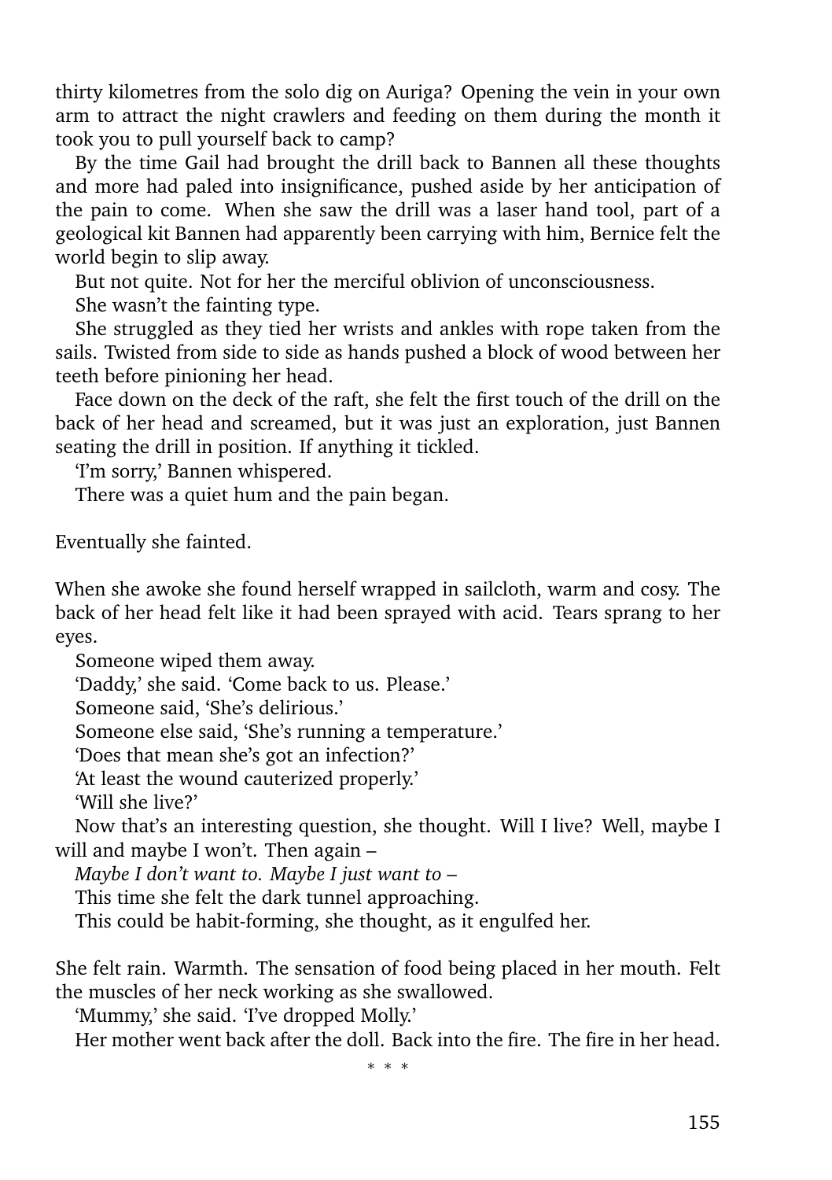thirty kilometres from the solo dig on Auriga? Opening the vein in your own arm to attract the night crawlers and feeding on them during the month it took you to pull yourself back to camp?

By the time Gail had brought the drill back to Bannen all these thoughts and more had paled into insignificance, pushed aside by her anticipation of the pain to come. When she saw the drill was a laser hand tool, part of a geological kit Bannen had apparently been carrying with him, Bernice felt the world begin to slip away.

But not quite. Not for her the merciful oblivion of unconsciousness.

She wasn't the fainting type.

She struggled as they tied her wrists and ankles with rope taken from the sails. Twisted from side to side as hands pushed a block of wood between her teeth before pinioning her head.

Face down on the deck of the raft, she felt the first touch of the drill on the back of her head and screamed, but it was just an exploration, just Bannen seating the drill in position. If anything it tickled.

'I'm sorry,' Bannen whispered.

There was a quiet hum and the pain began.

Eventually she fainted.

When she awoke she found herself wrapped in sailcloth, warm and cosy. The back of her head felt like it had been sprayed with acid. Tears sprang to her eyes.

Someone wiped them away.

'Daddy,' she said. 'Come back to us. Please.'

Someone said, 'She's delirious.'

Someone else said, 'She's running a temperature.'

'Does that mean she's got an infection?'

'At least the wound cauterized properly.'

'Will she live?'

Now that's an interesting question, she thought. Will I live? Well, maybe I will and maybe I won't. Then again –

*Maybe I don't want to. Maybe I just want to –*

This time she felt the dark tunnel approaching.

This could be habit-forming, she thought, as it engulfed her.

She felt rain. Warmth. The sensation of food being placed in her mouth. Felt the muscles of her neck working as she swallowed.

'Mummy,' she said. 'I've dropped Molly.'

Her mother went back after the doll. Back into the fire. The fire in her head.

\* \* \*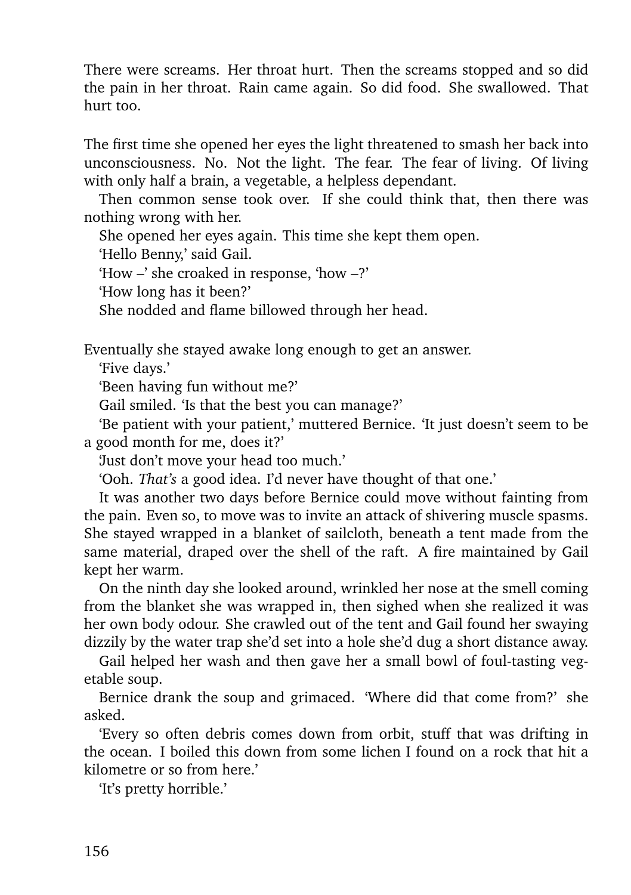There were screams. Her throat hurt. Then the screams stopped and so did the pain in her throat. Rain came again. So did food. She swallowed. That hurt too.

The first time she opened her eyes the light threatened to smash her back into unconsciousness. No. Not the light. The fear. The fear of living. Of living with only half a brain, a vegetable, a helpless dependant.

Then common sense took over. If she could think that, then there was nothing wrong with her.

She opened her eyes again. This time she kept them open.

'Hello Benny,' said Gail.

'How –' she croaked in response, 'how –?'

'How long has it been?'

She nodded and flame billowed through her head.

Eventually she stayed awake long enough to get an answer.

'Five days.'

'Been having fun without me?'

Gail smiled. 'Is that the best you can manage?'

'Be patient with your patient,' muttered Bernice. 'It just doesn't seem to be a good month for me, does it?'

'Just don't move your head too much.'

'Ooh. *That's* a good idea. I'd never have thought of that one.'

It was another two days before Bernice could move without fainting from the pain. Even so, to move was to invite an attack of shivering muscle spasms. She stayed wrapped in a blanket of sailcloth, beneath a tent made from the same material, draped over the shell of the raft. A fire maintained by Gail kept her warm.

On the ninth day she looked around, wrinkled her nose at the smell coming from the blanket she was wrapped in, then sighed when she realized it was her own body odour. She crawled out of the tent and Gail found her swaying dizzily by the water trap she'd set into a hole she'd dug a short distance away.

Gail helped her wash and then gave her a small bowl of foul-tasting vegetable soup.

Bernice drank the soup and grimaced. 'Where did that come from?' she asked.

'Every so often debris comes down from orbit, stuff that was drifting in the ocean. I boiled this down from some lichen I found on a rock that hit a kilometre or so from here.'

'It's pretty horrible.'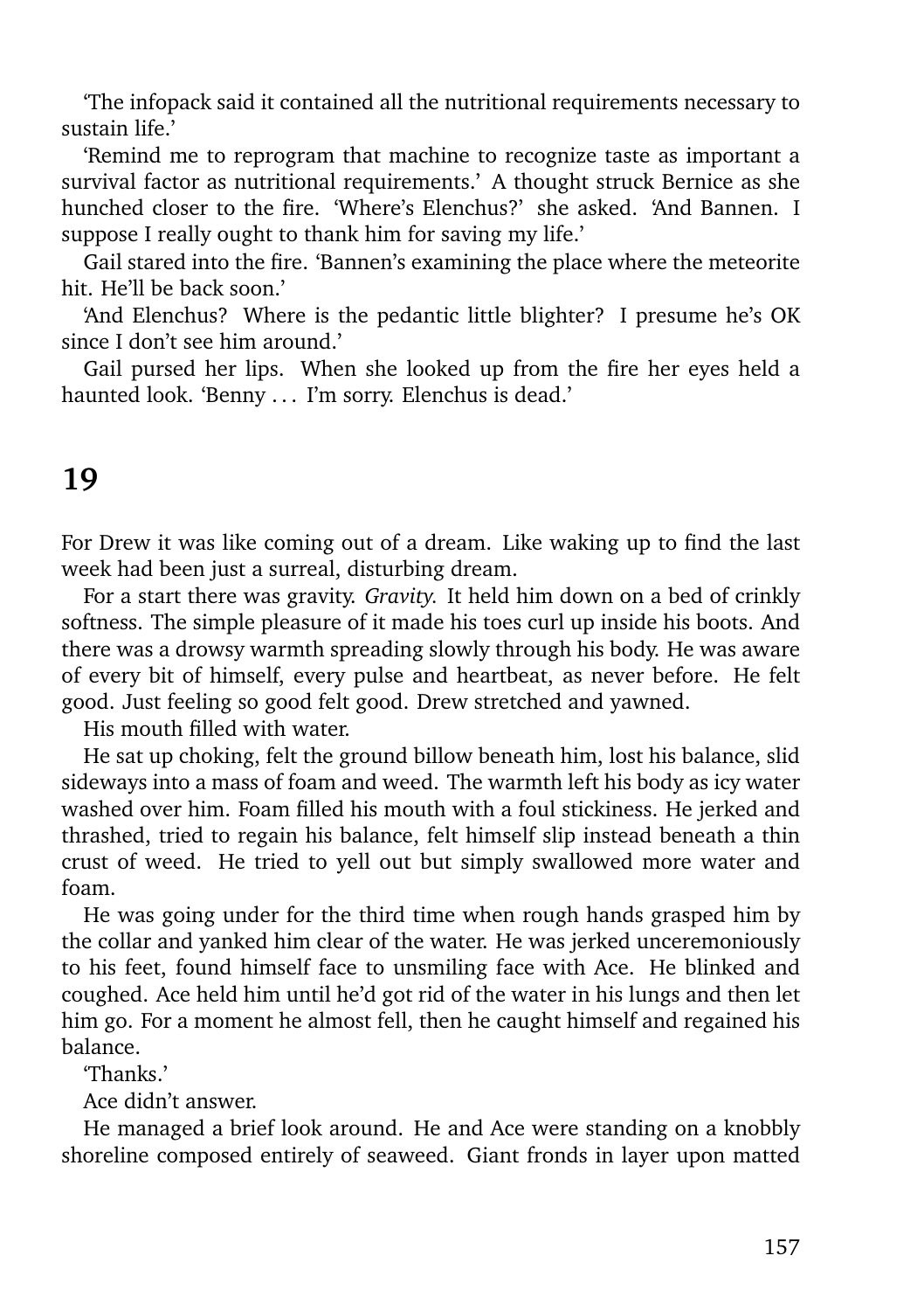'The infopack said it contained all the nutritional requirements necessary to sustain life.'

'Remind me to reprogram that machine to recognize taste as important a survival factor as nutritional requirements.' A thought struck Bernice as she hunched closer to the fire. 'Where's Elenchus?' she asked. 'And Bannen. I suppose I really ought to thank him for saving my life.'

Gail stared into the fire. 'Bannen's examining the place where the meteorite hit. He'll be back soon.'

'And Elenchus? Where is the pedantic little blighter? I presume he's OK since I don't see him around.'

Gail pursed her lips. When she looked up from the fire her eyes held a haunted look. 'Benny . . . I'm sorry. Elenchus is dead.'

## 19

For Drew it was like coming out of a dream. Like waking up to find the last week had been just a surreal, disturbing dream.

For a start there was gravity. *Gravity.* It held him down on a bed of crinkly softness. The simple pleasure of it made his toes curl up inside his boots. And there was a drowsy warmth spreading slowly through his body. He was aware of every bit of himself, every pulse and heartbeat, as never before. He felt good. Just feeling so good felt good. Drew stretched and yawned.

His mouth filled with water.

He sat up choking, felt the ground billow beneath him, lost his balance, slid sideways into a mass of foam and weed. The warmth left his body as icy water washed over him. Foam filled his mouth with a foul stickiness. He jerked and thrashed, tried to regain his balance, felt himself slip instead beneath a thin crust of weed. He tried to yell out but simply swallowed more water and foam.

He was going under for the third time when rough hands grasped him by the collar and yanked him clear of the water. He was jerked unceremoniously to his feet, found himself face to unsmiling face with Ace. He blinked and coughed. Ace held him until he'd got rid of the water in his lungs and then let him go. For a moment he almost fell, then he caught himself and regained his balance.

'Thanks.'

Ace didn't answer.

He managed a brief look around. He and Ace were standing on a knobbly shoreline composed entirely of seaweed. Giant fronds in layer upon matted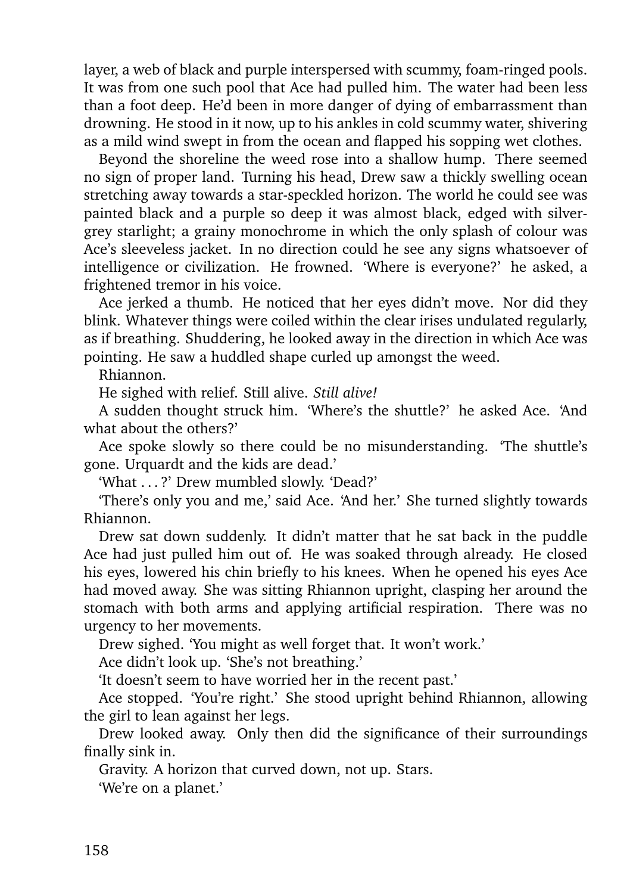layer, a web of black and purple interspersed with scummy, foam-ringed pools. It was from one such pool that Ace had pulled him. The water had been less than a foot deep. He'd been in more danger of dying of embarrassment than drowning. He stood in it now, up to his ankles in cold scummy water, shivering as a mild wind swept in from the ocean and flapped his sopping wet clothes.

Beyond the shoreline the weed rose into a shallow hump. There seemed no sign of proper land. Turning his head, Drew saw a thickly swelling ocean stretching away towards a star-speckled horizon. The world he could see was painted black and a purple so deep it was almost black, edged with silver-grey starlight; a grainy monochrome in which the only splash of colour was Ace's sleeveless jacket. In no direction could he see any signs whatsoever of intelligence or civilization. He frowned. 'Where is everyone?' he asked, a frightened tremor in his voice.

Ace jerked a thumb. He noticed that her eyes didn't move. Nor did they blink. Whatever things were coiled within the clear irises undulated regularly, as if breathing. Shuddering, he looked away in the direction in which Ace was pointing. He saw a huddled shape curled up amongst the weed.

Rhiannon.

He sighed with relief. Still alive. *Still alive!*

A sudden thought struck him. 'Where's the shuttle?' he asked Ace. 'And what about the others?'

Ace spoke slowly so there could be no misunderstanding. 'The shuttle's gone. Urquardt and the kids are dead.'

'What . . . ?' Drew mumbled slowly. 'Dead?'

'There's only you and me,' said Ace. 'And her.' She turned slightly towards Rhiannon.

Drew sat down suddenly. It didn't matter that he sat back in the puddle Ace had just pulled him out of. He was soaked through already. He closed his eyes, lowered his chin briefly to his knees. When he opened his eyes Ace had moved away. She was sitting Rhiannon upright, clasping her around the stomach with both arms and applying artificial respiration. There was no urgency to her movements.

Drew sighed. 'You might as well forget that. It won't work.'

Ace didn't look up. 'She's not breathing.'

'It doesn't seem to have worried her in the recent past.'

Ace stopped. 'You're right.' She stood upright behind Rhiannon, allowing the girl to lean against her legs.

Drew looked away. Only then did the significance of their surroundings finally sink in.

Gravity. A horizon that curved down, not up. Stars.

'We're on a planet.'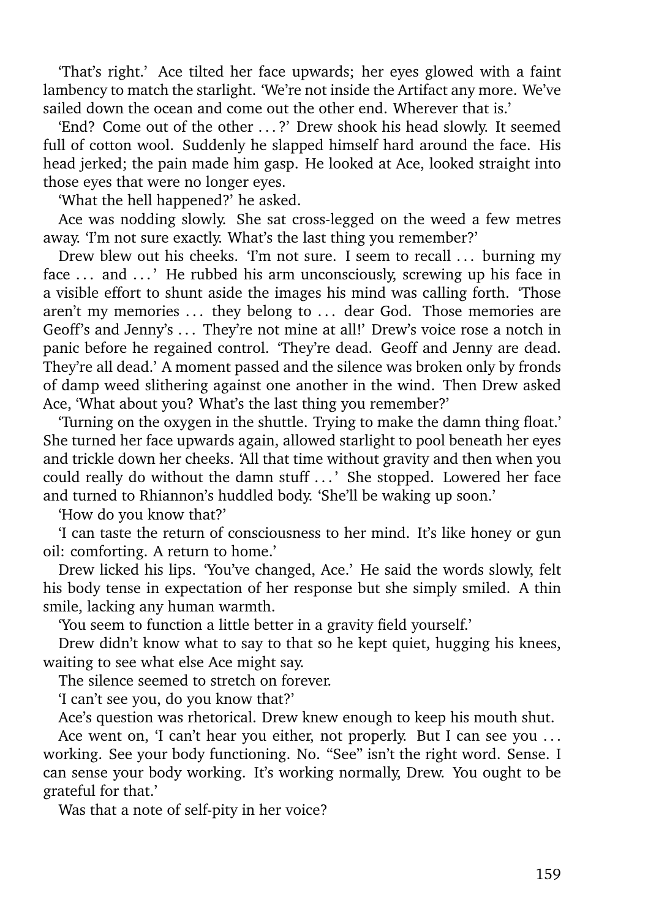'That's right.' Ace tilted her face upwards; her eyes glowed with a faint lambency to match the starlight. 'We're not inside the Artifact any more. We've sailed down the ocean and come out the other end. Wherever that is.'

'End? Come out of the other . . . ?' Drew shook his head slowly. It seemed full of cotton wool. Suddenly he slapped himself hard around the face. His head jerked; the pain made him gasp. He looked at Ace, looked straight into those eyes that were no longer eyes.

'What the hell happened?' he asked.

Ace was nodding slowly. She sat cross-legged on the weed a few metres away. 'I'm not sure exactly. What's the last thing you remember?'

Drew blew out his cheeks. 'I'm not sure. I seem to recall . . . burning my face . . . and . . . ' He rubbed his arm unconsciously, screwing up his face in a visible effort to shunt aside the images his mind was calling forth. 'Those aren't my memories . . . they belong to . . . dear God. Those memories are Geoff's and Jenny's . . . They're not mine at all!' Drew's voice rose a notch in panic before he regained control. 'They're dead. Geoff and Jenny are dead. They're all dead.' A moment passed and the silence was broken only by fronds of damp weed slithering against one another in the wind. Then Drew asked Ace, 'What about you? What's the last thing you remember?'

'Turning on the oxygen in the shuttle. Trying to make the damn thing float.' She turned her face upwards again, allowed starlight to pool beneath her eyes and trickle down her cheeks. 'All that time without gravity and then when you could really do without the damn stuff . . . ' She stopped. Lowered her face and turned to Rhiannon's huddled body. 'She'll be waking up soon.'

'How do you know that?'

'I can taste the return of consciousness to her mind. It's like honey or gun oil: comforting. A return to home.'

Drew licked his lips. 'You've changed, Ace.' He said the words slowly, felt his body tense in expectation of her response but she simply smiled. A thin smile, lacking any human warmth.

'You seem to function a little better in a gravity field yourself.'

Drew didn't know what to say to that so he kept quiet, hugging his knees, waiting to see what else Ace might say.

The silence seemed to stretch on forever.

'I can't see you, do you know that?'

Ace's question was rhetorical. Drew knew enough to keep his mouth shut.

Ace went on, 'I can't hear you either, not properly. But I can see you . . . working. See your body functioning. No. "See" isn't the right word. Sense. I can sense your body working. It's working normally, Drew. You ought to be grateful for that.'

Was that a note of self-pity in her voice?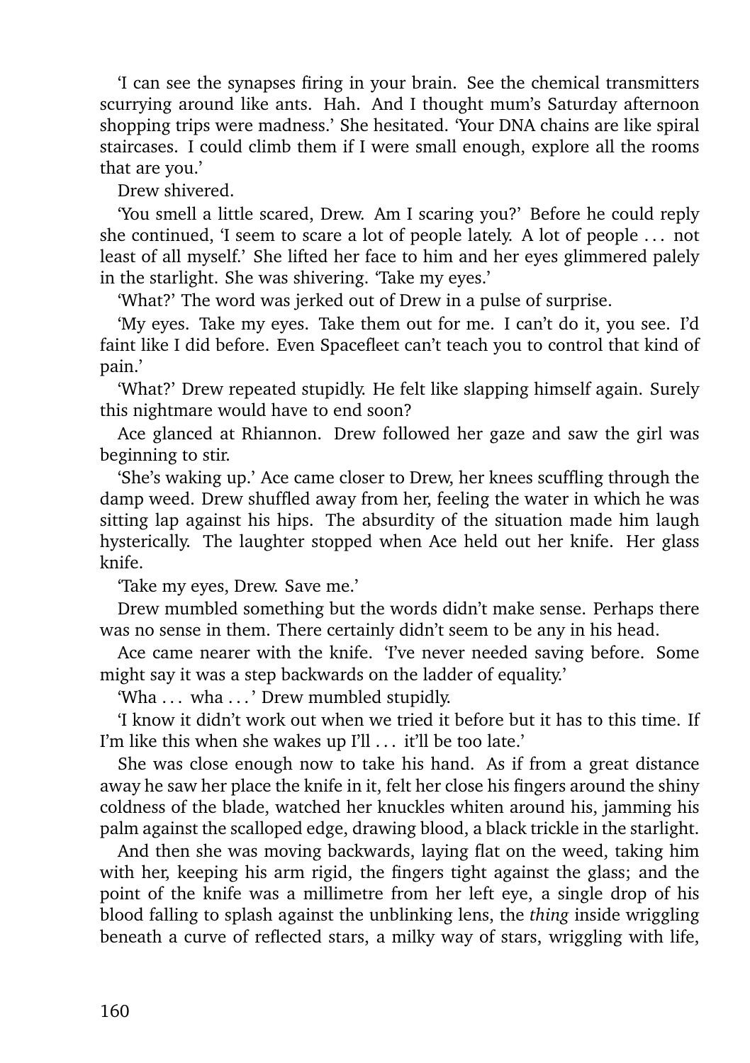'I can see the synapses firing in your brain. See the chemical transmitters scurrying around like ants. Hah. And I thought mum's Saturday afternoon shopping trips were madness.' She hesitated. 'Your DNA chains are like spiral staircases. I could climb them if I were small enough, explore all the rooms that are you.'

Drew shivered.

'You smell a little scared, Drew. Am I scaring you?' Before he could reply she continued, 'I seem to scare a lot of people lately. A lot of people . . . not least of all myself.' She lifted her face to him and her eyes glimmered palely in the starlight. She was shivering. 'Take my eyes.'

'What?' The word was jerked out of Drew in a pulse of surprise.

'My eyes. Take my eyes. Take them out for me. I can't do it, you see. I'd faint like I did before. Even Spacefleet can't teach you to control that kind of pain.'

'What?' Drew repeated stupidly. He felt like slapping himself again. Surely this nightmare would have to end soon?

Ace glanced at Rhiannon. Drew followed her gaze and saw the girl was beginning to stir.

'She's waking up.' Ace came closer to Drew, her knees scuffling through the damp weed. Drew shuffled away from her, feeling the water in which he was sitting lap against his hips. The absurdity of the situation made him laugh hysterically. The laughter stopped when Ace held out her knife. Her glass knife.

'Take my eyes, Drew. Save me.'

Drew mumbled something but the words didn't make sense. Perhaps there was no sense in them. There certainly didn't seem to be any in his head.

Ace came nearer with the knife. 'I've never needed saving before. Some might say it was a step backwards on the ladder of equality.'

'Wha . . . wha . . . ' Drew mumbled stupidly.

'I know it didn't work out when we tried it before but it has to this time. If I'm like this when she wakes up I'll . . . it'll be too late.'

She was close enough now to take his hand. As if from a great distance away he saw her place the knife in it, felt her close his fingers around the shiny coldness of the blade, watched her knuckles whiten around his, jamming his palm against the scalloped edge, drawing blood, a black trickle in the starlight.

And then she was moving backwards, laying flat on the weed, taking him with her, keeping his arm rigid, the fingers tight against the glass; and the point of the knife was a millimetre from her left eye, a single drop of his blood falling to splash against the unblinking lens, the *thing* inside wriggling beneath a curve of reflected stars, a milky way of stars, wriggling with life,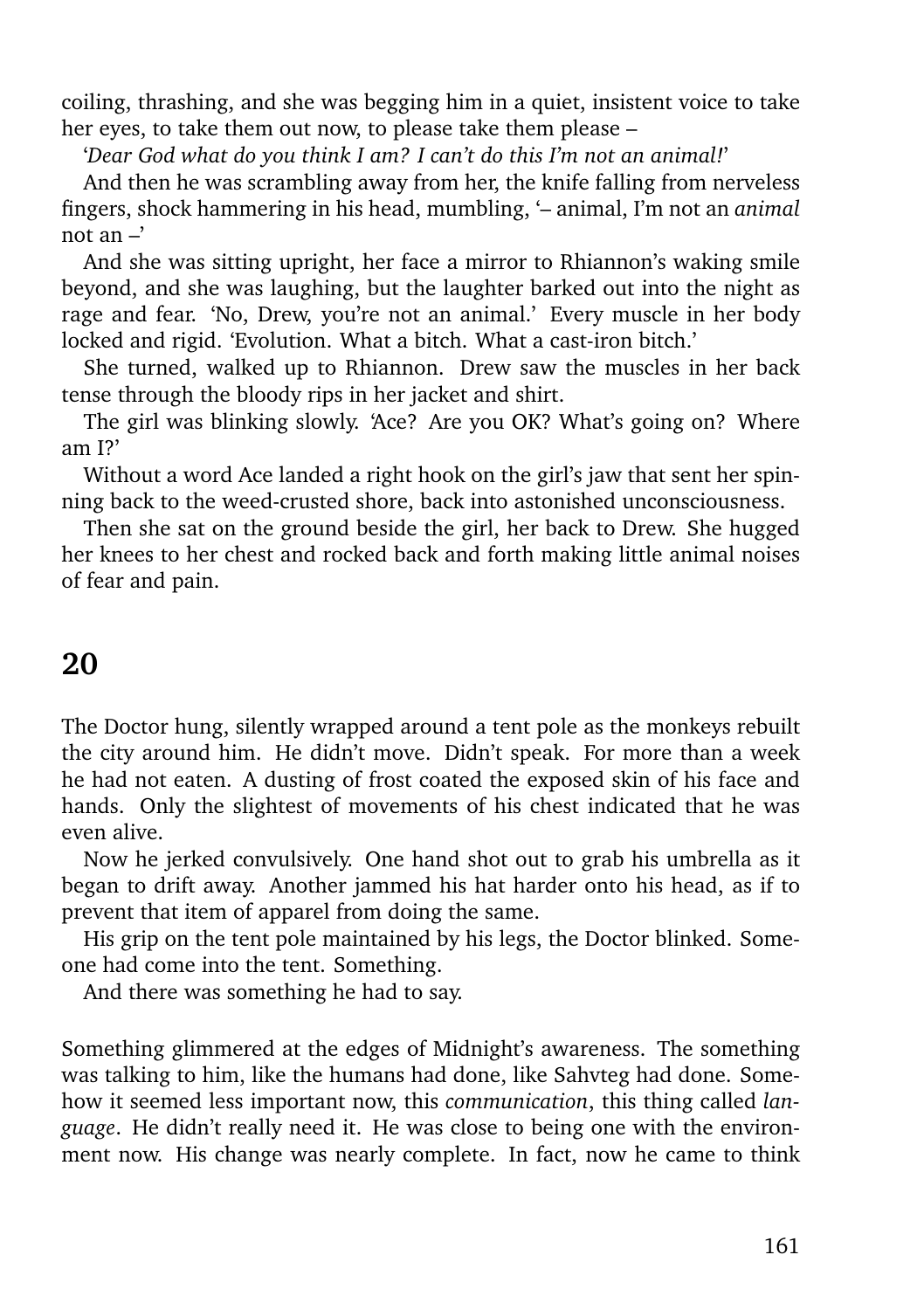coiling, thrashing, and she was begging him in a quiet, insistent voice to take her eyes, to take them out now, to please take them please –

'*Dear God what do you think I am? I can't do this I'm not an animal!*'

And then he was scrambling away from her, the knife falling from nerveless fingers, shock hammering in his head, mumbling, '– animal, I'm not an *animal* not an –'

And she was sitting upright, her face a mirror to Rhiannon's waking smile beyond, and she was laughing, but the laughter barked out into the night as rage and fear. 'No, Drew, you're not an animal.' Every muscle in her body locked and rigid. 'Evolution. What a bitch. What a cast-iron bitch.'

She turned, walked up to Rhiannon. Drew saw the muscles in her back tense through the bloody rips in her jacket and shirt.

The girl was blinking slowly. 'Ace? Are you OK? What's going on? Where am I?'

Without a word Ace landed a right hook on the girl's jaw that sent her spinning back to the weed-crusted shore, back into astonished unconsciousness.

Then she sat on the ground beside the girl, her back to Drew. She hugged her knees to her chest and rocked back and forth making little animal noises of fear and pain.

## 20

The Doctor hung, silently wrapped around a tent pole as the monkeys rebuilt the city around him. He didn't move. Didn't speak. For more than a week he had not eaten. A dusting of frost coated the exposed skin of his face and hands. Only the slightest of movements of his chest indicated that he was even alive.

Now he jerked convulsively. One hand shot out to grab his umbrella as it began to drift away. Another jammed his hat harder onto his head, as if to prevent that item of apparel from doing the same.

His grip on the tent pole maintained by his legs, the Doctor blinked. Someone had come into the tent. Something.

And there was something he had to say.

Something glimmered at the edges of Midnight's awareness. The something was talking to him, like the humans had done, like Sahvteg had done. Somehow it seemed less important now, this *communication*, this thing called *language*. He didn't really need it. He was close to being one with the environment now. His change was nearly complete. In fact, now he came to think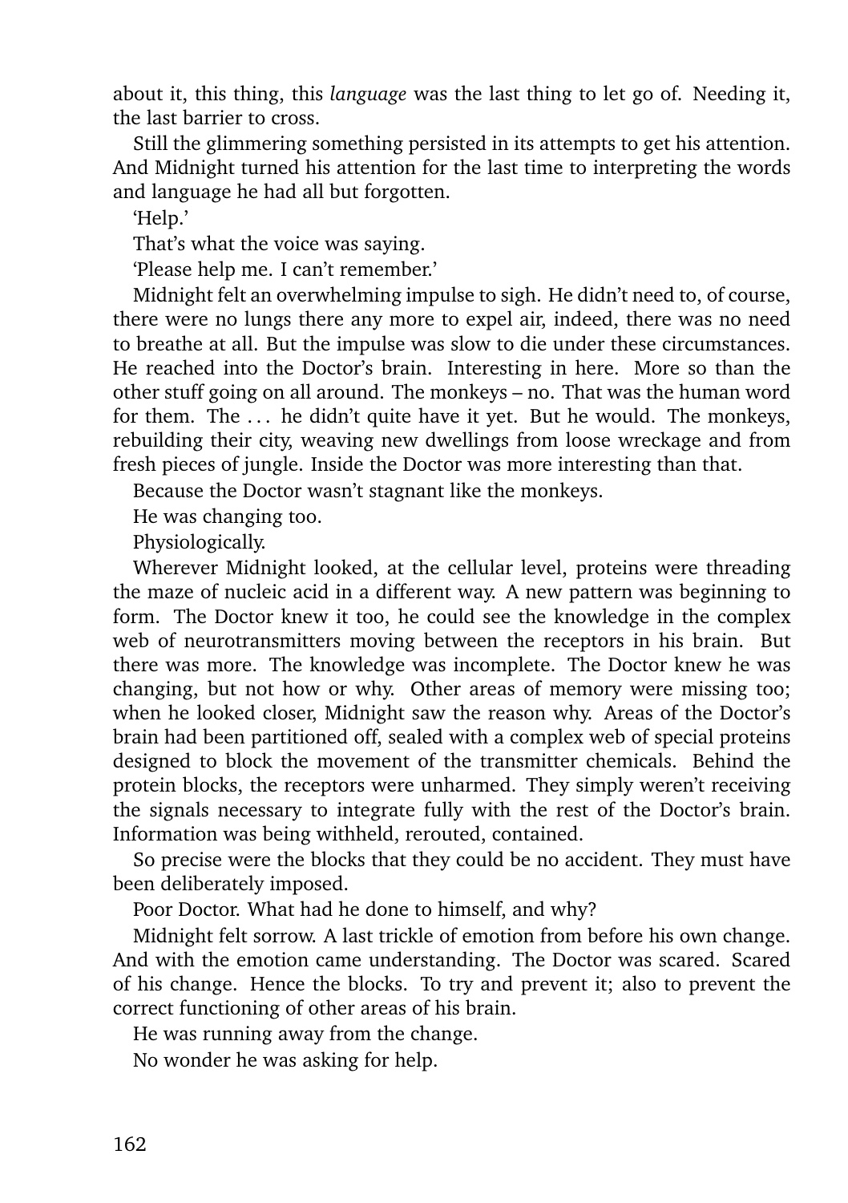about it, this thing, this *language* was the last thing to let go of. Needing it, the last barrier to cross.

Still the glimmering something persisted in its attempts to get his attention. And Midnight turned his attention for the last time to interpreting the words and language he had all but forgotten.

'Help.'

That's what the voice was saying.

'Please help me. I can't remember.'

Midnight felt an overwhelming impulse to sigh. He didn't need to, of course, there were no lungs there any more to expel air, indeed, there was no need to breathe at all. But the impulse was slow to die under these circumstances. He reached into the Doctor's brain. Interesting in here. More so than the other stuff going on all around. The monkeys – no. That was the human word for them. The . . . he didn't quite have it yet. But he would. The monkeys, rebuilding their city, weaving new dwellings from loose wreckage and from fresh pieces of jungle. Inside the Doctor was more interesting than that.

Because the Doctor wasn't stagnant like the monkeys.

He was changing too.

Physiologically.

Wherever Midnight looked, at the cellular level, proteins were threading the maze of nucleic acid in a different way. A new pattern was beginning to form. The Doctor knew it too, he could see the knowledge in the complex web of neurotransmitters moving between the receptors in his brain. But there was more. The knowledge was incomplete. The Doctor knew he was changing, but not how or why. Other areas of memory were missing too; when he looked closer, Midnight saw the reason why. Areas of the Doctor's brain had been partitioned off, sealed with a complex web of special proteins designed to block the movement of the transmitter chemicals. Behind the protein blocks, the receptors were unharmed. They simply weren't receiving the signals necessary to integrate fully with the rest of the Doctor's brain. Information was being withheld, rerouted, contained.

So precise were the blocks that they could be no accident. They must have been deliberately imposed.

Poor Doctor. What had he done to himself, and why?

Midnight felt sorrow. A last trickle of emotion from before his own change. And with the emotion came understanding. The Doctor was scared. Scared of his change. Hence the blocks. To try and prevent it; also to prevent the correct functioning of other areas of his brain.

He was running away from the change.

No wonder he was asking for help.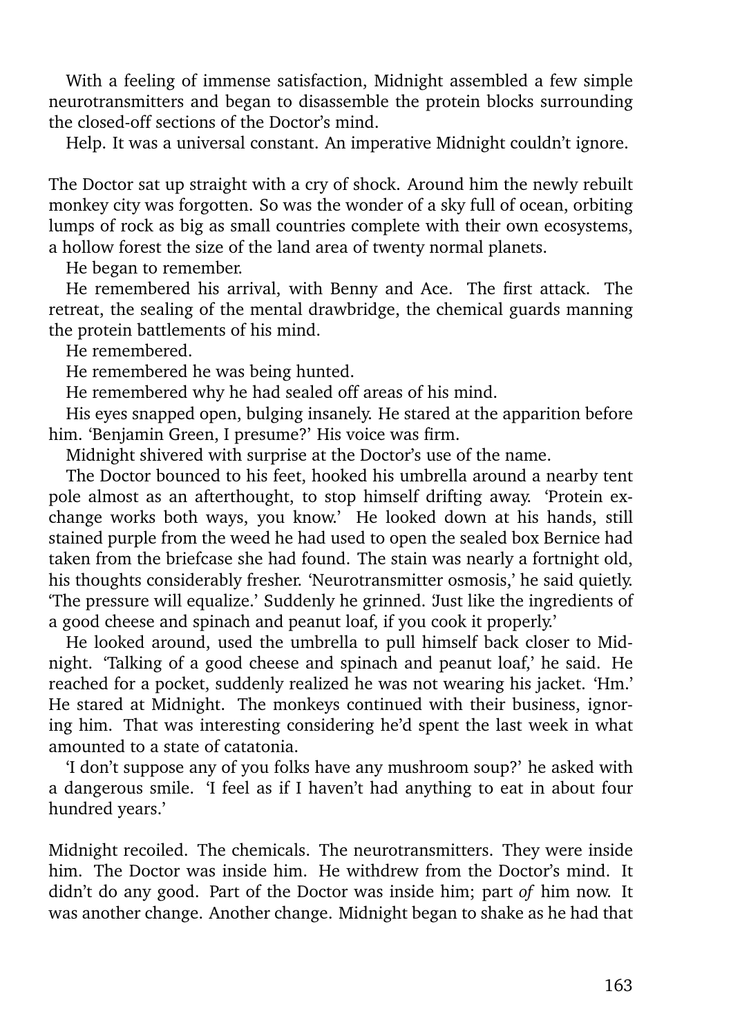With a feeling of immense satisfaction, Midnight assembled a few simple neurotransmitters and began to disassemble the protein blocks surrounding the closed-off sections of the Doctor's mind.

Help. It was a universal constant. An imperative Midnight couldn't ignore.

The Doctor sat up straight with a cry of shock. Around him the newly rebuilt monkey city was forgotten. So was the wonder of a sky full of ocean, orbiting lumps of rock as big as small countries complete with their own ecosystems, a hollow forest the size of the land area of twenty normal planets.

He began to remember.

He remembered his arrival, with Benny and Ace. The first attack. The retreat, the sealing of the mental drawbridge, the chemical guards manning the protein battlements of his mind.

He remembered.

He remembered he was being hunted.

He remembered why he had sealed off areas of his mind.

His eyes snapped open, bulging insanely. He stared at the apparition before him. 'Benjamin Green, I presume?' His voice was firm.

Midnight shivered with surprise at the Doctor's use of the name.

The Doctor bounced to his feet, hooked his umbrella around a nearby tent pole almost as an afterthought, to stop himself drifting away. 'Protein exchange works both ways, you know.' He looked down at his hands, still stained purple from the weed he had used to open the sealed box Bernice had taken from the briefcase she had found. The stain was nearly a fortnight old, his thoughts considerably fresher. 'Neurotransmitter osmosis,' he said quietly. 'The pressure will equalize.' Suddenly he grinned. 'Just like the ingredients of a good cheese and spinach and peanut loaf, if you cook it properly.'

He looked around, used the umbrella to pull himself back closer to Midnight. 'Talking of a good cheese and spinach and peanut loaf,' he said. He reached for a pocket, suddenly realized he was not wearing his jacket. 'Hm.' He stared at Midnight. The monkeys continued with their business, ignoring him. That was interesting considering he'd spent the last week in what amounted to a state of catatonia.

'I don't suppose any of you folks have any mushroom soup?' he asked with a dangerous smile. 'I feel as if I haven't had anything to eat in about four hundred years.'

Midnight recoiled. The chemicals. The neurotransmitters. They were inside him. The Doctor was inside him. He withdrew from the Doctor's mind. It didn't do any good. Part of the Doctor was inside him; part *of* him now. It was another change. Another change. Midnight began to shake as he had that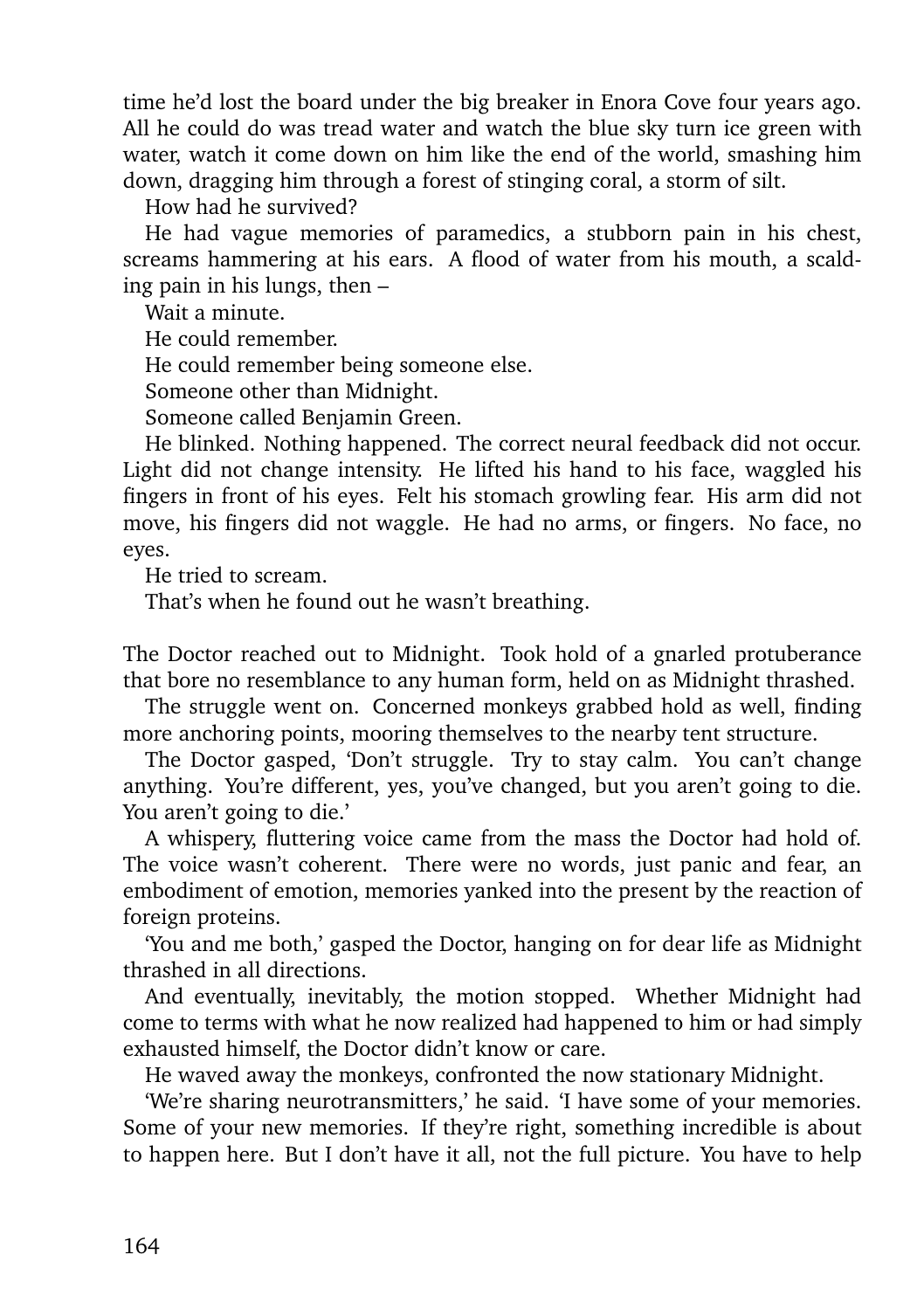time he'd lost the board under the big breaker in Enora Cove four years ago. All he could do was tread water and watch the blue sky turn ice green with water, watch it come down on him like the end of the world, smashing him down, dragging him through a forest of stinging coral, a storm of silt.

How had he survived?

He had vague memories of paramedics, a stubborn pain in his chest, screams hammering at his ears. A flood of water from his mouth, a scalding pain in his lungs, then –

Wait a minute.

He could remember.

He could remember being someone else.

Someone other than Midnight.

Someone called Benjamin Green.

He blinked. Nothing happened. The correct neural feedback did not occur. Light did not change intensity. He lifted his hand to his face, waggled his fingers in front of his eyes. Felt his stomach growling fear. His arm did not move, his fingers did not waggle. He had no arms, or fingers. No face, no eyes.

He tried to scream.

That's when he found out he wasn't breathing.

The Doctor reached out to Midnight. Took hold of a gnarled protuberance that bore no resemblance to any human form, held on as Midnight thrashed.

The struggle went on. Concerned monkeys grabbed hold as well, finding more anchoring points, mooring themselves to the nearby tent structure.

The Doctor gasped, 'Don't struggle. Try to stay calm. You can't change anything. You're different, yes, you've changed, but you aren't going to die. You aren't going to die.'

A whispery, fluttering voice came from the mass the Doctor had hold of. The voice wasn't coherent. There were no words, just panic and fear, an embodiment of emotion, memories yanked into the present by the reaction of foreign proteins.

'You and me both,' gasped the Doctor, hanging on for dear life as Midnight thrashed in all directions.

And eventually, inevitably, the motion stopped. Whether Midnight had come to terms with what he now realized had happened to him or had simply exhausted himself, the Doctor didn't know or care.

He waved away the monkeys, confronted the now stationary Midnight.

'We're sharing neurotransmitters,' he said. 'I have some of your memories. Some of your new memories. If they're right, something incredible is about to happen here. But I don't have it all, not the full picture. You have to help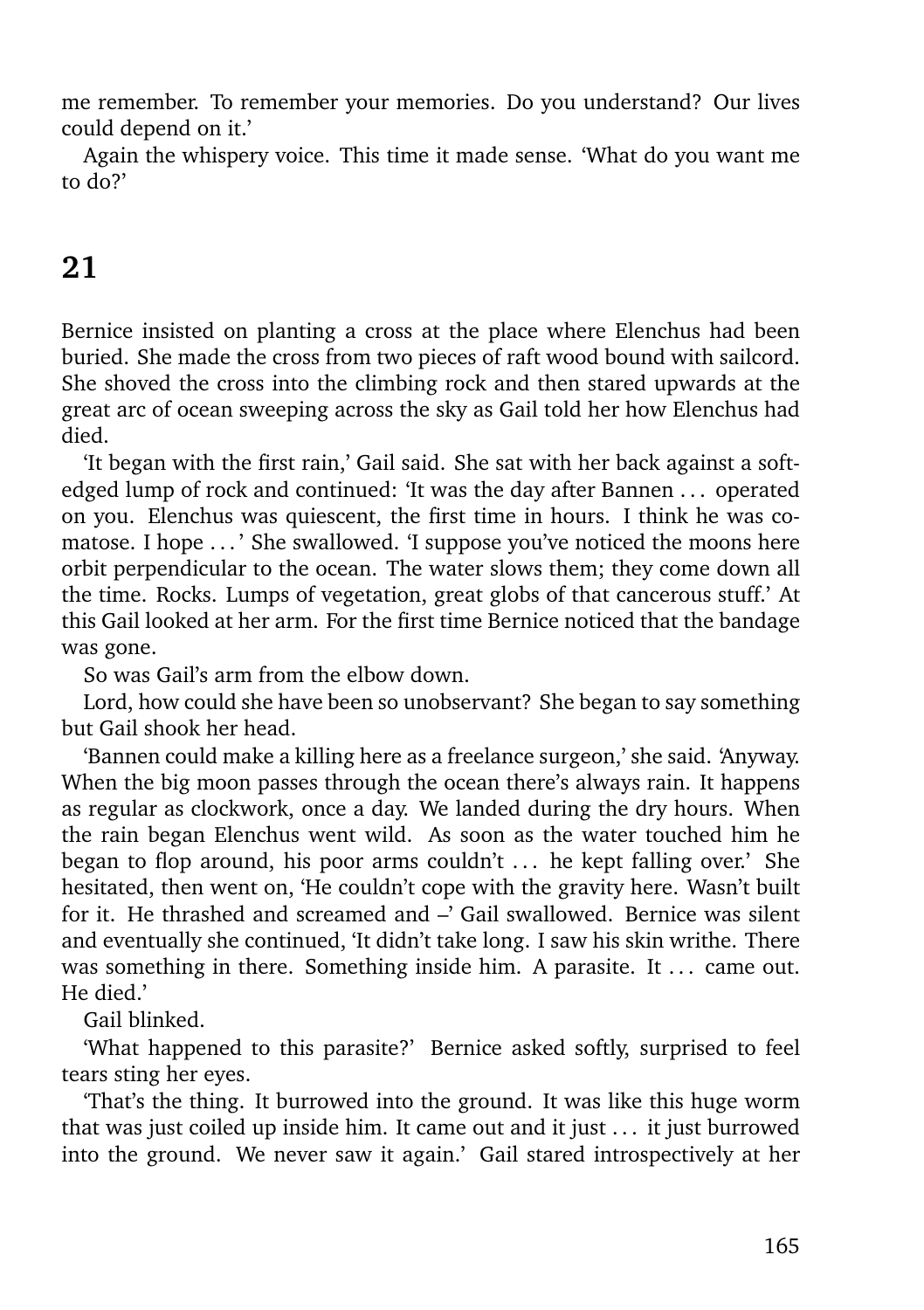me remember. To remember your memories. Do you understand? Our lives could depend on it.'

Again the whispery voice. This time it made sense. 'What do you want me to do?'

## 21

Bernice insisted on planting a cross at the place where Elenchus had been buried. She made the cross from two pieces of raft wood bound with sailcord. She shoved the cross into the climbing rock and then stared upwards at the great arc of ocean sweeping across the sky as Gail told her how Elenchus had died.

'It began with the first rain,' Gail said. She sat with her back against a soft-edged lump of rock and continued: 'It was the day after Bannen . . . operated on you. Elenchus was quiescent, the first time in hours. I think he was comatose. I hope . . . ' She swallowed. 'I suppose you've noticed the moons here orbit perpendicular to the ocean. The water slows them; they come down all the time. Rocks. Lumps of vegetation, great globs of that cancerous stuff.' At this Gail looked at her arm. For the first time Bernice noticed that the bandage was gone.

So was Gail's arm from the elbow down.

Lord, how could she have been so unobservant? She began to say something but Gail shook her head.

'Bannen could make a killing here as a freelance surgeon,' she said. 'Anyway. When the big moon passes through the ocean there's always rain. It happens as regular as clockwork, once a day. We landed during the dry hours. When the rain began Elenchus went wild. As soon as the water touched him he began to flop around, his poor arms couldn't . . . he kept falling over.' She hesitated, then went on, 'He couldn't cope with the gravity here. Wasn't built for it. He thrashed and screamed and –' Gail swallowed. Bernice was silent and eventually she continued, 'It didn't take long. I saw his skin writhe. There was something in there. Something inside him. A parasite. It . . . came out. He died.'

Gail blinked.

'What happened to this parasite?' Bernice asked softly, surprised to feel tears sting her eyes.

'That's the thing. It burrowed into the ground. It was like this huge worm that was just coiled up inside him. It came out and it just . . . it just burrowed into the ground. We never saw it again.' Gail stared introspectively at her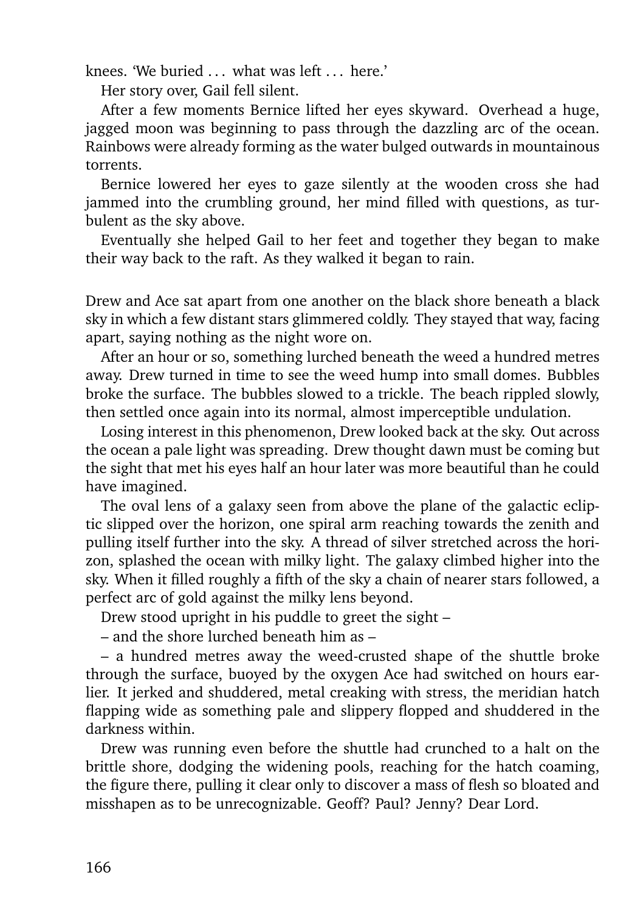knees. 'We buried . . . what was left . . . here.'

Her story over, Gail fell silent.

After a few moments Bernice lifted her eyes skyward. Overhead a huge, jagged moon was beginning to pass through the dazzling arc of the ocean. Rainbows were already forming as the water bulged outwards in mountainous torrents.

Bernice lowered her eyes to gaze silently at the wooden cross she had jammed into the crumbling ground, her mind filled with questions, as turbulent as the sky above.

Eventually she helped Gail to her feet and together they began to make their way back to the raft. As they walked it began to rain.

Drew and Ace sat apart from one another on the black shore beneath a black sky in which a few distant stars glimmered coldly. They stayed that way, facing apart, saying nothing as the night wore on.

After an hour or so, something lurched beneath the weed a hundred metres away. Drew turned in time to see the weed hump into small domes. Bubbles broke the surface. The bubbles slowed to a trickle. The beach rippled slowly, then settled once again into its normal, almost imperceptible undulation.

Losing interest in this phenomenon, Drew looked back at the sky. Out across the ocean a pale light was spreading. Drew thought dawn must be coming but the sight that met his eyes half an hour later was more beautiful than he could have imagined.

The oval lens of a galaxy seen from above the plane of the galactic ecliptic slipped over the horizon, one spiral arm reaching towards the zenith and pulling itself further into the sky. A thread of silver stretched across the horizon, splashed the ocean with milky light. The galaxy climbed higher into the sky. When it filled roughly a fifth of the sky a chain of nearer stars followed, a perfect arc of gold against the milky lens beyond.

Drew stood upright in his puddle to greet the sight –

– and the shore lurched beneath him as –

– a hundred metres away the weed-crusted shape of the shuttle broke through the surface, buoyed by the oxygen Ace had switched on hours earlier. It jerked and shuddered, metal creaking with stress, the meridian hatch flapping wide as something pale and slippery flopped and shuddered in the darkness within.

Drew was running even before the shuttle had crunched to a halt on the brittle shore, dodging the widening pools, reaching for the hatch coaming, the figure there, pulling it clear only to discover a mass of flesh so bloated and misshapen as to be unrecognizable. Geoff? Paul? Jenny? Dear Lord.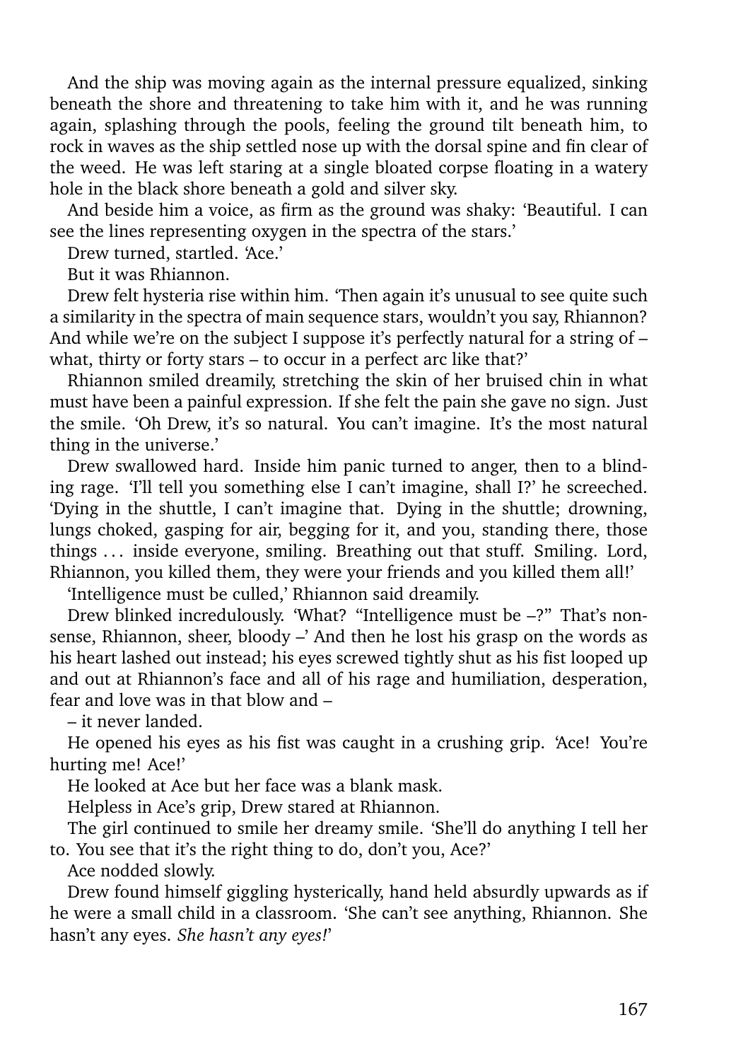And the ship was moving again as the internal pressure equalized, sinking beneath the shore and threatening to take him with it, and he was running again, splashing through the pools, feeling the ground tilt beneath him, to rock in waves as the ship settled nose up with the dorsal spine and fin clear of the weed. He was left staring at a single bloated corpse floating in a watery hole in the black shore beneath a gold and silver sky.

And beside him a voice, as firm as the ground was shaky: 'Beautiful. I can see the lines representing oxygen in the spectra of the stars.'

Drew turned, startled. 'Ace.'

But it was Rhiannon.

Drew felt hysteria rise within him. 'Then again it's unusual to see quite such a similarity in the spectra of main sequence stars, wouldn't you say, Rhiannon? And while we're on the subject I suppose it's perfectly natural for a string of – what, thirty or forty stars – to occur in a perfect arc like that?'

Rhiannon smiled dreamily, stretching the skin of her bruised chin in what must have been a painful expression. If she felt the pain she gave no sign. Just the smile. 'Oh Drew, it's so natural. You can't imagine. It's the most natural thing in the universe.'

Drew swallowed hard. Inside him panic turned to anger, then to a blinding rage. 'I'll tell you something else I can't imagine, shall I?' he screeched. 'Dying in the shuttle, I can't imagine that. Dying in the shuttle; drowning, lungs choked, gasping for air, begging for it, and you, standing there, those things … inside everyone, smiling. Breathing out that stuff. Smiling. Lord, Rhiannon, you killed them, they were your friends and you killed them all!'

'Intelligence must be culled,' Rhiannon said dreamily.

Drew blinked incredulously. 'What? "Intelligence must be –?" That's nonsense, Rhiannon, sheer, bloody –' And then he lost his grasp on the words as his heart lashed out instead; his eyes screwed tightly shut as his fist looped up and out at Rhiannon's face and all of his rage and humiliation, desperation, fear and love was in that blow and –

– it never landed.

He opened his eyes as his fist was caught in a crushing grip. 'Ace! You're hurting me! Ace!'

He looked at Ace but her face was a blank mask.

Helpless in Ace's grip, Drew stared at Rhiannon.

The girl continued to smile her dreamy smile. 'She'll do anything I tell her to. You see that it's the right thing to do, don't you, Ace?'

Ace nodded slowly.

Drew found himself giggling hysterically, hand held absurdly upwards as if he were a small child in a classroom. 'She can't see anything, Rhiannon. She hasn't any eyes. *She hasn't any eyes!*'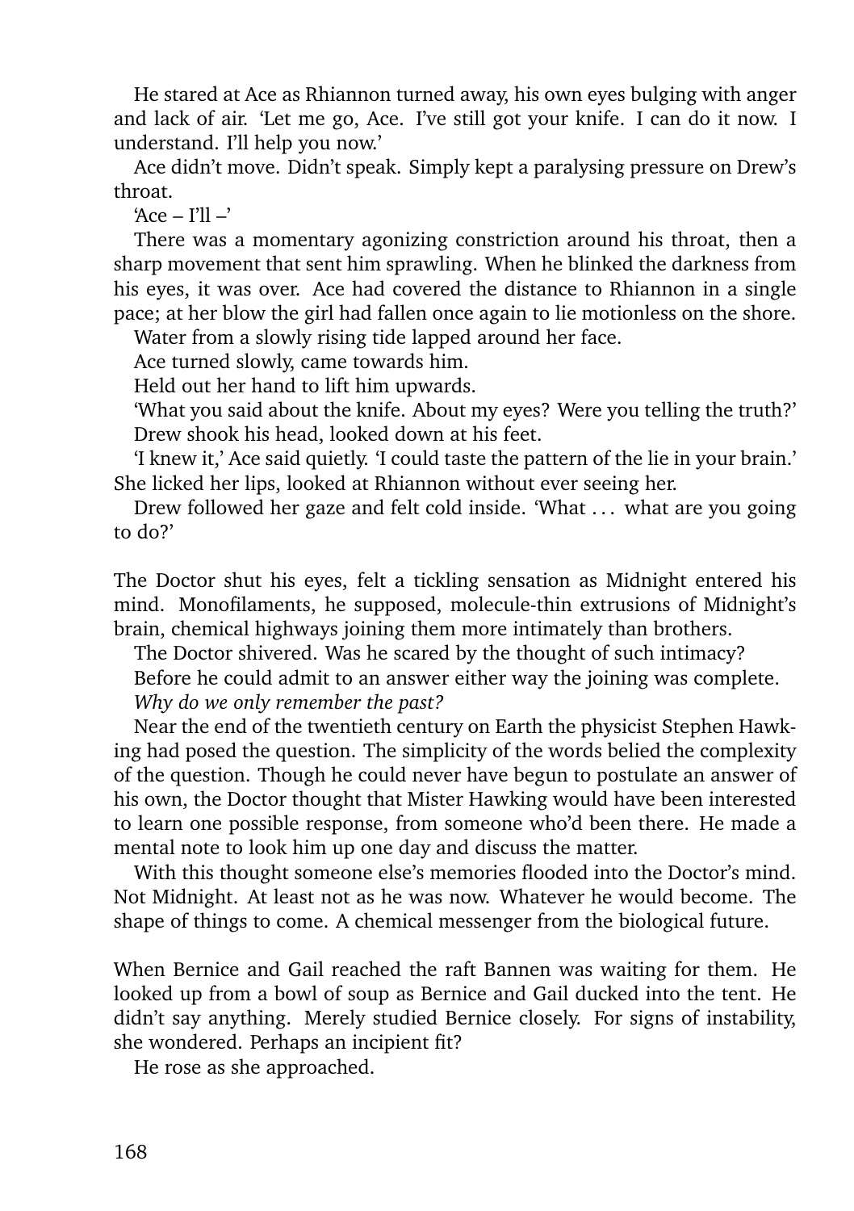He stared at Ace as Rhiannon turned away, his own eyes bulging with anger and lack of air. 'Let me go, Ace. I've still got your knife. I can do it now. I understand. I'll help you now.'

Ace didn't move. Didn't speak. Simply kept a paralysing pressure on Drew's throat.

'Ace – I'll –'

There was a momentary agonizing constriction around his throat, then a sharp movement that sent him sprawling. When he blinked the darkness from his eyes, it was over. Ace had covered the distance to Rhiannon in a single pace; at her blow the girl had fallen once again to lie motionless on the shore.

Water from a slowly rising tide lapped around her face.

Ace turned slowly, came towards him.

Held out her hand to lift him upwards.

'What you said about the knife. About my eyes? Were you telling the truth?'

Drew shook his head, looked down at his feet.

'I knew it,' Ace said quietly. 'I could taste the pattern of the lie in your brain.' She licked her lips, looked at Rhiannon without ever seeing her.

Drew followed her gaze and felt cold inside. 'What . . . what are you going to do?'

The Doctor shut his eyes, felt a tickling sensation as Midnight entered his mind. Monofilaments, he supposed, molecule-thin extrusions of Midnight's brain, chemical highways joining them more intimately than brothers.

The Doctor shivered. Was he scared by the thought of such intimacy?

Before he could admit to an answer either way the joining was complete.

*Why do we only remember the past?*

Near the end of the twentieth century on Earth the physicist Stephen Hawking had posed the question. The simplicity of the words belied the complexity of the question. Though he could never have begun to postulate an answer of his own, the Doctor thought that Mister Hawking would have been interested to learn one possible response, from someone who'd been there. He made a mental note to look him up one day and discuss the matter.

With this thought someone else's memories flooded into the Doctor's mind. Not Midnight. At least not as he was now. Whatever he would become. The shape of things to come. A chemical messenger from the biological future.

When Bernice and Gail reached the raft Bannen was waiting for them. He looked up from a bowl of soup as Bernice and Gail ducked into the tent. He didn't say anything. Merely studied Bernice closely. For signs of instability, she wondered. Perhaps an incipient fit?

He rose as she approached.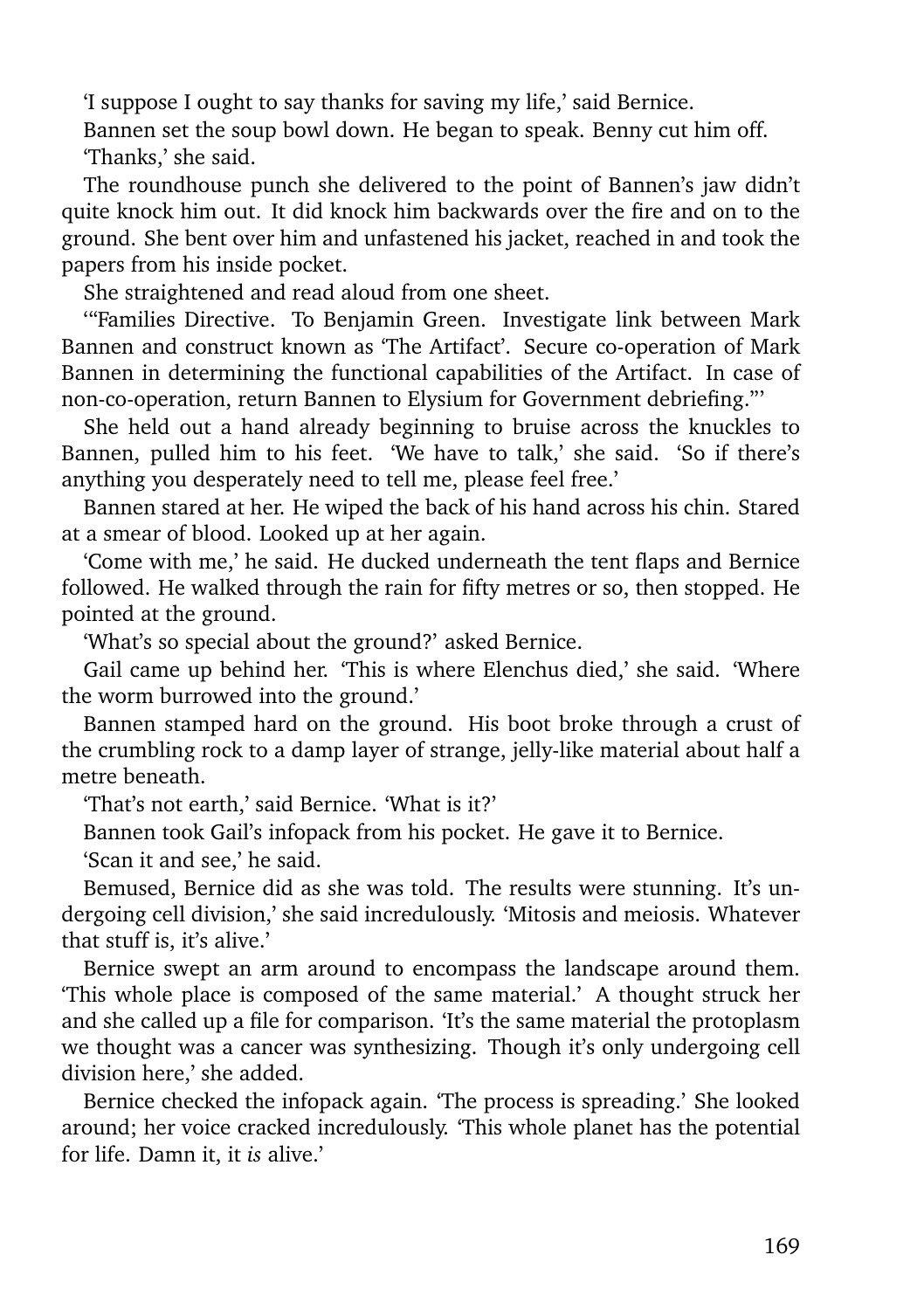'I suppose I ought to say thanks for saving my life,' said Bernice.

Bannen set the soup bowl down. He began to speak. Benny cut him off.

'Thanks,' she said.

The roundhouse punch she delivered to the point of Bannen's jaw didn't quite knock him out. It did knock him backwards over the fire and on to the ground. She bent over him and unfastened his jacket, reached in and took the papers from his inside pocket.

She straightened and read aloud from one sheet.

'"Families Directive. To Benjamin Green. Investigate link between Mark Bannen and construct known as 'The Artifact'. Secure co-operation of Mark Bannen in determining the functional capabilities of the Artifact. In case of non-co-operation, return Bannen to Elysium for Government debriefing."'

She held out a hand already beginning to bruise across the knuckles to Bannen, pulled him to his feet. 'We have to talk,' she said. 'So if there's anything you desperately need to tell me, please feel free.'

Bannen stared at her. He wiped the back of his hand across his chin. Stared at a smear of blood. Looked up at her again.

'Come with me,' he said. He ducked underneath the tent flaps and Bernice followed. He walked through the rain for fifty metres or so, then stopped. He pointed at the ground.

'What's so special about the ground?' asked Bernice.

Gail came up behind her. 'This is where Elenchus died,' she said. 'Where the worm burrowed into the ground.'

Bannen stamped hard on the ground. His boot broke through a crust of the crumbling rock to a damp layer of strange, jelly-like material about half a metre beneath.

'That's not earth,' said Bernice. 'What is it?'

Bannen took Gail's infopack from his pocket. He gave it to Bernice.

'Scan it and see,' he said.

Bemused, Bernice did as she was told. The results were stunning. It's undergoing cell division,' she said incredulously. 'Mitosis and meiosis. Whatever that stuff is, it's alive.'

Bernice swept an arm around to encompass the landscape around them. 'This whole place is composed of the same material.' A thought struck her and she called up a file for comparison. 'It's the same material the protoplasm we thought was a cancer was synthesizing. Though it's only undergoing cell division here,' she added.

Bernice checked the infopack again. 'The process is spreading.' She looked around; her voice cracked incredulously. 'This whole planet has the potential for life. Damn it, it *is* alive.'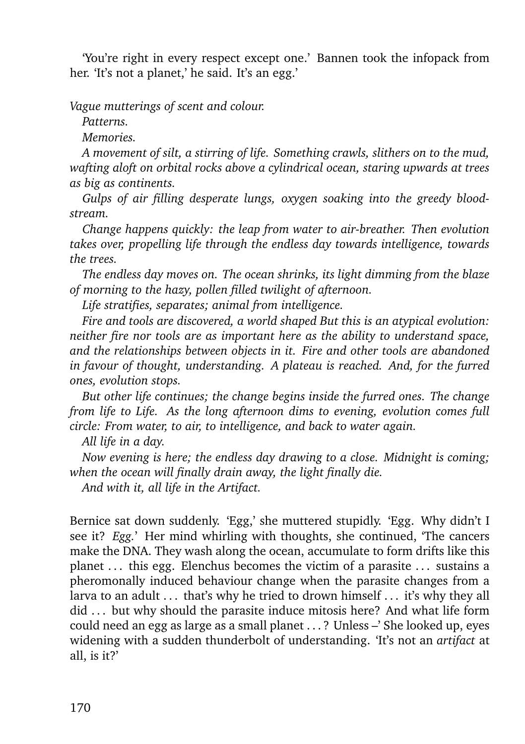'You're right in every respect except one.' Bannen took the infopack from her. 'It's not a planet,' he said. It's an egg.'

*Vague mutterings of scent and colour.*

*Patterns.*

*Memories.*

*A movement of silt, a stirring of life. Something crawls, slithers on to the mud, wafting aloft on orbital rocks above a cylindrical ocean, staring upwards at trees as big as continents.*

*Gulps of air filling desperate lungs, oxygen soaking into the greedy bloodstream.*

*Change happens quickly: the leap from water to air-breather. Then evolution takes over, propelling life through the endless day towards intelligence, towards the trees.*

*The endless day moves on. The ocean shrinks, its light dimming from the blaze of morning to the hazy, pollen filled twilight of afternoon.*

*Life stratifies, separates; animal from intelligence.*

*Fire and tools are discovered, a world shaped But this is an atypical evolution: neither fire nor tools are as important here as the ability to understand space, and the relationships between objects in it. Fire and other tools are abandoned in favour of thought, understanding. A plateau is reached. And, for the furred ones, evolution stops.*

*But other life continues; the change begins inside the furred ones. The change from life to Life. As the long afternoon dims to evening, evolution comes full circle: From water, to air, to intelligence, and back to water again.*

*All life in a day.*

*Now evening is here; the endless day drawing to a close. Midnight is coming; when the ocean will finally drain away, the light finally die.*

*And with it, all life in the Artifact.*

Bernice sat down suddenly. 'Egg,' she muttered stupidly. 'Egg. Why didn't I see it? *Egg.*' Her mind whirling with thoughts, she continued, 'The cancers make the DNA. They wash along the ocean, accumulate to form drifts like this planet . . . this egg. Elenchus becomes the victim of a parasite . . . sustains a pheromonally induced behaviour change when the parasite changes from a larva to an adult . . . that's why he tried to drown himself . . . it's why they all did . . . but why should the parasite induce mitosis here? And what life form could need an egg as large as a small planet . . . ? Unless –' She looked up, eyes widening with a sudden thunderbolt of understanding. 'It's not an *artifact* at all, is it?'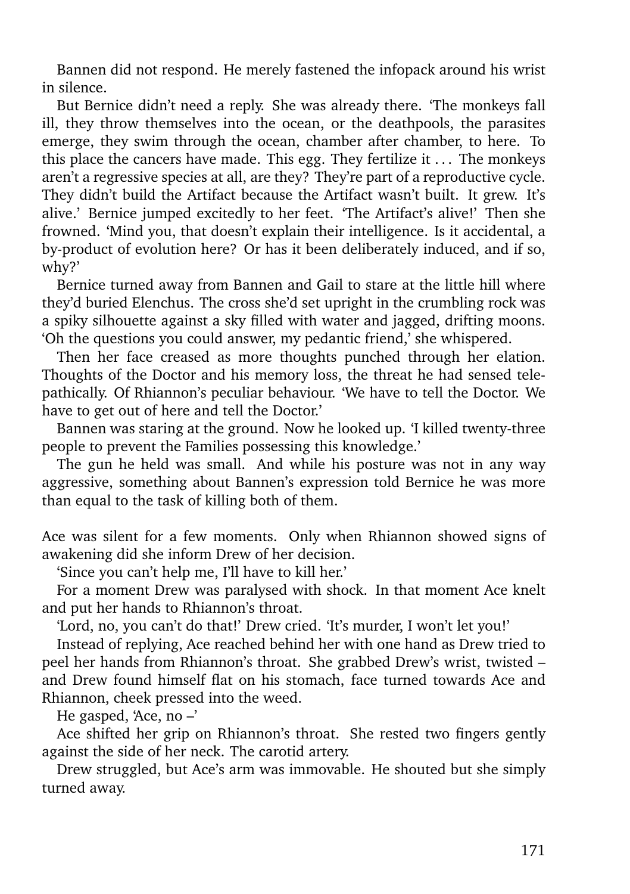Bannen did not respond. He merely fastened the infopack around his wrist in silence.

But Bernice didn't need a reply. She was already there. 'The monkeys fall ill, they throw themselves into the ocean, or the deathpools, the parasites emerge, they swim through the ocean, chamber after chamber, to here. To this place the cancers have made. This egg. They fertilize it . . . The monkeys aren't a regressive species at all, are they? They're part of a reproductive cycle. They didn't build the Artifact because the Artifact wasn't built. It grew. It's alive.' Bernice jumped excitedly to her feet. 'The Artifact's alive!' Then she frowned. 'Mind you, that doesn't explain their intelligence. Is it accidental, a by-product of evolution here? Or has it been deliberately induced, and if so, why?'

Bernice turned away from Bannen and Gail to stare at the little hill where they'd buried Elenchus. The cross she'd set upright in the crumbling rock was a spiky silhouette against a sky filled with water and jagged, drifting moons. 'Oh the questions you could answer, my pedantic friend,' she whispered.

Then her face creased as more thoughts punched through her elation. Thoughts of the Doctor and his memory loss, the threat he had sensed telepathically. Of Rhiannon's peculiar behaviour. 'We have to tell the Doctor. We have to get out of here and tell the Doctor.'

Bannen was staring at the ground. Now he looked up. 'I killed twenty-three people to prevent the Families possessing this knowledge.'

The gun he held was small. And while his posture was not in any way aggressive, something about Bannen's expression told Bernice he was more than equal to the task of killing both of them.

Ace was silent for a few moments. Only when Rhiannon showed signs of awakening did she inform Drew of her decision.

'Since you can't help me, I'll have to kill her.'

For a moment Drew was paralysed with shock. In that moment Ace knelt and put her hands to Rhiannon's throat.

'Lord, no, you can't do that!' Drew cried. 'It's murder, I won't let you!'

Instead of replying, Ace reached behind her with one hand as Drew tried to peel her hands from Rhiannon's throat. She grabbed Drew's wrist, twisted – and Drew found himself flat on his stomach, face turned towards Ace and Rhiannon, cheek pressed into the weed.

He gasped, 'Ace, no –'

Ace shifted her grip on Rhiannon's throat. She rested two fingers gently against the side of her neck. The carotid artery.

Drew struggled, but Ace's arm was immovable. He shouted but she simply turned away.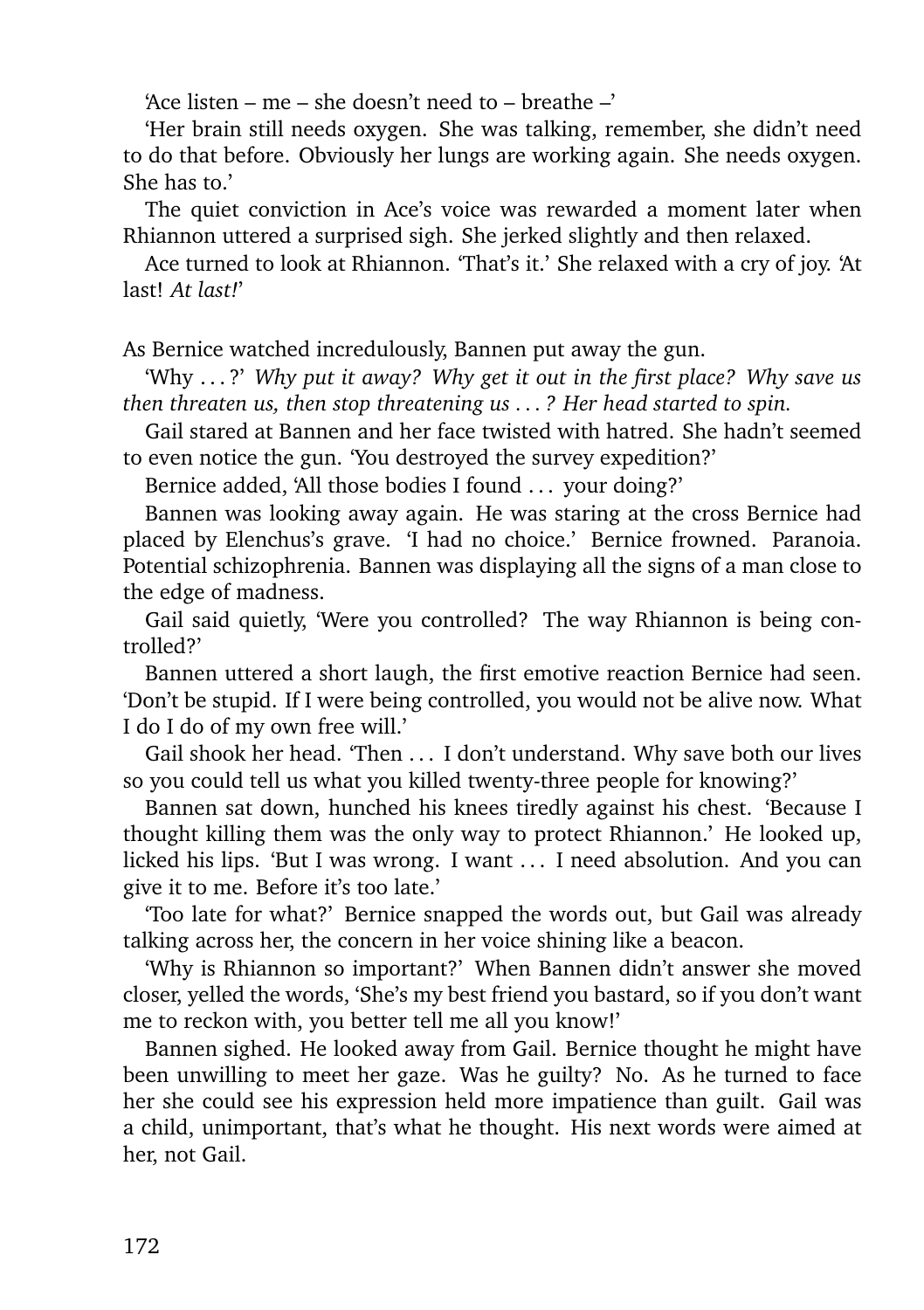'Ace listen – me – she doesn't need to – breathe –'

'Her brain still needs oxygen. She was talking, remember, she didn't need to do that before. Obviously her lungs are working again. She needs oxygen. She has to.'

The quiet conviction in Ace's voice was rewarded a moment later when Rhiannon uttered a surprised sigh. She jerked slightly and then relaxed.

Ace turned to look at Rhiannon. 'That's it.' She relaxed with a cry of joy. 'At last! *At last!*'

As Bernice watched incredulously, Bannen put away the gun.

'Why . . . ?' *Why put it away? Why get it out in the first place? Why save us then threaten us, then stop threatening us . . . ? Her head started to spin.*

Gail stared at Bannen and her face twisted with hatred. She hadn't seemed to even notice the gun. 'You destroyed the survey expedition?'

Bernice added, 'All those bodies I found . . . your doing?'

Bannen was looking away again. He was staring at the cross Bernice had placed by Elenchus's grave. 'I had no choice.' Bernice frowned. Paranoia. Potential schizophrenia. Bannen was displaying all the signs of a man close to the edge of madness.

Gail said quietly, 'Were you controlled? The way Rhiannon is being controlled?'

Bannen uttered a short laugh, the first emotive reaction Bernice had seen. 'Don't be stupid. If I were being controlled, you would not be alive now. What I do I do of my own free will.'

Gail shook her head. 'Then . . . I don't understand. Why save both our lives so you could tell us what you killed twenty-three people for knowing?'

Bannen sat down, hunched his knees tiredly against his chest. 'Because I thought killing them was the only way to protect Rhiannon.' He looked up, licked his lips. 'But I was wrong. I want . . . I need absolution. And you can give it to me. Before it's too late.'

'Too late for what?' Bernice snapped the words out, but Gail was already talking across her, the concern in her voice shining like a beacon.

'Why is Rhiannon so important?' When Bannen didn't answer she moved closer, yelled the words, 'She's my best friend you bastard, so if you don't want me to reckon with, you better tell me all you know!'

Bannen sighed. He looked away from Gail. Bernice thought he might have been unwilling to meet her gaze. Was he guilty? No. As he turned to face her she could see his expression held more impatience than guilt. Gail was a child, unimportant, that's what he thought. His next words were aimed at her, not Gail.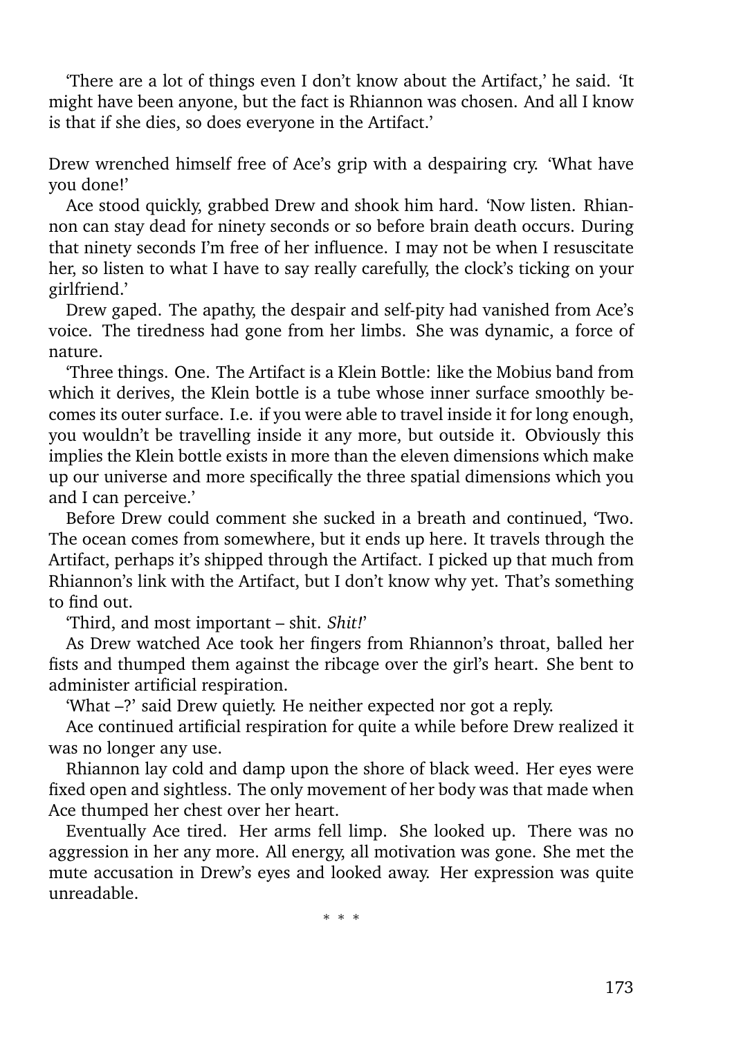'There are a lot of things even I don't know about the Artifact,' he said. 'It might have been anyone, but the fact is Rhiannon was chosen. And all I know is that if she dies, so does everyone in the Artifact.'

Drew wrenched himself free of Ace's grip with a despairing cry. 'What have you done!'

Ace stood quickly, grabbed Drew and shook him hard. 'Now listen. Rhiannon can stay dead for ninety seconds or so before brain death occurs. During that ninety seconds I'm free of her influence. I may not be when I resuscitate her, so listen to what I have to say really carefully, the clock's ticking on your girlfriend.'

Drew gaped. The apathy, the despair and self-pity had vanished from Ace's voice. The tiredness had gone from her limbs. She was dynamic, a force of nature.

'Three things. One. The Artifact is a Klein Bottle: like the Mobius band from which it derives, the Klein bottle is a tube whose inner surface smoothly becomes its outer surface. I.e. if you were able to travel inside it for long enough, you wouldn't be travelling inside it any more, but outside it. Obviously this implies the Klein bottle exists in more than the eleven dimensions which make up our universe and more specifically the three spatial dimensions which you and I can perceive.'

Before Drew could comment she sucked in a breath and continued, 'Two. The ocean comes from somewhere, but it ends up here. It travels through the Artifact, perhaps it's shipped through the Artifact. I picked up that much from Rhiannon's link with the Artifact, but I don't know why yet. That's something to find out.

'Third, and most important – shit. *Shit!*'

As Drew watched Ace took her fingers from Rhiannon's throat, balled her fists and thumped them against the ribcage over the girl's heart. She bent to administer artificial respiration.

'What –?' said Drew quietly. He neither expected nor got a reply.

Ace continued artificial respiration for quite a while before Drew realized it was no longer any use.

Rhiannon lay cold and damp upon the shore of black weed. Her eyes were fixed open and sightless. The only movement of her body was that made when Ace thumped her chest over her heart.

Eventually Ace tired. Her arms fell limp. She looked up. There was no aggression in her any more. All energy, all motivation was gone. She met the mute accusation in Drew's eyes and looked away. Her expression was quite unreadable.

\* \* \*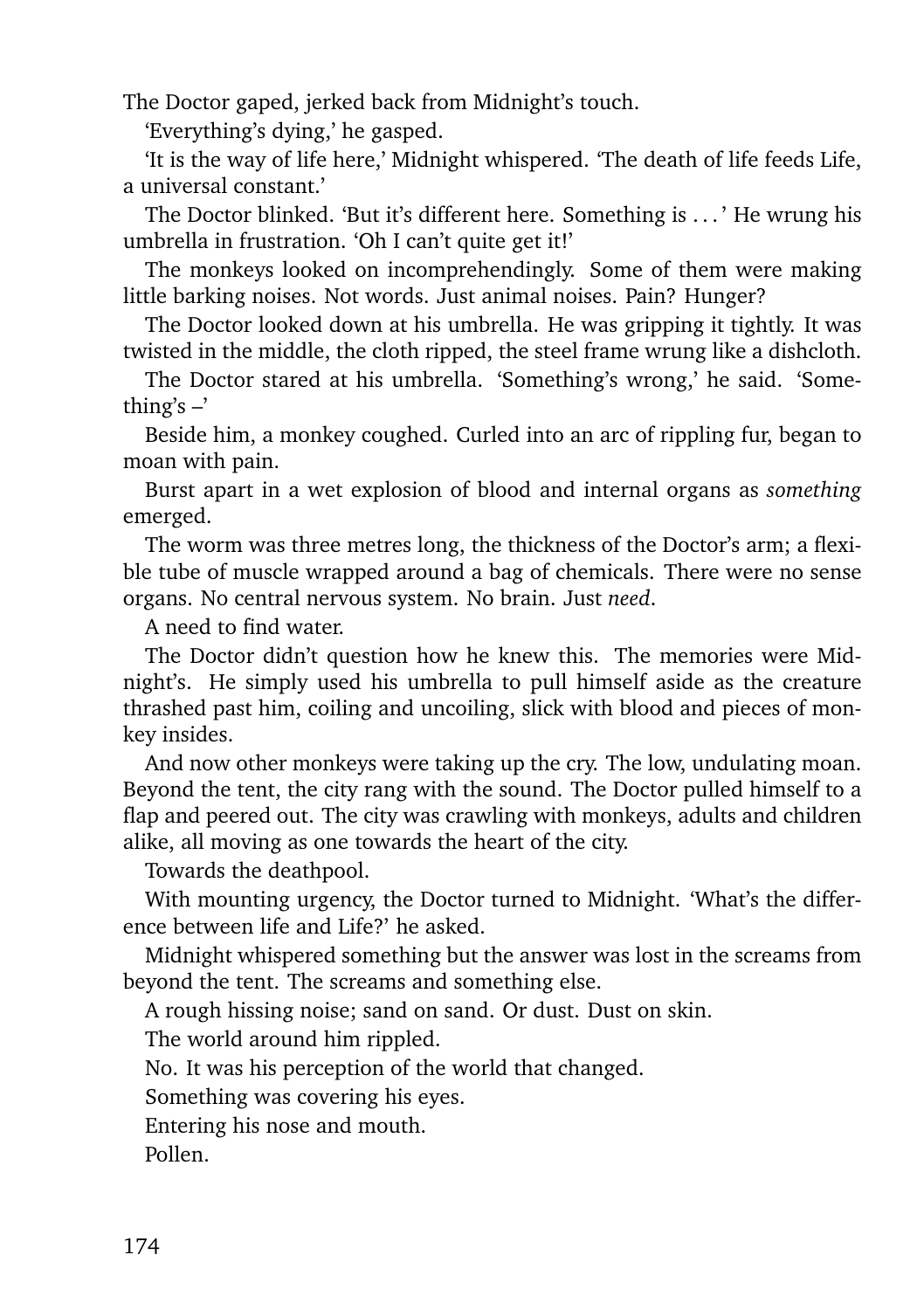The Doctor gaped, jerked back from Midnight's touch.

'Everything's dying,' he gasped.

'It is the way of life here,' Midnight whispered. 'The death of life feeds Life, a universal constant.'

The Doctor blinked. 'But it's different here. Something is . . . ' He wrung his umbrella in frustration. 'Oh I can't quite get it!'

The monkeys looked on incomprehendingly. Some of them were making little barking noises. Not words. Just animal noises. Pain? Hunger?

The Doctor looked down at his umbrella. He was gripping it tightly. It was twisted in the middle, the cloth ripped, the steel frame wrung like a dishcloth.

The Doctor stared at his umbrella. 'Something's wrong,' he said. 'Something's –'

Beside him, a monkey coughed. Curled into an arc of rippling fur, began to moan with pain.

Burst apart in a wet explosion of blood and internal organs as *something* emerged.

The worm was three metres long, the thickness of the Doctor's arm; a flexible tube of muscle wrapped around a bag of chemicals. There were no sense organs. No central nervous system. No brain. Just *need*.

A need to find water.

The Doctor didn't question how he knew this. The memories were Midnight's. He simply used his umbrella to pull himself aside as the creature thrashed past him, coiling and uncoiling, slick with blood and pieces of monkey insides.

And now other monkeys were taking up the cry. The low, undulating moan. Beyond the tent, the city rang with the sound. The Doctor pulled himself to a flap and peered out. The city was crawling with monkeys, adults and children alike, all moving as one towards the heart of the city.

Towards the deathpool.

With mounting urgency, the Doctor turned to Midnight. 'What's the difference between life and Life?' he asked.

Midnight whispered something but the answer was lost in the screams from beyond the tent. The screams and something else.

A rough hissing noise; sand on sand. Or dust. Dust on skin.

The world around him rippled.

No. It was his perception of the world that changed.

Something was covering his eyes.

Entering his nose and mouth.

Pollen.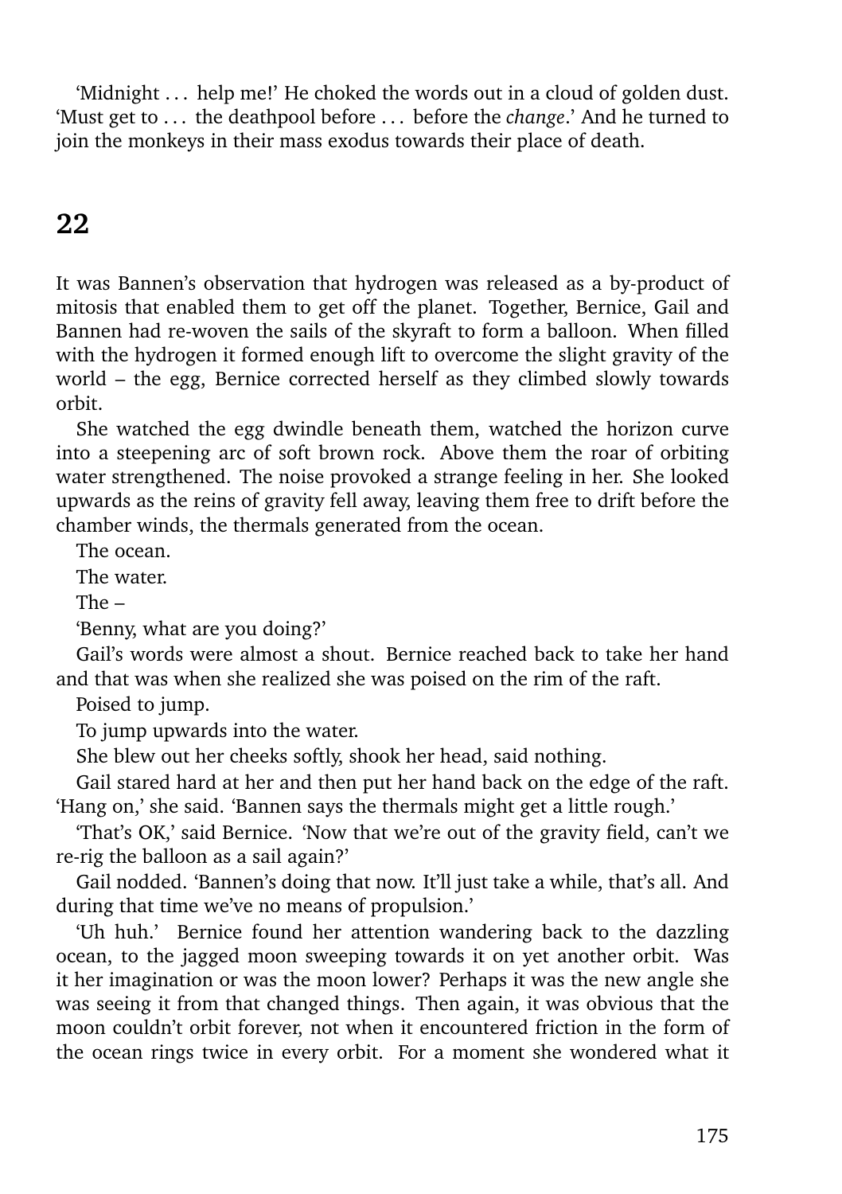'Midnight . . . help me!' He choked the words out in a cloud of golden dust. 'Must get to . . . the deathpool before . . . before the *change*.' And he turned to join the monkeys in their mass exodus towards their place of death.

## 22

It was Bannen's observation that hydrogen was released as a by-product of mitosis that enabled them to get off the planet. Together, Bernice, Gail and Bannen had re-woven the sails of the skyraft to form a balloon. When filled with the hydrogen it formed enough lift to overcome the slight gravity of the world – the egg, Bernice corrected herself as they climbed slowly towards orbit.

She watched the egg dwindle beneath them, watched the horizon curve into a steepening arc of soft brown rock. Above them the roar of orbiting water strengthened. The noise provoked a strange feeling in her. She looked upwards as the reins of gravity fell away, leaving them free to drift before the chamber winds, the thermals generated from the ocean.

The ocean.

The water.

The –

'Benny, what are you doing?'

Gail's words were almost a shout. Bernice reached back to take her hand and that was when she realized she was poised on the rim of the raft.

Poised to jump.

To jump upwards into the water.

She blew out her cheeks softly, shook her head, said nothing.

Gail stared hard at her and then put her hand back on the edge of the raft. 'Hang on,' she said. 'Bannen says the thermals might get a little rough.'

'That's OK,' said Bernice. 'Now that we're out of the gravity field, can't we re-rig the balloon as a sail again?'

Gail nodded. 'Bannen's doing that now. It'll just take a while, that's all. And during that time we've no means of propulsion.'

'Uh huh.' Bernice found her attention wandering back to the dazzling ocean, to the jagged moon sweeping towards it on yet another orbit. Was it her imagination or was the moon lower? Perhaps it was the new angle she was seeing it from that changed things. Then again, it was obvious that the moon couldn't orbit forever, not when it encountered friction in the form of the ocean rings twice in every orbit. For a moment she wondered what it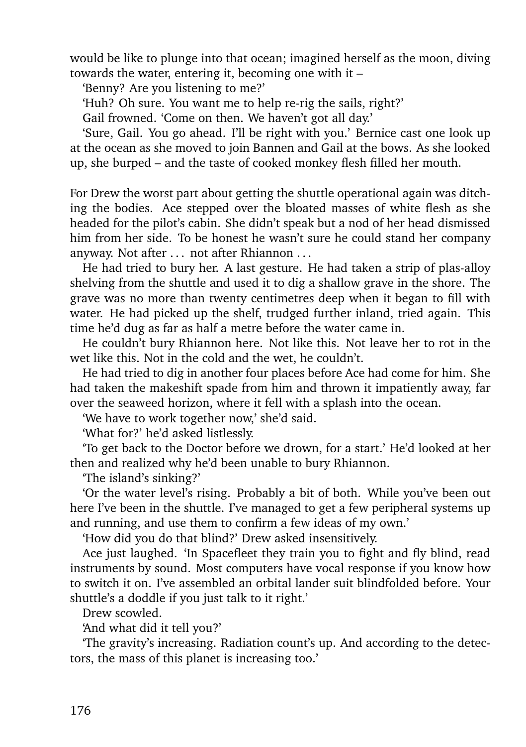would be like to plunge into that ocean; imagined herself as the moon, diving towards the water, entering it, becoming one with it –

'Benny? Are you listening to me?'

'Huh? Oh sure. You want me to help re-rig the sails, right?'

Gail frowned. 'Come on then. We haven't got all day.'

'Sure, Gail. You go ahead. I'll be right with you.' Bernice cast one look up at the ocean as she moved to join Bannen and Gail at the bows. As she looked up, she burped – and the taste of cooked monkey flesh filled her mouth.

For Drew the worst part about getting the shuttle operational again was ditching the bodies. Ace stepped over the bloated masses of white flesh as she headed for the pilot's cabin. She didn't speak but a nod of her head dismissed him from her side. To be honest he wasn't sure he could stand her company anyway. Not after . . . not after Rhiannon . . .

He had tried to bury her. A last gesture. He had taken a strip of plas-alloy shelving from the shuttle and used it to dig a shallow grave in the shore. The grave was no more than twenty centimetres deep when it began to fill with water. He had picked up the shelf, trudged further inland, tried again. This time he'd dug as far as half a metre before the water came in.

He couldn't bury Rhiannon here. Not like this. Not leave her to rot in the wet like this. Not in the cold and the wet, he couldn't.

He had tried to dig in another four places before Ace had come for him. She had taken the makeshift spade from him and thrown it impatiently away, far over the seaweed horizon, where it fell with a splash into the ocean.

'We have to work together now,' she'd said.

'What for?' he'd asked listlessly.

'To get back to the Doctor before we drown, for a start.' He'd looked at her then and realized why he'd been unable to bury Rhiannon.

'The island's sinking?'

'Or the water level's rising. Probably a bit of both. While you've been out here I've been in the shuttle. I've managed to get a few peripheral systems up and running, and use them to confirm a few ideas of my own.'

'How did you do that blind?' Drew asked insensitively.

Ace just laughed. 'In Spacefleet they train you to fight and fly blind, read instruments by sound. Most computers have vocal response if you know how to switch it on. I've assembled an orbital lander suit blindfolded before. Your shuttle's a doddle if you just talk to it right.'

Drew scowled.

'And what did it tell you?'

'The gravity's increasing. Radiation count's up. And according to the detectors, the mass of this planet is increasing too.'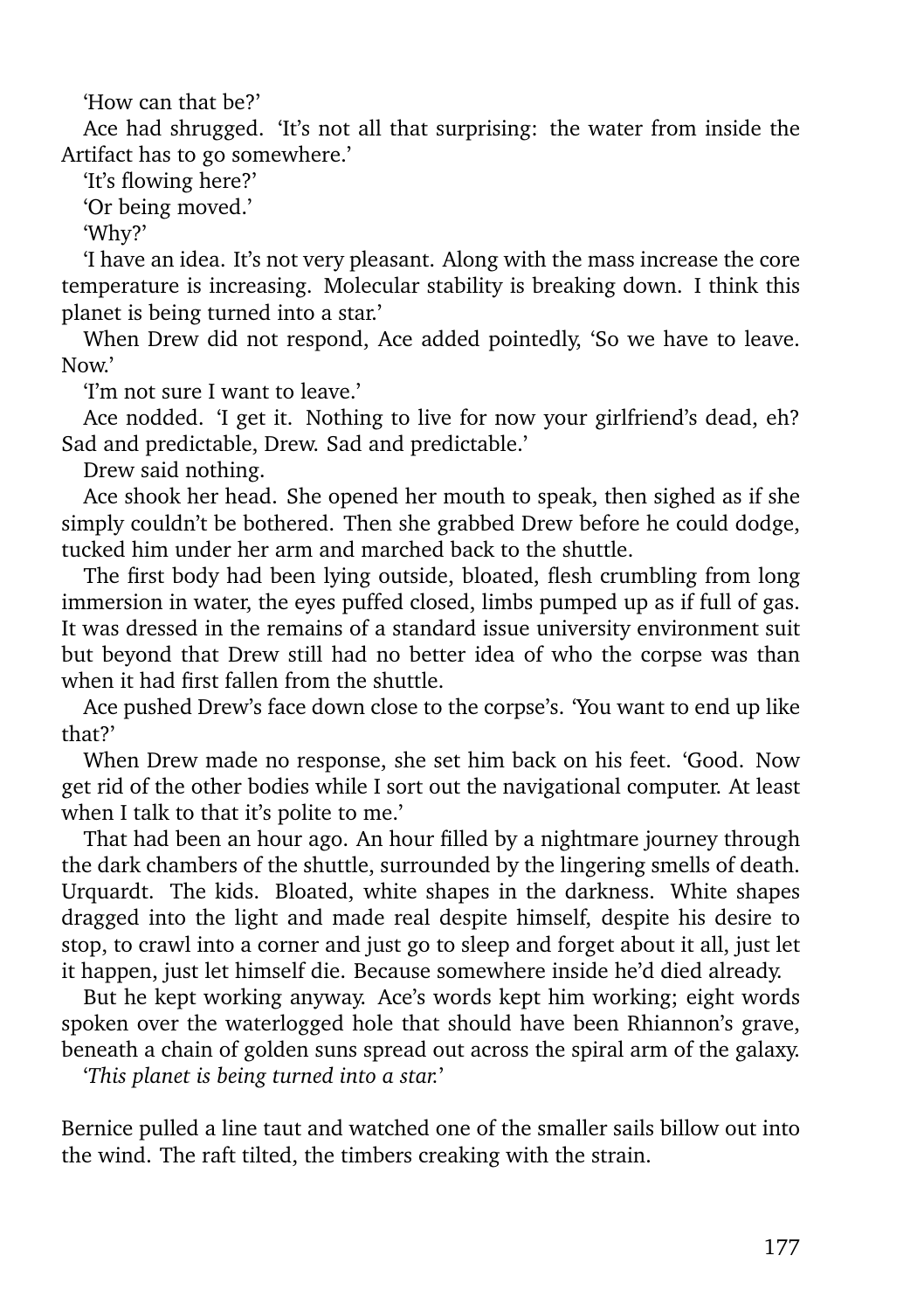'How can that be?'

Ace had shrugged. 'It's not all that surprising: the water from inside the Artifact has to go somewhere.'

'It's flowing here?'

'Or being moved.'

'Why?'

'I have an idea. It's not very pleasant. Along with the mass increase the core temperature is increasing. Molecular stability is breaking down. I think this planet is being turned into a star.'

When Drew did not respond, Ace added pointedly, 'So we have to leave. Now.'

'I'm not sure I want to leave.'

Ace nodded. 'I get it. Nothing to live for now your girlfriend's dead, eh? Sad and predictable, Drew. Sad and predictable.'

Drew said nothing.

Ace shook her head. She opened her mouth to speak, then sighed as if she simply couldn't be bothered. Then she grabbed Drew before he could dodge, tucked him under her arm and marched back to the shuttle.

The first body had been lying outside, bloated, flesh crumbling from long immersion in water, the eyes puffed closed, limbs pumped up as if full of gas. It was dressed in the remains of a standard issue university environment suit but beyond that Drew still had no better idea of who the corpse was than when it had first fallen from the shuttle.

Ace pushed Drew's face down close to the corpse's. 'You want to end up like that?'

When Drew made no response, she set him back on his feet. 'Good. Now get rid of the other bodies while I sort out the navigational computer. At least when I talk to that it's polite to me.'

That had been an hour ago. An hour filled by a nightmare journey through the dark chambers of the shuttle, surrounded by the lingering smells of death. Urquardt. The kids. Bloated, white shapes in the darkness. White shapes dragged into the light and made real despite himself, despite his desire to stop, to crawl into a corner and just go to sleep and forget about it all, just let it happen, just let himself die. Because somewhere inside he'd died already.

But he kept working anyway. Ace's words kept him working; eight words spoken over the waterlogged hole that should have been Rhiannon's grave, beneath a chain of golden suns spread out across the spiral arm of the galaxy.

'*This planet is being turned into a star.*'

Bernice pulled a line taut and watched one of the smaller sails billow out into the wind. The raft tilted, the timbers creaking with the strain.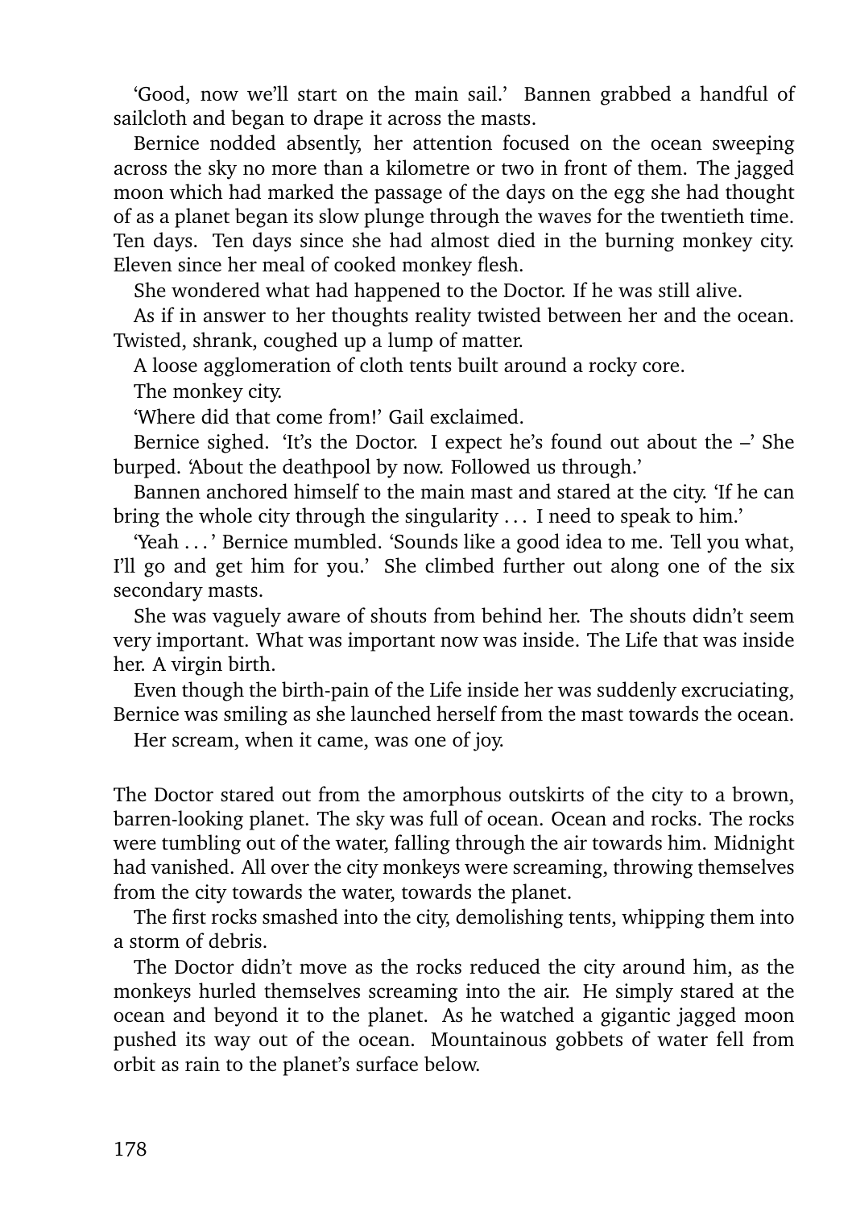'Good, now we'll start on the main sail.' Bannen grabbed a handful of sailcloth and began to drape it across the masts.

Bernice nodded absently, her attention focused on the ocean sweeping across the sky no more than a kilometre or two in front of them. The jagged moon which had marked the passage of the days on the egg she had thought of as a planet began its slow plunge through the waves for the twentieth time. Ten days. Ten days since she had almost died in the burning monkey city. Eleven since her meal of cooked monkey flesh.

She wondered what had happened to the Doctor. If he was still alive.

As if in answer to her thoughts reality twisted between her and the ocean. Twisted, shrank, coughed up a lump of matter.

A loose agglomeration of cloth tents built around a rocky core.

The monkey city.

'Where did that come from!' Gail exclaimed.

Bernice sighed. 'It's the Doctor. I expect he's found out about the –' She burped. 'About the deathpool by now. Followed us through.'

Bannen anchored himself to the main mast and stared at the city. 'If he can bring the whole city through the singularity . . . I need to speak to him.'

'Yeah . . . ' Bernice mumbled. 'Sounds like a good idea to me. Tell you what, I'll go and get him for you.' She climbed further out along one of the six secondary masts.

She was vaguely aware of shouts from behind her. The shouts didn't seem very important. What was important now was inside. The Life that was inside her. A virgin birth.

Even though the birth-pain of the Life inside her was suddenly excruciating, Bernice was smiling as she launched herself from the mast towards the ocean.

Her scream, when it came, was one of joy.

The Doctor stared out from the amorphous outskirts of the city to a brown, barren-looking planet. The sky was full of ocean. Ocean and rocks. The rocks were tumbling out of the water, falling through the air towards him. Midnight had vanished. All over the city monkeys were screaming, throwing themselves from the city towards the water, towards the planet.

The first rocks smashed into the city, demolishing tents, whipping them into a storm of debris.

The Doctor didn't move as the rocks reduced the city around him, as the monkeys hurled themselves screaming into the air. He simply stared at the ocean and beyond it to the planet. As he watched a gigantic jagged moon pushed its way out of the ocean. Mountainous gobbets of water fell from orbit as rain to the planet's surface below.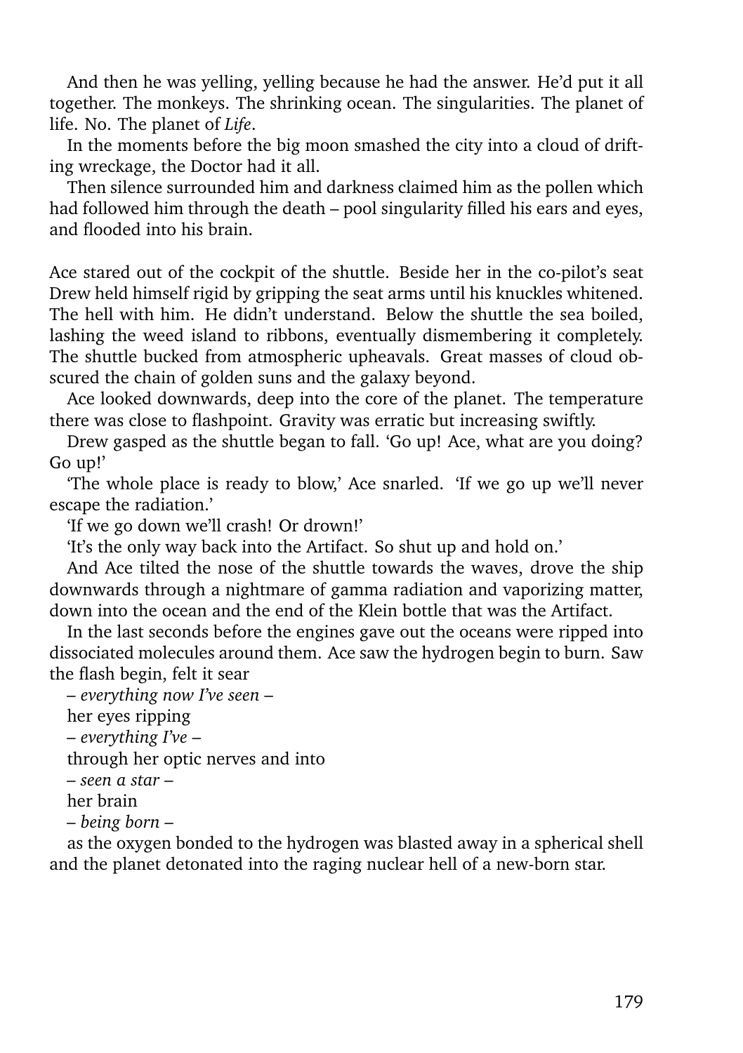And then he was yelling, yelling because he had the answer. He'd put it all together. The monkeys. The shrinking ocean. The singularities. The planet of life. No. The planet of *Life*.

In the moments before the big moon smashed the city into a cloud of drifting wreckage, the Doctor had it all.

Then silence surrounded him and darkness claimed him as the pollen which had followed him through the death – pool singularity filled his ears and eyes, and flooded into his brain.

Ace stared out of the cockpit of the shuttle. Beside her in the co-pilot's seat Drew held himself rigid by gripping the seat arms until his knuckles whitened. The hell with him. He didn't understand. Below the shuttle the sea boiled, lashing the weed island to ribbons, eventually dismembering it completely. The shuttle bucked from atmospheric upheavals. Great masses of cloud obscured the chain of golden suns and the galaxy beyond.

Ace looked downwards, deep into the core of the planet. The temperature there was close to flashpoint. Gravity was erratic but increasing swiftly.

Drew gasped as the shuttle began to fall. 'Go up! Ace, what are you doing? Go up!'

'The whole place is ready to blow,' Ace snarled. 'If we go up we'll never escape the radiation.'

'If we go down we'll crash! Or drown!'

'It's the only way back into the Artifact. So shut up and hold on.'

And Ace tilted the nose of the shuttle towards the waves, drove the ship downwards through a nightmare of gamma radiation and vaporizing matter, down into the ocean and the end of the Klein bottle that was the Artifact.

In the last seconds before the engines gave out the oceans were ripped into dissociated molecules around them. Ace saw the hydrogen begin to burn. Saw the flash begin, felt it sear

– *everything now I've seen* –

her eyes ripping

– *everything I've* –

through her optic nerves and into

– *seen a star* –

her brain

– *being born* –

as the oxygen bonded to the hydrogen was blasted away in a spherical shell and the planet detonated into the raging nuclear hell of a new-born star.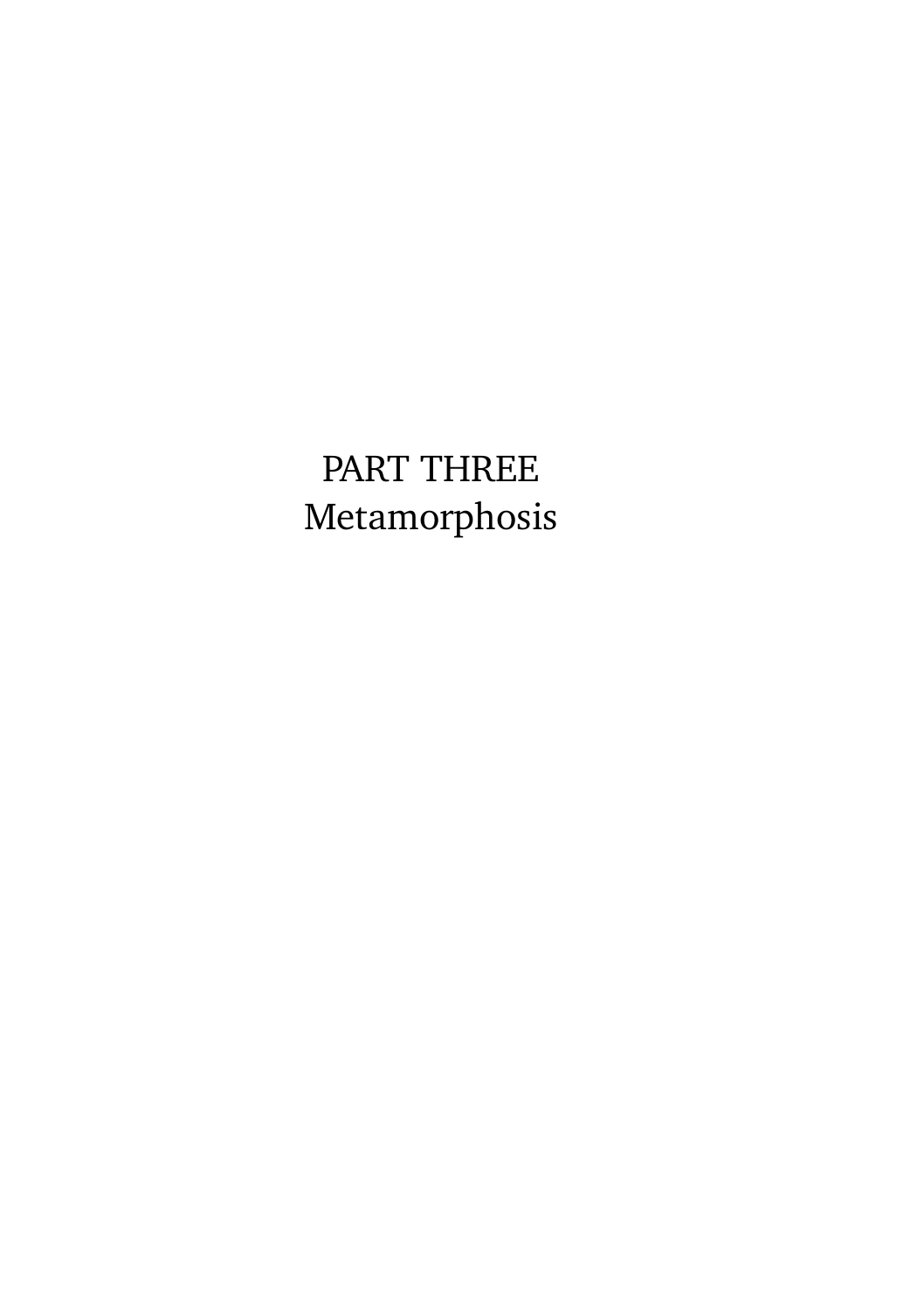# PART THREE
# Metamorphosis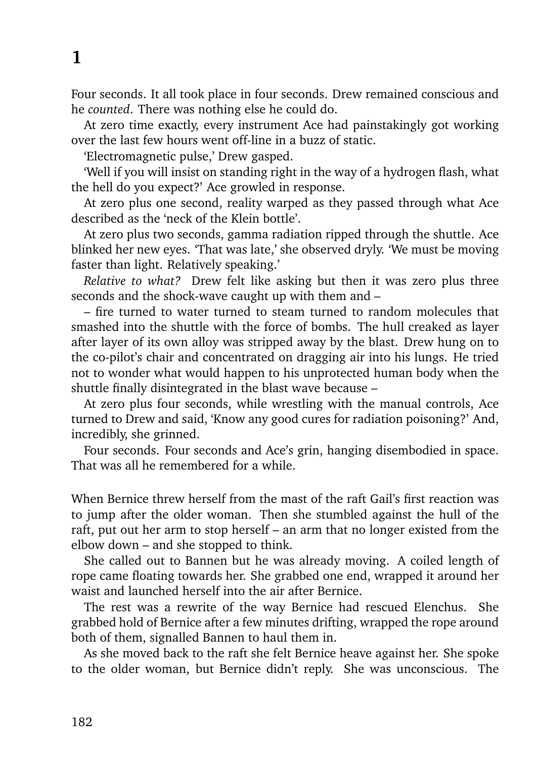# 1

Four seconds. It all took place in four seconds. Drew remained conscious and he *counted*. There was nothing else he could do.

At zero time exactly, every instrument Ace had painstakingly got working over the last few hours went off-line in a buzz of static.

'Electromagnetic pulse,' Drew gasped.

'Well if you will insist on standing right in the way of a hydrogen flash, what the hell do you expect?' Ace growled in response.

At zero plus one second, reality warped as they passed through what Ace described as the 'neck of the Klein bottle'.

At zero plus two seconds, gamma radiation ripped through the shuttle. Ace blinked her new eyes. 'That was late,' she observed dryly. 'We must be moving faster than light. Relatively speaking.'

*Relative to what?* Drew felt like asking but then it was zero plus three seconds and the shock-wave caught up with them and –

– fire turned to water turned to steam turned to random molecules that smashed into the shuttle with the force of bombs. The hull creaked as layer after layer of its own alloy was stripped away by the blast. Drew hung on to the co-pilot's chair and concentrated on dragging air into his lungs. He tried not to wonder what would happen to his unprotected human body when the shuttle finally disintegrated in the blast wave because –

At zero plus four seconds, while wrestling with the manual controls, Ace turned to Drew and said, 'Know any good cures for radiation poisoning?' And, incredibly, she grinned.

Four seconds. Four seconds and Ace's grin, hanging disembodied in space. That was all he remembered for a while.

When Bernice threw herself from the mast of the raft Gail's first reaction was to jump after the older woman. Then she stumbled against the hull of the raft, put out her arm to stop herself – an arm that no longer existed from the elbow down – and she stopped to think.

She called out to Bannen but he was already moving. A coiled length of rope came floating towards her. She grabbed one end, wrapped it around her waist and launched herself into the air after Bernice.

The rest was a rewrite of the way Bernice had rescued Elenchus. She grabbed hold of Bernice after a few minutes drifting, wrapped the rope around both of them, signalled Bannen to haul them in.

As she moved back to the raft she felt Bernice heave against her. She spoke to the older woman, but Bernice didn't reply. She was unconscious. The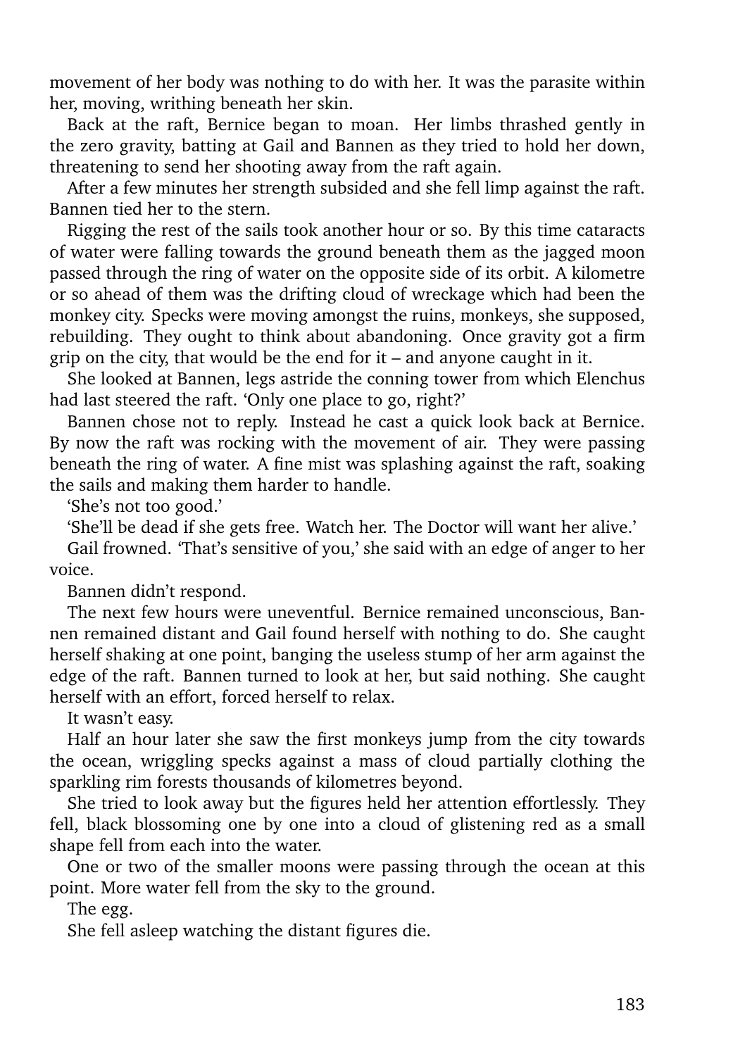movement of her body was nothing to do with her. It was the parasite within her, moving, writhing beneath her skin.

Back at the raft, Bernice began to moan. Her limbs thrashed gently in the zero gravity, batting at Gail and Bannen as they tried to hold her down, threatening to send her shooting away from the raft again.

After a few minutes her strength subsided and she fell limp against the raft. Bannen tied her to the stern.

Rigging the rest of the sails took another hour or so. By this time cataracts of water were falling towards the ground beneath them as the jagged moon passed through the ring of water on the opposite side of its orbit. A kilometre or so ahead of them was the drifting cloud of wreckage which had been the monkey city. Specks were moving amongst the ruins, monkeys, she supposed, rebuilding. They ought to think about abandoning. Once gravity got a firm grip on the city, that would be the end for it – and anyone caught in it.

She looked at Bannen, legs astride the conning tower from which Elenchus had last steered the raft. 'Only one place to go, right?'

Bannen chose not to reply. Instead he cast a quick look back at Bernice. By now the raft was rocking with the movement of air. They were passing beneath the ring of water. A fine mist was splashing against the raft, soaking the sails and making them harder to handle.

'She's not too good.'

'She'll be dead if she gets free. Watch her. The Doctor will want her alive.'

Gail frowned. 'That's sensitive of you,' she said with an edge of anger to her voice.

Bannen didn't respond.

The next few hours were uneventful. Bernice remained unconscious, Bannen remained distant and Gail found herself with nothing to do. She caught herself shaking at one point, banging the useless stump of her arm against the edge of the raft. Bannen turned to look at her, but said nothing. She caught herself with an effort, forced herself to relax.

It wasn't easy.

Half an hour later she saw the first monkeys jump from the city towards the ocean, wriggling specks against a mass of cloud partially clothing the sparkling rim forests thousands of kilometres beyond.

She tried to look away but the figures held her attention effortlessly. They fell, black blossoming one by one into a cloud of glistening red as a small shape fell from each into the water.

One or two of the smaller moons were passing through the ocean at this point. More water fell from the sky to the ground.

The egg.

She fell asleep watching the distant figures die.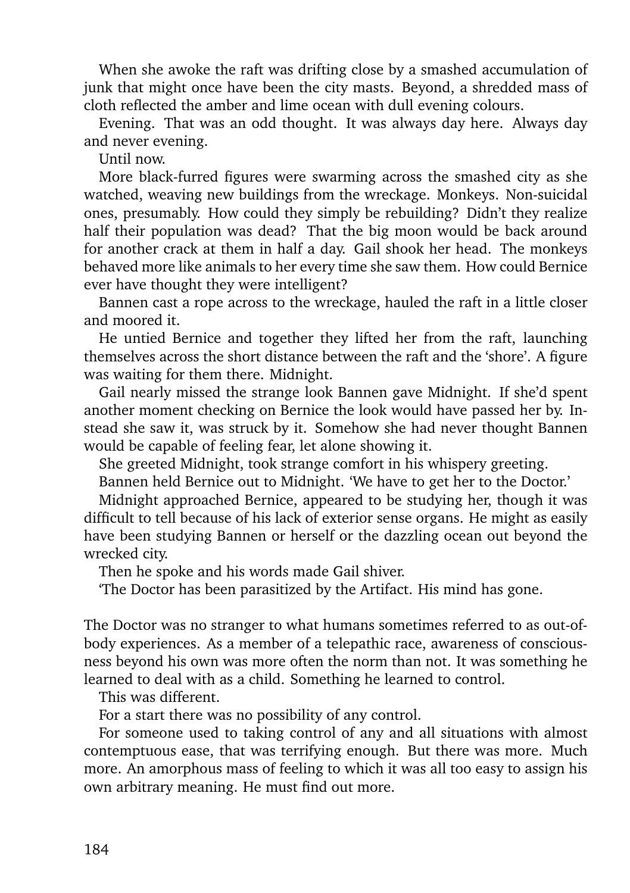When she awoke the raft was drifting close by a smashed accumulation of junk that might once have been the city masts. Beyond, a shredded mass of cloth reflected the amber and lime ocean with dull evening colours.

Evening. That was an odd thought. It was always day here. Always day and never evening.

Until now.

More black-furred figures were swarming across the smashed city as she watched, weaving new buildings from the wreckage. Monkeys. Non-suicidal ones, presumably. How could they simply be rebuilding? Didn't they realize half their population was dead? That the big moon would be back around for another crack at them in half a day. Gail shook her head. The monkeys behaved more like animals to her every time she saw them. How could Bernice ever have thought they were intelligent?

Bannen cast a rope across to the wreckage, hauled the raft in a little closer and moored it.

He untied Bernice and together they lifted her from the raft, launching themselves across the short distance between the raft and the 'shore'. A figure was waiting for them there. Midnight.

Gail nearly missed the strange look Bannen gave Midnight. If she'd spent another moment checking on Bernice the look would have passed her by. Instead she saw it, was struck by it. Somehow she had never thought Bannen would be capable of feeling fear, let alone showing it.

She greeted Midnight, took strange comfort in his whispery greeting.

Bannen held Bernice out to Midnight. 'We have to get her to the Doctor.'

Midnight approached Bernice, appeared to be studying her, though it was difficult to tell because of his lack of exterior sense organs. He might as easily have been studying Bannen or herself or the dazzling ocean out beyond the wrecked city.

Then he spoke and his words made Gail shiver.

'The Doctor has been parasitized by the Artifact. His mind has gone.

The Doctor was no stranger to what humans sometimes referred to as out-of-body experiences. As a member of a telepathic race, awareness of consciousness beyond his own was more often the norm than not. It was something he learned to deal with as a child. Something he learned to control.

This was different.

For a start there was no possibility of any control.

For someone used to taking control of any and all situations with almost contemptuous ease, that was terrifying enough. But there was more. Much more. An amorphous mass of feeling to which it was all too easy to assign his own arbitrary meaning. He must find out more.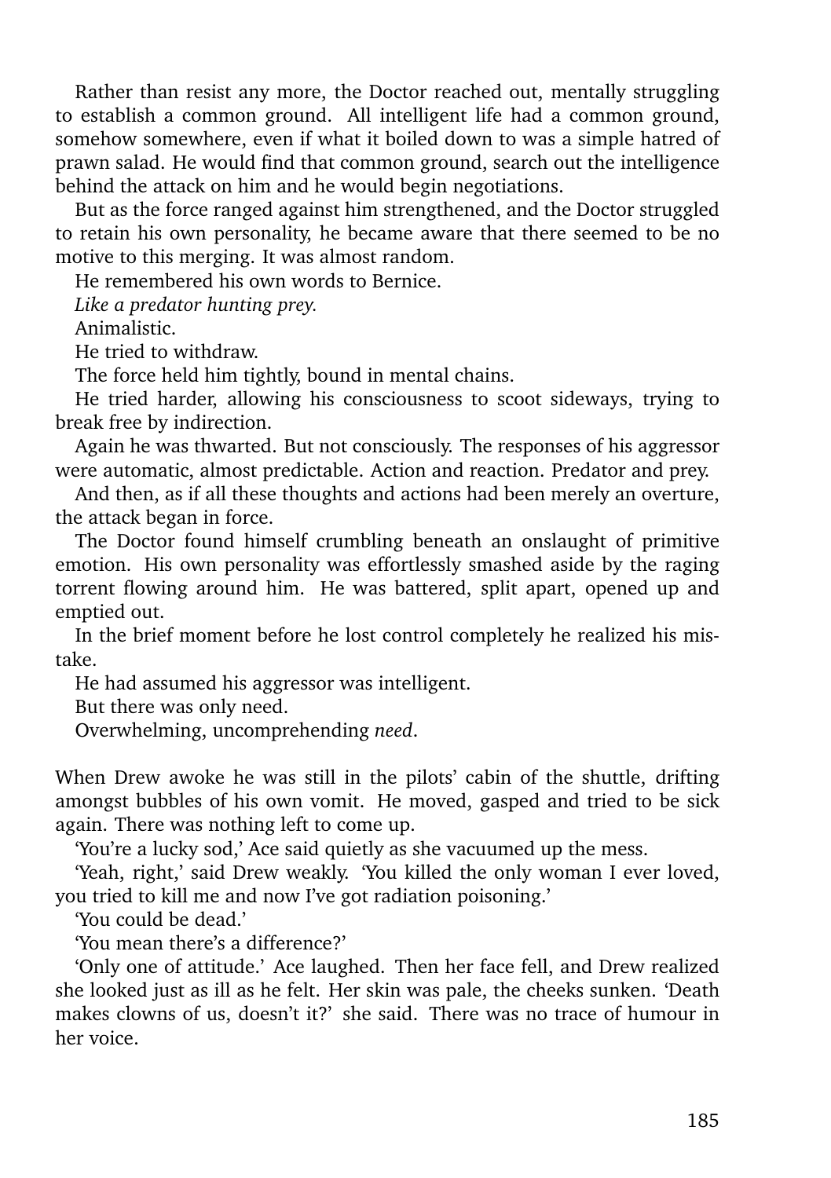Rather than resist any more, the Doctor reached out, mentally struggling to establish a common ground. All intelligent life had a common ground, somehow somewhere, even if what it boiled down to was a simple hatred of prawn salad. He would find that common ground, search out the intelligence behind the attack on him and he would begin negotiations.

But as the force ranged against him strengthened, and the Doctor struggled to retain his own personality, he became aware that there seemed to be no motive to this merging. It was almost random.

He remembered his own words to Bernice.

*Like a predator hunting prey.*

Animalistic.

He tried to withdraw.

The force held him tightly, bound in mental chains.

He tried harder, allowing his consciousness to scoot sideways, trying to break free by indirection.

Again he was thwarted. But not consciously. The responses of his aggressor were automatic, almost predictable. Action and reaction. Predator and prey.

And then, as if all these thoughts and actions had been merely an overture, the attack began in force.

The Doctor found himself crumbling beneath an onslaught of primitive emotion. His own personality was effortlessly smashed aside by the raging torrent flowing around him. He was battered, split apart, opened up and emptied out.

In the brief moment before he lost control completely he realized his mistake.

He had assumed his aggressor was intelligent.

But there was only need.

Overwhelming, uncomprehending *need*.

When Drew awoke he was still in the pilots' cabin of the shuttle, drifting amongst bubbles of his own vomit. He moved, gasped and tried to be sick again. There was nothing left to come up.

'You're a lucky sod,' Ace said quietly as she vacuumed up the mess.

'Yeah, right,' said Drew weakly. 'You killed the only woman I ever loved, you tried to kill me and now I've got radiation poisoning.'

'You could be dead.'

'You mean there's a difference?'

'Only one of attitude.' Ace laughed. Then her face fell, and Drew realized she looked just as ill as he felt. Her skin was pale, the cheeks sunken. 'Death makes clowns of us, doesn't it?' she said. There was no trace of humour in her voice.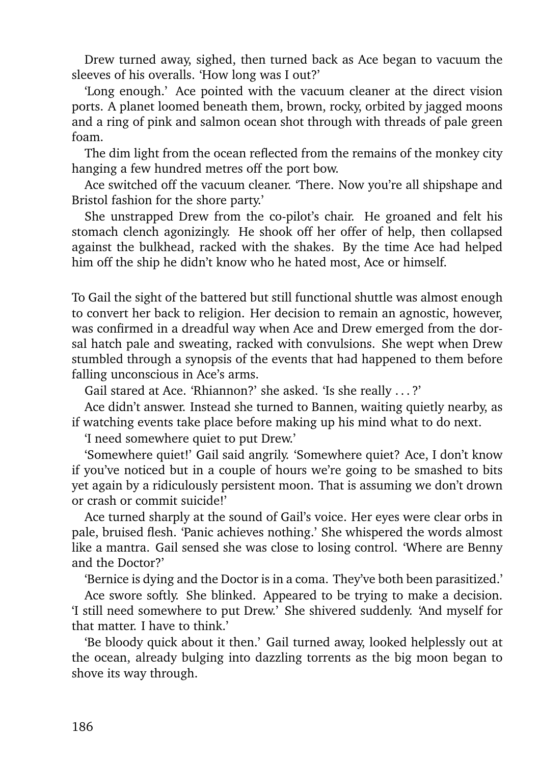Drew turned away, sighed, then turned back as Ace began to vacuum the sleeves of his overalls. 'How long was I out?'

'Long enough.' Ace pointed with the vacuum cleaner at the direct vision ports. A planet loomed beneath them, brown, rocky, orbited by jagged moons and a ring of pink and salmon ocean shot through with threads of pale green foam.

The dim light from the ocean reflected from the remains of the monkey city hanging a few hundred metres off the port bow.

Ace switched off the vacuum cleaner. 'There. Now you're all shipshape and Bristol fashion for the shore party.'

She unstrapped Drew from the co-pilot's chair. He groaned and felt his stomach clench agonizingly. He shook off her offer of help, then collapsed against the bulkhead, racked with the shakes. By the time Ace had helped him off the ship he didn't know who he hated most, Ace or himself.

To Gail the sight of the battered but still functional shuttle was almost enough to convert her back to religion. Her decision to remain an agnostic, however, was confirmed in a dreadful way when Ace and Drew emerged from the dorsal hatch pale and sweating, racked with convulsions. She wept when Drew stumbled through a synopsis of the events that had happened to them before falling unconscious in Ace's arms.

Gail stared at Ace. 'Rhiannon?' she asked. 'Is she really . . . ?'

Ace didn't answer. Instead she turned to Bannen, waiting quietly nearby, as if watching events take place before making up his mind what to do next.

'I need somewhere quiet to put Drew.'

'Somewhere quiet!' Gail said angrily. 'Somewhere quiet? Ace, I don't know if you've noticed but in a couple of hours we're going to be smashed to bits yet again by a ridiculously persistent moon. That is assuming we don't drown or crash or commit suicide!'

Ace turned sharply at the sound of Gail's voice. Her eyes were clear orbs in pale, bruised flesh. 'Panic achieves nothing.' She whispered the words almost like a mantra. Gail sensed she was close to losing control. 'Where are Benny and the Doctor?'

'Bernice is dying and the Doctor is in a coma. They've both been parasitized.'

Ace swore softly. She blinked. Appeared to be trying to make a decision. 'I still need somewhere to put Drew.' She shivered suddenly. 'And myself for that matter. I have to think.'

'Be bloody quick about it then.' Gail turned away, looked helplessly out at the ocean, already bulging into dazzling torrents as the big moon began to shove its way through.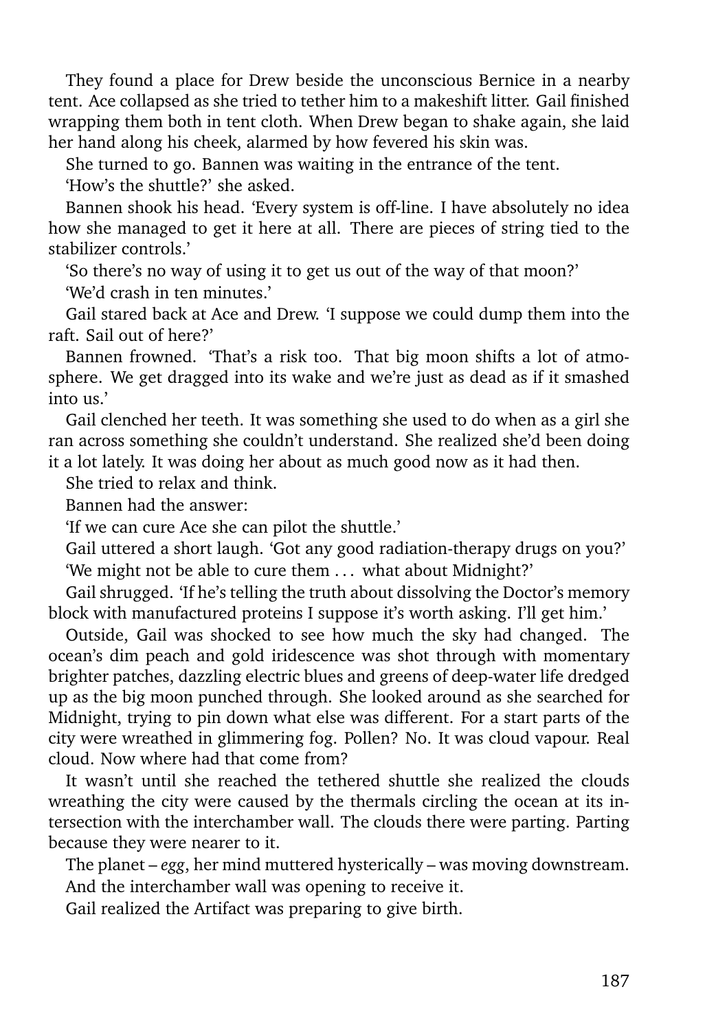They found a place for Drew beside the unconscious Bernice in a nearby tent. Ace collapsed as she tried to tether him to a makeshift litter. Gail finished wrapping them both in tent cloth. When Drew began to shake again, she laid her hand along his cheek, alarmed by how fevered his skin was.

She turned to go. Bannen was waiting in the entrance of the tent.

'How's the shuttle?' she asked.

Bannen shook his head. 'Every system is off-line. I have absolutely no idea how she managed to get it here at all. There are pieces of string tied to the stabilizer controls.'

'So there's no way of using it to get us out of the way of that moon?'

'We'd crash in ten minutes.'

Gail stared back at Ace and Drew. 'I suppose we could dump them into the raft. Sail out of here?'

Bannen frowned. 'That's a risk too. That big moon shifts a lot of atmosphere. We get dragged into its wake and we're just as dead as if it smashed into us.'

Gail clenched her teeth. It was something she used to do when as a girl she ran across something she couldn't understand. She realized she'd been doing it a lot lately. It was doing her about as much good now as it had then.

She tried to relax and think.

Bannen had the answer:

'If we can cure Ace she can pilot the shuttle.'

Gail uttered a short laugh. 'Got any good radiation-therapy drugs on you?'

'We might not be able to cure them . . . what about Midnight?'

Gail shrugged. 'If he's telling the truth about dissolving the Doctor's memory block with manufactured proteins I suppose it's worth asking. I'll get him.'

Outside, Gail was shocked to see how much the sky had changed. The ocean's dim peach and gold iridescence was shot through with momentary brighter patches, dazzling electric blues and greens of deep-water life dredged up as the big moon punched through. She looked around as she searched for Midnight, trying to pin down what else was different. For a start parts of the city were wreathed in glimmering fog. Pollen? No. It was cloud vapour. Real cloud. Now where had that come from?

It wasn't until she reached the tethered shuttle she realized the clouds wreathing the city were caused by the thermals circling the ocean at its intersection with the interchamber wall. The clouds there were parting. Parting because they were nearer to it.

The planet – *egg*, her mind muttered hysterically – was moving downstream.

And the interchamber wall was opening to receive it.

Gail realized the Artifact was preparing to give birth.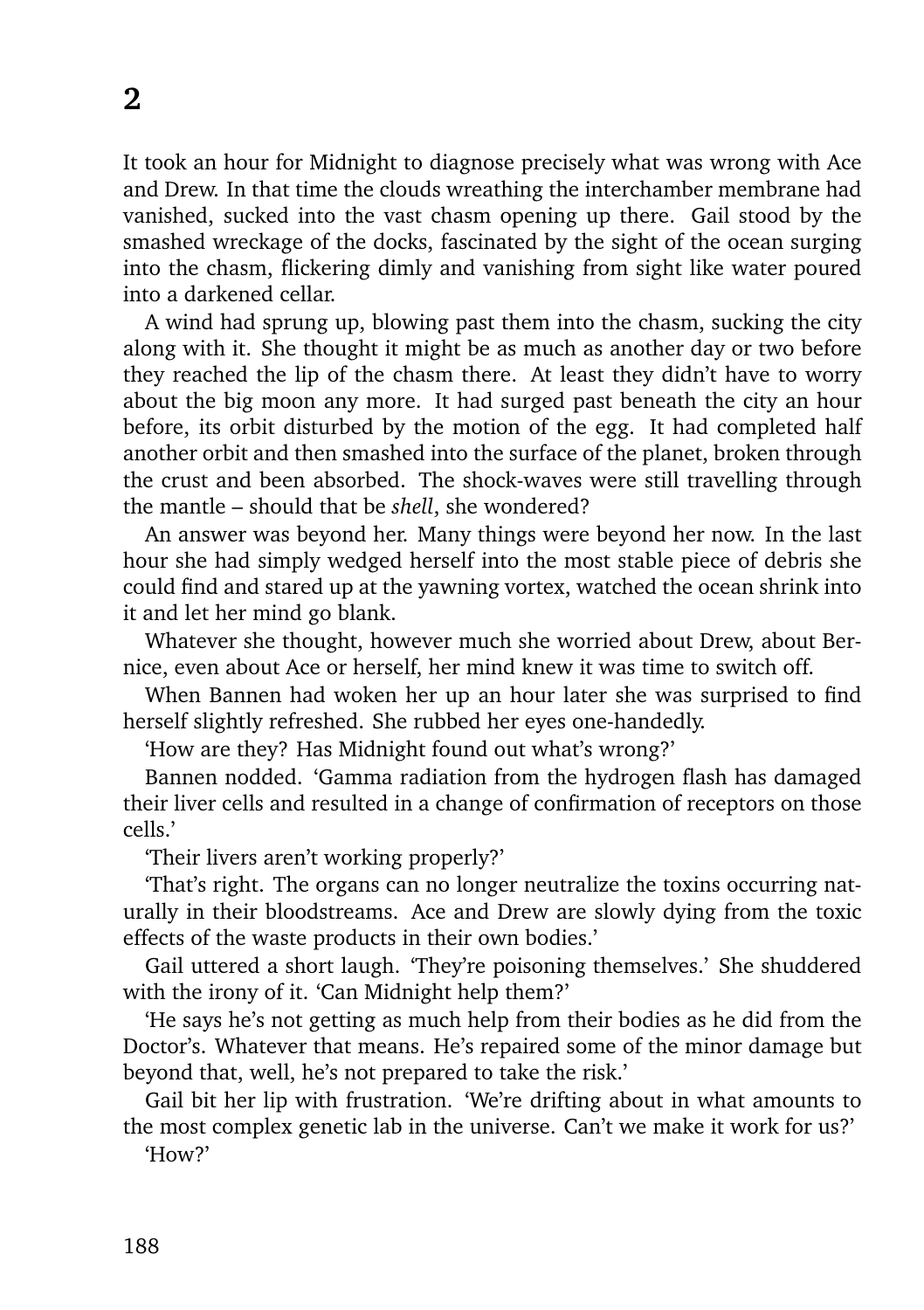## 2

It took an hour for Midnight to diagnose precisely what was wrong with Ace and Drew. In that time the clouds wreathing the interchamber membrane had vanished, sucked into the vast chasm opening up there. Gail stood by the smashed wreckage of the docks, fascinated by the sight of the ocean surging into the chasm, flickering dimly and vanishing from sight like water poured into a darkened cellar.

A wind had sprung up, blowing past them into the chasm, sucking the city along with it. She thought it might be as much as another day or two before they reached the lip of the chasm there. At least they didn't have to worry about the big moon any more. It had surged past beneath the city an hour before, its orbit disturbed by the motion of the egg. It had completed half another orbit and then smashed into the surface of the planet, broken through the crust and been absorbed. The shock-waves were still travelling through the mantle – should that be *shell*, she wondered?

An answer was beyond her. Many things were beyond her now. In the last hour she had simply wedged herself into the most stable piece of debris she could find and stared up at the yawning vortex, watched the ocean shrink into it and let her mind go blank.

Whatever she thought, however much she worried about Drew, about Bernice, even about Ace or herself, her mind knew it was time to switch off.

When Bannen had woken her up an hour later she was surprised to find herself slightly refreshed. She rubbed her eyes one-handedly.

'How are they? Has Midnight found out what's wrong?'

Bannen nodded. 'Gamma radiation from the hydrogen flash has damaged their liver cells and resulted in a change of confirmation of receptors on those cells.'

'Their livers aren't working properly?'

'That's right. The organs can no longer neutralize the toxins occurring naturally in their bloodstreams. Ace and Drew are slowly dying from the toxic effects of the waste products in their own bodies.'

Gail uttered a short laugh. 'They're poisoning themselves.' She shuddered with the irony of it. 'Can Midnight help them?'

'He says he's not getting as much help from their bodies as he did from the Doctor's. Whatever that means. He's repaired some of the minor damage but beyond that, well, he's not prepared to take the risk.'

Gail bit her lip with frustration. 'We're drifting about in what amounts to the most complex genetic lab in the universe. Can't we make it work for us?'

'How?'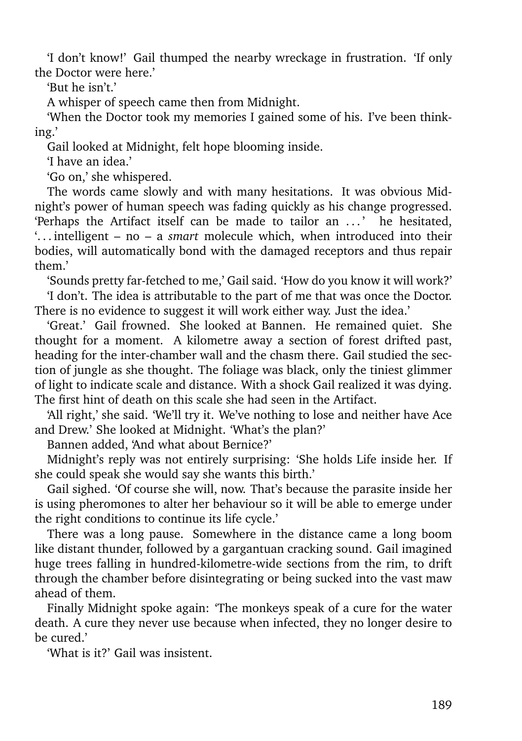'I don't know!' Gail thumped the nearby wreckage in frustration. 'If only the Doctor were here.'

'But he isn't.'

A whisper of speech came then from Midnight.

'When the Doctor took my memories I gained some of his. I've been thinking.'

Gail looked at Midnight, felt hope blooming inside.

'I have an idea.'

'Go on,' she whispered.

The words came slowly and with many hesitations. It was obvious Midnight's power of human speech was fading quickly as his change progressed. 'Perhaps the Artifact itself can be made to tailor an . . . ' he hesitated, '. . . intelligent – no – a *smart* molecule which, when introduced into their bodies, will automatically bond with the damaged receptors and thus repair them.'

'Sounds pretty far-fetched to me,' Gail said. 'How do you know it will work?'

'I don't. The idea is attributable to the part of me that was once the Doctor. There is no evidence to suggest it will work either way. Just the idea.'

'Great.' Gail frowned. She looked at Bannen. He remained quiet. She thought for a moment. A kilometre away a section of forest drifted past, heading for the inter-chamber wall and the chasm there. Gail studied the section of jungle as she thought. The foliage was black, only the tiniest glimmer of light to indicate scale and distance. With a shock Gail realized it was dying. The first hint of death on this scale she had seen in the Artifact.

'All right,' she said. 'We'll try it. We've nothing to lose and neither have Ace and Drew.' She looked at Midnight. 'What's the plan?'

Bannen added, 'And what about Bernice?'

Midnight's reply was not entirely surprising: 'She holds Life inside her. If she could speak she would say she wants this birth.'

Gail sighed. 'Of course she will, now. That's because the parasite inside her is using pheromones to alter her behaviour so it will be able to emerge under the right conditions to continue its life cycle.'

There was a long pause. Somewhere in the distance came a long boom like distant thunder, followed by a gargantuan cracking sound. Gail imagined huge trees falling in hundred-kilometre-wide sections from the rim, to drift through the chamber before disintegrating or being sucked into the vast maw ahead of them.

Finally Midnight spoke again: 'The monkeys speak of a cure for the water death. A cure they never use because when infected, they no longer desire to be cured.'

'What is it?' Gail was insistent.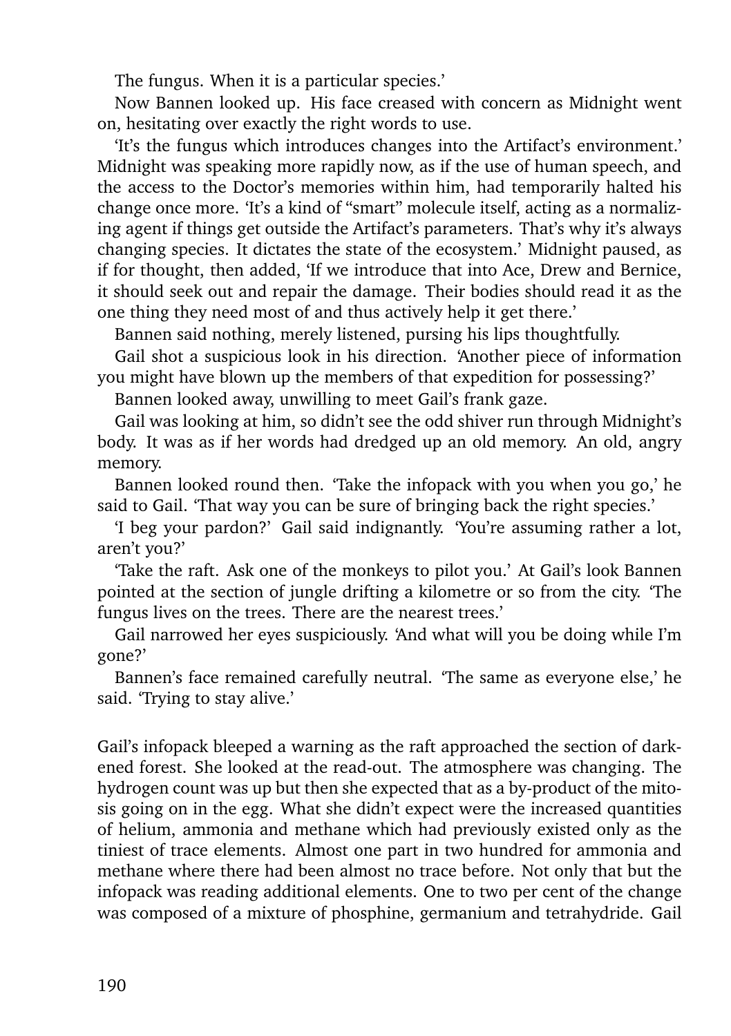The fungus. When it is a particular species.'

Now Bannen looked up. His face creased with concern as Midnight went on, hesitating over exactly the right words to use.

'It's the fungus which introduces changes into the Artifact's environment.' Midnight was speaking more rapidly now, as if the use of human speech, and the access to the Doctor's memories within him, had temporarily halted his change once more. 'It's a kind of "smart" molecule itself, acting as a normalizing agent if things get outside the Artifact's parameters. That's why it's always changing species. It dictates the state of the ecosystem.' Midnight paused, as if for thought, then added, 'If we introduce that into Ace, Drew and Bernice, it should seek out and repair the damage. Their bodies should read it as the one thing they need most of and thus actively help it get there.'

Bannen said nothing, merely listened, pursing his lips thoughtfully.

Gail shot a suspicious look in his direction. 'Another piece of information you might have blown up the members of that expedition for possessing?'

Bannen looked away, unwilling to meet Gail's frank gaze.

Gail was looking at him, so didn't see the odd shiver run through Midnight's body. It was as if her words had dredged up an old memory. An old, angry memory.

Bannen looked round then. 'Take the infopack with you when you go,' he said to Gail. 'That way you can be sure of bringing back the right species.'

'I beg your pardon?' Gail said indignantly. 'You're assuming rather a lot, aren't you?'

'Take the raft. Ask one of the monkeys to pilot you.' At Gail's look Bannen pointed at the section of jungle drifting a kilometre or so from the city. 'The fungus lives on the trees. There are the nearest trees.'

Gail narrowed her eyes suspiciously. 'And what will you be doing while I'm gone?'

Bannen's face remained carefully neutral. 'The same as everyone else,' he said. 'Trying to stay alive.'

Gail's infopack bleeped a warning as the raft approached the section of darkened forest. She looked at the read-out. The atmosphere was changing. The hydrogen count was up but then she expected that as a by-product of the mitosis going on in the egg. What she didn't expect were the increased quantities of helium, ammonia and methane which had previously existed only as the tiniest of trace elements. Almost one part in two hundred for ammonia and methane where there had been almost no trace before. Not only that but the infopack was reading additional elements. One to two per cent of the change was composed of a mixture of phosphine, germanium and tetrahydride. Gail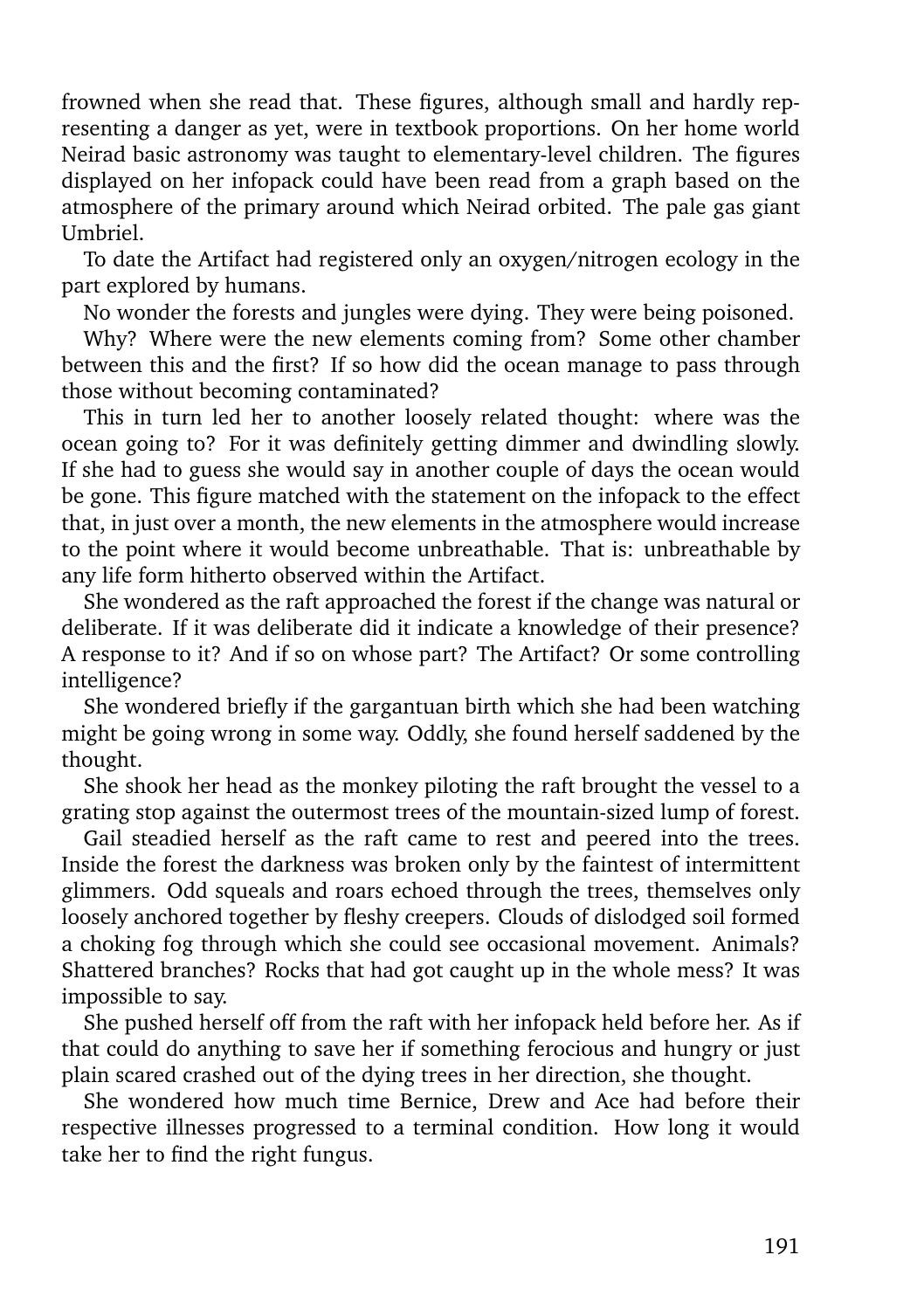frowned when she read that. These figures, although small and hardly representing a danger as yet, were in textbook proportions. On her home world Neirad basic astronomy was taught to elementary-level children. The figures displayed on her infopack could have been read from a graph based on the atmosphere of the primary around which Neirad orbited. The pale gas giant Umbriel.

To date the Artifact had registered only an oxygen/nitrogen ecology in the part explored by humans.

No wonder the forests and jungles were dying. They were being poisoned.

Why? Where were the new elements coming from? Some other chamber between this and the first? If so how did the ocean manage to pass through those without becoming contaminated?

This in turn led her to another loosely related thought: where was the ocean going to? For it was definitely getting dimmer and dwindling slowly. If she had to guess she would say in another couple of days the ocean would be gone. This figure matched with the statement on the infopack to the effect that, in just over a month, the new elements in the atmosphere would increase to the point where it would become unbreathable. That is: unbreathable by any life form hitherto observed within the Artifact.

She wondered as the raft approached the forest if the change was natural or deliberate. If it was deliberate did it indicate a knowledge of their presence? A response to it? And if so on whose part? The Artifact? Or some controlling intelligence?

She wondered briefly if the gargantuan birth which she had been watching might be going wrong in some way. Oddly, she found herself saddened by the thought.

She shook her head as the monkey piloting the raft brought the vessel to a grating stop against the outermost trees of the mountain-sized lump of forest.

Gail steadied herself as the raft came to rest and peered into the trees. Inside the forest the darkness was broken only by the faintest of intermittent glimmers. Odd squeals and roars echoed through the trees, themselves only loosely anchored together by fleshy creepers. Clouds of dislodged soil formed a choking fog through which she could see occasional movement. Animals? Shattered branches? Rocks that had got caught up in the whole mess? It was impossible to say.

She pushed herself off from the raft with her infopack held before her. As if that could do anything to save her if something ferocious and hungry or just plain scared crashed out of the dying trees in her direction, she thought.

She wondered how much time Bernice, Drew and Ace had before their respective illnesses progressed to a terminal condition. How long it would take her to find the right fungus.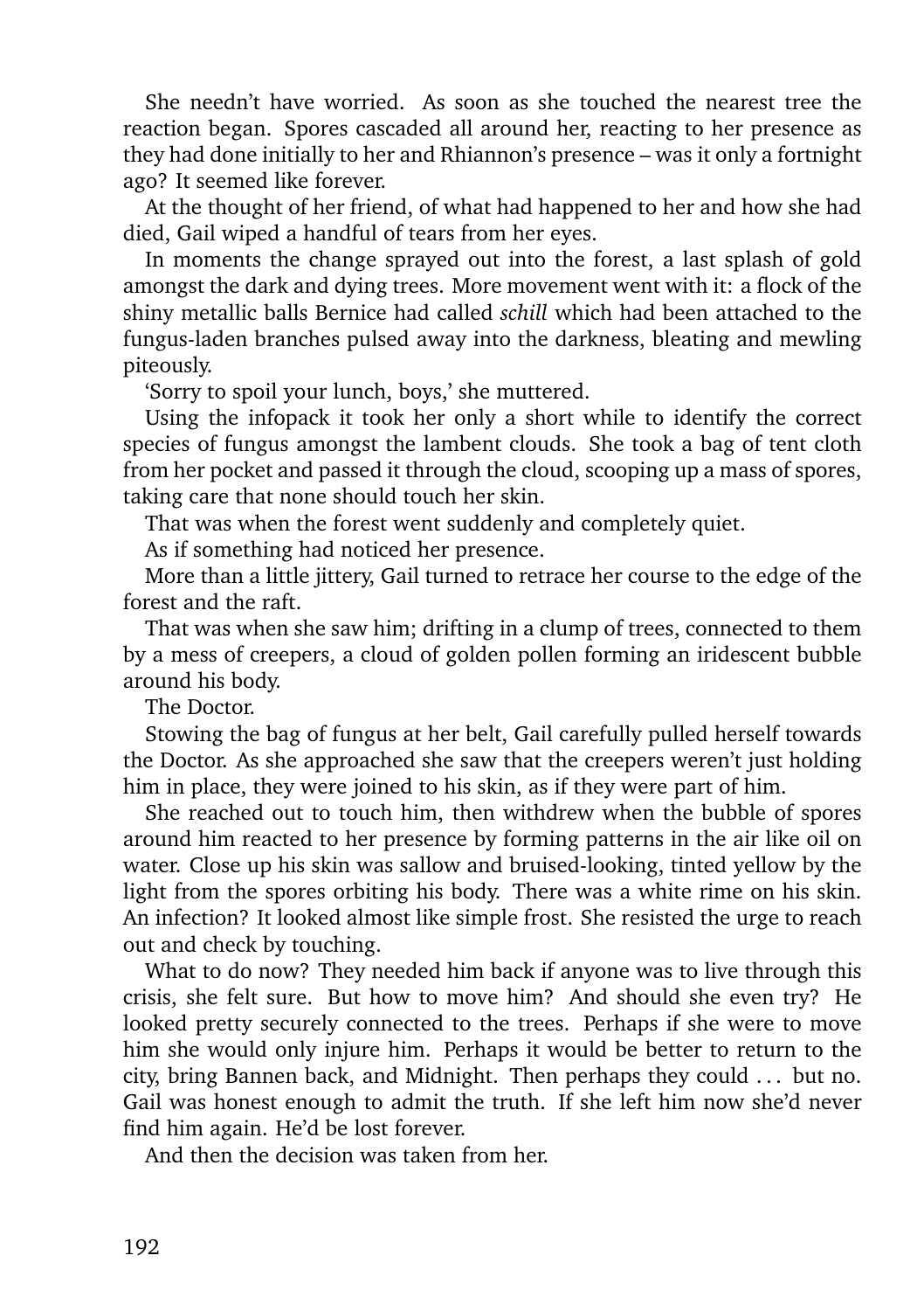She needn't have worried. As soon as she touched the nearest tree the reaction began. Spores cascaded all around her, reacting to her presence as they had done initially to her and Rhiannon's presence – was it only a fortnight ago? It seemed like forever.

At the thought of her friend, of what had happened to her and how she had died, Gail wiped a handful of tears from her eyes.

In moments the change sprayed out into the forest, a last splash of gold amongst the dark and dying trees. More movement went with it: a flock of the shiny metallic balls Bernice had called *schill* which had been attached to the fungus-laden branches pulsed away into the darkness, bleating and mewling piteously.

'Sorry to spoil your lunch, boys,' she muttered.

Using the infopack it took her only a short while to identify the correct species of fungus amongst the lambent clouds. She took a bag of tent cloth from her pocket and passed it through the cloud, scooping up a mass of spores, taking care that none should touch her skin.

That was when the forest went suddenly and completely quiet.

As if something had noticed her presence.

More than a little jittery, Gail turned to retrace her course to the edge of the forest and the raft.

That was when she saw him; drifting in a clump of trees, connected to them by a mess of creepers, a cloud of golden pollen forming an iridescent bubble around his body.

The Doctor.

Stowing the bag of fungus at her belt, Gail carefully pulled herself towards the Doctor. As she approached she saw that the creepers weren't just holding him in place, they were joined to his skin, as if they were part of him.

She reached out to touch him, then withdrew when the bubble of spores around him reacted to her presence by forming patterns in the air like oil on water. Close up his skin was sallow and bruised-looking, tinted yellow by the light from the spores orbiting his body. There was a white rime on his skin. An infection? It looked almost like simple frost. She resisted the urge to reach out and check by touching.

What to do now? They needed him back if anyone was to live through this crisis, she felt sure. But how to move him? And should she even try? He looked pretty securely connected to the trees. Perhaps if she were to move him she would only injure him. Perhaps it would be better to return to the city, bring Bannen back, and Midnight. Then perhaps they could . . . but no. Gail was honest enough to admit the truth. If she left him now she'd never find him again. He'd be lost forever.

And then the decision was taken from her.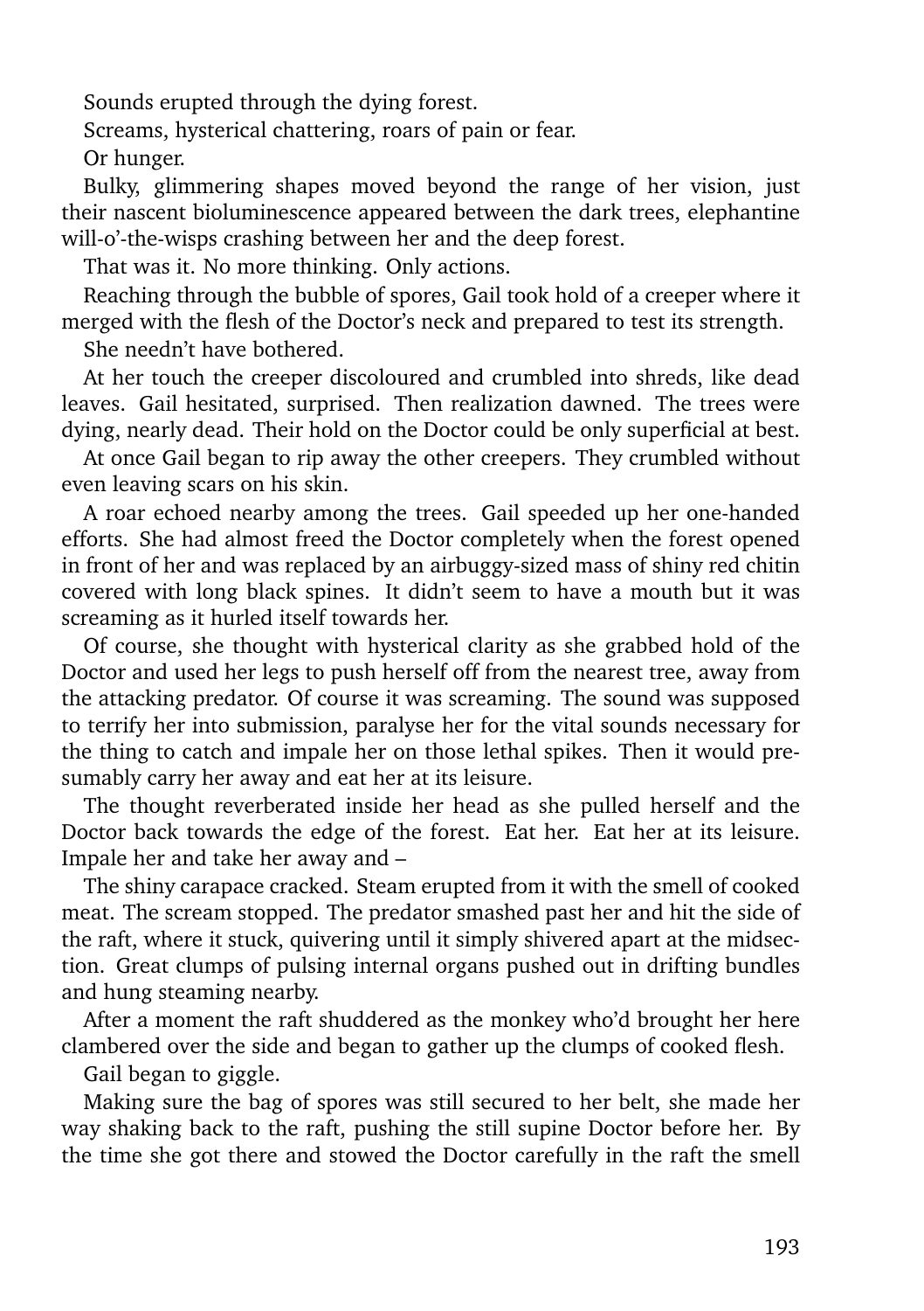Sounds erupted through the dying forest.

Screams, hysterical chattering, roars of pain or fear.

Or hunger.

Bulky, glimmering shapes moved beyond the range of her vision, just their nascent bioluminescence appeared between the dark trees, elephantine will-o'-the-wisps crashing between her and the deep forest.

That was it. No more thinking. Only actions.

Reaching through the bubble of spores, Gail took hold of a creeper where it merged with the flesh of the Doctor's neck and prepared to test its strength.

She needn't have bothered.

At her touch the creeper discoloured and crumbled into shreds, like dead leaves. Gail hesitated, surprised. Then realization dawned. The trees were dying, nearly dead. Their hold on the Doctor could be only superficial at best.

At once Gail began to rip away the other creepers. They crumbled without even leaving scars on his skin.

A roar echoed nearby among the trees. Gail speeded up her one-handed efforts. She had almost freed the Doctor completely when the forest opened in front of her and was replaced by an airbuggy-sized mass of shiny red chitin covered with long black spines. It didn't seem to have a mouth but it was screaming as it hurled itself towards her.

Of course, she thought with hysterical clarity as she grabbed hold of the Doctor and used her legs to push herself off from the nearest tree, away from the attacking predator. Of course it was screaming. The sound was supposed to terrify her into submission, paralyse her for the vital sounds necessary for the thing to catch and impale her on those lethal spikes. Then it would presumably carry her away and eat her at its leisure.

The thought reverberated inside her head as she pulled herself and the Doctor back towards the edge of the forest. Eat her. Eat her at its leisure. Impale her and take her away and –

The shiny carapace cracked. Steam erupted from it with the smell of cooked meat. The scream stopped. The predator smashed past her and hit the side of the raft, where it stuck, quivering until it simply shivered apart at the midsection. Great clumps of pulsing internal organs pushed out in drifting bundles and hung steaming nearby.

After a moment the raft shuddered as the monkey who'd brought her here clambered over the side and began to gather up the clumps of cooked flesh.

Gail began to giggle.

Making sure the bag of spores was still secured to her belt, she made her way shaking back to the raft, pushing the still supine Doctor before her. By the time she got there and stowed the Doctor carefully in the raft the smell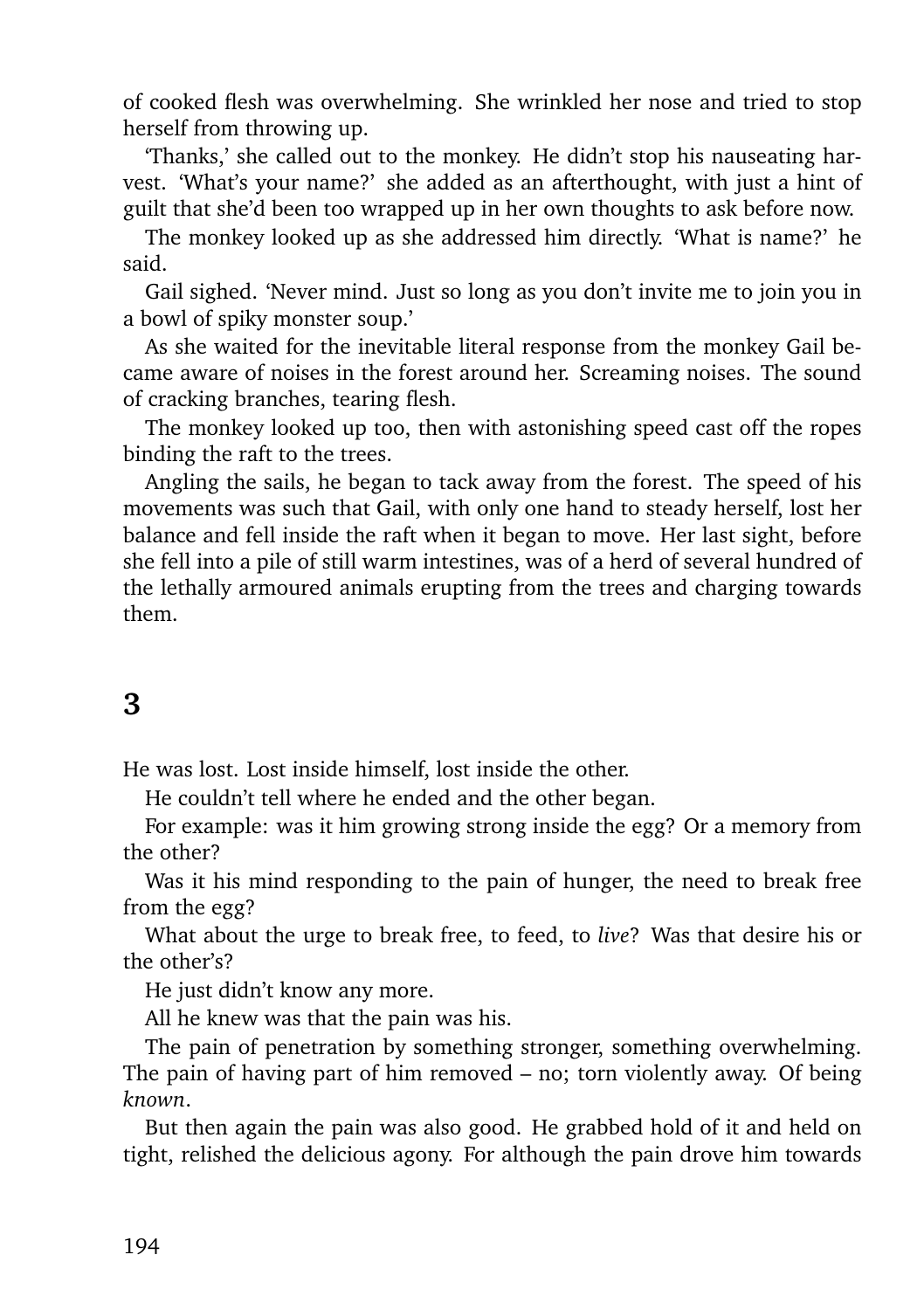of cooked flesh was overwhelming. She wrinkled her nose and tried to stop herself from throwing up.

'Thanks,' she called out to the monkey. He didn't stop his nauseating harvest. 'What's your name?' she added as an afterthought, with just a hint of guilt that she'd been too wrapped up in her own thoughts to ask before now.

The monkey looked up as she addressed him directly. 'What is name?' he said.

Gail sighed. 'Never mind. Just so long as you don't invite me to join you in a bowl of spiky monster soup.'

As she waited for the inevitable literal response from the monkey Gail became aware of noises in the forest around her. Screaming noises. The sound of cracking branches, tearing flesh.

The monkey looked up too, then with astonishing speed cast off the ropes binding the raft to the trees.

Angling the sails, he began to tack away from the forest. The speed of his movements was such that Gail, with only one hand to steady herself, lost her balance and fell inside the raft when it began to move. Her last sight, before she fell into a pile of still warm intestines, was of a herd of several hundred of the lethally armoured animals erupting from the trees and charging towards them.

## 3

He was lost. Lost inside himself, lost inside the other.

He couldn't tell where he ended and the other began.

For example: was it him growing strong inside the egg? Or a memory from the other?

Was it his mind responding to the pain of hunger, the need to break free from the egg?

What about the urge to break free, to feed, to *live*? Was that desire his or the other's?

He just didn't know any more.

All he knew was that the pain was his.

The pain of penetration by something stronger, something overwhelming. The pain of having part of him removed – no; torn violently away. Of being *known*.

But then again the pain was also good. He grabbed hold of it and held on tight, relished the delicious agony. For although the pain drove him towards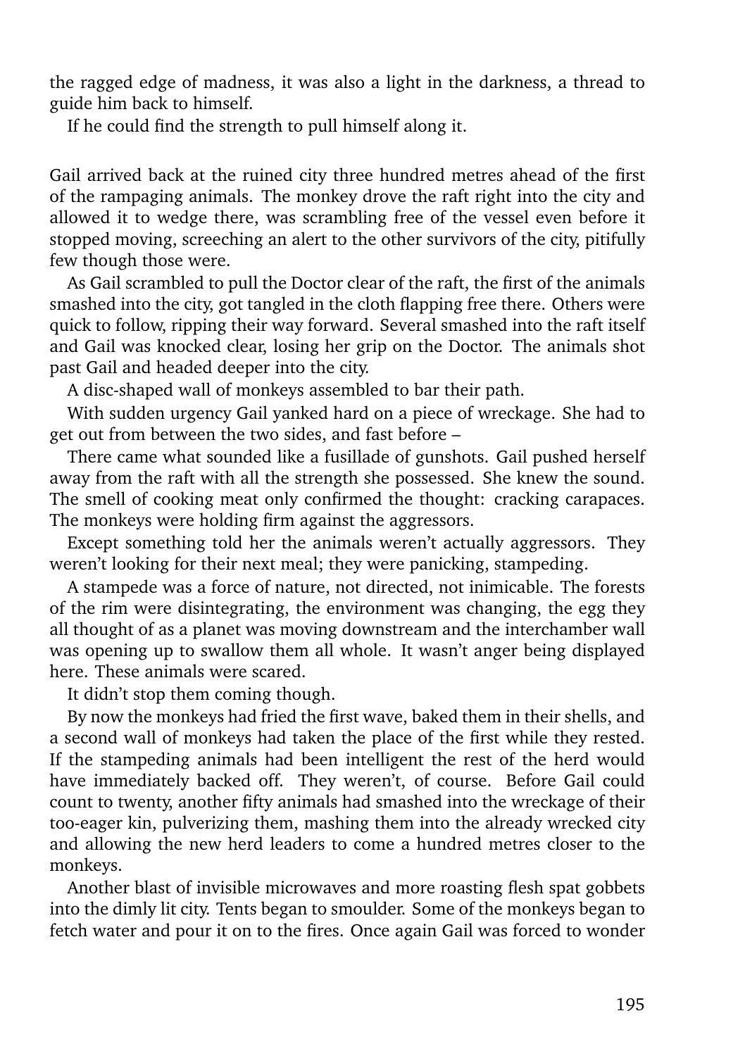the ragged edge of madness, it was also a light in the darkness, a thread to guide him back to himself.

If he could find the strength to pull himself along it.

Gail arrived back at the ruined city three hundred metres ahead of the first of the rampaging animals. The monkey drove the raft right into the city and allowed it to wedge there, was scrambling free of the vessel even before it stopped moving, screeching an alert to the other survivors of the city, pitifully few though those were.

As Gail scrambled to pull the Doctor clear of the raft, the first of the animals smashed into the city, got tangled in the cloth flapping free there. Others were quick to follow, ripping their way forward. Several smashed into the raft itself and Gail was knocked clear, losing her grip on the Doctor. The animals shot past Gail and headed deeper into the city.

A disc-shaped wall of monkeys assembled to bar their path.

With sudden urgency Gail yanked hard on a piece of wreckage. She had to get out from between the two sides, and fast before –

There came what sounded like a fusillade of gunshots. Gail pushed herself away from the raft with all the strength she possessed. She knew the sound. The smell of cooking meat only confirmed the thought: cracking carapaces. The monkeys were holding firm against the aggressors.

Except something told her the animals weren't actually aggressors. They weren't looking for their next meal; they were panicking, stampeding.

A stampede was a force of nature, not directed, not inimicable. The forests of the rim were disintegrating, the environment was changing, the egg they all thought of as a planet was moving downstream and the interchamber wall was opening up to swallow them all whole. It wasn't anger being displayed here. These animals were scared.

It didn't stop them coming though.

By now the monkeys had fried the first wave, baked them in their shells, and a second wall of monkeys had taken the place of the first while they rested. If the stampeding animals had been intelligent the rest of the herd would have immediately backed off. They weren't, of course. Before Gail could count to twenty, another fifty animals had smashed into the wreckage of their too-eager kin, pulverizing them, mashing them into the already wrecked city and allowing the new herd leaders to come a hundred metres closer to the monkeys.

Another blast of invisible microwaves and more roasting flesh spat gobbets into the dimly lit city. Tents began to smoulder. Some of the monkeys began to fetch water and pour it on to the fires. Once again Gail was forced to wonder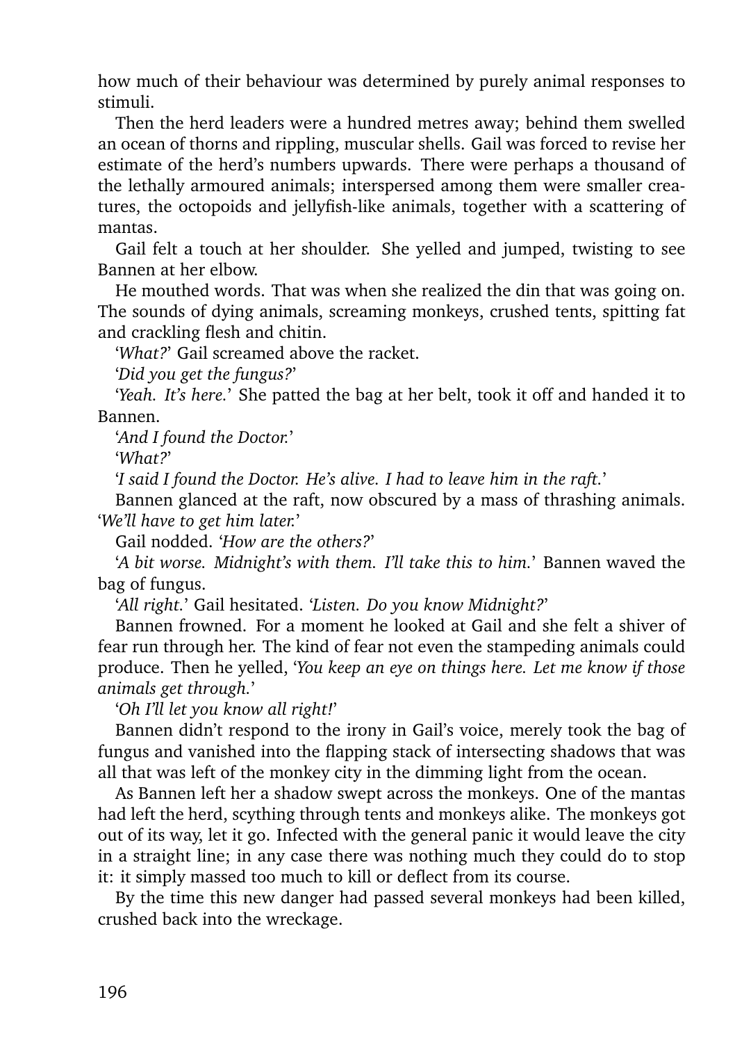how much of their behaviour was determined by purely animal responses to stimuli.

Then the herd leaders were a hundred metres away; behind them swelled an ocean of thorns and rippling, muscular shells. Gail was forced to revise her estimate of the herd's numbers upwards. There were perhaps a thousand of the lethally armoured animals; interspersed among them were smaller creatures, the octopoids and jellyfish-like animals, together with a scattering of mantas.

Gail felt a touch at her shoulder. She yelled and jumped, twisting to see Bannen at her elbow.

He mouthed words. That was when she realized the din that was going on. The sounds of dying animals, screaming monkeys, crushed tents, spitting fat and crackling flesh and chitin.

'*What?*' Gail screamed above the racket.

'*Did you get the fungus?*'

'*Yeah. It's here.*' She patted the bag at her belt, took it off and handed it to Bannen.

'*And I found the Doctor.*'

'*What?*'

'*I said I found the Doctor. He's alive. I had to leave him in the raft.*'

Bannen glanced at the raft, now obscured by a mass of thrashing animals. '*We'll have to get him later.*'

Gail nodded. '*How are the others?*'

'*A bit worse. Midnight's with them. I'll take this to him.*' Bannen waved the bag of fungus.

'*All right.*' Gail hesitated. '*Listen. Do you know Midnight?*'

Bannen frowned. For a moment he looked at Gail and she felt a shiver of fear run through her. The kind of fear not even the stampeding animals could produce. Then he yelled, '*You keep an eye on things here. Let me know if those animals get through.*'

'*Oh I'll let you know all right!*'

Bannen didn't respond to the irony in Gail's voice, merely took the bag of fungus and vanished into the flapping stack of intersecting shadows that was all that was left of the monkey city in the dimming light from the ocean.

As Bannen left her a shadow swept across the monkeys. One of the mantas had left the herd, scything through tents and monkeys alike. The monkeys got out of its way, let it go. Infected with the general panic it would leave the city in a straight line; in any case there was nothing much they could do to stop it: it simply massed too much to kill or deflect from its course.

By the time this new danger had passed several monkeys had been killed, crushed back into the wreckage.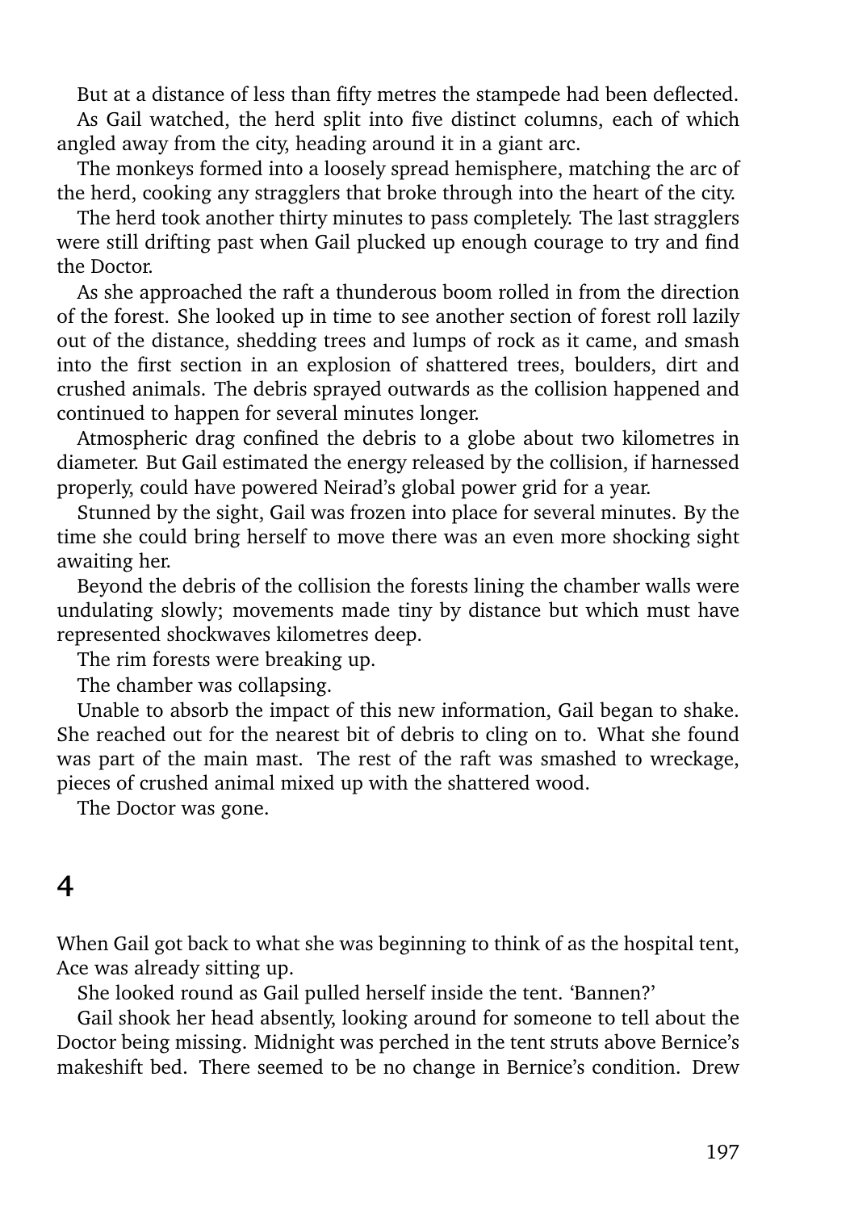But at a distance of less than fifty metres the stampede had been deflected.

As Gail watched, the herd split into five distinct columns, each of which angled away from the city, heading around it in a giant arc.

The monkeys formed into a loosely spread hemisphere, matching the arc of the herd, cooking any stragglers that broke through into the heart of the city.

The herd took another thirty minutes to pass completely. The last stragglers were still drifting past when Gail plucked up enough courage to try and find the Doctor.

As she approached the raft a thunderous boom rolled in from the direction of the forest. She looked up in time to see another section of forest roll lazily out of the distance, shedding trees and lumps of rock as it came, and smash into the first section in an explosion of shattered trees, boulders, dirt and crushed animals. The debris sprayed outwards as the collision happened and continued to happen for several minutes longer.

Atmospheric drag confined the debris to a globe about two kilometres in diameter. But Gail estimated the energy released by the collision, if harnessed properly, could have powered Neirad's global power grid for a year.

Stunned by the sight, Gail was frozen into place for several minutes. By the time she could bring herself to move there was an even more shocking sight awaiting her.

Beyond the debris of the collision the forests lining the chamber walls were undulating slowly; movements made tiny by distance but which must have represented shockwaves kilometres deep.

The rim forests were breaking up.

The chamber was collapsing.

Unable to absorb the impact of this new information, Gail began to shake. She reached out for the nearest bit of debris to cling on to. What she found was part of the main mast. The rest of the raft was smashed to wreckage, pieces of crushed animal mixed up with the shattered wood.

The Doctor was gone.

## 4

When Gail got back to what she was beginning to think of as the hospital tent, Ace was already sitting up.

She looked round as Gail pulled herself inside the tent. 'Bannen?'

Gail shook her head absently, looking around for someone to tell about the Doctor being missing. Midnight was perched in the tent struts above Bernice's makeshift bed. There seemed to be no change in Bernice's condition. Drew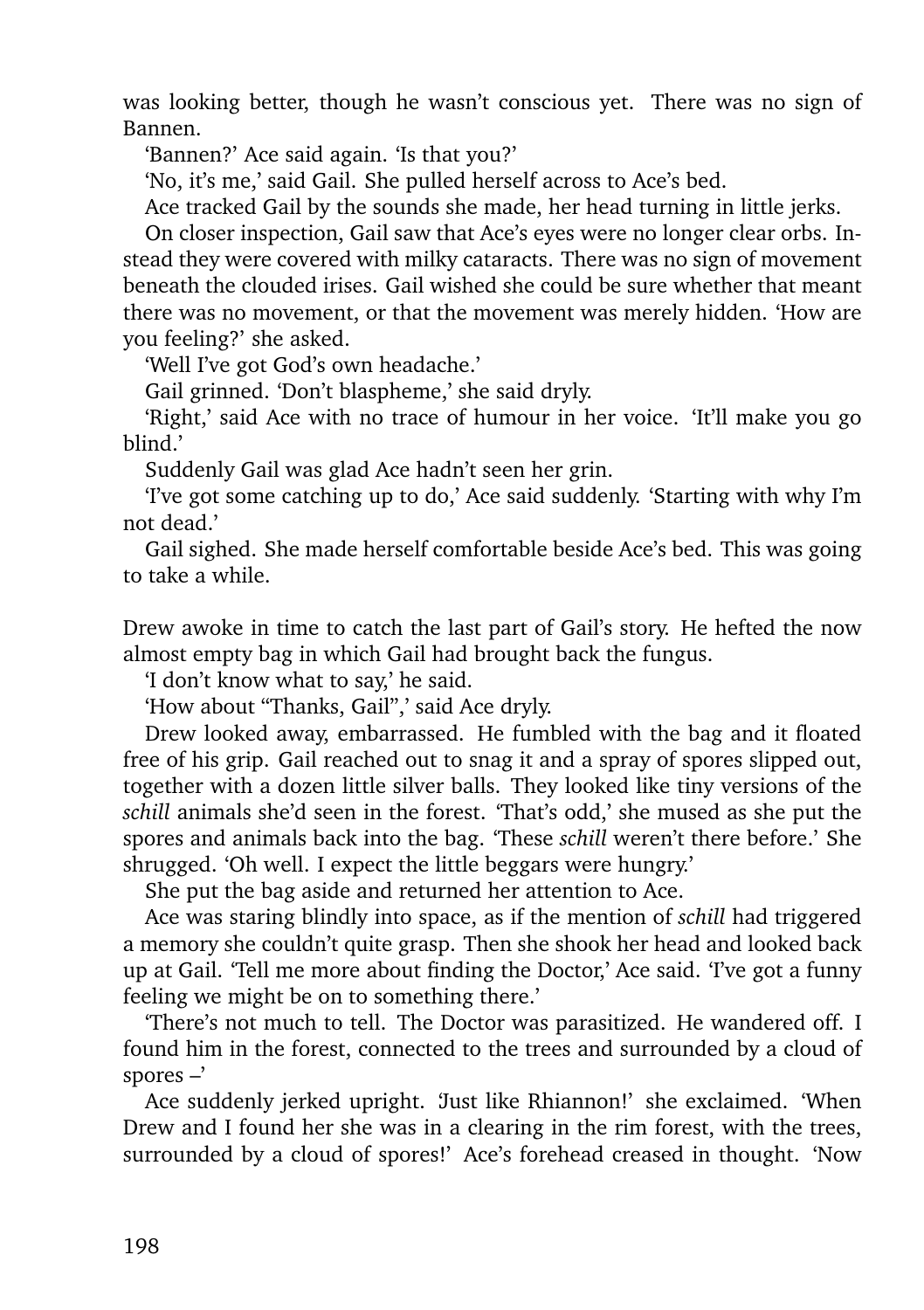was looking better, though he wasn't conscious yet. There was no sign of Bannen.

'Bannen?' Ace said again. 'Is that you?'

'No, it's me,' said Gail. She pulled herself across to Ace's bed.

Ace tracked Gail by the sounds she made, her head turning in little jerks.

On closer inspection, Gail saw that Ace's eyes were no longer clear orbs. Instead they were covered with milky cataracts. There was no sign of movement beneath the clouded irises. Gail wished she could be sure whether that meant there was no movement, or that the movement was merely hidden. 'How are you feeling?' she asked.

'Well I've got God's own headache.'

Gail grinned. 'Don't blaspheme,' she said dryly.

'Right,' said Ace with no trace of humour in her voice. 'It'll make you go blind.'

Suddenly Gail was glad Ace hadn't seen her grin.

'I've got some catching up to do,' Ace said suddenly. 'Starting with why I'm not dead.'

Gail sighed. She made herself comfortable beside Ace's bed. This was going to take a while.

Drew awoke in time to catch the last part of Gail's story. He hefted the now almost empty bag in which Gail had brought back the fungus.

'I don't know what to say,' he said.

'How about "Thanks, Gail",' said Ace dryly.

Drew looked away, embarrassed. He fumbled with the bag and it floated free of his grip. Gail reached out to snag it and a spray of spores slipped out, together with a dozen little silver balls. They looked like tiny versions of the *schill* animals she'd seen in the forest. 'That's odd,' she mused as she put the spores and animals back into the bag. 'These *schill* weren't there before.' She shrugged. 'Oh well. I expect the little beggars were hungry.'

She put the bag aside and returned her attention to Ace.

Ace was staring blindly into space, as if the mention of *schill* had triggered a memory she couldn't quite grasp. Then she shook her head and looked back up at Gail. 'Tell me more about finding the Doctor,' Ace said. 'I've got a funny feeling we might be on to something there.'

'There's not much to tell. The Doctor was parasitized. He wandered off. I found him in the forest, connected to the trees and surrounded by a cloud of spores –'

Ace suddenly jerked upright. 'Just like Rhiannon!' she exclaimed. 'When Drew and I found her she was in a clearing in the rim forest, with the trees, surrounded by a cloud of spores!' Ace's forehead creased in thought. 'Now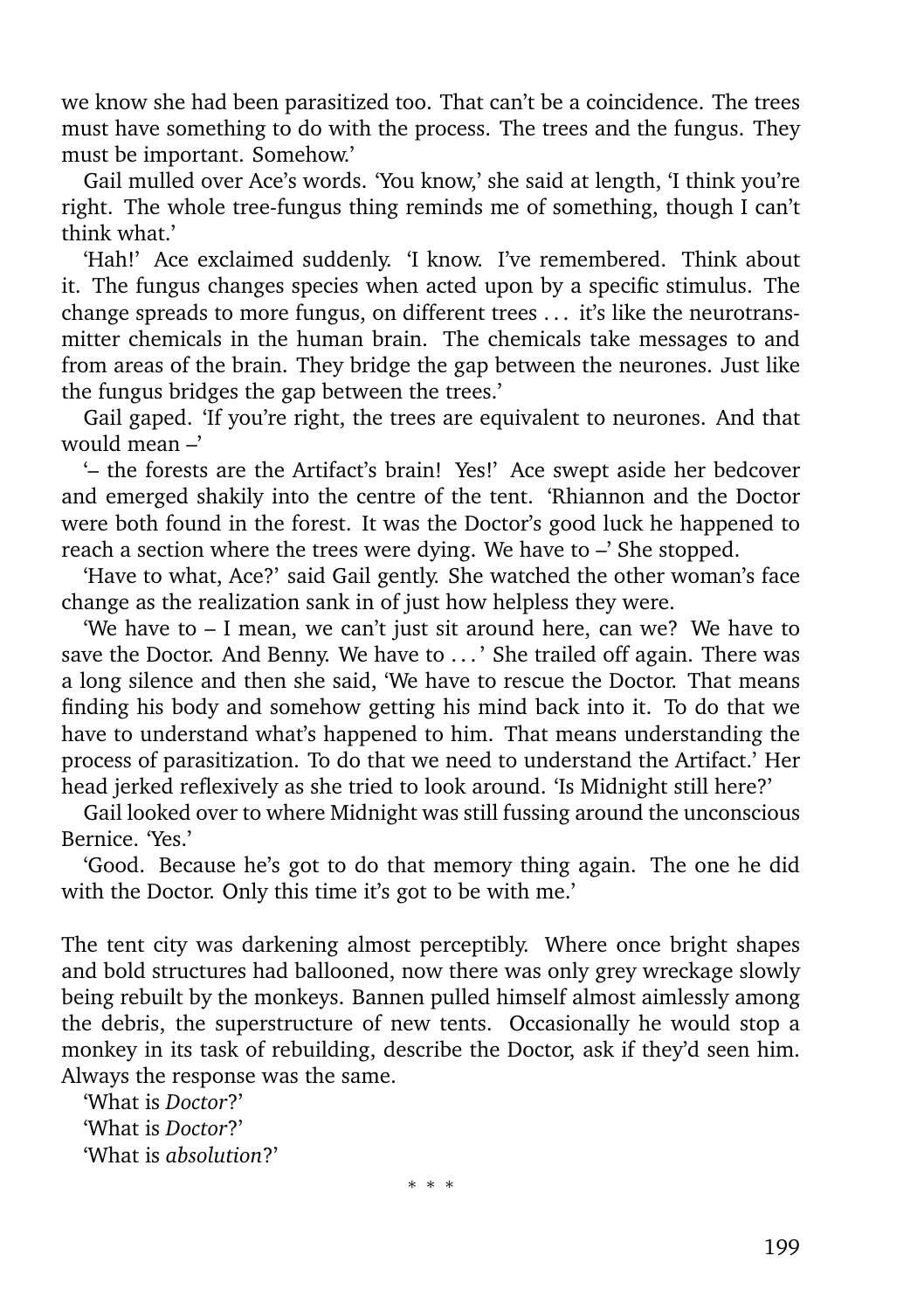we know she had been parasitized too. That can't be a coincidence. The trees must have something to do with the process. The trees and the fungus. They must be important. Somehow.'

Gail mulled over Ace's words. 'You know,' she said at length, 'I think you're right. The whole tree-fungus thing reminds me of something, though I can't think what.'

'Hah!' Ace exclaimed suddenly. 'I know. I've remembered. Think about it. The fungus changes species when acted upon by a specific stimulus. The change spreads to more fungus, on different trees . . . it's like the neurotransmitter chemicals in the human brain. The chemicals take messages to and from areas of the brain. They bridge the gap between the neurones. Just like the fungus bridges the gap between the trees.'

Gail gaped. 'If you're right, the trees are equivalent to neurones. And that would mean –'

'– the forests are the Artifact's brain! Yes!' Ace swept aside her bedcover and emerged shakily into the centre of the tent. 'Rhiannon and the Doctor were both found in the forest. It was the Doctor's good luck he happened to reach a section where the trees were dying. We have to –' She stopped.

'Have to what, Ace?' said Gail gently. She watched the other woman's face change as the realization sank in of just how helpless they were.

'We have to – I mean, we can't just sit around here, can we? We have to save the Doctor. And Benny. We have to . . . ' She trailed off again. There was a long silence and then she said, 'We have to rescue the Doctor. That means finding his body and somehow getting his mind back into it. To do that we have to understand what's happened to him. That means understanding the process of parasitization. To do that we need to understand the Artifact.' Her head jerked reflexively as she tried to look around. 'Is Midnight still here?'

Gail looked over to where Midnight was still fussing around the unconscious Bernice. 'Yes.'

'Good. Because he's got to do that memory thing again. The one he did with the Doctor. Only this time it's got to be with me.'

The tent city was darkening almost perceptibly. Where once bright shapes and bold structures had ballooned, now there was only grey wreckage slowly being rebuilt by the monkeys. Bannen pulled himself almost aimlessly among the debris, the superstructure of new tents. Occasionally he would stop a monkey in its task of rebuilding, describe the Doctor, ask if they'd seen him. Always the response was the same.

'What is *Doctor*?'

'What is *Doctor*?'

'What is *absolution*?'

\* \* \*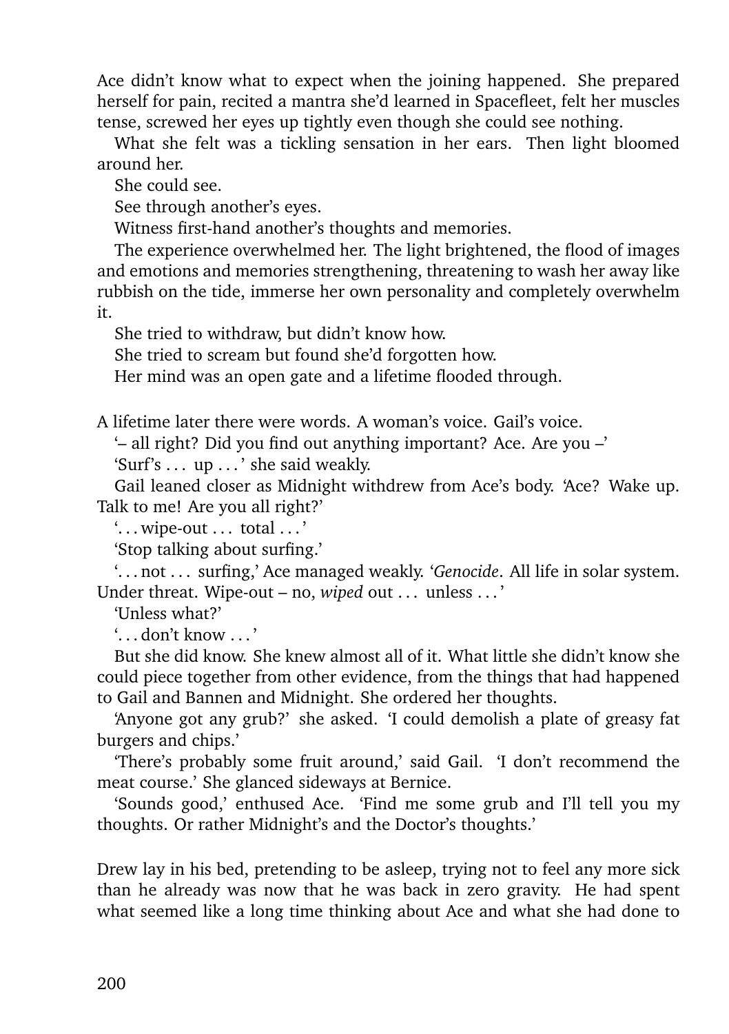Ace didn't know what to expect when the joining happened. She prepared herself for pain, recited a mantra she'd learned in Spacefleet, felt her muscles tense, screwed her eyes up tightly even though she could see nothing.

What she felt was a tickling sensation in her ears. Then light bloomed around her.

She could see.

See through another's eyes.

Witness first-hand another's thoughts and memories.

The experience overwhelmed her. The light brightened, the flood of images and emotions and memories strengthening, threatening to wash her away like rubbish on the tide, immerse her own personality and completely overwhelm it.

She tried to withdraw, but didn't know how.

She tried to scream but found she'd forgotten how.

Her mind was an open gate and a lifetime flooded through.

A lifetime later there were words. A woman's voice. Gail's voice.

'– all right? Did you find out anything important? Ace. Are you –'

'Surf's . . . up . . . ' she said weakly.

Gail leaned closer as Midnight withdrew from Ace's body. 'Ace? Wake up. Talk to me! Are you all right?'

'. . . wipe-out . . . total . . . '

'Stop talking about surfing.'

'. . . not . . . surfing,' Ace managed weakly. '*Genocide*. All life in solar system. Under threat. Wipe-out – no, *wiped* out . . . unless . . . '

'Unless what?'

'. . . don't know . . . '

But she did know. She knew almost all of it. What little she didn't know she could piece together from other evidence, from the things that had happened to Gail and Bannen and Midnight. She ordered her thoughts.

'Anyone got any grub?' she asked. 'I could demolish a plate of greasy fat burgers and chips.'

'There's probably some fruit around,' said Gail. 'I don't recommend the meat course.' She glanced sideways at Bernice.

'Sounds good,' enthused Ace. 'Find me some grub and I'll tell you my thoughts. Or rather Midnight's and the Doctor's thoughts.'

Drew lay in his bed, pretending to be asleep, trying not to feel any more sick than he already was now that he was back in zero gravity. He had spent what seemed like a long time thinking about Ace and what she had done to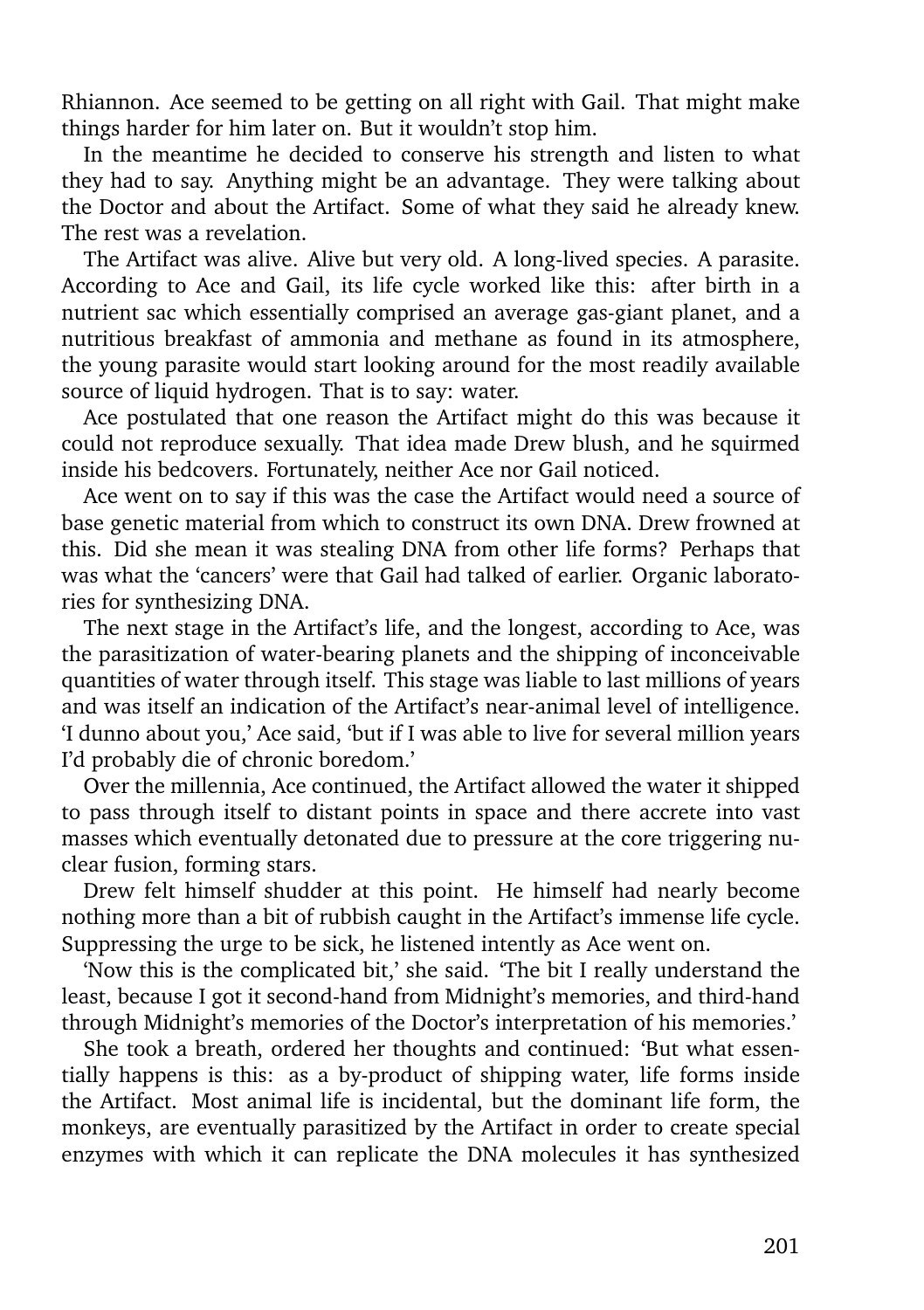Rhiannon. Ace seemed to be getting on all right with Gail. That might make things harder for him later on. But it wouldn't stop him.

In the meantime he decided to conserve his strength and listen to what they had to say. Anything might be an advantage. They were talking about the Doctor and about the Artifact. Some of what they said he already knew. The rest was a revelation.

The Artifact was alive. Alive but very old. A long-lived species. A parasite. According to Ace and Gail, its life cycle worked like this: after birth in a nutrient sac which essentially comprised an average gas-giant planet, and a nutritious breakfast of ammonia and methane as found in its atmosphere, the young parasite would start looking around for the most readily available source of liquid hydrogen. That is to say: water.

Ace postulated that one reason the Artifact might do this was because it could not reproduce sexually. That idea made Drew blush, and he squirmed inside his bedcovers. Fortunately, neither Ace nor Gail noticed.

Ace went on to say if this was the case the Artifact would need a source of base genetic material from which to construct its own DNA. Drew frowned at this. Did she mean it was stealing DNA from other life forms? Perhaps that was what the 'cancers' were that Gail had talked of earlier. Organic laboratories for synthesizing DNA.

The next stage in the Artifact's life, and the longest, according to Ace, was the parasitization of water-bearing planets and the shipping of inconceivable quantities of water through itself. This stage was liable to last millions of years and was itself an indication of the Artifact's near-animal level of intelligence. 'I dunno about you,' Ace said, 'but if I was able to live for several million years I'd probably die of chronic boredom.'

Over the millennia, Ace continued, the Artifact allowed the water it shipped to pass through itself to distant points in space and there accrete into vast masses which eventually detonated due to pressure at the core triggering nuclear fusion, forming stars.

Drew felt himself shudder at this point. He himself had nearly become nothing more than a bit of rubbish caught in the Artifact's immense life cycle. Suppressing the urge to be sick, he listened intently as Ace went on.

'Now this is the complicated bit,' she said. 'The bit I really understand the least, because I got it second-hand from Midnight's memories, and third-hand through Midnight's memories of the Doctor's interpretation of his memories.'

She took a breath, ordered her thoughts and continued: 'But what essentially happens is this: as a by-product of shipping water, life forms inside the Artifact. Most animal life is incidental, but the dominant life form, the monkeys, are eventually parasitized by the Artifact in order to create special enzymes with which it can replicate the DNA molecules it has synthesized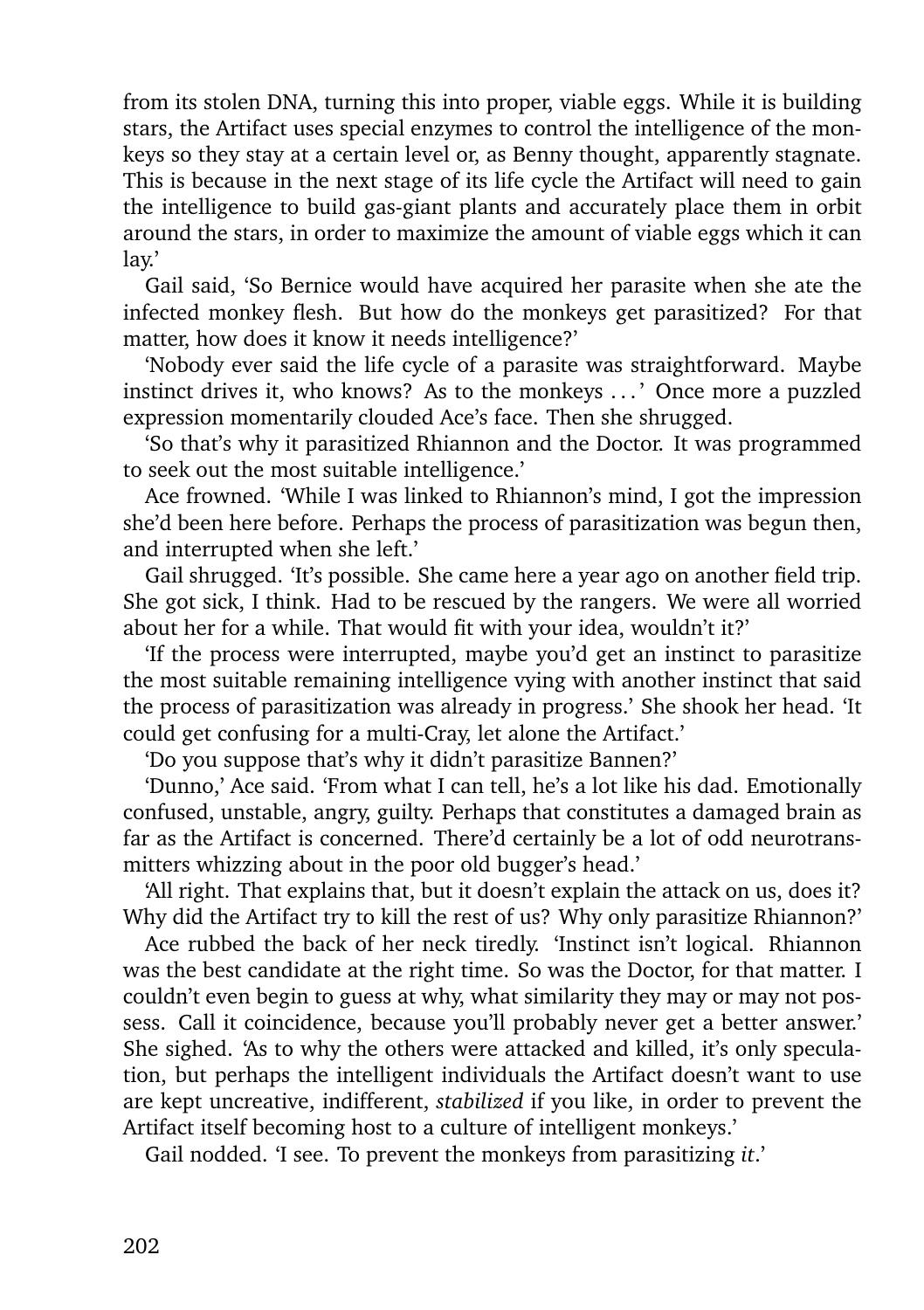from its stolen DNA, turning this into proper, viable eggs. While it is building stars, the Artifact uses special enzymes to control the intelligence of the monkeys so they stay at a certain level or, as Benny thought, apparently stagnate. This is because in the next stage of its life cycle the Artifact will need to gain the intelligence to build gas-giant plants and accurately place them in orbit around the stars, in order to maximize the amount of viable eggs which it can lay.'

Gail said, 'So Bernice would have acquired her parasite when she ate the infected monkey flesh. But how do the monkeys get parasitized? For that matter, how does it know it needs intelligence?'

'Nobody ever said the life cycle of a parasite was straightforward. Maybe instinct drives it, who knows? As to the monkeys . . . ' Once more a puzzled expression momentarily clouded Ace's face. Then she shrugged.

'So that's why it parasitized Rhiannon and the Doctor. It was programmed to seek out the most suitable intelligence.'

Ace frowned. 'While I was linked to Rhiannon's mind, I got the impression she'd been here before. Perhaps the process of parasitization was begun then, and interrupted when she left.'

Gail shrugged. 'It's possible. She came here a year ago on another field trip. She got sick, I think. Had to be rescued by the rangers. We were all worried about her for a while. That would fit with your idea, wouldn't it?'

'If the process were interrupted, maybe you'd get an instinct to parasitize the most suitable remaining intelligence vying with another instinct that said the process of parasitization was already in progress.' She shook her head. 'It could get confusing for a multi-Cray, let alone the Artifact.'

'Do you suppose that's why it didn't parasitize Bannen?'

'Dunno,' Ace said. 'From what I can tell, he's a lot like his dad. Emotionally confused, unstable, angry, guilty. Perhaps that constitutes a damaged brain as far as the Artifact is concerned. There'd certainly be a lot of odd neurotransmitters whizzing about in the poor old bugger's head.'

'All right. That explains that, but it doesn't explain the attack on us, does it? Why did the Artifact try to kill the rest of us? Why only parasitize Rhiannon?'

Ace rubbed the back of her neck tiredly. 'Instinct isn't logical. Rhiannon was the best candidate at the right time. So was the Doctor, for that matter. I couldn't even begin to guess at why, what similarity they may or may not possess. Call it coincidence, because you'll probably never get a better answer.' She sighed. 'As to why the others were attacked and killed, it's only speculation, but perhaps the intelligent individuals the Artifact doesn't want to use are kept uncreative, indifferent, *stabilized* if you like, in order to prevent the Artifact itself becoming host to a culture of intelligent monkeys.'

Gail nodded. 'I see. To prevent the monkeys from parasitizing *it*.'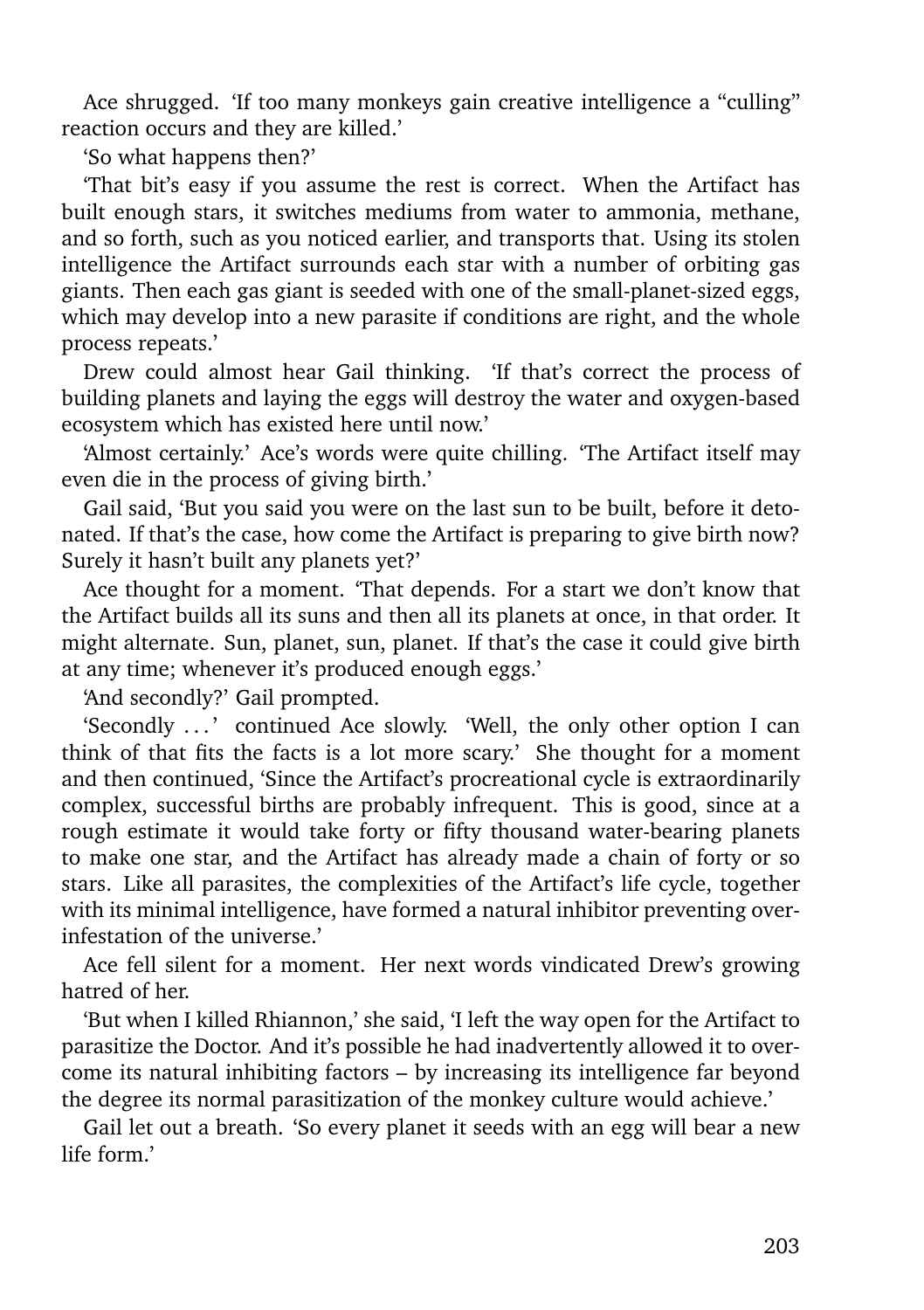Ace shrugged. 'If too many monkeys gain creative intelligence a "culling" reaction occurs and they are killed.'

'So what happens then?'

'That bit's easy if you assume the rest is correct. When the Artifact has built enough stars, it switches mediums from water to ammonia, methane, and so forth, such as you noticed earlier, and transports that. Using its stolen intelligence the Artifact surrounds each star with a number of orbiting gas giants. Then each gas giant is seeded with one of the small-planet-sized eggs, which may develop into a new parasite if conditions are right, and the whole process repeats.'

Drew could almost hear Gail thinking. 'If that's correct the process of building planets and laying the eggs will destroy the water and oxygen-based ecosystem which has existed here until now.'

'Almost certainly.' Ace's words were quite chilling. 'The Artifact itself may even die in the process of giving birth.'

Gail said, 'But you said you were on the last sun to be built, before it detonated. If that's the case, how come the Artifact is preparing to give birth now? Surely it hasn't built any planets yet?'

Ace thought for a moment. 'That depends. For a start we don't know that the Artifact builds all its suns and then all its planets at once, in that order. It might alternate. Sun, planet, sun, planet. If that's the case it could give birth at any time; whenever it's produced enough eggs.'

'And secondly?' Gail prompted.

'Secondly . . . ' continued Ace slowly. 'Well, the only other option I can think of that fits the facts is a lot more scary.' She thought for a moment and then continued, 'Since the Artifact's procreational cycle is extraordinarily complex, successful births are probably infrequent. This is good, since at a rough estimate it would take forty or fifty thousand water-bearing planets to make one star, and the Artifact has already made a chain of forty or so stars. Like all parasites, the complexities of the Artifact's life cycle, together with its minimal intelligence, have formed a natural inhibitor preventing over-infestation of the universe.'

Ace fell silent for a moment. Her next words vindicated Drew's growing hatred of her.

'But when I killed Rhiannon,' she said, 'I left the way open for the Artifact to parasitize the Doctor. And it's possible he had inadvertently allowed it to overcome its natural inhibiting factors – by increasing its intelligence far beyond the degree its normal parasitization of the monkey culture would achieve.'

Gail let out a breath. 'So every planet it seeds with an egg will bear a new life form.'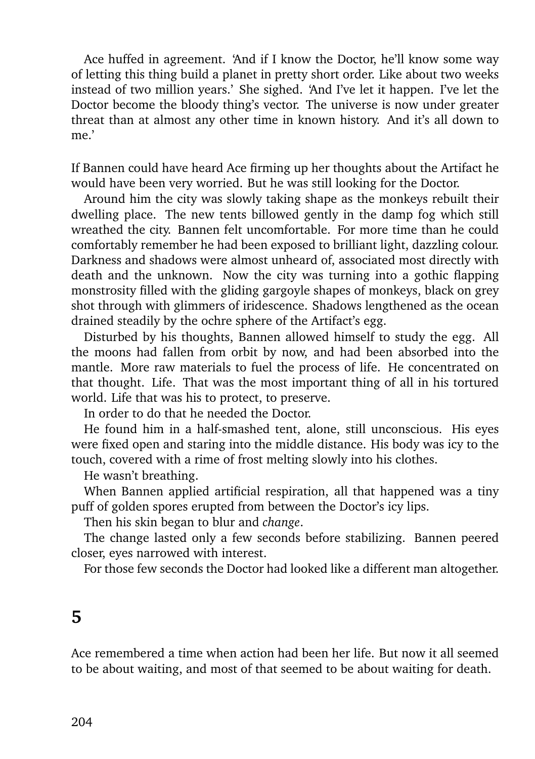Ace huffed in agreement. 'And if I know the Doctor, he'll know some way of letting this thing build a planet in pretty short order. Like about two weeks instead of two million years.' She sighed. 'And I've let it happen. I've let the Doctor become the bloody thing's vector. The universe is now under greater threat than at almost any other time in known history. And it's all down to me.'

If Bannen could have heard Ace firming up her thoughts about the Artifact he would have been very worried. But he was still looking for the Doctor.

Around him the city was slowly taking shape as the monkeys rebuilt their dwelling place. The new tents billowed gently in the damp fog which still wreathed the city. Bannen felt uncomfortable. For more time than he could comfortably remember he had been exposed to brilliant light, dazzling colour. Darkness and shadows were almost unheard of, associated most directly with death and the unknown. Now the city was turning into a gothic flapping monstrosity filled with the gliding gargoyle shapes of monkeys, black on grey shot through with glimmers of iridescence. Shadows lengthened as the ocean drained steadily by the ochre sphere of the Artifact's egg.

Disturbed by his thoughts, Bannen allowed himself to study the egg. All the moons had fallen from orbit by now, and had been absorbed into the mantle. More raw materials to fuel the process of life. He concentrated on that thought. Life. That was the most important thing of all in his tortured world. Life that was his to protect, to preserve.

In order to do that he needed the Doctor.

He found him in a half-smashed tent, alone, still unconscious. His eyes were fixed open and staring into the middle distance. His body was icy to the touch, covered with a rime of frost melting slowly into his clothes.

He wasn't breathing.

When Bannen applied artificial respiration, all that happened was a tiny puff of golden spores erupted from between the Doctor's icy lips.

Then his skin began to blur and *change*.

The change lasted only a few seconds before stabilizing. Bannen peered closer, eyes narrowed with interest.

For those few seconds the Doctor had looked like a different man altogether.

## 5

Ace remembered a time when action had been her life. But now it all seemed to be about waiting, and most of that seemed to be about waiting for death.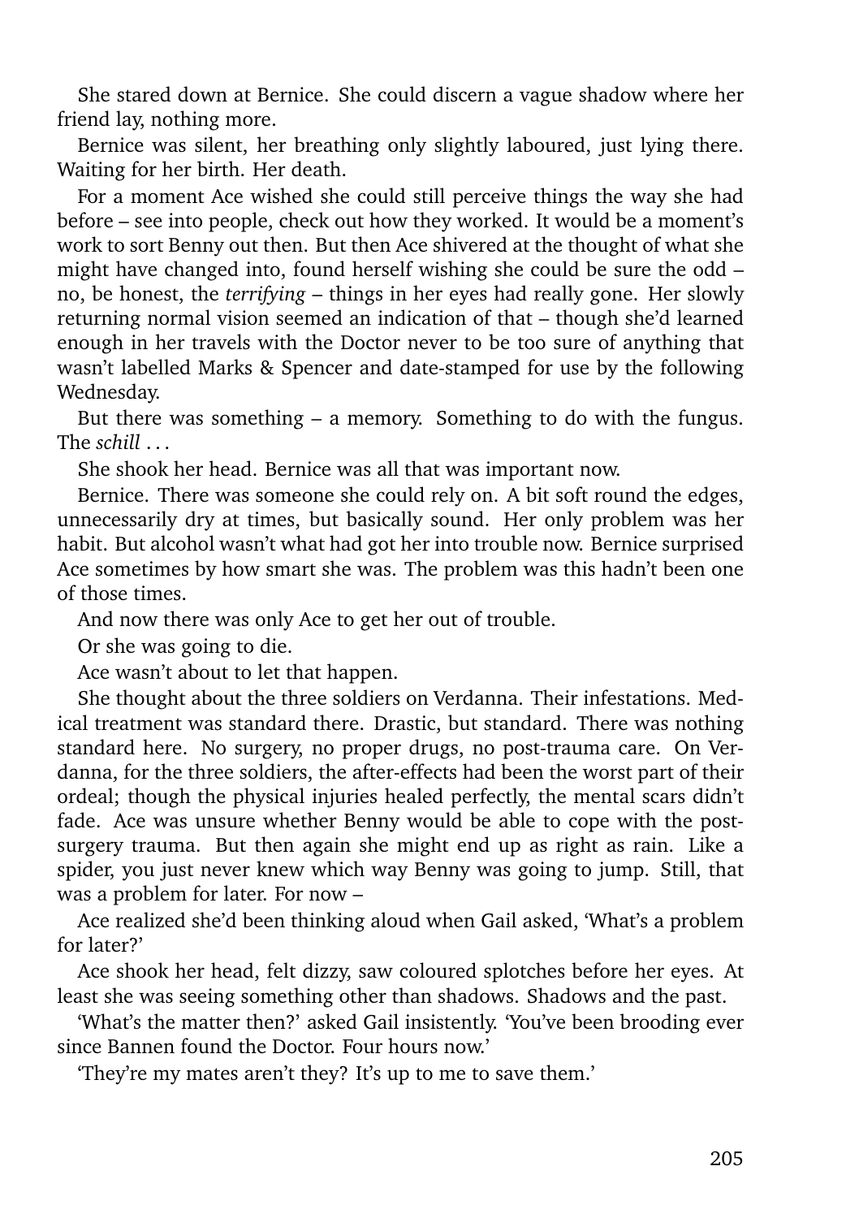She stared down at Bernice. She could discern a vague shadow where her friend lay, nothing more.

Bernice was silent, her breathing only slightly laboured, just lying there. Waiting for her birth. Her death.

For a moment Ace wished she could still perceive things the way she had before – see into people, check out how they worked. It would be a moment's work to sort Benny out then. But then Ace shivered at the thought of what she might have changed into, found herself wishing she could be sure the odd – no, be honest, the *terrifying* – things in her eyes had really gone. Her slowly returning normal vision seemed an indication of that – though she'd learned enough in her travels with the Doctor never to be too sure of anything that wasn't labelled Marks & Spencer and date-stamped for use by the following Wednesday.

But there was something – a memory. Something to do with the fungus. The *schill* . . .

She shook her head. Bernice was all that was important now.

Bernice. There was someone she could rely on. A bit soft round the edges, unnecessarily dry at times, but basically sound. Her only problem was her habit. But alcohol wasn't what had got her into trouble now. Bernice surprised Ace sometimes by how smart she was. The problem was this hadn't been one of those times.

And now there was only Ace to get her out of trouble.

Or she was going to die.

Ace wasn't about to let that happen.

She thought about the three soldiers on Verdanna. Their infestations. Medical treatment was standard there. Drastic, but standard. There was nothing standard here. No surgery, no proper drugs, no post-trauma care. On Verdanna, for the three soldiers, the after-effects had been the worst part of their ordeal; though the physical injuries healed perfectly, the mental scars didn't fade. Ace was unsure whether Benny would be able to cope with the post-surgery trauma. But then again she might end up as right as rain. Like a spider, you just never knew which way Benny was going to jump. Still, that was a problem for later. For now –

Ace realized she'd been thinking aloud when Gail asked, 'What's a problem for later?'

Ace shook her head, felt dizzy, saw coloured splotches before her eyes. At least she was seeing something other than shadows. Shadows and the past.

'What's the matter then?' asked Gail insistently. 'You've been brooding ever since Bannen found the Doctor. Four hours now.'

'They're my mates aren't they? It's up to me to save them.'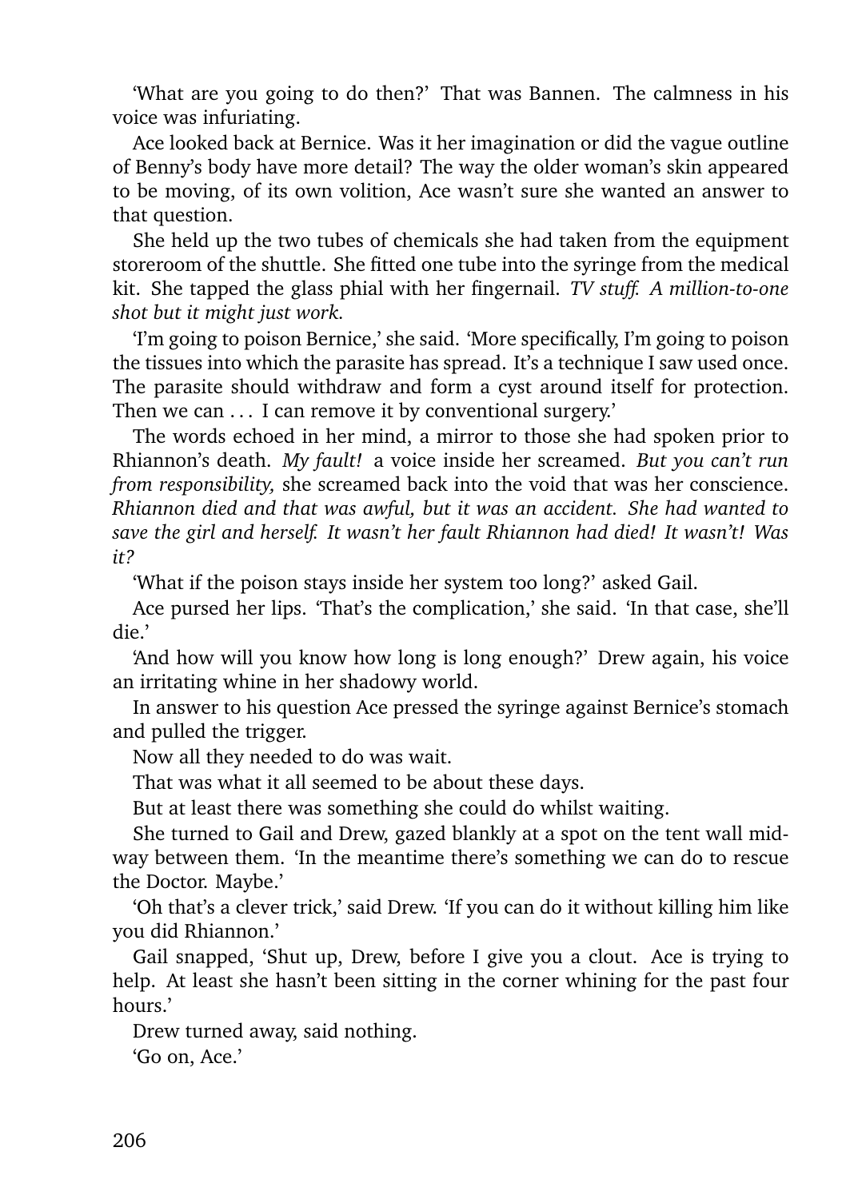'What are you going to do then?' That was Bannen. The calmness in his voice was infuriating.

Ace looked back at Bernice. Was it her imagination or did the vague outline of Benny's body have more detail? The way the older woman's skin appeared to be moving, of its own volition, Ace wasn't sure she wanted an answer to that question.

She held up the two tubes of chemicals she had taken from the equipment storeroom of the shuttle. She fitted one tube into the syringe from the medical kit. She tapped the glass phial with her fingernail. *TV stuff. A million-to-one shot but it might just work.*

'I'm going to poison Bernice,' she said. 'More specifically, I'm going to poison the tissues into which the parasite has spread. It's a technique I saw used once. The parasite should withdraw and form a cyst around itself for protection. Then we can . . . I can remove it by conventional surgery.'

The words echoed in her mind, a mirror to those she had spoken prior to Rhiannon's death. *My fault!* a voice inside her screamed. *But you can't run from responsibility,* she screamed back into the void that was her conscience. *Rhiannon died and that was awful, but it was an accident. She had wanted to save the girl and herself. It wasn't her fault Rhiannon had died! It wasn't! Was it?*

'What if the poison stays inside her system too long?' asked Gail.

Ace pursed her lips. 'That's the complication,' she said. 'In that case, she'll die.'

'And how will you know how long is long enough?' Drew again, his voice an irritating whine in her shadowy world.

In answer to his question Ace pressed the syringe against Bernice's stomach and pulled the trigger.

Now all they needed to do was wait.

That was what it all seemed to be about these days.

But at least there was something she could do whilst waiting.

She turned to Gail and Drew, gazed blankly at a spot on the tent wall midway between them. 'In the meantime there's something we can do to rescue the Doctor. Maybe.'

'Oh that's a clever trick,' said Drew. 'If you can do it without killing him like you did Rhiannon.'

Gail snapped, 'Shut up, Drew, before I give you a clout. Ace is trying to help. At least she hasn't been sitting in the corner whining for the past four hours.'

Drew turned away, said nothing.

'Go on, Ace.'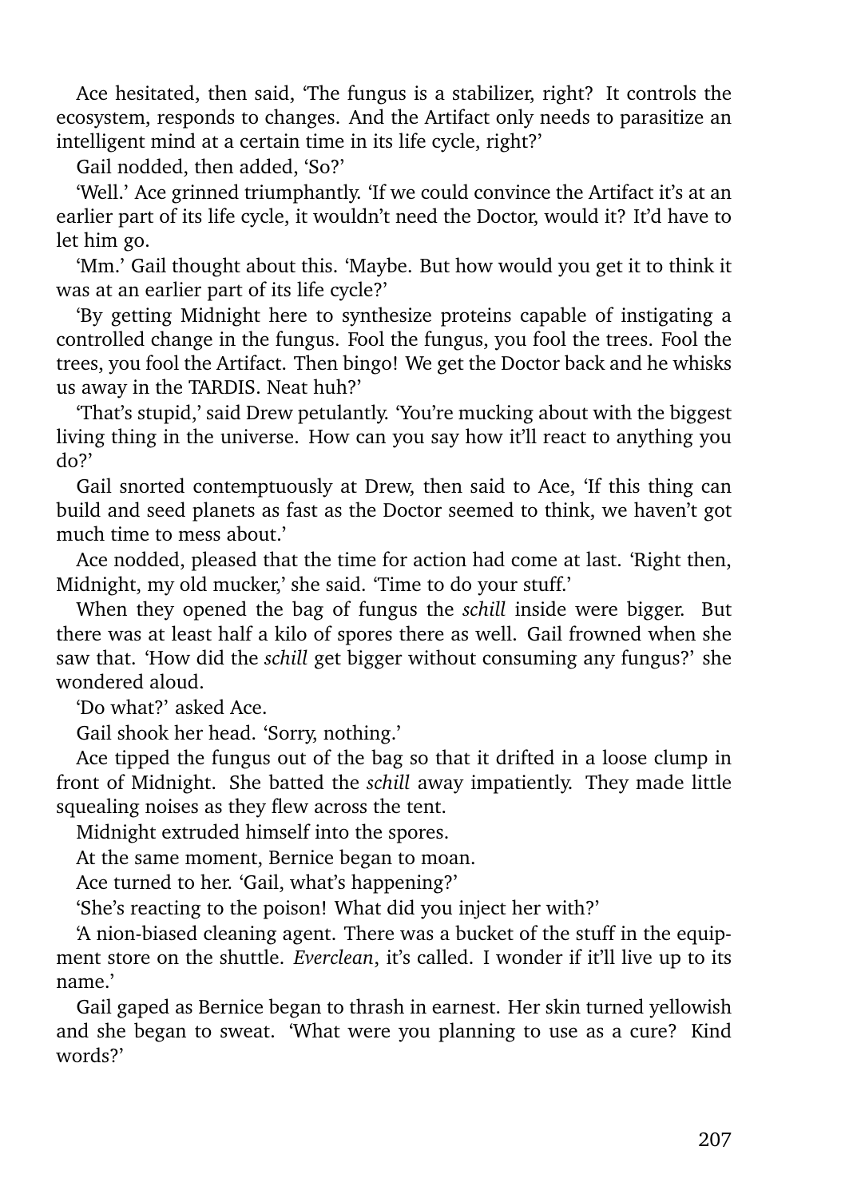Ace hesitated, then said, 'The fungus is a stabilizer, right? It controls the ecosystem, responds to changes. And the Artifact only needs to parasitize an intelligent mind at a certain time in its life cycle, right?'

Gail nodded, then added, 'So?'

'Well.' Ace grinned triumphantly. 'If we could convince the Artifact it's at an earlier part of its life cycle, it wouldn't need the Doctor, would it? It'd have to let him go.

'Mm.' Gail thought about this. 'Maybe. But how would you get it to think it was at an earlier part of its life cycle?'

'By getting Midnight here to synthesize proteins capable of instigating a controlled change in the fungus. Fool the fungus, you fool the trees. Fool the trees, you fool the Artifact. Then bingo! We get the Doctor back and he whisks us away in the TARDIS. Neat huh?'

'That's stupid,' said Drew petulantly. 'You're mucking about with the biggest living thing in the universe. How can you say how it'll react to anything you do?'

Gail snorted contemptuously at Drew, then said to Ace, 'If this thing can build and seed planets as fast as the Doctor seemed to think, we haven't got much time to mess about.'

Ace nodded, pleased that the time for action had come at last. 'Right then, Midnight, my old mucker,' she said. 'Time to do your stuff.'

When they opened the bag of fungus the *schill* inside were bigger. But there was at least half a kilo of spores there as well. Gail frowned when she saw that. 'How did the *schill* get bigger without consuming any fungus?' she wondered aloud.

'Do what?' asked Ace.

Gail shook her head. 'Sorry, nothing.'

Ace tipped the fungus out of the bag so that it drifted in a loose clump in front of Midnight. She batted the *schill* away impatiently. They made little squealing noises as they flew across the tent.

Midnight extruded himself into the spores.

At the same moment, Bernice began to moan.

Ace turned to her. 'Gail, what's happening?'

'She's reacting to the poison! What did you inject her with?'

'A nion-biased cleaning agent. There was a bucket of the stuff in the equipment store on the shuttle. *Everclean*, it's called. I wonder if it'll live up to its name.'

Gail gaped as Bernice began to thrash in earnest. Her skin turned yellowish and she began to sweat. 'What were you planning to use as a cure? Kind words?'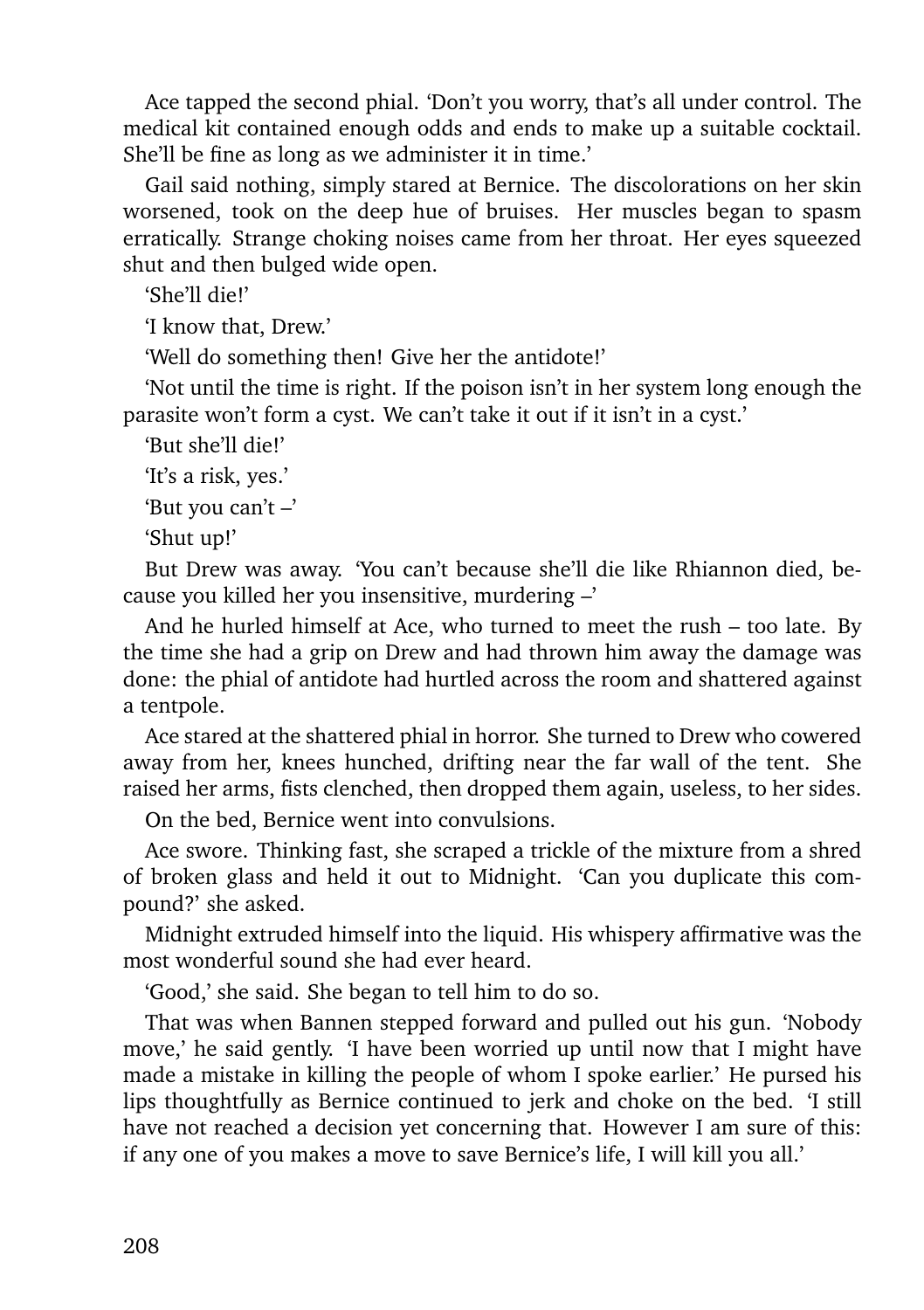Ace tapped the second phial. 'Don't you worry, that's all under control. The medical kit contained enough odds and ends to make up a suitable cocktail. She'll be fine as long as we administer it in time.'

Gail said nothing, simply stared at Bernice. The discolorations on her skin worsened, took on the deep hue of bruises. Her muscles began to spasm erratically. Strange choking noises came from her throat. Her eyes squeezed shut and then bulged wide open.

'She'll die!'

'I know that, Drew.'

'Well do something then! Give her the antidote!'

'Not until the time is right. If the poison isn't in her system long enough the parasite won't form a cyst. We can't take it out if it isn't in a cyst.'

'But she'll die!'

'It's a risk, yes.'

'But you can't –'

'Shut up!'

But Drew was away. 'You can't because she'll die like Rhiannon died, because you killed her you insensitive, murdering –'

And he hurled himself at Ace, who turned to meet the rush – too late. By the time she had a grip on Drew and had thrown him away the damage was done: the phial of antidote had hurtled across the room and shattered against a tentpole.

Ace stared at the shattered phial in horror. She turned to Drew who cowered away from her, knees hunched, drifting near the far wall of the tent. She raised her arms, fists clenched, then dropped them again, useless, to her sides.

On the bed, Bernice went into convulsions.

Ace swore. Thinking fast, she scraped a trickle of the mixture from a shred of broken glass and held it out to Midnight. 'Can you duplicate this compound?' she asked.

Midnight extruded himself into the liquid. His whispery affirmative was the most wonderful sound she had ever heard.

'Good,' she said. She began to tell him to do so.

That was when Bannen stepped forward and pulled out his gun. 'Nobody move,' he said gently. 'I have been worried up until now that I might have made a mistake in killing the people of whom I spoke earlier.' He pursed his lips thoughtfully as Bernice continued to jerk and choke on the bed. 'I still have not reached a decision yet concerning that. However I am sure of this: if any one of you makes a move to save Bernice's life, I will kill you all.'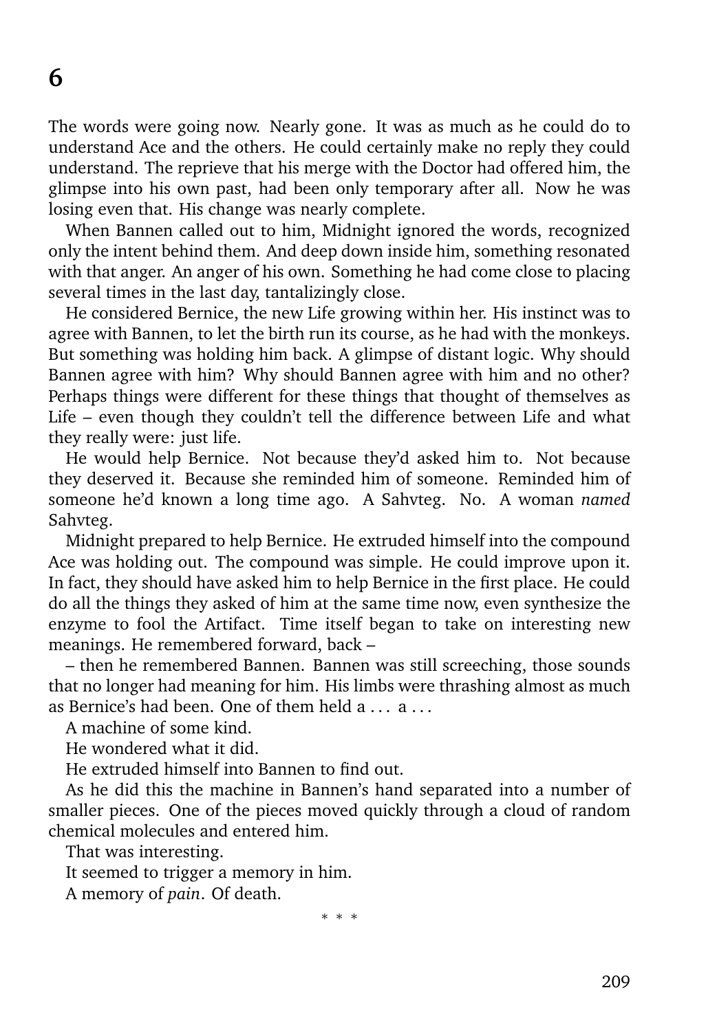# 6

The words were going now. Nearly gone. It was as much as he could do to understand Ace and the others. He could certainly make no reply they could understand. The reprieve that his merge with the Doctor had offered him, the glimpse into his own past, had been only temporary after all. Now he was losing even that. His change was nearly complete.

When Bannen called out to him, Midnight ignored the words, recognized only the intent behind them. And deep down inside him, something resonated with that anger. An anger of his own. Something he had come close to placing several times in the last day, tantalizingly close.

He considered Bernice, the new Life growing within her. His instinct was to agree with Bannen, to let the birth run its course, as he had with the monkeys. But something was holding him back. A glimpse of distant logic. Why should Bannen agree with him? Why should Bannen agree with him and no other? Perhaps things were different for these things that thought of themselves as Life – even though they couldn't tell the difference between Life and what they really were: just life.

He would help Bernice. Not because they'd asked him to. Not because they deserved it. Because she reminded him of someone. Reminded him of someone he'd known a long time ago. A Sahvteg. No. A woman *named* Sahvteg.

Midnight prepared to help Bernice. He extruded himself into the compound Ace was holding out. The compound was simple. He could improve upon it. In fact, they should have asked him to help Bernice in the first place. He could do all the things they asked of him at the same time now, even synthesize the enzyme to fool the Artifact. Time itself began to take on interesting new meanings. He remembered forward, back –

– then he remembered Bannen. Bannen was still screeching, those sounds that no longer had meaning for him. His limbs were thrashing almost as much as Bernice's had been. One of them held a . . . a . . .

A machine of some kind.

He wondered what it did.

He extruded himself into Bannen to find out.

As he did this the machine in Bannen's hand separated into a number of smaller pieces. One of the pieces moved quickly through a cloud of random chemical molecules and entered him.

That was interesting.

It seemed to trigger a memory in him.

A memory of *pain*. Of death.

* * *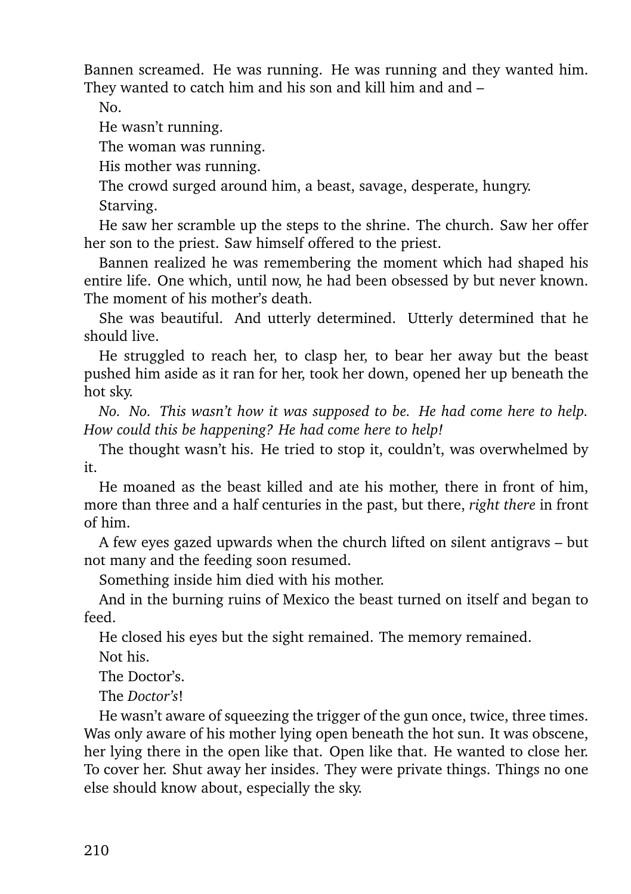Bannen screamed. He was running. He was running and they wanted him. They wanted to catch him and his son and kill him and and –

No.

He wasn't running.

The woman was running.

His mother was running.

The crowd surged around him, a beast, savage, desperate, hungry.

Starving.

He saw her scramble up the steps to the shrine. The church. Saw her offer her son to the priest. Saw himself offered to the priest.

Bannen realized he was remembering the moment which had shaped his entire life. One which, until now, he had been obsessed by but never known. The moment of his mother's death.

She was beautiful. And utterly determined. Utterly determined that he should live.

He struggled to reach her, to clasp her, to bear her away but the beast pushed him aside as it ran for her, took her down, opened her up beneath the hot sky.

*No. No. This wasn't how it was supposed to be. He had come here to help. How could this be happening? He had come here to help!*

The thought wasn't his. He tried to stop it, couldn't, was overwhelmed by it.

He moaned as the beast killed and ate his mother, there in front of him, more than three and a half centuries in the past, but there, *right there* in front of him.

A few eyes gazed upwards when the church lifted on silent antigravs – but not many and the feeding soon resumed.

Something inside him died with his mother.

And in the burning ruins of Mexico the beast turned on itself and began to feed.

He closed his eyes but the sight remained. The memory remained.

Not his.

The Doctor's.

The *Doctor's*!

He wasn't aware of squeezing the trigger of the gun once, twice, three times. Was only aware of his mother lying open beneath the hot sun. It was obscene, her lying there in the open like that. Open like that. He wanted to close her. To cover her. Shut away her insides. They were private things. Things no one else should know about, especially the sky.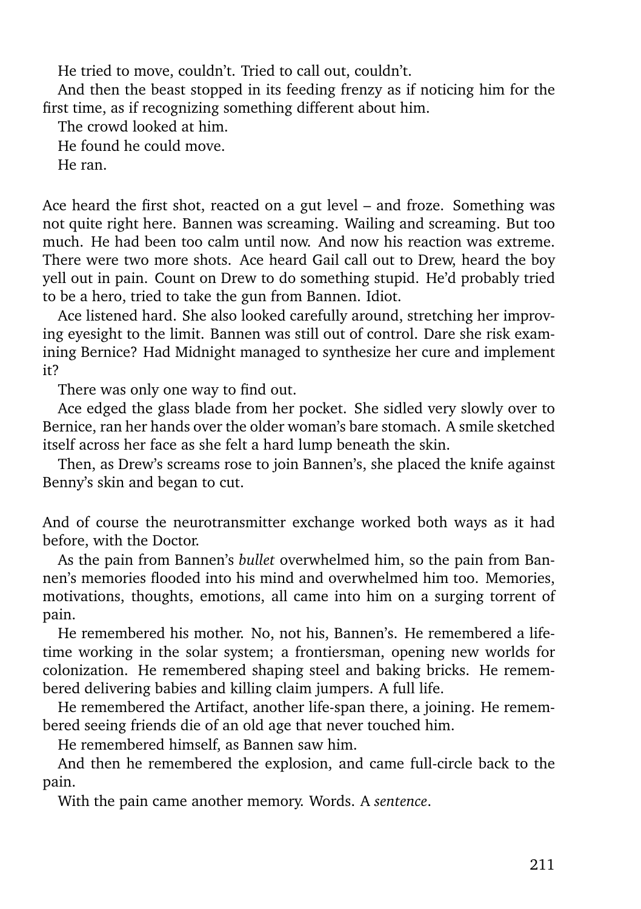He tried to move, couldn't. Tried to call out, couldn't.

And then the beast stopped in its feeding frenzy as if noticing him for the first time, as if recognizing something different about him.

The crowd looked at him.

He found he could move.

He ran.

Ace heard the first shot, reacted on a gut level – and froze. Something was not quite right here. Bannen was screaming. Wailing and screaming. But too much. He had been too calm until now. And now his reaction was extreme. There were two more shots. Ace heard Gail call out to Drew, heard the boy yell out in pain. Count on Drew to do something stupid. He'd probably tried to be a hero, tried to take the gun from Bannen. Idiot.

Ace listened hard. She also looked carefully around, stretching her improving eyesight to the limit. Bannen was still out of control. Dare she risk examining Bernice? Had Midnight managed to synthesize her cure and implement it?

There was only one way to find out.

Ace edged the glass blade from her pocket. She sidled very slowly over to Bernice, ran her hands over the older woman's bare stomach. A smile sketched itself across her face as she felt a hard lump beneath the skin.

Then, as Drew's screams rose to join Bannen's, she placed the knife against Benny's skin and began to cut.

And of course the neurotransmitter exchange worked both ways as it had before, with the Doctor.

As the pain from Bannen's *bullet* overwhelmed him, so the pain from Bannen's memories flooded into his mind and overwhelmed him too. Memories, motivations, thoughts, emotions, all came into him on a surging torrent of pain.

He remembered his mother. No, not his, Bannen's. He remembered a lifetime working in the solar system; a frontiersman, opening new worlds for colonization. He remembered shaping steel and baking bricks. He remembered delivering babies and killing claim jumpers. A full life.

He remembered the Artifact, another life-span there, a joining. He remembered seeing friends die of an old age that never touched him.

He remembered himself, as Bannen saw him.

And then he remembered the explosion, and came full-circle back to the pain.

With the pain came another memory. Words. A *sentence*.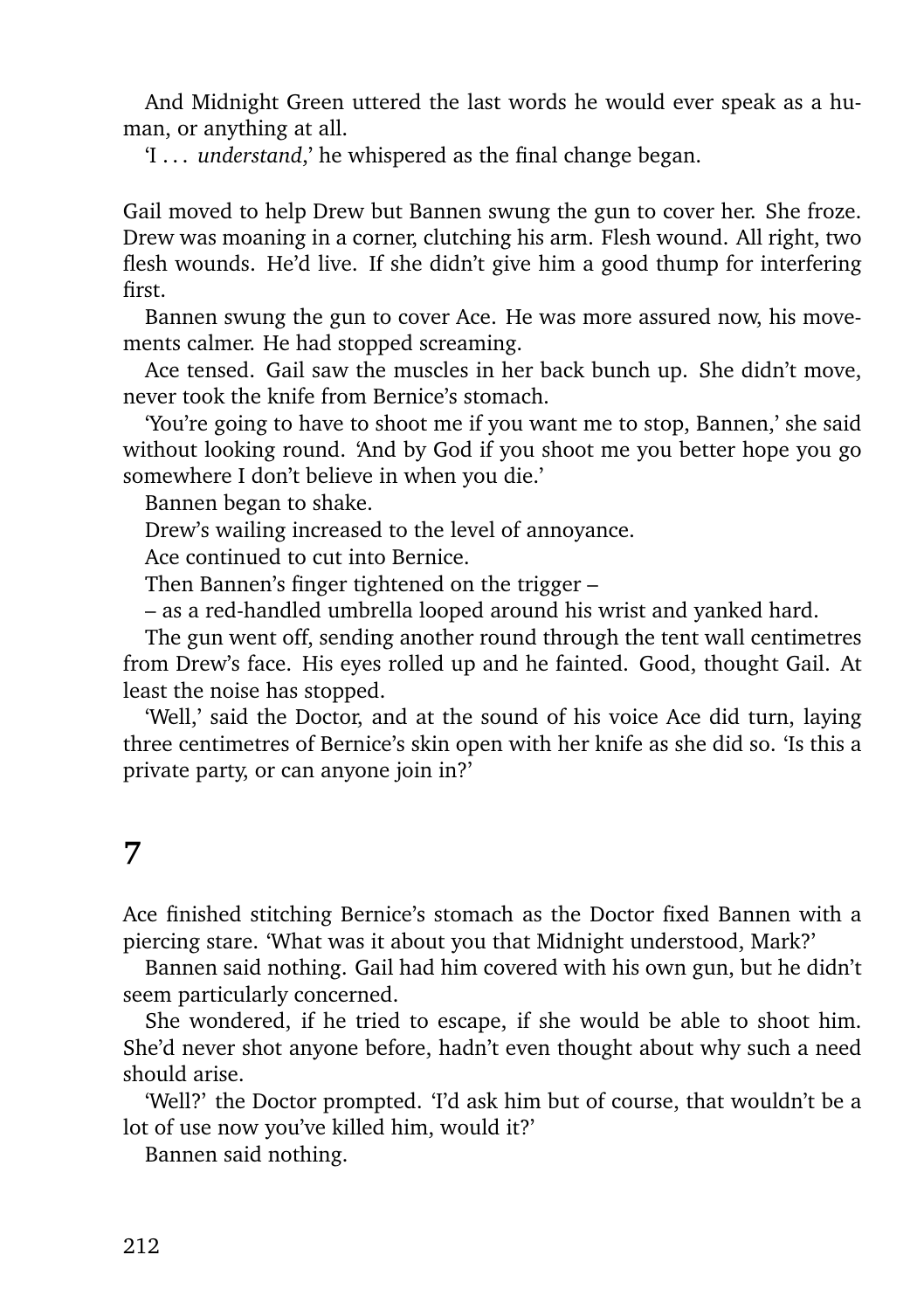And Midnight Green uttered the last words he would ever speak as a human, or anything at all.

'I . . . *understand*,' he whispered as the final change began.

Gail moved to help Drew but Bannen swung the gun to cover her. She froze. Drew was moaning in a corner, clutching his arm. Flesh wound. All right, two flesh wounds. He'd live. If she didn't give him a good thump for interfering first.

Bannen swung the gun to cover Ace. He was more assured now, his movements calmer. He had stopped screaming.

Ace tensed. Gail saw the muscles in her back bunch up. She didn't move, never took the knife from Bernice's stomach.

'You're going to have to shoot me if you want me to stop, Bannen,' she said without looking round. 'And by God if you shoot me you better hope you go somewhere I don't believe in when you die.'

Bannen began to shake.

Drew's wailing increased to the level of annoyance.

Ace continued to cut into Bernice.

Then Bannen's finger tightened on the trigger –

– as a red-handled umbrella looped around his wrist and yanked hard.

The gun went off, sending another round through the tent wall centimetres from Drew's face. His eyes rolled up and he fainted. Good, thought Gail. At least the noise has stopped.

'Well,' said the Doctor, and at the sound of his voice Ace did turn, laying three centimetres of Bernice's skin open with her knife as she did so. 'Is this a private party, or can anyone join in?'

# 7

Ace finished stitching Bernice's stomach as the Doctor fixed Bannen with a piercing stare. 'What was it about you that Midnight understood, Mark?'

Bannen said nothing. Gail had him covered with his own gun, but he didn't seem particularly concerned.

She wondered, if he tried to escape, if she would be able to shoot him. She'd never shot anyone before, hadn't even thought about why such a need should arise.

'Well?' the Doctor prompted. 'I'd ask him but of course, that wouldn't be a lot of use now you've killed him, would it?'

Bannen said nothing.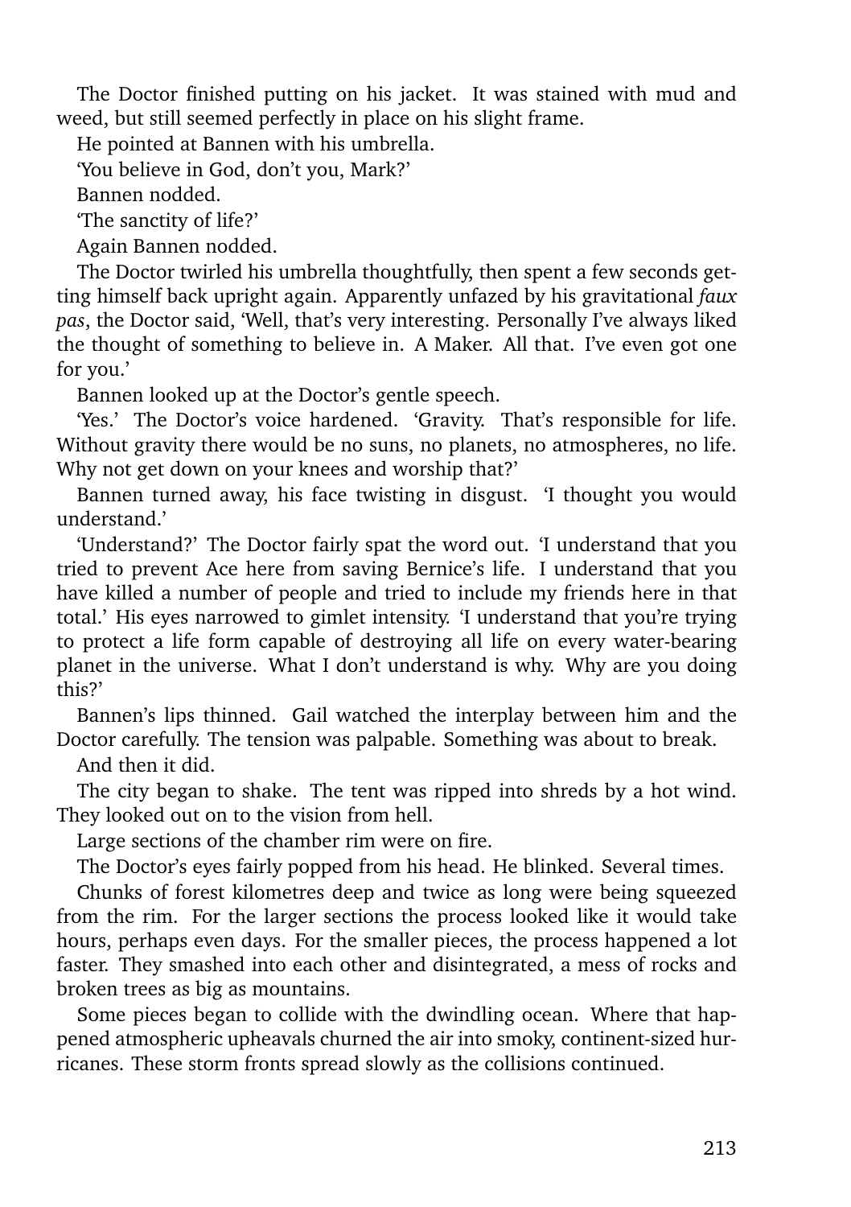The Doctor finished putting on his jacket. It was stained with mud and weed, but still seemed perfectly in place on his slight frame.

He pointed at Bannen with his umbrella.

'You believe in God, don't you, Mark?'

Bannen nodded.

'The sanctity of life?'

Again Bannen nodded.

The Doctor twirled his umbrella thoughtfully, then spent a few seconds getting himself back upright again. Apparently unfazed by his gravitational *faux pas*, the Doctor said, 'Well, that's very interesting. Personally I've always liked the thought of something to believe in. A Maker. All that. I've even got one for you.'

Bannen looked up at the Doctor's gentle speech.

'Yes.' The Doctor's voice hardened. 'Gravity. That's responsible for life. Without gravity there would be no suns, no planets, no atmospheres, no life. Why not get down on your knees and worship that?'

Bannen turned away, his face twisting in disgust. 'I thought you would understand.'

'Understand?' The Doctor fairly spat the word out. 'I understand that you tried to prevent Ace here from saving Bernice's life. I understand that you have killed a number of people and tried to include my friends here in that total.' His eyes narrowed to gimlet intensity. 'I understand that you're trying to protect a life form capable of destroying all life on every water-bearing planet in the universe. What I don't understand is why. Why are you doing this?'

Bannen's lips thinned. Gail watched the interplay between him and the Doctor carefully. The tension was palpable. Something was about to break.

And then it did.

The city began to shake. The tent was ripped into shreds by a hot wind. They looked out on to the vision from hell.

Large sections of the chamber rim were on fire.

The Doctor's eyes fairly popped from his head. He blinked. Several times.

Chunks of forest kilometres deep and twice as long were being squeezed from the rim. For the larger sections the process looked like it would take hours, perhaps even days. For the smaller pieces, the process happened a lot faster. They smashed into each other and disintegrated, a mess of rocks and broken trees as big as mountains.

Some pieces began to collide with the dwindling ocean. Where that happened atmospheric upheavals churned the air into smoky, continent-sized hurricanes. These storm fronts spread slowly as the collisions continued.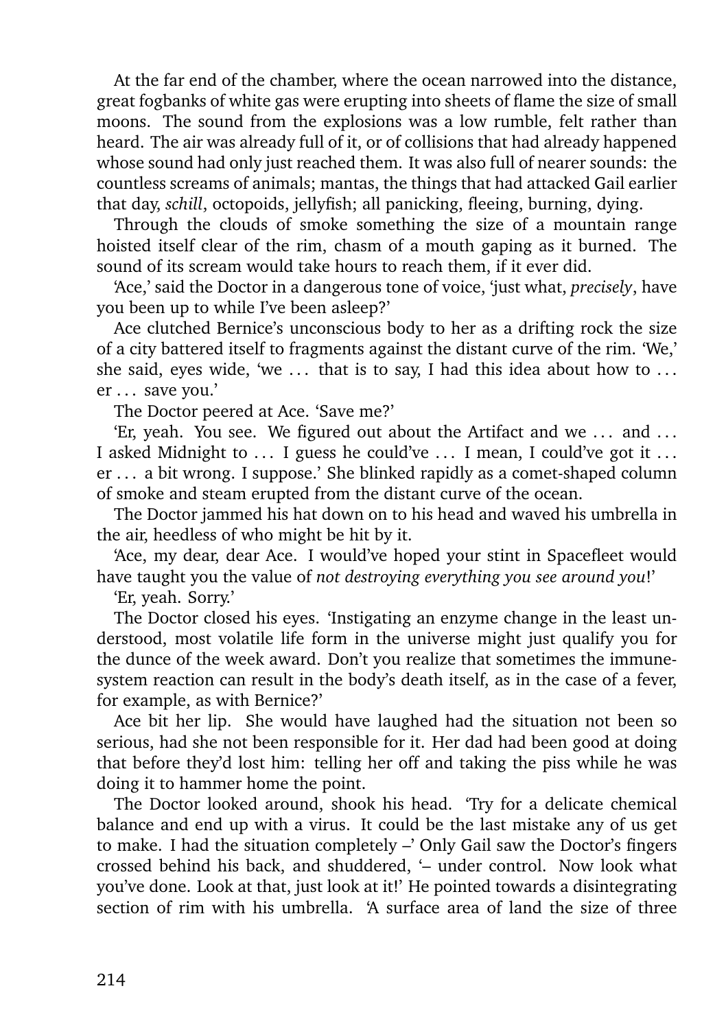At the far end of the chamber, where the ocean narrowed into the distance, great fogbanks of white gas were erupting into sheets of flame the size of small moons. The sound from the explosions was a low rumble, felt rather than heard. The air was already full of it, or of collisions that had already happened whose sound had only just reached them. It was also full of nearer sounds: the countless screams of animals; mantas, the things that had attacked Gail earlier that day, *schill*, octopoids, jellyfish; all panicking, fleeing, burning, dying.

Through the clouds of smoke something the size of a mountain range hoisted itself clear of the rim, chasm of a mouth gaping as it burned. The sound of its scream would take hours to reach them, if it ever did.

'Ace,' said the Doctor in a dangerous tone of voice, 'just what, *precisely*, have you been up to while I've been asleep?'

Ace clutched Bernice's unconscious body to her as a drifting rock the size of a city battered itself to fragments against the distant curve of the rim. 'We,' she said, eyes wide, 'we . . . that is to say, I had this idea about how to . . . er . . . save you.'

The Doctor peered at Ace. 'Save me?'

'Er, yeah. You see. We figured out about the Artifact and we . . . and . . . I asked Midnight to . . . I guess he could've . . . I mean, I could've got it . . . er . . . a bit wrong. I suppose.' She blinked rapidly as a comet-shaped column of smoke and steam erupted from the distant curve of the ocean.

The Doctor jammed his hat down on to his head and waved his umbrella in the air, heedless of who might be hit by it.

'Ace, my dear, dear Ace. I would've hoped your stint in Spacefleet would have taught you the value of *not destroying everything you see around you*!'

'Er, yeah. Sorry.'

The Doctor closed his eyes. 'Instigating an enzyme change in the least understood, most volatile life form in the universe might just qualify you for the dunce of the week award. Don't you realize that sometimes the immune-system reaction can result in the body's death itself, as in the case of a fever, for example, as with Bernice?'

Ace bit her lip. She would have laughed had the situation not been so serious, had she not been responsible for it. Her dad had been good at doing that before they'd lost him: telling her off and taking the piss while he was doing it to hammer home the point.

The Doctor looked around, shook his head. 'Try for a delicate chemical balance and end up with a virus. It could be the last mistake any of us get to make. I had the situation completely –' Only Gail saw the Doctor's fingers crossed behind his back, and shuddered, '– under control. Now look what you've done. Look at that, just look at it!' He pointed towards a disintegrating section of rim with his umbrella. 'A surface area of land the size of three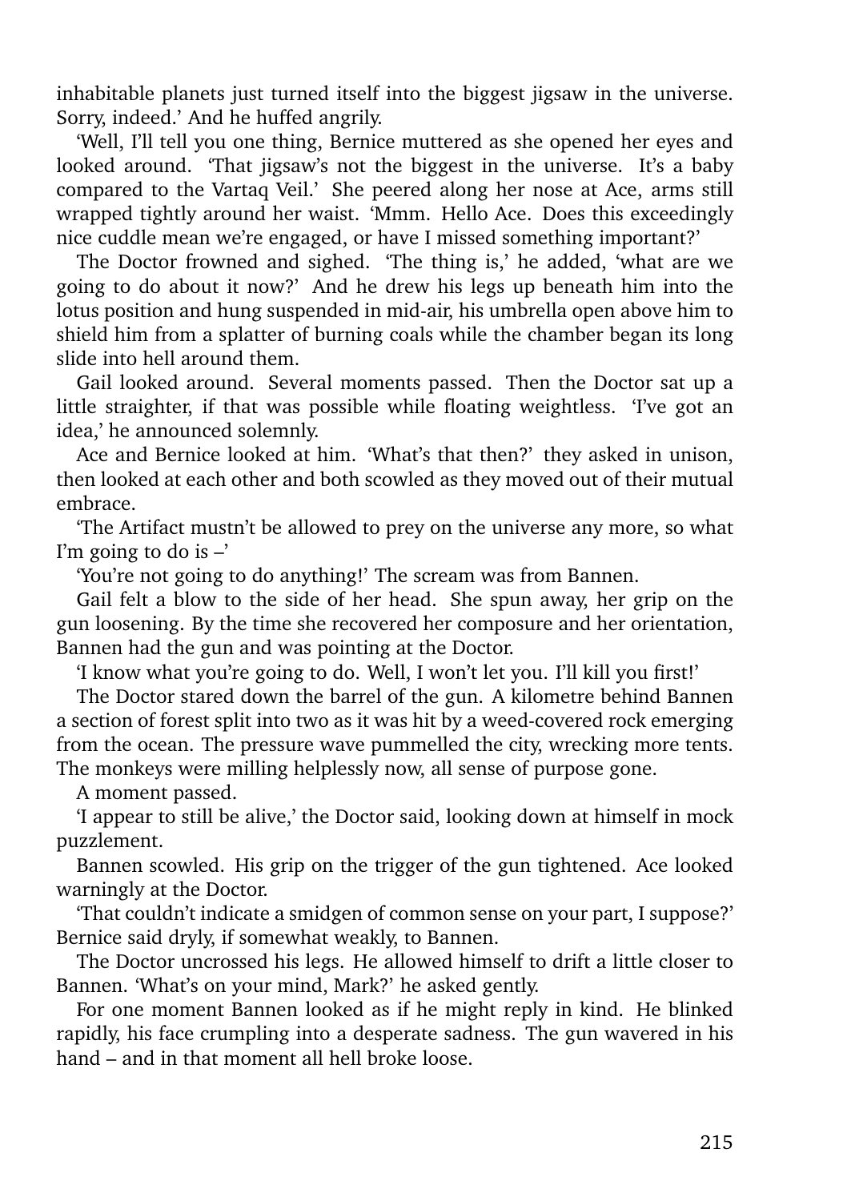inhabitable planets just turned itself into the biggest jigsaw in the universe. Sorry, indeed.' And he huffed angrily.

'Well, I'll tell you one thing, Bernice muttered as she opened her eyes and looked around. 'That jigsaw's not the biggest in the universe. It's a baby compared to the Vartaq Veil.' She peered along her nose at Ace, arms still wrapped tightly around her waist. 'Mmm. Hello Ace. Does this exceedingly nice cuddle mean we're engaged, or have I missed something important?'

The Doctor frowned and sighed. 'The thing is,' he added, 'what are we going to do about it now?' And he drew his legs up beneath him into the lotus position and hung suspended in mid-air, his umbrella open above him to shield him from a splatter of burning coals while the chamber began its long slide into hell around them.

Gail looked around. Several moments passed. Then the Doctor sat up a little straighter, if that was possible while floating weightless. 'I've got an idea,' he announced solemnly.

Ace and Bernice looked at him. 'What's that then?' they asked in unison, then looked at each other and both scowled as they moved out of their mutual embrace.

'The Artifact mustn't be allowed to prey on the universe any more, so what I'm going to do is –'

'You're not going to do anything!' The scream was from Bannen.

Gail felt a blow to the side of her head. She spun away, her grip on the gun loosening. By the time she recovered her composure and her orientation, Bannen had the gun and was pointing at the Doctor.

'I know what you're going to do. Well, I won't let you. I'll kill you first!'

The Doctor stared down the barrel of the gun. A kilometre behind Bannen a section of forest split into two as it was hit by a weed-covered rock emerging from the ocean. The pressure wave pummelled the city, wrecking more tents. The monkeys were milling helplessly now, all sense of purpose gone.

A moment passed.

'I appear to still be alive,' the Doctor said, looking down at himself in mock puzzlement.

Bannen scowled. His grip on the trigger of the gun tightened. Ace looked warningly at the Doctor.

'That couldn't indicate a smidgen of common sense on your part, I suppose?' Bernice said dryly, if somewhat weakly, to Bannen.

The Doctor uncrossed his legs. He allowed himself to drift a little closer to Bannen. 'What's on your mind, Mark?' he asked gently.

For one moment Bannen looked as if he might reply in kind. He blinked rapidly, his face crumpling into a desperate sadness. The gun wavered in his hand – and in that moment all hell broke loose.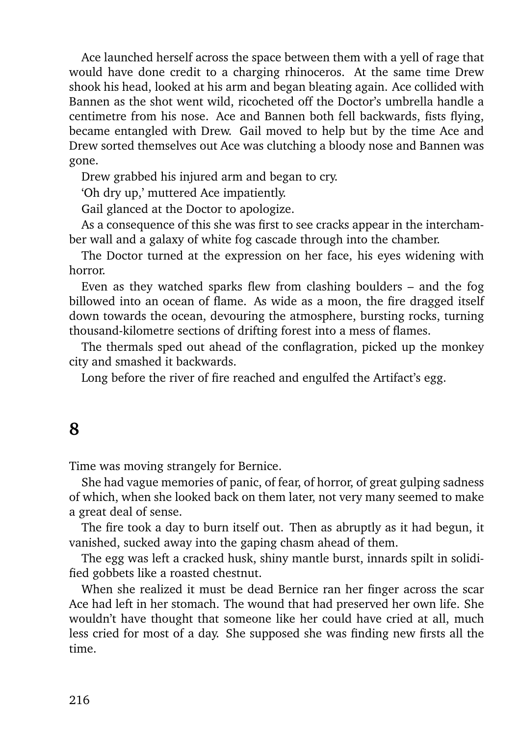Ace launched herself across the space between them with a yell of rage that would have done credit to a charging rhinoceros. At the same time Drew shook his head, looked at his arm and began bleating again. Ace collided with Bannen as the shot went wild, ricocheted off the Doctor's umbrella handle a centimetre from his nose. Ace and Bannen both fell backwards, fists flying, became entangled with Drew. Gail moved to help but by the time Ace and Drew sorted themselves out Ace was clutching a bloody nose and Bannen was gone.

Drew grabbed his injured arm and began to cry.

'Oh dry up,' muttered Ace impatiently.

Gail glanced at the Doctor to apologize.

As a consequence of this she was first to see cracks appear in the interchamber wall and a galaxy of white fog cascade through into the chamber.

The Doctor turned at the expression on her face, his eyes widening with horror.

Even as they watched sparks flew from clashing boulders – and the fog billowed into an ocean of flame. As wide as a moon, the fire dragged itself down towards the ocean, devouring the atmosphere, bursting rocks, turning thousand-kilometre sections of drifting forest into a mess of flames.

The thermals sped out ahead of the conflagration, picked up the monkey city and smashed it backwards.

Long before the river of fire reached and engulfed the Artifact's egg.

# 8

Time was moving strangely for Bernice.

She had vague memories of panic, of fear, of horror, of great gulping sadness of which, when she looked back on them later, not very many seemed to make a great deal of sense.

The fire took a day to burn itself out. Then as abruptly as it had begun, it vanished, sucked away into the gaping chasm ahead of them.

The egg was left a cracked husk, shiny mantle burst, innards spilt in solidified gobbets like a roasted chestnut.

When she realized it must be dead Bernice ran her finger across the scar Ace had left in her stomach. The wound that had preserved her own life. She wouldn't have thought that someone like her could have cried at all, much less cried for most of a day. She supposed she was finding new firsts all the time.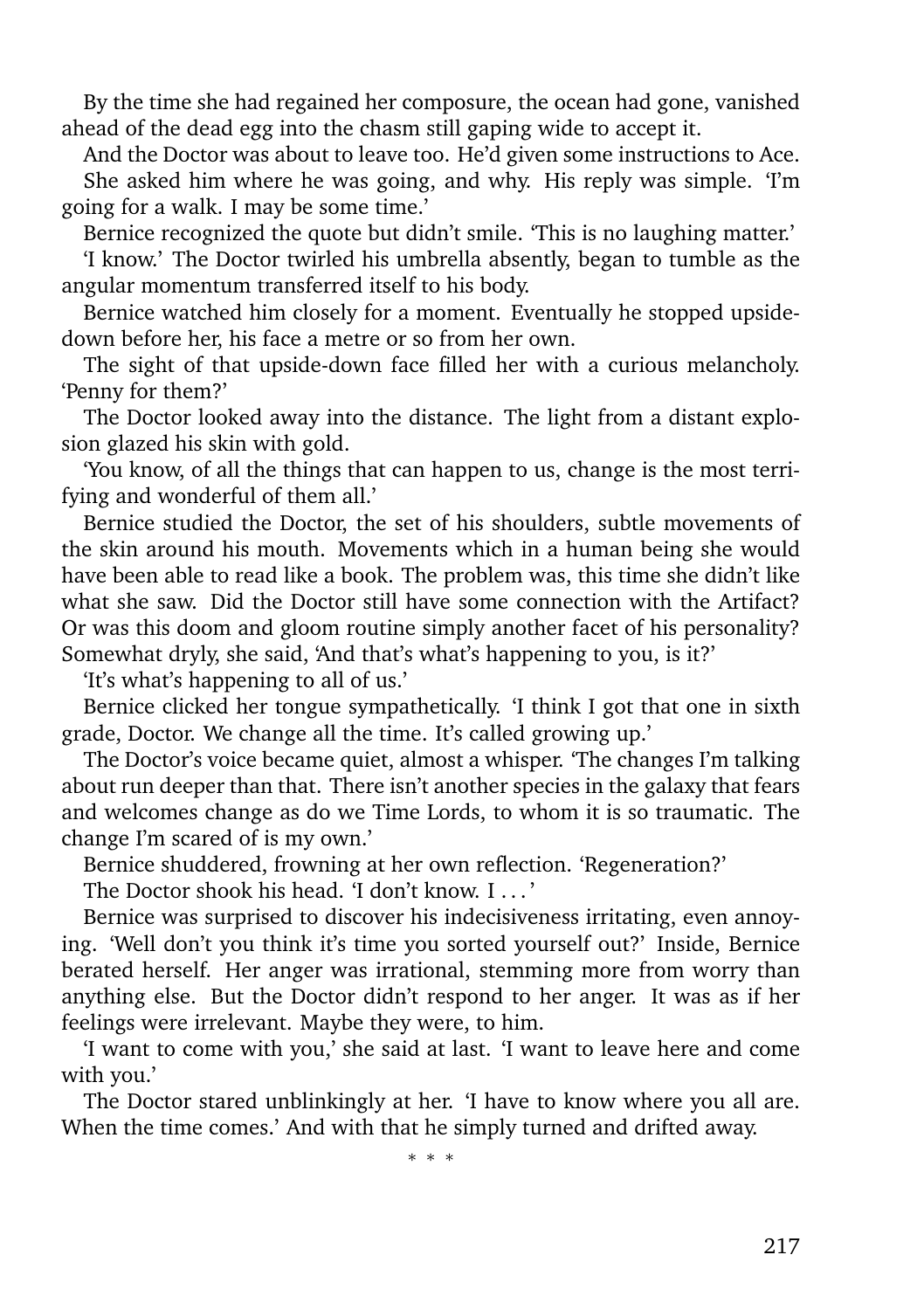By the time she had regained her composure, the ocean had gone, vanished ahead of the dead egg into the chasm still gaping wide to accept it.

And the Doctor was about to leave too. He'd given some instructions to Ace.

She asked him where he was going, and why. His reply was simple. 'I'm going for a walk. I may be some time.'

Bernice recognized the quote but didn't smile. 'This is no laughing matter.'

'I know.' The Doctor twirled his umbrella absently, began to tumble as the angular momentum transferred itself to his body.

Bernice watched him closely for a moment. Eventually he stopped upside-down before her, his face a metre or so from her own.

The sight of that upside-down face filled her with a curious melancholy. 'Penny for them?'

The Doctor looked away into the distance. The light from a distant explosion glazed his skin with gold.

'You know, of all the things that can happen to us, change is the most terrifying and wonderful of them all.'

Bernice studied the Doctor, the set of his shoulders, subtle movements of the skin around his mouth. Movements which in a human being she would have been able to read like a book. The problem was, this time she didn't like what she saw. Did the Doctor still have some connection with the Artifact? Or was this doom and gloom routine simply another facet of his personality? Somewhat dryly, she said, 'And that's what's happening to you, is it?'

'It's what's happening to all of us.'

Bernice clicked her tongue sympathetically. 'I think I got that one in sixth grade, Doctor. We change all the time. It's called growing up.'

The Doctor's voice became quiet, almost a whisper. 'The changes I'm talking about run deeper than that. There isn't another species in the galaxy that fears and welcomes change as do we Time Lords, to whom it is so traumatic. The change I'm scared of is my own.'

Bernice shuddered, frowning at her own reflection. 'Regeneration?'

The Doctor shook his head. 'I don't know. I . . . '

Bernice was surprised to discover his indecisiveness irritating, even annoying. 'Well don't you think it's time you sorted yourself out?' Inside, Bernice berated herself. Her anger was irrational, stemming more from worry than anything else. But the Doctor didn't respond to her anger. It was as if her feelings were irrelevant. Maybe they were, to him.

'I want to come with you,' she said at last. 'I want to leave here and come with you.'

The Doctor stared unblinkingly at her. 'I have to know where you all are. When the time comes.' And with that he simply turned and drifted away.

* * *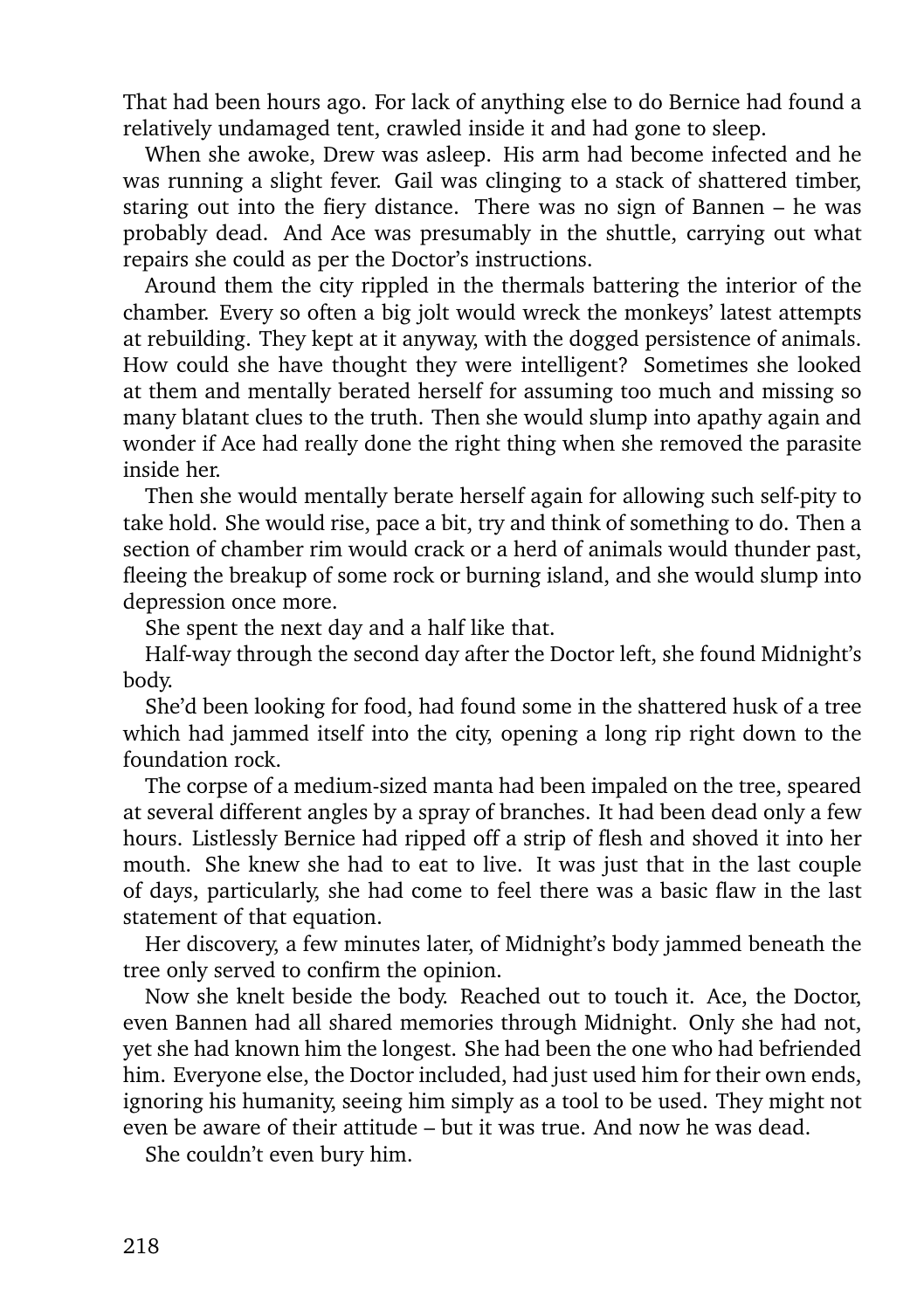That had been hours ago. For lack of anything else to do Bernice had found a relatively undamaged tent, crawled inside it and had gone to sleep.

When she awoke, Drew was asleep. His arm had become infected and he was running a slight fever. Gail was clinging to a stack of shattered timber, staring out into the fiery distance. There was no sign of Bannen – he was probably dead. And Ace was presumably in the shuttle, carrying out what repairs she could as per the Doctor's instructions.

Around them the city rippled in the thermals battering the interior of the chamber. Every so often a big jolt would wreck the monkeys' latest attempts at rebuilding. They kept at it anyway, with the dogged persistence of animals. How could she have thought they were intelligent? Sometimes she looked at them and mentally berated herself for assuming too much and missing so many blatant clues to the truth. Then she would slump into apathy again and wonder if Ace had really done the right thing when she removed the parasite inside her.

Then she would mentally berate herself again for allowing such self-pity to take hold. She would rise, pace a bit, try and think of something to do. Then a section of chamber rim would crack or a herd of animals would thunder past, fleeing the breakup of some rock or burning island, and she would slump into depression once more.

She spent the next day and a half like that.

Half-way through the second day after the Doctor left, she found Midnight's body.

She'd been looking for food, had found some in the shattered husk of a tree which had jammed itself into the city, opening a long rip right down to the foundation rock.

The corpse of a medium-sized manta had been impaled on the tree, speared at several different angles by a spray of branches. It had been dead only a few hours. Listlessly Bernice had ripped off a strip of flesh and shoved it into her mouth. She knew she had to eat to live. It was just that in the last couple of days, particularly, she had come to feel there was a basic flaw in the last statement of that equation.

Her discovery, a few minutes later, of Midnight's body jammed beneath the tree only served to confirm the opinion.

Now she knelt beside the body. Reached out to touch it. Ace, the Doctor, even Bannen had all shared memories through Midnight. Only she had not, yet she had known him the longest. She had been the one who had befriended him. Everyone else, the Doctor included, had just used him for their own ends, ignoring his humanity, seeing him simply as a tool to be used. They might not even be aware of their attitude – but it was true. And now he was dead.

She couldn't even bury him.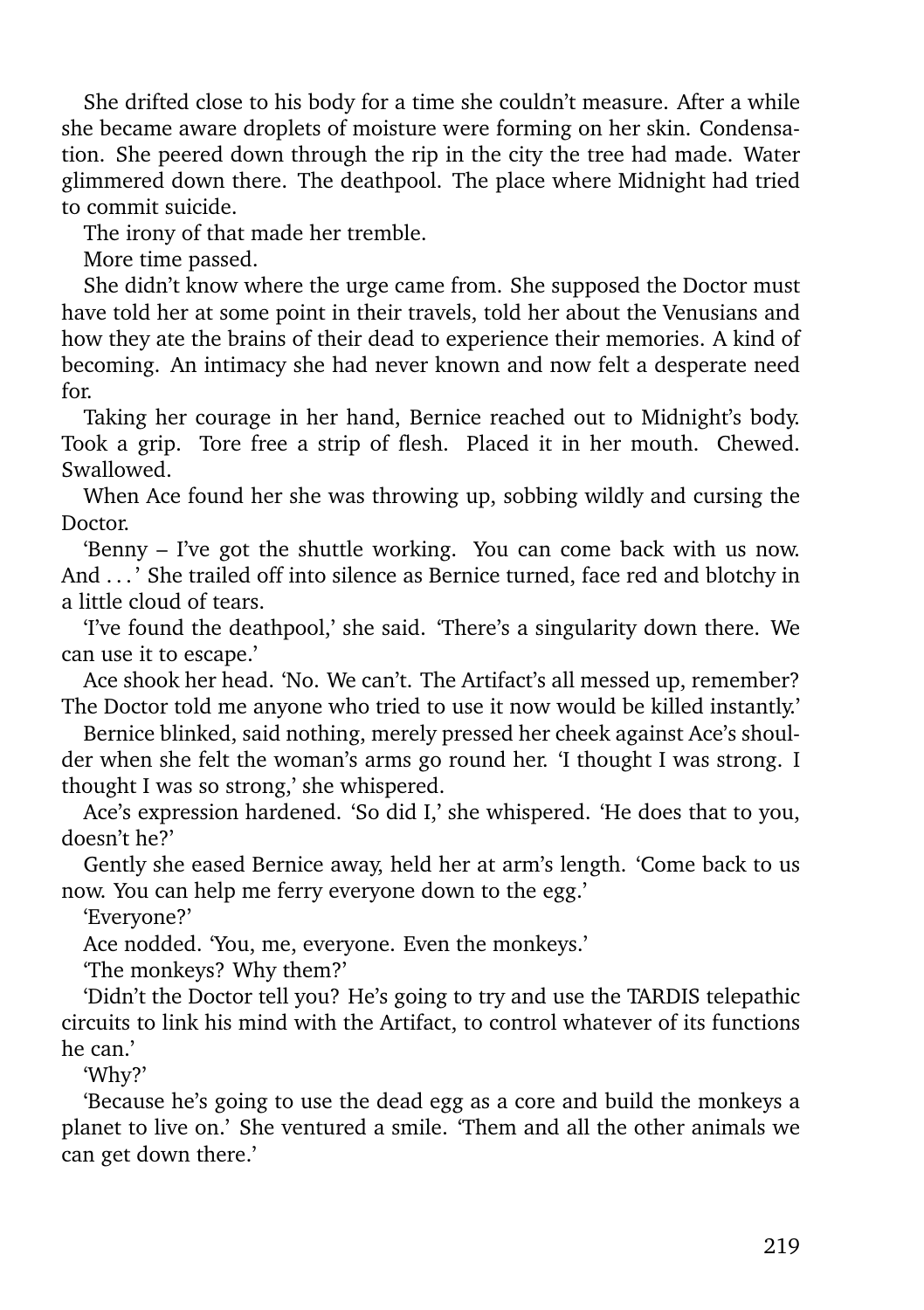She drifted close to his body for a time she couldn't measure. After a while she became aware droplets of moisture were forming on her skin. Condensation. She peered down through the rip in the city the tree had made. Water glimmered down there. The deathpool. The place where Midnight had tried to commit suicide.

The irony of that made her tremble.

More time passed.

She didn't know where the urge came from. She supposed the Doctor must have told her at some point in their travels, told her about the Venusians and how they ate the brains of their dead to experience their memories. A kind of becoming. An intimacy she had never known and now felt a desperate need for.

Taking her courage in her hand, Bernice reached out to Midnight's body. Took a grip. Tore free a strip of flesh. Placed it in her mouth. Chewed. Swallowed.

When Ace found her she was throwing up, sobbing wildly and cursing the Doctor.

'Benny – I've got the shuttle working. You can come back with us now. And . . . ' She trailed off into silence as Bernice turned, face red and blotchy in a little cloud of tears.

'I've found the deathpool,' she said. 'There's a singularity down there. We can use it to escape.'

Ace shook her head. 'No. We can't. The Artifact's all messed up, remember? The Doctor told me anyone who tried to use it now would be killed instantly.'

Bernice blinked, said nothing, merely pressed her cheek against Ace's shoulder when she felt the woman's arms go round her. 'I thought I was strong. I thought I was so strong,' she whispered.

Ace's expression hardened. 'So did I,' she whispered. 'He does that to you, doesn't he?'

Gently she eased Bernice away, held her at arm's length. 'Come back to us now. You can help me ferry everyone down to the egg.'

'Everyone?'

Ace nodded. 'You, me, everyone. Even the monkeys.'

'The monkeys? Why them?'

'Didn't the Doctor tell you? He's going to try and use the TARDIS telepathic circuits to link his mind with the Artifact, to control whatever of its functions he can.'

'Why?'

'Because he's going to use the dead egg as a core and build the monkeys a planet to live on.' She ventured a smile. 'Them and all the other animals we can get down there.'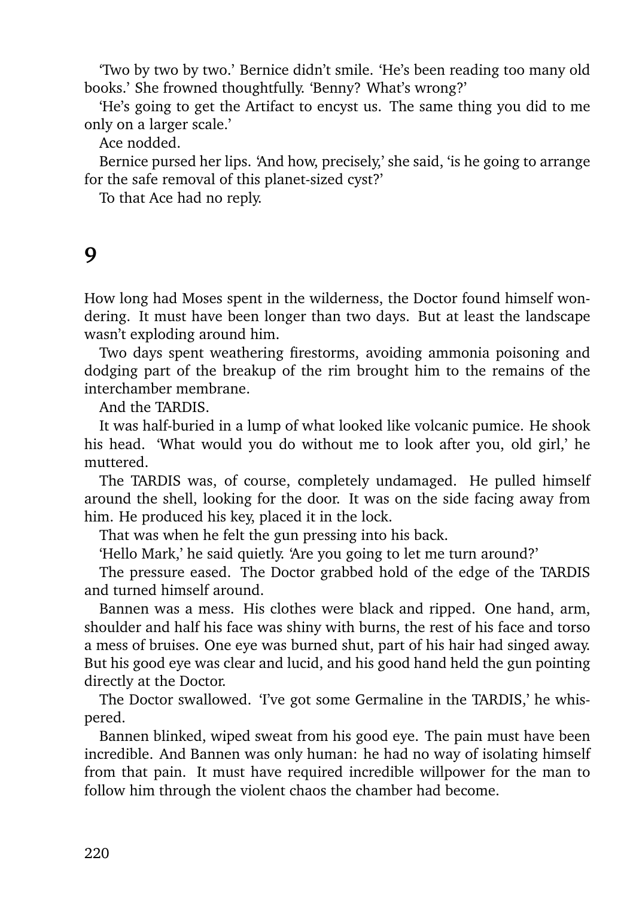'Two by two by two.' Bernice didn't smile. 'He's been reading too many old books.' She frowned thoughtfully. 'Benny? What's wrong?'

'He's going to get the Artifact to encyst us. The same thing you did to me only on a larger scale.'

Ace nodded.

Bernice pursed her lips. 'And how, precisely,' she said, 'is he going to arrange for the safe removal of this planet-sized cyst?'

To that Ace had no reply.

# 9

How long had Moses spent in the wilderness, the Doctor found himself wondering. It must have been longer than two days. But at least the landscape wasn't exploding around him.

Two days spent weathering firestorms, avoiding ammonia poisoning and dodging part of the breakup of the rim brought him to the remains of the interchamber membrane.

And the TARDIS.

It was half-buried in a lump of what looked like volcanic pumice. He shook his head. 'What would you do without me to look after you, old girl,' he muttered.

The TARDIS was, of course, completely undamaged. He pulled himself around the shell, looking for the door. It was on the side facing away from him. He produced his key, placed it in the lock.

That was when he felt the gun pressing into his back.

'Hello Mark,' he said quietly. 'Are you going to let me turn around?'

The pressure eased. The Doctor grabbed hold of the edge of the TARDIS and turned himself around.

Bannen was a mess. His clothes were black and ripped. One hand, arm, shoulder and half his face was shiny with burns, the rest of his face and torso a mess of bruises. One eye was burned shut, part of his hair had singed away. But his good eye was clear and lucid, and his good hand held the gun pointing directly at the Doctor.

The Doctor swallowed. 'I've got some Germaline in the TARDIS,' he whispered.

Bannen blinked, wiped sweat from his good eye. The pain must have been incredible. And Bannen was only human: he had no way of isolating himself from that pain. It must have required incredible willpower for the man to follow him through the violent chaos the chamber had become.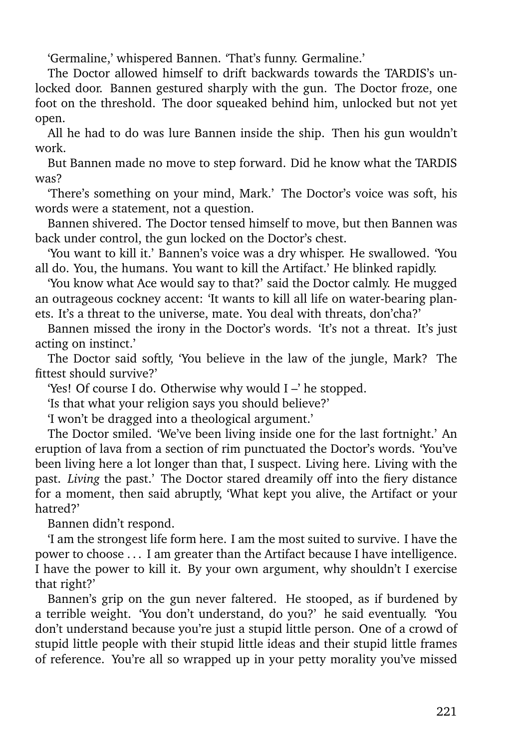'Germaline,' whispered Bannen. 'That's funny. Germaline.'

The Doctor allowed himself to drift backwards towards the TARDIS's unlocked door. Bannen gestured sharply with the gun. The Doctor froze, one foot on the threshold. The door squeaked behind him, unlocked but not yet open.

All he had to do was lure Bannen inside the ship. Then his gun wouldn't work.

But Bannen made no move to step forward. Did he know what the TARDIS was?

'There's something on your mind, Mark.' The Doctor's voice was soft, his words were a statement, not a question.

Bannen shivered. The Doctor tensed himself to move, but then Bannen was back under control, the gun locked on the Doctor's chest.

'You want to kill it.' Bannen's voice was a dry whisper. He swallowed. 'You all do. You, the humans. You want to kill the Artifact.' He blinked rapidly.

'You know what Ace would say to that?' said the Doctor calmly. He mugged an outrageous cockney accent: 'It wants to kill all life on water-bearing planets. It's a threat to the universe, mate. You deal with threats, don'cha?'

Bannen missed the irony in the Doctor's words. 'It's not a threat. It's just acting on instinct.'

The Doctor said softly, 'You believe in the law of the jungle, Mark? The fittest should survive?'

'Yes! Of course I do. Otherwise why would I –' he stopped.

'Is that what your religion says you should believe?'

'I won't be dragged into a theological argument.'

The Doctor smiled. 'We've been living inside one for the last fortnight.' An eruption of lava from a section of rim punctuated the Doctor's words. 'You've been living here a lot longer than that, I suspect. Living here. Living with the past. *Living* the past.' The Doctor stared dreamily off into the fiery distance for a moment, then said abruptly, 'What kept you alive, the Artifact or your hatred?'

Bannen didn't respond.

'I am the strongest life form here. I am the most suited to survive. I have the power to choose . . . I am greater than the Artifact because I have intelligence. I have the power to kill it. By your own argument, why shouldn't I exercise that right?'

Bannen's grip on the gun never faltered. He stooped, as if burdened by a terrible weight. 'You don't understand, do you?' he said eventually. 'You don't understand because you're just a stupid little person. One of a crowd of stupid little people with their stupid little ideas and their stupid little frames of reference. You're all so wrapped up in your petty morality you've missed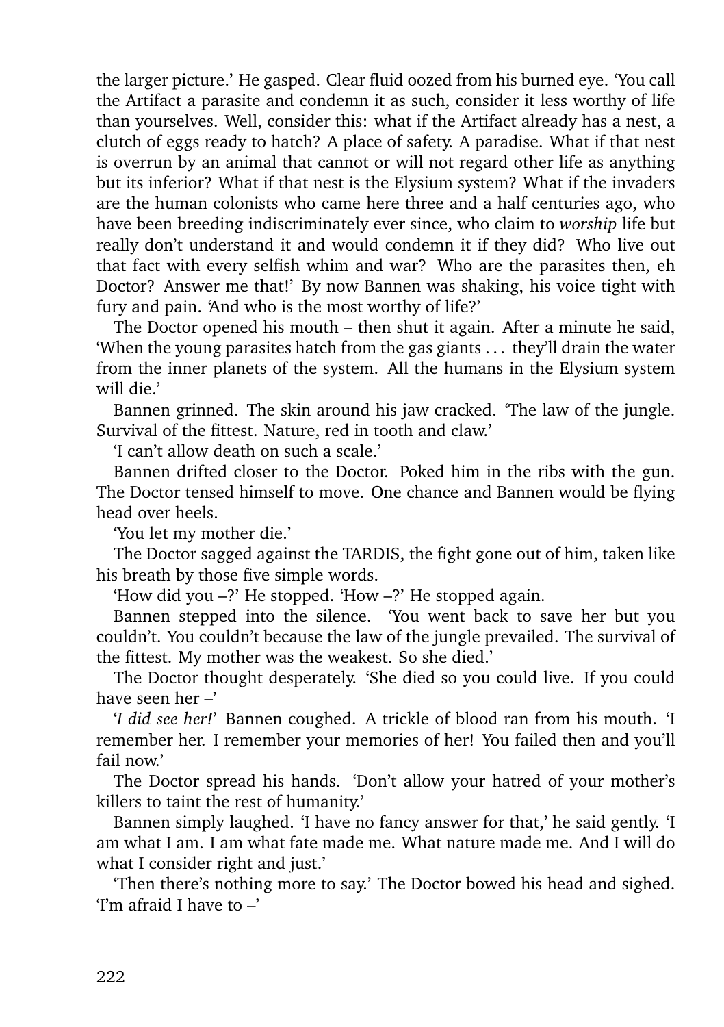the larger picture.' He gasped. Clear fluid oozed from his burned eye. 'You call the Artifact a parasite and condemn it as such, consider it less worthy of life than yourselves. Well, consider this: what if the Artifact already has a nest, a clutch of eggs ready to hatch? A place of safety. A paradise. What if that nest is overrun by an animal that cannot or will not regard other life as anything but its inferior? What if that nest is the Elysium system? What if the invaders are the human colonists who came here three and a half centuries ago, who have been breeding indiscriminately ever since, who claim to *worship* life but really don't understand it and would condemn it if they did? Who live out that fact with every selfish whim and war? Who are the parasites then, eh Doctor? Answer me that!' By now Bannen was shaking, his voice tight with fury and pain. 'And who is the most worthy of life?'

The Doctor opened his mouth – then shut it again. After a minute he said, 'When the young parasites hatch from the gas giants . . . they'll drain the water from the inner planets of the system. All the humans in the Elysium system will die.'

Bannen grinned. The skin around his jaw cracked. 'The law of the jungle. Survival of the fittest. Nature, red in tooth and claw.'

'I can't allow death on such a scale.'

Bannen drifted closer to the Doctor. Poked him in the ribs with the gun. The Doctor tensed himself to move. One chance and Bannen would be flying head over heels.

'You let my mother die.'

The Doctor sagged against the TARDIS, the fight gone out of him, taken like his breath by those five simple words.

'How did you –?' He stopped. 'How –?' He stopped again.

Bannen stepped into the silence. 'You went back to save her but you couldn't. You couldn't because the law of the jungle prevailed. The survival of the fittest. My mother was the weakest. So she died.'

The Doctor thought desperately. 'She died so you could live. If you could have seen her –'

'*I did see her!*' Bannen coughed. A trickle of blood ran from his mouth. 'I remember her. I remember your memories of her! You failed then and you'll fail now.'

The Doctor spread his hands. 'Don't allow your hatred of your mother's killers to taint the rest of humanity.'

Bannen simply laughed. 'I have no fancy answer for that,' he said gently. 'I am what I am. I am what fate made me. What nature made me. And I will do what I consider right and just.'

'Then there's nothing more to say.' The Doctor bowed his head and sighed. 'I'm afraid I have to –'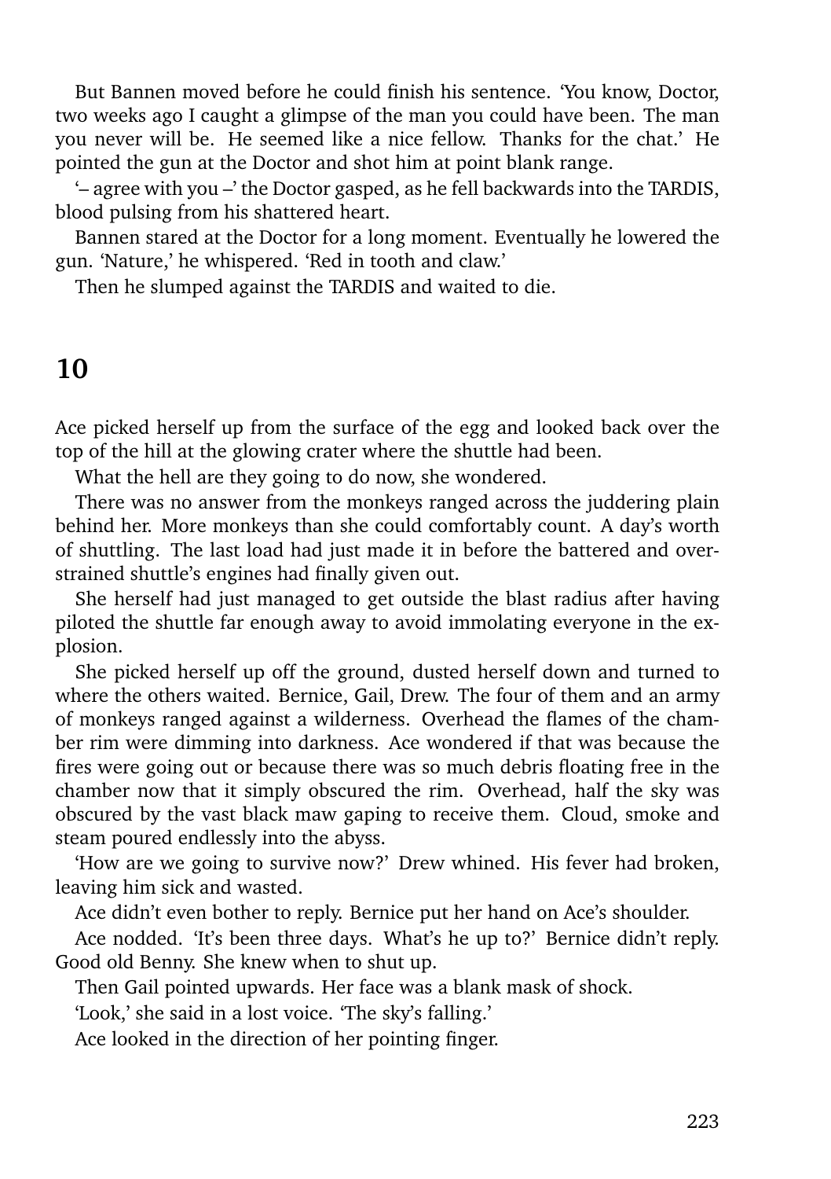But Bannen moved before he could finish his sentence. 'You know, Doctor, two weeks ago I caught a glimpse of the man you could have been. The man you never will be. He seemed like a nice fellow. Thanks for the chat.' He pointed the gun at the Doctor and shot him at point blank range.

'– agree with you –' the Doctor gasped, as he fell backwards into the TARDIS, blood pulsing from his shattered heart.

Bannen stared at the Doctor for a long moment. Eventually he lowered the gun. 'Nature,' he whispered. 'Red in tooth and claw.'

Then he slumped against the TARDIS and waited to die.

## 10

Ace picked herself up from the surface of the egg and looked back over the top of the hill at the glowing crater where the shuttle had been.

What the hell are they going to do now, she wondered.

There was no answer from the monkeys ranged across the juddering plain behind her. More monkeys than she could comfortably count. A day's worth of shuttling. The last load had just made it in before the battered and over-strained shuttle's engines had finally given out.

She herself had just managed to get outside the blast radius after having piloted the shuttle far enough away to avoid immolating everyone in the explosion.

She picked herself up off the ground, dusted herself down and turned to where the others waited. Bernice, Gail, Drew. The four of them and an army of monkeys ranged against a wilderness. Overhead the flames of the chamber rim were dimming into darkness. Ace wondered if that was because the fires were going out or because there was so much debris floating free in the chamber now that it simply obscured the rim. Overhead, half the sky was obscured by the vast black maw gaping to receive them. Cloud, smoke and steam poured endlessly into the abyss.

'How are we going to survive now?' Drew whined. His fever had broken, leaving him sick and wasted.

Ace didn't even bother to reply. Bernice put her hand on Ace's shoulder.

Ace nodded. 'It's been three days. What's he up to?' Bernice didn't reply. Good old Benny. She knew when to shut up.

Then Gail pointed upwards. Her face was a blank mask of shock.

'Look,' she said in a lost voice. 'The sky's falling.'

Ace looked in the direction of her pointing finger.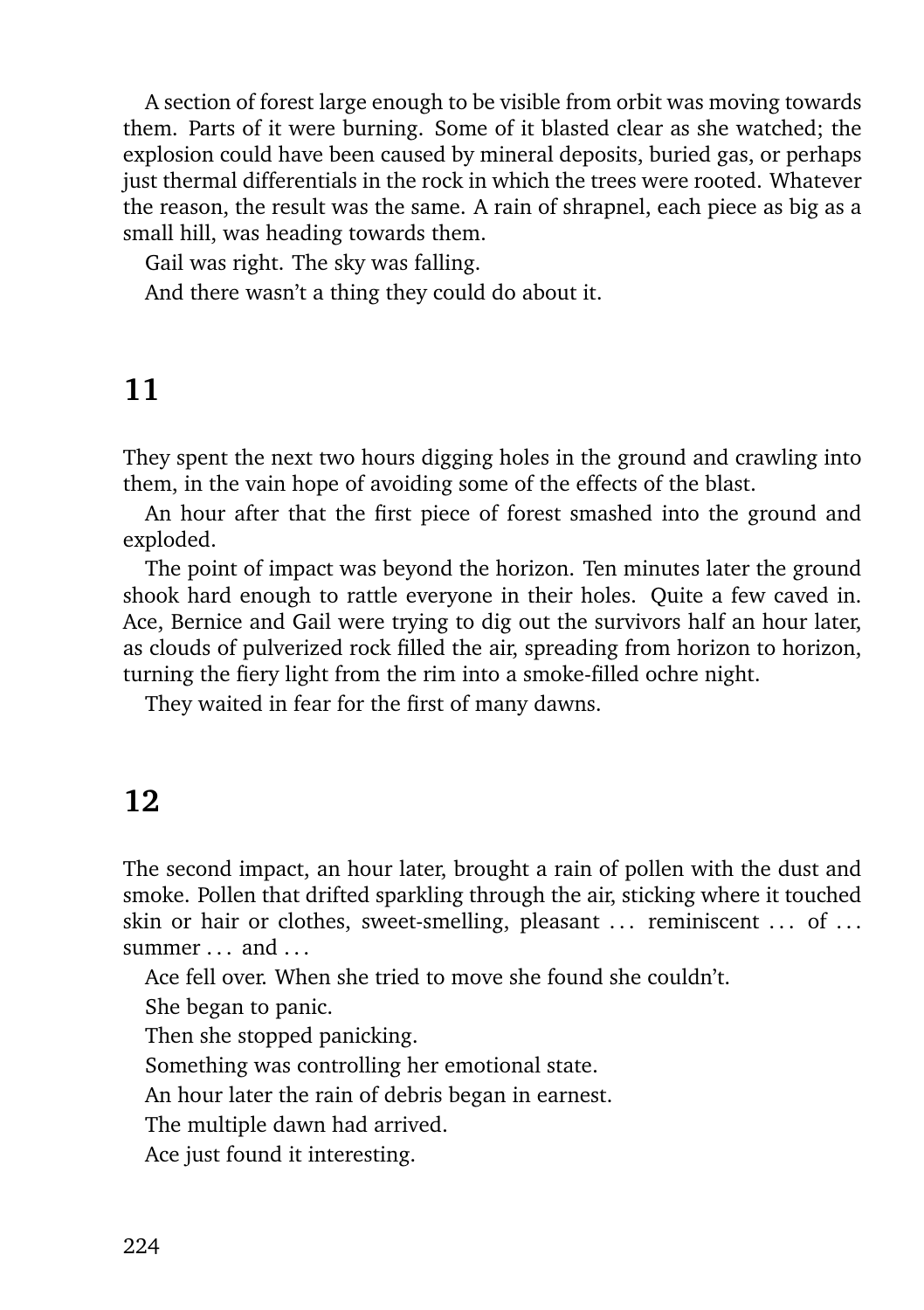A section of forest large enough to be visible from orbit was moving towards them. Parts of it were burning. Some of it blasted clear as she watched; the explosion could have been caused by mineral deposits, buried gas, or perhaps just thermal differentials in the rock in which the trees were rooted. Whatever the reason, the result was the same. A rain of shrapnel, each piece as big as a small hill, was heading towards them.

Gail was right. The sky was falling.

And there wasn't a thing they could do about it.

## 11

They spent the next two hours digging holes in the ground and crawling into them, in the vain hope of avoiding some of the effects of the blast.

An hour after that the first piece of forest smashed into the ground and exploded.

The point of impact was beyond the horizon. Ten minutes later the ground shook hard enough to rattle everyone in their holes. Quite a few caved in. Ace, Bernice and Gail were trying to dig out the survivors half an hour later, as clouds of pulverized rock filled the air, spreading from horizon to horizon, turning the fiery light from the rim into a smoke-filled ochre night.

They waited in fear for the first of many dawns.

## 12

The second impact, an hour later, brought a rain of pollen with the dust and smoke. Pollen that drifted sparkling through the air, sticking where it touched skin or hair or clothes, sweet-smelling, pleasant . . . reminiscent . . . of . . . summer . . . and . . .

Ace fell over. When she tried to move she found she couldn't.

She began to panic.

Then she stopped panicking.

Something was controlling her emotional state.

An hour later the rain of debris began in earnest.

The multiple dawn had arrived.

Ace just found it interesting.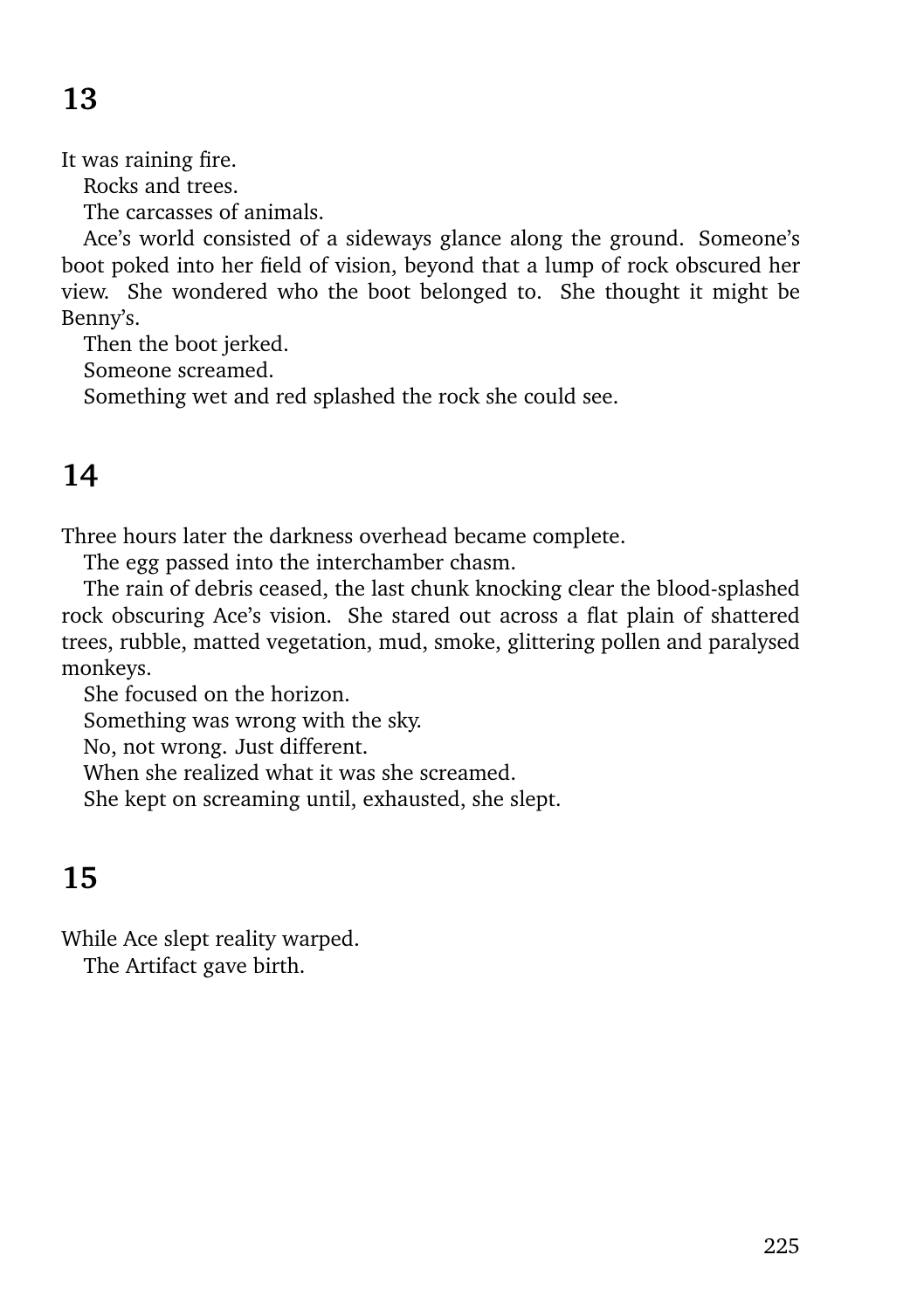## 13

It was raining fire.

Rocks and trees.

The carcasses of animals.

Ace's world consisted of a sideways glance along the ground. Someone's boot poked into her field of vision, beyond that a lump of rock obscured her view. She wondered who the boot belonged to. She thought it might be Benny's.

Then the boot jerked.

Someone screamed.

Something wet and red splashed the rock she could see.

## 14

Three hours later the darkness overhead became complete.

The egg passed into the interchamber chasm.

The rain of debris ceased, the last chunk knocking clear the blood-splashed rock obscuring Ace's vision. She stared out across a flat plain of shattered trees, rubble, matted vegetation, mud, smoke, glittering pollen and paralysed monkeys.

She focused on the horizon.

Something was wrong with the sky.

No, not wrong. Just different.

When she realized what it was she screamed.

She kept on screaming until, exhausted, she slept.

## 15

While Ace slept reality warped.

The Artifact gave birth.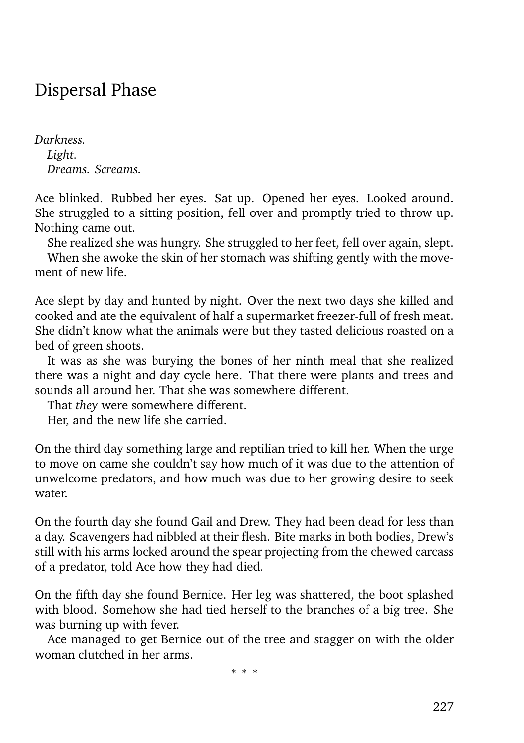# Dispersal Phase

*Darkness.*
*Light.*
*Dreams. Screams.*

Ace blinked. Rubbed her eyes. Sat up. Opened her eyes. Looked around. She struggled to a sitting position, fell over and promptly tried to throw up. Nothing came out.

She realized she was hungry. She struggled to her feet, fell over again, slept.

When she awoke the skin of her stomach was shifting gently with the movement of new life.

Ace slept by day and hunted by night. Over the next two days she killed and cooked and ate the equivalent of half a supermarket freezer-full of fresh meat. She didn't know what the animals were but they tasted delicious roasted on a bed of green shoots.

It was as she was burying the bones of her ninth meal that she realized there was a night and day cycle here. That there were plants and trees and sounds all around her. That she was somewhere different.

That *they* were somewhere different.

Her, and the new life she carried.

On the third day something large and reptilian tried to kill her. When the urge to move on came she couldn't say how much of it was due to the attention of unwelcome predators, and how much was due to her growing desire to seek water.

On the fourth day she found Gail and Drew. They had been dead for less than a day. Scavengers had nibbled at their flesh. Bite marks in both bodies, Drew's still with his arms locked around the spear projecting from the chewed carcass of a predator, told Ace how they had died.

On the fifth day she found Bernice. Her leg was shattered, the boot splashed with blood. Somehow she had tied herself to the branches of a big tree. She was burning up with fever.

Ace managed to get Bernice out of the tree and stagger on with the older woman clutched in her arms.

\* \* \*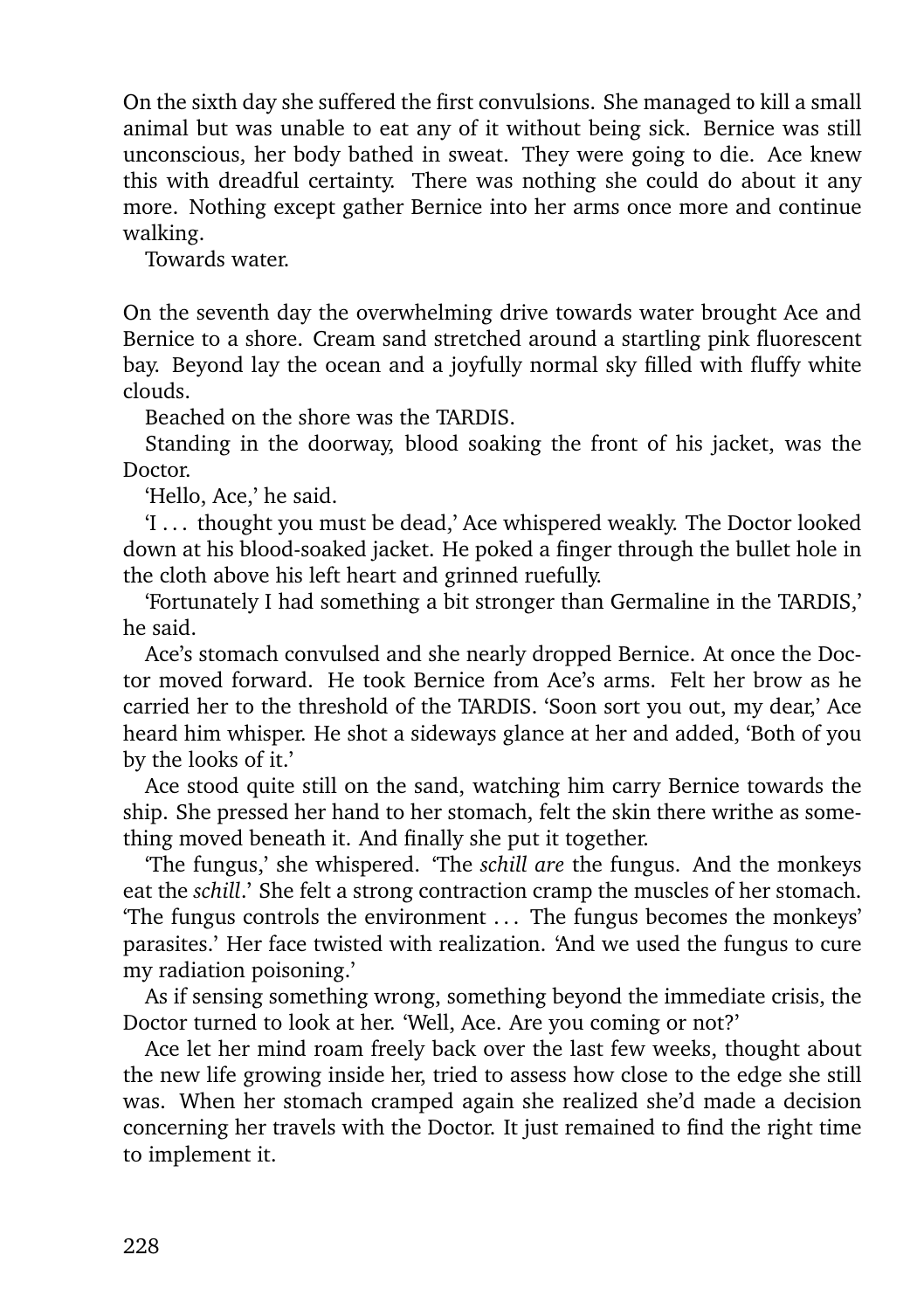On the sixth day she suffered the first convulsions. She managed to kill a small animal but was unable to eat any of it without being sick. Bernice was still unconscious, her body bathed in sweat. They were going to die. Ace knew this with dreadful certainty. There was nothing she could do about it any more. Nothing except gather Bernice into her arms once more and continue walking.

Towards water.

On the seventh day the overwhelming drive towards water brought Ace and Bernice to a shore. Cream sand stretched around a startling pink fluorescent bay. Beyond lay the ocean and a joyfully normal sky filled with fluffy white clouds.

Beached on the shore was the TARDIS.

Standing in the doorway, blood soaking the front of his jacket, was the Doctor.

'Hello, Ace,' he said.

'I . . . thought you must be dead,' Ace whispered weakly. The Doctor looked down at his blood-soaked jacket. He poked a finger through the bullet hole in the cloth above his left heart and grinned ruefully.

'Fortunately I had something a bit stronger than Germaline in the TARDIS,' he said.

Ace's stomach convulsed and she nearly dropped Bernice. At once the Doctor moved forward. He took Bernice from Ace's arms. Felt her brow as he carried her to the threshold of the TARDIS. 'Soon sort you out, my dear,' Ace heard him whisper. He shot a sideways glance at her and added, 'Both of you by the looks of it.'

Ace stood quite still on the sand, watching him carry Bernice towards the ship. She pressed her hand to her stomach, felt the skin there writhe as something moved beneath it. And finally she put it together.

'The fungus,' she whispered. 'The *schill are* the fungus. And the monkeys eat the *schill*.' She felt a strong contraction cramp the muscles of her stomach. 'The fungus controls the environment . . . The fungus becomes the monkeys' parasites.' Her face twisted with realization. 'And we used the fungus to cure my radiation poisoning.'

As if sensing something wrong, something beyond the immediate crisis, the Doctor turned to look at her. 'Well, Ace. Are you coming or not?'

Ace let her mind roam freely back over the last few weeks, thought about the new life growing inside her, tried to assess how close to the edge she still was. When her stomach cramped again she realized she'd made a decision concerning her travels with the Doctor. It just remained to find the right time to implement it.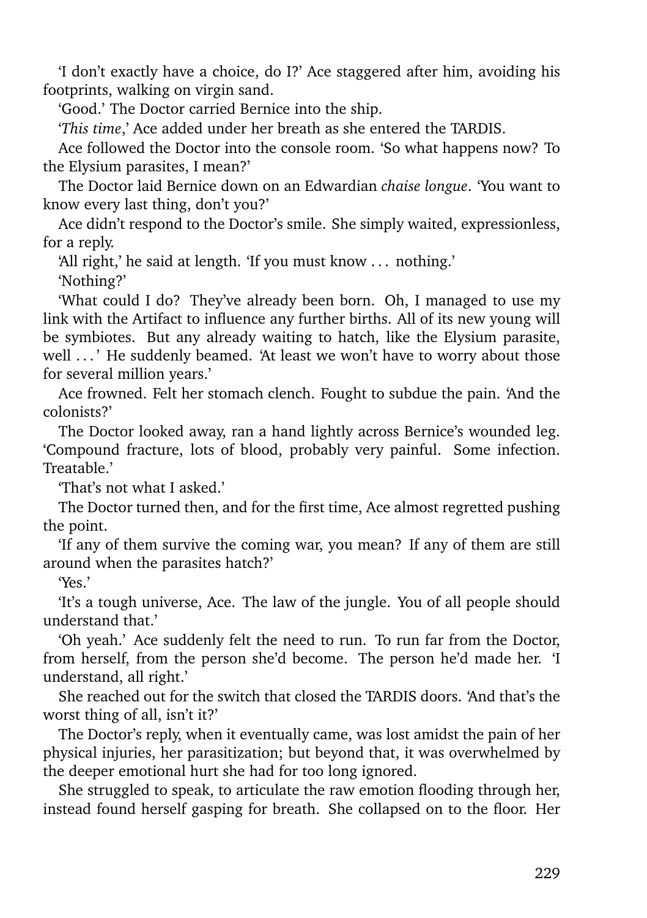'I don't exactly have a choice, do I?' Ace staggered after him, avoiding his footprints, walking on virgin sand.

'Good.' The Doctor carried Bernice into the ship.

'*This time*,' Ace added under her breath as she entered the TARDIS.

Ace followed the Doctor into the console room. 'So what happens now? To the Elysium parasites, I mean?'

The Doctor laid Bernice down on an Edwardian *chaise longue*. 'You want to know every last thing, don't you?'

Ace didn't respond to the Doctor's smile. She simply waited, expressionless, for a reply.

'All right,' he said at length. 'If you must know . . . nothing.'

'Nothing?'

'What could I do? They've already been born. Oh, I managed to use my link with the Artifact to influence any further births. All of its new young will be symbiotes. But any already waiting to hatch, like the Elysium parasite, well . . . ' He suddenly beamed. 'At least we won't have to worry about those for several million years.'

Ace frowned. Felt her stomach clench. Fought to subdue the pain. 'And the colonists?'

The Doctor looked away, ran a hand lightly across Bernice's wounded leg. 'Compound fracture, lots of blood, probably very painful. Some infection. Treatable.'

'That's not what I asked.'

The Doctor turned then, and for the first time, Ace almost regretted pushing the point.

'If any of them survive the coming war, you mean? If any of them are still around when the parasites hatch?'

'Yes.'

'It's a tough universe, Ace. The law of the jungle. You of all people should understand that.'

'Oh yeah.' Ace suddenly felt the need to run. To run far from the Doctor, from herself, from the person she'd become. The person he'd made her. 'I understand, all right.'

She reached out for the switch that closed the TARDIS doors. 'And that's the worst thing of all, isn't it?'

The Doctor's reply, when it eventually came, was lost amidst the pain of her physical injuries, her parasitization; but beyond that, it was overwhelmed by the deeper emotional hurt she had for too long ignored.

She struggled to speak, to articulate the raw emotion flooding through her, instead found herself gasping for breath. She collapsed on to the floor. Her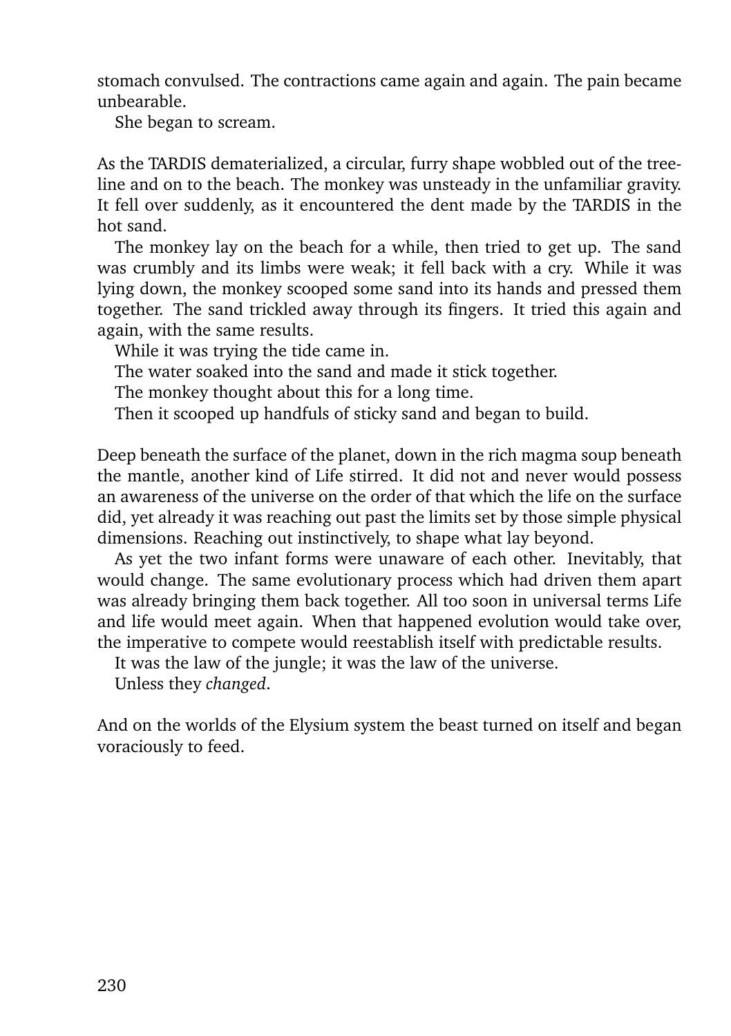stomach convulsed. The contractions came again and again. The pain became unbearable.

She began to scream.

As the TARDIS dematerialized, a circular, furry shape wobbled out of the tree-line and on to the beach. The monkey was unsteady in the unfamiliar gravity. It fell over suddenly, as it encountered the dent made by the TARDIS in the hot sand.

The monkey lay on the beach for a while, then tried to get up. The sand was crumbly and its limbs were weak; it fell back with a cry. While it was lying down, the monkey scooped some sand into its hands and pressed them together. The sand trickled away through its fingers. It tried this again and again, with the same results.

While it was trying the tide came in.

The water soaked into the sand and made it stick together.

The monkey thought about this for a long time.

Then it scooped up handfuls of sticky sand and began to build.

Deep beneath the surface of the planet, down in the rich magma soup beneath the mantle, another kind of Life stirred. It did not and never would possess an awareness of the universe on the order of that which the life on the surface did, yet already it was reaching out past the limits set by those simple physical dimensions. Reaching out instinctively, to shape what lay beyond.

As yet the two infant forms were unaware of each other. Inevitably, that would change. The same evolutionary process which had driven them apart was already bringing them back together. All too soon in universal terms Life and life would meet again. When that happened evolution would take over, the imperative to compete would reestablish itself with predictable results.

It was the law of the jungle; it was the law of the universe.

Unless they *changed*.

And on the worlds of the Elysium system the beast turned on itself and began voraciously to feed.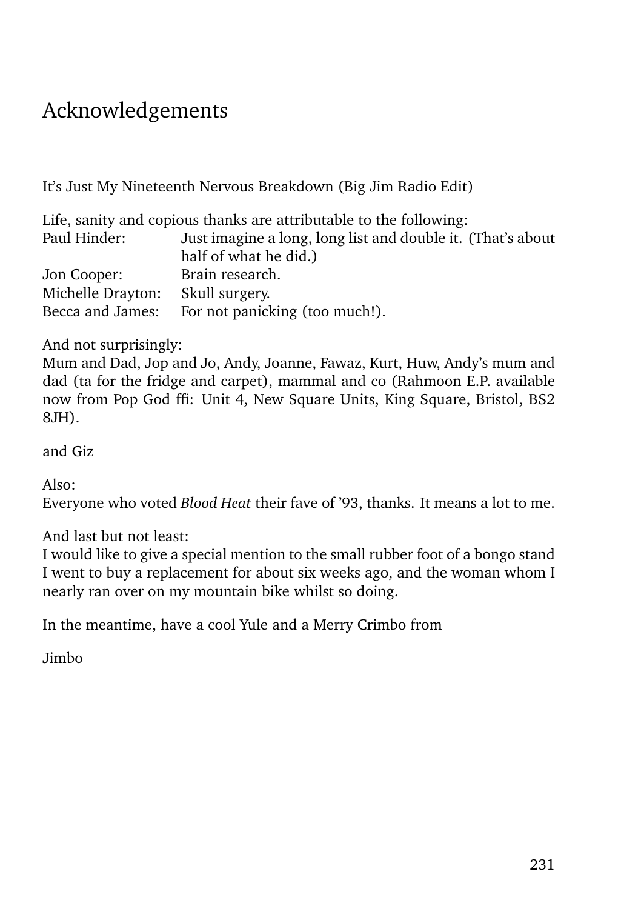# Acknowledgements

It's Just My Nineteenth Nervous Breakdown (Big Jim Radio Edit)

Life, sanity and copious thanks are attributable to the following:

| | |
|---|---|
| Paul Hinder: | Just imagine a long, long list and double it. (That's about half of what he did.) |
| Jon Cooper: | Brain research. |
| Michelle Drayton: | Skull surgery. |
| Becca and James: | For not panicking (too much!). |

And not surprisingly:
Mum and Dad, Jop and Jo, Andy, Joanne, Fawaz, Kurt, Huw, Andy's mum and dad (ta for the fridge and carpet), mammal and co (Rahmoon E.P. available now from Pop God ffi: Unit 4, New Square Units, King Square, Bristol, BS2 8JH).

and Giz

Also:
Everyone who voted *Blood Heat* their fave of '93, thanks. It means a lot to me.

And last but not least:
I would like to give a special mention to the small rubber foot of a bongo stand I went to buy a replacement for about six weeks ago, and the woman whom I nearly ran over on my mountain bike whilst so doing.

In the meantime, have a cool Yule and a Merry Crimbo from

Jimbo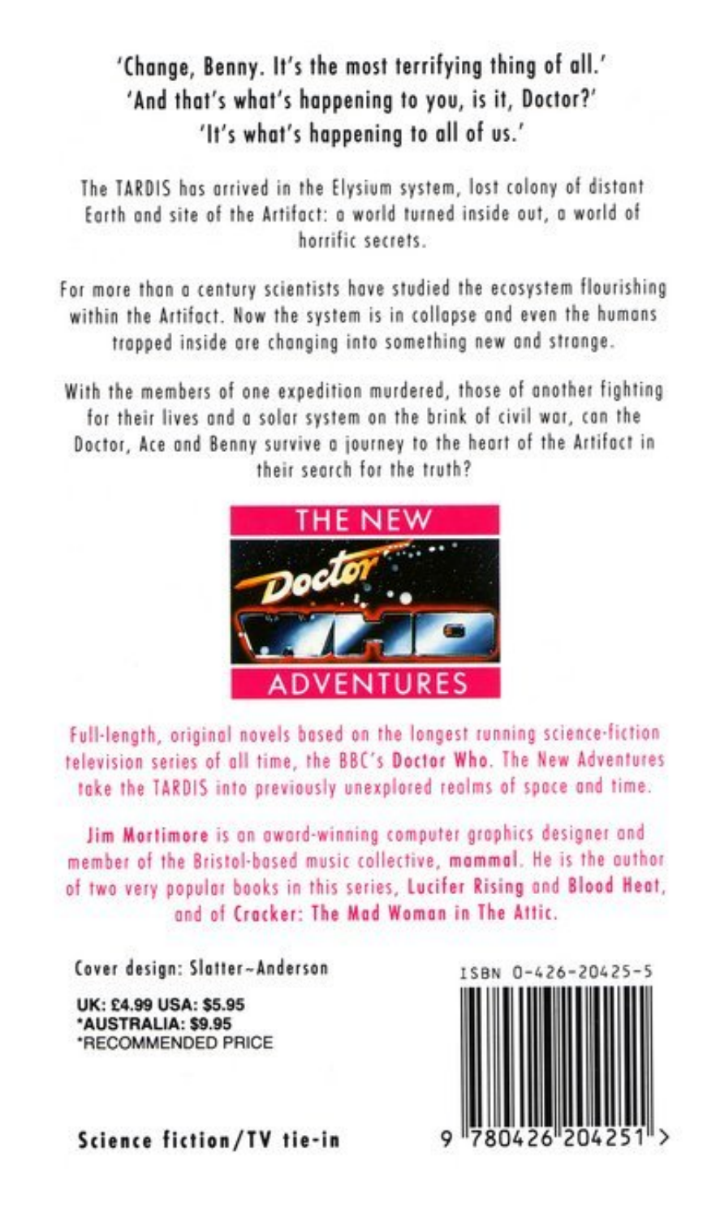**'Change, Benny. It's the most terrifying thing of all.'**
**'And that's what's happening to you, is it, Doctor?'**
**'It's what's happening to all of us.'**

The TARDIS has arrived in the Elysium system, lost colony of distant Earth and site of the Artifact: a world turned inside out, a world of horrific secrets.

For more than a century scientists have studied the ecosystem flourishing within the Artifact. Now the system is in collapse and even the humans trapped inside are changing into something new and strange.

With the members of one expedition murdered, those of another fighting for their lives and a solar system on the brink of civil war, can the Doctor, Ace and Benny survive a journey to the heart of the Artifact in their search for the truth?

THE NEW Doctor Who ADVENTURES

Full-length, original novels based on the longest running science-fiction television series of all time, the BBC's **Doctor Who**. The New Adventures take the TARDIS into previously unexplored realms of space and time.

**Jim Mortimore** is an award-winning computer graphics designer and member of the Bristol-based music collective, **mammal**. He is the author of two very popular books in this series, **Lucifer Rising** and **Blood Heat**, and of **Cracker: The Mad Woman in The Attic**.

Cover design: Slatter–Anderson

**UK: £4.99 USA: $5.95**
**\*AUSTRALIA: $9.95**
\*RECOMMENDED PRICE

ISBN 0-426-20425-5

9 780426 204251

**Science fiction/TV tie-in**